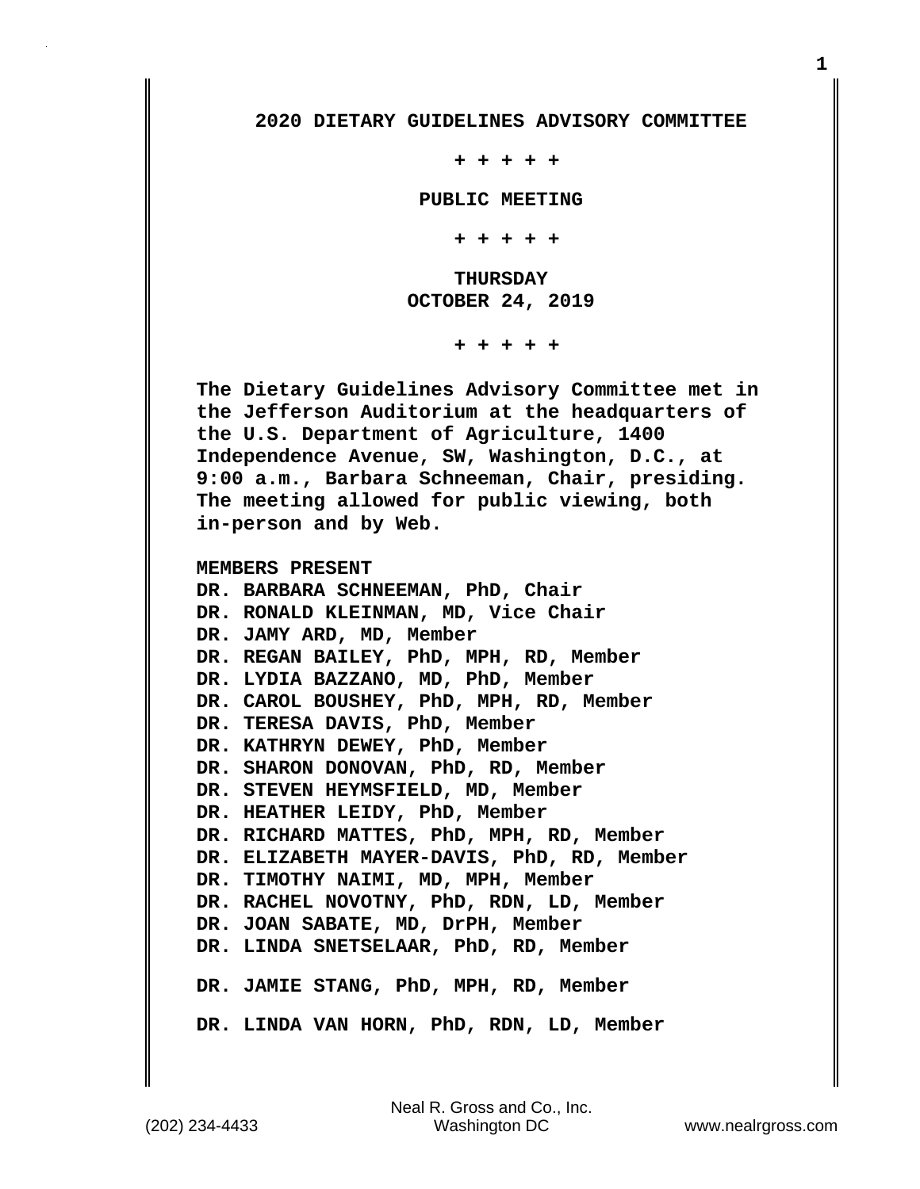# 2020 DIETARY GUIDELINES ADVISORY COMMITTEE

**+ + + + +**

**PUBLIC MEETING**

**+ + + + +**

**THURSDAY**
**OCTOBER 24, 2019**

**+ + + + +**

**The Dietary Guidelines Advisory Committee met in the Jefferson Auditorium at the headquarters of the U.S. Department of Agriculture, 1400 Independence Avenue, SW, Washington, D.C., at 9:00 a.m., Barbara Schneeman, Chair, presiding. The meeting allowed for public viewing, both in-person and by Web.**

**MEMBERS PRESENT**

**DR. BARBARA SCHNEEMAN, PhD, Chair**
**DR. RONALD KLEINMAN, MD, Vice Chair**
**DR. JAMY ARD, MD, Member**
**DR. REGAN BAILEY, PhD, MPH, RD, Member**
**DR. LYDIA BAZZANO, MD, PhD, Member**
**DR. CAROL BOUSHEY, PhD, MPH, RD, Member**
**DR. TERESA DAVIS, PhD, Member**
**DR. KATHRYN DEWEY, PhD, Member**
**DR. SHARON DONOVAN, PhD, RD, Member**
**DR. STEVEN HEYMSFIELD, MD, Member**
**DR. HEATHER LEIDY, PhD, Member**
**DR. RICHARD MATTES, PhD, MPH, RD, Member**
**DR. ELIZABETH MAYER-DAVIS, PhD, RD, Member**
**DR. TIMOTHY NAIMI, MD, MPH, Member**
**DR. RACHEL NOVOTNY, PhD, RDN, LD, Member**
**DR. JOAN SABATE, MD, DrPH, Member**
**DR. LINDA SNETSELAAR, PhD, RD, Member**
**DR. JAMIE STANG, PhD, MPH, RD, Member**
**DR. LINDA VAN HORN, PhD, RDN, LD, Member**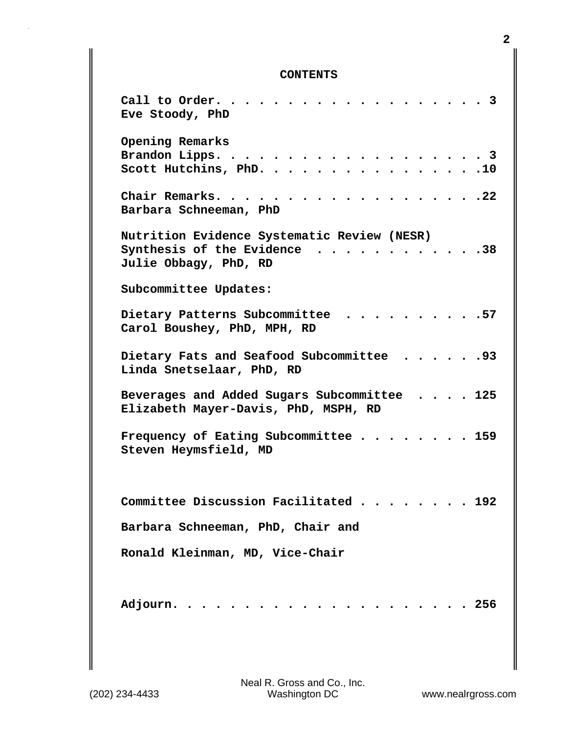## CONTENTS

Call to Order. . . . . . . . . . . . . . . . . . . . 3
Eve Stoody, PhD

Opening Remarks
Brandon Lipps. . . . . . . . . . . . . . . . . . . 3
Scott Hutchins, PhD. . . . . . . . . . . . . . . .10

Chair Remarks. . . . . . . . . . . . . . . . . . .22
Barbara Schneeman, PhD

Nutrition Evidence Systematic Review (NESR)
Synthesis of the Evidence . . . . . . . . . . . .38
Julie Obbagy, PhD, RD

Subcommittee Updates:

Dietary Patterns Subcommittee . . . . . . . . . .57
Carol Boushey, PhD, MPH, RD

Dietary Fats and Seafood Subcommittee . . . . . .93
Linda Snetselaar, PhD, RD

Beverages and Added Sugars Subcommittee . . . . 125
Elizabeth Mayer-Davis, PhD, MSPH, RD

Frequency of Eating Subcommittee . . . . . . . . 159
Steven Heymsfield, MD

Committee Discussion Facilitated . . . . . . . . 192

Barbara Schneeman, PhD, Chair and

Ronald Kleinman, MD, Vice-Chair

Adjourn. . . . . . . . . . . . . . . . . . . . . 256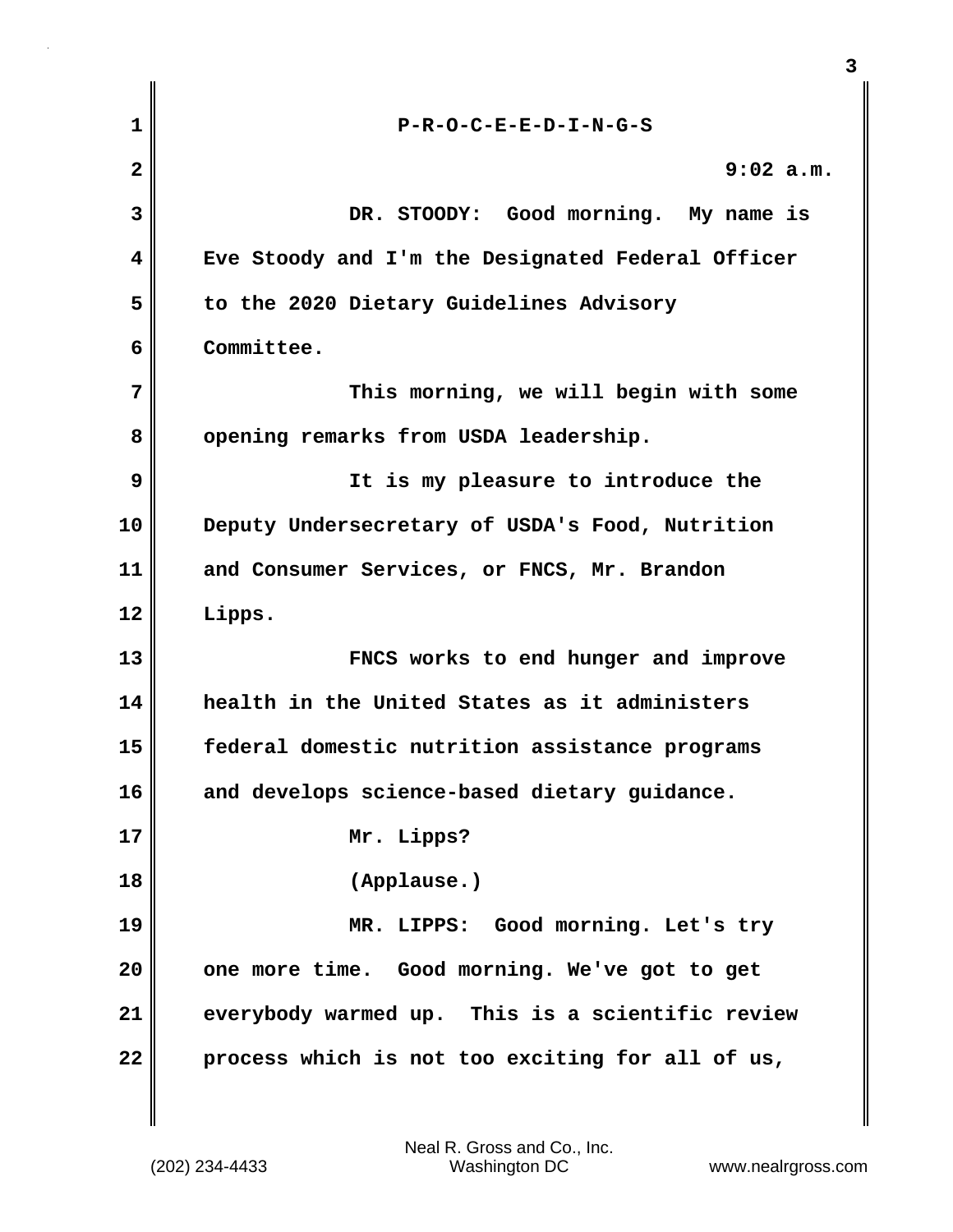P-R-O-C-E-E-D-I-N-G-S

9:02 a.m.

DR. STOODY: Good morning. My name is Eve Stoody and I'm the Designated Federal Officer to the 2020 Dietary Guidelines Advisory Committee.

This morning, we will begin with some opening remarks from USDA leadership.

It is my pleasure to introduce the Deputy Undersecretary of USDA's Food, Nutrition and Consumer Services, or FNCS, Mr. Brandon Lipps.

FNCS works to end hunger and improve health in the United States as it administers federal domestic nutrition assistance programs and develops science-based dietary guidance.

Mr. Lipps?

(Applause.)

MR. LIPPS: Good morning. Let's try one more time. Good morning. We've got to get everybody warmed up. This is a scientific review process which is not too exciting for all of us,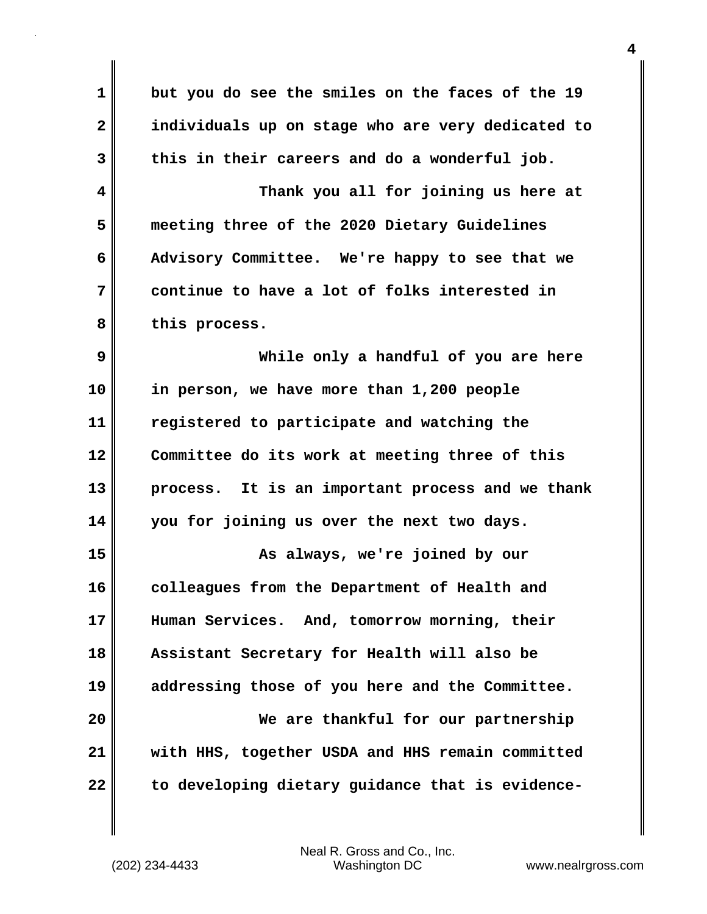but you do see the smiles on the faces of the 19 individuals up on stage who are very dedicated to this in their careers and do a wonderful job.

Thank you all for joining us here at meeting three of the 2020 Dietary Guidelines Advisory Committee. We're happy to see that we continue to have a lot of folks interested in this process.

While only a handful of you are here in person, we have more than 1,200 people registered to participate and watching the Committee do its work at meeting three of this process. It is an important process and we thank you for joining us over the next two days.

As always, we're joined by our colleagues from the Department of Health and Human Services. And, tomorrow morning, their Assistant Secretary for Health will also be addressing those of you here and the Committee.

We are thankful for our partnership with HHS, together USDA and HHS remain committed to developing dietary guidance that is evidence-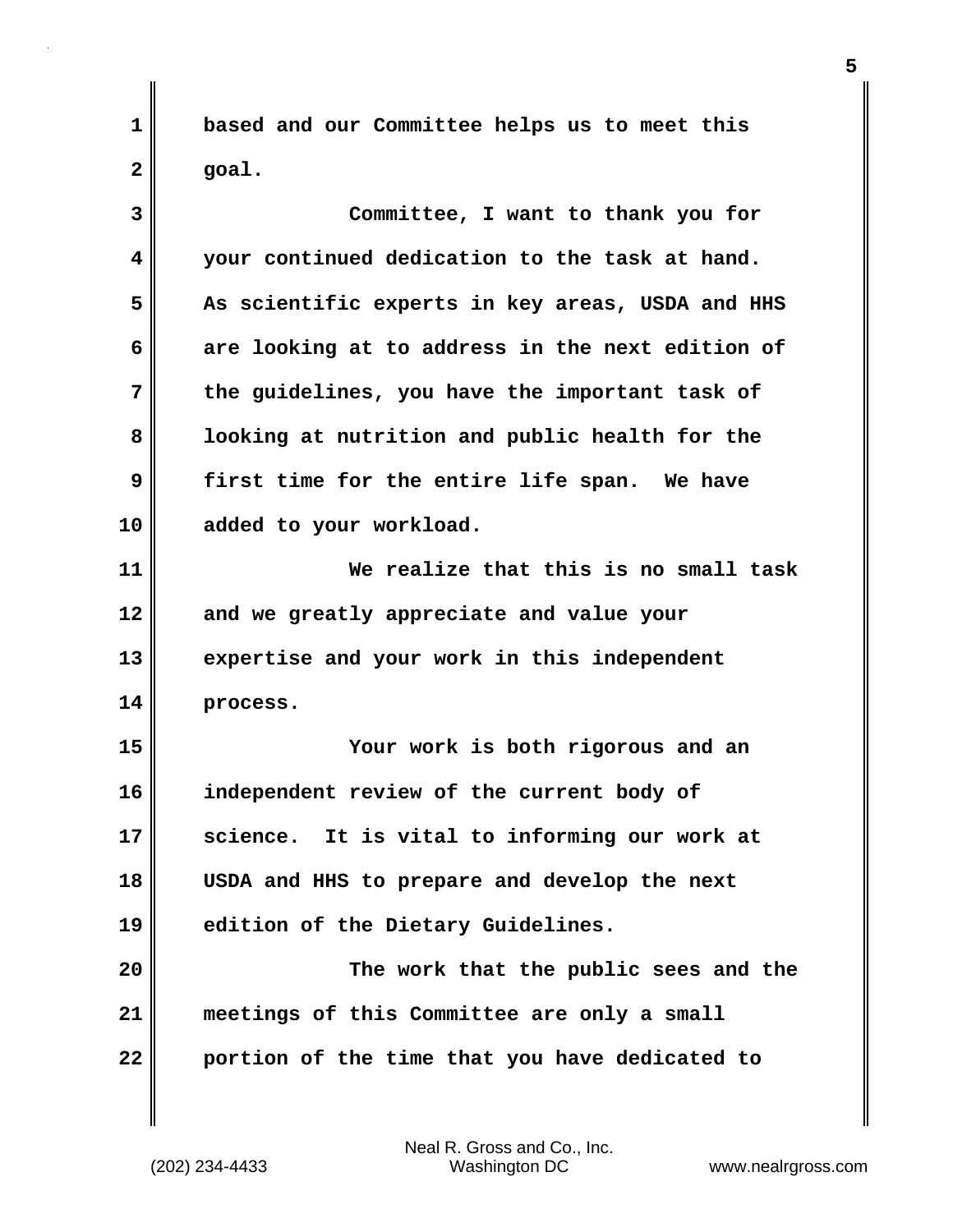based and our Committee helps us to meet this goal.

Committee, I want to thank you for your continued dedication to the task at hand. As scientific experts in key areas, USDA and HHS are looking at to address in the next edition of the guidelines, you have the important task of looking at nutrition and public health for the first time for the entire life span. We have added to your workload.

We realize that this is no small task and we greatly appreciate and value your expertise and your work in this independent process.

Your work is both rigorous and an independent review of the current body of science. It is vital to informing our work at USDA and HHS to prepare and develop the next edition of the Dietary Guidelines.

The work that the public sees and the meetings of this Committee are only a small portion of the time that you have dedicated to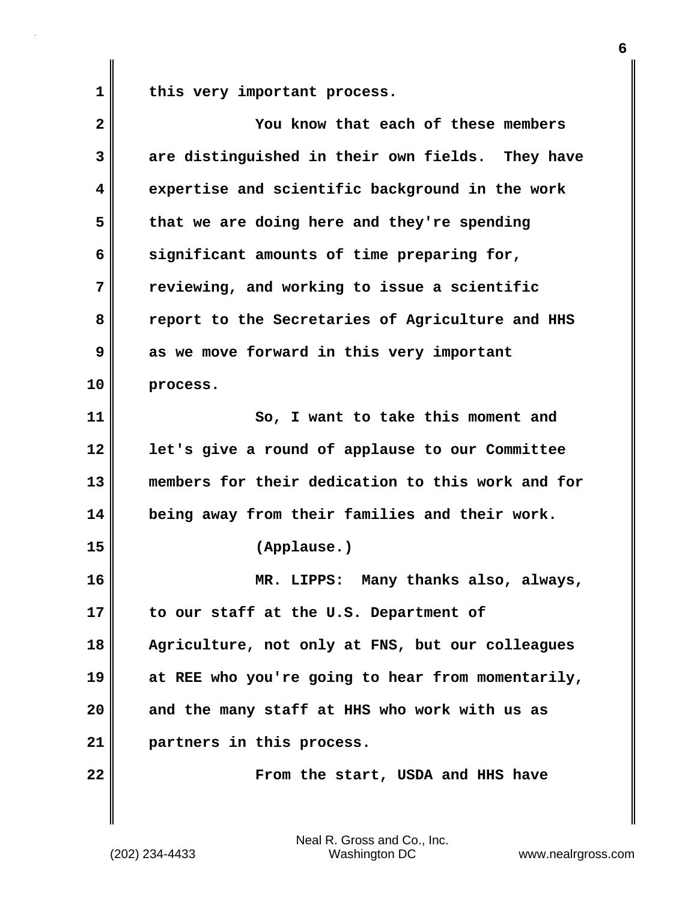this very important process.

You know that each of these members are distinguished in their own fields. They have expertise and scientific background in the work that we are doing here and they're spending significant amounts of time preparing for, reviewing, and working to issue a scientific report to the Secretaries of Agriculture and HHS as we move forward in this very important process.

So, I want to take this moment and let's give a round of applause to our Committee members for their dedication to this work and for being away from their families and their work.

(Applause.)

MR. LIPPS: Many thanks also, always, to our staff at the U.S. Department of Agriculture, not only at FNS, but our colleagues at REE who you're going to hear from momentarily, and the many staff at HHS who work with us as partners in this process.

From the start, USDA and HHS have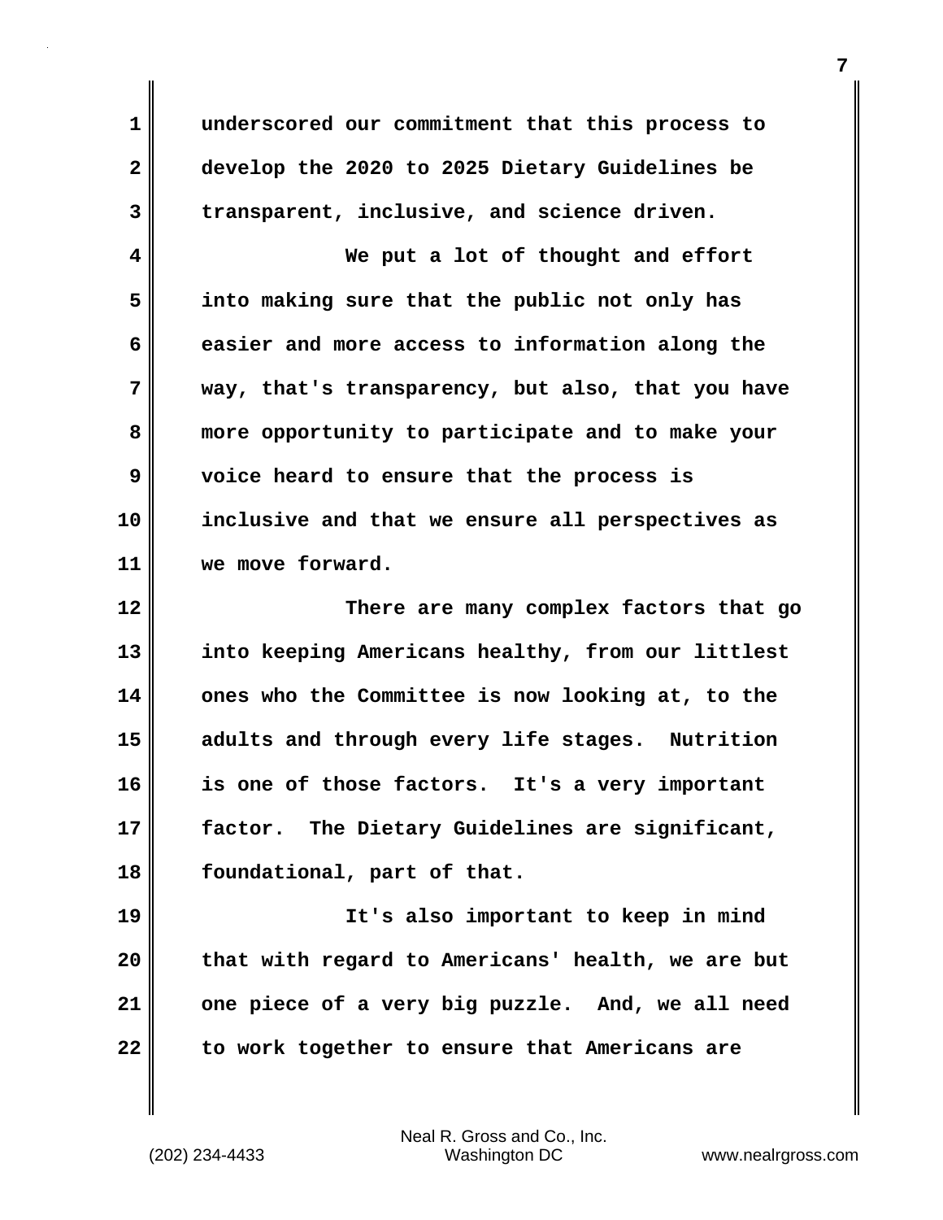underscored our commitment that this process to develop the 2020 to 2025 Dietary Guidelines be transparent, inclusive, and science driven.

We put a lot of thought and effort into making sure that the public not only has easier and more access to information along the way, that's transparency, but also, that you have more opportunity to participate and to make your voice heard to ensure that the process is inclusive and that we ensure all perspectives as we move forward.

There are many complex factors that go into keeping Americans healthy, from our littlest ones who the Committee is now looking at, to the adults and through every life stages. Nutrition is one of those factors. It's a very important factor. The Dietary Guidelines are significant, foundational, part of that.

It's also important to keep in mind that with regard to Americans' health, we are but one piece of a very big puzzle. And, we all need to work together to ensure that Americans are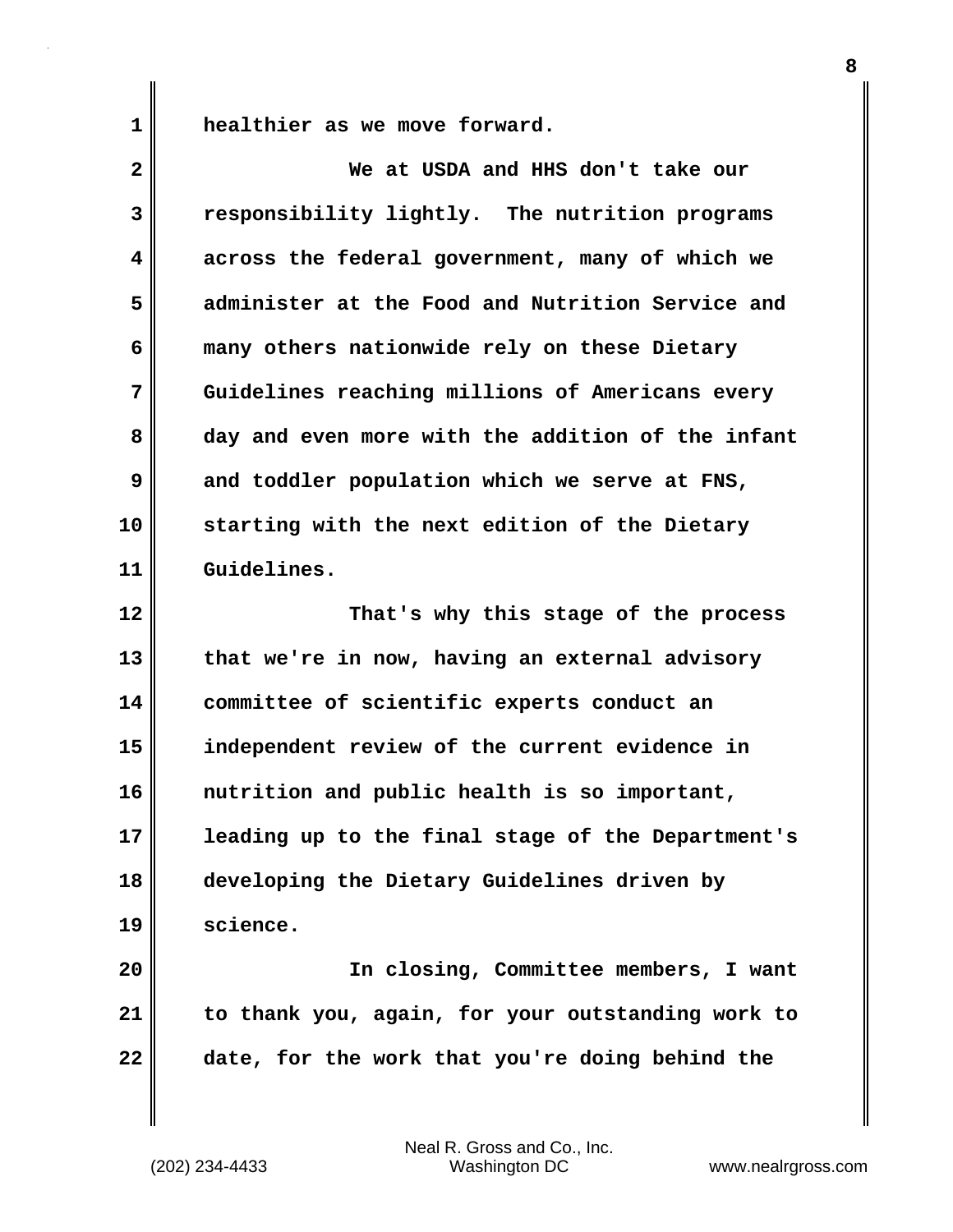healthier as we move forward.

We at USDA and HHS don't take our responsibility lightly. The nutrition programs across the federal government, many of which we administer at the Food and Nutrition Service and many others nationwide rely on these Dietary Guidelines reaching millions of Americans every day and even more with the addition of the infant and toddler population which we serve at FNS, starting with the next edition of the Dietary Guidelines.

That's why this stage of the process that we're in now, having an external advisory committee of scientific experts conduct an independent review of the current evidence in nutrition and public health is so important, leading up to the final stage of the Department's developing the Dietary Guidelines driven by science.

In closing, Committee members, I want to thank you, again, for your outstanding work to date, for the work that you're doing behind the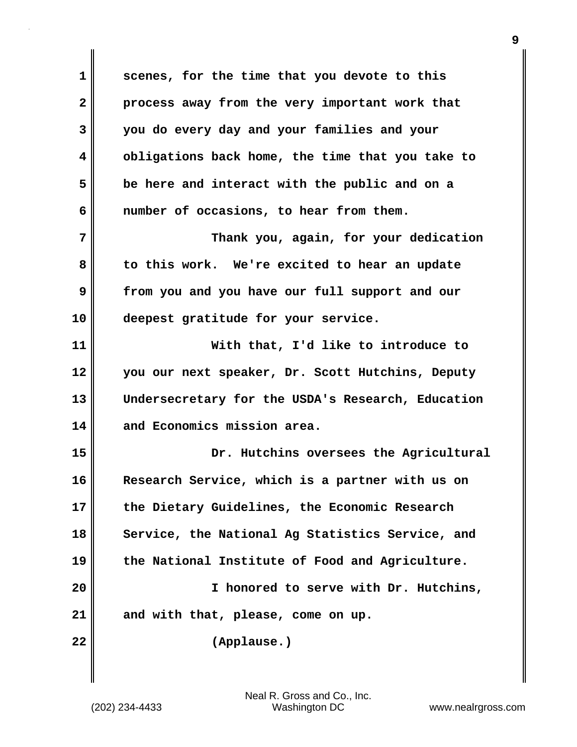scenes, for the time that you devote to this process away from the very important work that you do every day and your families and your obligations back home, the time that you take to be here and interact with the public and on a number of occasions, to hear from them.

Thank you, again, for your dedication to this work. We're excited to hear an update from you and you have our full support and our deepest gratitude for your service.

With that, I'd like to introduce to you our next speaker, Dr. Scott Hutchins, Deputy Undersecretary for the USDA's Research, Education and Economics mission area.

Dr. Hutchins oversees the Agricultural Research Service, which is a partner with us on the Dietary Guidelines, the Economic Research Service, the National Ag Statistics Service, and the National Institute of Food and Agriculture.

I honored to serve with Dr. Hutchins, and with that, please, come on up.

(Applause.)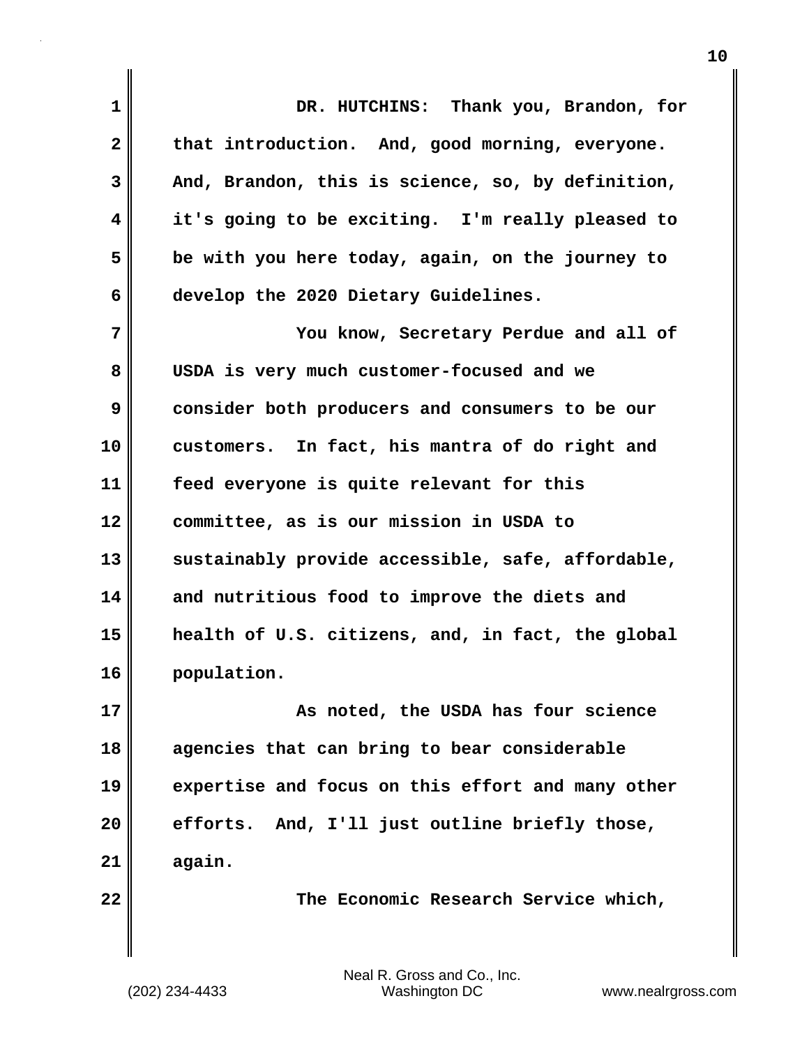DR. HUTCHINS: Thank you, Brandon, for that introduction. And, good morning, everyone. And, Brandon, this is science, so, by definition, it's going to be exciting. I'm really pleased to be with you here today, again, on the journey to develop the 2020 Dietary Guidelines.

You know, Secretary Perdue and all of USDA is very much customer-focused and we consider both producers and consumers to be our customers. In fact, his mantra of do right and feed everyone is quite relevant for this committee, as is our mission in USDA to sustainably provide accessible, safe, affordable, and nutritious food to improve the diets and health of U.S. citizens, and, in fact, the global population.

As noted, the USDA has four science agencies that can bring to bear considerable expertise and focus on this effort and many other efforts. And, I'll just outline briefly those, again.

The Economic Research Service which,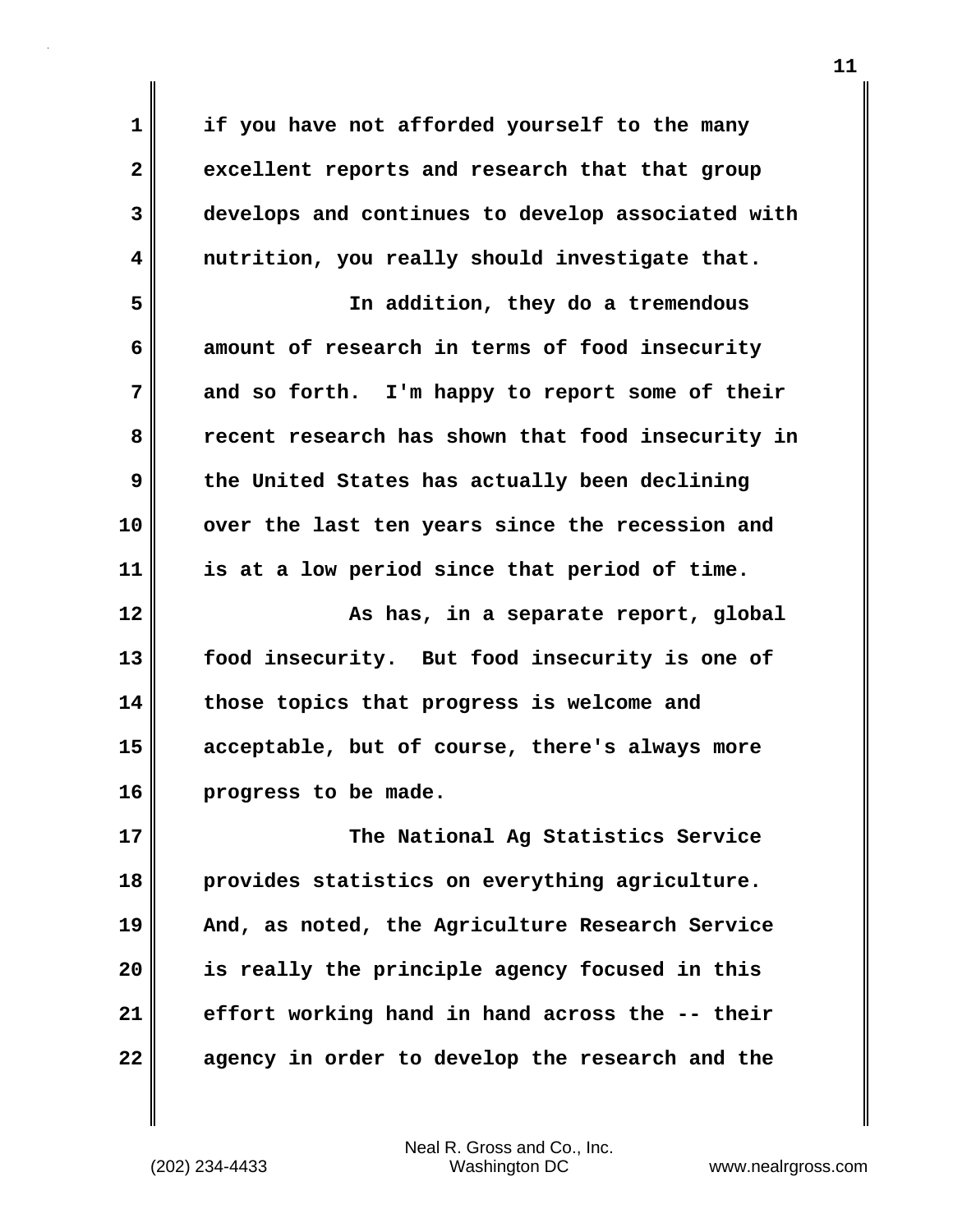if you have not afforded yourself to the many excellent reports and research that that group develops and continues to develop associated with nutrition, you really should investigate that.

In addition, they do a tremendous amount of research in terms of food insecurity and so forth. I'm happy to report some of their recent research has shown that food insecurity in the United States has actually been declining over the last ten years since the recession and is at a low period since that period of time.

As has, in a separate report, global food insecurity. But food insecurity is one of those topics that progress is welcome and acceptable, but of course, there's always more progress to be made.

The National Ag Statistics Service provides statistics on everything agriculture. And, as noted, the Agriculture Research Service is really the principle agency focused in this effort working hand in hand across the -- their agency in order to develop the research and the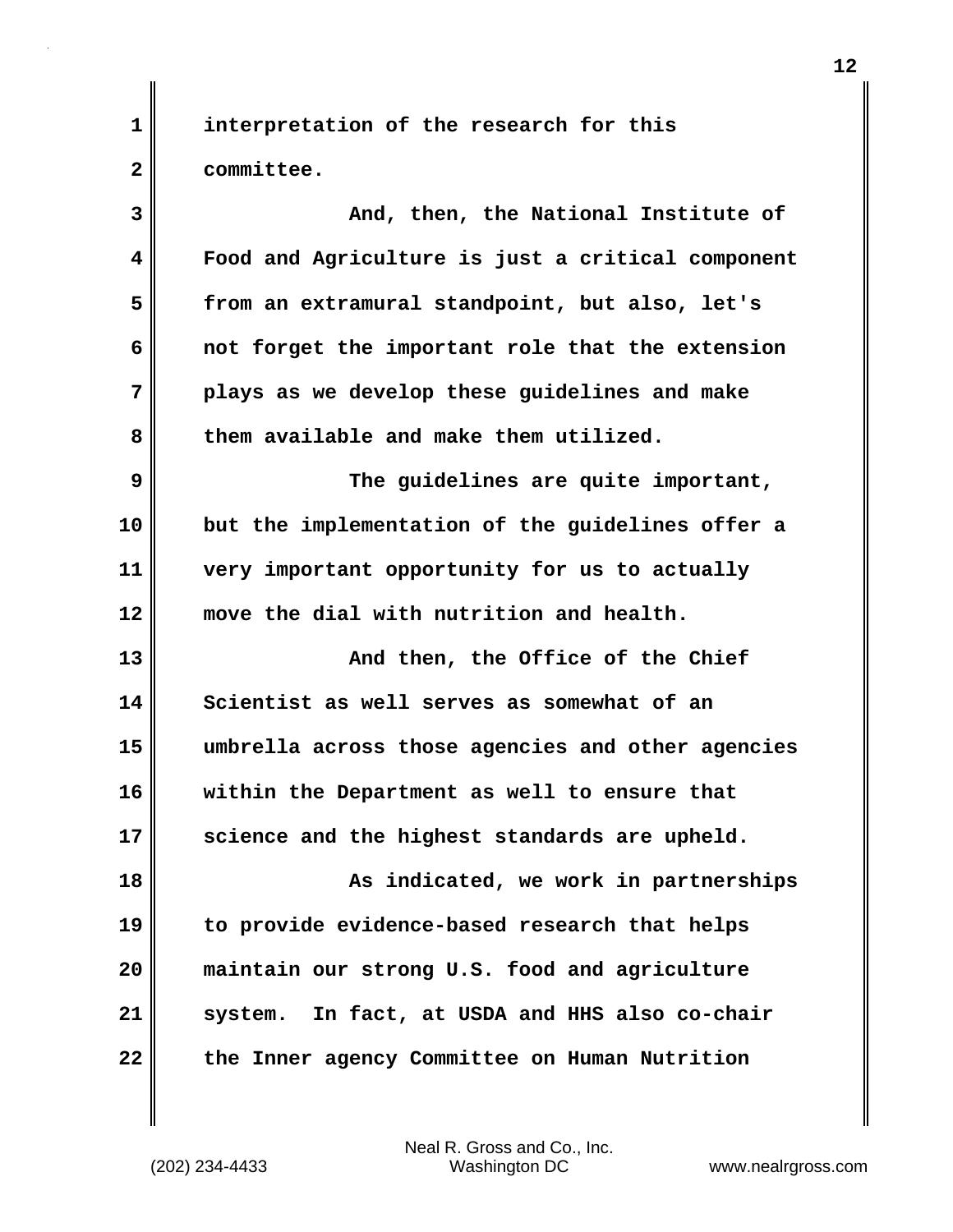interpretation of the research for this committee.

And, then, the National Institute of Food and Agriculture is just a critical component from an extramural standpoint, but also, let's not forget the important role that the extension plays as we develop these guidelines and make them available and make them utilized.

The guidelines are quite important, but the implementation of the guidelines offer a very important opportunity for us to actually move the dial with nutrition and health.

And then, the Office of the Chief Scientist as well serves as somewhat of an umbrella across those agencies and other agencies within the Department as well to ensure that science and the highest standards are upheld.

As indicated, we work in partnerships to provide evidence-based research that helps maintain our strong U.S. food and agriculture system. In fact, at USDA and HHS also co-chair the Inner agency Committee on Human Nutrition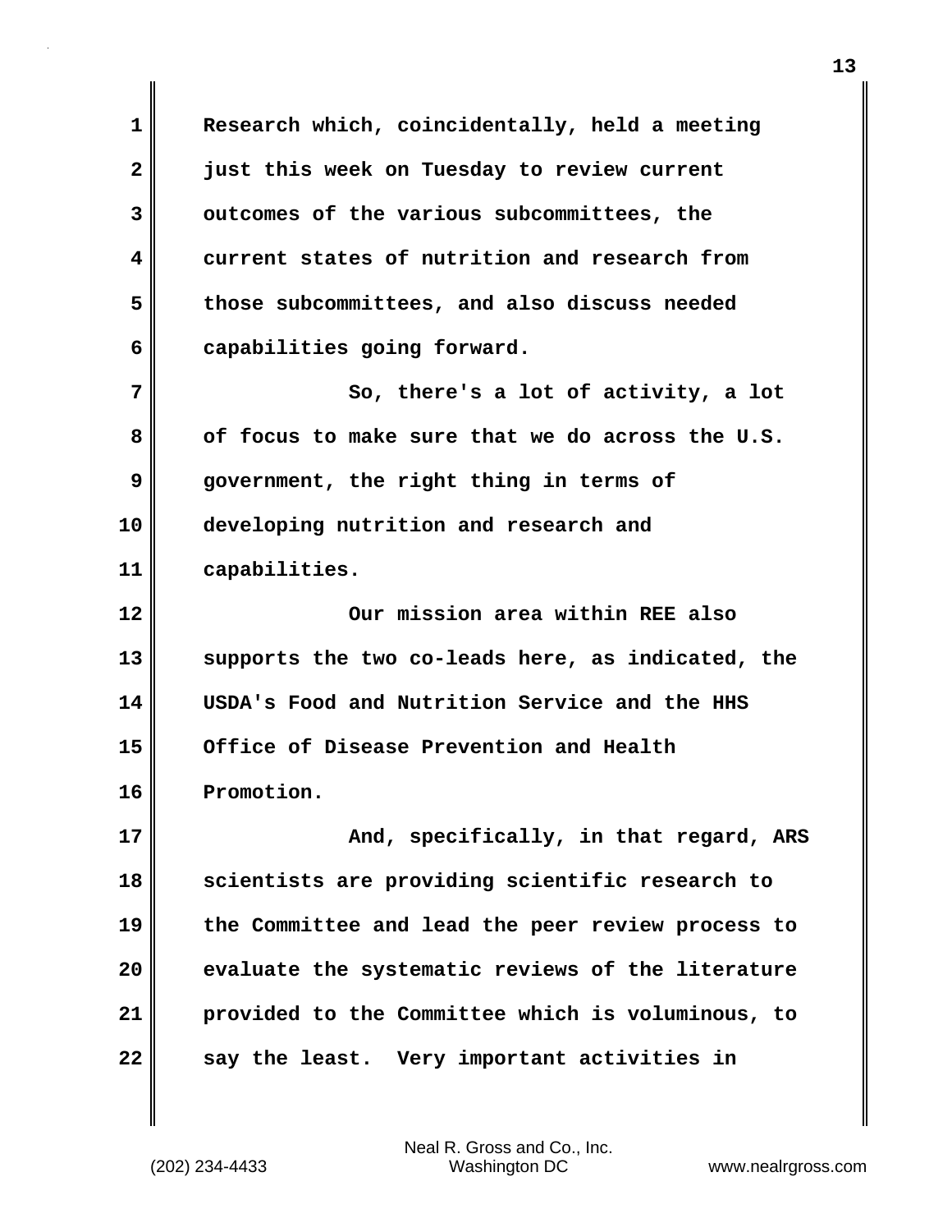Research which, coincidentally, held a meeting just this week on Tuesday to review current outcomes of the various subcommittees, the current states of nutrition and research from those subcommittees, and also discuss needed capabilities going forward.

So, there's a lot of activity, a lot of focus to make sure that we do across the U.S. government, the right thing in terms of developing nutrition and research and capabilities.

Our mission area within REE also supports the two co-leads here, as indicated, the USDA's Food and Nutrition Service and the HHS Office of Disease Prevention and Health Promotion.

And, specifically, in that regard, ARS scientists are providing scientific research to the Committee and lead the peer review process to evaluate the systematic reviews of the literature provided to the Committee which is voluminous, to say the least. Very important activities in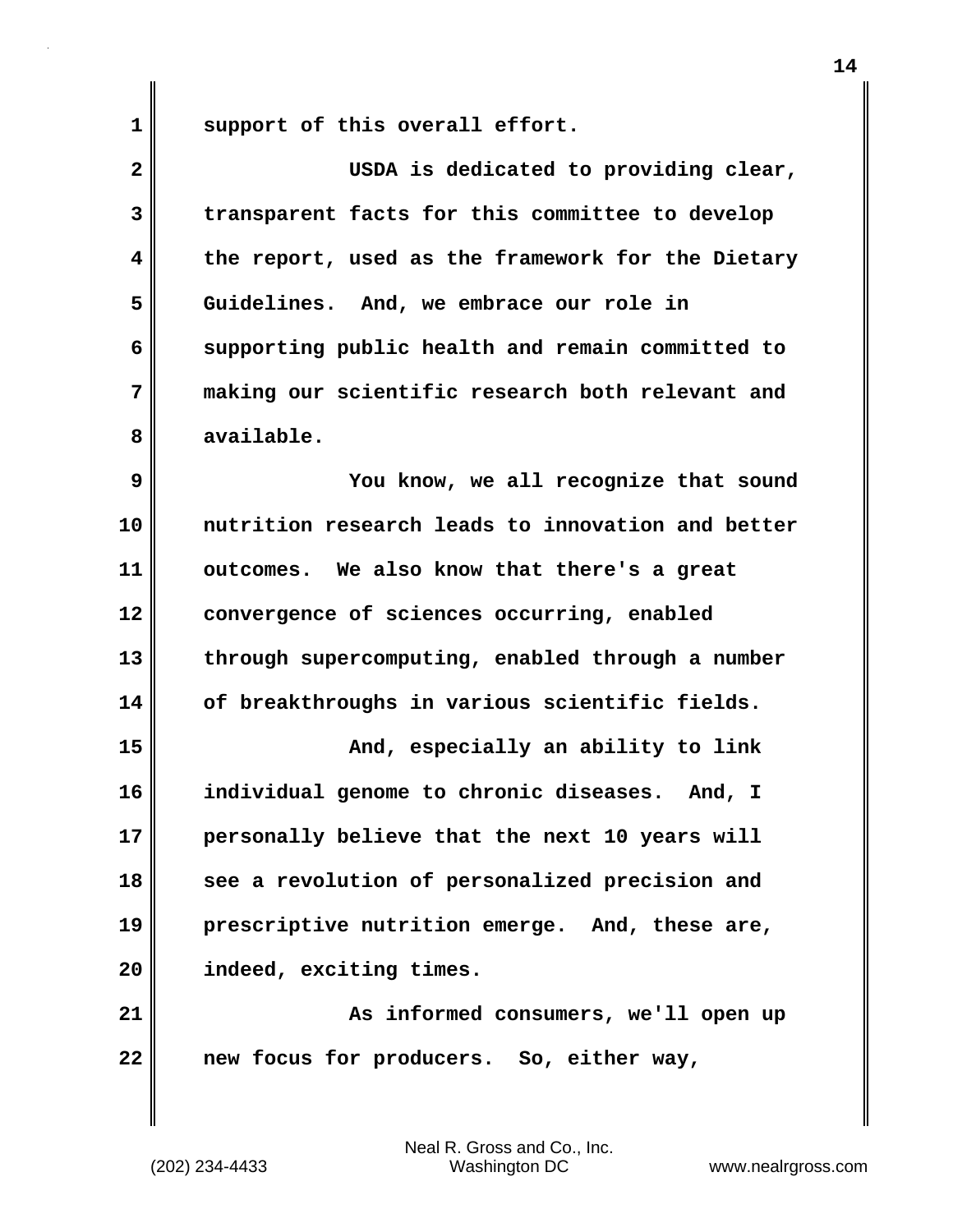support of this overall effort.

USDA is dedicated to providing clear, transparent facts for this committee to develop the report, used as the framework for the Dietary Guidelines. And, we embrace our role in supporting public health and remain committed to making our scientific research both relevant and available.

You know, we all recognize that sound nutrition research leads to innovation and better outcomes. We also know that there's a great convergence of sciences occurring, enabled through supercomputing, enabled through a number of breakthroughs in various scientific fields.

And, especially an ability to link individual genome to chronic diseases. And, I personally believe that the next 10 years will see a revolution of personalized precision and prescriptive nutrition emerge. And, these are, indeed, exciting times.

As informed consumers, we'll open up new focus for producers. So, either way,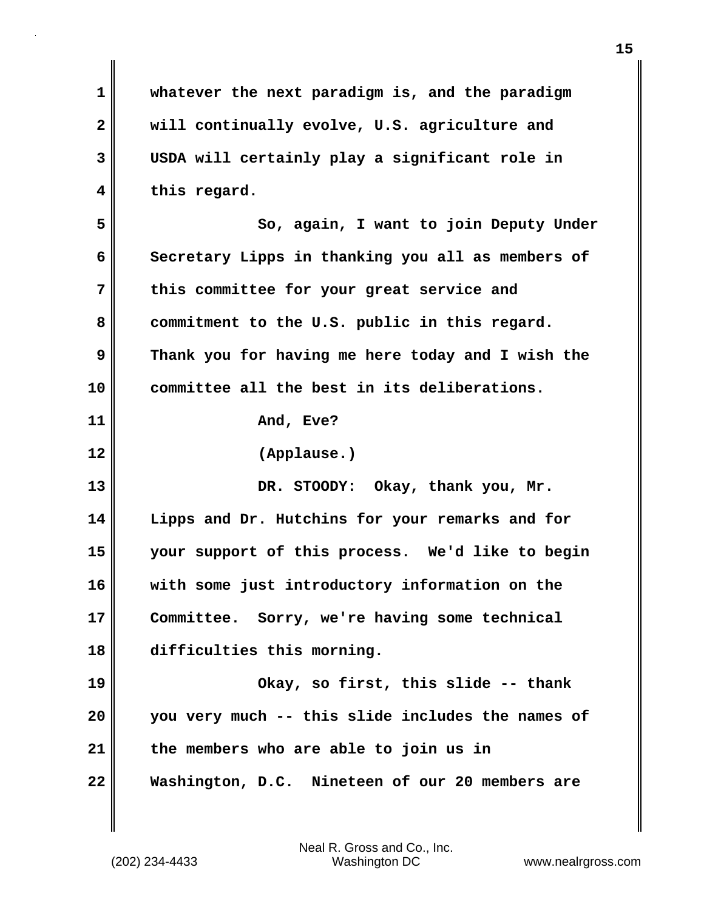whatever the next paradigm is, and the paradigm will continually evolve, U.S. agriculture and USDA will certainly play a significant role in this regard.

So, again, I want to join Deputy Under Secretary Lipps in thanking you all as members of this committee for your great service and commitment to the U.S. public in this regard. Thank you for having me here today and I wish the committee all the best in its deliberations.

And, Eve?

(Applause.)

DR. STOODY: Okay, thank you, Mr. Lipps and Dr. Hutchins for your remarks and for your support of this process. We'd like to begin with some just introductory information on the Committee. Sorry, we're having some technical difficulties this morning.

Okay, so first, this slide -- thank you very much -- this slide includes the names of the members who are able to join us in Washington, D.C. Nineteen of our 20 members are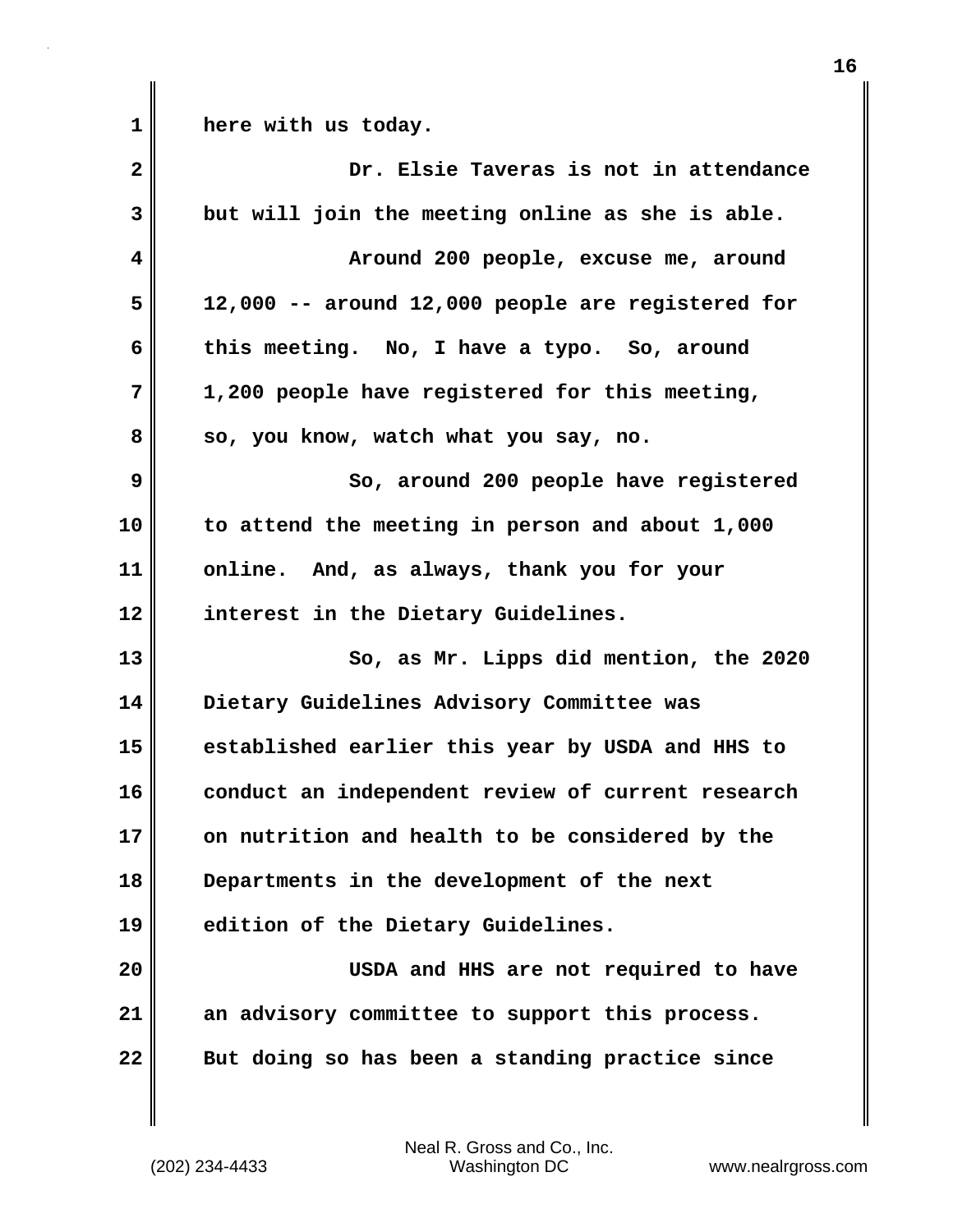here with us today.

Dr. Elsie Taveras is not in attendance but will join the meeting online as she is able.

Around 200 people, excuse me, around 12,000 -- around 12,000 people are registered for this meeting. No, I have a typo. So, around 1,200 people have registered for this meeting, so, you know, watch what you say, no.

So, around 200 people have registered to attend the meeting in person and about 1,000 online. And, as always, thank you for your interest in the Dietary Guidelines.

So, as Mr. Lipps did mention, the 2020 Dietary Guidelines Advisory Committee was established earlier this year by USDA and HHS to conduct an independent review of current research on nutrition and health to be considered by the Departments in the development of the next edition of the Dietary Guidelines.

USDA and HHS are not required to have an advisory committee to support this process. But doing so has been a standing practice since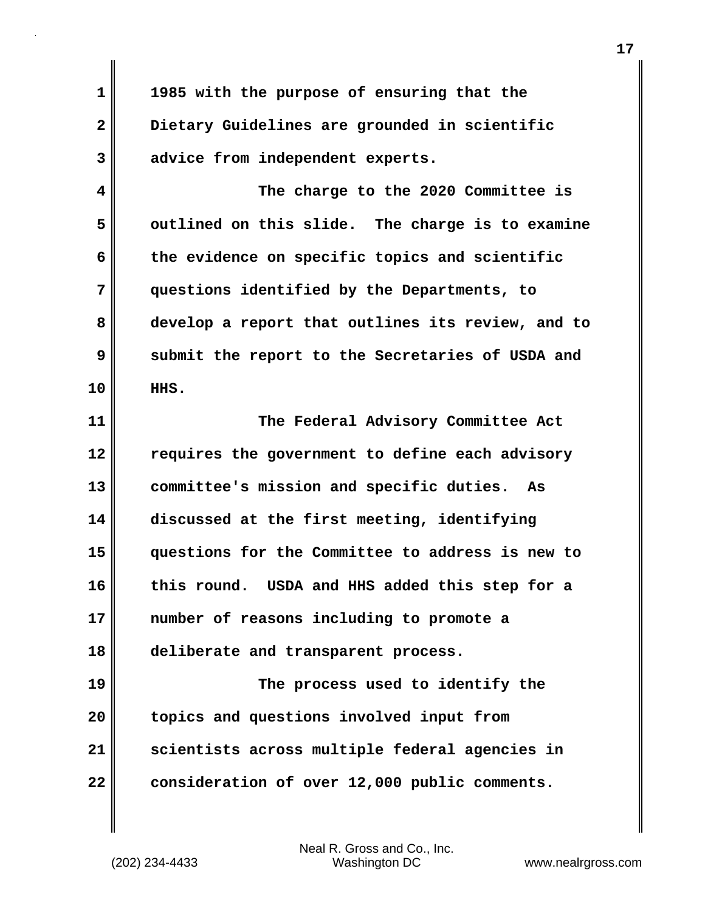1985 with the purpose of ensuring that the Dietary Guidelines are grounded in scientific advice from independent experts.

The charge to the 2020 Committee is outlined on this slide. The charge is to examine the evidence on specific topics and scientific questions identified by the Departments, to develop a report that outlines its review, and to submit the report to the Secretaries of USDA and HHS.

The Federal Advisory Committee Act requires the government to define each advisory committee's mission and specific duties. As discussed at the first meeting, identifying questions for the Committee to address is new to this round. USDA and HHS added this step for a number of reasons including to promote a deliberate and transparent process.

The process used to identify the topics and questions involved input from scientists across multiple federal agencies in consideration of over 12,000 public comments.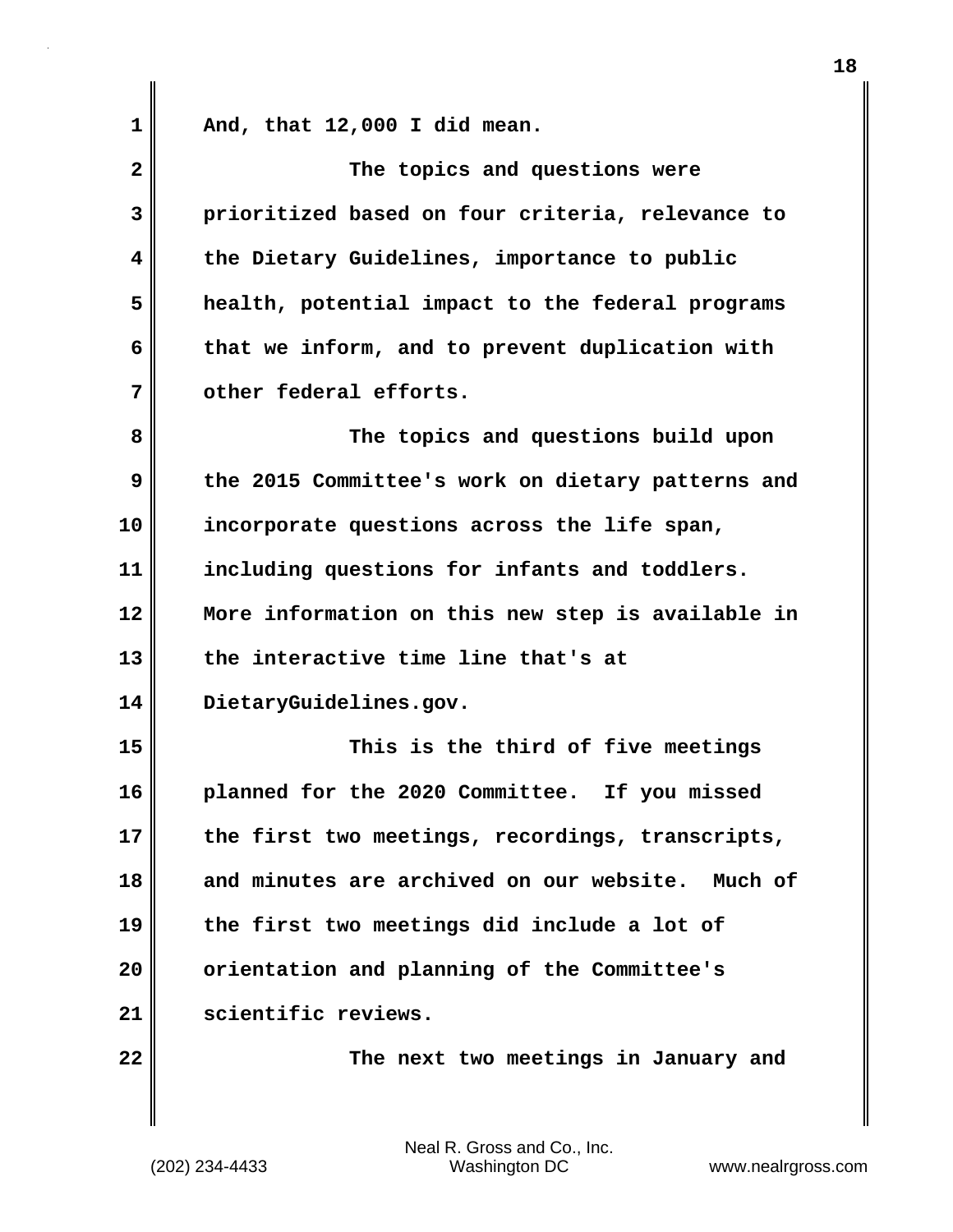And, that 12,000 I did mean.

The topics and questions were prioritized based on four criteria, relevance to the Dietary Guidelines, importance to public health, potential impact to the federal programs that we inform, and to prevent duplication with other federal efforts.

The topics and questions build upon the 2015 Committee's work on dietary patterns and incorporate questions across the life span, including questions for infants and toddlers. More information on this new step is available in the interactive time line that's at DietaryGuidelines.gov.

This is the third of five meetings planned for the 2020 Committee. If you missed the first two meetings, recordings, transcripts, and minutes are archived on our website. Much of the first two meetings did include a lot of orientation and planning of the Committee's scientific reviews.

The next two meetings in January and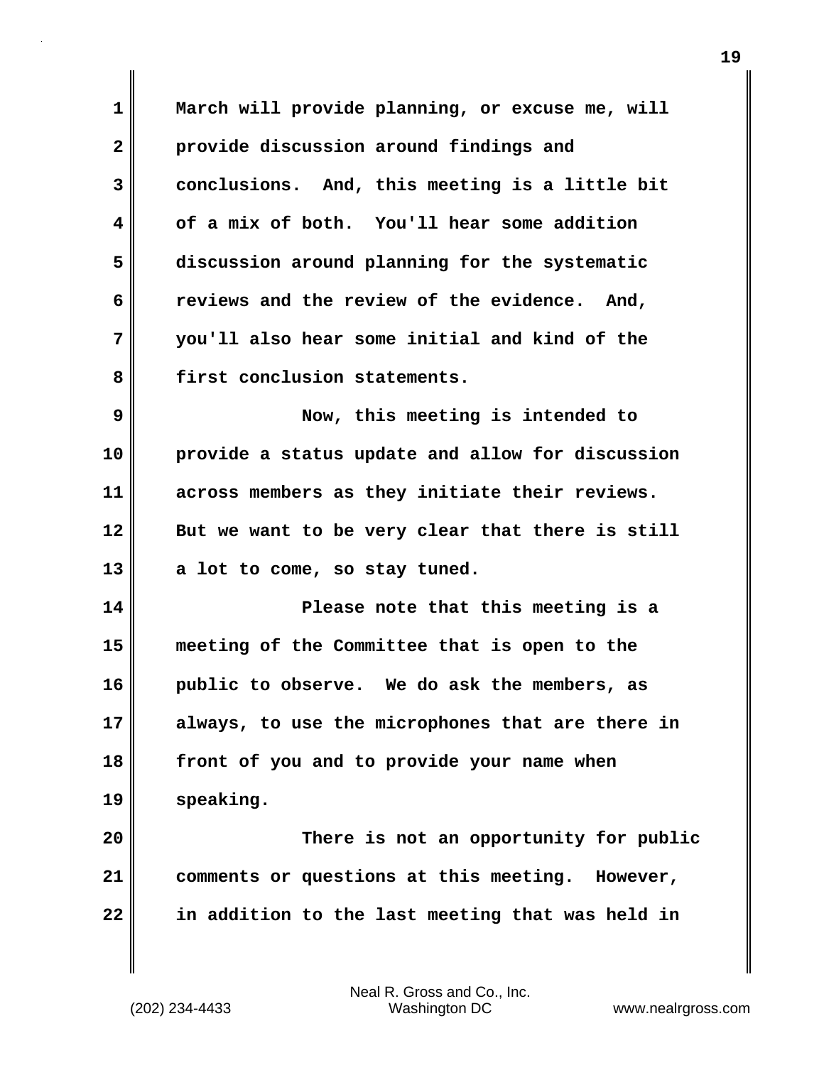March will provide planning, or excuse me, will provide discussion around findings and conclusions. And, this meeting is a little bit of a mix of both. You'll hear some addition discussion around planning for the systematic reviews and the review of the evidence. And, you'll also hear some initial and kind of the first conclusion statements.

Now, this meeting is intended to provide a status update and allow for discussion across members as they initiate their reviews. But we want to be very clear that there is still a lot to come, so stay tuned.

Please note that this meeting is a meeting of the Committee that is open to the public to observe. We do ask the members, as always, to use the microphones that are there in front of you and to provide your name when speaking.

There is not an opportunity for public comments or questions at this meeting. However, in addition to the last meeting that was held in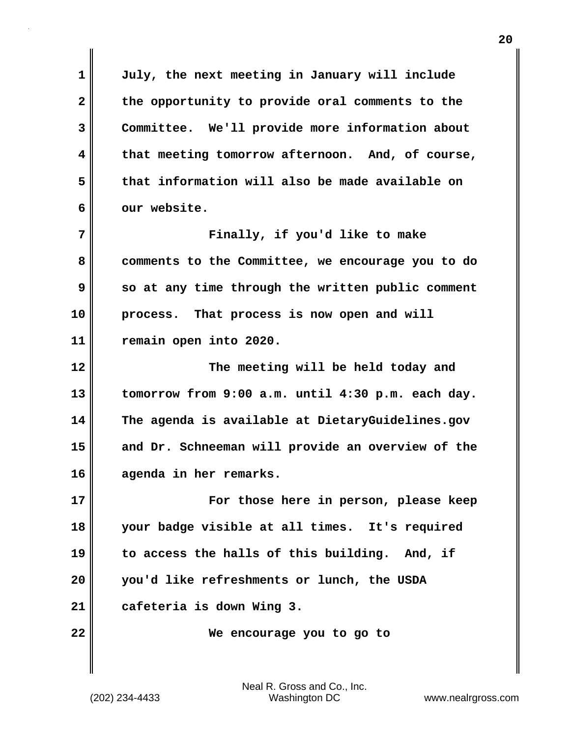July, the next meeting in January will include the opportunity to provide oral comments to the Committee. We'll provide more information about that meeting tomorrow afternoon. And, of course, that information will also be made available on our website.

Finally, if you'd like to make comments to the Committee, we encourage you to do so at any time through the written public comment process. That process is now open and will remain open into 2020.

The meeting will be held today and tomorrow from 9:00 a.m. until 4:30 p.m. each day. The agenda is available at DietaryGuidelines.gov and Dr. Schneeman will provide an overview of the agenda in her remarks.

For those here in person, please keep your badge visible at all times. It's required to access the halls of this building. And, if you'd like refreshments or lunch, the USDA cafeteria is down Wing 3.

We encourage you to go to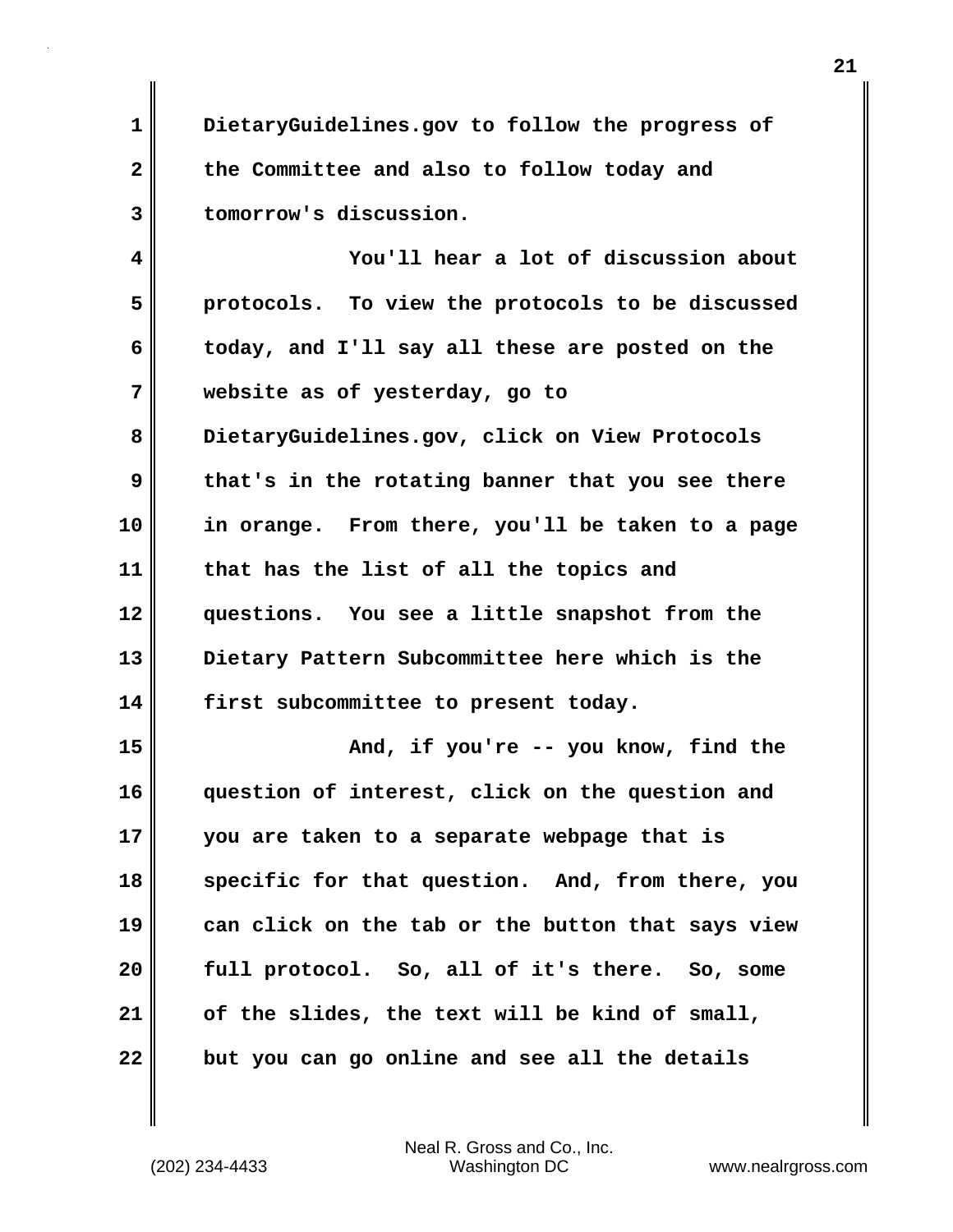DietaryGuidelines.gov to follow the progress of the Committee and also to follow today and tomorrow's discussion.

You'll hear a lot of discussion about protocols. To view the protocols to be discussed today, and I'll say all these are posted on the website as of yesterday, go to DietaryGuidelines.gov, click on View Protocols that's in the rotating banner that you see there in orange. From there, you'll be taken to a page that has the list of all the topics and questions. You see a little snapshot from the Dietary Pattern Subcommittee here which is the first subcommittee to present today.

And, if you're -- you know, find the question of interest, click on the question and you are taken to a separate webpage that is specific for that question. And, from there, you can click on the tab or the button that says view full protocol. So, all of it's there. So, some of the slides, the text will be kind of small, but you can go online and see all the details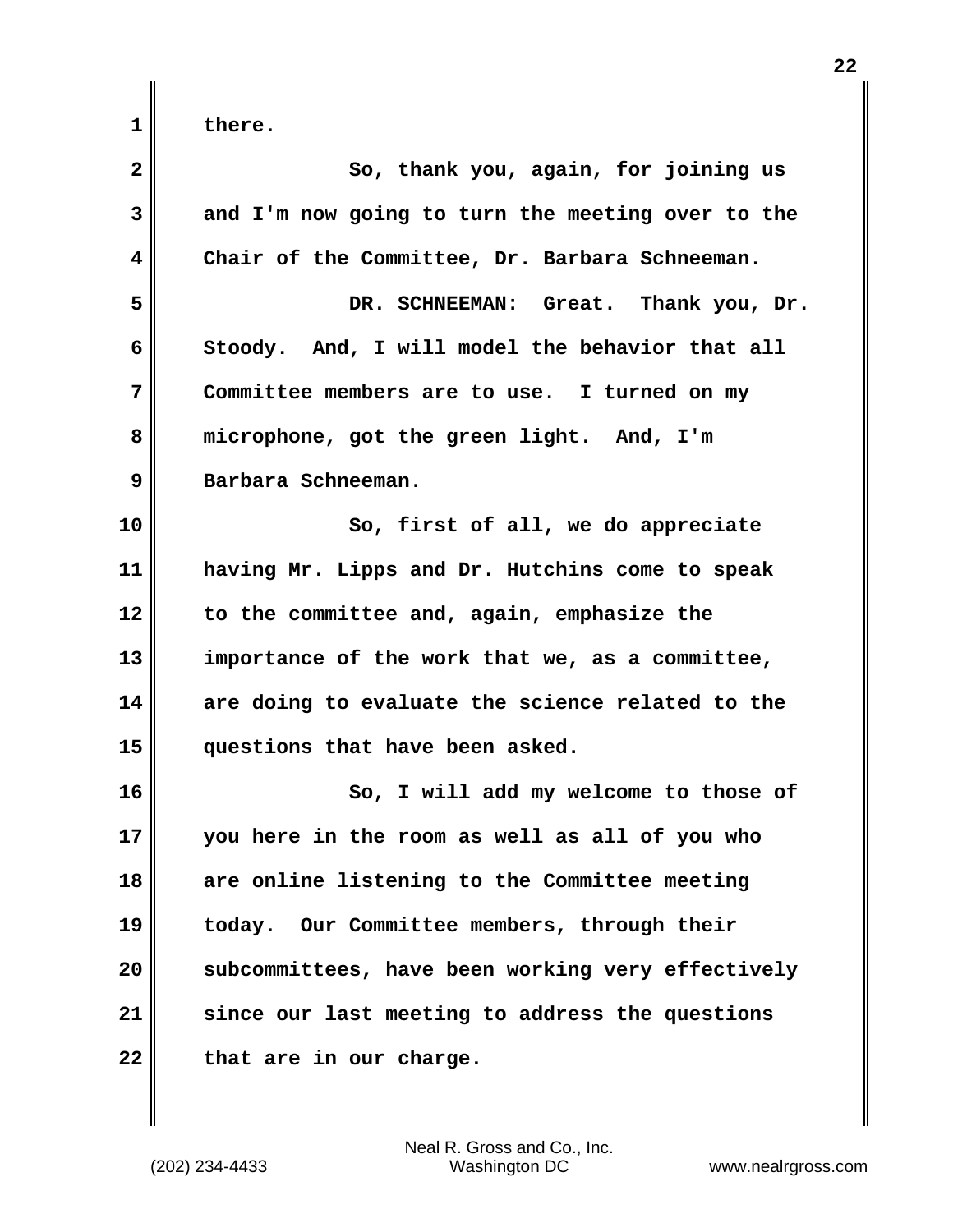there.

So, thank you, again, for joining us and I'm now going to turn the meeting over to the Chair of the Committee, Dr. Barbara Schneeman.

DR. SCHNEEMAN: Great. Thank you, Dr. Stoody. And, I will model the behavior that all Committee members are to use. I turned on my microphone, got the green light. And, I'm Barbara Schneeman.

So, first of all, we do appreciate having Mr. Lipps and Dr. Hutchins come to speak to the committee and, again, emphasize the importance of the work that we, as a committee, are doing to evaluate the science related to the questions that have been asked.

So, I will add my welcome to those of you here in the room as well as all of you who are online listening to the Committee meeting today. Our Committee members, through their subcommittees, have been working very effectively since our last meeting to address the questions that are in our charge.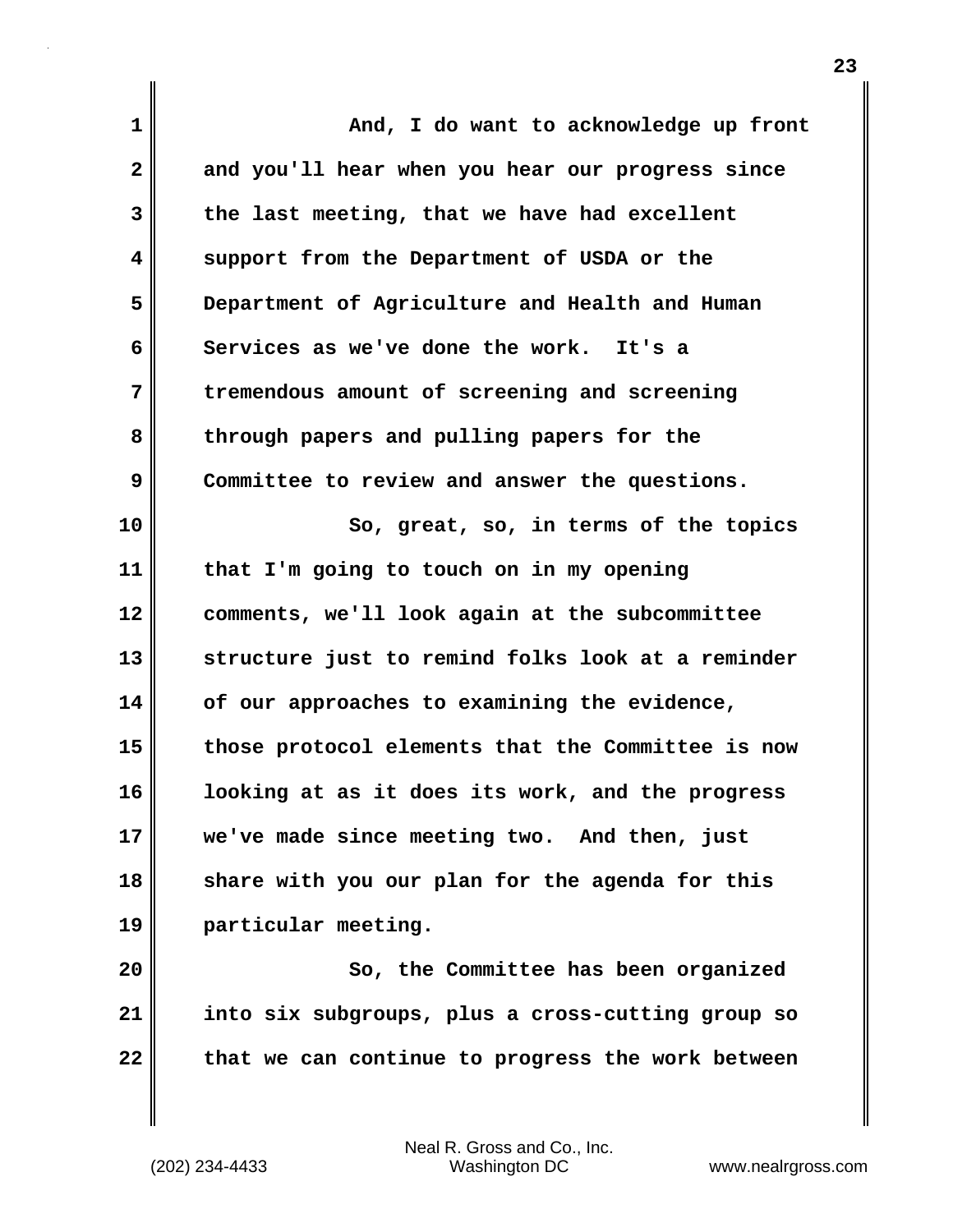And, I do want to acknowledge up front and you'll hear when you hear our progress since the last meeting, that we have had excellent support from the Department of USDA or the Department of Agriculture and Health and Human Services as we've done the work. It's a tremendous amount of screening and screening through papers and pulling papers for the Committee to review and answer the questions.

So, great, so, in terms of the topics that I'm going to touch on in my opening comments, we'll look again at the subcommittee structure just to remind folks look at a reminder of our approaches to examining the evidence, those protocol elements that the Committee is now looking at as it does its work, and the progress we've made since meeting two. And then, just share with you our plan for the agenda for this particular meeting.

So, the Committee has been organized into six subgroups, plus a cross-cutting group so that we can continue to progress the work between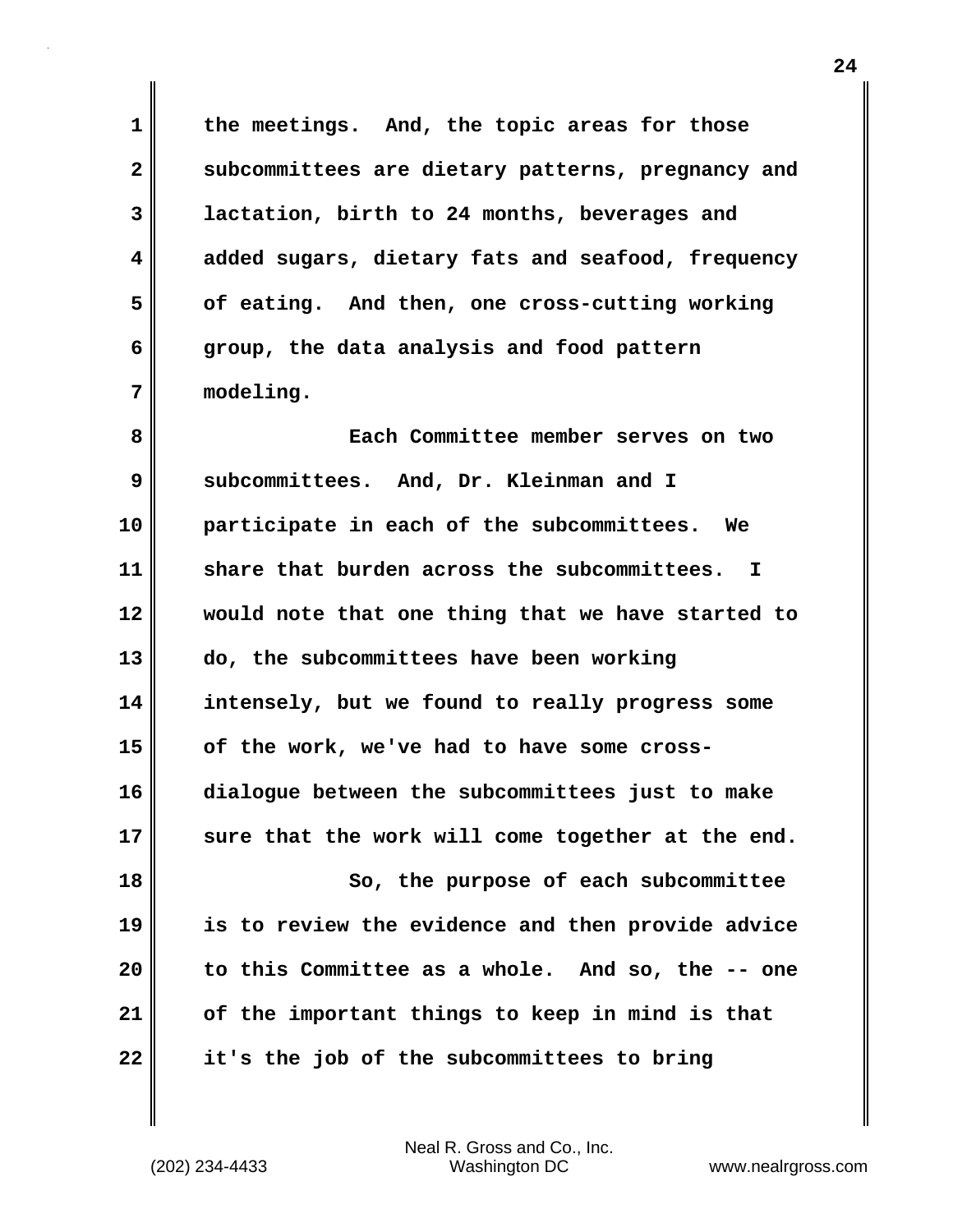the meetings. And, the topic areas for those subcommittees are dietary patterns, pregnancy and lactation, birth to 24 months, beverages and added sugars, dietary fats and seafood, frequency of eating. And then, one cross-cutting working group, the data analysis and food pattern modeling.

Each Committee member serves on two subcommittees. And, Dr. Kleinman and I participate in each of the subcommittees. We share that burden across the subcommittees. I would note that one thing that we have started to do, the subcommittees have been working intensely, but we found to really progress some of the work, we've had to have some cross-dialogue between the subcommittees just to make sure that the work will come together at the end.

So, the purpose of each subcommittee is to review the evidence and then provide advice to this Committee as a whole. And so, the -- one of the important things to keep in mind is that it's the job of the subcommittees to bring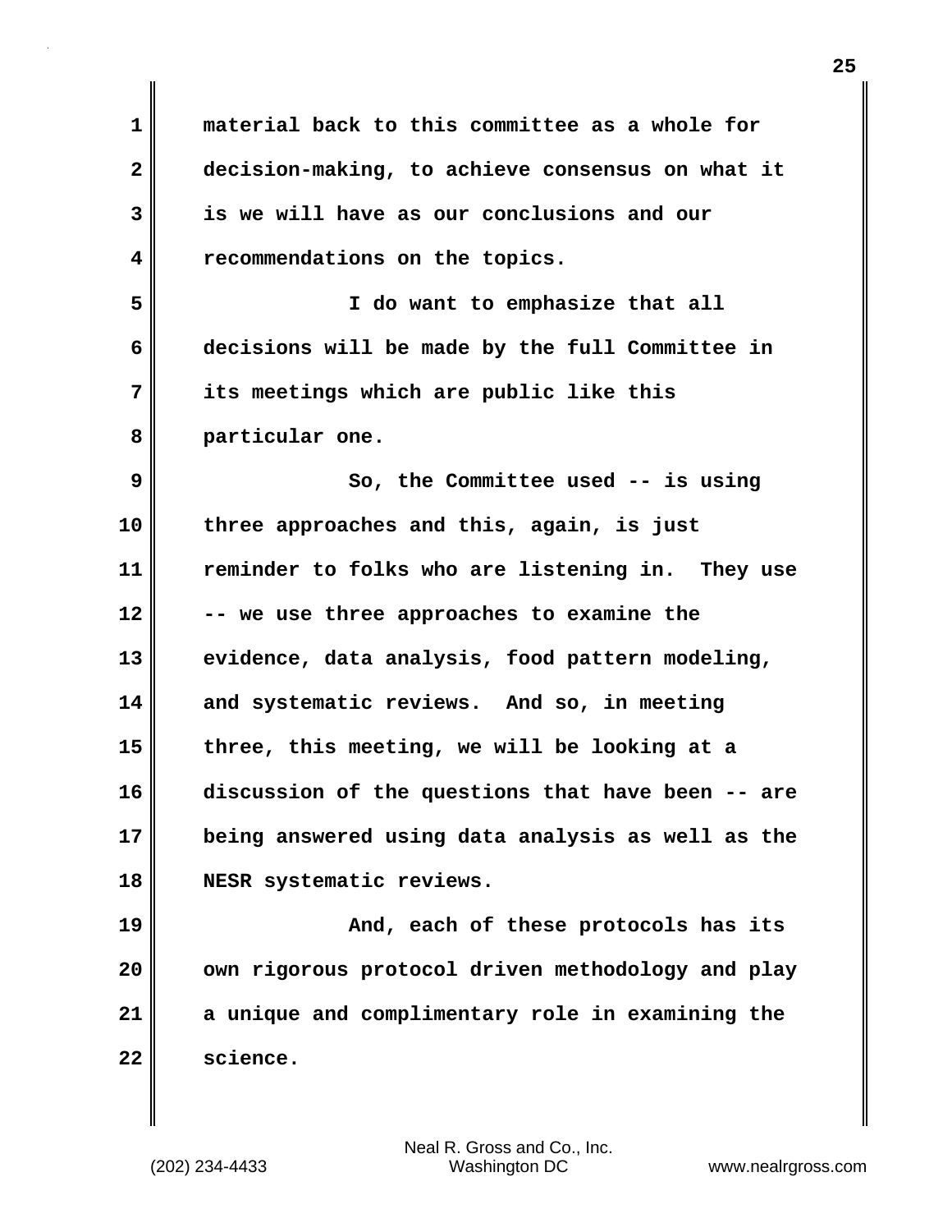material back to this committee as a whole for decision-making, to achieve consensus on what it is we will have as our conclusions and our recommendations on the topics.

I do want to emphasize that all decisions will be made by the full Committee in its meetings which are public like this particular one.

So, the Committee used -- is using three approaches and this, again, is just reminder to folks who are listening in. They use -- we use three approaches to examine the evidence, data analysis, food pattern modeling, and systematic reviews. And so, in meeting three, this meeting, we will be looking at a discussion of the questions that have been -- are being answered using data analysis as well as the NESR systematic reviews.

And, each of these protocols has its own rigorous protocol driven methodology and play a unique and complimentary role in examining the science.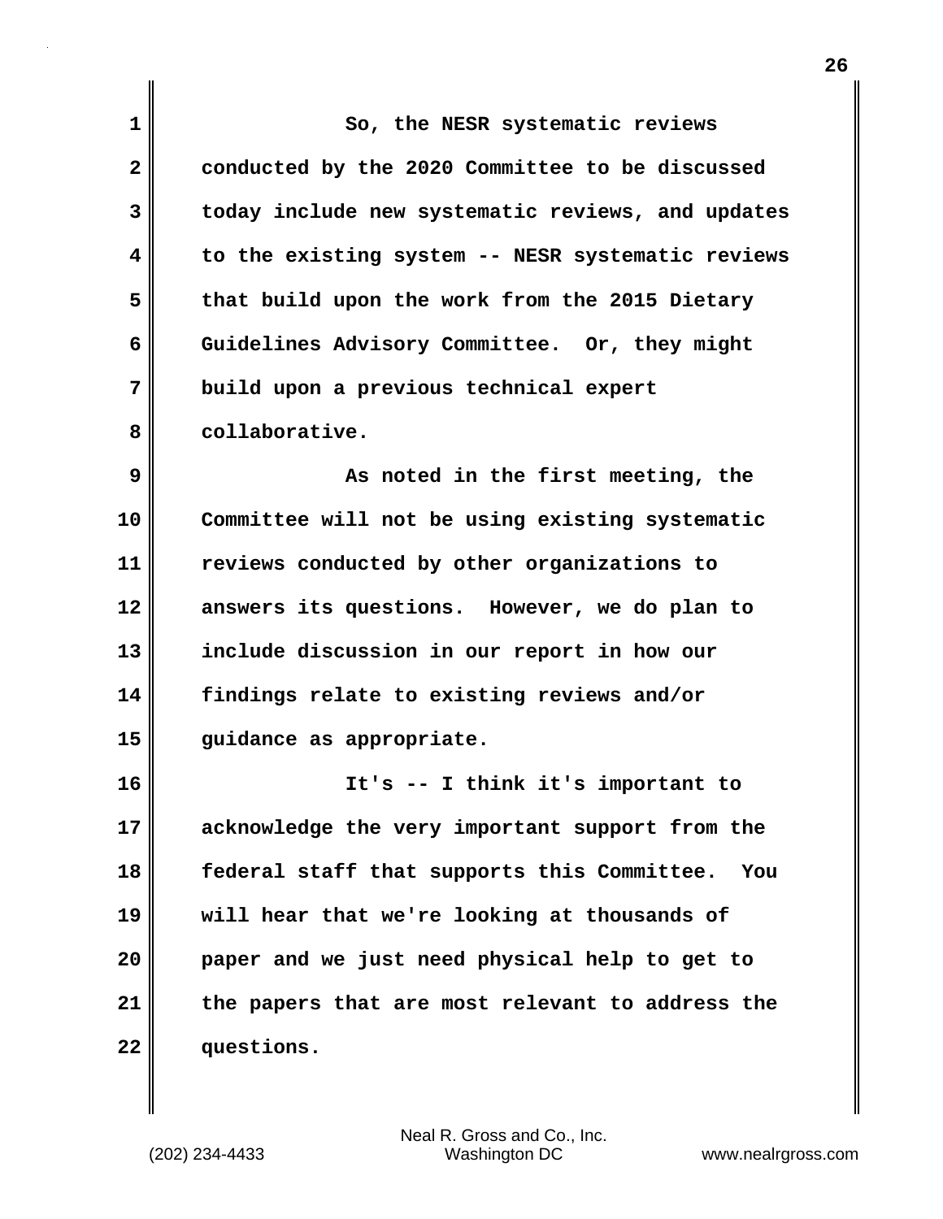So, the NESR systematic reviews conducted by the 2020 Committee to be discussed today include new systematic reviews, and updates to the existing system -- NESR systematic reviews that build upon the work from the 2015 Dietary Guidelines Advisory Committee. Or, they might build upon a previous technical expert collaborative.

As noted in the first meeting, the Committee will not be using existing systematic reviews conducted by other organizations to answers its questions. However, we do plan to include discussion in our report in how our findings relate to existing reviews and/or guidance as appropriate.

It's -- I think it's important to acknowledge the very important support from the federal staff that supports this Committee. You will hear that we're looking at thousands of paper and we just need physical help to get to the papers that are most relevant to address the questions.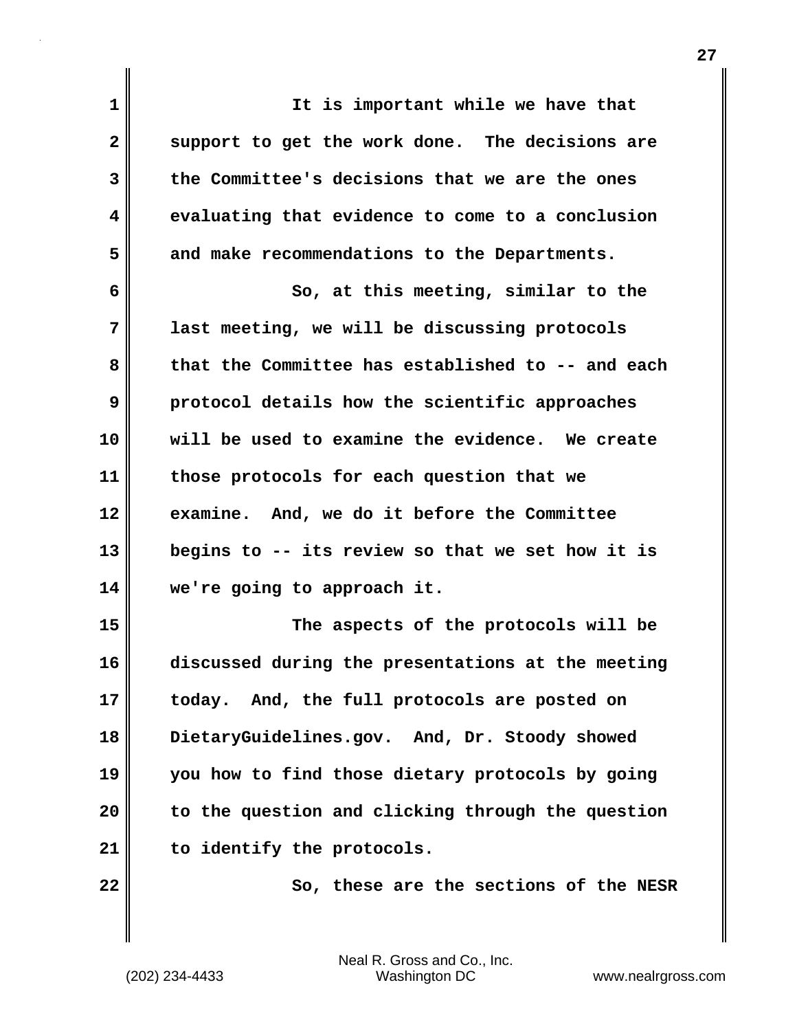It is important while we have that support to get the work done. The decisions are the Committee's decisions that we are the ones evaluating that evidence to come to a conclusion and make recommendations to the Departments.

So, at this meeting, similar to the last meeting, we will be discussing protocols that the Committee has established to -- and each protocol details how the scientific approaches will be used to examine the evidence. We create those protocols for each question that we examine. And, we do it before the Committee begins to -- its review so that we set how it is we're going to approach it.

The aspects of the protocols will be discussed during the presentations at the meeting today. And, the full protocols are posted on DietaryGuidelines.gov. And, Dr. Stoody showed you how to find those dietary protocols by going to the question and clicking through the question to identify the protocols.

So, these are the sections of the NESR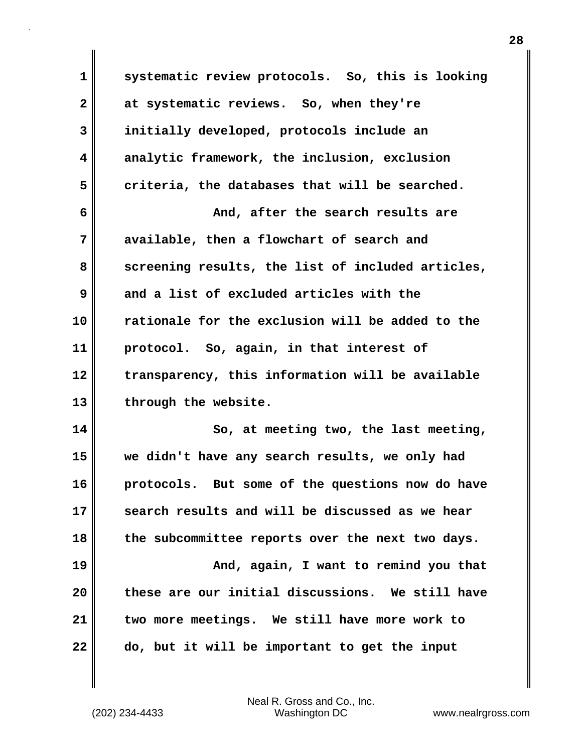systematic review protocols. So, this is looking at systematic reviews. So, when they're initially developed, protocols include an analytic framework, the inclusion, exclusion criteria, the databases that will be searched.

And, after the search results are available, then a flowchart of search and screening results, the list of included articles, and a list of excluded articles with the rationale for the exclusion will be added to the protocol. So, again, in that interest of transparency, this information will be available through the website.

So, at meeting two, the last meeting, we didn't have any search results, we only had protocols. But some of the questions now do have search results and will be discussed as we hear the subcommittee reports over the next two days.

And, again, I want to remind you that these are our initial discussions. We still have two more meetings. We still have more work to do, but it will be important to get the input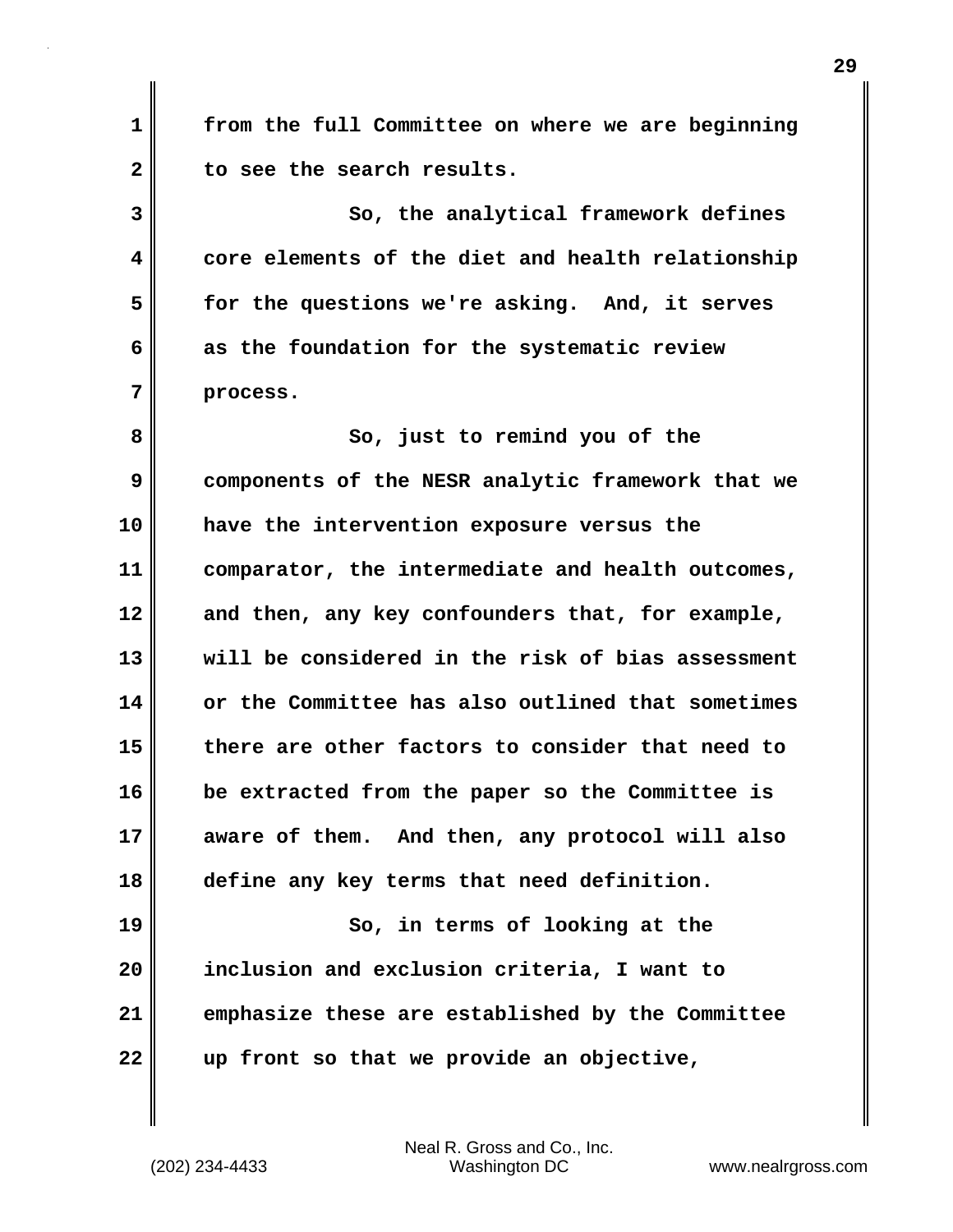from the full Committee on where we are beginning to see the search results.

So, the analytical framework defines core elements of the diet and health relationship for the questions we're asking. And, it serves as the foundation for the systematic review process.

So, just to remind you of the components of the NESR analytic framework that we have the intervention exposure versus the comparator, the intermediate and health outcomes, and then, any key confounders that, for example, will be considered in the risk of bias assessment or the Committee has also outlined that sometimes there are other factors to consider that need to be extracted from the paper so the Committee is aware of them. And then, any protocol will also define any key terms that need definition.

So, in terms of looking at the inclusion and exclusion criteria, I want to emphasize these are established by the Committee up front so that we provide an objective,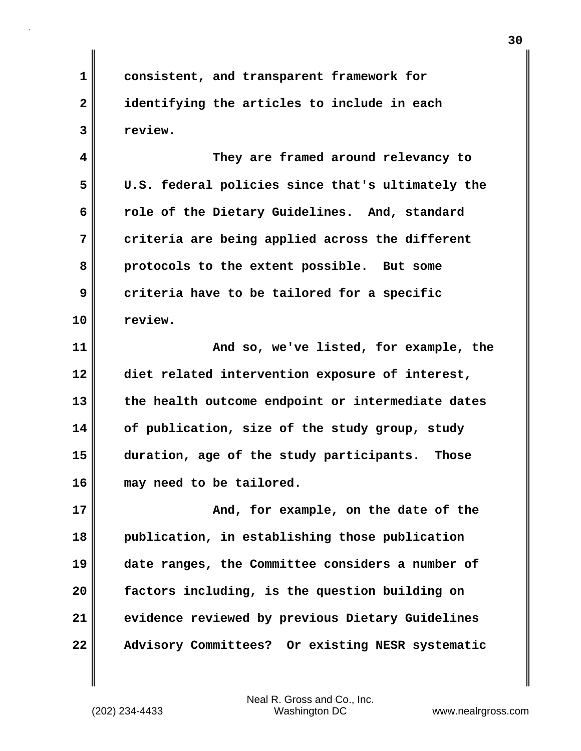consistent, and transparent framework for identifying the articles to include in each review.

They are framed around relevancy to U.S. federal policies since that's ultimately the role of the Dietary Guidelines. And, standard criteria are being applied across the different protocols to the extent possible. But some criteria have to be tailored for a specific review.

And so, we've listed, for example, the diet related intervention exposure of interest, the health outcome endpoint or intermediate dates of publication, size of the study group, study duration, age of the study participants. Those may need to be tailored.

And, for example, on the date of the publication, in establishing those publication date ranges, the Committee considers a number of factors including, is the question building on evidence reviewed by previous Dietary Guidelines Advisory Committees? Or existing NESR systematic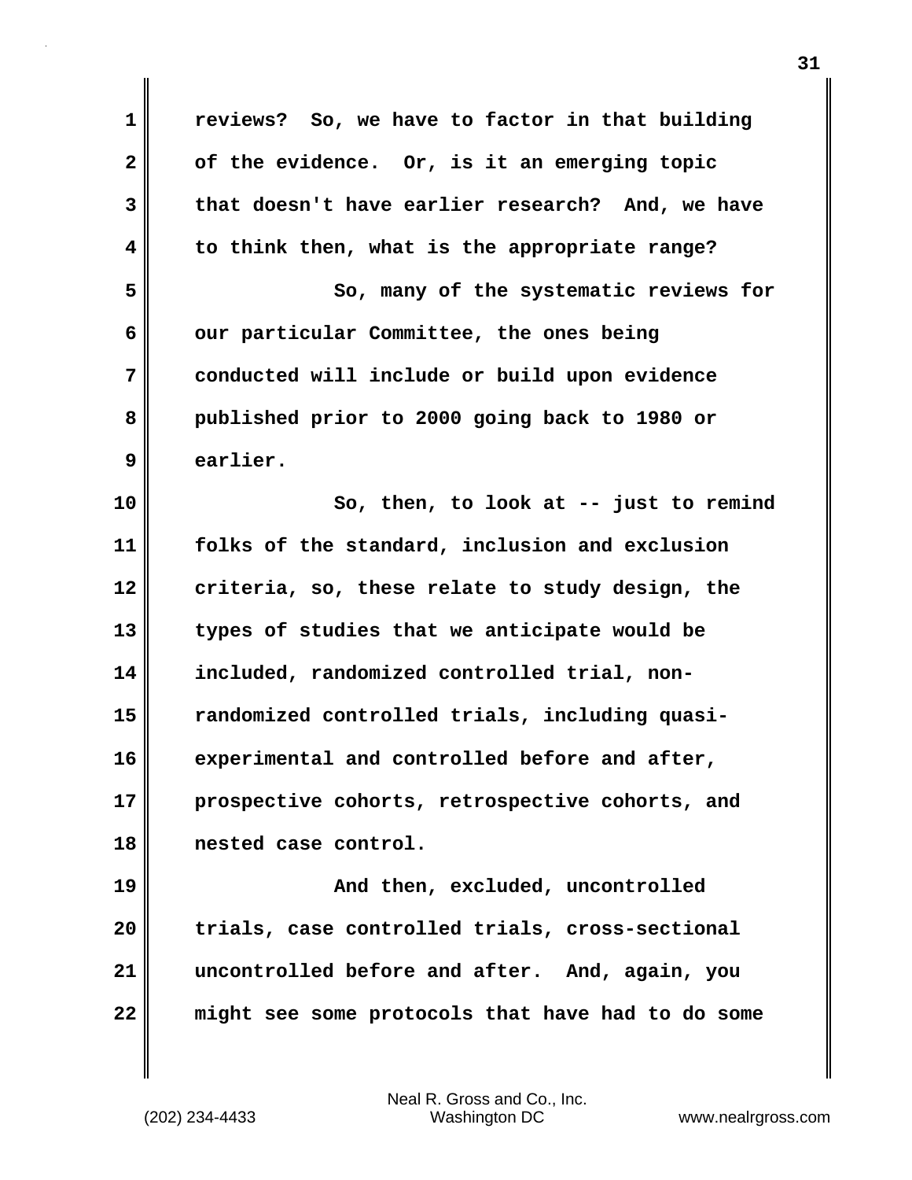reviews? So, we have to factor in that building of the evidence. Or, is it an emerging topic that doesn't have earlier research? And, we have to think then, what is the appropriate range?

So, many of the systematic reviews for our particular Committee, the ones being conducted will include or build upon evidence published prior to 2000 going back to 1980 or earlier.

So, then, to look at -- just to remind folks of the standard, inclusion and exclusion criteria, so, these relate to study design, the types of studies that we anticipate would be included, randomized controlled trial, non-randomized controlled trials, including quasi-experimental and controlled before and after, prospective cohorts, retrospective cohorts, and nested case control.

And then, excluded, uncontrolled trials, case controlled trials, cross-sectional uncontrolled before and after. And, again, you might see some protocols that have had to do some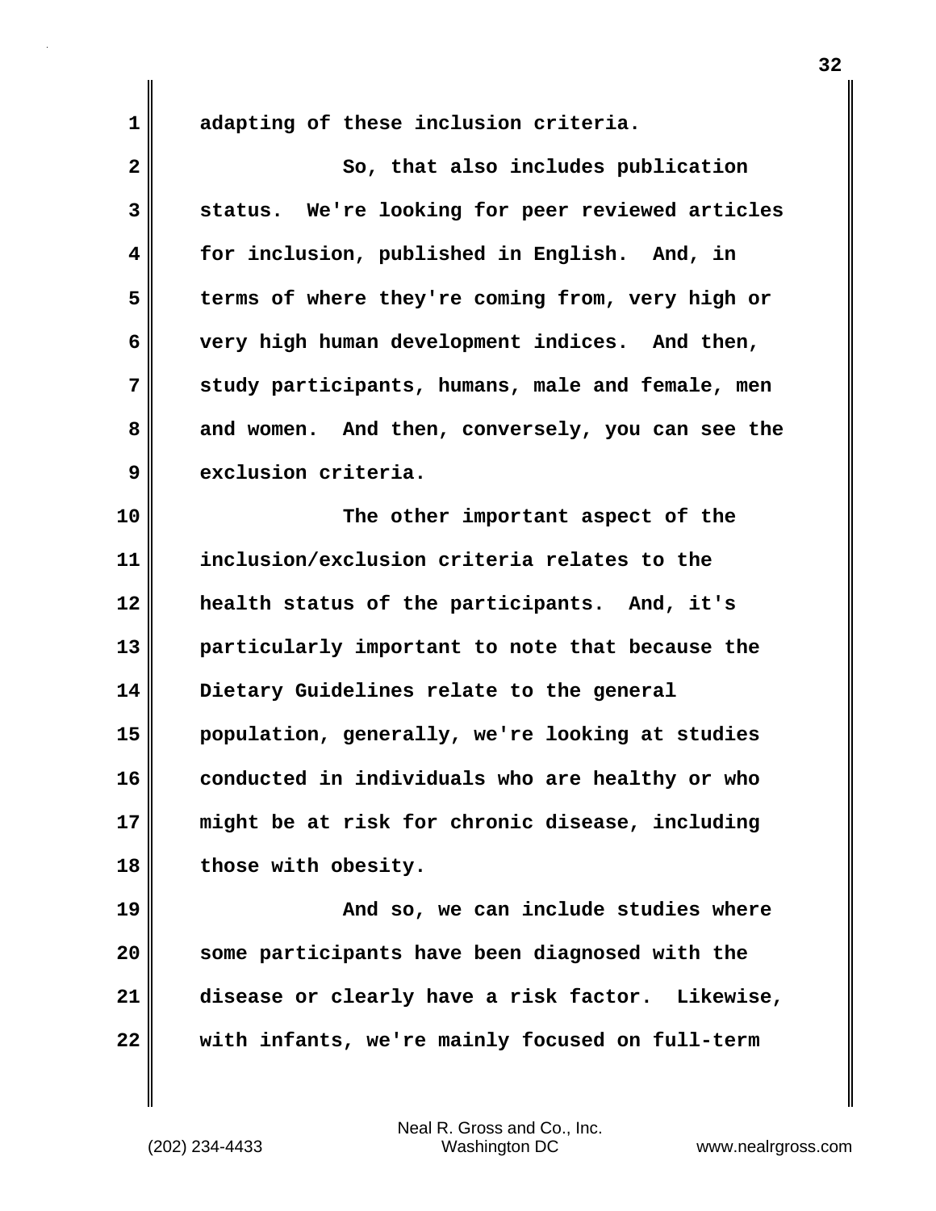adapting of these inclusion criteria.

So, that also includes publication status. We're looking for peer reviewed articles for inclusion, published in English. And, in terms of where they're coming from, very high or very high human development indices. And then, study participants, humans, male and female, men and women. And then, conversely, you can see the exclusion criteria.

The other important aspect of the inclusion/exclusion criteria relates to the health status of the participants. And, it's particularly important to note that because the Dietary Guidelines relate to the general population, generally, we're looking at studies conducted in individuals who are healthy or who might be at risk for chronic disease, including those with obesity.

And so, we can include studies where some participants have been diagnosed with the disease or clearly have a risk factor. Likewise, with infants, we're mainly focused on full-term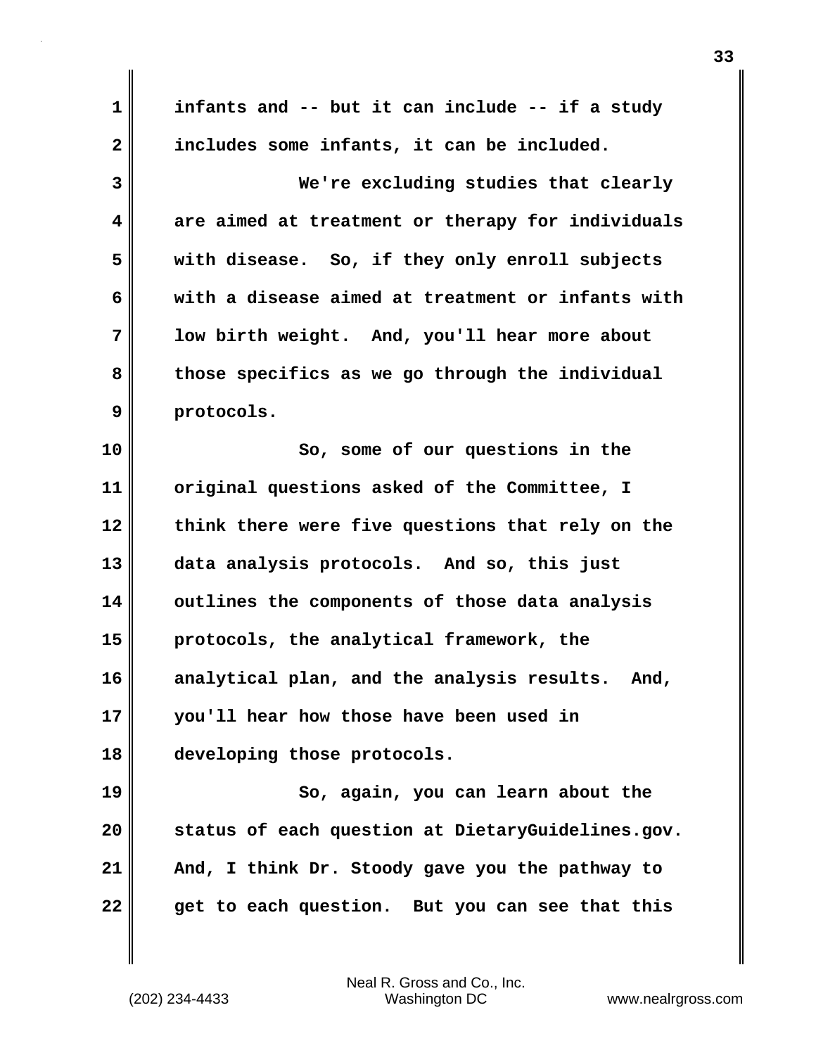infants and -- but it can include -- if a study includes some infants, it can be included.

We're excluding studies that clearly are aimed at treatment or therapy for individuals with disease. So, if they only enroll subjects with a disease aimed at treatment or infants with low birth weight. And, you'll hear more about those specifics as we go through the individual protocols.

So, some of our questions in the original questions asked of the Committee, I think there were five questions that rely on the data analysis protocols. And so, this just outlines the components of those data analysis protocols, the analytical framework, the analytical plan, and the analysis results. And, you'll hear how those have been used in developing those protocols.

So, again, you can learn about the status of each question at DietaryGuidelines.gov. And, I think Dr. Stoody gave you the pathway to get to each question. But you can see that this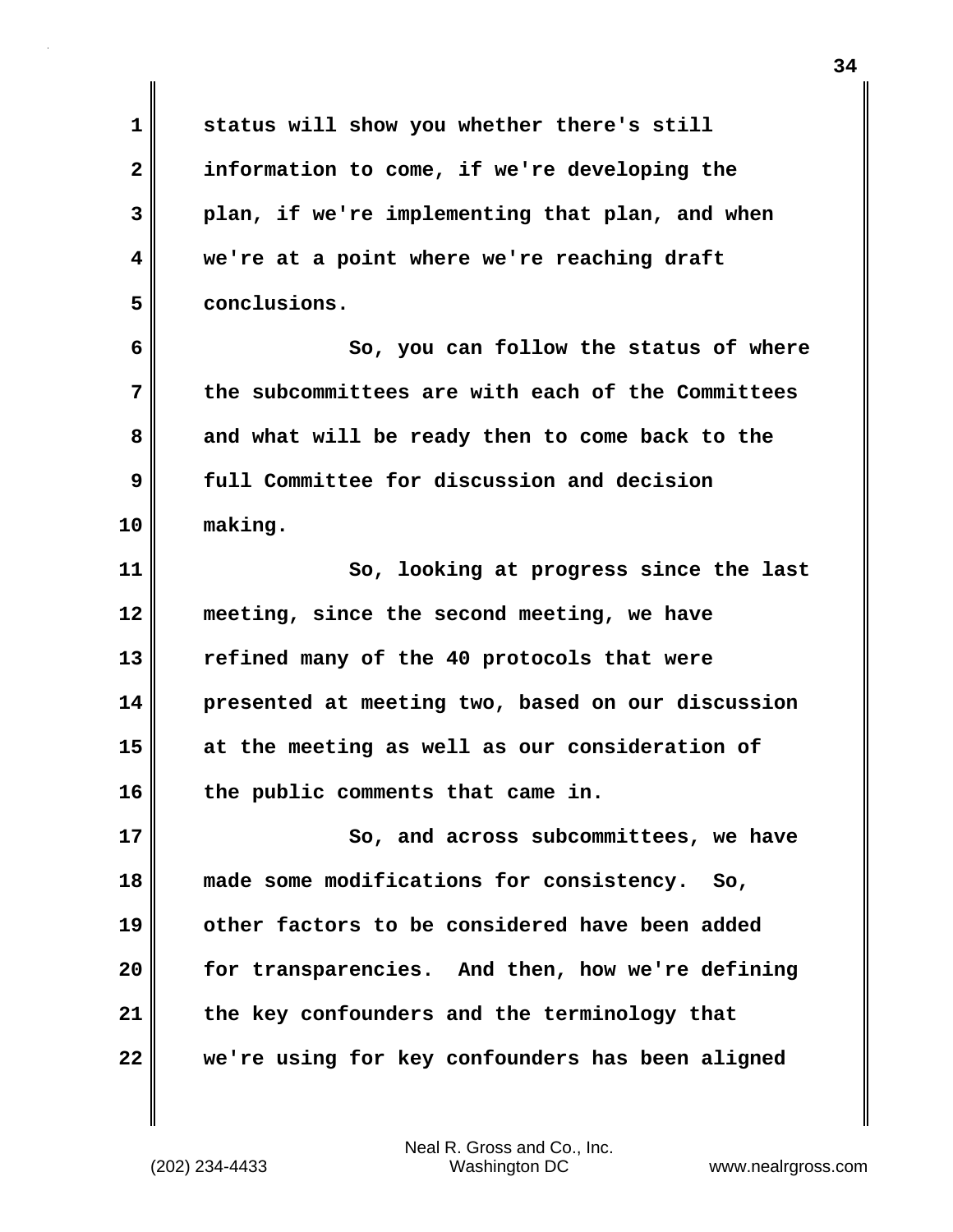status will show you whether there's still information to come, if we're developing the plan, if we're implementing that plan, and when we're at a point where we're reaching draft conclusions.

So, you can follow the status of where the subcommittees are with each of the Committees and what will be ready then to come back to the full Committee for discussion and decision making.

So, looking at progress since the last meeting, since the second meeting, we have refined many of the 40 protocols that were presented at meeting two, based on our discussion at the meeting as well as our consideration of the public comments that came in.

So, and across subcommittees, we have made some modifications for consistency. So, other factors to be considered have been added for transparencies. And then, how we're defining the key confounders and the terminology that we're using for key confounders has been aligned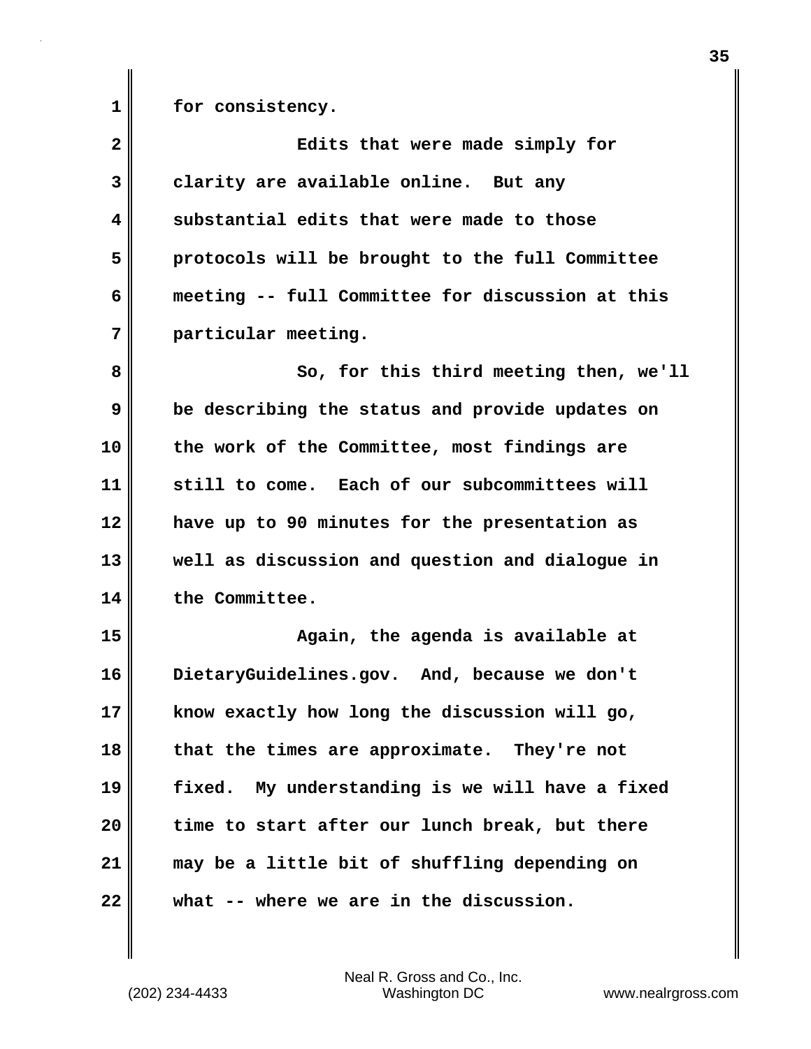for consistency.

Edits that were made simply for clarity are available online. But any substantial edits that were made to those protocols will be brought to the full Committee meeting -- full Committee for discussion at this particular meeting.

So, for this third meeting then, we'll be describing the status and provide updates on the work of the Committee, most findings are still to come. Each of our subcommittees will have up to 90 minutes for the presentation as well as discussion and question and dialogue in the Committee.

Again, the agenda is available at DietaryGuidelines.gov. And, because we don't know exactly how long the discussion will go, that the times are approximate. They're not fixed. My understanding is we will have a fixed time to start after our lunch break, but there may be a little bit of shuffling depending on what -- where we are in the discussion.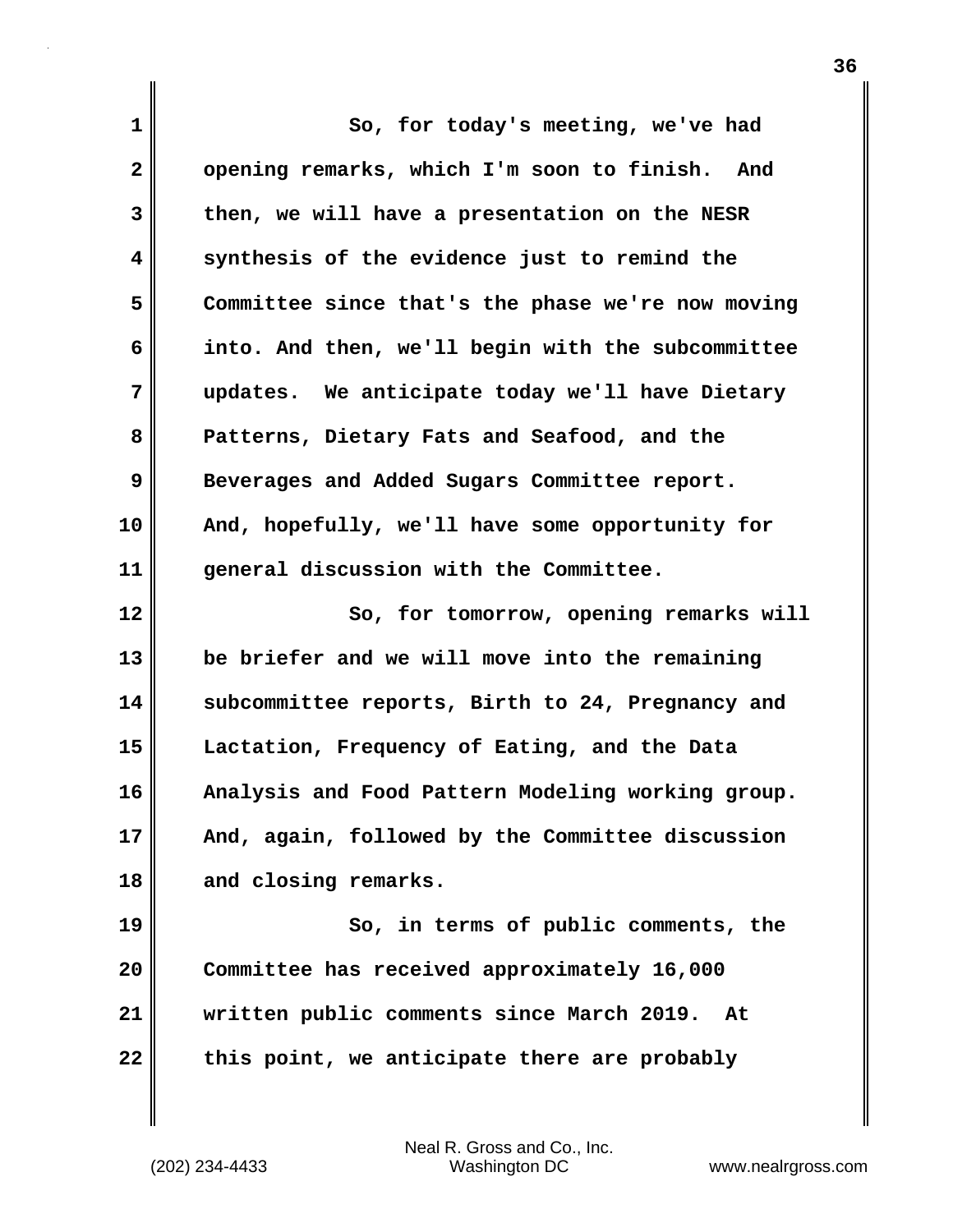So, for today's meeting, we've had opening remarks, which I'm soon to finish. And then, we will have a presentation on the NESR synthesis of the evidence just to remind the Committee since that's the phase we're now moving into. And then, we'll begin with the subcommittee updates. We anticipate today we'll have Dietary Patterns, Dietary Fats and Seafood, and the Beverages and Added Sugars Committee report. And, hopefully, we'll have some opportunity for general discussion with the Committee.

So, for tomorrow, opening remarks will be briefer and we will move into the remaining subcommittee reports, Birth to 24, Pregnancy and Lactation, Frequency of Eating, and the Data Analysis and Food Pattern Modeling working group. And, again, followed by the Committee discussion and closing remarks.

So, in terms of public comments, the Committee has received approximately 16,000 written public comments since March 2019. At this point, we anticipate there are probably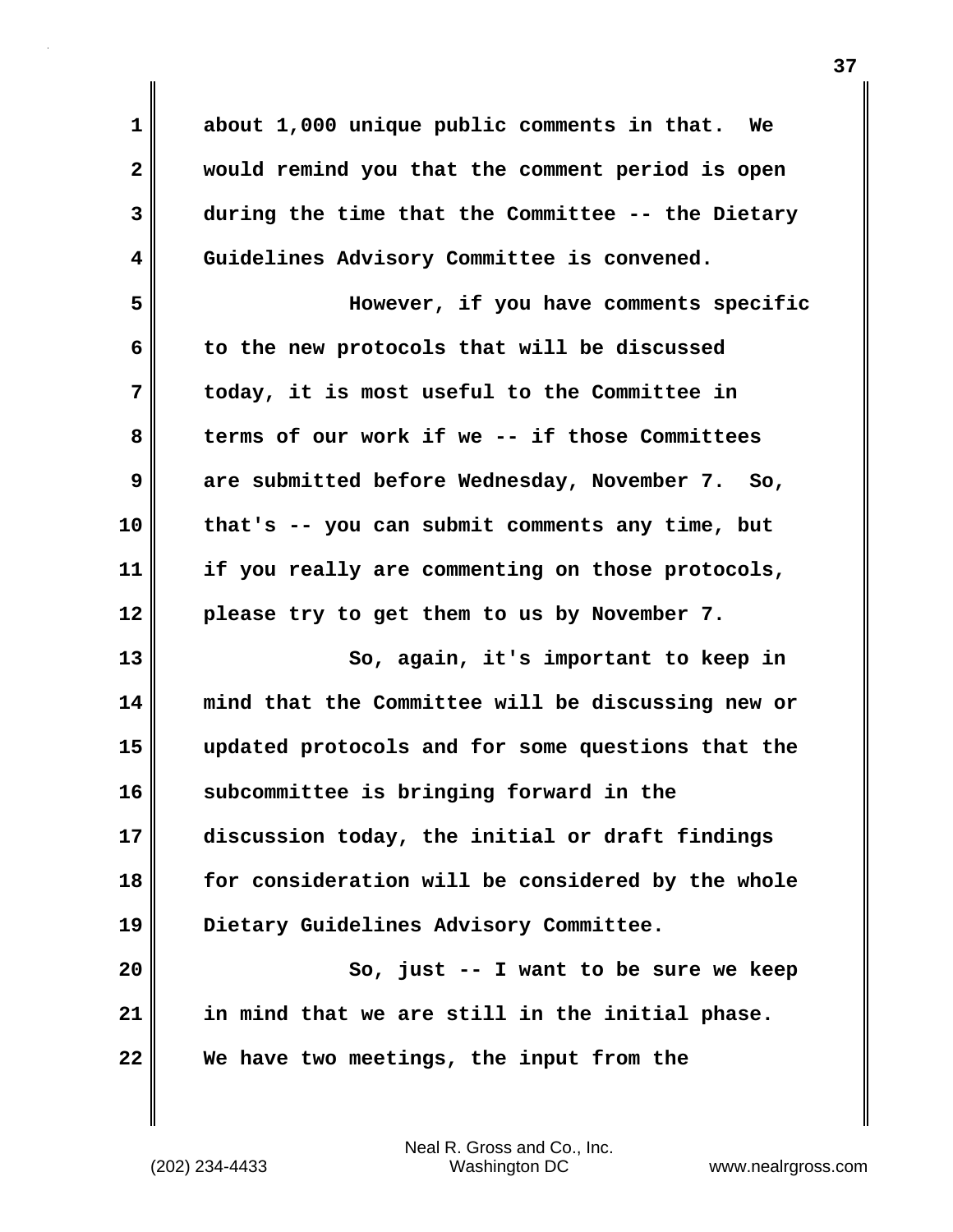about 1,000 unique public comments in that. We would remind you that the comment period is open during the time that the Committee -- the Dietary Guidelines Advisory Committee is convened.

However, if you have comments specific to the new protocols that will be discussed today, it is most useful to the Committee in terms of our work if we -- if those Committees are submitted before Wednesday, November 7. So, that's -- you can submit comments any time, but if you really are commenting on those protocols, please try to get them to us by November 7.

So, again, it's important to keep in mind that the Committee will be discussing new or updated protocols and for some questions that the subcommittee is bringing forward in the discussion today, the initial or draft findings for consideration will be considered by the whole Dietary Guidelines Advisory Committee.

So, just -- I want to be sure we keep in mind that we are still in the initial phase. We have two meetings, the input from the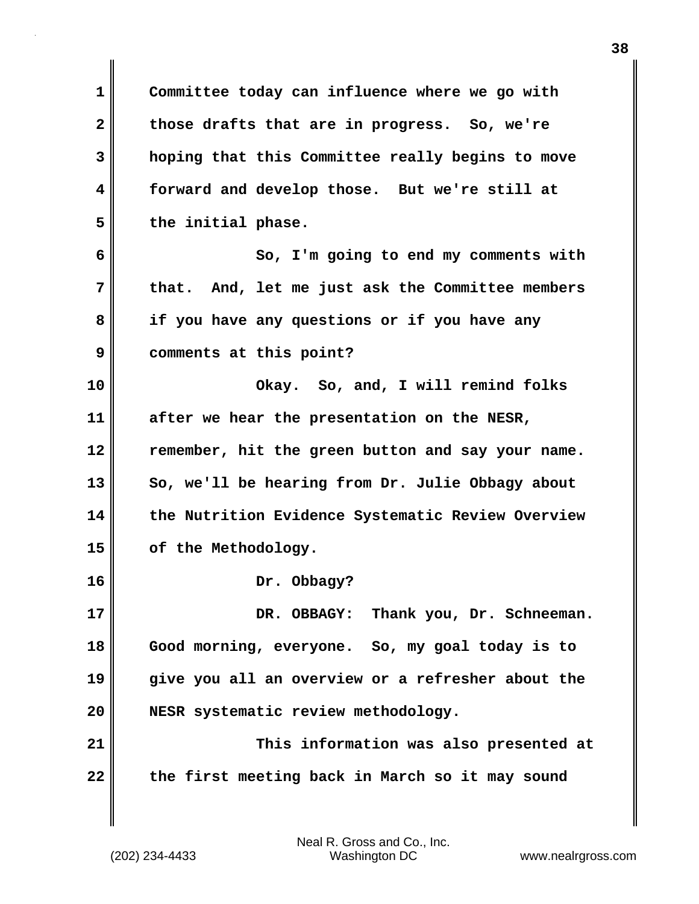Committee today can influence where we go with those drafts that are in progress. So, we're hoping that this Committee really begins to move forward and develop those. But we're still at the initial phase.

So, I'm going to end my comments with that. And, let me just ask the Committee members if you have any questions or if you have any comments at this point?

Okay. So, and, I will remind folks after we hear the presentation on the NESR, remember, hit the green button and say your name. So, we'll be hearing from Dr. Julie Obbagy about the Nutrition Evidence Systematic Review Overview of the Methodology.

Dr. Obbagy?

DR. OBBAGY: Thank you, Dr. Schneeman. Good morning, everyone. So, my goal today is to give you all an overview or a refresher about the NESR systematic review methodology.

This information was also presented at the first meeting back in March so it may sound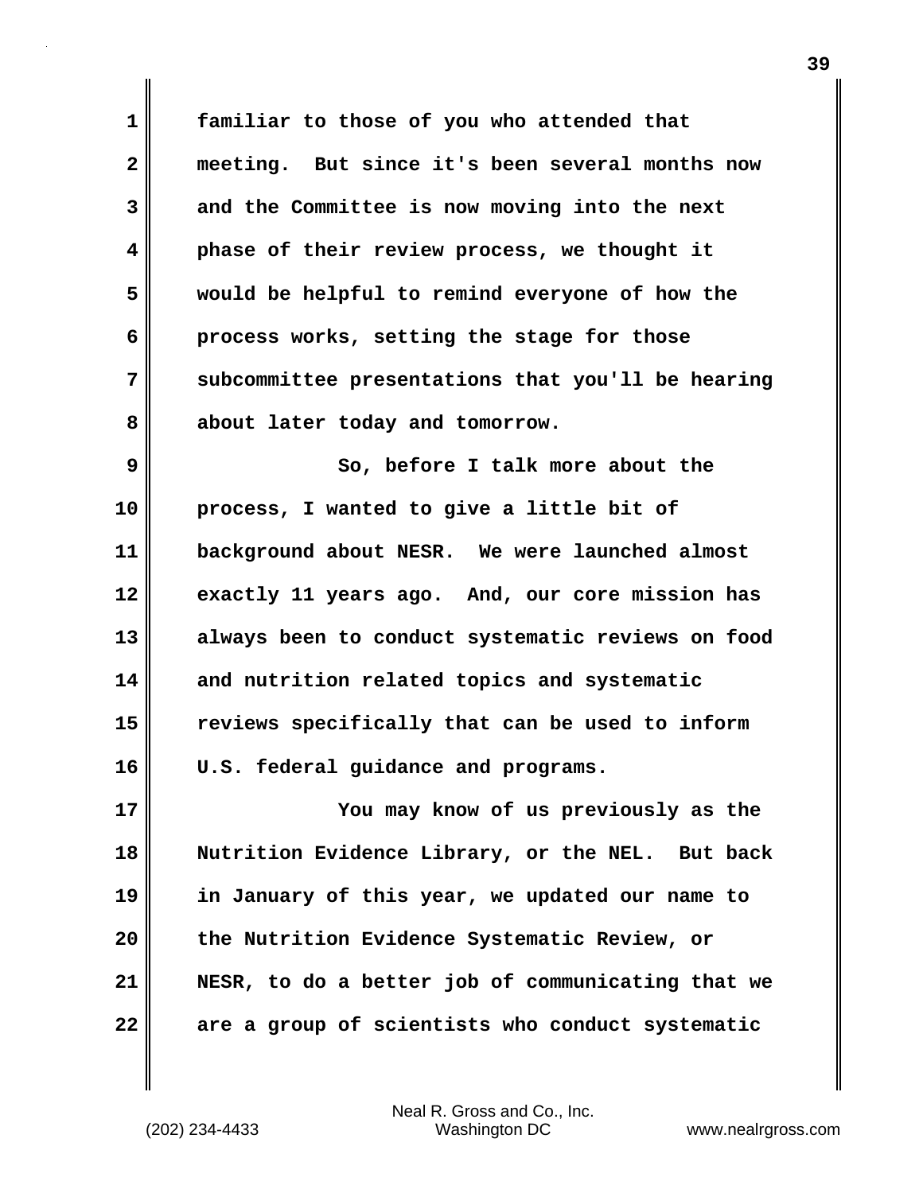familiar to those of you who attended that meeting. But since it's been several months now and the Committee is now moving into the next phase of their review process, we thought it would be helpful to remind everyone of how the process works, setting the stage for those subcommittee presentations that you'll be hearing about later today and tomorrow.

So, before I talk more about the process, I wanted to give a little bit of background about NESR. We were launched almost exactly 11 years ago. And, our core mission has always been to conduct systematic reviews on food and nutrition related topics and systematic reviews specifically that can be used to inform U.S. federal guidance and programs.

You may know of us previously as the Nutrition Evidence Library, or the NEL. But back in January of this year, we updated our name to the Nutrition Evidence Systematic Review, or NESR, to do a better job of communicating that we are a group of scientists who conduct systematic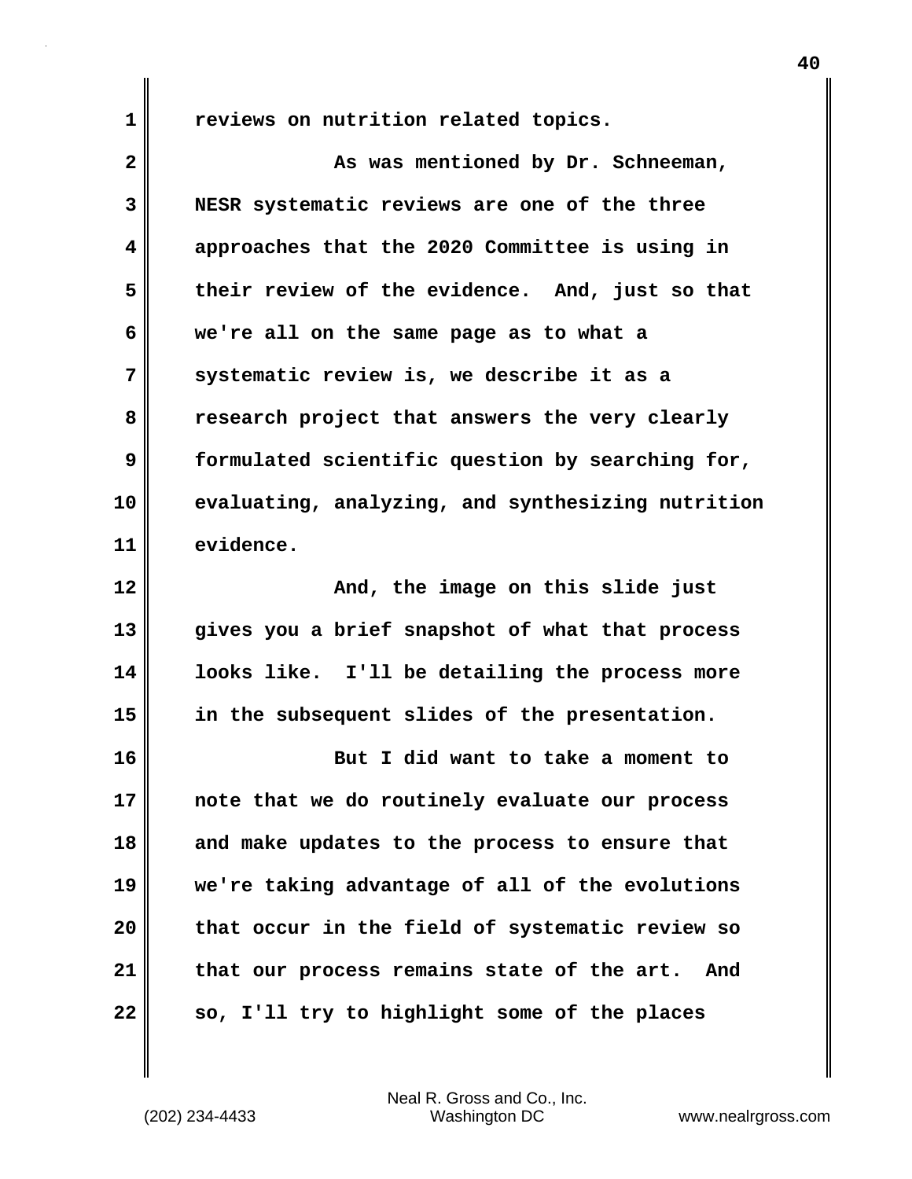reviews on nutrition related topics.

As was mentioned by Dr. Schneeman, NESR systematic reviews are one of the three approaches that the 2020 Committee is using in their review of the evidence. And, just so that we're all on the same page as to what a systematic review is, we describe it as a research project that answers the very clearly formulated scientific question by searching for, evaluating, analyzing, and synthesizing nutrition evidence.

And, the image on this slide just gives you a brief snapshot of what that process looks like. I'll be detailing the process more in the subsequent slides of the presentation.

But I did want to take a moment to note that we do routinely evaluate our process and make updates to the process to ensure that we're taking advantage of all of the evolutions that occur in the field of systematic review so that our process remains state of the art. And so, I'll try to highlight some of the places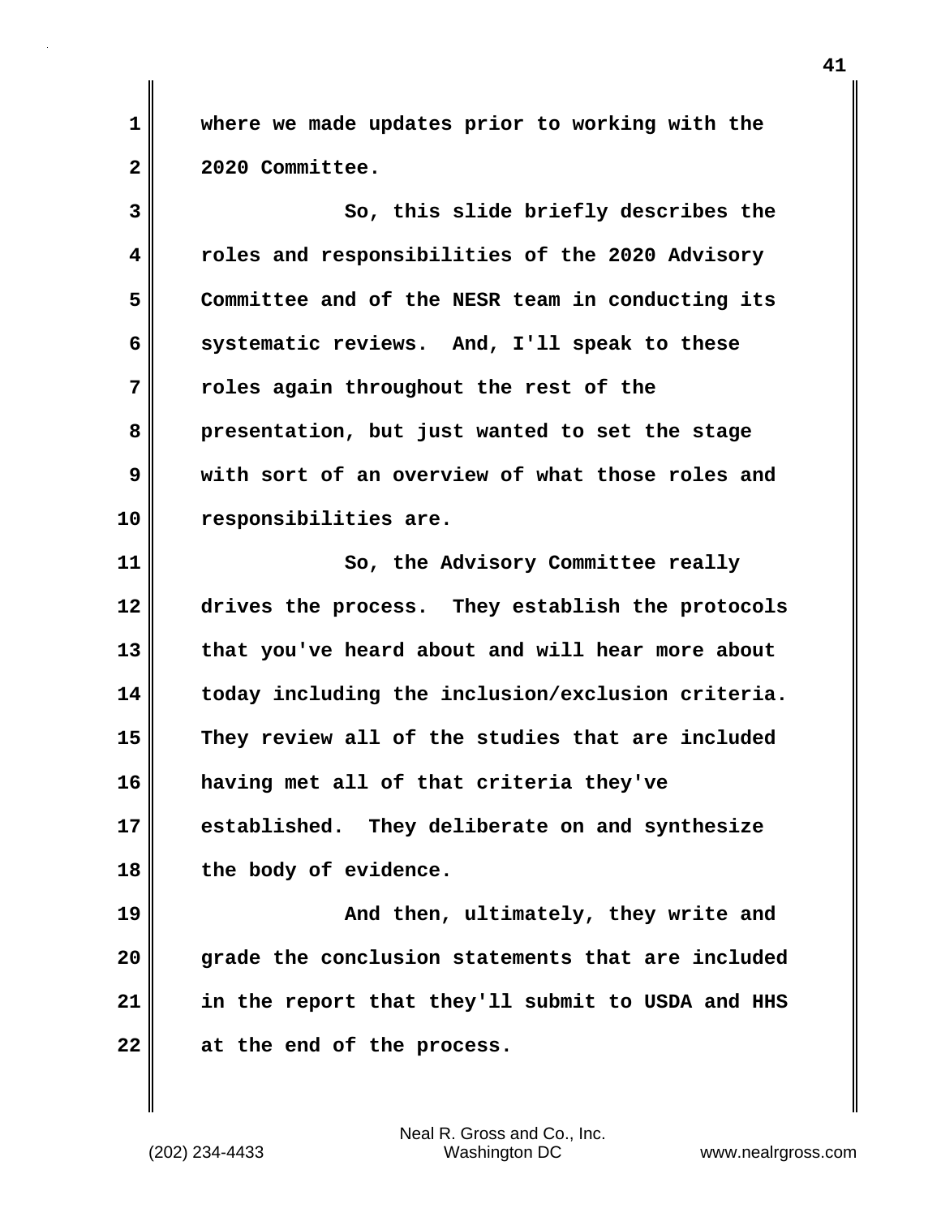where we made updates prior to working with the 2020 Committee.

So, this slide briefly describes the roles and responsibilities of the 2020 Advisory Committee and of the NESR team in conducting its systematic reviews. And, I'll speak to these roles again throughout the rest of the presentation, but just wanted to set the stage with sort of an overview of what those roles and responsibilities are.

So, the Advisory Committee really drives the process. They establish the protocols that you've heard about and will hear more about today including the inclusion/exclusion criteria. They review all of the studies that are included having met all of that criteria they've established. They deliberate on and synthesize the body of evidence.

And then, ultimately, they write and grade the conclusion statements that are included in the report that they'll submit to USDA and HHS at the end of the process.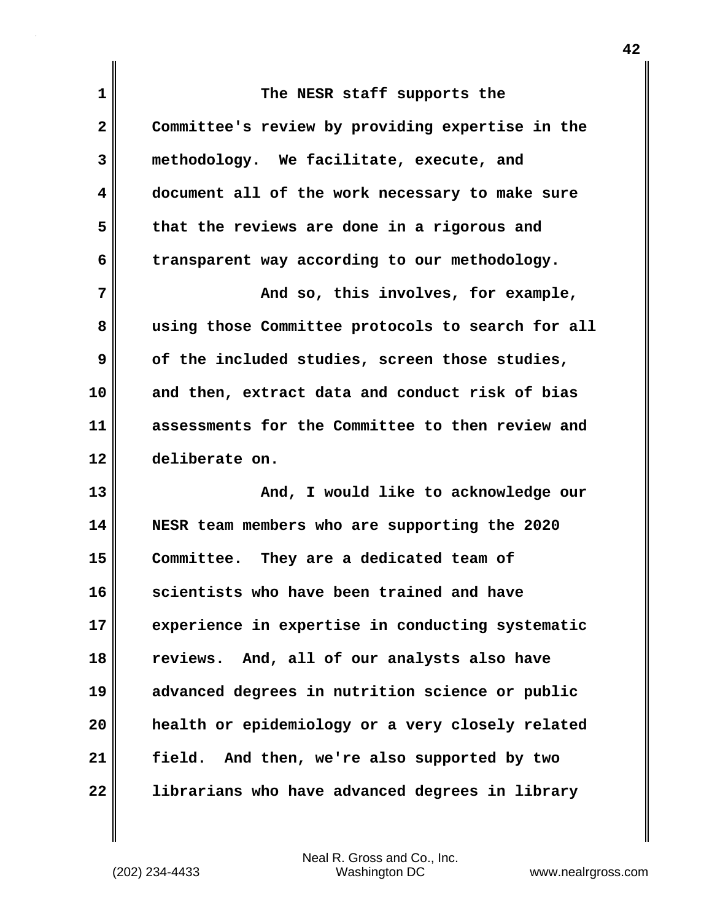The NESR staff supports the Committee's review by providing expertise in the methodology. We facilitate, execute, and document all of the work necessary to make sure that the reviews are done in a rigorous and transparent way according to our methodology.

And so, this involves, for example, using those Committee protocols to search for all of the included studies, screen those studies, and then, extract data and conduct risk of bias assessments for the Committee to then review and deliberate on.

And, I would like to acknowledge our NESR team members who are supporting the 2020 Committee. They are a dedicated team of scientists who have been trained and have experience in expertise in conducting systematic reviews. And, all of our analysts also have advanced degrees in nutrition science or public health or epidemiology or a very closely related field. And then, we're also supported by two librarians who have advanced degrees in library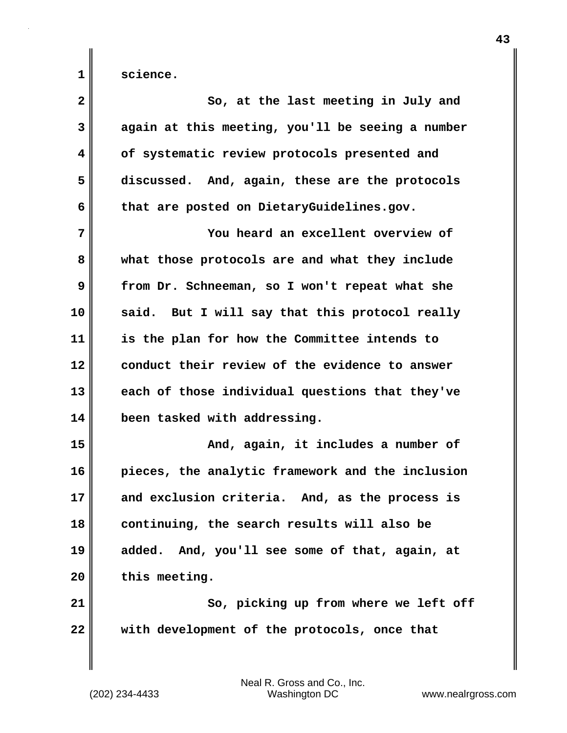science.

So, at the last meeting in July and again at this meeting, you'll be seeing a number of systematic review protocols presented and discussed. And, again, these are the protocols that are posted on DietaryGuidelines.gov.

You heard an excellent overview of what those protocols are and what they include from Dr. Schneeman, so I won't repeat what she said. But I will say that this protocol really is the plan for how the Committee intends to conduct their review of the evidence to answer each of those individual questions that they've been tasked with addressing.

And, again, it includes a number of pieces, the analytic framework and the inclusion and exclusion criteria. And, as the process is continuing, the search results will also be added. And, you'll see some of that, again, at this meeting.

So, picking up from where we left off with development of the protocols, once that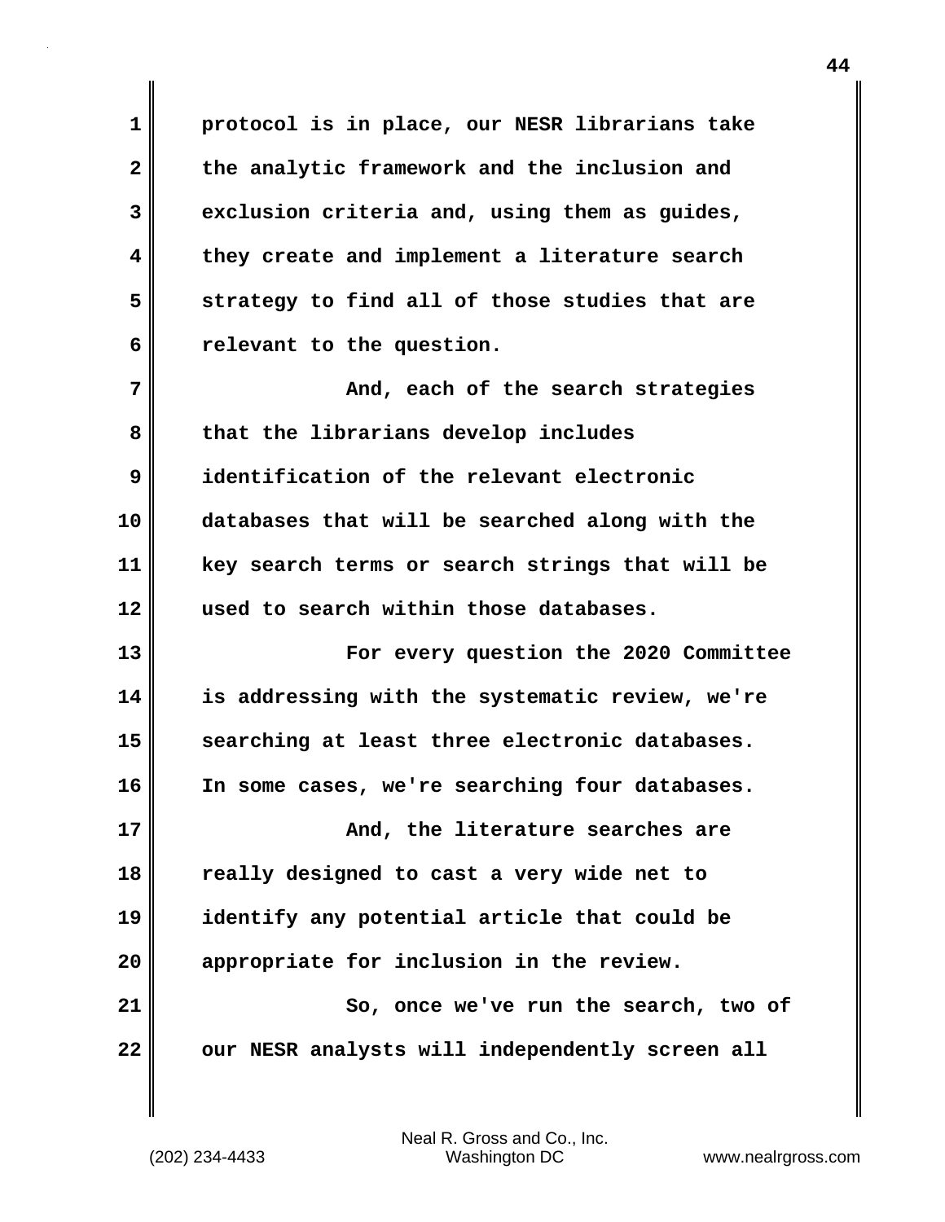protocol is in place, our NESR librarians take the analytic framework and the inclusion and exclusion criteria and, using them as guides, they create and implement a literature search strategy to find all of those studies that are relevant to the question.

And, each of the search strategies that the librarians develop includes identification of the relevant electronic databases that will be searched along with the key search terms or search strings that will be used to search within those databases.

For every question the 2020 Committee is addressing with the systematic review, we're searching at least three electronic databases. In some cases, we're searching four databases.

And, the literature searches are really designed to cast a very wide net to identify any potential article that could be appropriate for inclusion in the review.

So, once we've run the search, two of our NESR analysts will independently screen all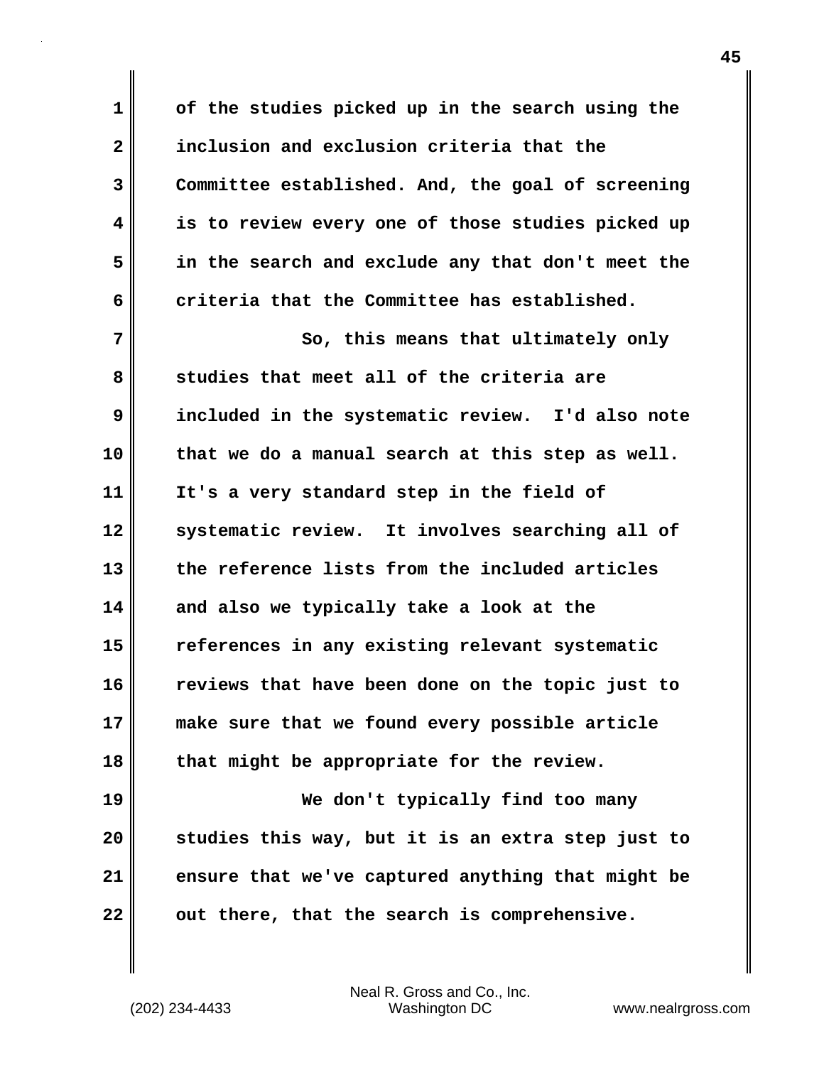of the studies picked up in the search using the inclusion and exclusion criteria that the Committee established. And, the goal of screening is to review every one of those studies picked up in the search and exclude any that don't meet the criteria that the Committee has established.

So, this means that ultimately only studies that meet all of the criteria are included in the systematic review. I'd also note that we do a manual search at this step as well. It's a very standard step in the field of systematic review. It involves searching all of the reference lists from the included articles and also we typically take a look at the references in any existing relevant systematic reviews that have been done on the topic just to make sure that we found every possible article that might be appropriate for the review.

We don't typically find too many studies this way, but it is an extra step just to ensure that we've captured anything that might be out there, that the search is comprehensive.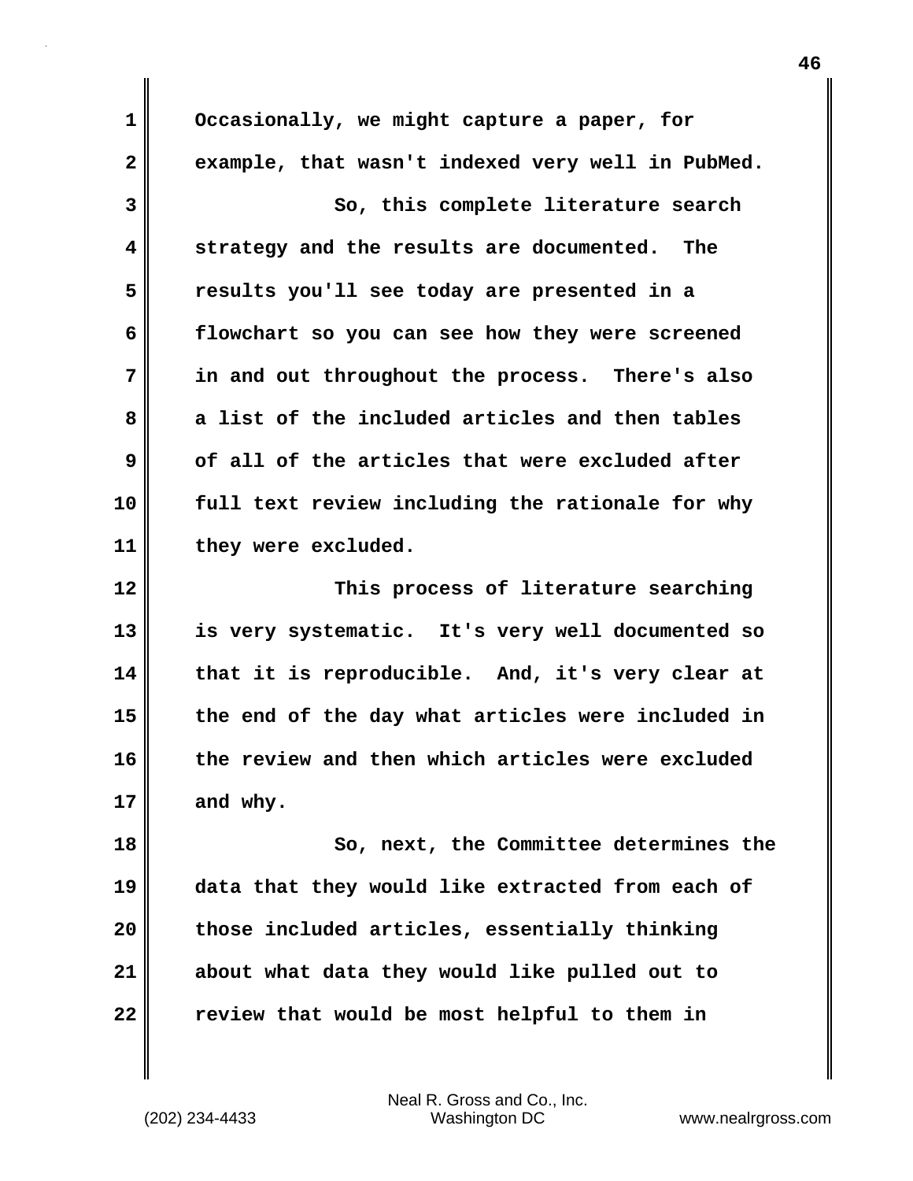Occasionally, we might capture a paper, for example, that wasn't indexed very well in PubMed.

So, this complete literature search strategy and the results are documented. The results you'll see today are presented in a flowchart so you can see how they were screened in and out throughout the process. There's also a list of the included articles and then tables of all of the articles that were excluded after full text review including the rationale for why they were excluded.

This process of literature searching is very systematic. It's very well documented so that it is reproducible. And, it's very clear at the end of the day what articles were included in the review and then which articles were excluded and why.

So, next, the Committee determines the data that they would like extracted from each of those included articles, essentially thinking about what data they would like pulled out to review that would be most helpful to them in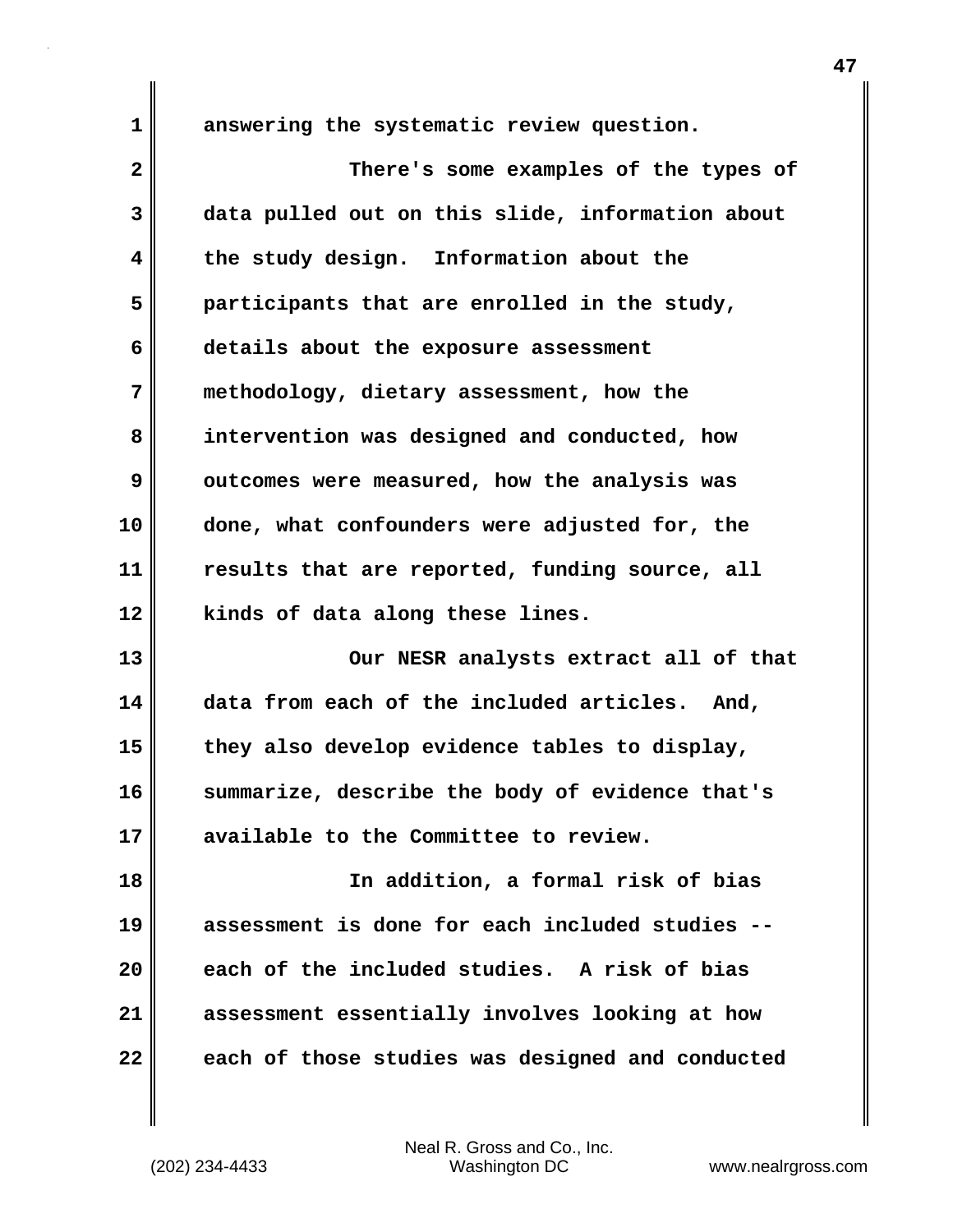answering the systematic review question.

There's some examples of the types of data pulled out on this slide, information about the study design. Information about the participants that are enrolled in the study, details about the exposure assessment methodology, dietary assessment, how the intervention was designed and conducted, how outcomes were measured, how the analysis was done, what confounders were adjusted for, the results that are reported, funding source, all kinds of data along these lines.

Our NESR analysts extract all of that data from each of the included articles. And, they also develop evidence tables to display, summarize, describe the body of evidence that's available to the Committee to review.

In addition, a formal risk of bias assessment is done for each included studies -- each of the included studies. A risk of bias assessment essentially involves looking at how each of those studies was designed and conducted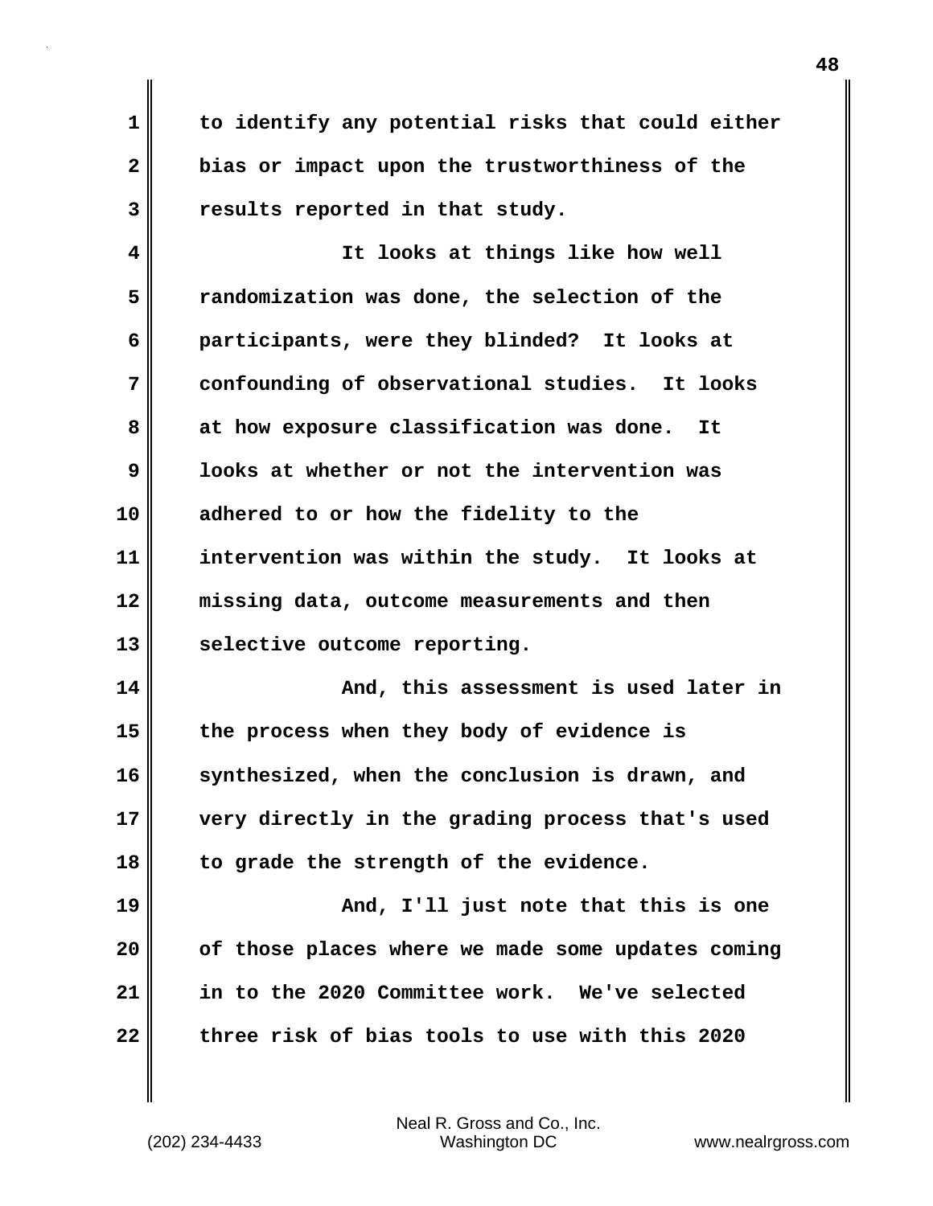to identify any potential risks that could either bias or impact upon the trustworthiness of the results reported in that study.

It looks at things like how well randomization was done, the selection of the participants, were they blinded? It looks at confounding of observational studies. It looks at how exposure classification was done. It looks at whether or not the intervention was adhered to or how the fidelity to the intervention was within the study. It looks at missing data, outcome measurements and then selective outcome reporting.

And, this assessment is used later in the process when they body of evidence is synthesized, when the conclusion is drawn, and very directly in the grading process that's used to grade the strength of the evidence.

And, I'll just note that this is one of those places where we made some updates coming in to the 2020 Committee work. We've selected three risk of bias tools to use with this 2020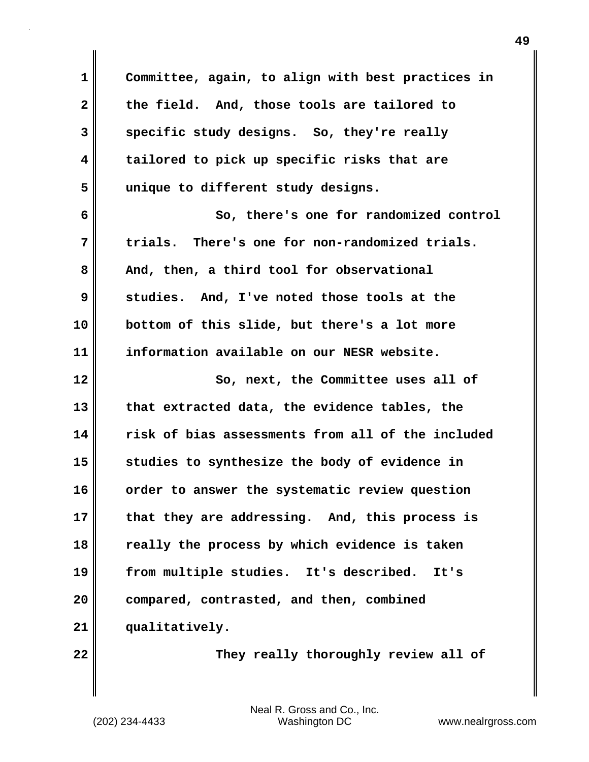Committee, again, to align with best practices in the field. And, those tools are tailored to specific study designs. So, they're really tailored to pick up specific risks that are unique to different study designs.

So, there's one for randomized control trials. There's one for non-randomized trials. And, then, a third tool for observational studies. And, I've noted those tools at the bottom of this slide, but there's a lot more information available on our NESR website.

So, next, the Committee uses all of that extracted data, the evidence tables, the risk of bias assessments from all of the included studies to synthesize the body of evidence in order to answer the systematic review question that they are addressing. And, this process is really the process by which evidence is taken from multiple studies. It's described. It's compared, contrasted, and then, combined qualitatively.

They really thoroughly review all of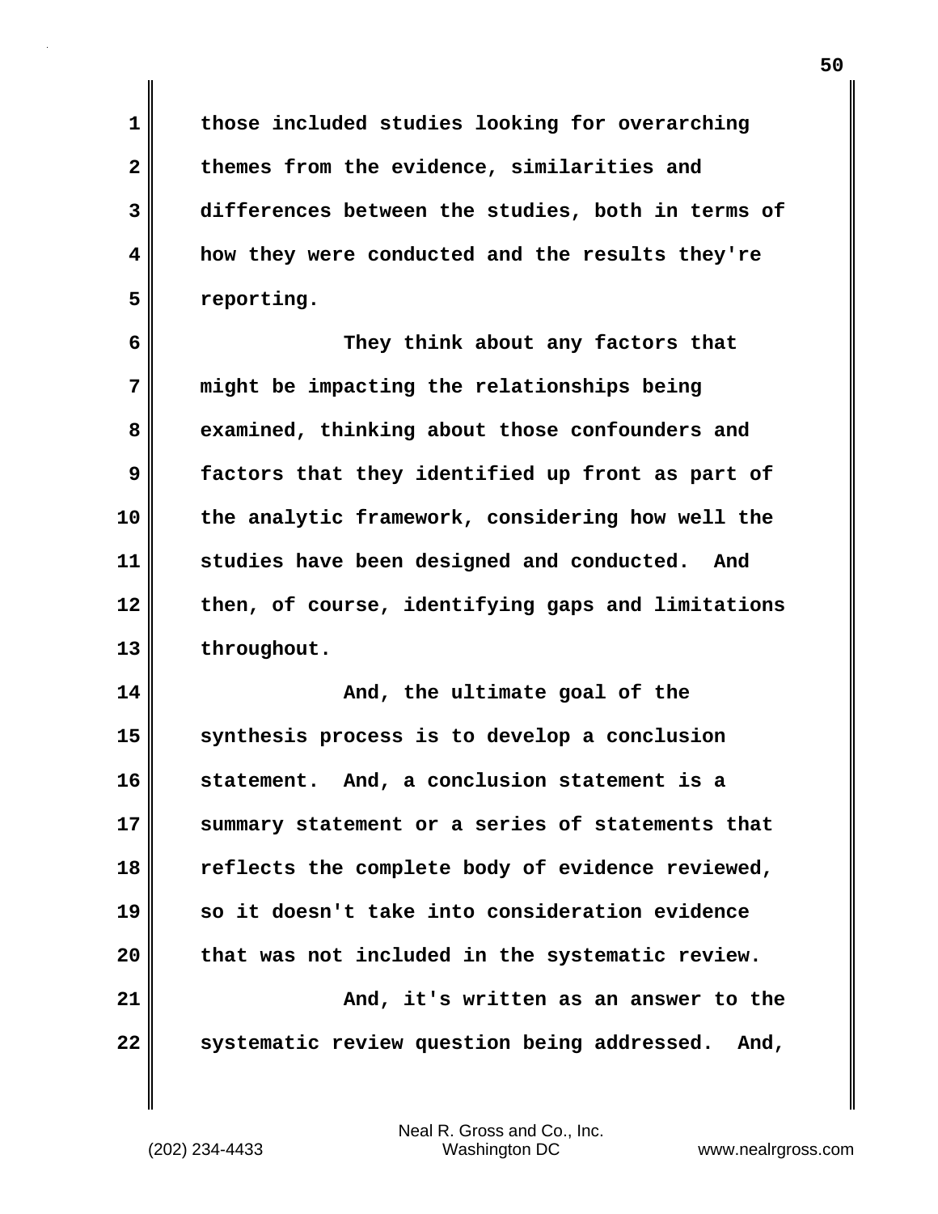those included studies looking for overarching themes from the evidence, similarities and differences between the studies, both in terms of how they were conducted and the results they're reporting.

They think about any factors that might be impacting the relationships being examined, thinking about those confounders and factors that they identified up front as part of the analytic framework, considering how well the studies have been designed and conducted. And then, of course, identifying gaps and limitations throughout.

And, the ultimate goal of the synthesis process is to develop a conclusion statement. And, a conclusion statement is a summary statement or a series of statements that reflects the complete body of evidence reviewed, so it doesn't take into consideration evidence that was not included in the systematic review.

And, it's written as an answer to the systematic review question being addressed. And,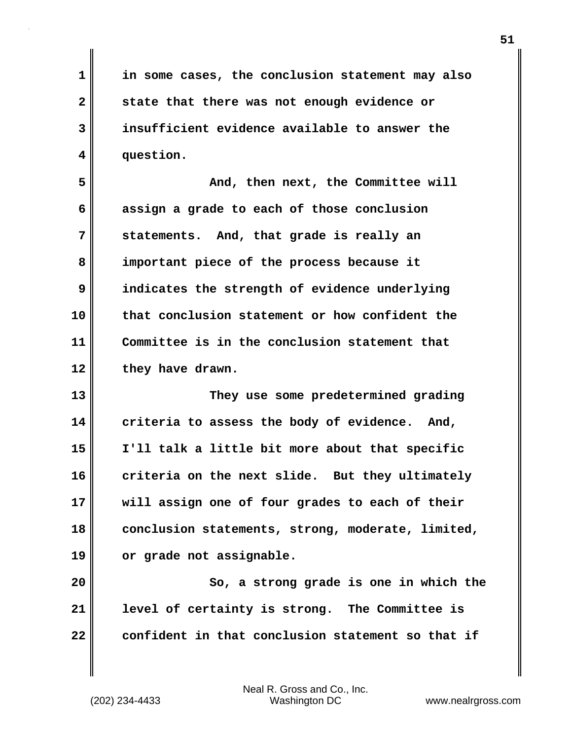in some cases, the conclusion statement may also state that there was not enough evidence or insufficient evidence available to answer the question.

And, then next, the Committee will assign a grade to each of those conclusion statements. And, that grade is really an important piece of the process because it indicates the strength of evidence underlying that conclusion statement or how confident the Committee is in the conclusion statement that they have drawn.

They use some predetermined grading criteria to assess the body of evidence. And, I'll talk a little bit more about that specific criteria on the next slide. But they ultimately will assign one of four grades to each of their conclusion statements, strong, moderate, limited, or grade not assignable.

So, a strong grade is one in which the level of certainty is strong. The Committee is confident in that conclusion statement so that if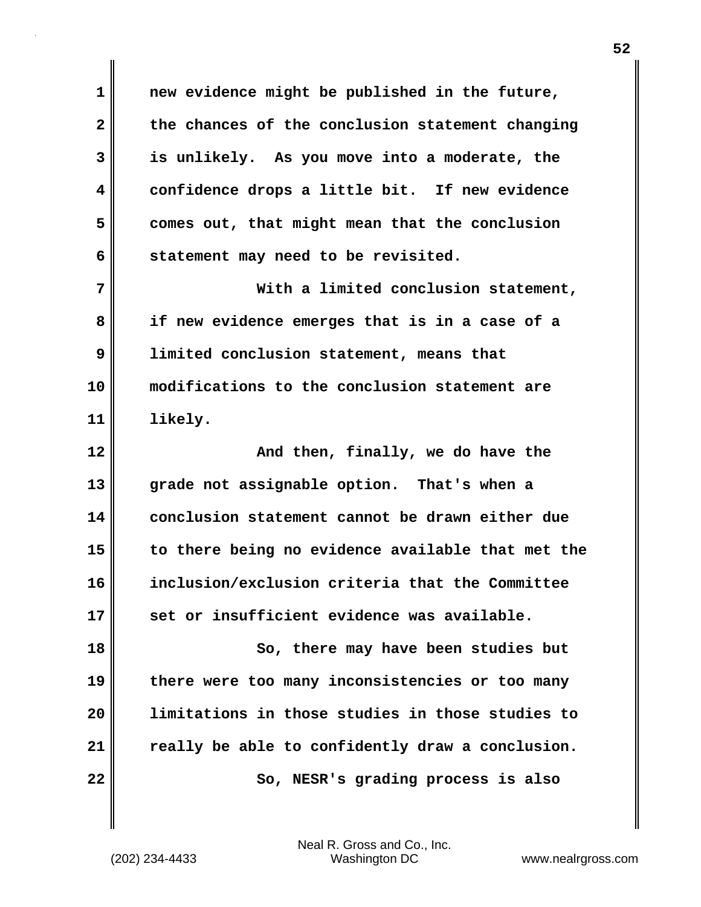new evidence might be published in the future, the chances of the conclusion statement changing is unlikely. As you move into a moderate, the confidence drops a little bit. If new evidence comes out, that might mean that the conclusion statement may need to be revisited.

With a limited conclusion statement, if new evidence emerges that is in a case of a limited conclusion statement, means that modifications to the conclusion statement are likely.

And then, finally, we do have the grade not assignable option. That's when a conclusion statement cannot be drawn either due to there being no evidence available that met the inclusion/exclusion criteria that the Committee set or insufficient evidence was available.

So, there may have been studies but there were too many inconsistencies or too many limitations in those studies in those studies to really be able to confidently draw a conclusion.

So, NESR's grading process is also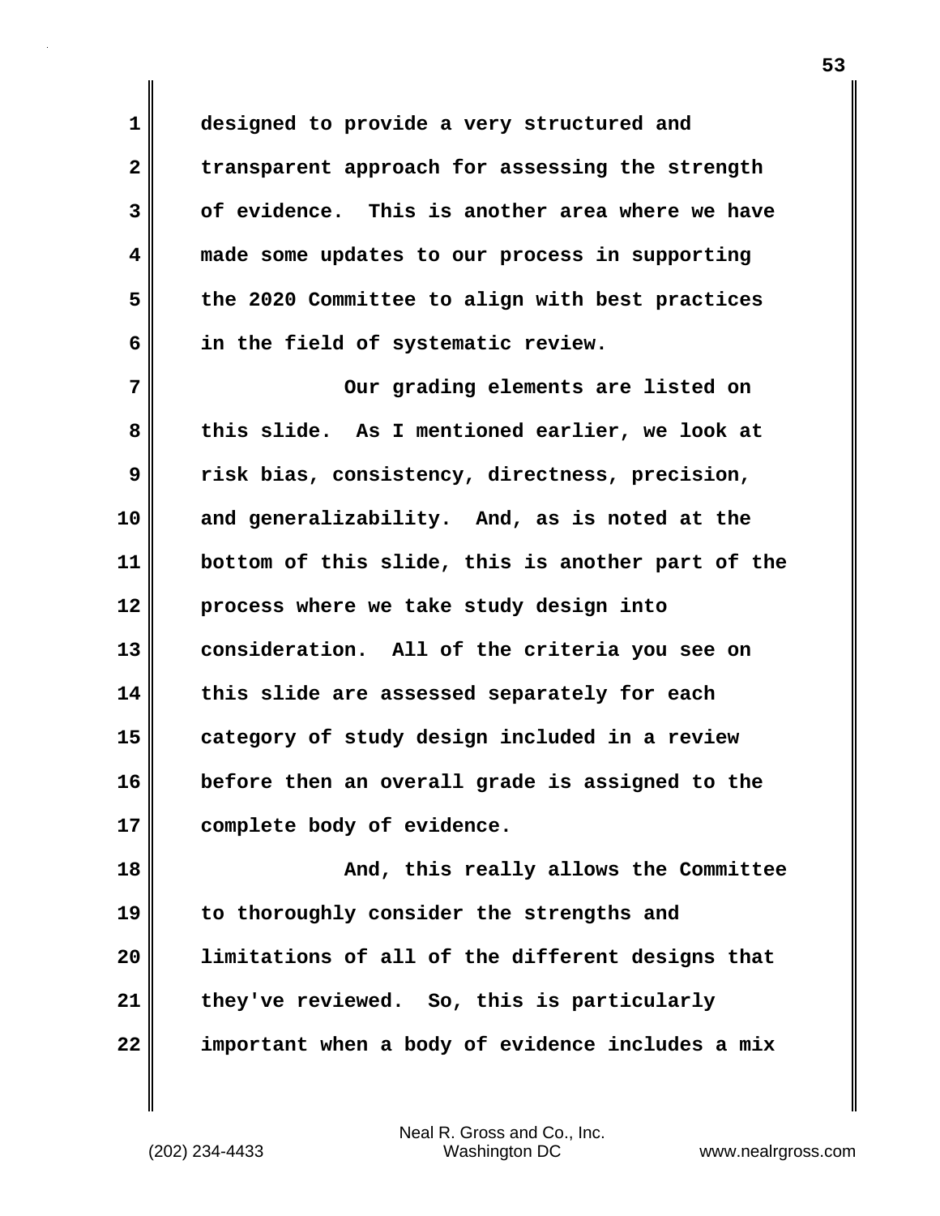designed to provide a very structured and transparent approach for assessing the strength of evidence. This is another area where we have made some updates to our process in supporting the 2020 Committee to align with best practices in the field of systematic review.

Our grading elements are listed on this slide. As I mentioned earlier, we look at risk bias, consistency, directness, precision, and generalizability. And, as is noted at the bottom of this slide, this is another part of the process where we take study design into consideration. All of the criteria you see on this slide are assessed separately for each category of study design included in a review before then an overall grade is assigned to the complete body of evidence.

And, this really allows the Committee to thoroughly consider the strengths and limitations of all of the different designs that they've reviewed. So, this is particularly important when a body of evidence includes a mix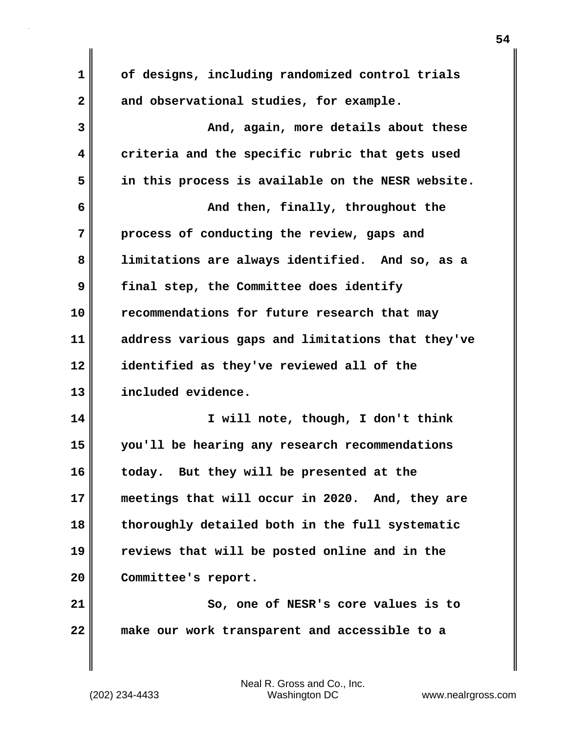of designs, including randomized control trials and observational studies, for example.

And, again, more details about these criteria and the specific rubric that gets used in this process is available on the NESR website.

And then, finally, throughout the process of conducting the review, gaps and limitations are always identified. And so, as a final step, the Committee does identify recommendations for future research that may address various gaps and limitations that they've identified as they've reviewed all of the included evidence.

I will note, though, I don't think you'll be hearing any research recommendations today. But they will be presented at the meetings that will occur in 2020. And, they are thoroughly detailed both in the full systematic reviews that will be posted online and in the Committee's report.

So, one of NESR's core values is to make our work transparent and accessible to a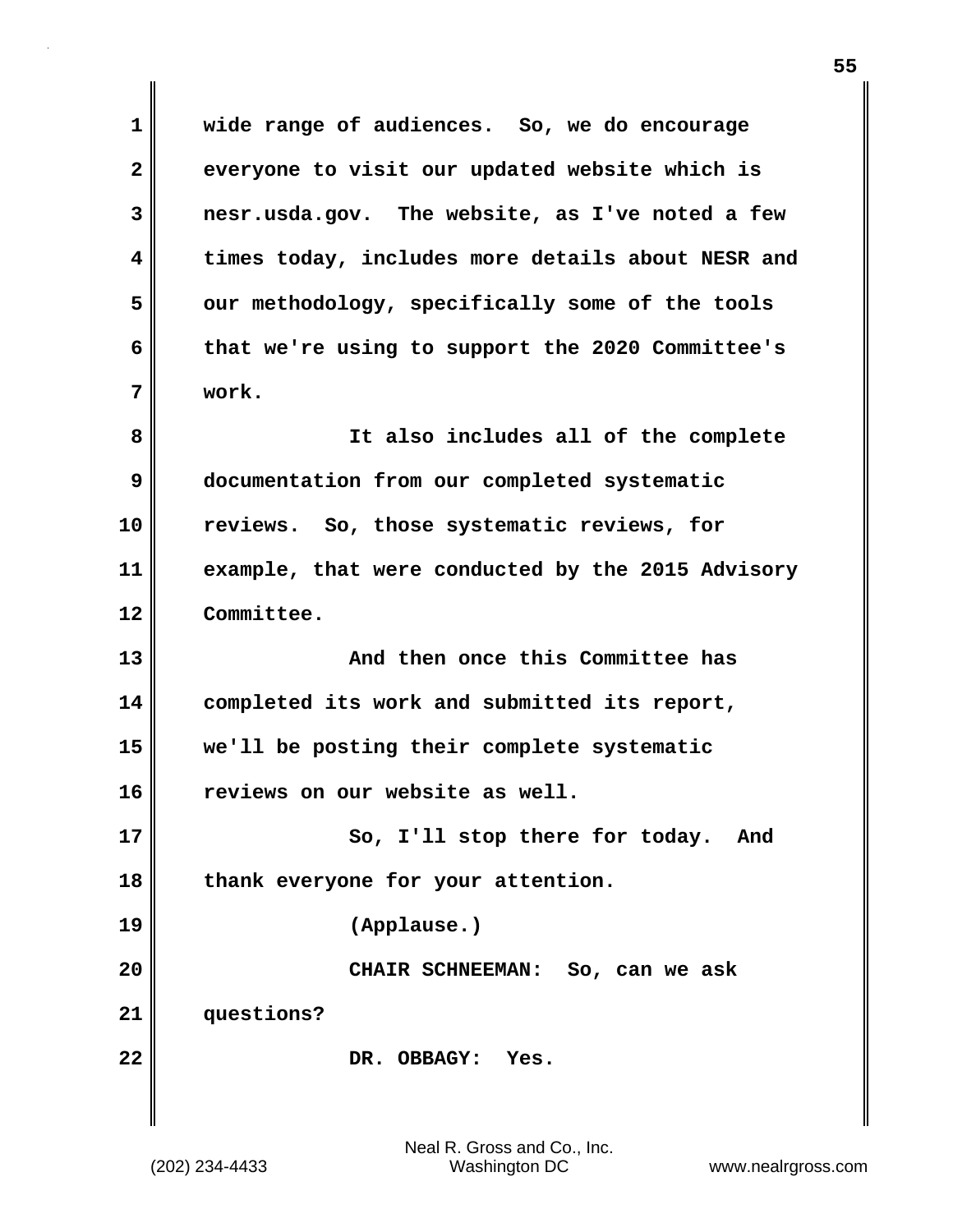wide range of audiences. So, we do encourage everyone to visit our updated website which is nesr.usda.gov. The website, as I've noted a few times today, includes more details about NESR and our methodology, specifically some of the tools that we're using to support the 2020 Committee's work.

It also includes all of the complete documentation from our completed systematic reviews. So, those systematic reviews, for example, that were conducted by the 2015 Advisory Committee.

And then once this Committee has completed its work and submitted its report, we'll be posting their complete systematic reviews on our website as well.

So, I'll stop there for today. And thank everyone for your attention.

(Applause.)

CHAIR SCHNEEMAN: So, can we ask questions?

DR. OBBAGY: Yes.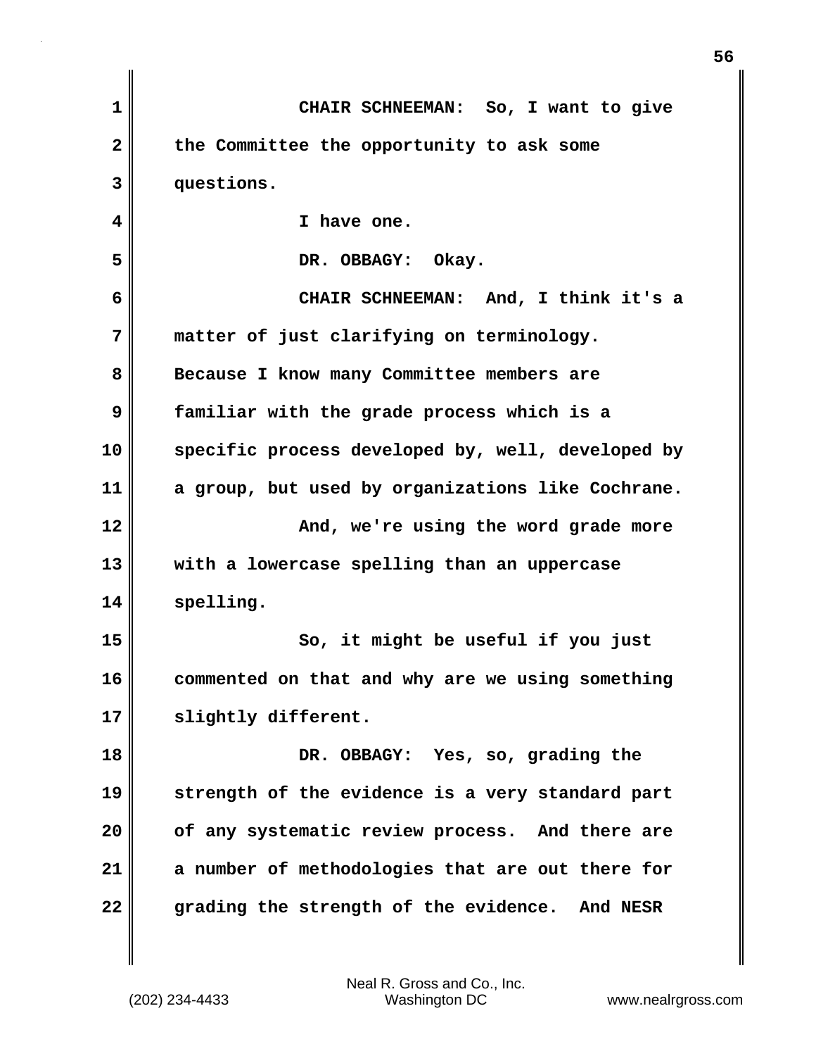CHAIR SCHNEEMAN: So, I want to give the Committee the opportunity to ask some questions.

I have one.

DR. OBBAGY: Okay.

CHAIR SCHNEEMAN: And, I think it's a matter of just clarifying on terminology. Because I know many Committee members are familiar with the grade process which is a specific process developed by, well, developed by a group, but used by organizations like Cochrane.

And, we're using the word grade more with a lowercase spelling than an uppercase spelling.

So, it might be useful if you just commented on that and why are we using something slightly different.

DR. OBBAGY: Yes, so, grading the strength of the evidence is a very standard part of any systematic review process. And there are a number of methodologies that are out there for grading the strength of the evidence. And NESR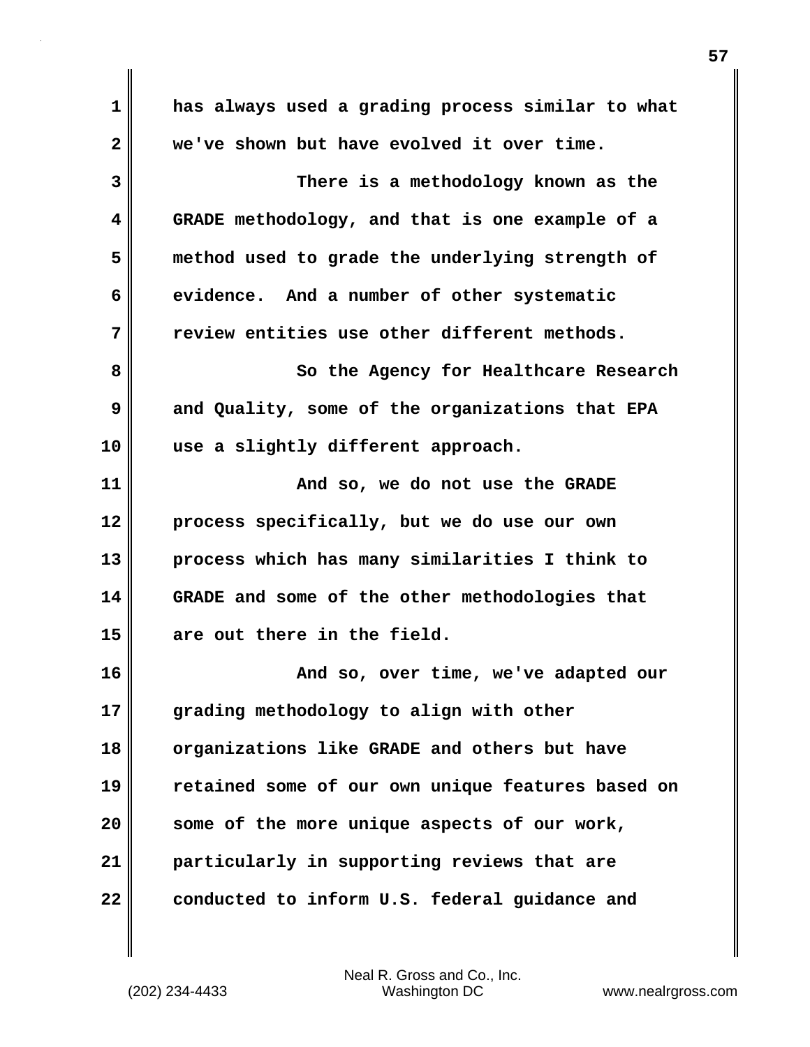has always used a grading process similar to what we've shown but have evolved it over time.

There is a methodology known as the GRADE methodology, and that is one example of a method used to grade the underlying strength of evidence. And a number of other systematic review entities use other different methods.

So the Agency for Healthcare Research and Quality, some of the organizations that EPA use a slightly different approach.

And so, we do not use the GRADE process specifically, but we do use our own process which has many similarities I think to GRADE and some of the other methodologies that are out there in the field.

And so, over time, we've adapted our grading methodology to align with other organizations like GRADE and others but have retained some of our own unique features based on some of the more unique aspects of our work, particularly in supporting reviews that are conducted to inform U.S. federal guidance and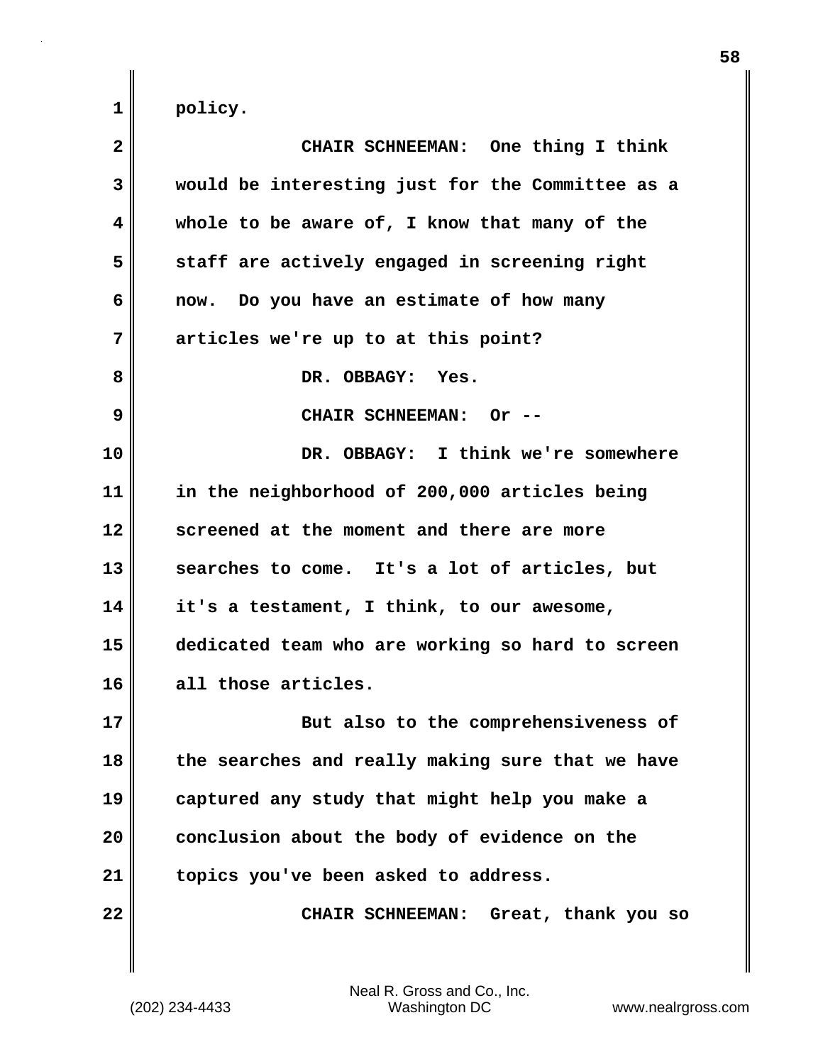policy.

CHAIR SCHNEEMAN: One thing I think would be interesting just for the Committee as a whole to be aware of, I know that many of the staff are actively engaged in screening right now. Do you have an estimate of how many articles we're up to at this point?

DR. OBBAGY: Yes.

CHAIR SCHNEEMAN: Or --

DR. OBBAGY: I think we're somewhere in the neighborhood of 200,000 articles being screened at the moment and there are more searches to come. It's a lot of articles, but it's a testament, I think, to our awesome, dedicated team who are working so hard to screen all those articles.

But also to the comprehensiveness of the searches and really making sure that we have captured any study that might help you make a conclusion about the body of evidence on the topics you've been asked to address.

CHAIR SCHNEEMAN: Great, thank you so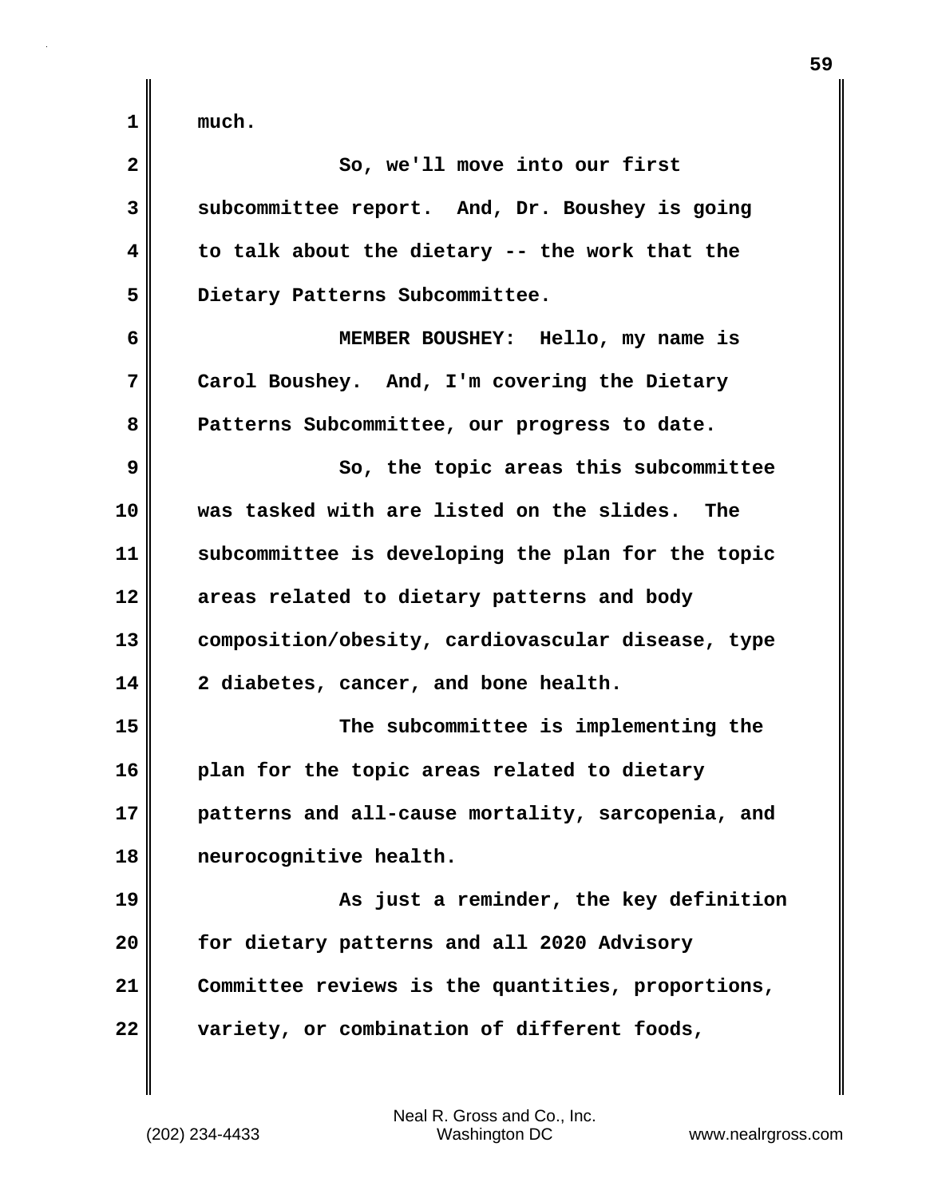much.

So, we'll move into our first subcommittee report. And, Dr. Boushey is going to talk about the dietary -- the work that the Dietary Patterns Subcommittee.

MEMBER BOUSHEY: Hello, my name is Carol Boushey. And, I'm covering the Dietary Patterns Subcommittee, our progress to date.

So, the topic areas this subcommittee was tasked with are listed on the slides. The subcommittee is developing the plan for the topic areas related to dietary patterns and body composition/obesity, cardiovascular disease, type 2 diabetes, cancer, and bone health.

The subcommittee is implementing the plan for the topic areas related to dietary patterns and all-cause mortality, sarcopenia, and neurocognitive health.

As just a reminder, the key definition for dietary patterns and all 2020 Advisory Committee reviews is the quantities, proportions, variety, or combination of different foods,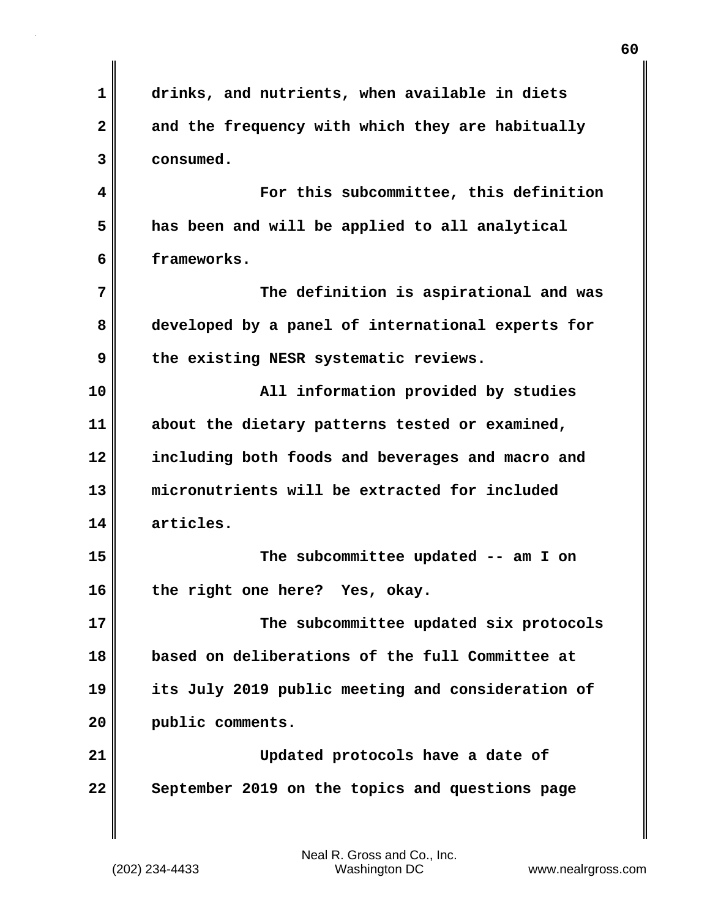drinks, and nutrients, when available in diets and the frequency with which they are habitually consumed.

For this subcommittee, this definition has been and will be applied to all analytical frameworks.

The definition is aspirational and was developed by a panel of international experts for the existing NESR systematic reviews.

All information provided by studies about the dietary patterns tested or examined, including both foods and beverages and macro and micronutrients will be extracted for included articles.

The subcommittee updated -- am I on the right one here? Yes, okay.

The subcommittee updated six protocols based on deliberations of the full Committee at its July 2019 public meeting and consideration of public comments.

Updated protocols have a date of September 2019 on the topics and questions page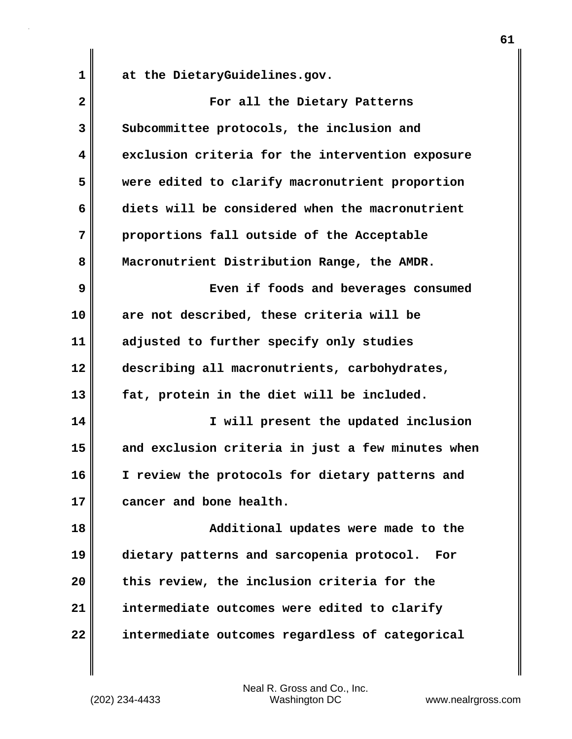at the DietaryGuidelines.gov.

For all the Dietary Patterns Subcommittee protocols, the inclusion and exclusion criteria for the intervention exposure were edited to clarify macronutrient proportion diets will be considered when the macronutrient proportions fall outside of the Acceptable Macronutrient Distribution Range, the AMDR.

Even if foods and beverages consumed are not described, these criteria will be adjusted to further specify only studies describing all macronutrients, carbohydrates, fat, protein in the diet will be included.

I will present the updated inclusion and exclusion criteria in just a few minutes when I review the protocols for dietary patterns and cancer and bone health.

Additional updates were made to the dietary patterns and sarcopenia protocol. For this review, the inclusion criteria for the intermediate outcomes were edited to clarify intermediate outcomes regardless of categorical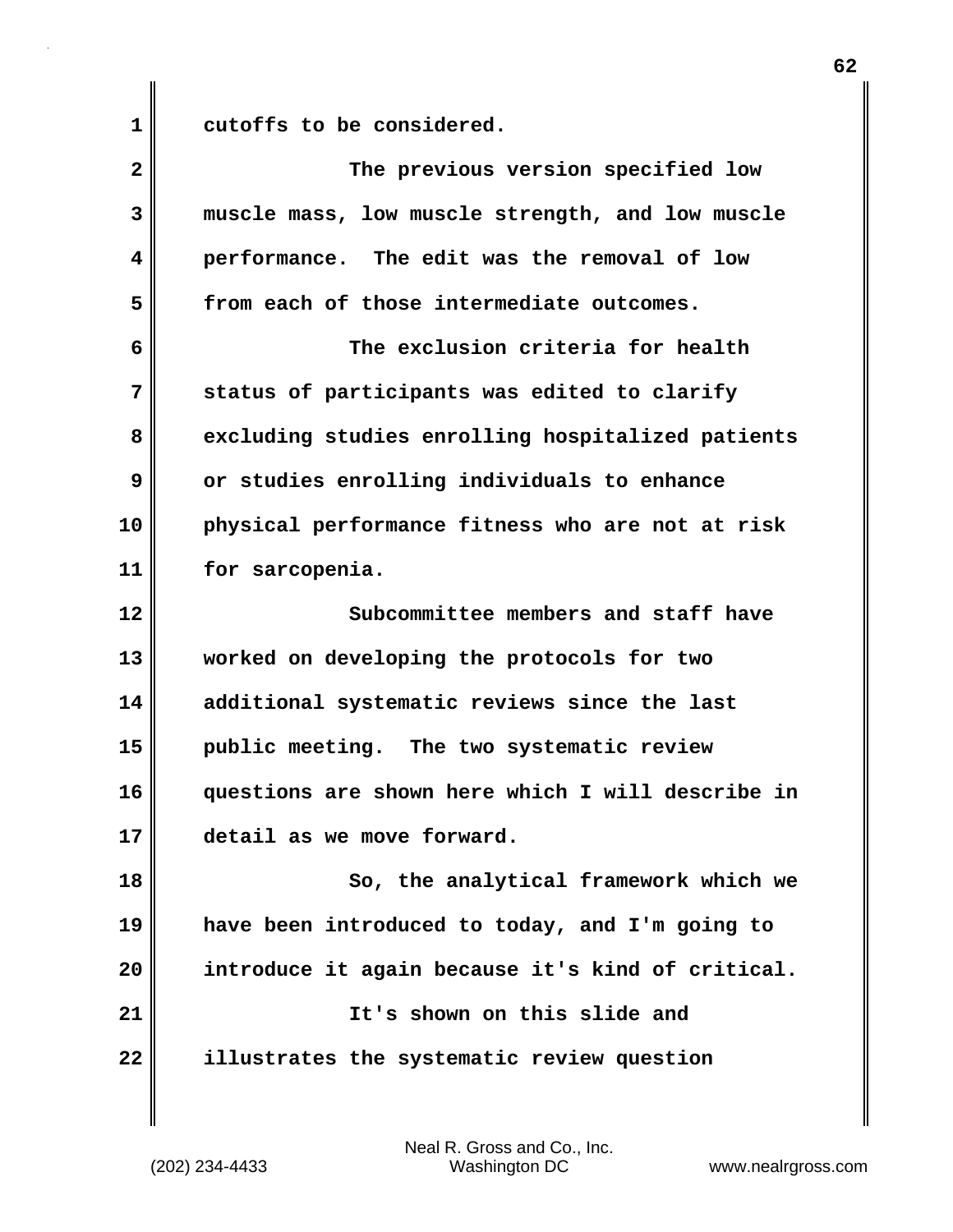cutoffs to be considered.

The previous version specified low muscle mass, low muscle strength, and low muscle performance. The edit was the removal of low from each of those intermediate outcomes.

The exclusion criteria for health status of participants was edited to clarify excluding studies enrolling hospitalized patients or studies enrolling individuals to enhance physical performance fitness who are not at risk for sarcopenia.

Subcommittee members and staff have worked on developing the protocols for two additional systematic reviews since the last public meeting. The two systematic review questions are shown here which I will describe in detail as we move forward.

So, the analytical framework which we have been introduced to today, and I'm going to introduce it again because it's kind of critical.

It's shown on this slide and illustrates the systematic review question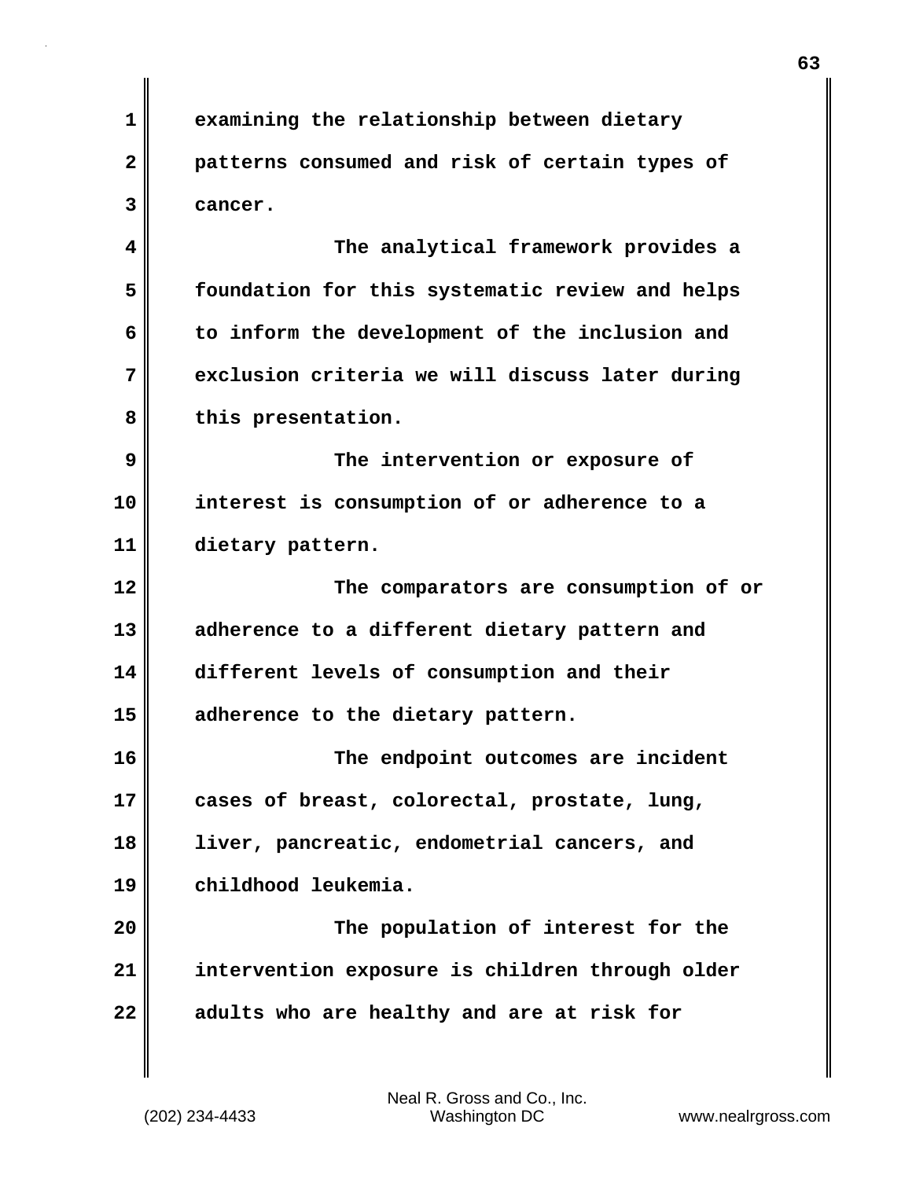examining the relationship between dietary patterns consumed and risk of certain types of cancer.

The analytical framework provides a foundation for this systematic review and helps to inform the development of the inclusion and exclusion criteria we will discuss later during this presentation.

The intervention or exposure of interest is consumption of or adherence to a dietary pattern.

The comparators are consumption of or adherence to a different dietary pattern and different levels of consumption and their adherence to the dietary pattern.

The endpoint outcomes are incident cases of breast, colorectal, prostate, lung, liver, pancreatic, endometrial cancers, and childhood leukemia.

The population of interest for the intervention exposure is children through older adults who are healthy and are at risk for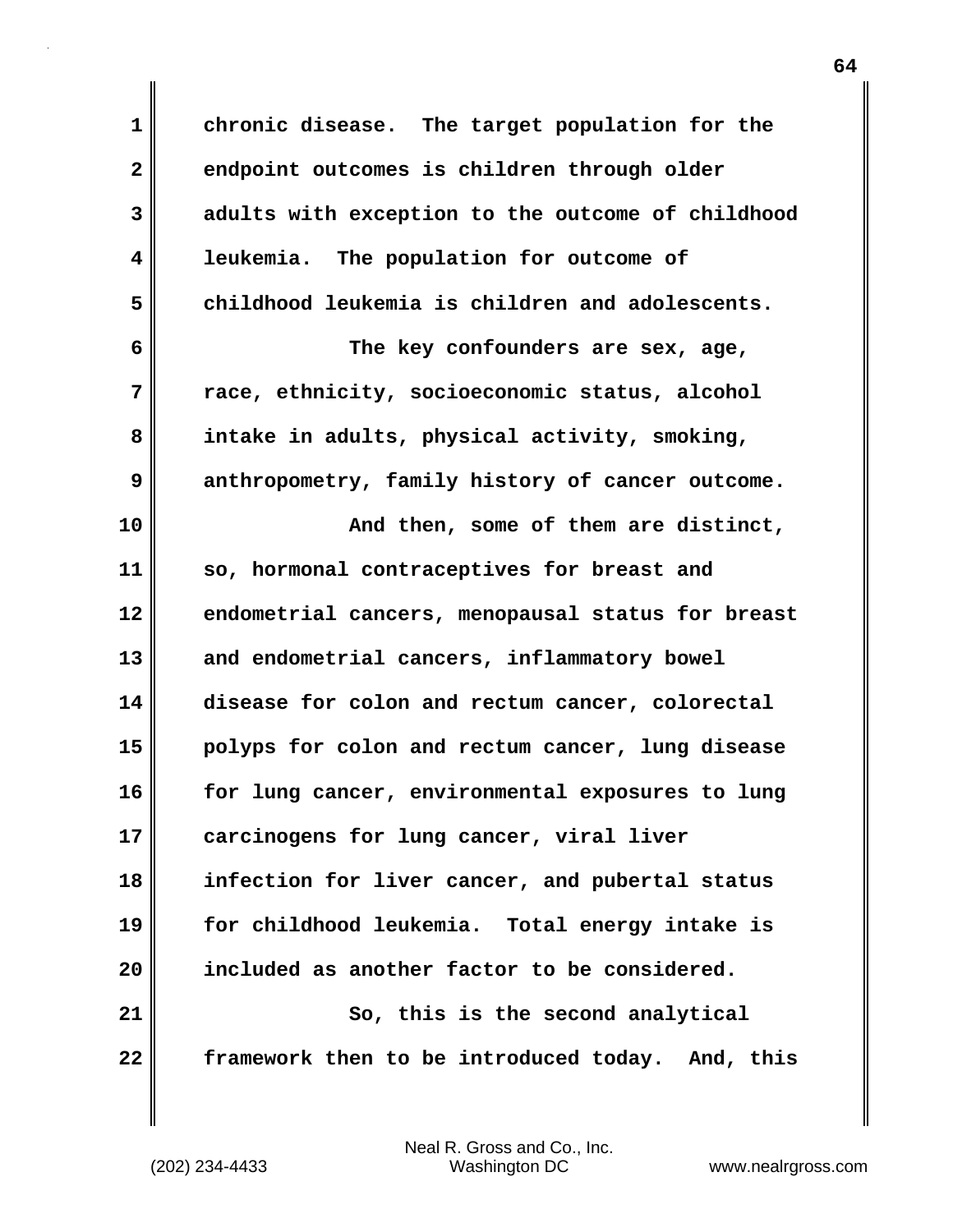chronic disease. The target population for the endpoint outcomes is children through older adults with exception to the outcome of childhood leukemia. The population for outcome of childhood leukemia is children and adolescents.

The key confounders are sex, age, race, ethnicity, socioeconomic status, alcohol intake in adults, physical activity, smoking, anthropometry, family history of cancer outcome.

And then, some of them are distinct, so, hormonal contraceptives for breast and endometrial cancers, menopausal status for breast and endometrial cancers, inflammatory bowel disease for colon and rectum cancer, colorectal polyps for colon and rectum cancer, lung disease for lung cancer, environmental exposures to lung carcinogens for lung cancer, viral liver infection for liver cancer, and pubertal status for childhood leukemia. Total energy intake is included as another factor to be considered.

So, this is the second analytical framework then to be introduced today. And, this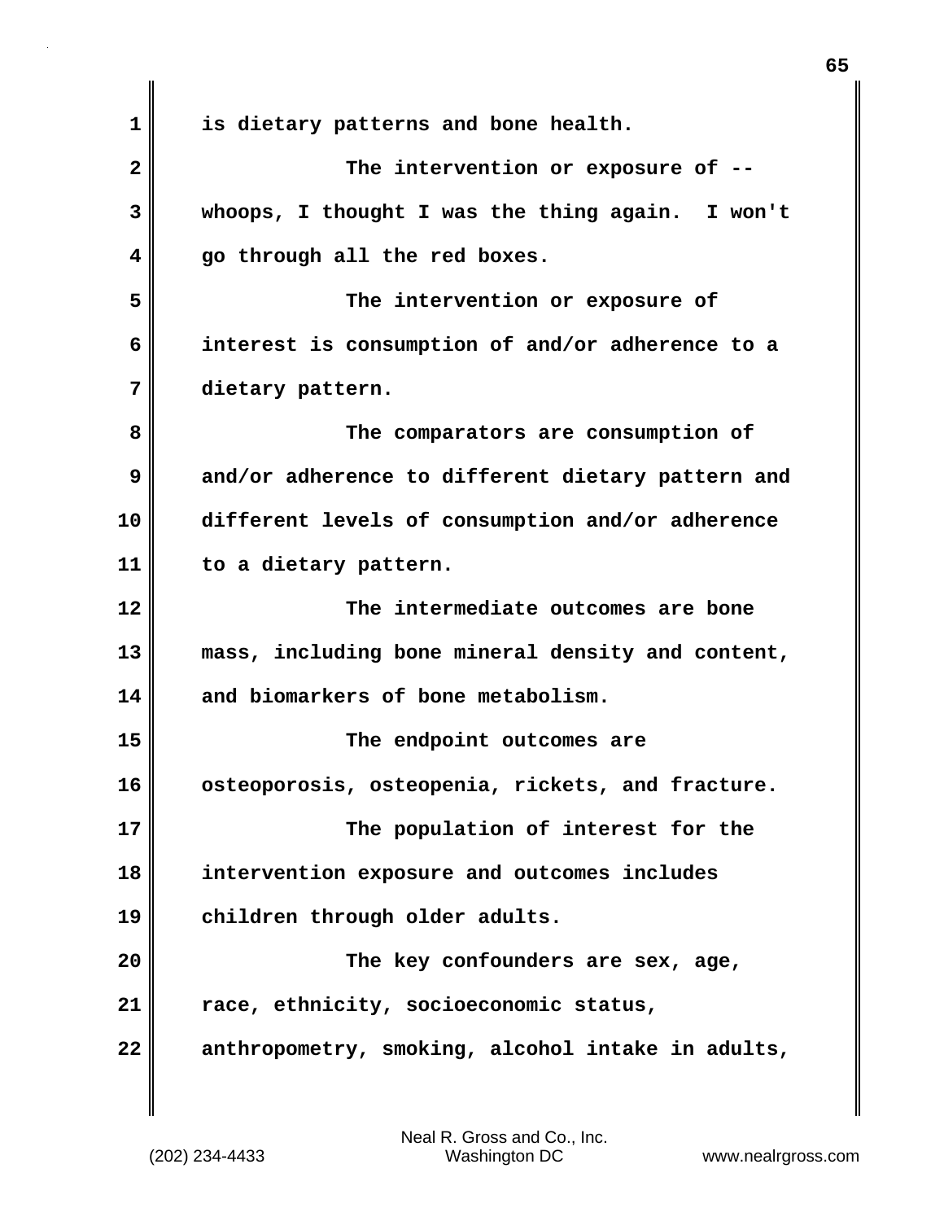is dietary patterns and bone health.

The intervention or exposure of -- whoops, I thought I was the thing again. I won't go through all the red boxes.

The intervention or exposure of interest is consumption of and/or adherence to a dietary pattern.

The comparators are consumption of and/or adherence to different dietary pattern and different levels of consumption and/or adherence to a dietary pattern.

The intermediate outcomes are bone mass, including bone mineral density and content, and biomarkers of bone metabolism.

The endpoint outcomes are osteoporosis, osteopenia, rickets, and fracture.

The population of interest for the intervention exposure and outcomes includes children through older adults.

The key confounders are sex, age, race, ethnicity, socioeconomic status, anthropometry, smoking, alcohol intake in adults,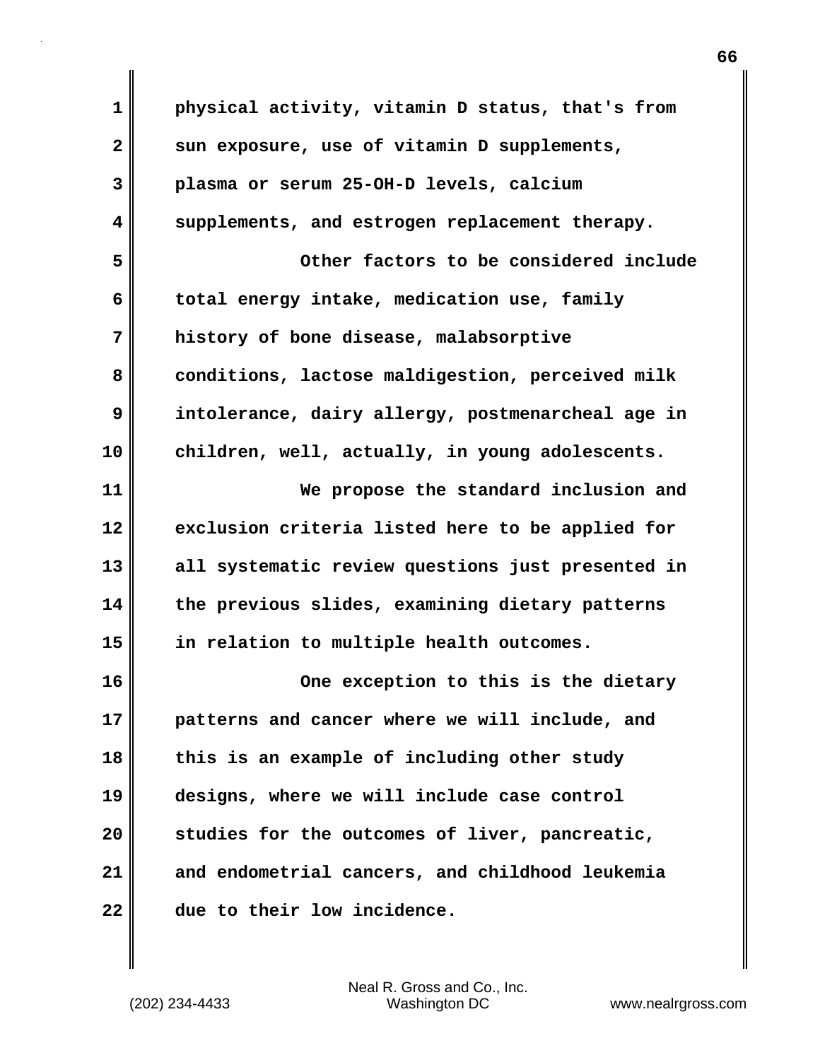physical activity, vitamin D status, that's from sun exposure, use of vitamin D supplements, plasma or serum 25-OH-D levels, calcium supplements, and estrogen replacement therapy.

Other factors to be considered include total energy intake, medication use, family history of bone disease, malabsorptive conditions, lactose maldigestion, perceived milk intolerance, dairy allergy, postmenarcheal age in children, well, actually, in young adolescents.

We propose the standard inclusion and exclusion criteria listed here to be applied for all systematic review questions just presented in the previous slides, examining dietary patterns in relation to multiple health outcomes.

One exception to this is the dietary patterns and cancer where we will include, and this is an example of including other study designs, where we will include case control studies for the outcomes of liver, pancreatic, and endometrial cancers, and childhood leukemia due to their low incidence.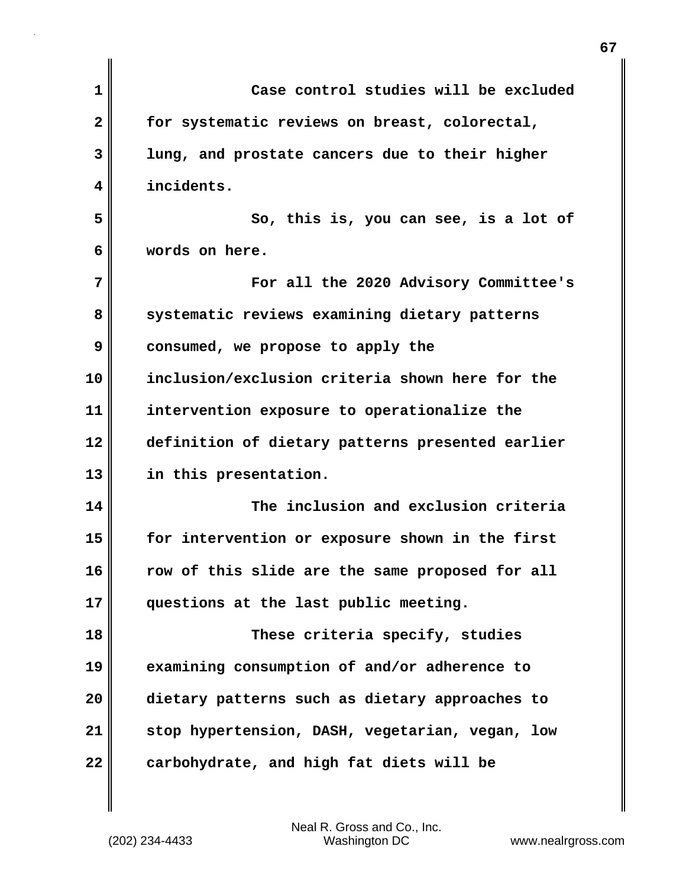Case control studies will be excluded for systematic reviews on breast, colorectal, lung, and prostate cancers due to their higher incidents.

So, this is, you can see, is a lot of words on here.

For all the 2020 Advisory Committee's systematic reviews examining dietary patterns consumed, we propose to apply the inclusion/exclusion criteria shown here for the intervention exposure to operationalize the definition of dietary patterns presented earlier in this presentation.

The inclusion and exclusion criteria for intervention or exposure shown in the first row of this slide are the same proposed for all questions at the last public meeting.

These criteria specify, studies examining consumption of and/or adherence to dietary patterns such as dietary approaches to stop hypertension, DASH, vegetarian, vegan, low carbohydrate, and high fat diets will be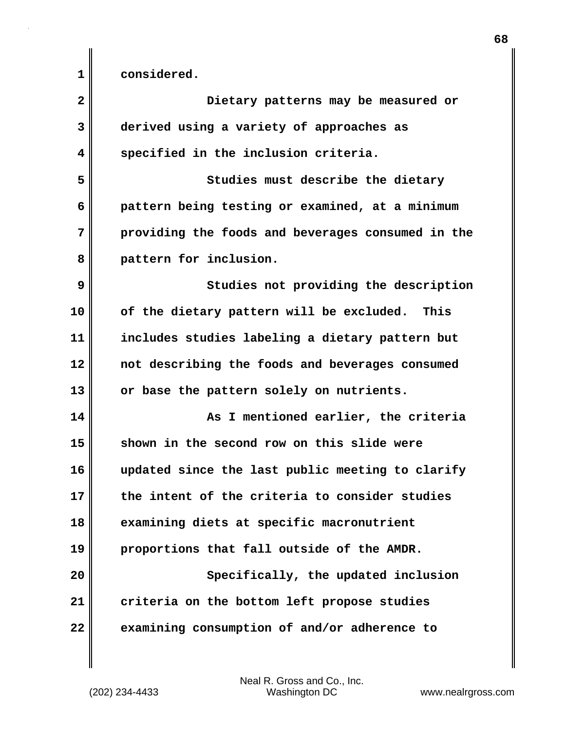considered.

Dietary patterns may be measured or derived using a variety of approaches as specified in the inclusion criteria.

Studies must describe the dietary pattern being testing or examined, at a minimum providing the foods and beverages consumed in the pattern for inclusion.

Studies not providing the description of the dietary pattern will be excluded. This includes studies labeling a dietary pattern but not describing the foods and beverages consumed or base the pattern solely on nutrients.

As I mentioned earlier, the criteria shown in the second row on this slide were updated since the last public meeting to clarify the intent of the criteria to consider studies examining diets at specific macronutrient proportions that fall outside of the AMDR.

Specifically, the updated inclusion criteria on the bottom left propose studies examining consumption of and/or adherence to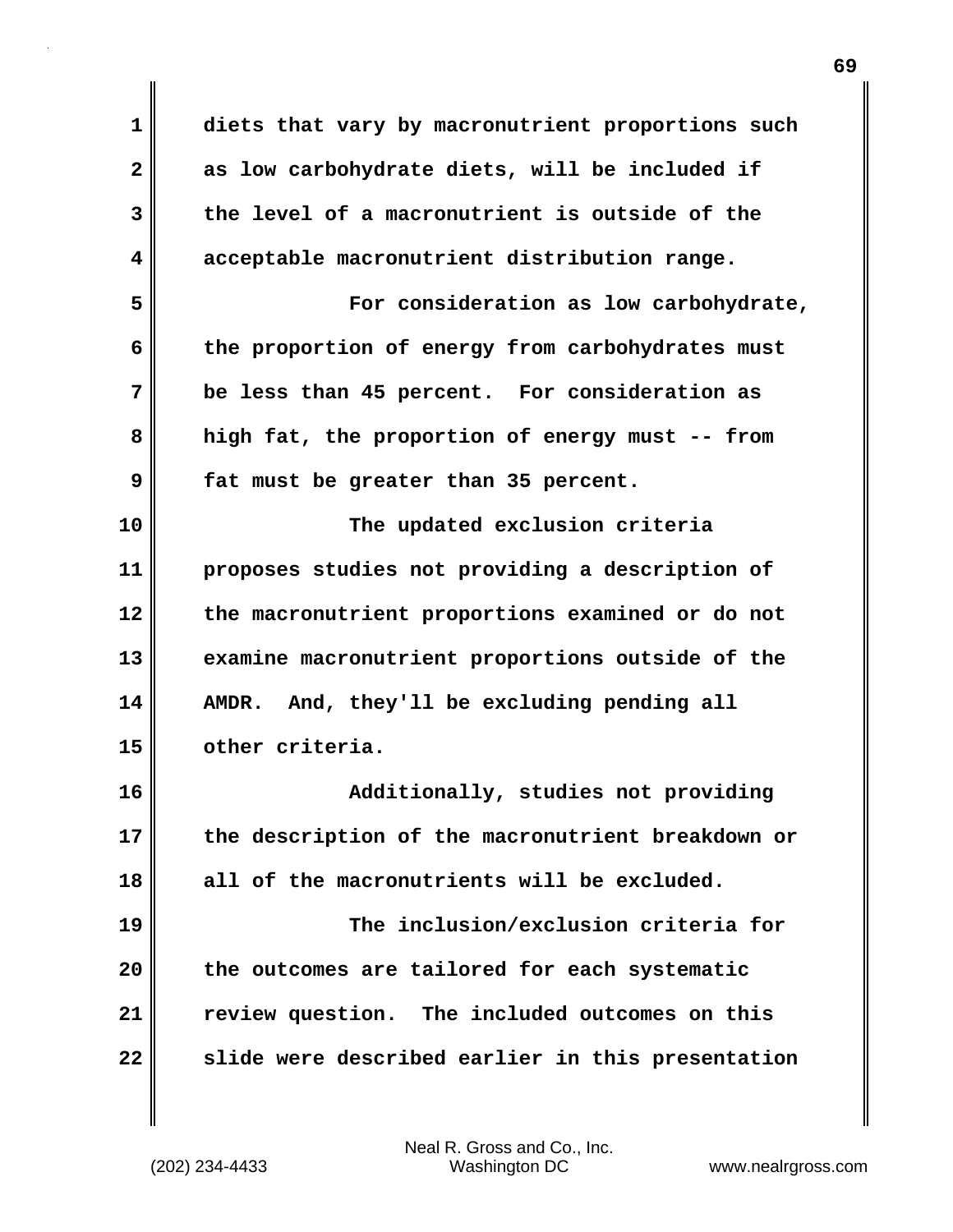diets that vary by macronutrient proportions such as low carbohydrate diets, will be included if the level of a macronutrient is outside of the acceptable macronutrient distribution range.

For consideration as low carbohydrate, the proportion of energy from carbohydrates must be less than 45 percent. For consideration as high fat, the proportion of energy must -- from fat must be greater than 35 percent.

The updated exclusion criteria proposes studies not providing a description of the macronutrient proportions examined or do not examine macronutrient proportions outside of the AMDR. And, they'll be excluding pending all other criteria.

Additionally, studies not providing the description of the macronutrient breakdown or all of the macronutrients will be excluded.

The inclusion/exclusion criteria for the outcomes are tailored for each systematic review question. The included outcomes on this slide were described earlier in this presentation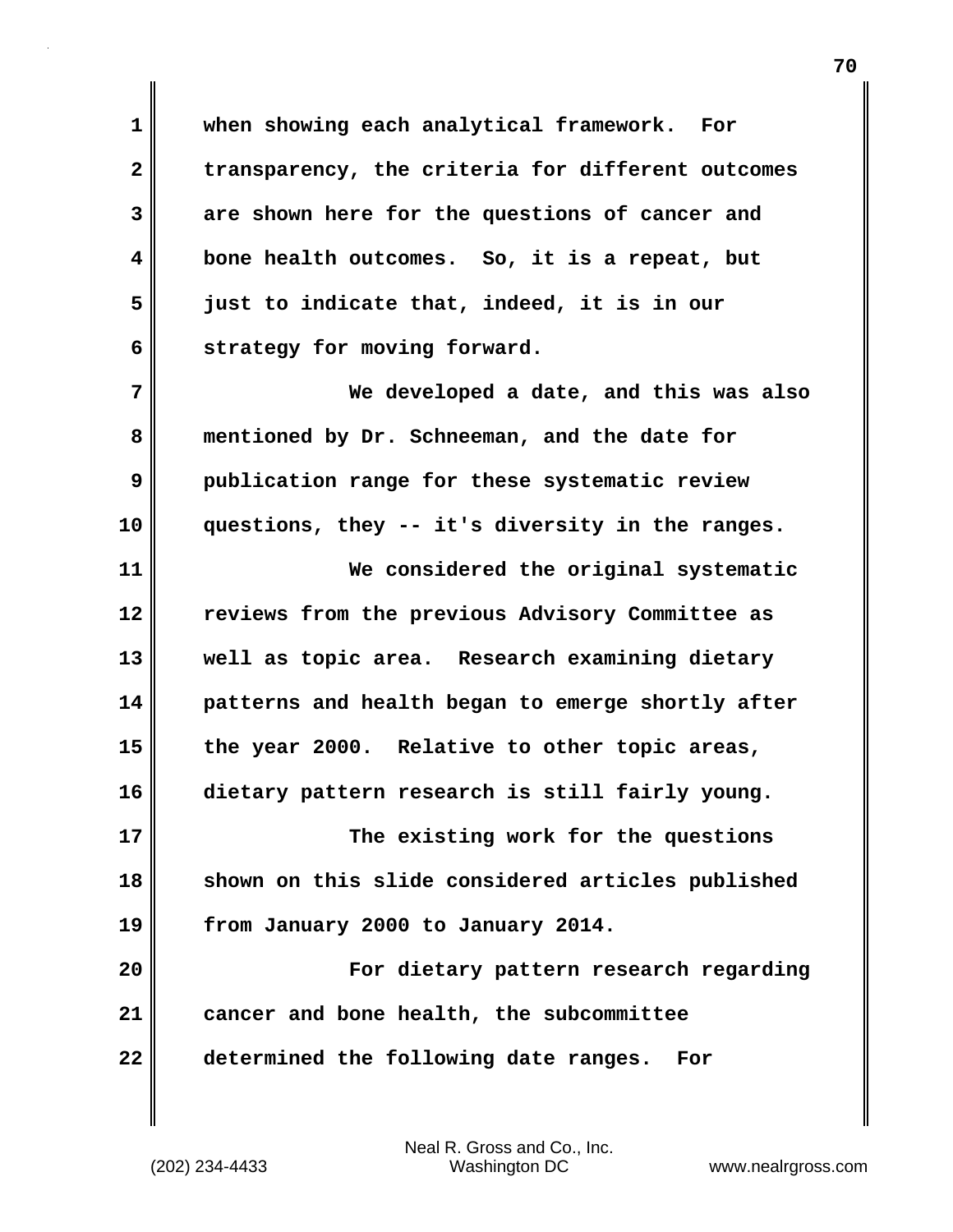when showing each analytical framework. For transparency, the criteria for different outcomes are shown here for the questions of cancer and bone health outcomes. So, it is a repeat, but just to indicate that, indeed, it is in our strategy for moving forward.

We developed a date, and this was also mentioned by Dr. Schneeman, and the date for publication range for these systematic review questions, they -- it's diversity in the ranges.

We considered the original systematic reviews from the previous Advisory Committee as well as topic area. Research examining dietary patterns and health began to emerge shortly after the year 2000. Relative to other topic areas, dietary pattern research is still fairly young.

The existing work for the questions shown on this slide considered articles published from January 2000 to January 2014.

For dietary pattern research regarding cancer and bone health, the subcommittee determined the following date ranges. For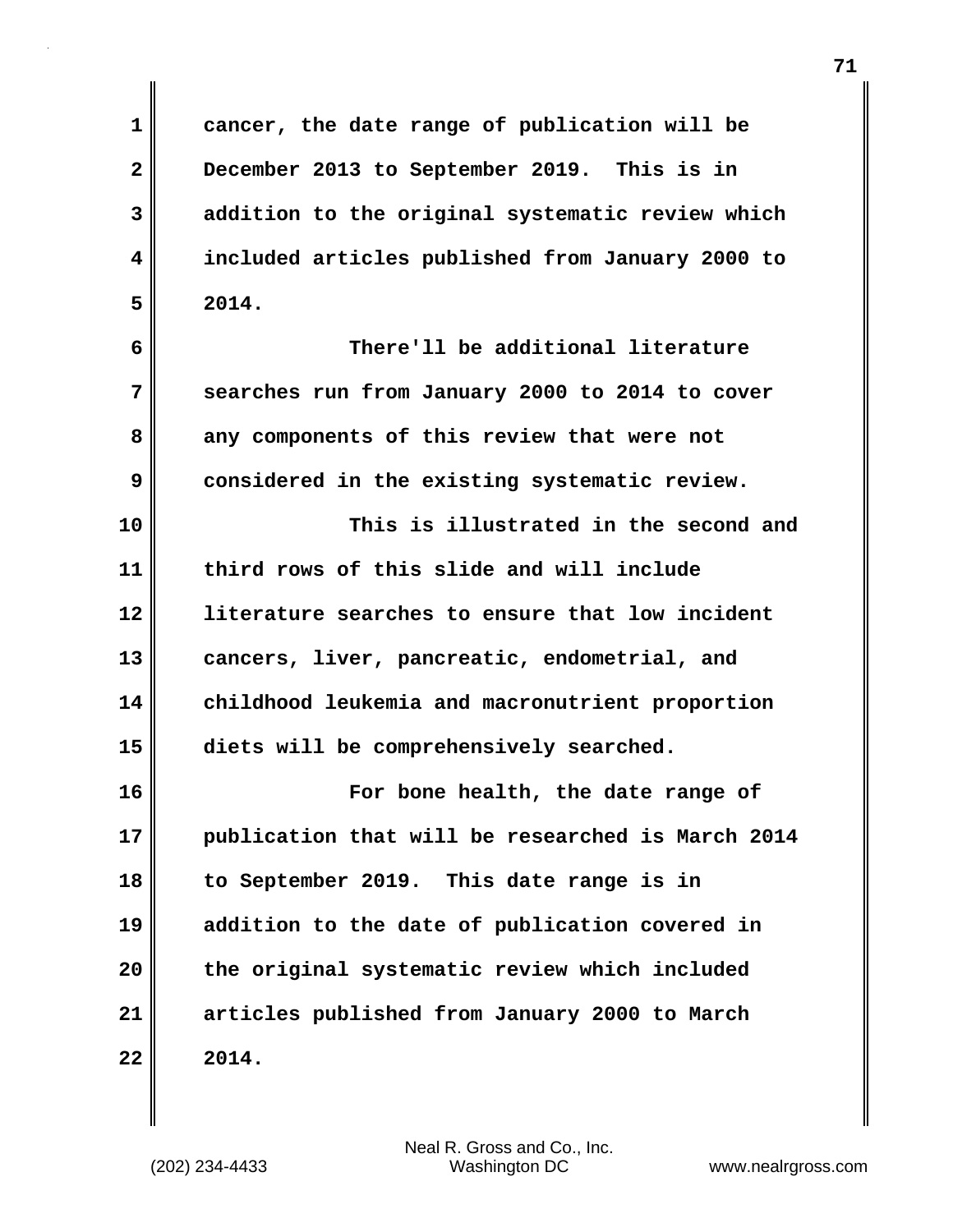cancer, the date range of publication will be December 2013 to September 2019. This is in addition to the original systematic review which included articles published from January 2000 to 2014.

There'll be additional literature searches run from January 2000 to 2014 to cover any components of this review that were not considered in the existing systematic review.

This is illustrated in the second and third rows of this slide and will include literature searches to ensure that low incident cancers, liver, pancreatic, endometrial, and childhood leukemia and macronutrient proportion diets will be comprehensively searched.

For bone health, the date range of publication that will be researched is March 2014 to September 2019. This date range is in addition to the date of publication covered in the original systematic review which included articles published from January 2000 to March 2014.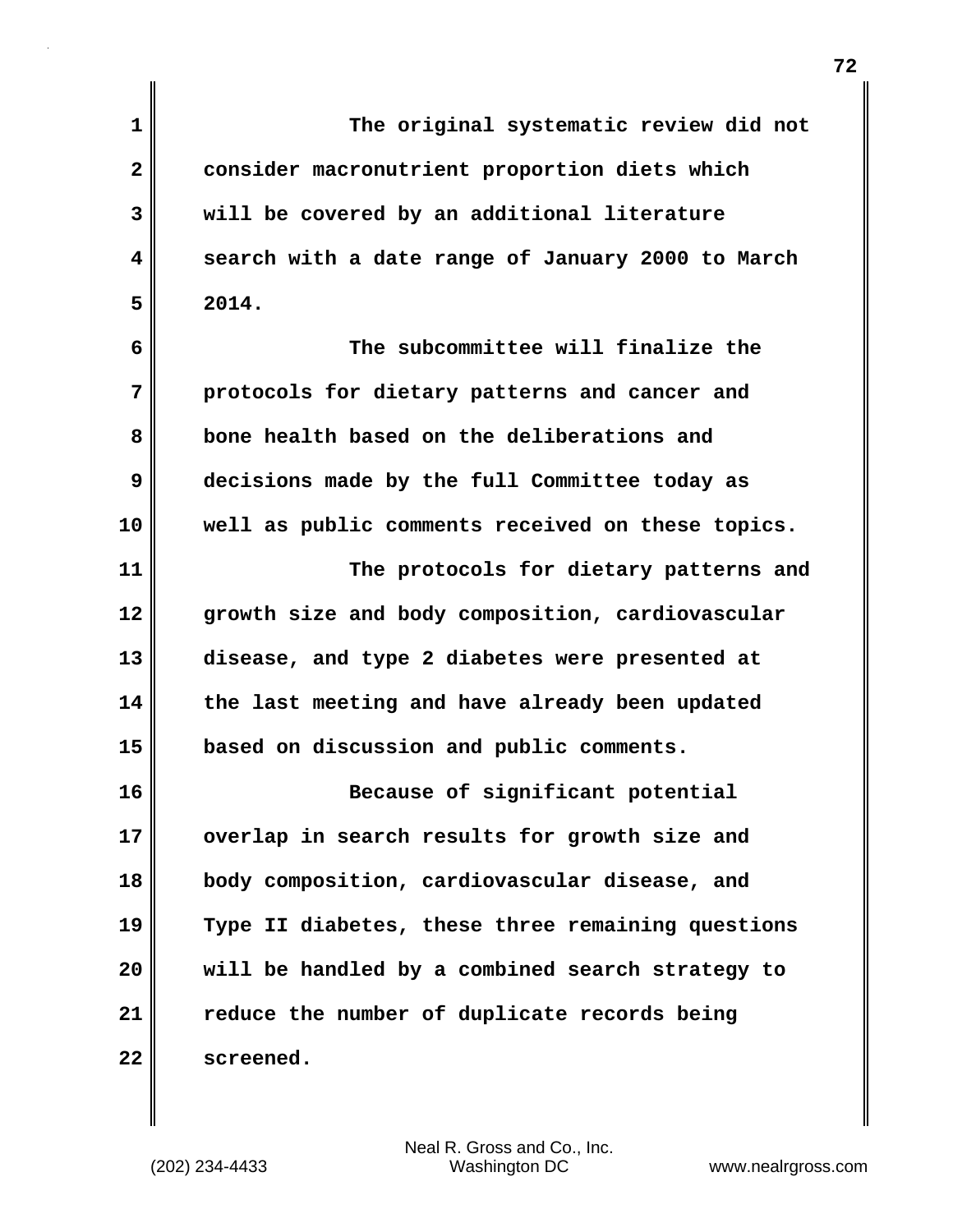The original systematic review did not consider macronutrient proportion diets which will be covered by an additional literature search with a date range of January 2000 to March 2014.

The subcommittee will finalize the protocols for dietary patterns and cancer and bone health based on the deliberations and decisions made by the full Committee today as well as public comments received on these topics.

The protocols for dietary patterns and growth size and body composition, cardiovascular disease, and type 2 diabetes were presented at the last meeting and have already been updated based on discussion and public comments.

Because of significant potential overlap in search results for growth size and body composition, cardiovascular disease, and Type II diabetes, these three remaining questions will be handled by a combined search strategy to reduce the number of duplicate records being screened.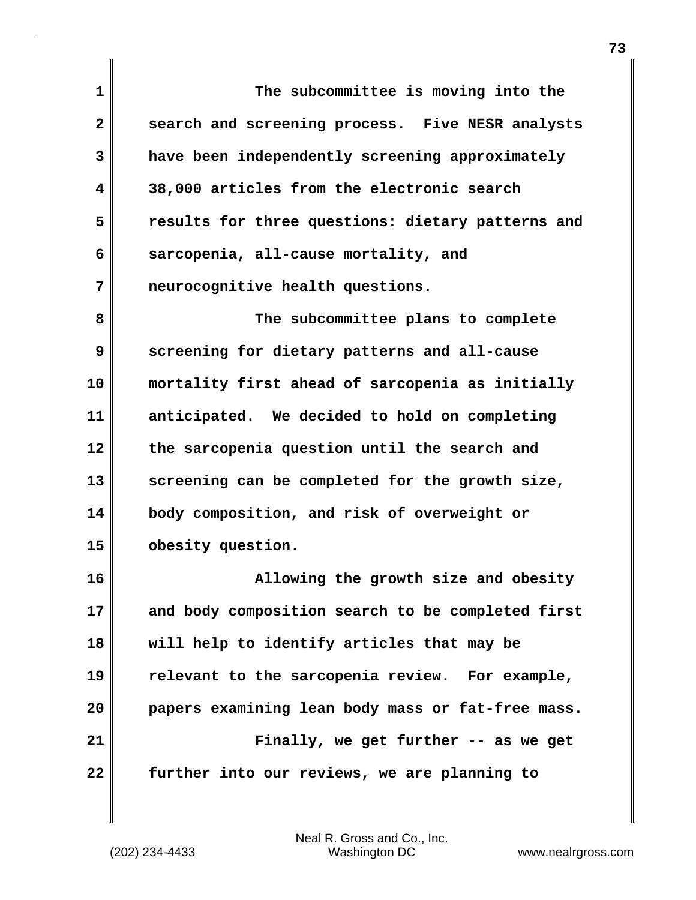The subcommittee is moving into the search and screening process. Five NESR analysts have been independently screening approximately 38,000 articles from the electronic search results for three questions: dietary patterns and sarcopenia, all-cause mortality, and neurocognitive health questions.

The subcommittee plans to complete screening for dietary patterns and all-cause mortality first ahead of sarcopenia as initially anticipated. We decided to hold on completing the sarcopenia question until the search and screening can be completed for the growth size, body composition, and risk of overweight or obesity question.

Allowing the growth size and obesity and body composition search to be completed first will help to identify articles that may be relevant to the sarcopenia review. For example, papers examining lean body mass or fat-free mass.

Finally, we get further -- as we get further into our reviews, we are planning to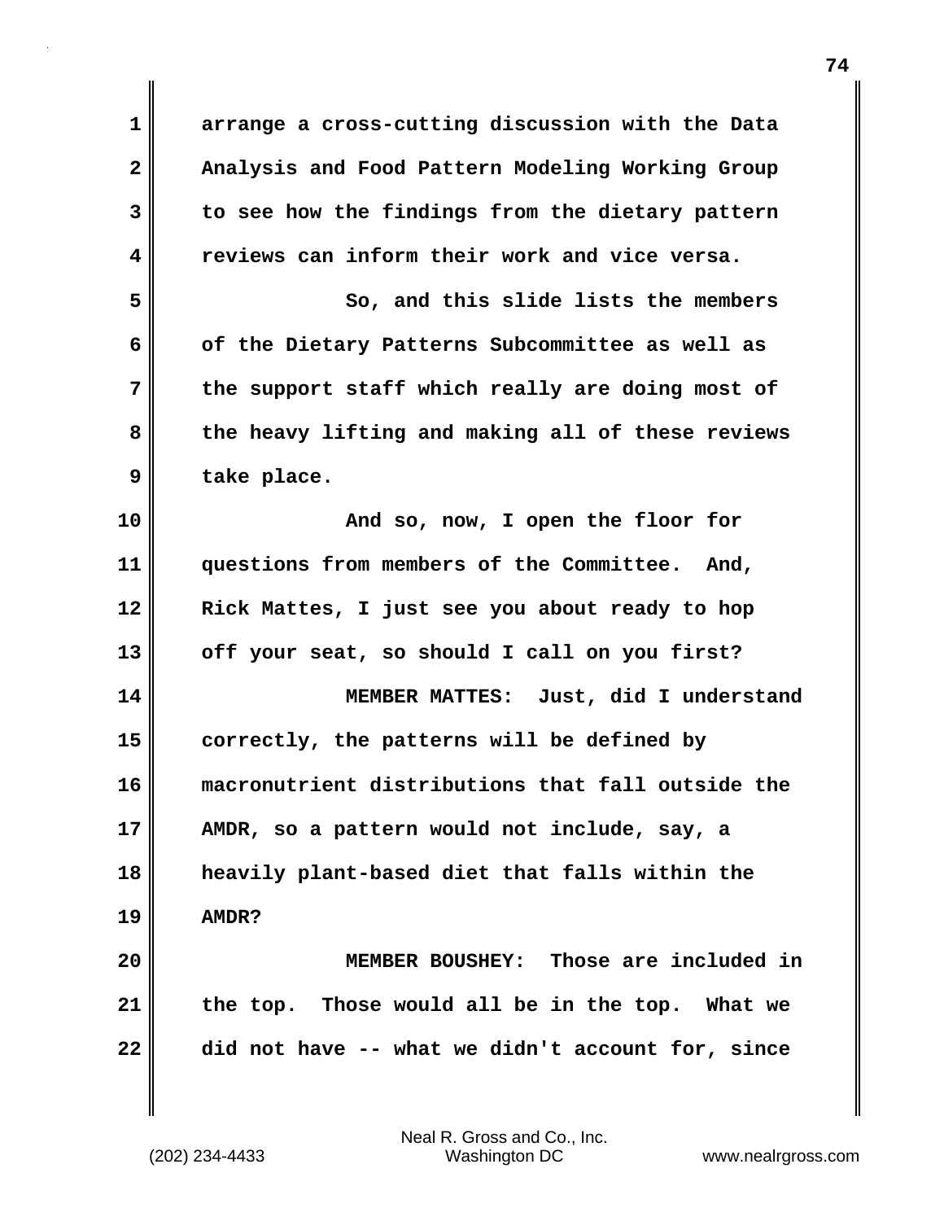arrange a cross-cutting discussion with the Data Analysis and Food Pattern Modeling Working Group to see how the findings from the dietary pattern reviews can inform their work and vice versa.

So, and this slide lists the members of the Dietary Patterns Subcommittee as well as the support staff which really are doing most of the heavy lifting and making all of these reviews take place.

And so, now, I open the floor for questions from members of the Committee. And, Rick Mattes, I just see you about ready to hop off your seat, so should I call on you first?

MEMBER MATTES: Just, did I understand correctly, the patterns will be defined by macronutrient distributions that fall outside the AMDR, so a pattern would not include, say, a heavily plant-based diet that falls within the AMDR?

MEMBER BOUSHEY: Those are included in the top. Those would all be in the top. What we did not have -- what we didn't account for, since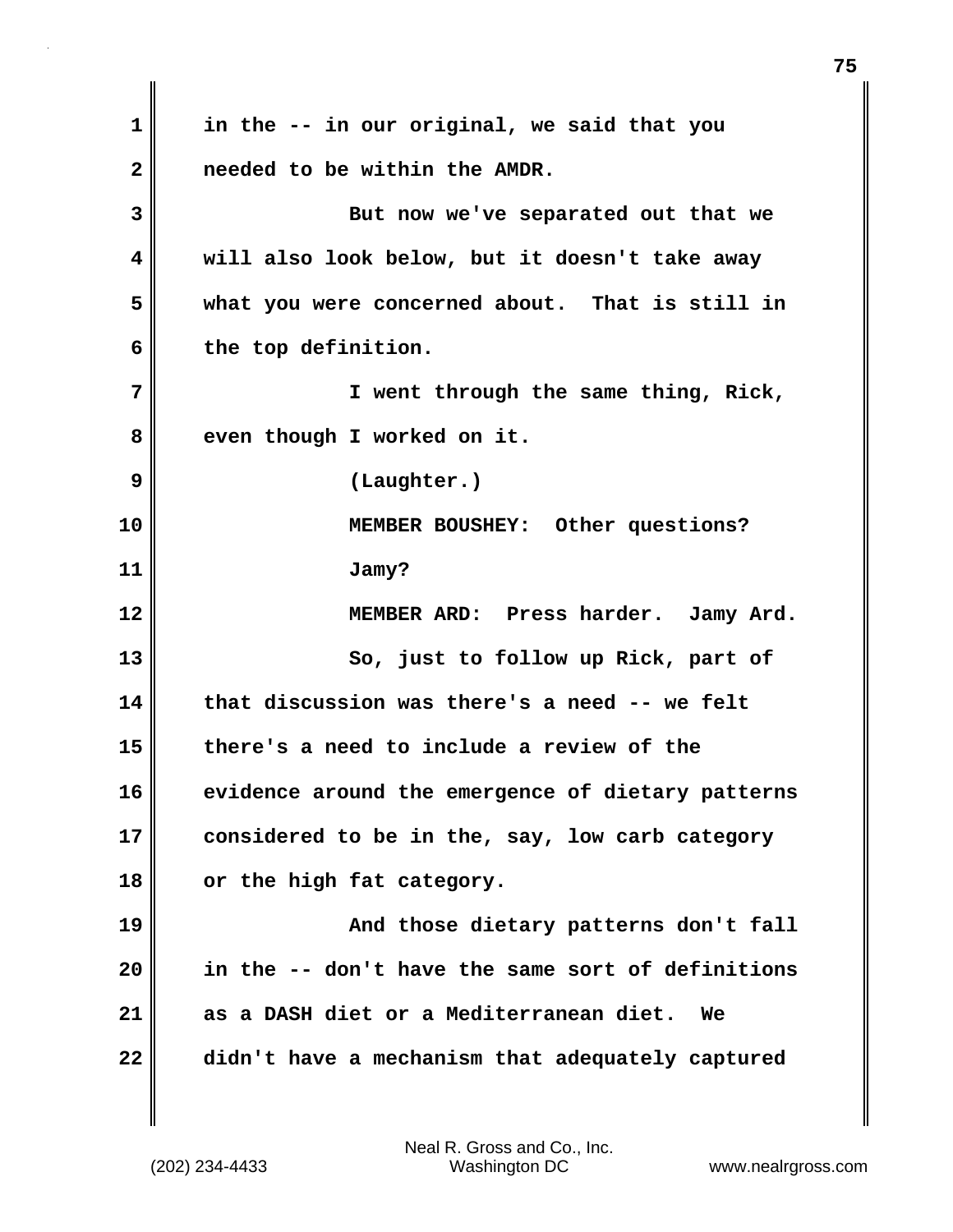in the -- in our original, we said that you needed to be within the AMDR.

But now we've separated out that we will also look below, but it doesn't take away what you were concerned about. That is still in the top definition.

I went through the same thing, Rick, even though I worked on it.

(Laughter.)

MEMBER BOUSHEY: Other questions? Jamy?

MEMBER ARD: Press harder. Jamy Ard.

So, just to follow up Rick, part of that discussion was there's a need -- we felt there's a need to include a review of the evidence around the emergence of dietary patterns considered to be in the, say, low carb category or the high fat category.

And those dietary patterns don't fall in the -- don't have the same sort of definitions as a DASH diet or a Mediterranean diet. We didn't have a mechanism that adequately captured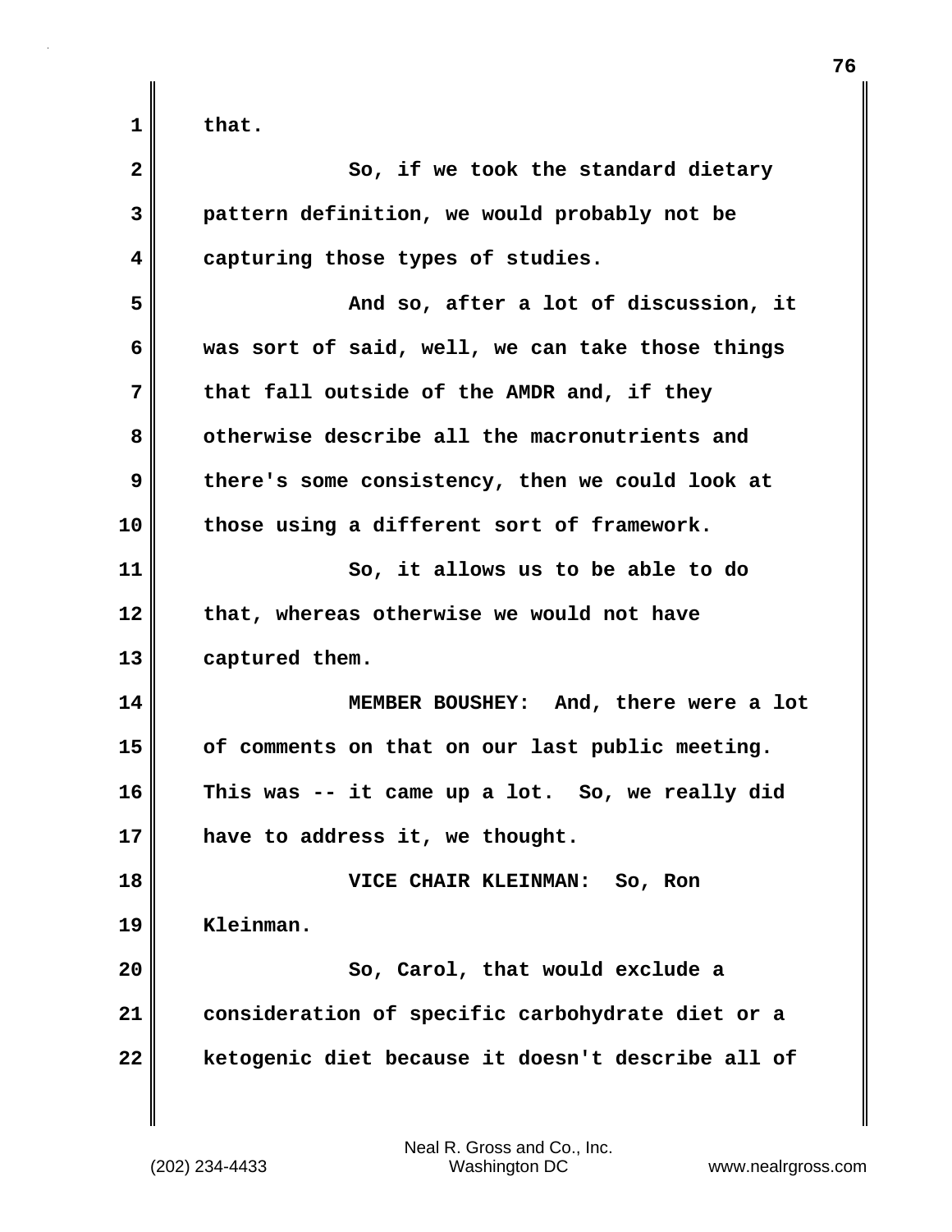that.

So, if we took the standard dietary pattern definition, we would probably not be capturing those types of studies.

And so, after a lot of discussion, it was sort of said, well, we can take those things that fall outside of the AMDR and, if they otherwise describe all the macronutrients and there's some consistency, then we could look at those using a different sort of framework.

So, it allows us to be able to do that, whereas otherwise we would not have captured them.

MEMBER BOUSHEY: And, there were a lot of comments on that on our last public meeting. This was -- it came up a lot. So, we really did have to address it, we thought.

VICE CHAIR KLEINMAN: So, Ron Kleinman.

So, Carol, that would exclude a consideration of specific carbohydrate diet or a ketogenic diet because it doesn't describe all of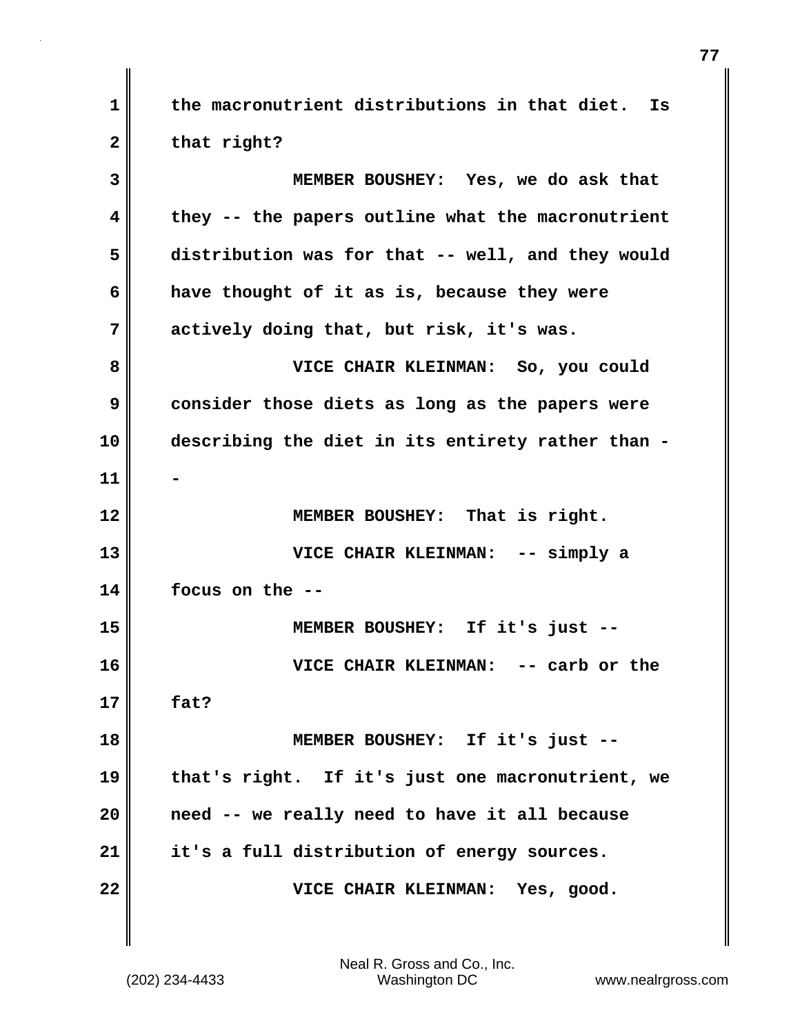the macronutrient distributions in that diet. Is that right?

MEMBER BOUSHEY: Yes, we do ask that they -- the papers outline what the macronutrient distribution was for that -- well, and they would have thought of it as is, because they were actively doing that, but risk, it's was.

VICE CHAIR KLEINMAN: So, you could consider those diets as long as the papers were describing the diet in its entirety rather than --

MEMBER BOUSHEY: That is right.

VICE CHAIR KLEINMAN: -- simply a focus on the --

MEMBER BOUSHEY: If it's just --

VICE CHAIR KLEINMAN: -- carb or the fat?

MEMBER BOUSHEY: If it's just -- that's right. If it's just one macronutrient, we need -- we really need to have it all because it's a full distribution of energy sources.

VICE CHAIR KLEINMAN: Yes, good.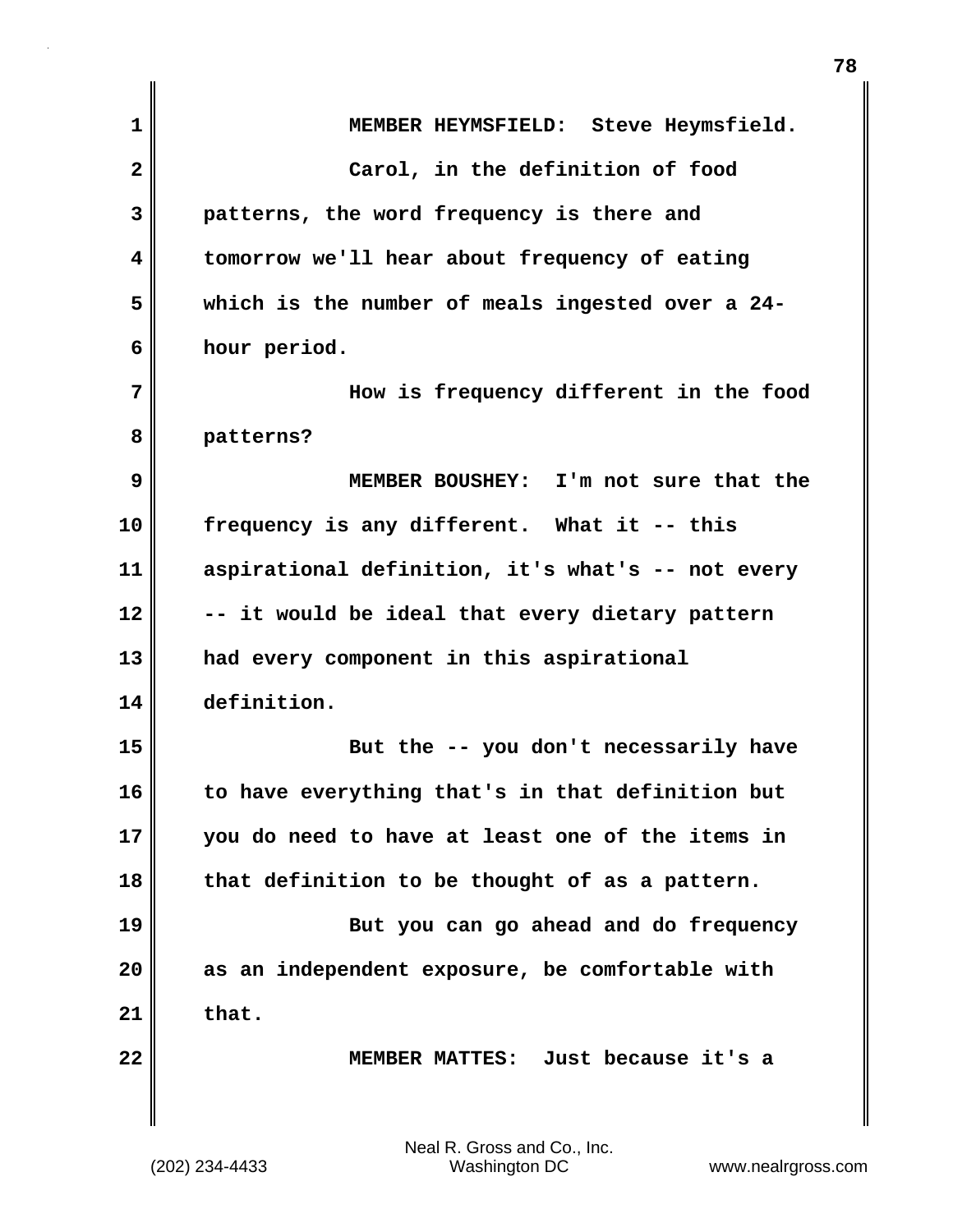MEMBER HEYMSFIELD: Steve Heymsfield.

Carol, in the definition of food patterns, the word frequency is there and tomorrow we'll hear about frequency of eating which is the number of meals ingested over a 24-hour period.

How is frequency different in the food patterns?

MEMBER BOUSHEY: I'm not sure that the frequency is any different. What it -- this aspirational definition, it's what's -- not every -- it would be ideal that every dietary pattern had every component in this aspirational definition.

But the -- you don't necessarily have to have everything that's in that definition but you do need to have at least one of the items in that definition to be thought of as a pattern.

But you can go ahead and do frequency as an independent exposure, be comfortable with that.

MEMBER MATTES: Just because it's a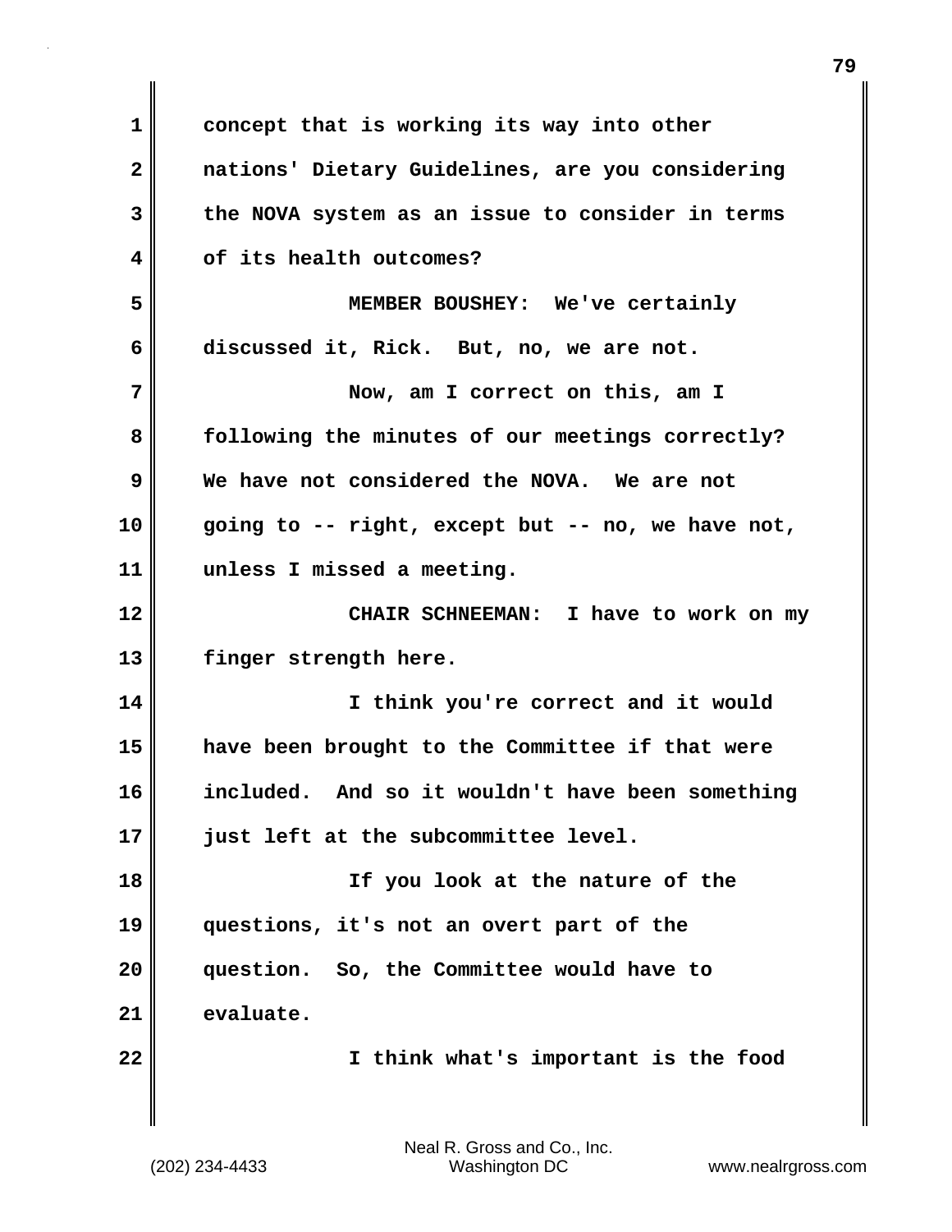concept that is working its way into other nations' Dietary Guidelines, are you considering the NOVA system as an issue to consider in terms of its health outcomes?

MEMBER BOUSHEY: We've certainly discussed it, Rick. But, no, we are not.

Now, am I correct on this, am I following the minutes of our meetings correctly? We have not considered the NOVA. We are not going to -- right, except but -- no, we have not, unless I missed a meeting.

CHAIR SCHNEEMAN: I have to work on my finger strength here.

I think you're correct and it would have been brought to the Committee if that were included. And so it wouldn't have been something just left at the subcommittee level.

If you look at the nature of the questions, it's not an overt part of the question. So, the Committee would have to evaluate.

I think what's important is the food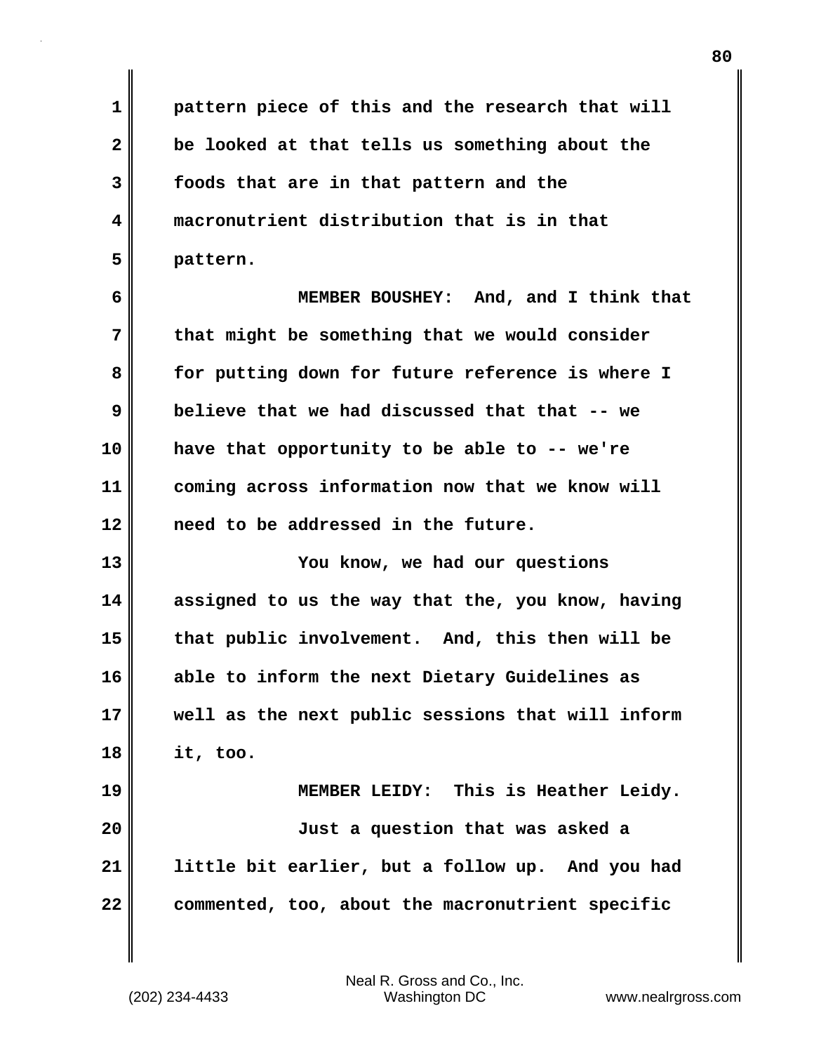pattern piece of this and the research that will be looked at that tells us something about the foods that are in that pattern and the macronutrient distribution that is in that pattern.

MEMBER BOUSHEY: And, and I think that that might be something that we would consider for putting down for future reference is where I believe that we had discussed that that -- we have that opportunity to be able to -- we're coming across information now that we know will need to be addressed in the future.

You know, we had our questions assigned to us the way that the, you know, having that public involvement. And, this then will be able to inform the next Dietary Guidelines as well as the next public sessions that will inform it, too.

MEMBER LEIDY: This is Heather Leidy.

Just a question that was asked a little bit earlier, but a follow up. And you had commented, too, about the macronutrient specific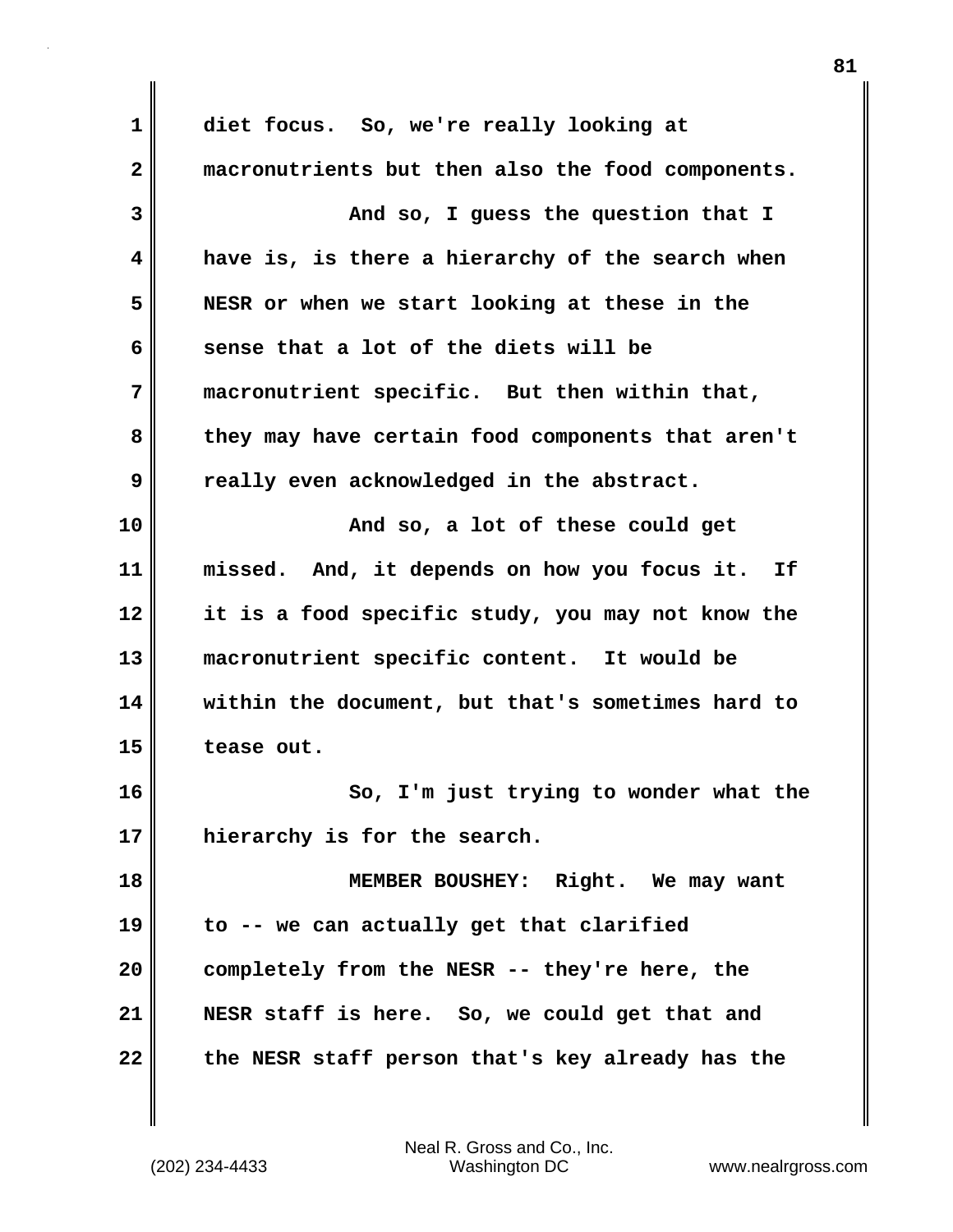diet focus. So, we're really looking at macronutrients but then also the food components.

And so, I guess the question that I have is, is there a hierarchy of the search when NESR or when we start looking at these in the sense that a lot of the diets will be macronutrient specific. But then within that, they may have certain food components that aren't really even acknowledged in the abstract.

And so, a lot of these could get missed. And, it depends on how you focus it. If it is a food specific study, you may not know the macronutrient specific content. It would be within the document, but that's sometimes hard to tease out.

So, I'm just trying to wonder what the hierarchy is for the search.

MEMBER BOUSHEY: Right. We may want to -- we can actually get that clarified completely from the NESR -- they're here, the NESR staff is here. So, we could get that and the NESR staff person that's key already has the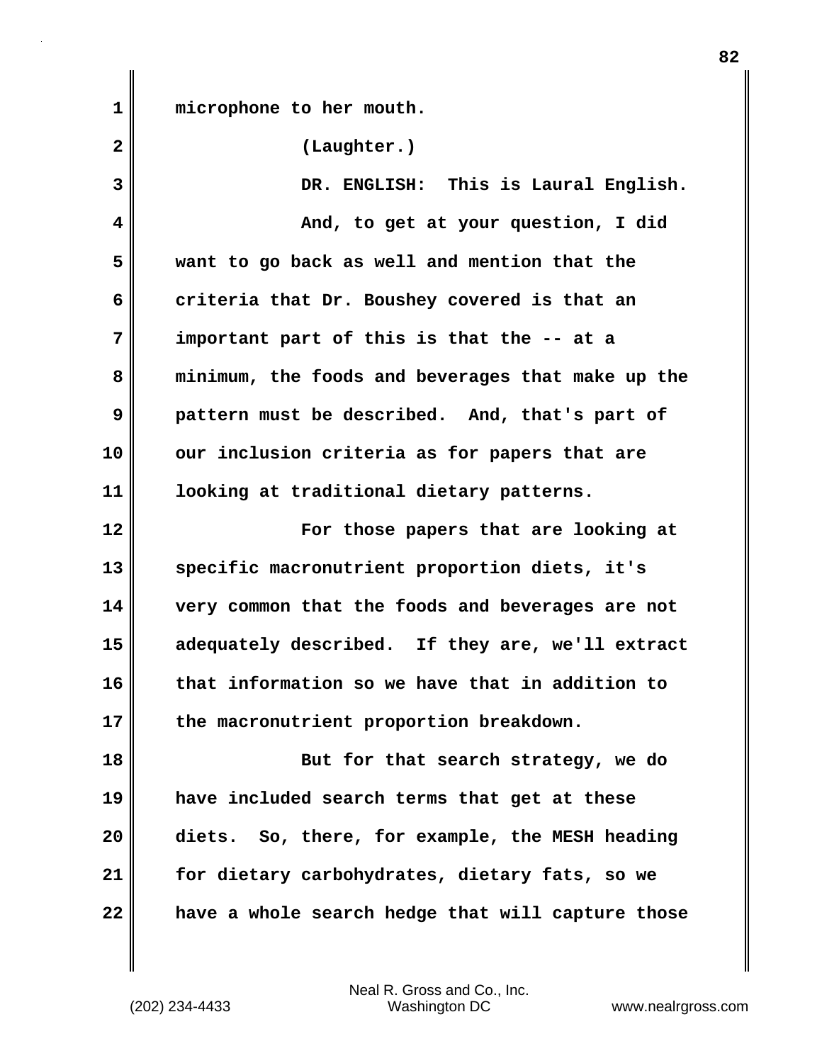microphone to her mouth.

(Laughter.)

DR. ENGLISH: This is Laural English.

And, to get at your question, I did want to go back as well and mention that the criteria that Dr. Boushey covered is that an important part of this is that the -- at a minimum, the foods and beverages that make up the pattern must be described. And, that's part of our inclusion criteria as for papers that are looking at traditional dietary patterns.

For those papers that are looking at specific macronutrient proportion diets, it's very common that the foods and beverages are not adequately described. If they are, we'll extract that information so we have that in addition to the macronutrient proportion breakdown.

But for that search strategy, we do have included search terms that get at these diets. So, there, for example, the MESH heading for dietary carbohydrates, dietary fats, so we have a whole search hedge that will capture those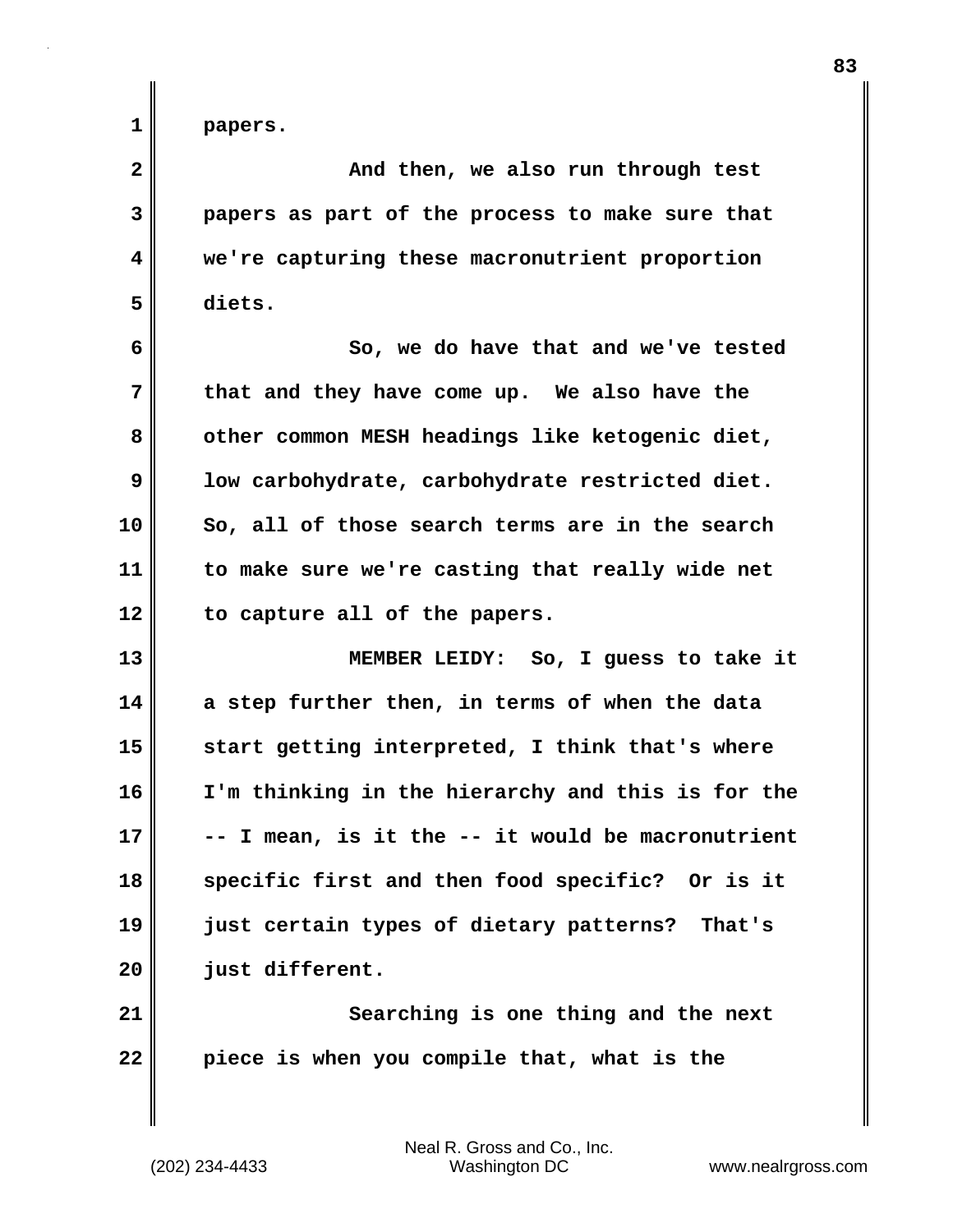papers.

And then, we also run through test papers as part of the process to make sure that we're capturing these macronutrient proportion diets.

So, we do have that and we've tested that and they have come up. We also have the other common MESH headings like ketogenic diet, low carbohydrate, carbohydrate restricted diet. So, all of those search terms are in the search to make sure we're casting that really wide net to capture all of the papers.

MEMBER LEIDY: So, I guess to take it a step further then, in terms of when the data start getting interpreted, I think that's where I'm thinking in the hierarchy and this is for the -- I mean, is it the -- it would be macronutrient specific first and then food specific? Or is it just certain types of dietary patterns? That's just different.

Searching is one thing and the next piece is when you compile that, what is the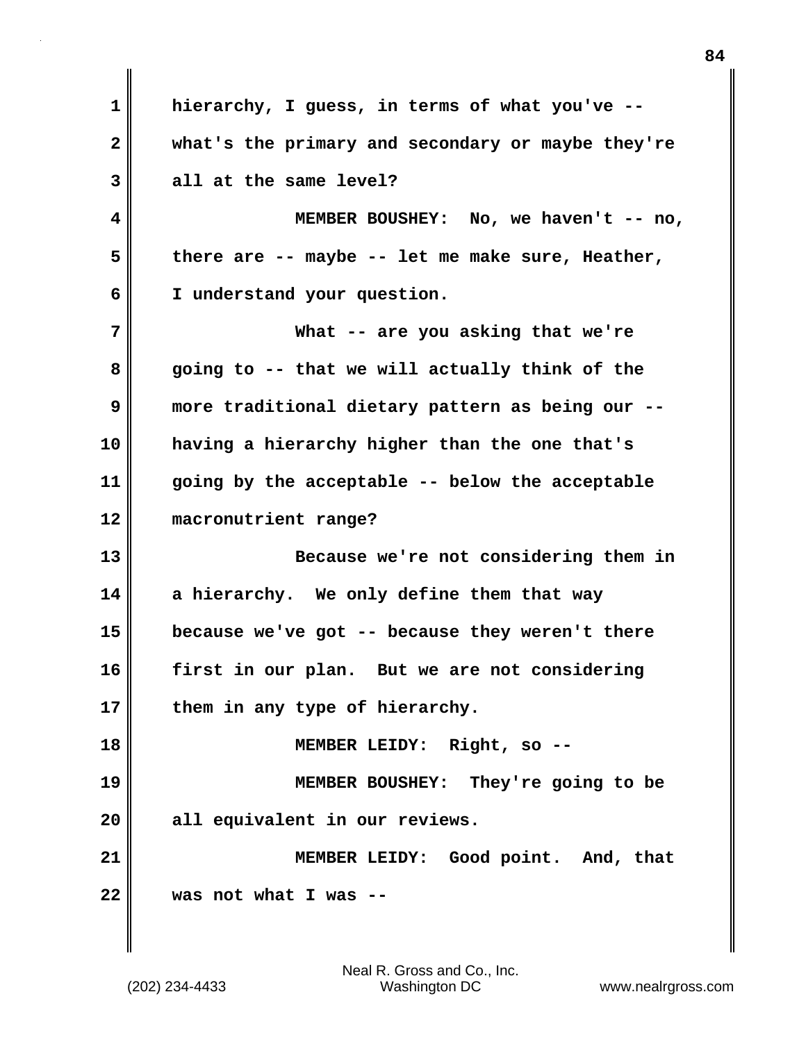hierarchy, I guess, in terms of what you've -- what's the primary and secondary or maybe they're all at the same level?

MEMBER BOUSHEY: No, we haven't -- no, there are -- maybe -- let me make sure, Heather, I understand your question.

What -- are you asking that we're going to -- that we will actually think of the more traditional dietary pattern as being our -- having a hierarchy higher than the one that's going by the acceptable -- below the acceptable macronutrient range?

Because we're not considering them in a hierarchy. We only define them that way because we've got -- because they weren't there first in our plan. But we are not considering them in any type of hierarchy.

MEMBER LEIDY: Right, so --

MEMBER BOUSHEY: They're going to be all equivalent in our reviews.

MEMBER LEIDY: Good point. And, that was not what I was --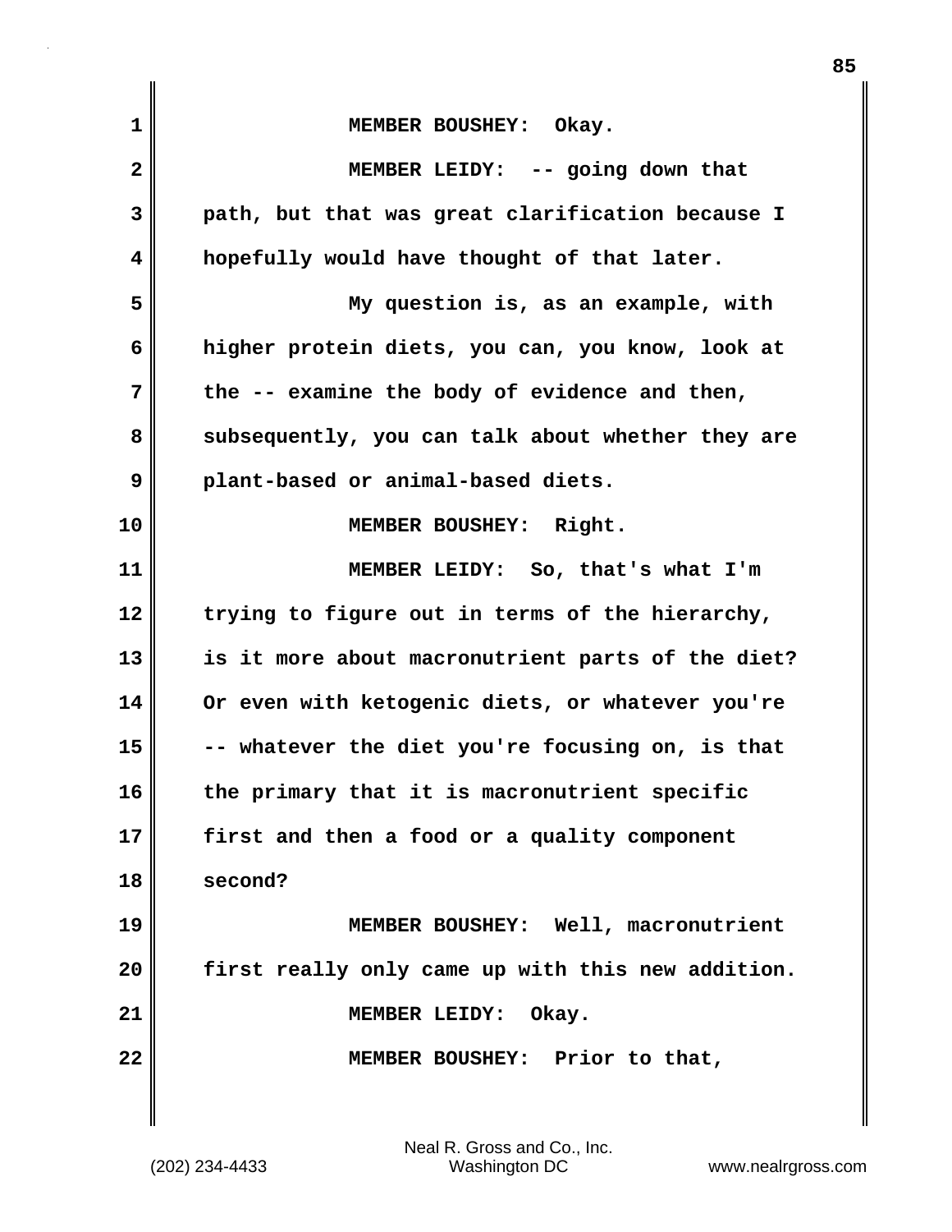MEMBER BOUSHEY: Okay.

MEMBER LEIDY: -- going down that path, but that was great clarification because I hopefully would have thought of that later.

My question is, as an example, with higher protein diets, you can, you know, look at the -- examine the body of evidence and then, subsequently, you can talk about whether they are plant-based or animal-based diets.

MEMBER BOUSHEY: Right.

MEMBER LEIDY: So, that's what I'm trying to figure out in terms of the hierarchy, is it more about macronutrient parts of the diet? Or even with ketogenic diets, or whatever you're -- whatever the diet you're focusing on, is that the primary that it is macronutrient specific first and then a food or a quality component second?

MEMBER BOUSHEY: Well, macronutrient first really only came up with this new addition.

MEMBER LEIDY: Okay.

MEMBER BOUSHEY: Prior to that,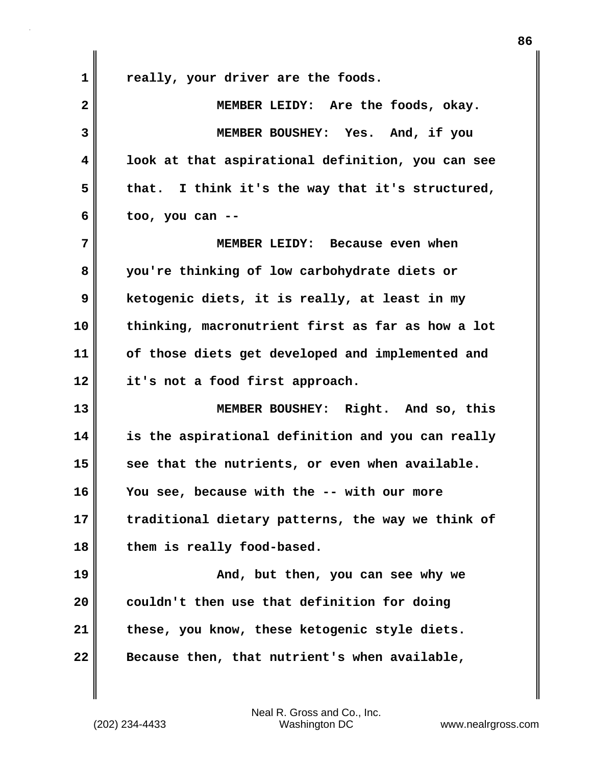really, your driver are the foods.

MEMBER LEIDY: Are the foods, okay.

MEMBER BOUSHEY: Yes. And, if you look at that aspirational definition, you can see that. I think it's the way that it's structured, too, you can --

MEMBER LEIDY: Because even when you're thinking of low carbohydrate diets or ketogenic diets, it is really, at least in my thinking, macronutrient first as far as how a lot of those diets get developed and implemented and it's not a food first approach.

MEMBER BOUSHEY: Right. And so, this is the aspirational definition and you can really see that the nutrients, or even when available. You see, because with the -- with our more traditional dietary patterns, the way we think of them is really food-based.

And, but then, you can see why we couldn't then use that definition for doing these, you know, these ketogenic style diets. Because then, that nutrient's when available,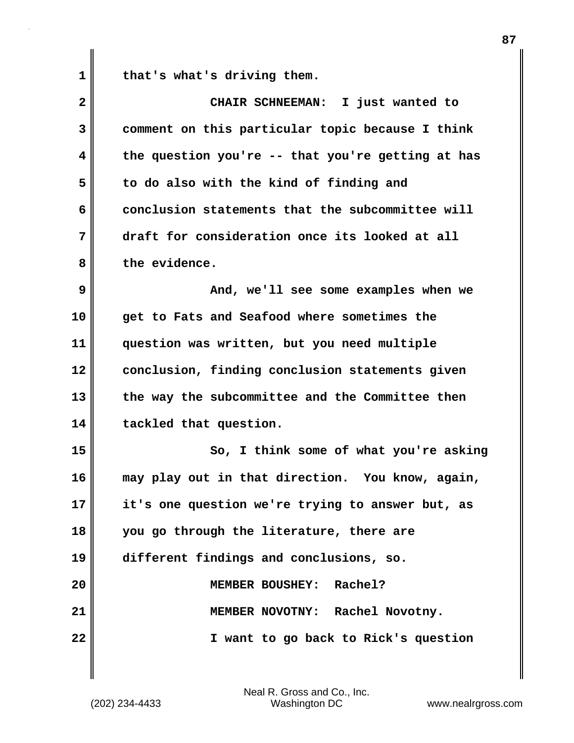that's what's driving them.

CHAIR SCHNEEMAN: I just wanted to comment on this particular topic because I think the question you're -- that you're getting at has to do also with the kind of finding and conclusion statements that the subcommittee will draft for consideration once its looked at all the evidence.

And, we'll see some examples when we get to Fats and Seafood where sometimes the question was written, but you need multiple conclusion, finding conclusion statements given the way the subcommittee and the Committee then tackled that question.

So, I think some of what you're asking may play out in that direction. You know, again, it's one question we're trying to answer but, as you go through the literature, there are different findings and conclusions, so.

MEMBER BOUSHEY: Rachel?

MEMBER NOVOTNY: Rachel Novotny.

I want to go back to Rick's question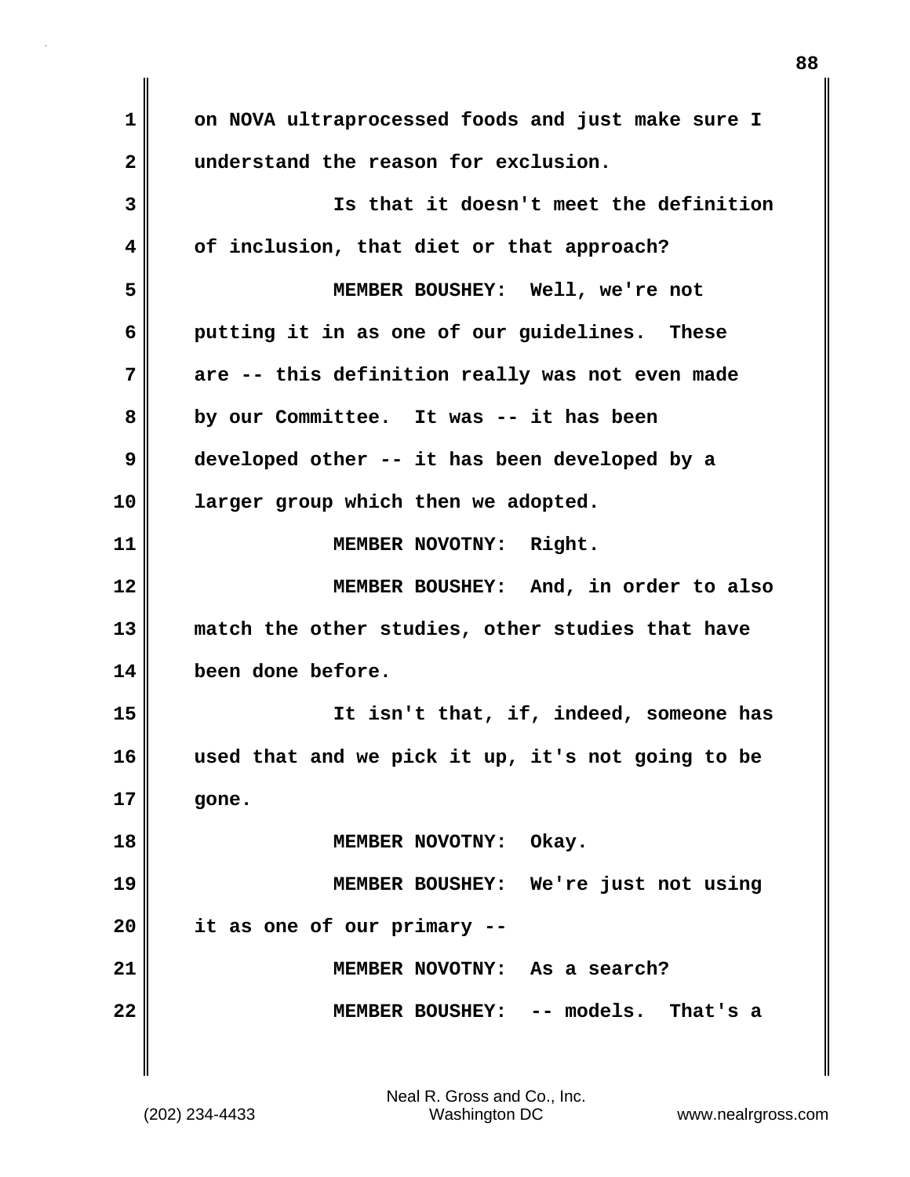on NOVA ultraprocessed foods and just make sure I understand the reason for exclusion.

Is that it doesn't meet the definition of inclusion, that diet or that approach?

MEMBER BOUSHEY: Well, we're not putting it in as one of our guidelines. These are -- this definition really was not even made by our Committee. It was -- it has been developed other -- it has been developed by a larger group which then we adopted.

MEMBER NOVOTNY: Right.

MEMBER BOUSHEY: And, in order to also match the other studies, other studies that have been done before.

It isn't that, if, indeed, someone has used that and we pick it up, it's not going to be gone.

MEMBER NOVOTNY: Okay.

MEMBER BOUSHEY: We're just not using it as one of our primary --

MEMBER NOVOTNY: As a search?

MEMBER BOUSHEY: -- models. That's a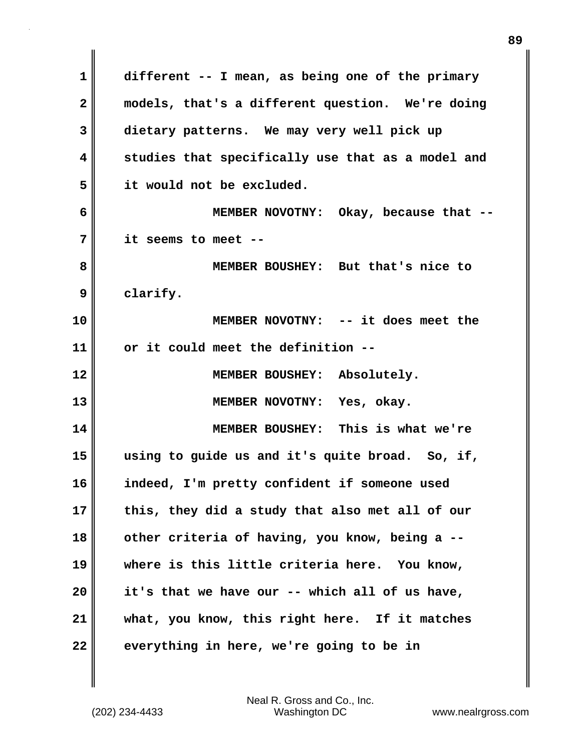different -- I mean, as being one of the primary models, that's a different question. We're doing dietary patterns. We may very well pick up studies that specifically use that as a model and it would not be excluded.

MEMBER NOVOTNY: Okay, because that -- it seems to meet --

MEMBER BOUSHEY: But that's nice to clarify.

MEMBER NOVOTNY: -- it does meet the or it could meet the definition --

MEMBER BOUSHEY: Absolutely.

MEMBER NOVOTNY: Yes, okay.

MEMBER BOUSHEY: This is what we're using to guide us and it's quite broad. So, if, indeed, I'm pretty confident if someone used this, they did a study that also met all of our other criteria of having, you know, being a -- where is this little criteria here. You know, it's that we have our -- which all of us have, what, you know, this right here. If it matches everything in here, we're going to be in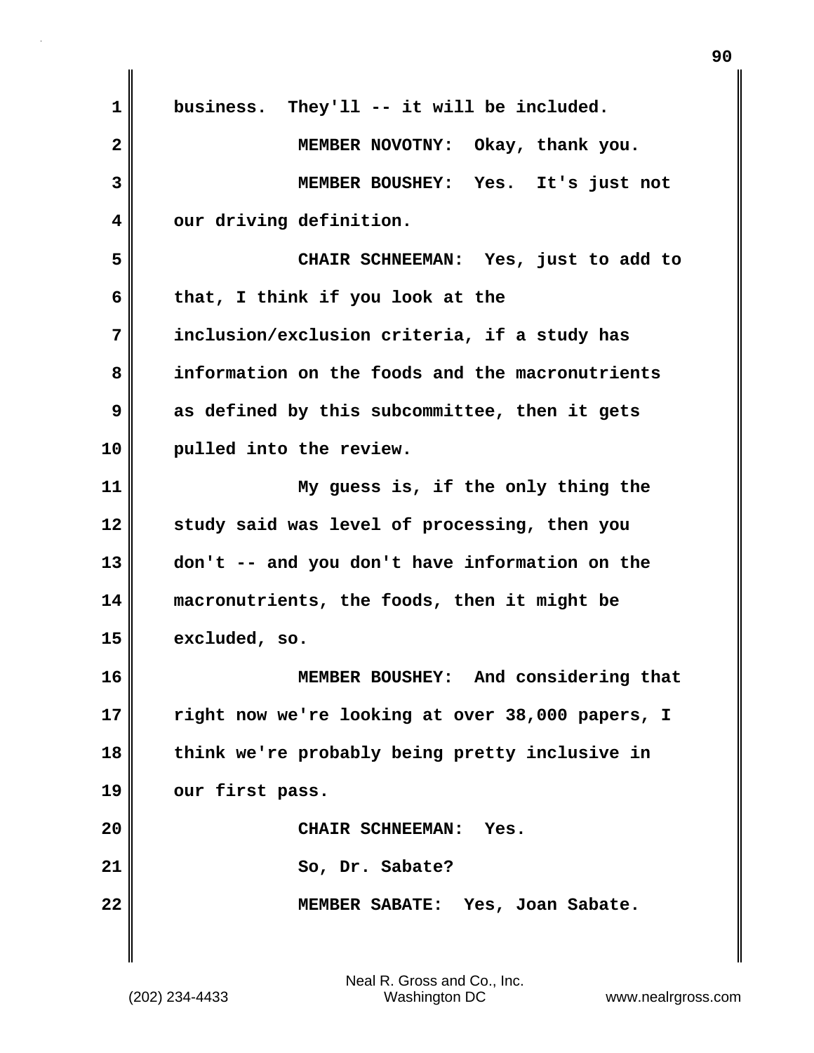business. They'll -- it will be included.

MEMBER NOVOTNY: Okay, thank you.

MEMBER BOUSHEY: Yes. It's just not our driving definition.

CHAIR SCHNEEMAN: Yes, just to add to that, I think if you look at the inclusion/exclusion criteria, if a study has information on the foods and the macronutrients as defined by this subcommittee, then it gets pulled into the review.

My guess is, if the only thing the study said was level of processing, then you don't -- and you don't have information on the macronutrients, the foods, then it might be excluded, so.

MEMBER BOUSHEY: And considering that right now we're looking at over 38,000 papers, I think we're probably being pretty inclusive in our first pass.

CHAIR SCHNEEMAN: Yes.

So, Dr. Sabate?

MEMBER SABATE: Yes, Joan Sabate.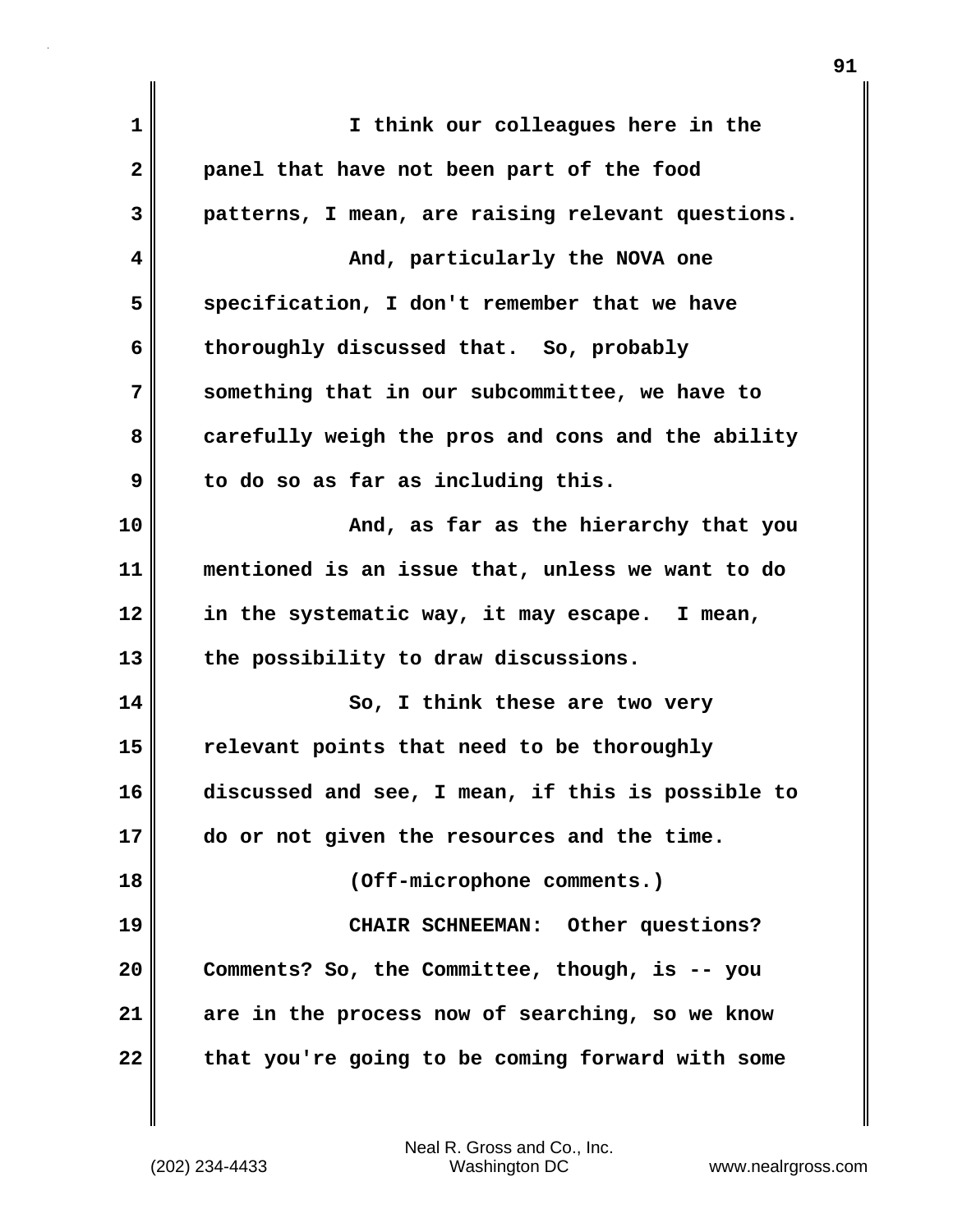I think our colleagues here in the panel that have not been part of the food patterns, I mean, are raising relevant questions.

And, particularly the NOVA one specification, I don't remember that we have thoroughly discussed that. So, probably something that in our subcommittee, we have to carefully weigh the pros and cons and the ability to do so as far as including this.

And, as far as the hierarchy that you mentioned is an issue that, unless we want to do in the systematic way, it may escape. I mean, the possibility to draw discussions.

So, I think these are two very relevant points that need to be thoroughly discussed and see, I mean, if this is possible to do or not given the resources and the time.

(Off-microphone comments.)

CHAIR SCHNEEMAN: Other questions? Comments? So, the Committee, though, is -- you are in the process now of searching, so we know that you're going to be coming forward with some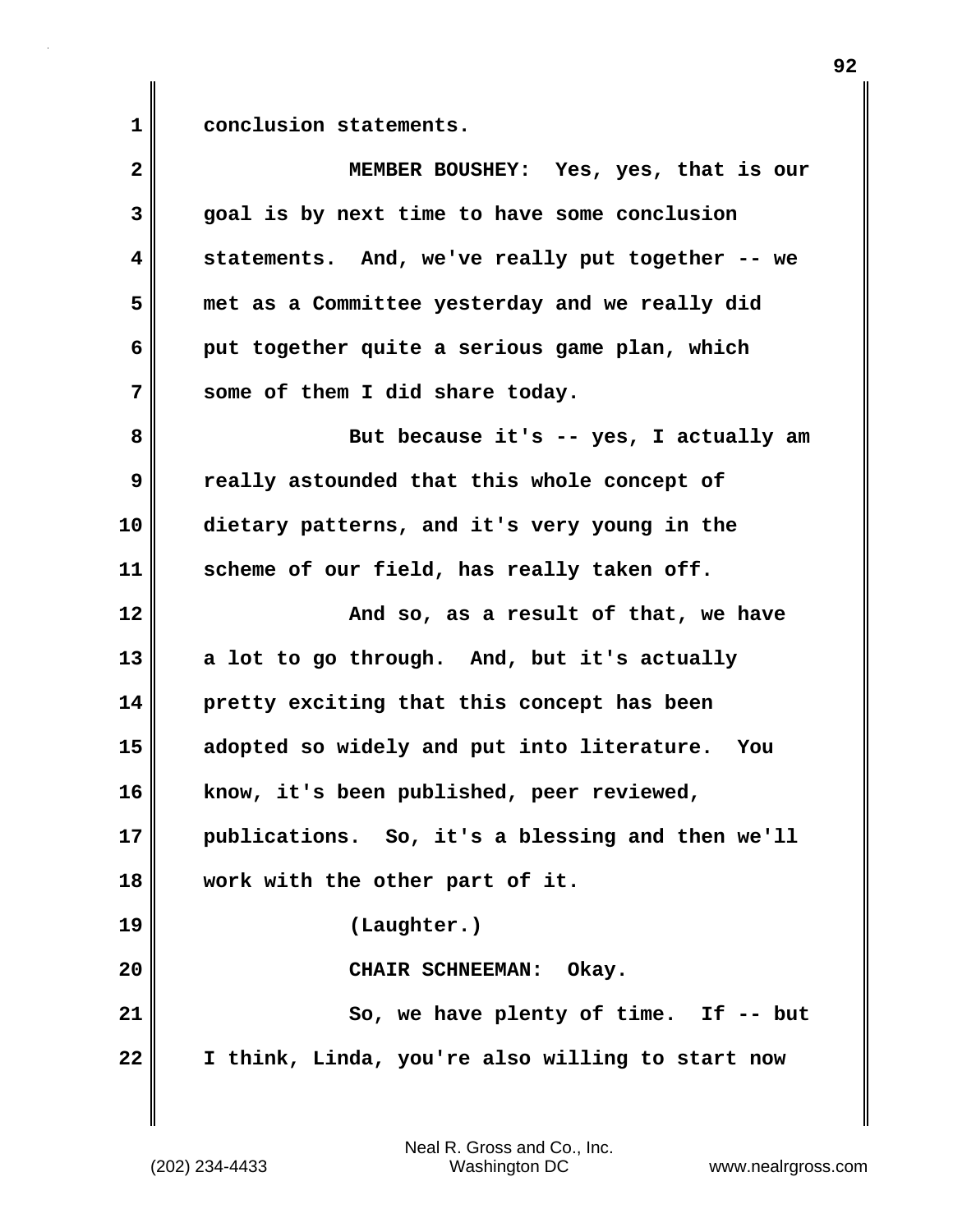conclusion statements.

MEMBER BOUSHEY: Yes, yes, that is our goal is by next time to have some conclusion statements. And, we've really put together -- we met as a Committee yesterday and we really did put together quite a serious game plan, which some of them I did share today.

But because it's -- yes, I actually am really astounded that this whole concept of dietary patterns, and it's very young in the scheme of our field, has really taken off.

And so, as a result of that, we have a lot to go through. And, but it's actually pretty exciting that this concept has been adopted so widely and put into literature. You know, it's been published, peer reviewed, publications. So, it's a blessing and then we'll work with the other part of it.

(Laughter.)

CHAIR SCHNEEMAN: Okay.

So, we have plenty of time. If -- but I think, Linda, you're also willing to start now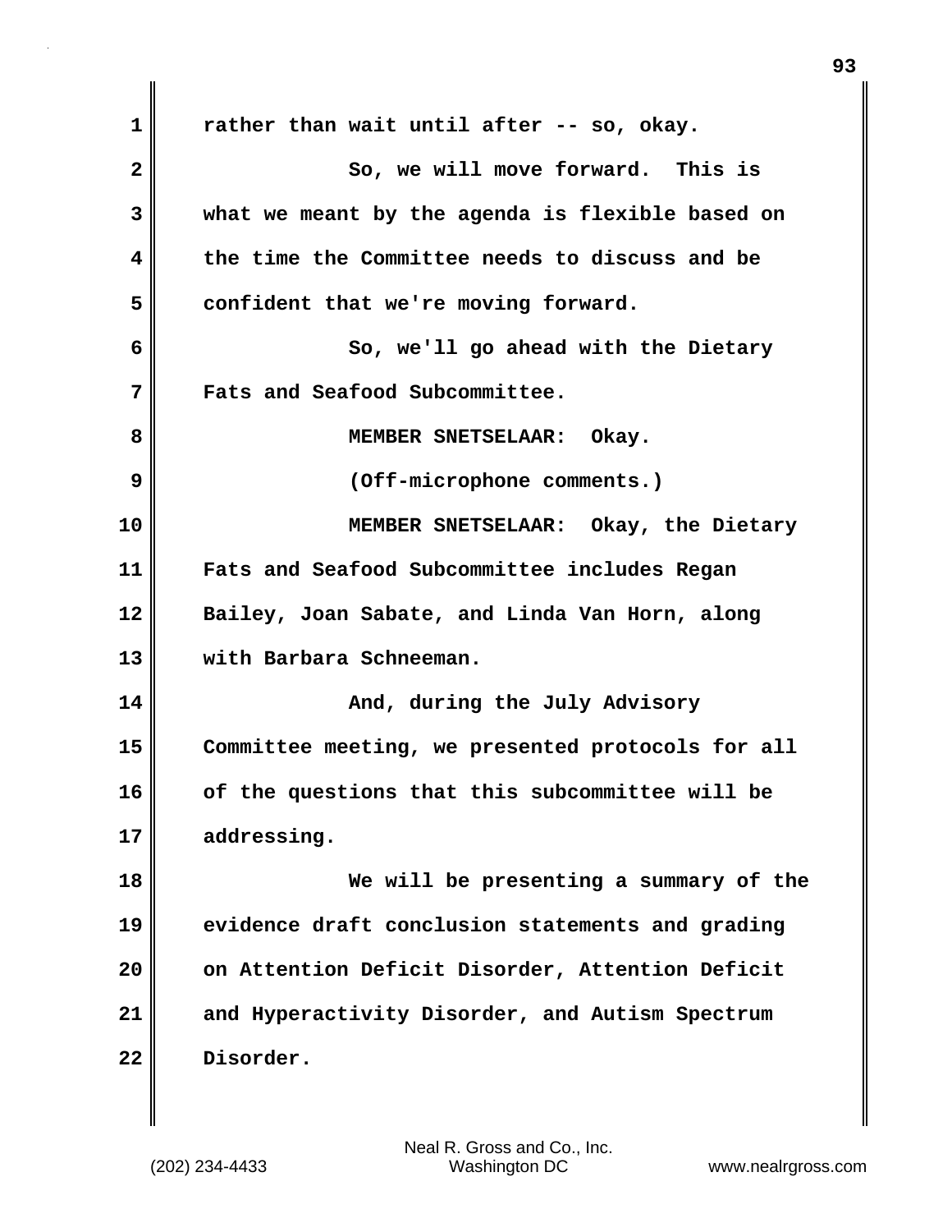rather than wait until after -- so, okay.

So, we will move forward. This is what we meant by the agenda is flexible based on the time the Committee needs to discuss and be confident that we're moving forward.

So, we'll go ahead with the Dietary Fats and Seafood Subcommittee.

MEMBER SNETSELAAR: Okay.

(Off-microphone comments.)

MEMBER SNETSELAAR: Okay, the Dietary Fats and Seafood Subcommittee includes Regan Bailey, Joan Sabate, and Linda Van Horn, along with Barbara Schneeman.

And, during the July Advisory Committee meeting, we presented protocols for all of the questions that this subcommittee will be addressing.

We will be presenting a summary of the evidence draft conclusion statements and grading on Attention Deficit Disorder, Attention Deficit and Hyperactivity Disorder, and Autism Spectrum Disorder.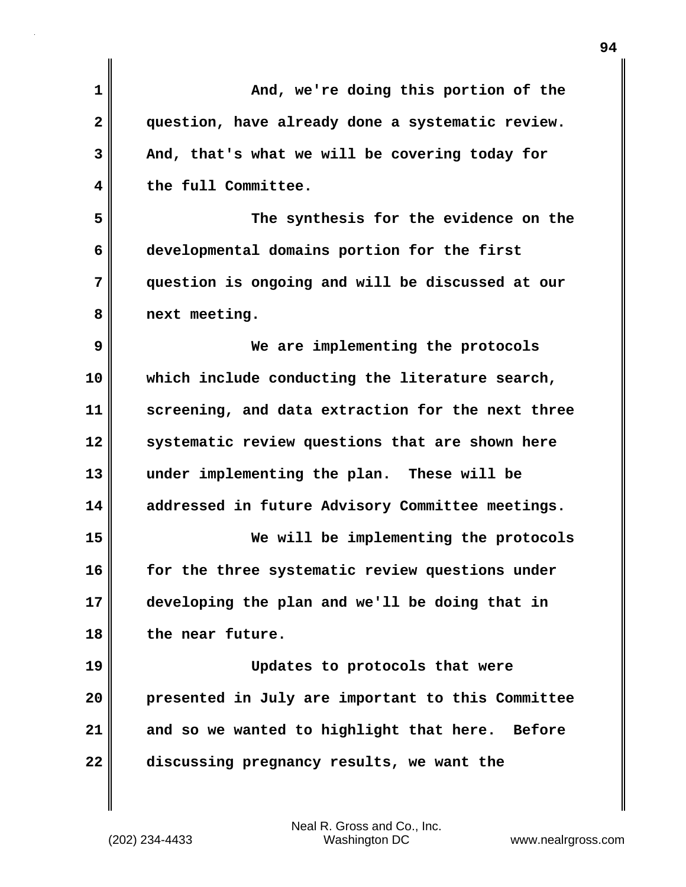And, we're doing this portion of the question, have already done a systematic review. And, that's what we will be covering today for the full Committee.

The synthesis for the evidence on the developmental domains portion for the first question is ongoing and will be discussed at our next meeting.

We are implementing the protocols which include conducting the literature search, screening, and data extraction for the next three systematic review questions that are shown here under implementing the plan. These will be addressed in future Advisory Committee meetings.

We will be implementing the protocols for the three systematic review questions under developing the plan and we'll be doing that in the near future.

Updates to protocols that were presented in July are important to this Committee and so we wanted to highlight that here. Before discussing pregnancy results, we want the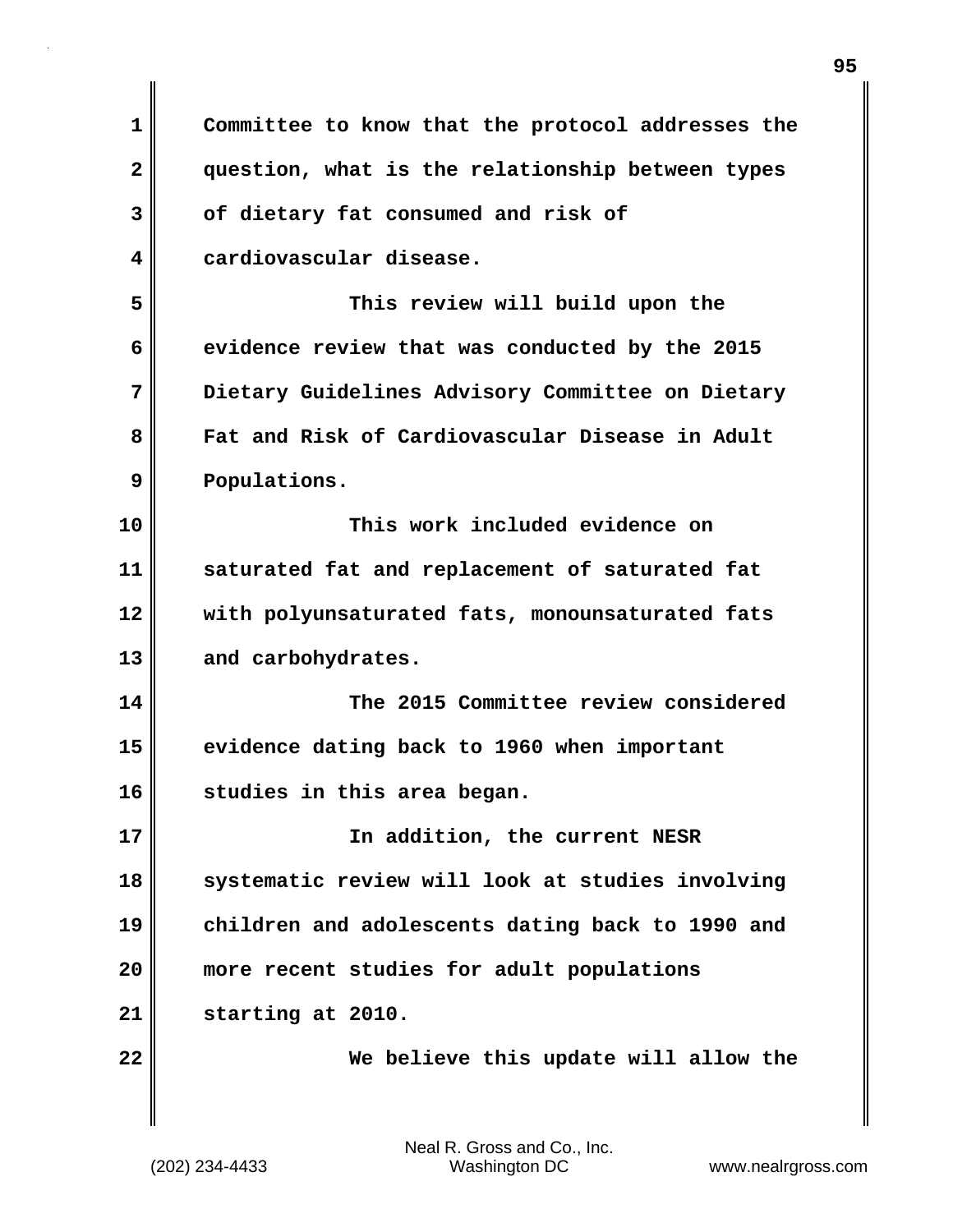Committee to know that the protocol addresses the question, what is the relationship between types of dietary fat consumed and risk of cardiovascular disease.

This review will build upon the evidence review that was conducted by the 2015 Dietary Guidelines Advisory Committee on Dietary Fat and Risk of Cardiovascular Disease in Adult Populations.

This work included evidence on saturated fat and replacement of saturated fat with polyunsaturated fats, monounsaturated fats and carbohydrates.

The 2015 Committee review considered evidence dating back to 1960 when important studies in this area began.

In addition, the current NESR systematic review will look at studies involving children and adolescents dating back to 1990 and more recent studies for adult populations starting at 2010.

We believe this update will allow the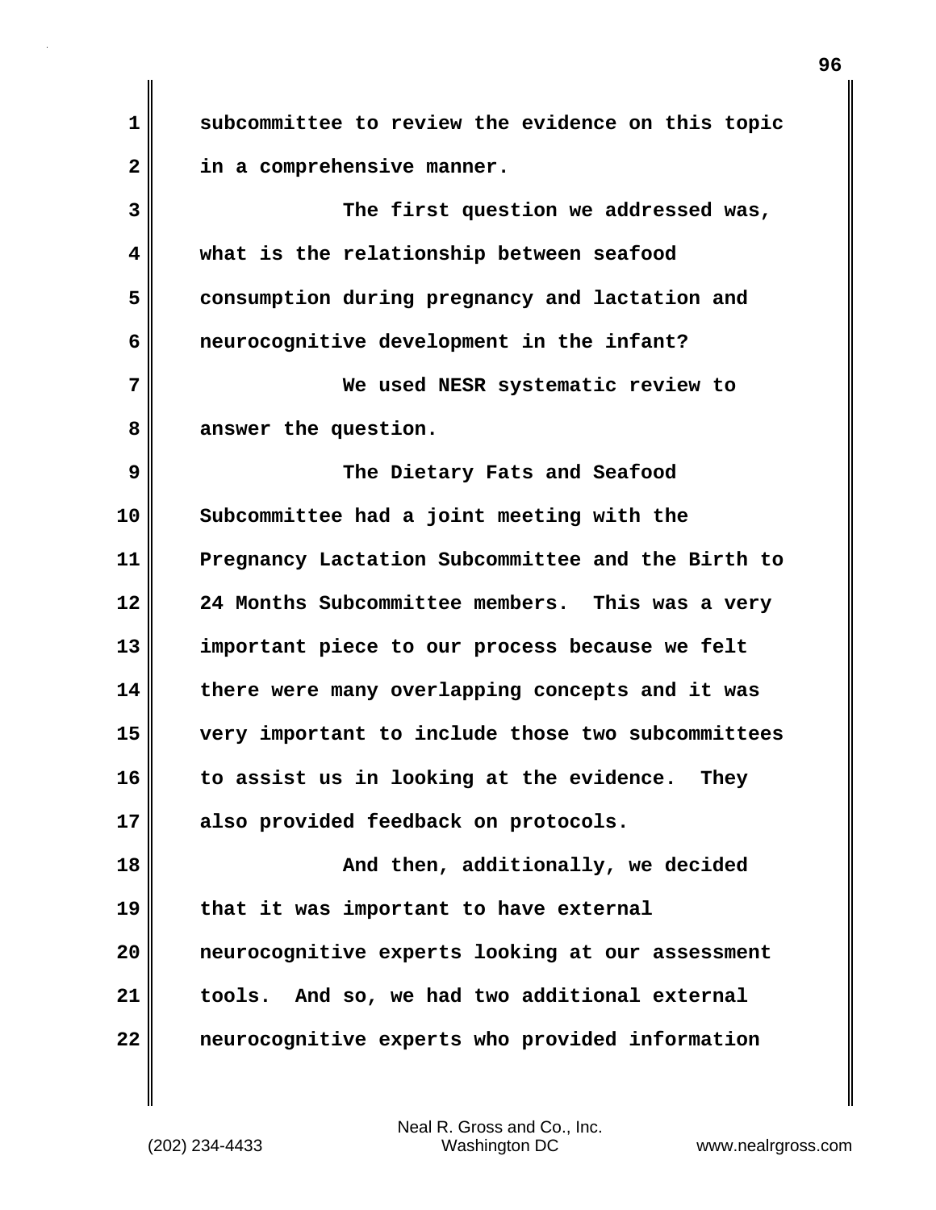subcommittee to review the evidence on this topic in a comprehensive manner.

The first question we addressed was, what is the relationship between seafood consumption during pregnancy and lactation and neurocognitive development in the infant?

We used NESR systematic review to answer the question.

The Dietary Fats and Seafood Subcommittee had a joint meeting with the Pregnancy Lactation Subcommittee and the Birth to 24 Months Subcommittee members. This was a very important piece to our process because we felt there were many overlapping concepts and it was very important to include those two subcommittees to assist us in looking at the evidence. They also provided feedback on protocols.

And then, additionally, we decided that it was important to have external neurocognitive experts looking at our assessment tools. And so, we had two additional external neurocognitive experts who provided information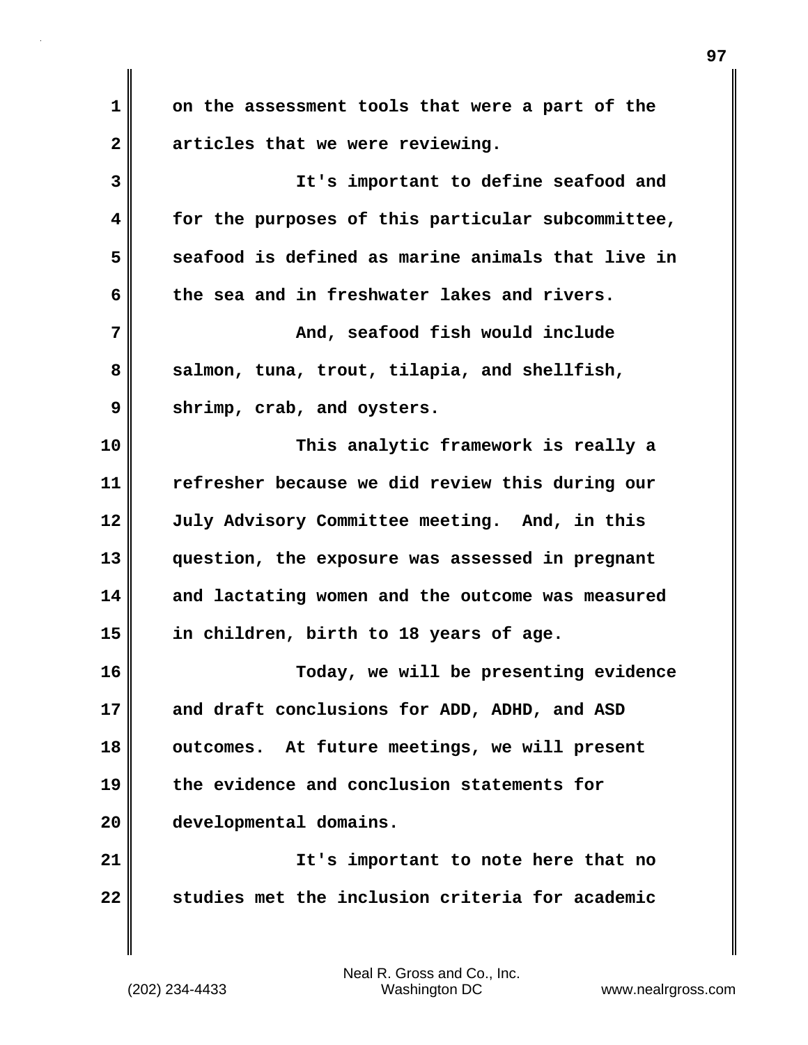on the assessment tools that were a part of the articles that we were reviewing.

It's important to define seafood and for the purposes of this particular subcommittee, seafood is defined as marine animals that live in the sea and in freshwater lakes and rivers.

And, seafood fish would include salmon, tuna, trout, tilapia, and shellfish, shrimp, crab, and oysters.

This analytic framework is really a refresher because we did review this during our July Advisory Committee meeting. And, in this question, the exposure was assessed in pregnant and lactating women and the outcome was measured in children, birth to 18 years of age.

Today, we will be presenting evidence and draft conclusions for ADD, ADHD, and ASD outcomes. At future meetings, we will present the evidence and conclusion statements for developmental domains.

It's important to note here that no studies met the inclusion criteria for academic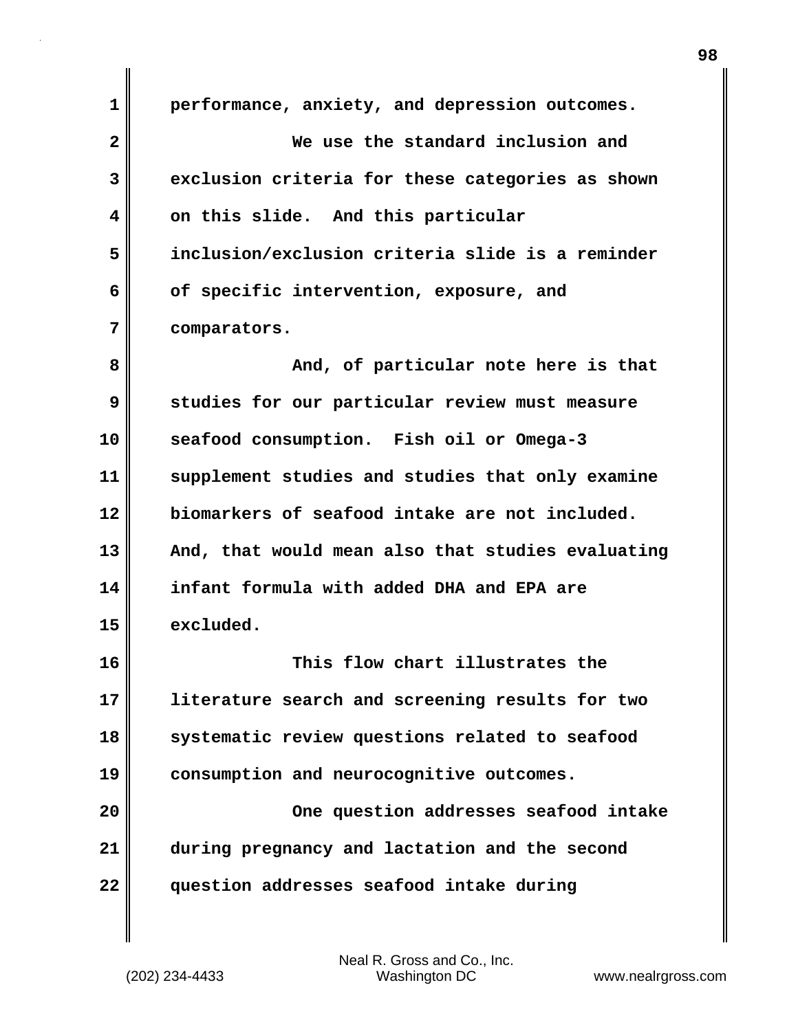performance, anxiety, and depression outcomes.

We use the standard inclusion and exclusion criteria for these categories as shown on this slide. And this particular inclusion/exclusion criteria slide is a reminder of specific intervention, exposure, and comparators.

And, of particular note here is that studies for our particular review must measure seafood consumption. Fish oil or Omega-3 supplement studies and studies that only examine biomarkers of seafood intake are not included. And, that would mean also that studies evaluating infant formula with added DHA and EPA are excluded.

This flow chart illustrates the literature search and screening results for two systematic review questions related to seafood consumption and neurocognitive outcomes.

One question addresses seafood intake during pregnancy and lactation and the second question addresses seafood intake during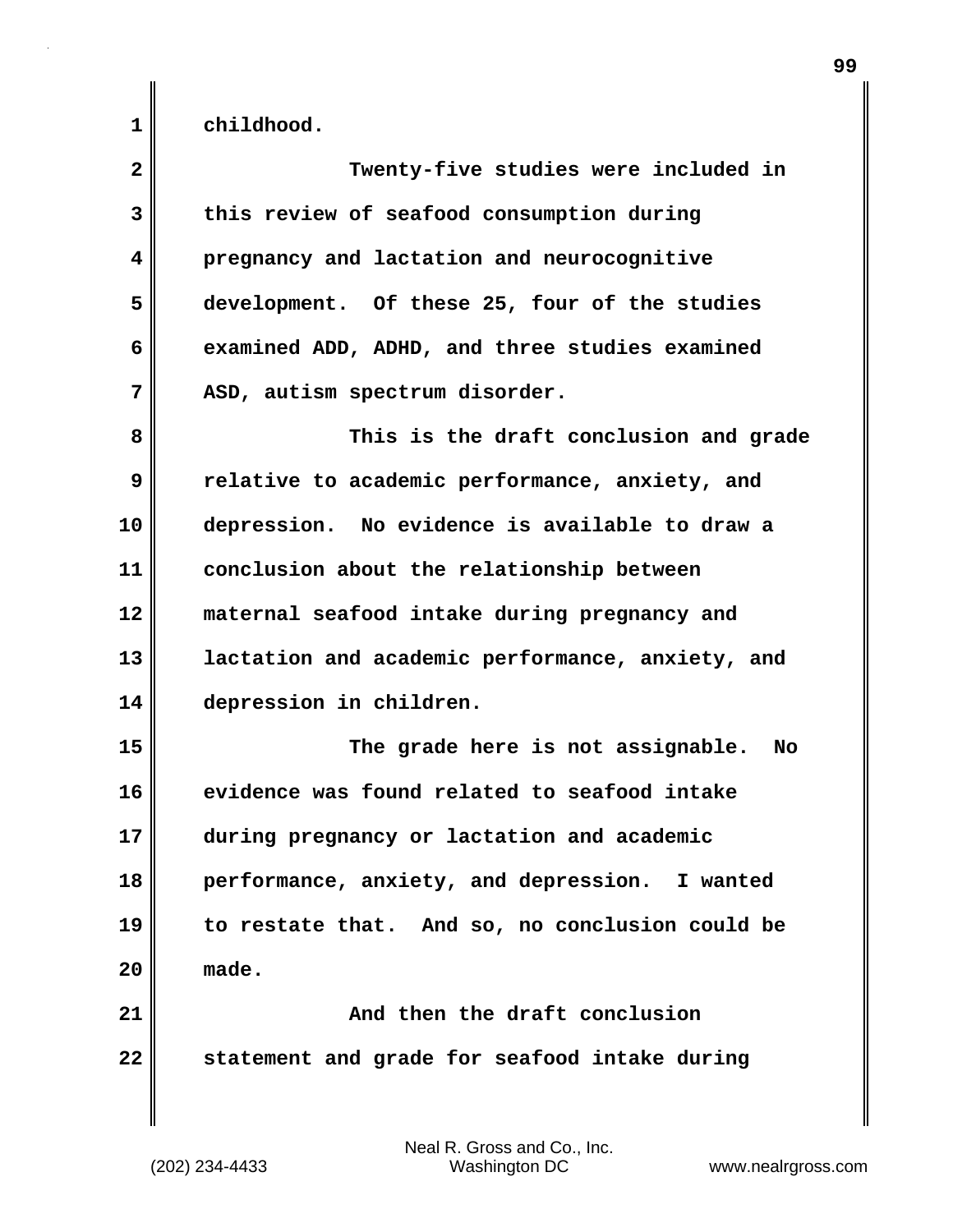childhood.

Twenty-five studies were included in this review of seafood consumption during pregnancy and lactation and neurocognitive development. Of these 25, four of the studies examined ADD, ADHD, and three studies examined ASD, autism spectrum disorder.

This is the draft conclusion and grade relative to academic performance, anxiety, and depression. No evidence is available to draw a conclusion about the relationship between maternal seafood intake during pregnancy and lactation and academic performance, anxiety, and depression in children.

The grade here is not assignable. No evidence was found related to seafood intake during pregnancy or lactation and academic performance, anxiety, and depression. I wanted to restate that. And so, no conclusion could be made.

And then the draft conclusion statement and grade for seafood intake during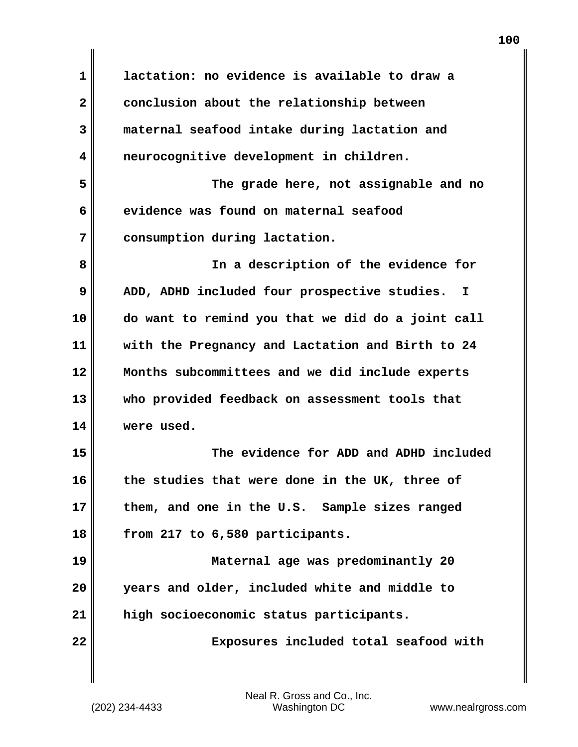lactation: no evidence is available to draw a conclusion about the relationship between maternal seafood intake during lactation and neurocognitive development in children.

The grade here, not assignable and no evidence was found on maternal seafood consumption during lactation.

In a description of the evidence for ADD, ADHD included four prospective studies. I do want to remind you that we did do a joint call with the Pregnancy and Lactation and Birth to 24 Months subcommittees and we did include experts who provided feedback on assessment tools that were used.

The evidence for ADD and ADHD included the studies that were done in the UK, three of them, and one in the U.S. Sample sizes ranged from 217 to 6,580 participants.

Maternal age was predominantly 20 years and older, included white and middle to high socioeconomic status participants.

Exposures included total seafood with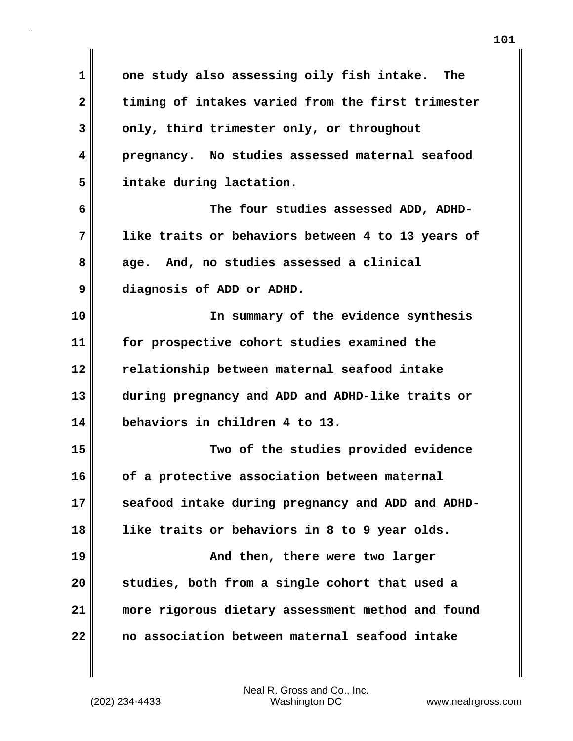one study also assessing oily fish intake. The timing of intakes varied from the first trimester only, third trimester only, or throughout pregnancy. No studies assessed maternal seafood intake during lactation.

The four studies assessed ADD, ADHD-like traits or behaviors between 4 to 13 years of age. And, no studies assessed a clinical diagnosis of ADD or ADHD.

In summary of the evidence synthesis for prospective cohort studies examined the relationship between maternal seafood intake during pregnancy and ADD and ADHD-like traits or behaviors in children 4 to 13.

Two of the studies provided evidence of a protective association between maternal seafood intake during pregnancy and ADD and ADHD-like traits or behaviors in 8 to 9 year olds.

And then, there were two larger studies, both from a single cohort that used a more rigorous dietary assessment method and found no association between maternal seafood intake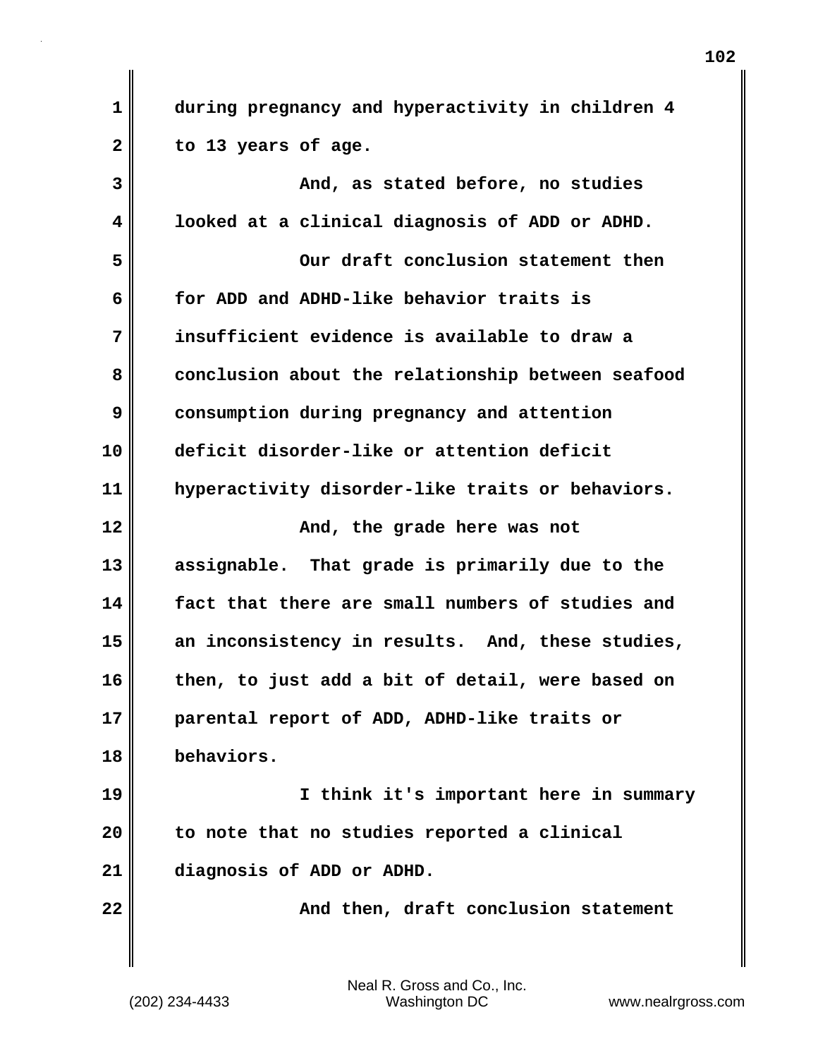during pregnancy and hyperactivity in children 4 to 13 years of age.

And, as stated before, no studies looked at a clinical diagnosis of ADD or ADHD.

Our draft conclusion statement then for ADD and ADHD-like behavior traits is insufficient evidence is available to draw a conclusion about the relationship between seafood consumption during pregnancy and attention deficit disorder-like or attention deficit hyperactivity disorder-like traits or behaviors.

And, the grade here was not assignable. That grade is primarily due to the fact that there are small numbers of studies and an inconsistency in results. And, these studies, then, to just add a bit of detail, were based on parental report of ADD, ADHD-like traits or behaviors.

I think it's important here in summary to note that no studies reported a clinical diagnosis of ADD or ADHD.

And then, draft conclusion statement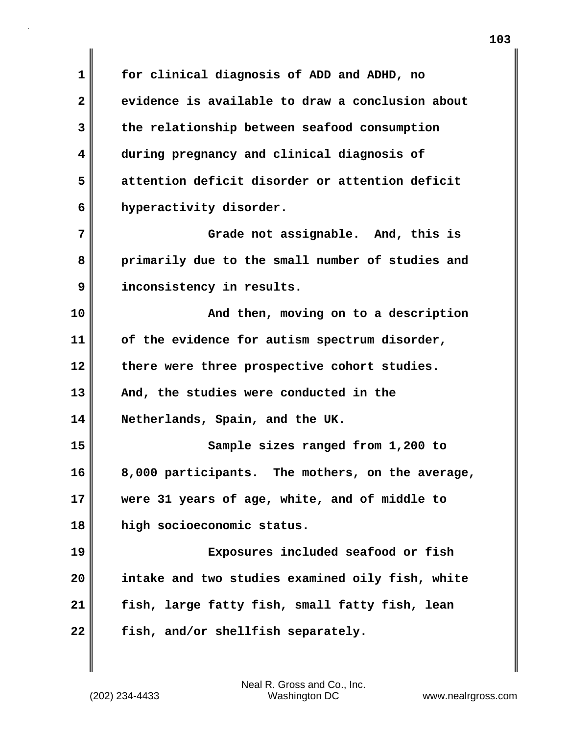for clinical diagnosis of ADD and ADHD, no evidence is available to draw a conclusion about the relationship between seafood consumption during pregnancy and clinical diagnosis of attention deficit disorder or attention deficit hyperactivity disorder.

Grade not assignable. And, this is primarily due to the small number of studies and inconsistency in results.

And then, moving on to a description of the evidence for autism spectrum disorder, there were three prospective cohort studies. And, the studies were conducted in the Netherlands, Spain, and the UK.

Sample sizes ranged from 1,200 to 8,000 participants. The mothers, on the average, were 31 years of age, white, and of middle to high socioeconomic status.

Exposures included seafood or fish intake and two studies examined oily fish, white fish, large fatty fish, small fatty fish, lean fish, and/or shellfish separately.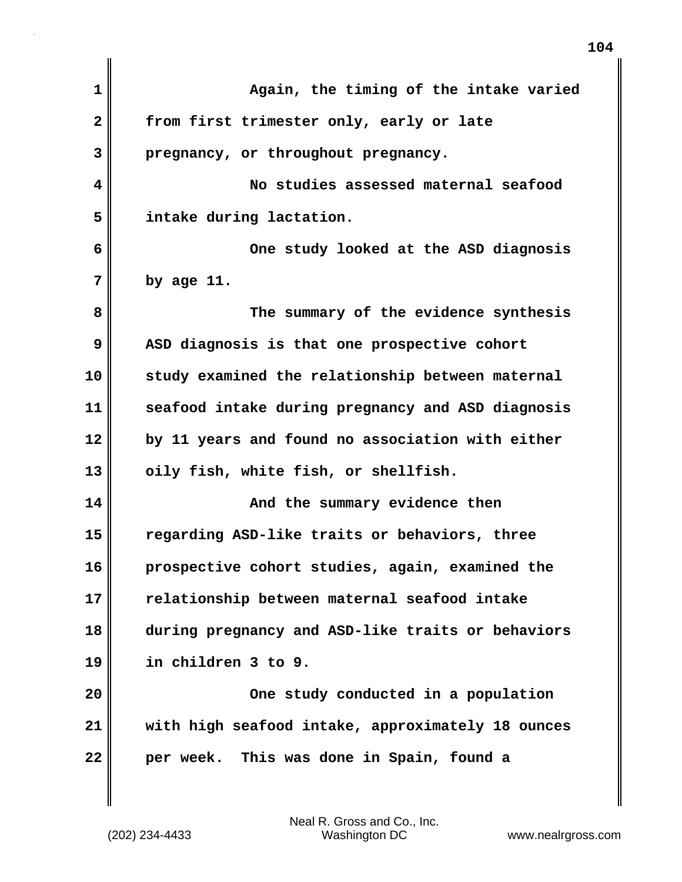Again, the timing of the intake varied from first trimester only, early or late pregnancy, or throughout pregnancy.

No studies assessed maternal seafood intake during lactation.

One study looked at the ASD diagnosis by age 11.

The summary of the evidence synthesis ASD diagnosis is that one prospective cohort study examined the relationship between maternal seafood intake during pregnancy and ASD diagnosis by 11 years and found no association with either oily fish, white fish, or shellfish.

And the summary evidence then regarding ASD-like traits or behaviors, three prospective cohort studies, again, examined the relationship between maternal seafood intake during pregnancy and ASD-like traits or behaviors in children 3 to 9.

One study conducted in a population with high seafood intake, approximately 18 ounces per week. This was done in Spain, found a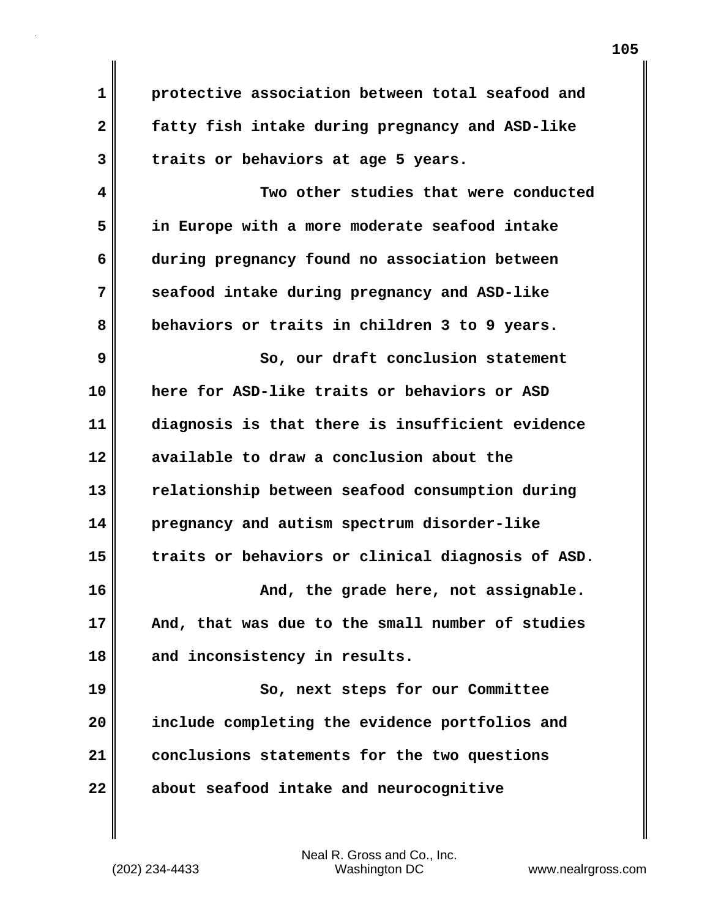protective association between total seafood and fatty fish intake during pregnancy and ASD-like traits or behaviors at age 5 years.

Two other studies that were conducted in Europe with a more moderate seafood intake during pregnancy found no association between seafood intake during pregnancy and ASD-like behaviors or traits in children 3 to 9 years.

So, our draft conclusion statement here for ASD-like traits or behaviors or ASD diagnosis is that there is insufficient evidence available to draw a conclusion about the relationship between seafood consumption during pregnancy and autism spectrum disorder-like traits or behaviors or clinical diagnosis of ASD.

And, the grade here, not assignable. And, that was due to the small number of studies and inconsistency in results.

So, next steps for our Committee include completing the evidence portfolios and conclusions statements for the two questions about seafood intake and neurocognitive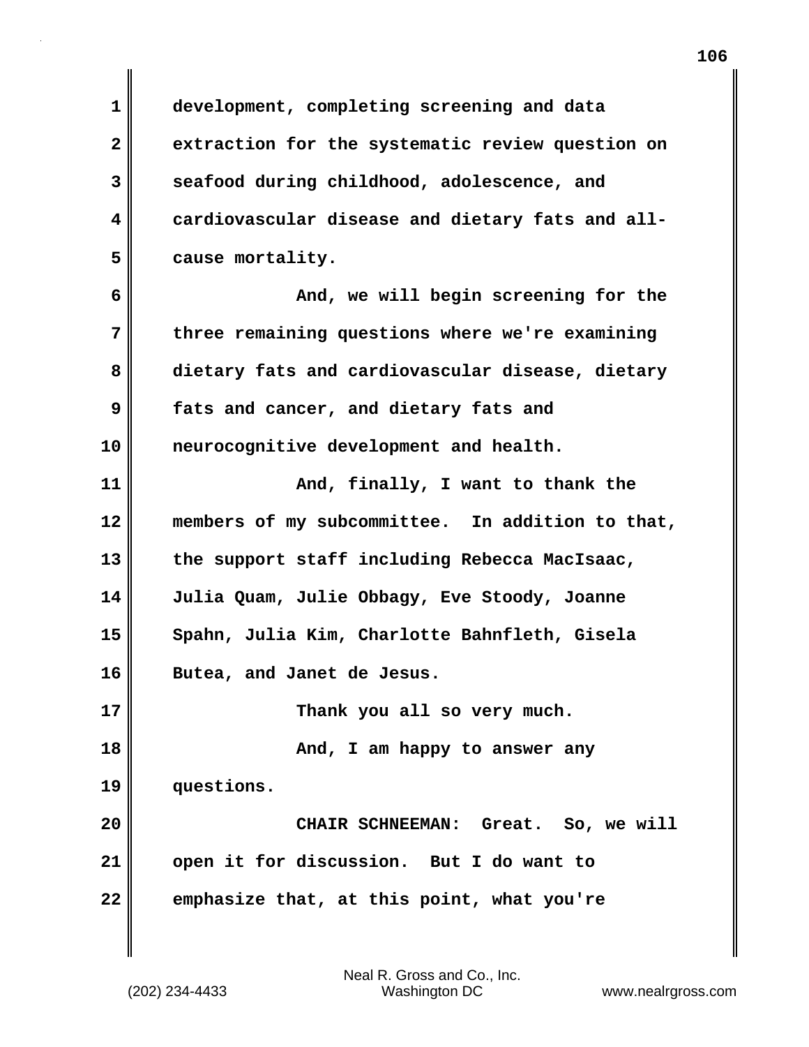development, completing screening and data extraction for the systematic review question on seafood during childhood, adolescence, and cardiovascular disease and dietary fats and all-cause mortality.

And, we will begin screening for the three remaining questions where we're examining dietary fats and cardiovascular disease, dietary fats and cancer, and dietary fats and neurocognitive development and health.

And, finally, I want to thank the members of my subcommittee. In addition to that, the support staff including Rebecca MacIsaac, Julia Quam, Julie Obbagy, Eve Stoody, Joanne Spahn, Julia Kim, Charlotte Bahnfleth, Gisela Butea, and Janet de Jesus.

Thank you all so very much.

And, I am happy to answer any questions.

CHAIR SCHNEEMAN: Great. So, we will open it for discussion. But I do want to emphasize that, at this point, what you're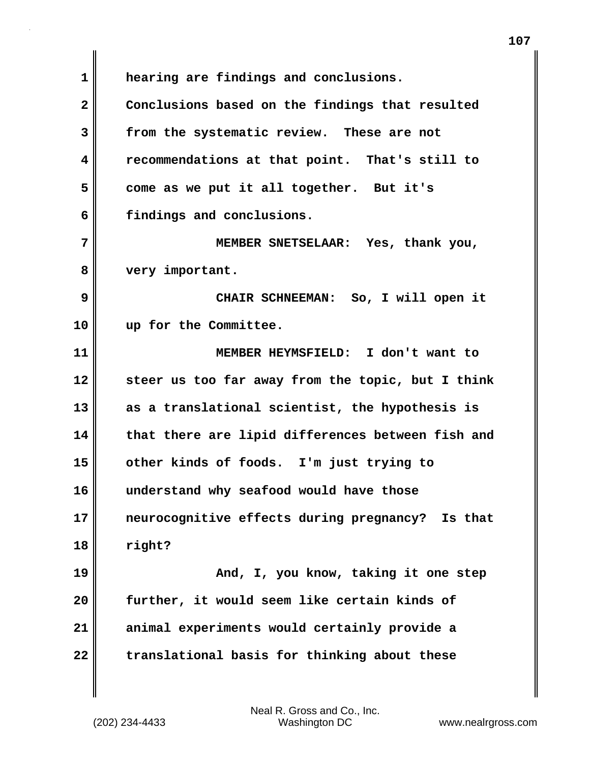hearing are findings and conclusions. Conclusions based on the findings that resulted from the systematic review. These are not recommendations at that point. That's still to come as we put it all together. But it's findings and conclusions.

MEMBER SNETSELAAR: Yes, thank you, very important.

CHAIR SCHNEEMAN: So, I will open it up for the Committee.

MEMBER HEYMSFIELD: I don't want to steer us too far away from the topic, but I think as a translational scientist, the hypothesis is that there are lipid differences between fish and other kinds of foods. I'm just trying to understand why seafood would have those neurocognitive effects during pregnancy? Is that right?

And, I, you know, taking it one step further, it would seem like certain kinds of animal experiments would certainly provide a translational basis for thinking about these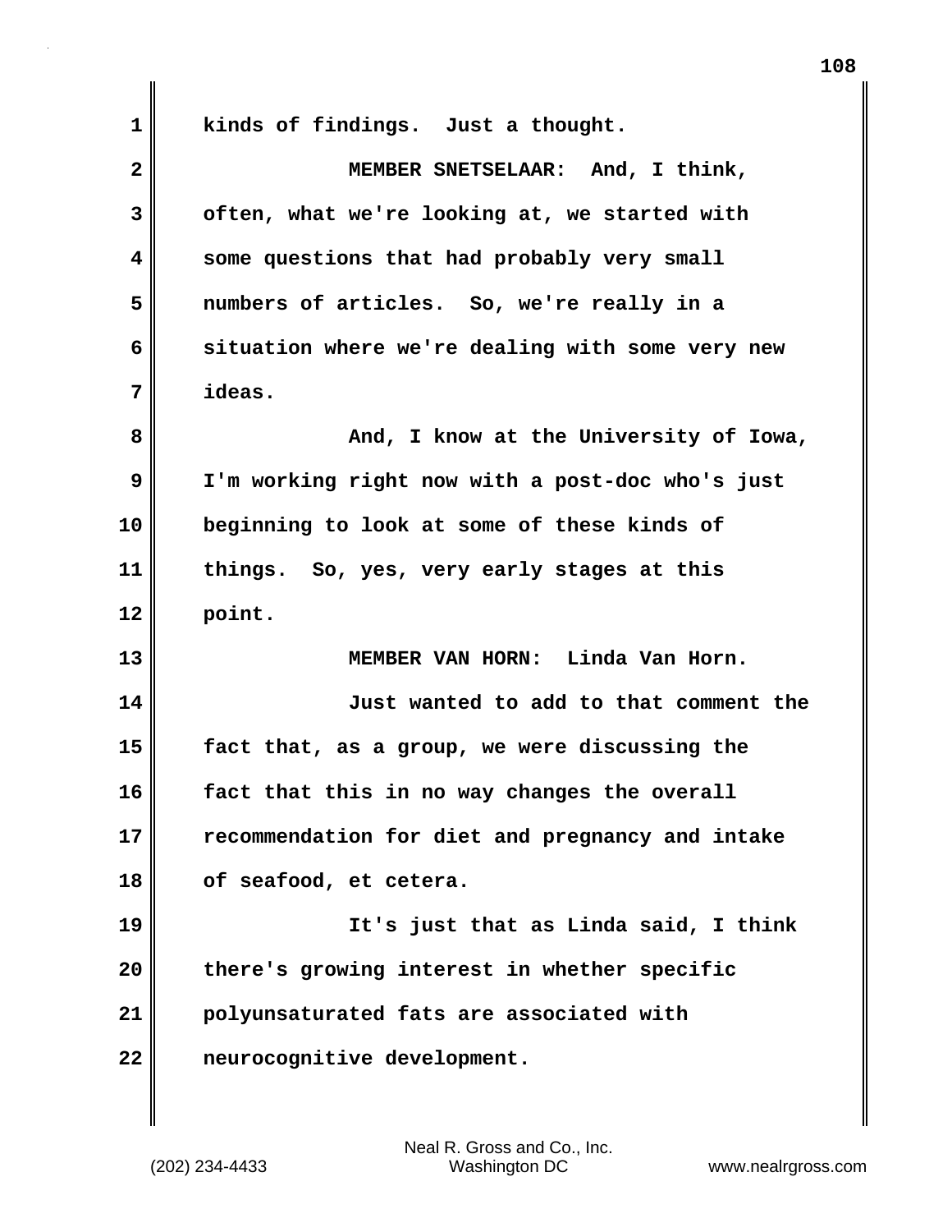kinds of findings. Just a thought.

MEMBER SNETSELAAR: And, I think, often, what we're looking at, we started with some questions that had probably very small numbers of articles. So, we're really in a situation where we're dealing with some very new ideas.

And, I know at the University of Iowa, I'm working right now with a post-doc who's just beginning to look at some of these kinds of things. So, yes, very early stages at this point.

MEMBER VAN HORN: Linda Van Horn.

Just wanted to add to that comment the fact that, as a group, we were discussing the fact that this in no way changes the overall recommendation for diet and pregnancy and intake of seafood, et cetera.

It's just that as Linda said, I think there's growing interest in whether specific polyunsaturated fats are associated with neurocognitive development.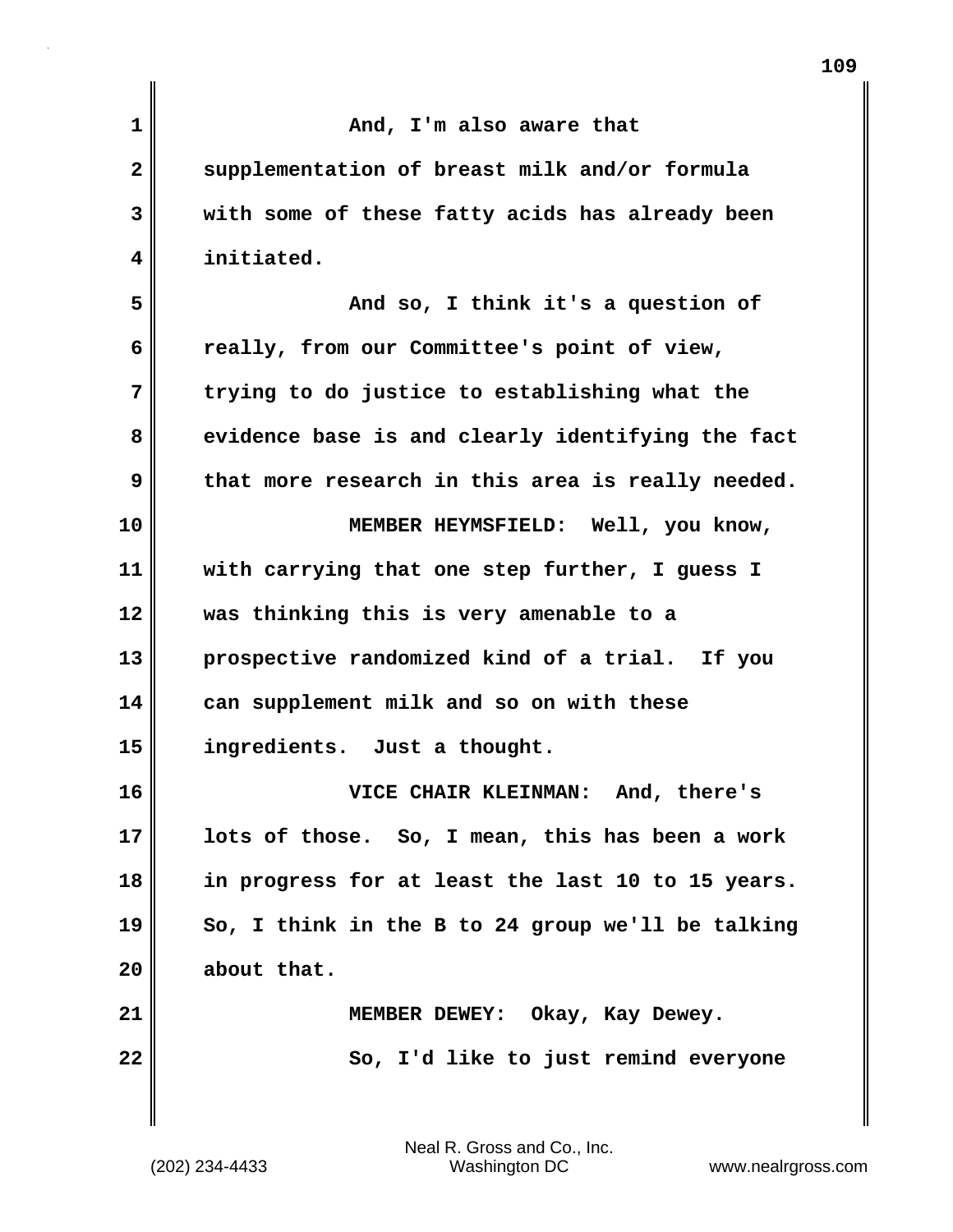And, I'm also aware that supplementation of breast milk and/or formula with some of these fatty acids has already been initiated.

And so, I think it's a question of really, from our Committee's point of view, trying to do justice to establishing what the evidence base is and clearly identifying the fact that more research in this area is really needed.

MEMBER HEYMSFIELD: Well, you know, with carrying that one step further, I guess I was thinking this is very amenable to a prospective randomized kind of a trial. If you can supplement milk and so on with these ingredients. Just a thought.

VICE CHAIR KLEINMAN: And, there's lots of those. So, I mean, this has been a work in progress for at least the last 10 to 15 years. So, I think in the B to 24 group we'll be talking about that.

MEMBER DEWEY: Okay, Kay Dewey.

So, I'd like to just remind everyone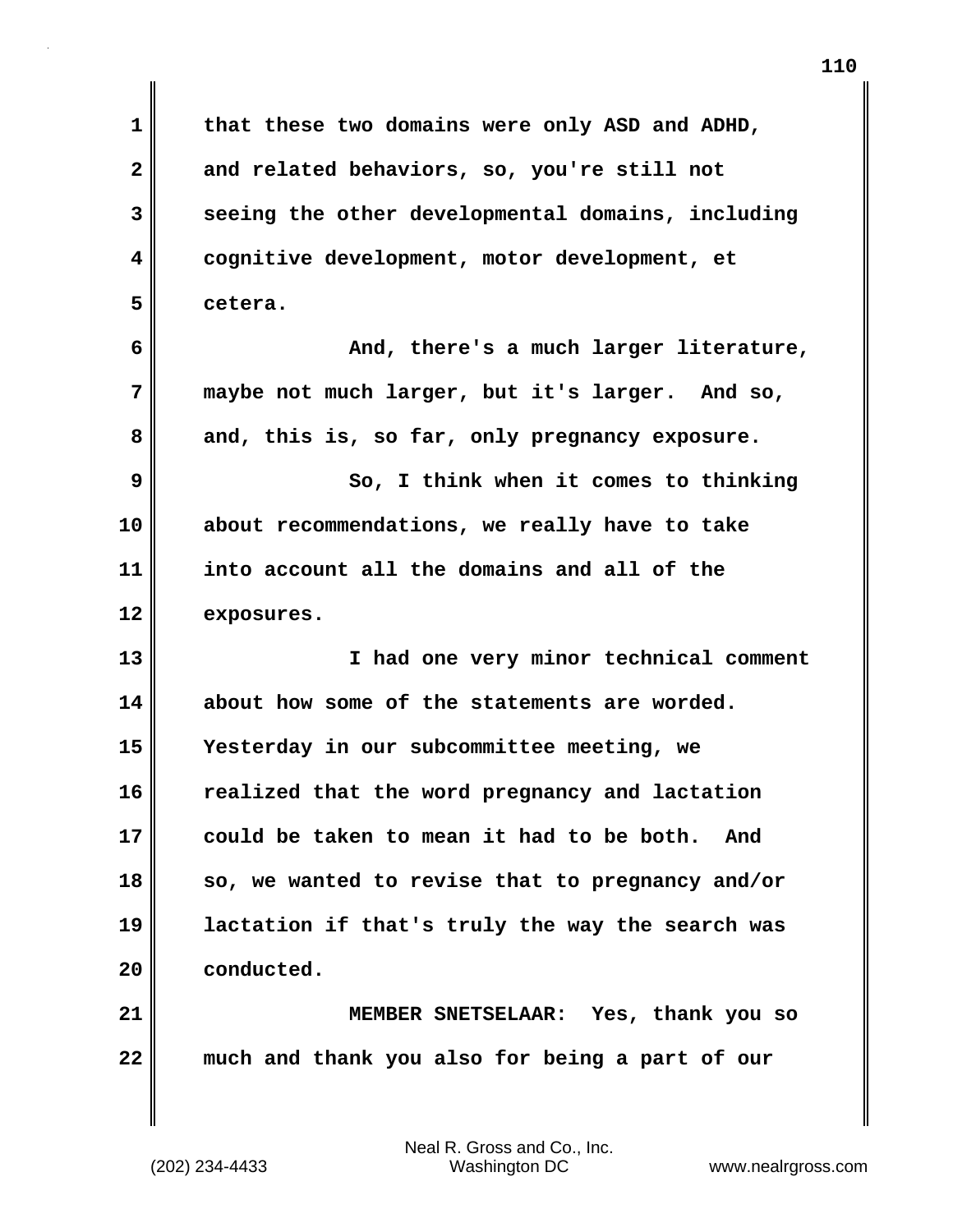that these two domains were only ASD and ADHD, and related behaviors, so, you're still not seeing the other developmental domains, including cognitive development, motor development, et cetera.

And, there's a much larger literature, maybe not much larger, but it's larger. And so, and, this is, so far, only pregnancy exposure.

So, I think when it comes to thinking about recommendations, we really have to take into account all the domains and all of the exposures.

I had one very minor technical comment about how some of the statements are worded. Yesterday in our subcommittee meeting, we realized that the word pregnancy and lactation could be taken to mean it had to be both. And so, we wanted to revise that to pregnancy and/or lactation if that's truly the way the search was conducted.

MEMBER SNETSELAAR: Yes, thank you so much and thank you also for being a part of our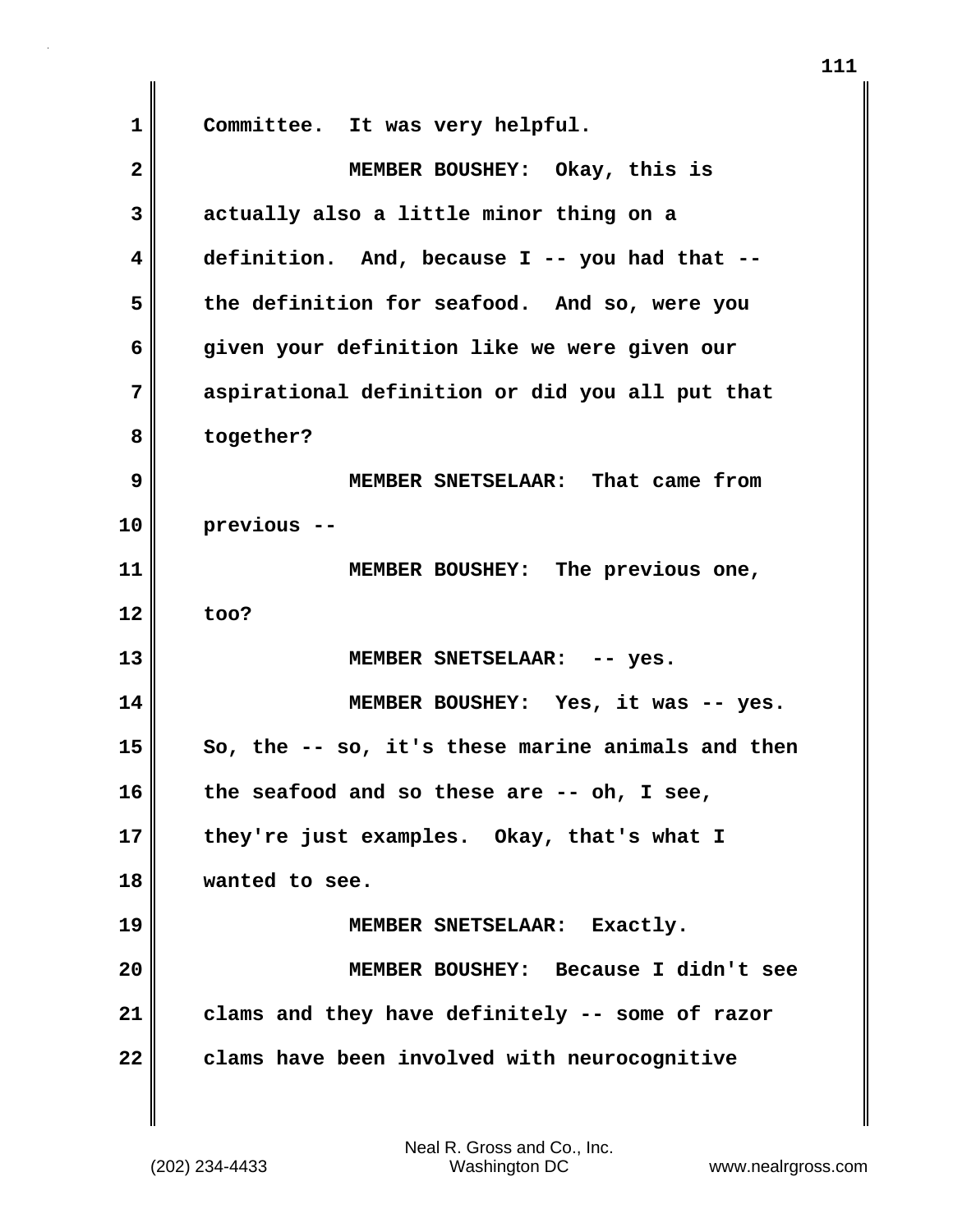Committee. It was very helpful.

MEMBER BOUSHEY: Okay, this is actually also a little minor thing on a definition. And, because I -- you had that -- the definition for seafood. And so, were you given your definition like we were given our aspirational definition or did you all put that together?

MEMBER SNETSELAAR: That came from previous --

MEMBER BOUSHEY: The previous one, too?

MEMBER SNETSELAAR: -- yes.

MEMBER BOUSHEY: Yes, it was -- yes. So, the -- so, it's these marine animals and then the seafood and so these are -- oh, I see, they're just examples. Okay, that's what I wanted to see.

MEMBER SNETSELAAR: Exactly.

MEMBER BOUSHEY: Because I didn't see clams and they have definitely -- some of razor clams have been involved with neurocognitive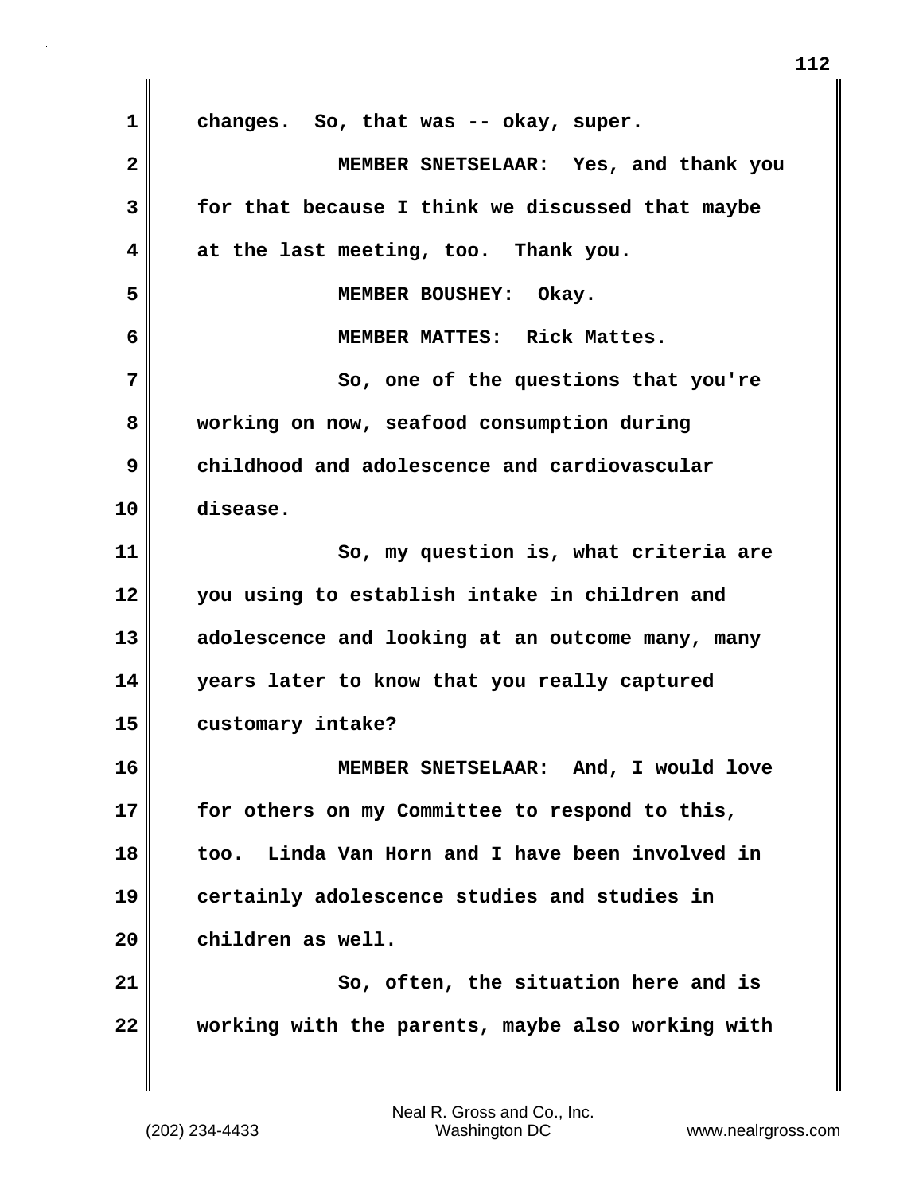changes. So, that was -- okay, super.

MEMBER SNETSELAAR: Yes, and thank you for that because I think we discussed that maybe at the last meeting, too. Thank you.

MEMBER BOUSHEY: Okay.

MEMBER MATTES: Rick Mattes.

So, one of the questions that you're working on now, seafood consumption during childhood and adolescence and cardiovascular disease.

So, my question is, what criteria are you using to establish intake in children and adolescence and looking at an outcome many, many years later to know that you really captured customary intake?

MEMBER SNETSELAAR: And, I would love for others on my Committee to respond to this, too. Linda Van Horn and I have been involved in certainly adolescence studies and studies in children as well.

So, often, the situation here and is working with the parents, maybe also working with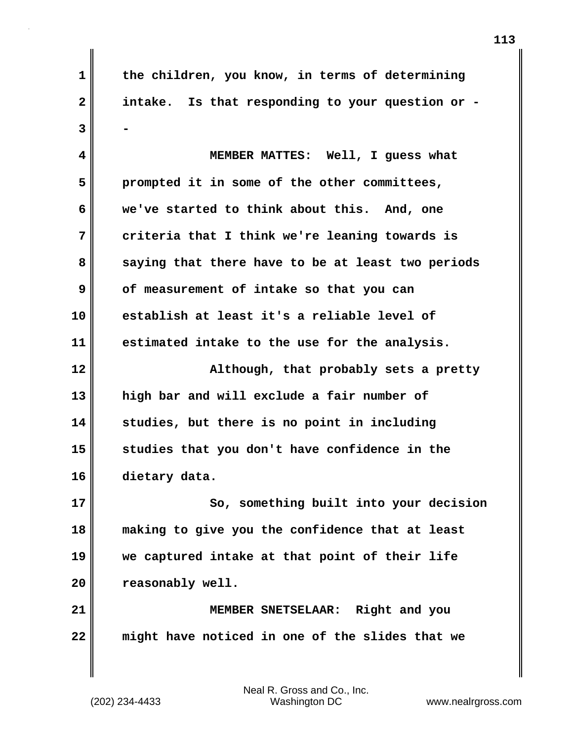the children, you know, in terms of determining intake. Is that responding to your question or --

MEMBER MATTES: Well, I guess what prompted it in some of the other committees, we've started to think about this. And, one criteria that I think we're leaning towards is saying that there have to be at least two periods of measurement of intake so that you can establish at least it's a reliable level of estimated intake to the use for the analysis.

Although, that probably sets a pretty high bar and will exclude a fair number of studies, but there is no point in including studies that you don't have confidence in the dietary data.

So, something built into your decision making to give you the confidence that at least we captured intake at that point of their life reasonably well.

MEMBER SNETSELAAR: Right and you might have noticed in one of the slides that we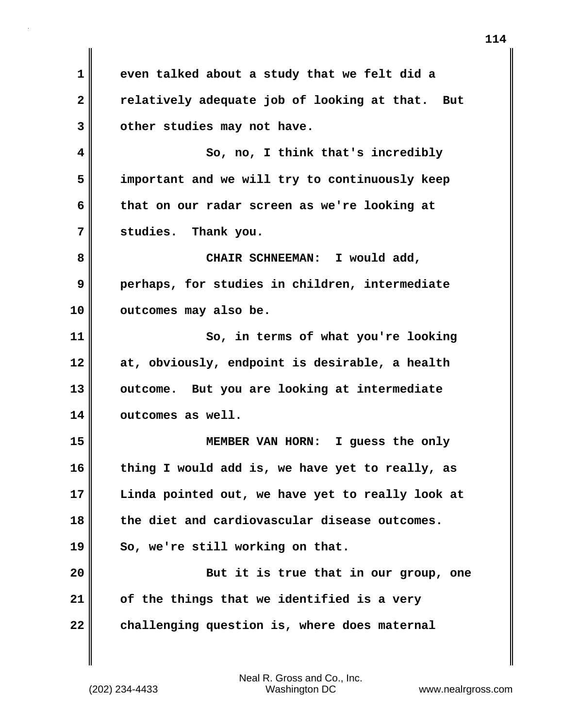even talked about a study that we felt did a relatively adequate job of looking at that. But other studies may not have.

So, no, I think that's incredibly important and we will try to continuously keep that on our radar screen as we're looking at studies. Thank you.

**CHAIR SCHNEEMAN:** I would add, perhaps, for studies in children, intermediate outcomes may also be.

So, in terms of what you're looking at, obviously, endpoint is desirable, a health outcome. But you are looking at intermediate outcomes as well.

**MEMBER VAN HORN:** I guess the only thing I would add is, we have yet to really, as Linda pointed out, we have yet to really look at the diet and cardiovascular disease outcomes. So, we're still working on that.

But it is true that in our group, one of the things that we identified is a very challenging question is, where does maternal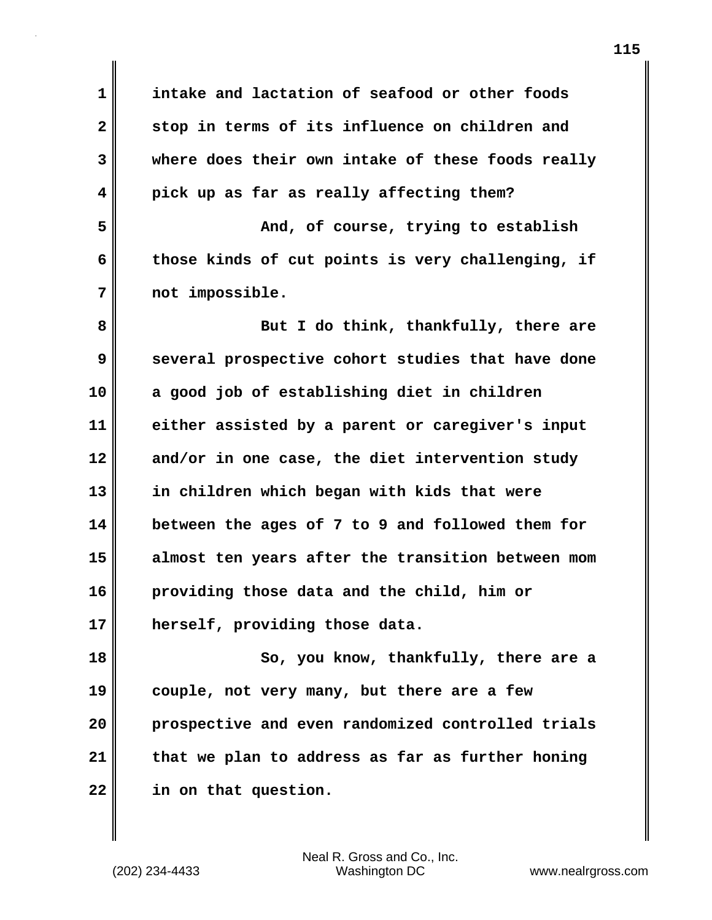intake and lactation of seafood or other foods stop in terms of its influence on children and where does their own intake of these foods really pick up as far as really affecting them?

And, of course, trying to establish those kinds of cut points is very challenging, if not impossible.

But I do think, thankfully, there are several prospective cohort studies that have done a good job of establishing diet in children either assisted by a parent or caregiver's input and/or in one case, the diet intervention study in children which began with kids that were between the ages of 7 to 9 and followed them for almost ten years after the transition between mom providing those data and the child, him or herself, providing those data.

So, you know, thankfully, there are a couple, not very many, but there are a few prospective and even randomized controlled trials that we plan to address as far as further honing in on that question.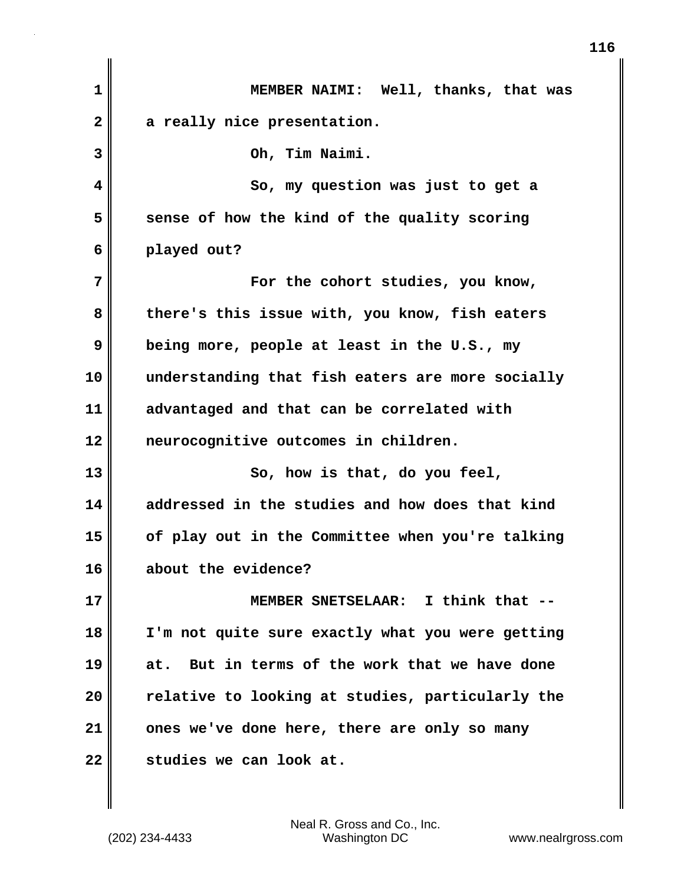MEMBER NAIMI: Well, thanks, that was a really nice presentation.

Oh, Tim Naimi.

So, my question was just to get a sense of how the kind of the quality scoring played out?

For the cohort studies, you know, there's this issue with, you know, fish eaters being more, people at least in the U.S., my understanding that fish eaters are more socially advantaged and that can be correlated with neurocognitive outcomes in children.

So, how is that, do you feel, addressed in the studies and how does that kind of play out in the Committee when you're talking about the evidence?

MEMBER SNETSELAAR: I think that -- I'm not quite sure exactly what you were getting at. But in terms of the work that we have done relative to looking at studies, particularly the ones we've done here, there are only so many studies we can look at.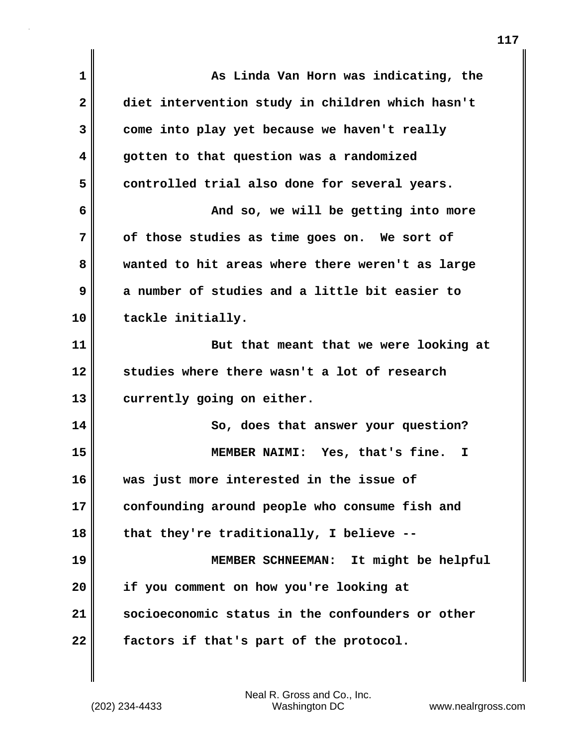As Linda Van Horn was indicating, the diet intervention study in children which hasn't come into play yet because we haven't really gotten to that question was a randomized controlled trial also done for several years.

And so, we will be getting into more of those studies as time goes on. We sort of wanted to hit areas where there weren't as large a number of studies and a little bit easier to tackle initially.

But that meant that we were looking at studies where there wasn't a lot of research currently going on either.

So, does that answer your question?

MEMBER NAIMI: Yes, that's fine. I was just more interested in the issue of confounding around people who consume fish and that they're traditionally, I believe --

MEMBER SCHNEEMAN: It might be helpful if you comment on how you're looking at socioeconomic status in the confounders or other factors if that's part of the protocol.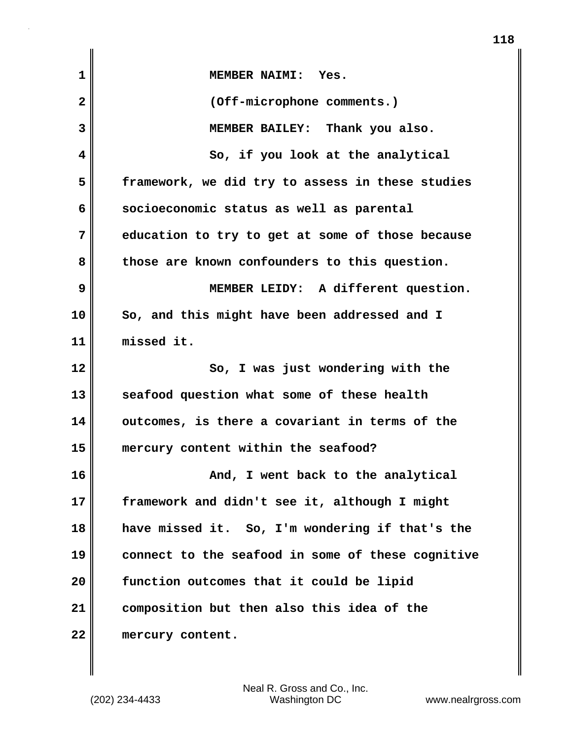MEMBER NAIMI: Yes.

(Off-microphone comments.)

MEMBER BAILEY: Thank you also.

So, if you look at the analytical framework, we did try to assess in these studies socioeconomic status as well as parental education to try to get at some of those because those are known confounders to this question.

MEMBER LEIDY: A different question. So, and this might have been addressed and I missed it.

So, I was just wondering with the seafood question what some of these health outcomes, is there a covariant in terms of the mercury content within the seafood?

And, I went back to the analytical framework and didn't see it, although I might have missed it. So, I'm wondering if that's the connect to the seafood in some of these cognitive function outcomes that it could be lipid composition but then also this idea of the mercury content.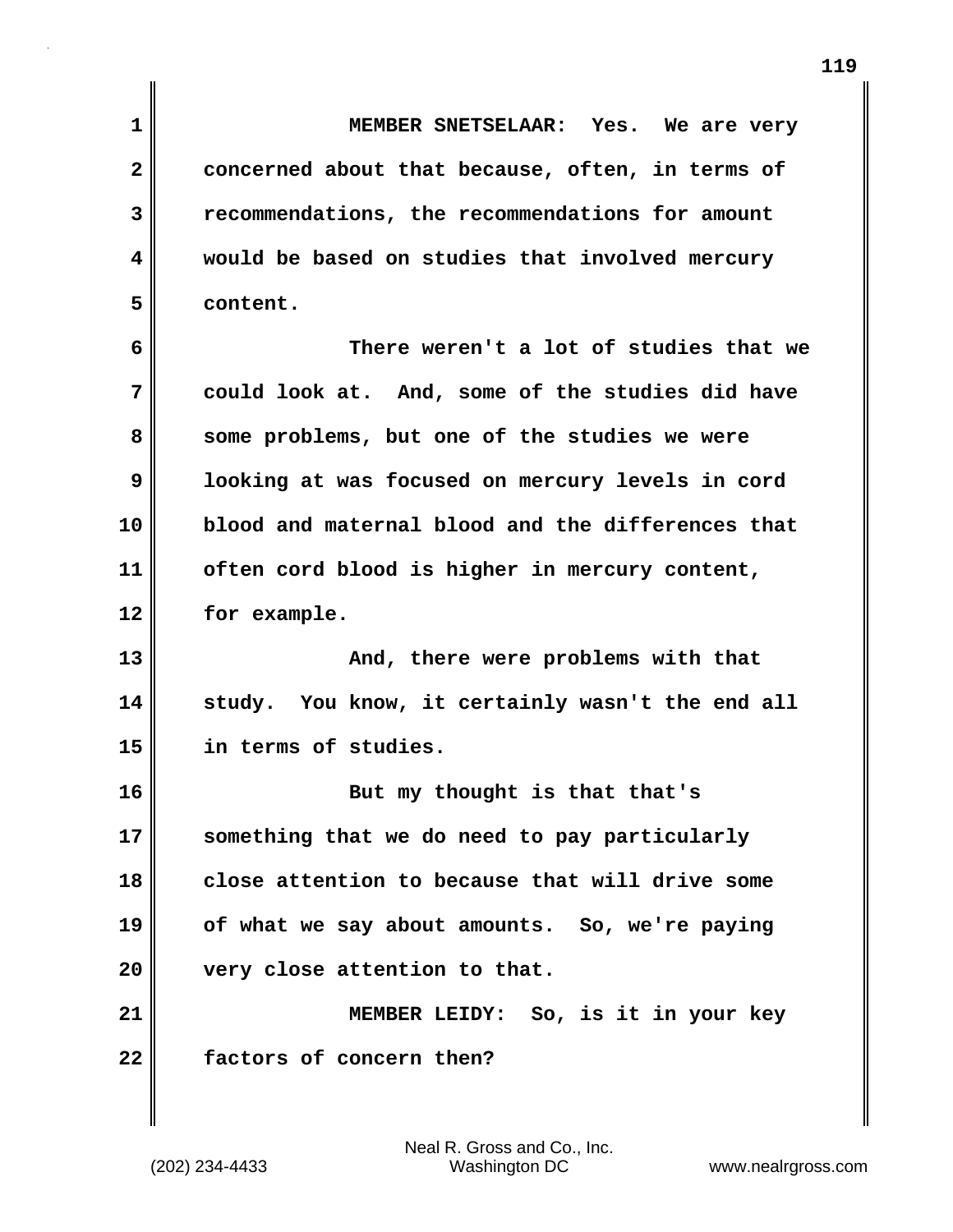MEMBER SNETSELAAR: Yes. We are very concerned about that because, often, in terms of recommendations, the recommendations for amount would be based on studies that involved mercury content.

There weren't a lot of studies that we could look at. And, some of the studies did have some problems, but one of the studies we were looking at was focused on mercury levels in cord blood and maternal blood and the differences that often cord blood is higher in mercury content, for example.

And, there were problems with that study. You know, it certainly wasn't the end all in terms of studies.

But my thought is that that's something that we do need to pay particularly close attention to because that will drive some of what we say about amounts. So, we're paying very close attention to that.

MEMBER LEIDY: So, is it in your key factors of concern then?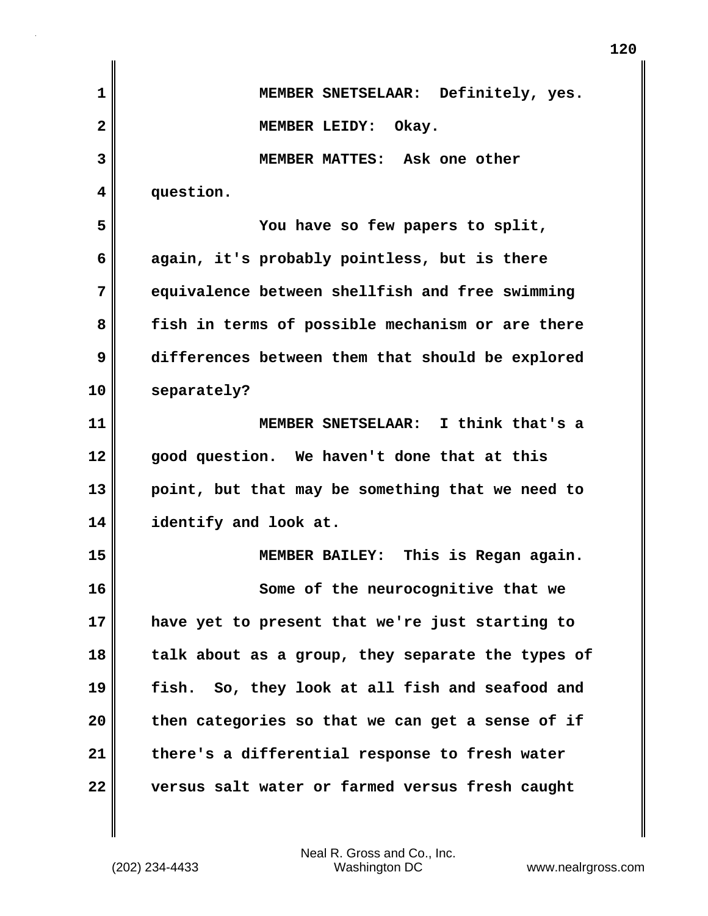MEMBER SNETSELAAR: Definitely, yes.

MEMBER LEIDY: Okay.

MEMBER MATTES: Ask one other question.

You have so few papers to split, again, it's probably pointless, but is there equivalence between shellfish and free swimming fish in terms of possible mechanism or are there differences between them that should be explored separately?

MEMBER SNETSELAAR: I think that's a good question. We haven't done that at this point, but that may be something that we need to identify and look at.

MEMBER BAILEY: This is Regan again.

Some of the neurocognitive that we have yet to present that we're just starting to talk about as a group, they separate the types of fish. So, they look at all fish and seafood and then categories so that we can get a sense of if there's a differential response to fresh water versus salt water or farmed versus fresh caught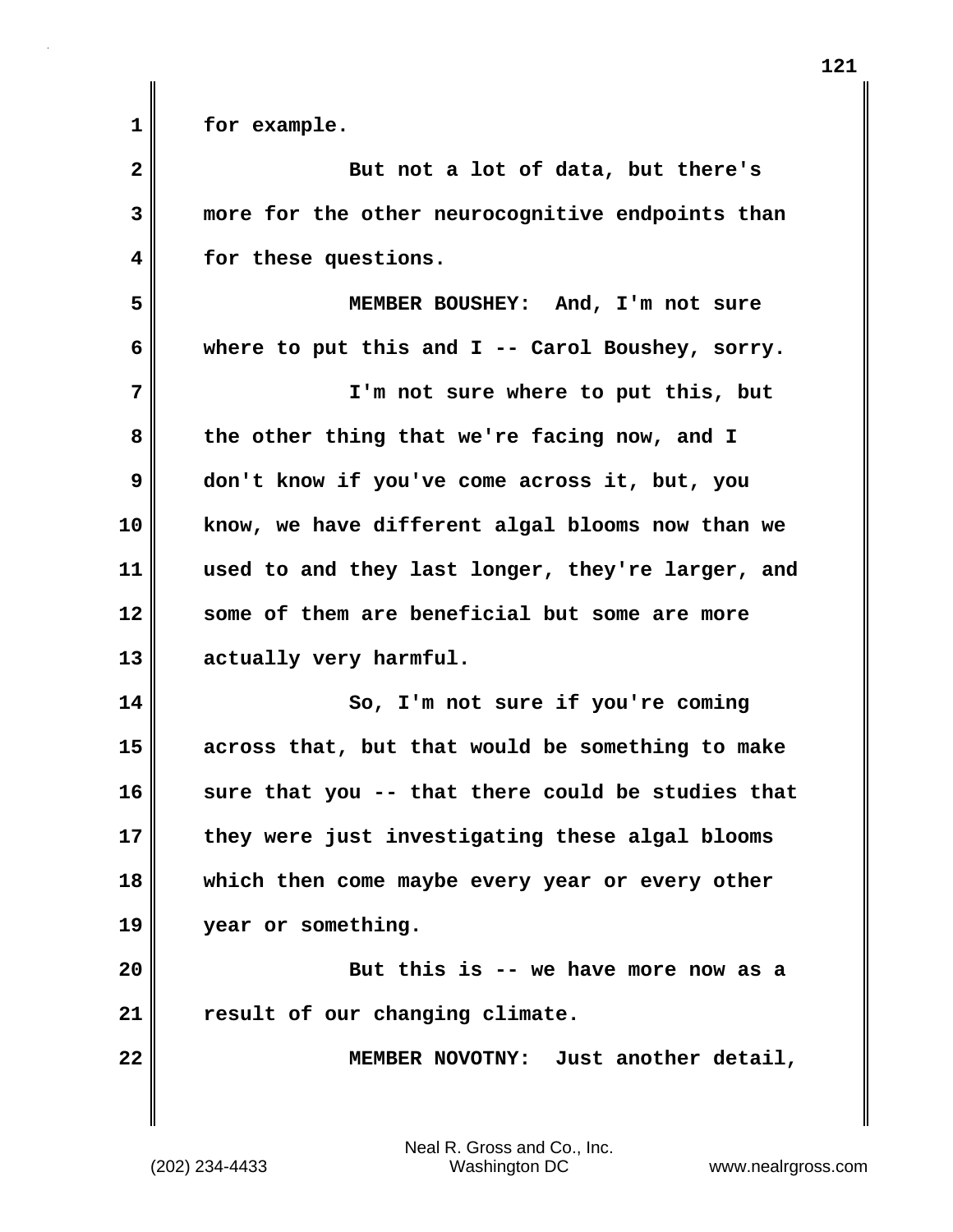for example.

But not a lot of data, but there's more for the other neurocognitive endpoints than for these questions.

MEMBER BOUSHEY: And, I'm not sure where to put this and I -- Carol Boushey, sorry.

I'm not sure where to put this, but the other thing that we're facing now, and I don't know if you've come across it, but, you know, we have different algal blooms now than we used to and they last longer, they're larger, and some of them are beneficial but some are more actually very harmful.

So, I'm not sure if you're coming across that, but that would be something to make sure that you -- that there could be studies that they were just investigating these algal blooms which then come maybe every year or every other year or something.

But this is -- we have more now as a result of our changing climate.

MEMBER NOVOTNY: Just another detail,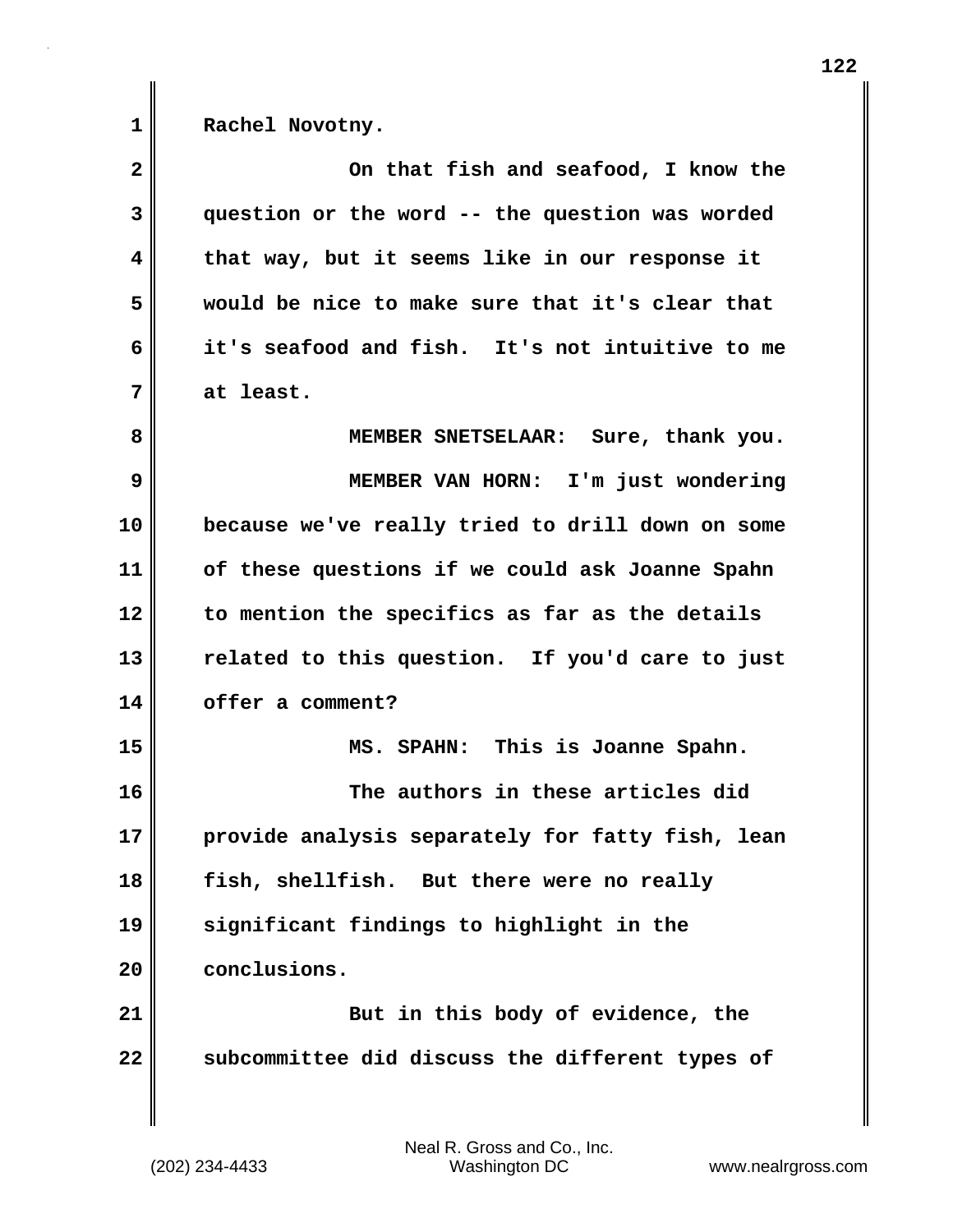Rachel Novotny.

On that fish and seafood, I know the question or the word -- the question was worded that way, but it seems like in our response it would be nice to make sure that it's clear that it's seafood and fish. It's not intuitive to me at least.

MEMBER SNETSELAAR: Sure, thank you.

MEMBER VAN HORN: I'm just wondering because we've really tried to drill down on some of these questions if we could ask Joanne Spahn to mention the specifics as far as the details related to this question. If you'd care to just offer a comment?

MS. SPAHN: This is Joanne Spahn.

The authors in these articles did provide analysis separately for fatty fish, lean fish, shellfish. But there were no really significant findings to highlight in the conclusions.

But in this body of evidence, the subcommittee did discuss the different types of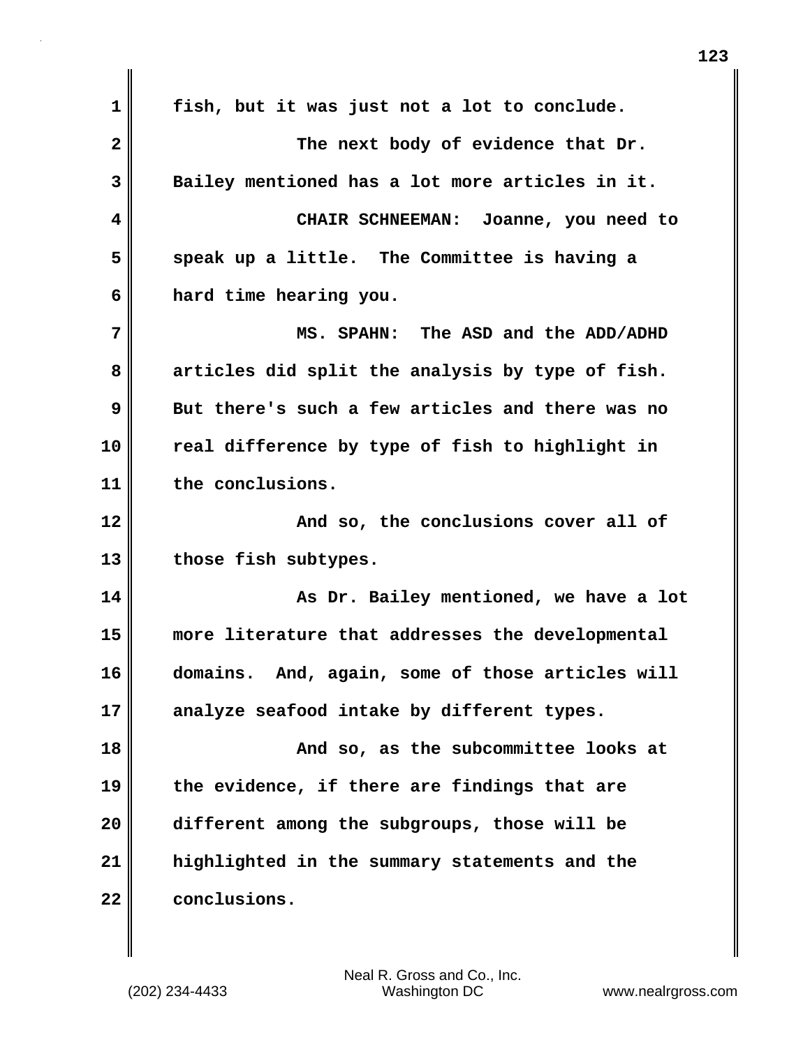fish, but it was just not a lot to conclude.

The next body of evidence that Dr. Bailey mentioned has a lot more articles in it.

CHAIR SCHNEEMAN: Joanne, you need to speak up a little. The Committee is having a hard time hearing you.

MS. SPAHN: The ASD and the ADD/ADHD articles did split the analysis by type of fish. But there's such a few articles and there was no real difference by type of fish to highlight in the conclusions.

And so, the conclusions cover all of those fish subtypes.

As Dr. Bailey mentioned, we have a lot more literature that addresses the developmental domains. And, again, some of those articles will analyze seafood intake by different types.

And so, as the subcommittee looks at the evidence, if there are findings that are different among the subgroups, those will be highlighted in the summary statements and the conclusions.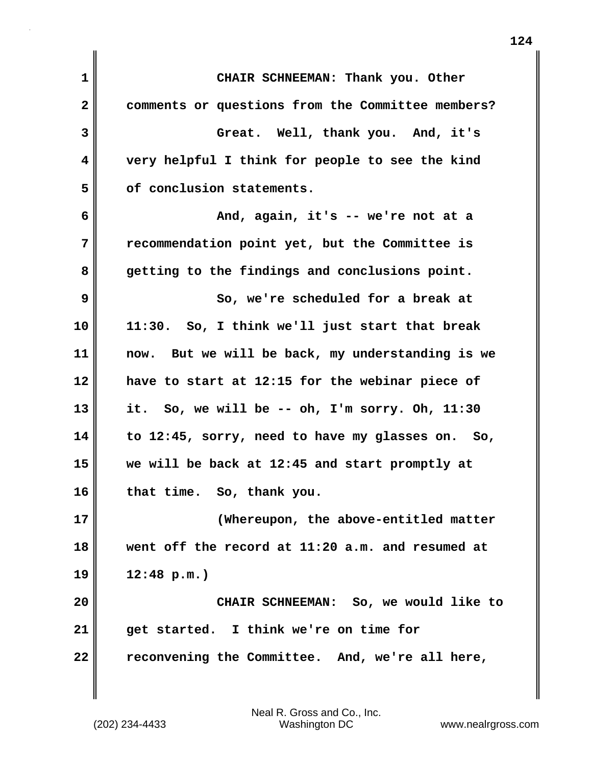CHAIR SCHNEEMAN: Thank you. Other comments or questions from the Committee members?

Great. Well, thank you. And, it's very helpful I think for people to see the kind of conclusion statements.

And, again, it's -- we're not at a recommendation point yet, but the Committee is getting to the findings and conclusions point.

So, we're scheduled for a break at 11:30. So, I think we'll just start that break now. But we will be back, my understanding is we have to start at 12:15 for the webinar piece of it. So, we will be -- oh, I'm sorry. Oh, 11:30 to 12:45, sorry, need to have my glasses on. So, we will be back at 12:45 and start promptly at that time. So, thank you.

(Whereupon, the above-entitled matter went off the record at 11:20 a.m. and resumed at 12:48 p.m.)

CHAIR SCHNEEMAN: So, we would like to get started. I think we're on time for reconvening the Committee. And, we're all here,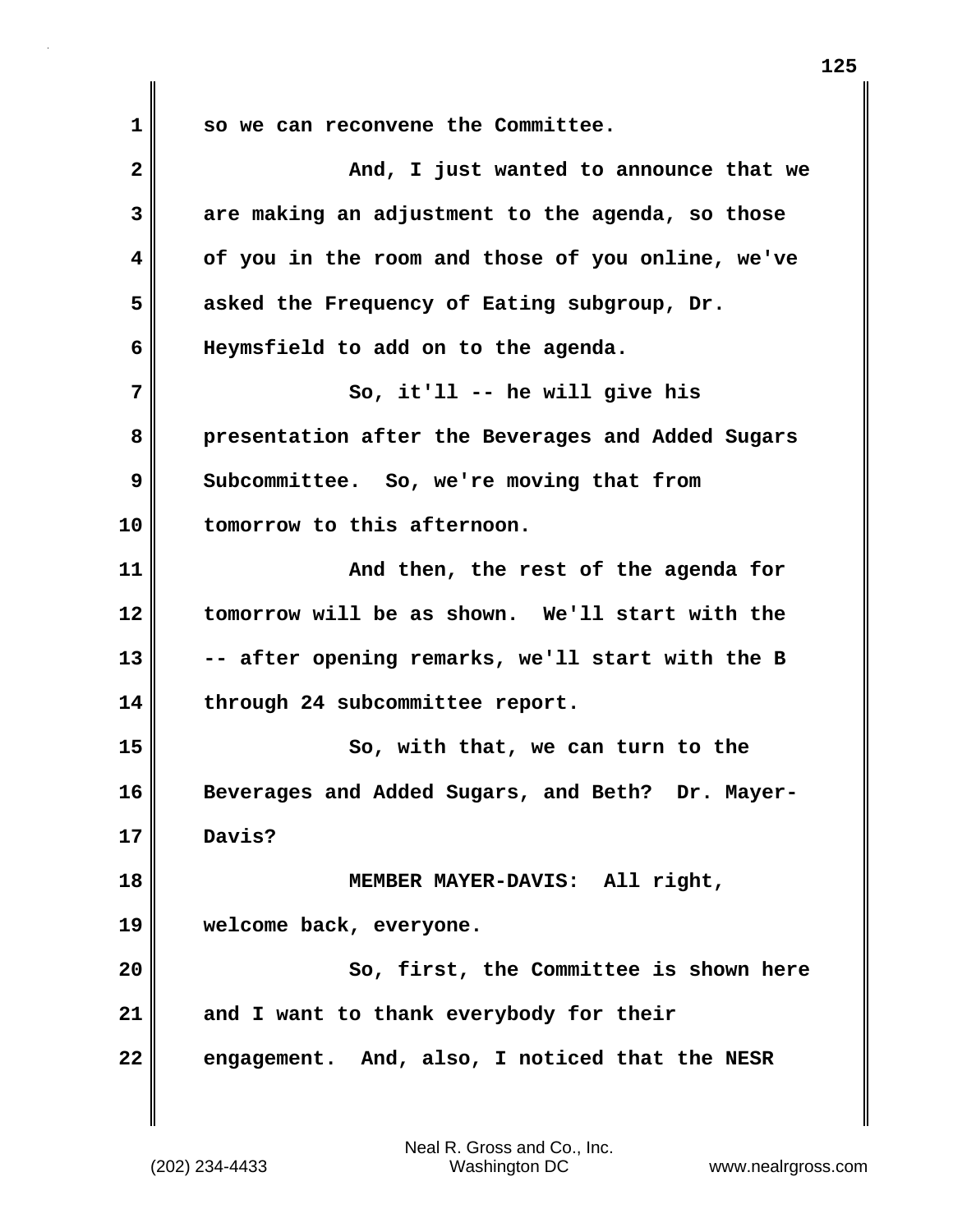so we can reconvene the Committee.

And, I just wanted to announce that we are making an adjustment to the agenda, so those of you in the room and those of you online, we've asked the Frequency of Eating subgroup, Dr. Heymsfield to add on to the agenda.

So, it'll -- he will give his presentation after the Beverages and Added Sugars Subcommittee. So, we're moving that from tomorrow to this afternoon.

And then, the rest of the agenda for tomorrow will be as shown. We'll start with the -- after opening remarks, we'll start with the B through 24 subcommittee report.

So, with that, we can turn to the Beverages and Added Sugars, and Beth? Dr. Mayer-Davis?

MEMBER MAYER-DAVIS: All right, welcome back, everyone.

So, first, the Committee is shown here and I want to thank everybody for their engagement. And, also, I noticed that the NESR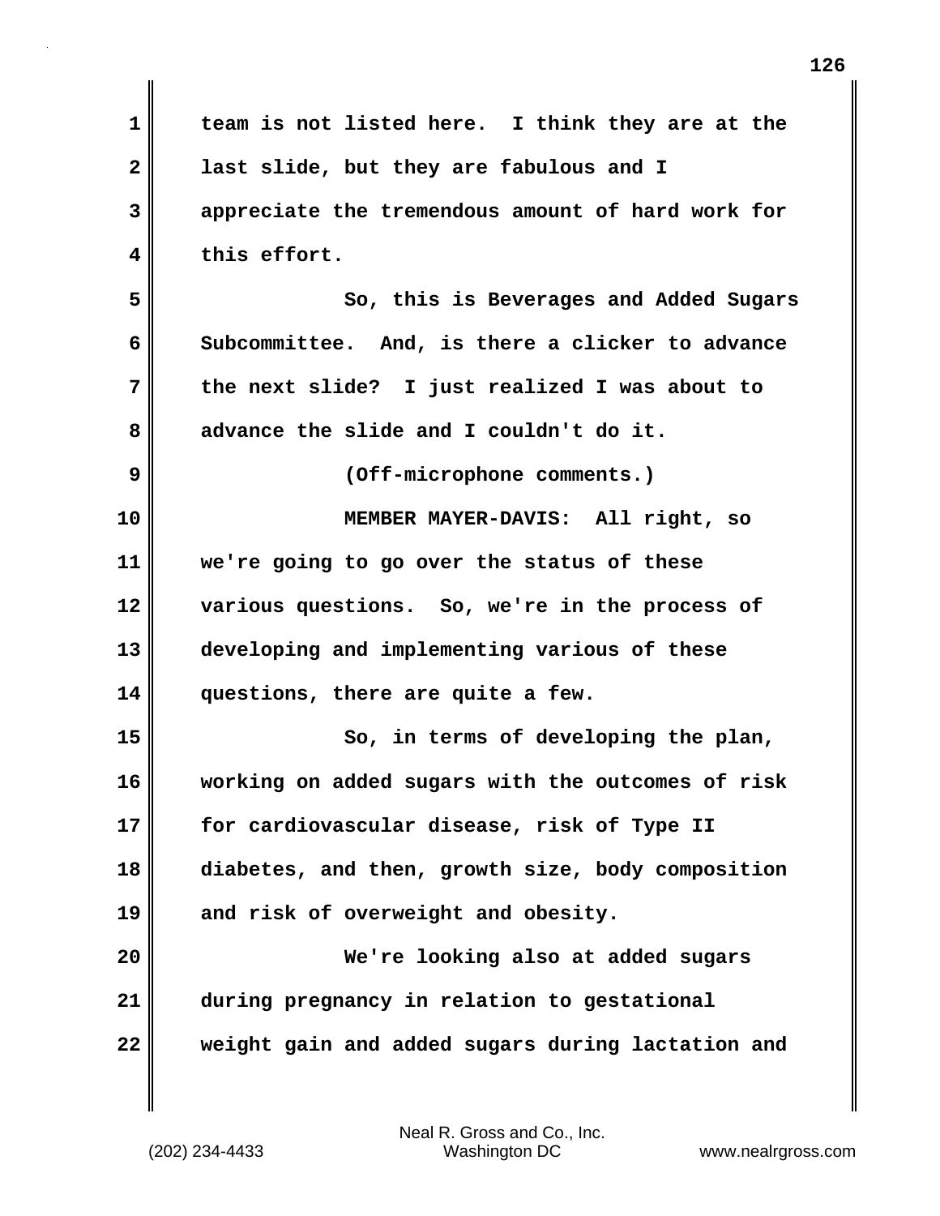team is not listed here. I think they are at the last slide, but they are fabulous and I appreciate the tremendous amount of hard work for this effort.

So, this is Beverages and Added Sugars Subcommittee. And, is there a clicker to advance the next slide? I just realized I was about to advance the slide and I couldn't do it.

(Off-microphone comments.)

MEMBER MAYER-DAVIS: All right, so we're going to go over the status of these various questions. So, we're in the process of developing and implementing various of these questions, there are quite a few.

So, in terms of developing the plan, working on added sugars with the outcomes of risk for cardiovascular disease, risk of Type II diabetes, and then, growth size, body composition and risk of overweight and obesity.

We're looking also at added sugars during pregnancy in relation to gestational weight gain and added sugars during lactation and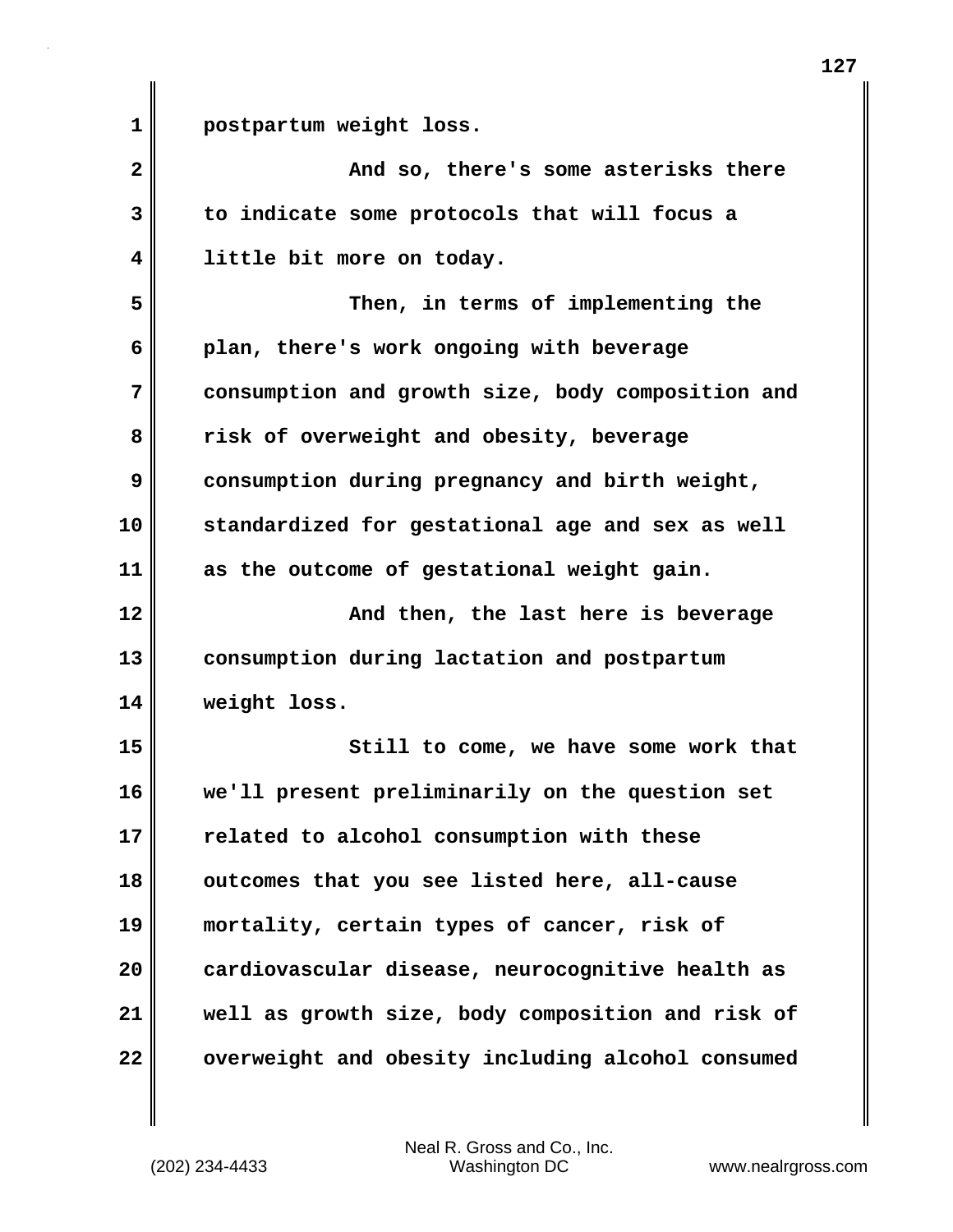postpartum weight loss.

And so, there's some asterisks there to indicate some protocols that will focus a little bit more on today.

Then, in terms of implementing the plan, there's work ongoing with beverage consumption and growth size, body composition and risk of overweight and obesity, beverage consumption during pregnancy and birth weight, standardized for gestational age and sex as well as the outcome of gestational weight gain.

And then, the last here is beverage consumption during lactation and postpartum weight loss.

Still to come, we have some work that we'll present preliminarily on the question set related to alcohol consumption with these outcomes that you see listed here, all-cause mortality, certain types of cancer, risk of cardiovascular disease, neurocognitive health as well as growth size, body composition and risk of overweight and obesity including alcohol consumed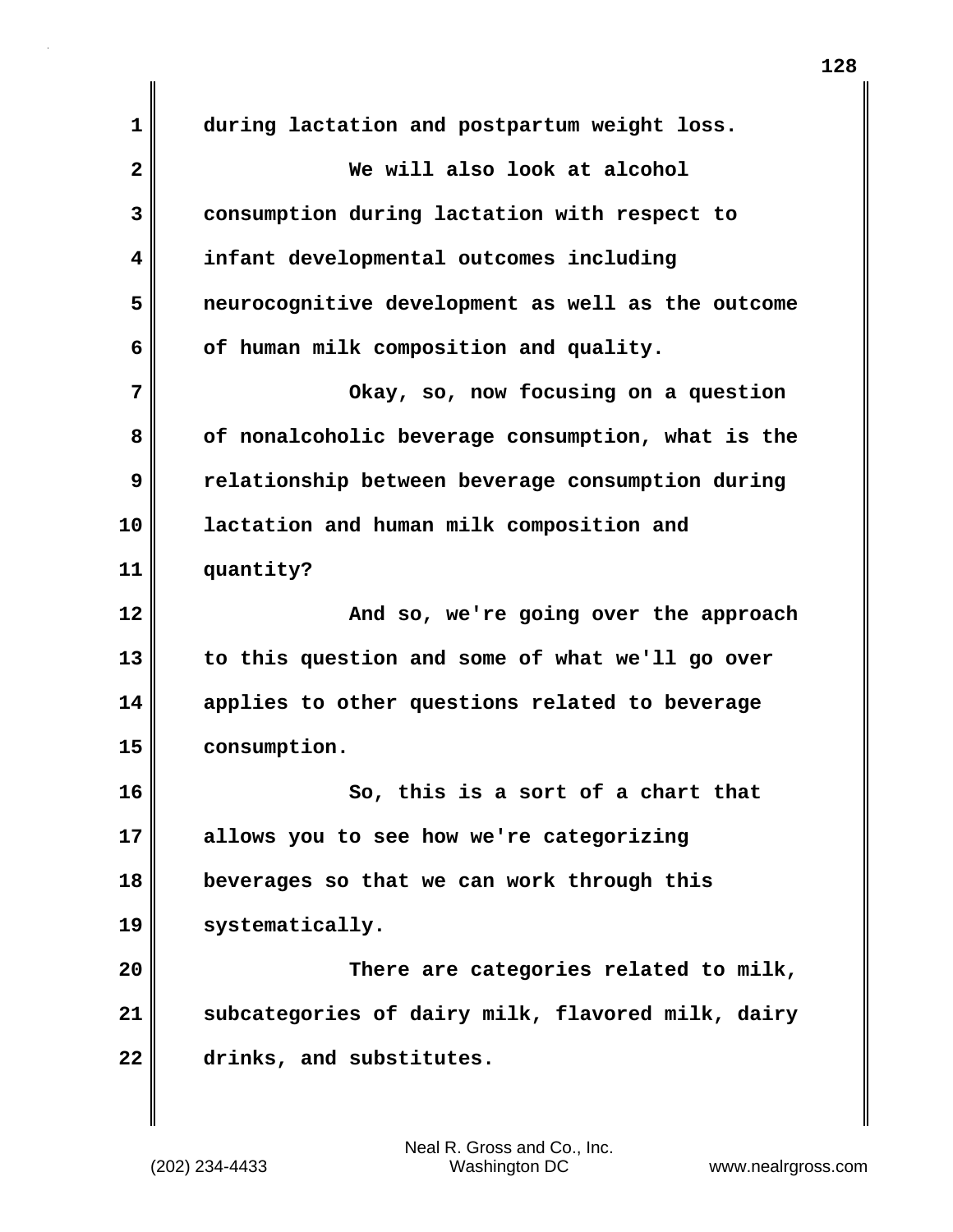during lactation and postpartum weight loss.

We will also look at alcohol consumption during lactation with respect to infant developmental outcomes including neurocognitive development as well as the outcome of human milk composition and quality.

Okay, so, now focusing on a question of nonalcoholic beverage consumption, what is the relationship between beverage consumption during lactation and human milk composition and quantity?

And so, we're going over the approach to this question and some of what we'll go over applies to other questions related to beverage consumption.

So, this is a sort of a chart that allows you to see how we're categorizing beverages so that we can work through this systematically.

There are categories related to milk, subcategories of dairy milk, flavored milk, dairy drinks, and substitutes.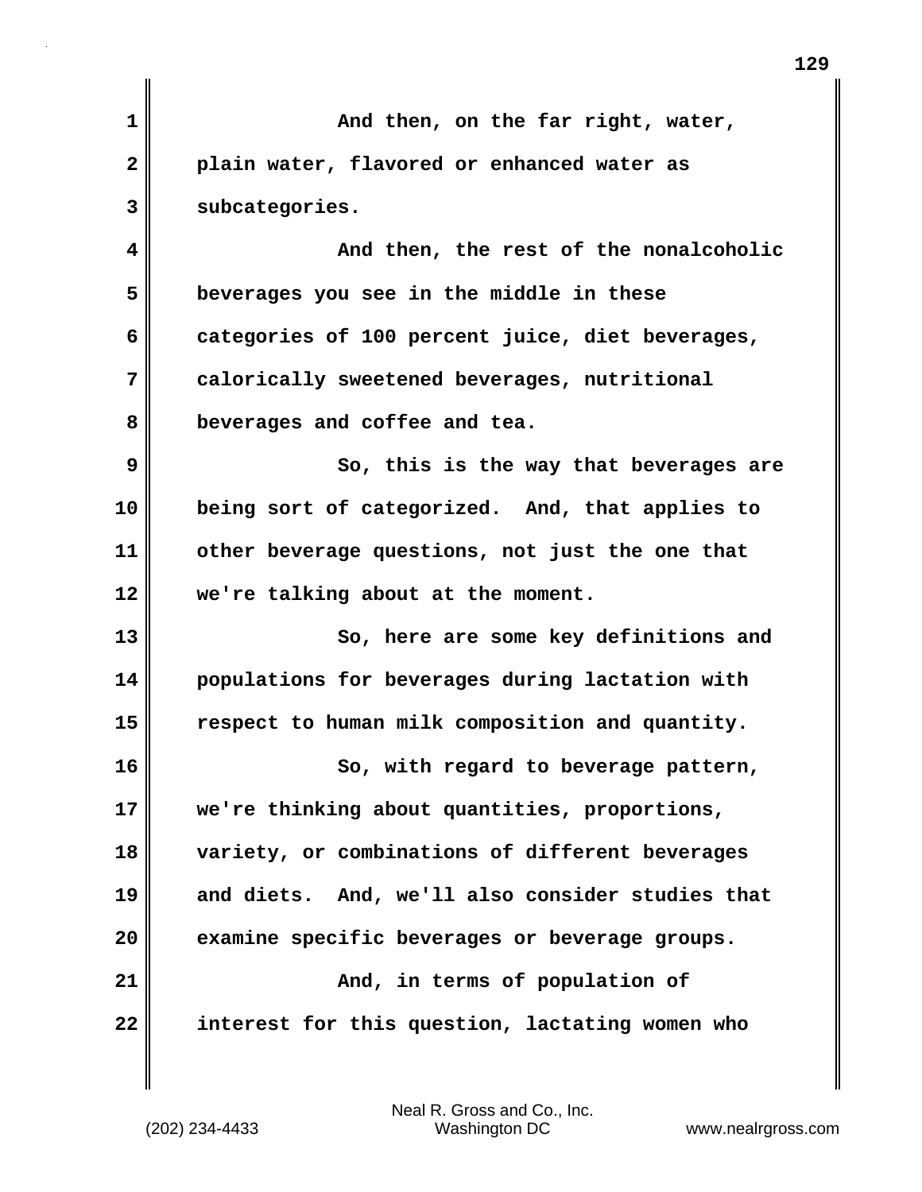And then, on the far right, water, plain water, flavored or enhanced water as subcategories.

And then, the rest of the nonalcoholic beverages you see in the middle in these categories of 100 percent juice, diet beverages, calorically sweetened beverages, nutritional beverages and coffee and tea.

So, this is the way that beverages are being sort of categorized. And, that applies to other beverage questions, not just the one that we're talking about at the moment.

So, here are some key definitions and populations for beverages during lactation with respect to human milk composition and quantity.

So, with regard to beverage pattern, we're thinking about quantities, proportions, variety, or combinations of different beverages and diets. And, we'll also consider studies that examine specific beverages or beverage groups.

And, in terms of population of interest for this question, lactating women who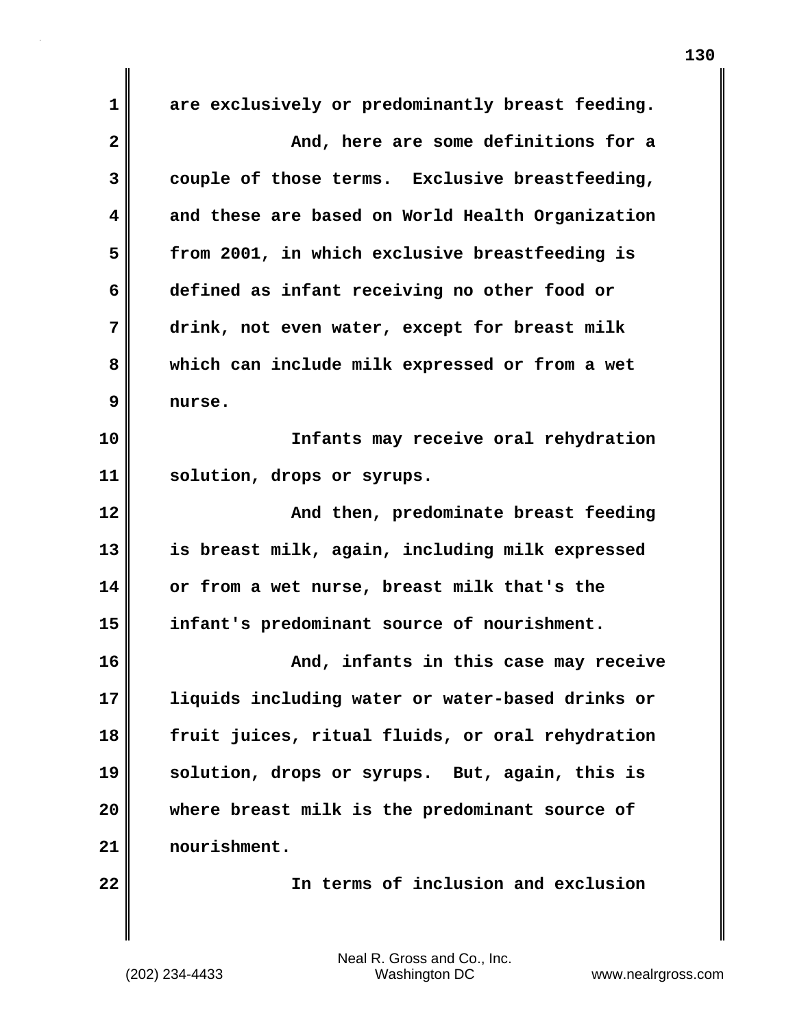are exclusively or predominantly breast feeding.

And, here are some definitions for a couple of those terms. Exclusive breastfeeding, and these are based on World Health Organization from 2001, in which exclusive breastfeeding is defined as infant receiving no other food or drink, not even water, except for breast milk which can include milk expressed or from a wet nurse.

Infants may receive oral rehydration solution, drops or syrups.

And then, predominate breast feeding is breast milk, again, including milk expressed or from a wet nurse, breast milk that's the infant's predominant source of nourishment.

And, infants in this case may receive liquids including water or water-based drinks or fruit juices, ritual fluids, or oral rehydration solution, drops or syrups. But, again, this is where breast milk is the predominant source of nourishment.

In terms of inclusion and exclusion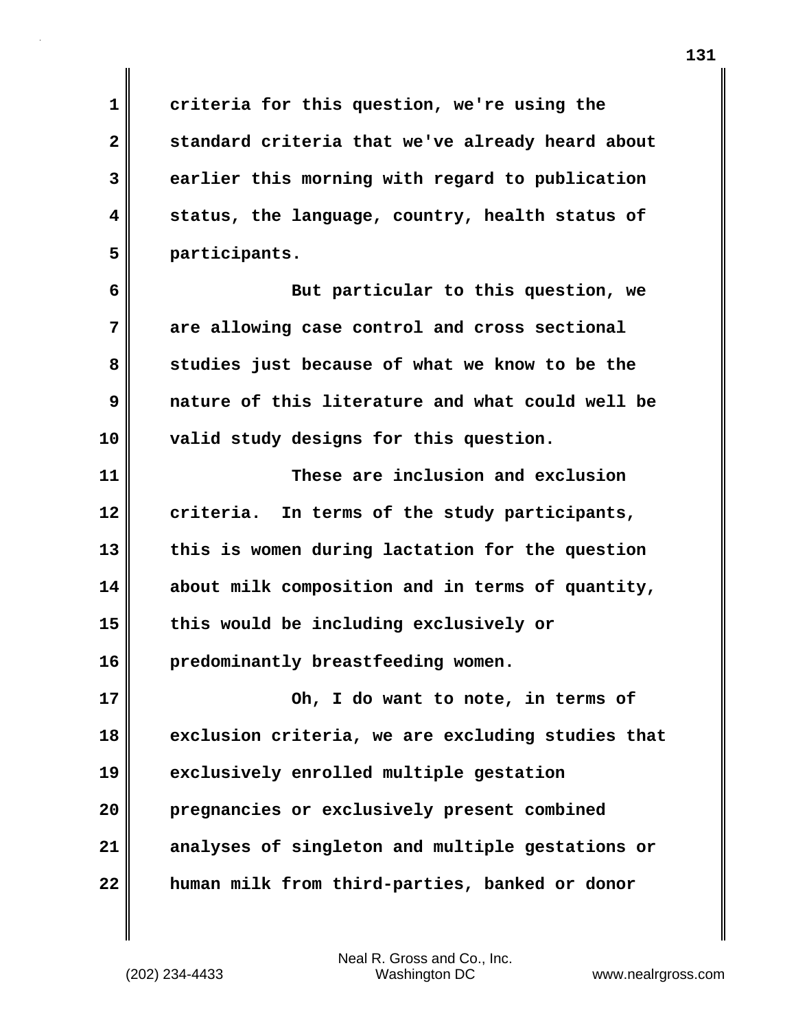criteria for this question, we're using the standard criteria that we've already heard about earlier this morning with regard to publication status, the language, country, health status of participants.

But particular to this question, we are allowing case control and cross sectional studies just because of what we know to be the nature of this literature and what could well be valid study designs for this question.

These are inclusion and exclusion criteria. In terms of the study participants, this is women during lactation for the question about milk composition and in terms of quantity, this would be including exclusively or predominantly breastfeeding women.

Oh, I do want to note, in terms of exclusion criteria, we are excluding studies that exclusively enrolled multiple gestation pregnancies or exclusively present combined analyses of singleton and multiple gestations or human milk from third-parties, banked or donor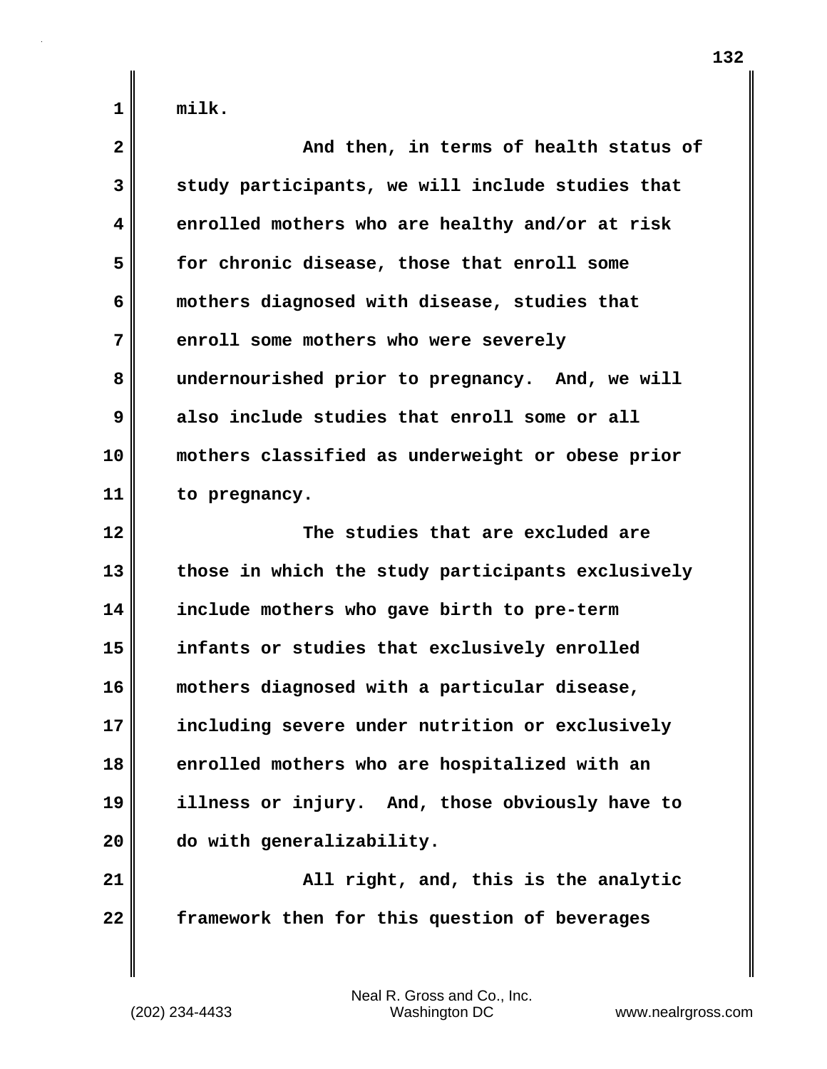milk.

And then, in terms of health status of study participants, we will include studies that enrolled mothers who are healthy and/or at risk for chronic disease, those that enroll some mothers diagnosed with disease, studies that enroll some mothers who were severely undernourished prior to pregnancy. And, we will also include studies that enroll some or all mothers classified as underweight or obese prior to pregnancy.

The studies that are excluded are those in which the study participants exclusively include mothers who gave birth to pre-term infants or studies that exclusively enrolled mothers diagnosed with a particular disease, including severe under nutrition or exclusively enrolled mothers who are hospitalized with an illness or injury. And, those obviously have to do with generalizability.

All right, and, this is the analytic framework then for this question of beverages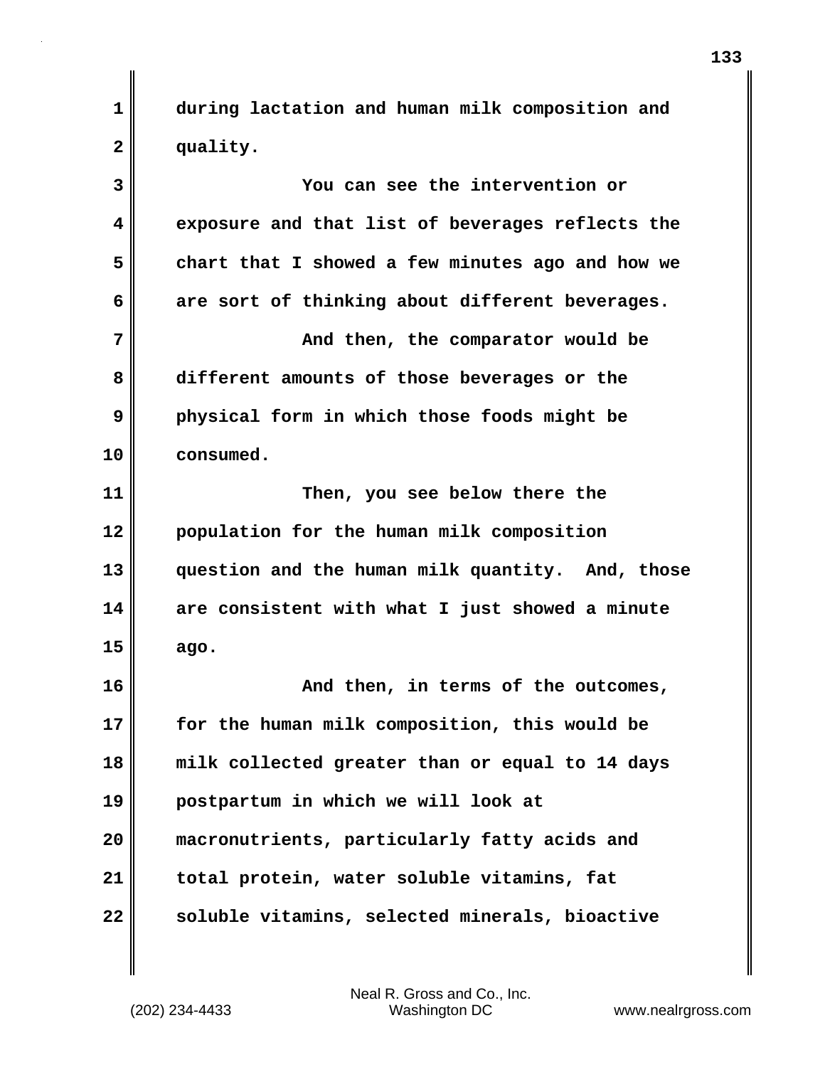during lactation and human milk composition and quality.

You can see the intervention or exposure and that list of beverages reflects the chart that I showed a few minutes ago and how we are sort of thinking about different beverages.

And then, the comparator would be different amounts of those beverages or the physical form in which those foods might be consumed.

Then, you see below there the population for the human milk composition question and the human milk quantity. And, those are consistent with what I just showed a minute ago.

And then, in terms of the outcomes, for the human milk composition, this would be milk collected greater than or equal to 14 days postpartum in which we will look at macronutrients, particularly fatty acids and total protein, water soluble vitamins, fat soluble vitamins, selected minerals, bioactive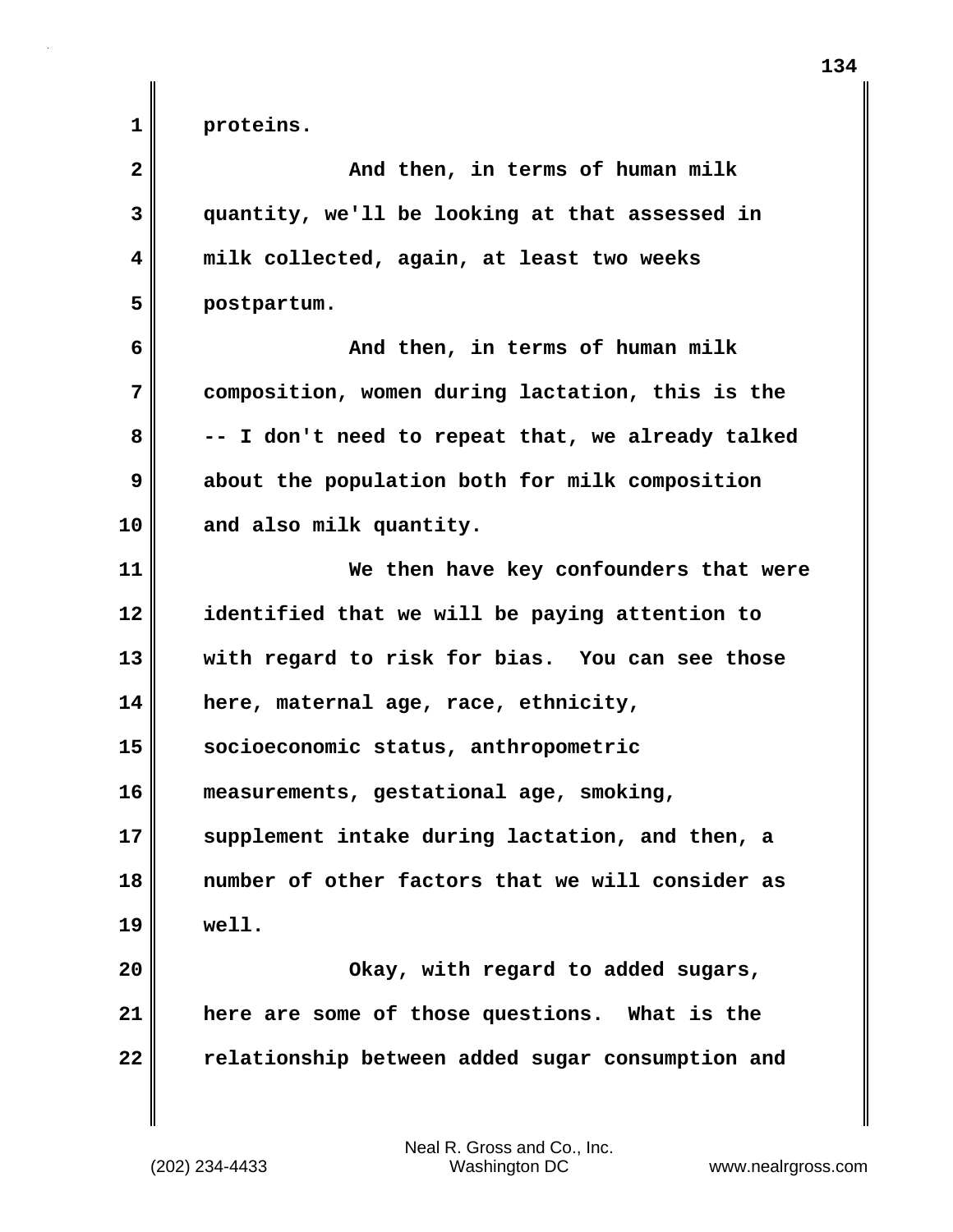proteins.

And then, in terms of human milk quantity, we'll be looking at that assessed in milk collected, again, at least two weeks postpartum.

And then, in terms of human milk composition, women during lactation, this is the -- I don't need to repeat that, we already talked about the population both for milk composition and also milk quantity.

We then have key confounders that were identified that we will be paying attention to with regard to risk for bias. You can see those here, maternal age, race, ethnicity, socioeconomic status, anthropometric measurements, gestational age, smoking, supplement intake during lactation, and then, a number of other factors that we will consider as well.

Okay, with regard to added sugars, here are some of those questions. What is the relationship between added sugar consumption and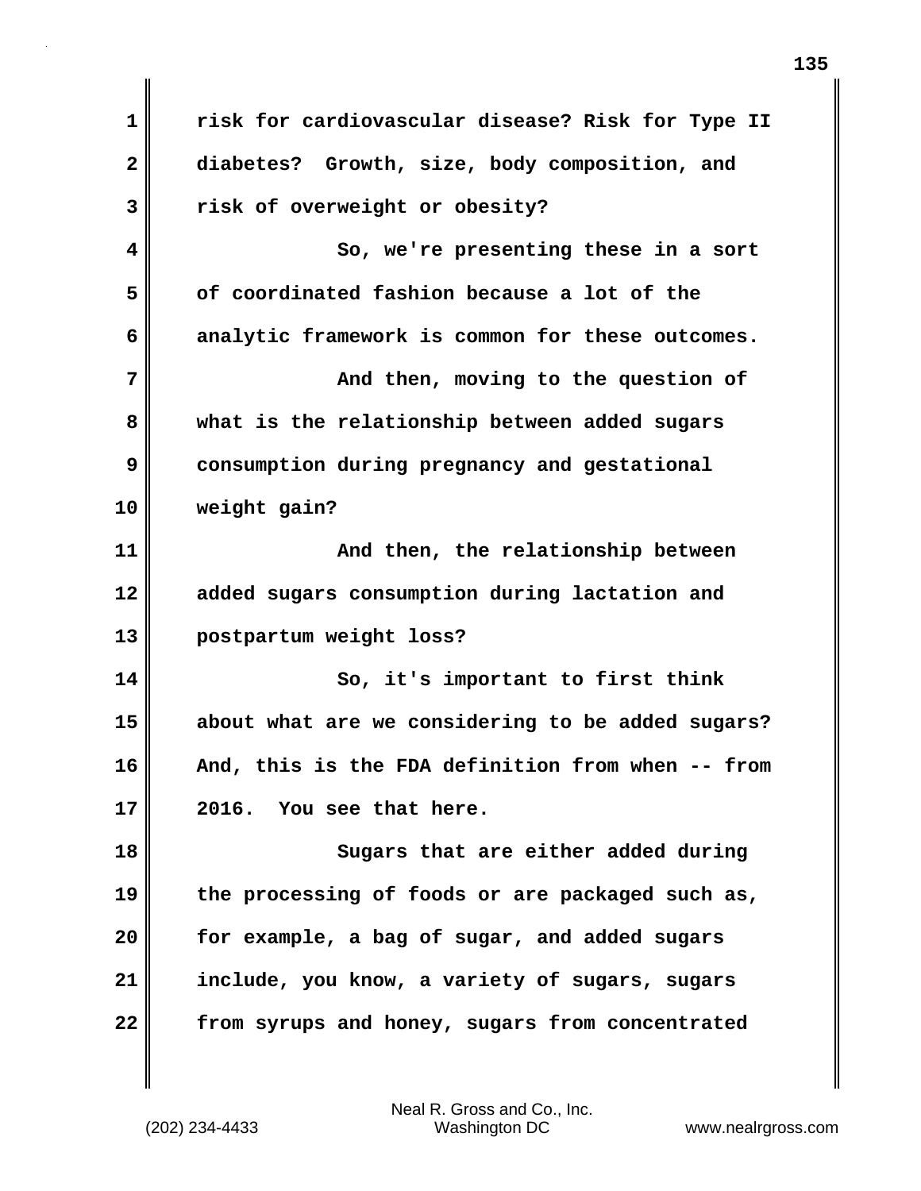risk for cardiovascular disease? Risk for Type II diabetes? Growth, size, body composition, and risk of overweight or obesity?

So, we're presenting these in a sort of coordinated fashion because a lot of the analytic framework is common for these outcomes.

And then, moving to the question of what is the relationship between added sugars consumption during pregnancy and gestational weight gain?

And then, the relationship between added sugars consumption during lactation and postpartum weight loss?

So, it's important to first think about what are we considering to be added sugars? And, this is the FDA definition from when -- from 2016. You see that here.

Sugars that are either added during the processing of foods or are packaged such as, for example, a bag of sugar, and added sugars include, you know, a variety of sugars, sugars from syrups and honey, sugars from concentrated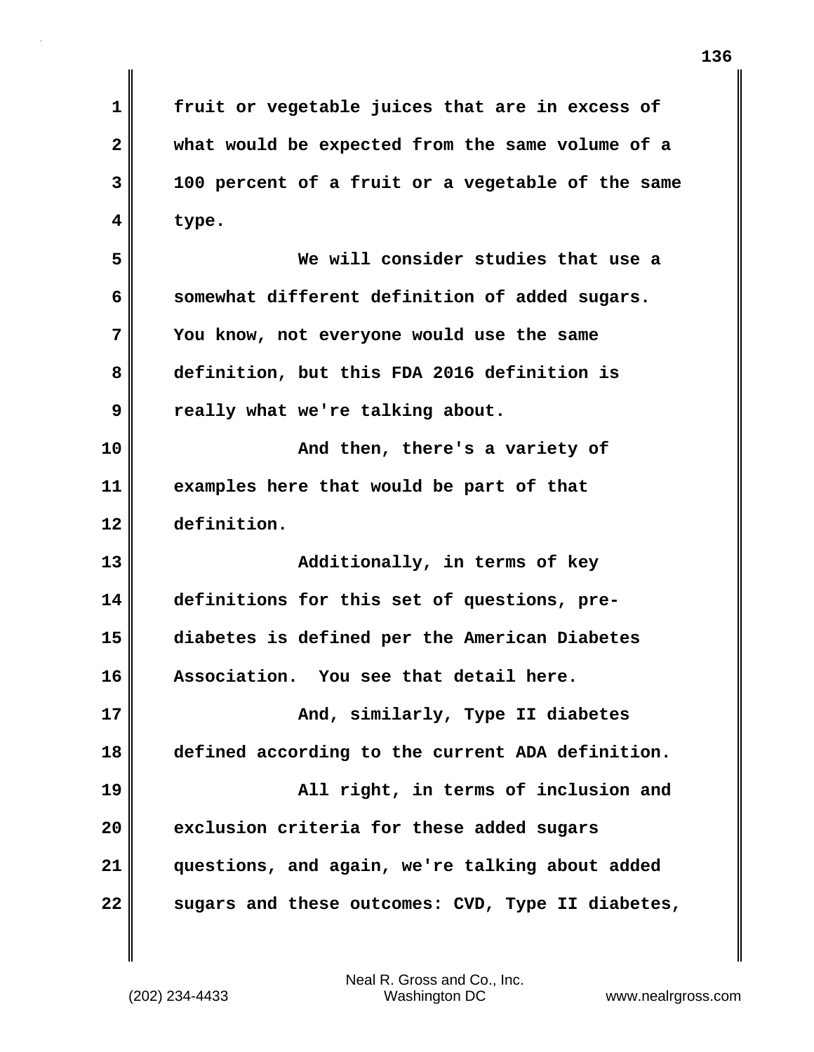fruit or vegetable juices that are in excess of what would be expected from the same volume of a 100 percent of a fruit or a vegetable of the same type.

We will consider studies that use a somewhat different definition of added sugars. You know, not everyone would use the same definition, but this FDA 2016 definition is really what we're talking about.

And then, there's a variety of examples here that would be part of that definition.

Additionally, in terms of key definitions for this set of questions, pre-diabetes is defined per the American Diabetes Association. You see that detail here.

And, similarly, Type II diabetes defined according to the current ADA definition.

All right, in terms of inclusion and exclusion criteria for these added sugars questions, and again, we're talking about added sugars and these outcomes: CVD, Type II diabetes,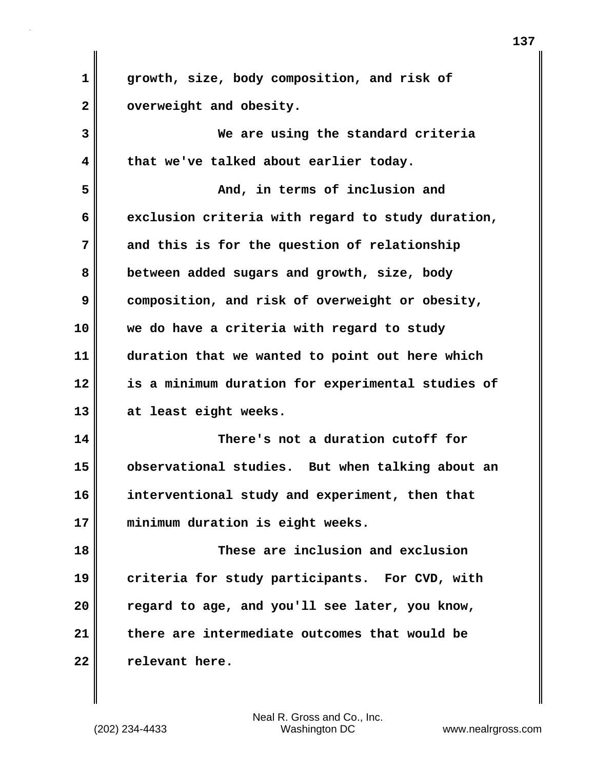growth, size, body composition, and risk of overweight and obesity.

We are using the standard criteria that we've talked about earlier today.

And, in terms of inclusion and exclusion criteria with regard to study duration, and this is for the question of relationship between added sugars and growth, size, body composition, and risk of overweight or obesity, we do have a criteria with regard to study duration that we wanted to point out here which is a minimum duration for experimental studies of at least eight weeks.

There's not a duration cutoff for observational studies. But when talking about an interventional study and experiment, then that minimum duration is eight weeks.

These are inclusion and exclusion criteria for study participants. For CVD, with regard to age, and you'll see later, you know, there are intermediate outcomes that would be relevant here.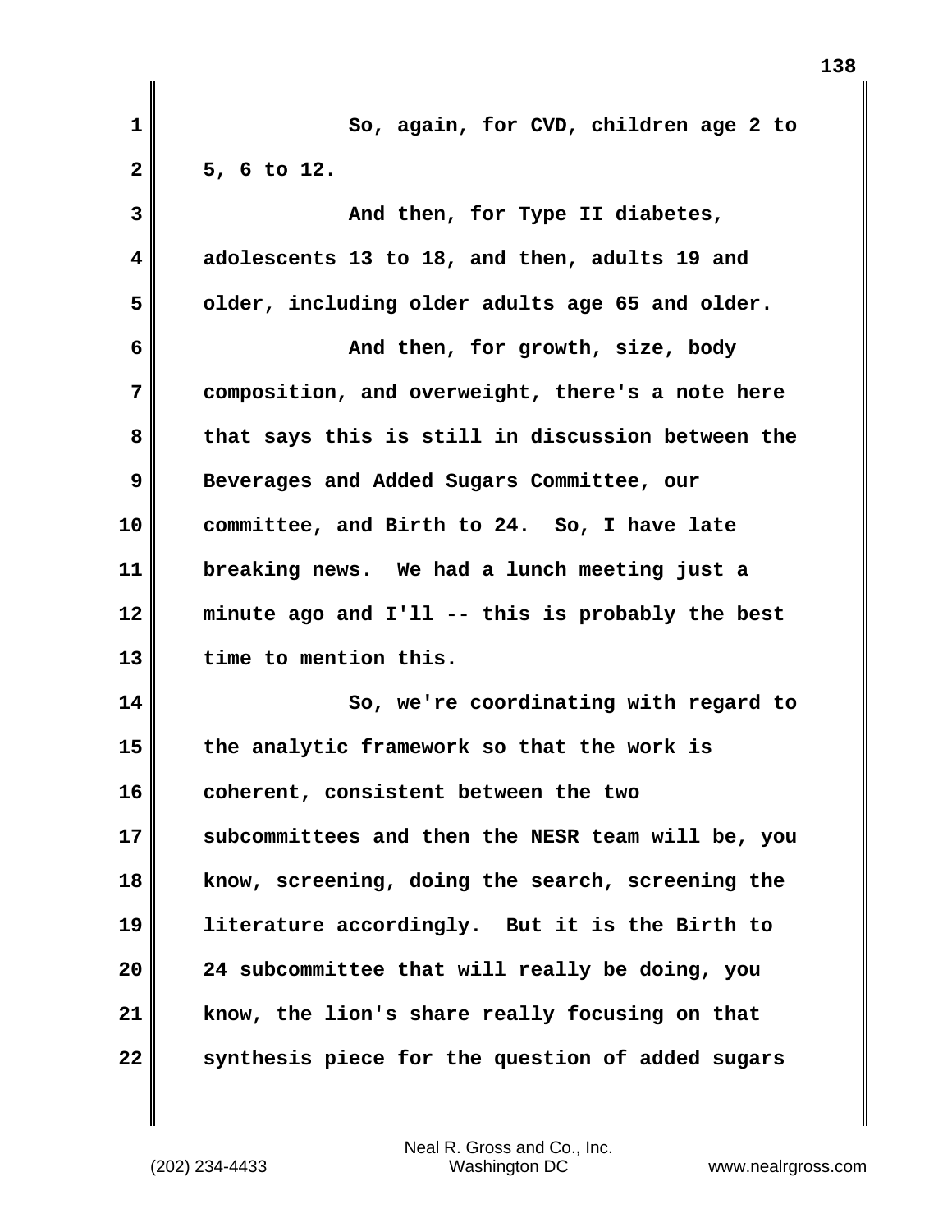So, again, for CVD, children age 2 to 5, 6 to 12.

And then, for Type II diabetes, adolescents 13 to 18, and then, adults 19 and older, including older adults age 65 and older.

And then, for growth, size, body composition, and overweight, there's a note here that says this is still in discussion between the Beverages and Added Sugars Committee, our committee, and Birth to 24. So, I have late breaking news. We had a lunch meeting just a minute ago and I'll -- this is probably the best time to mention this.

So, we're coordinating with regard to the analytic framework so that the work is coherent, consistent between the two subcommittees and then the NESR team will be, you know, screening, doing the search, screening the literature accordingly. But it is the Birth to 24 subcommittee that will really be doing, you know, the lion's share really focusing on that synthesis piece for the question of added sugars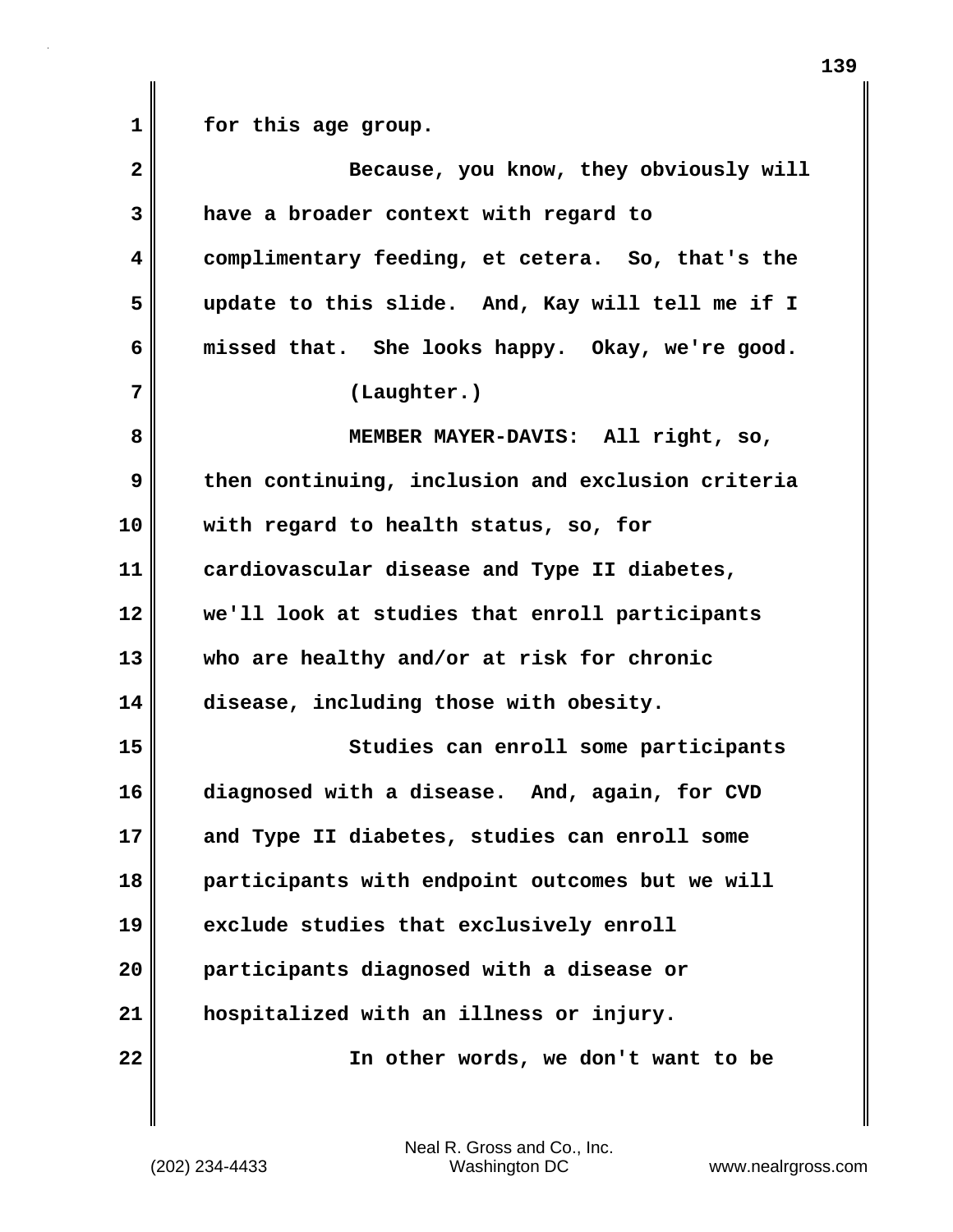for this age group.

Because, you know, they obviously will have a broader context with regard to complimentary feeding, et cetera. So, that's the update to this slide. And, Kay will tell me if I missed that. She looks happy. Okay, we're good.

(Laughter.)

MEMBER MAYER-DAVIS: All right, so, then continuing, inclusion and exclusion criteria with regard to health status, so, for cardiovascular disease and Type II diabetes, we'll look at studies that enroll participants who are healthy and/or at risk for chronic disease, including those with obesity.

Studies can enroll some participants diagnosed with a disease. And, again, for CVD and Type II diabetes, studies can enroll some participants with endpoint outcomes but we will exclude studies that exclusively enroll participants diagnosed with a disease or hospitalized with an illness or injury.

In other words, we don't want to be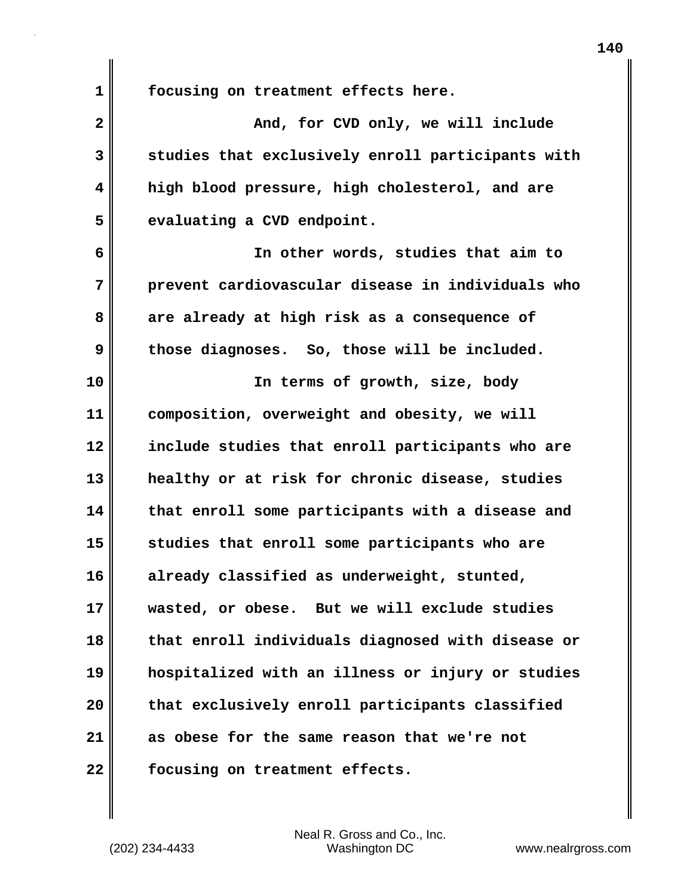focusing on treatment effects here.

And, for CVD only, we will include studies that exclusively enroll participants with high blood pressure, high cholesterol, and are evaluating a CVD endpoint.

In other words, studies that aim to prevent cardiovascular disease in individuals who are already at high risk as a consequence of those diagnoses. So, those will be included.

In terms of growth, size, body composition, overweight and obesity, we will include studies that enroll participants who are healthy or at risk for chronic disease, studies that enroll some participants with a disease and studies that enroll some participants who are already classified as underweight, stunted, wasted, or obese. But we will exclude studies that enroll individuals diagnosed with disease or hospitalized with an illness or injury or studies that exclusively enroll participants classified as obese for the same reason that we're not focusing on treatment effects.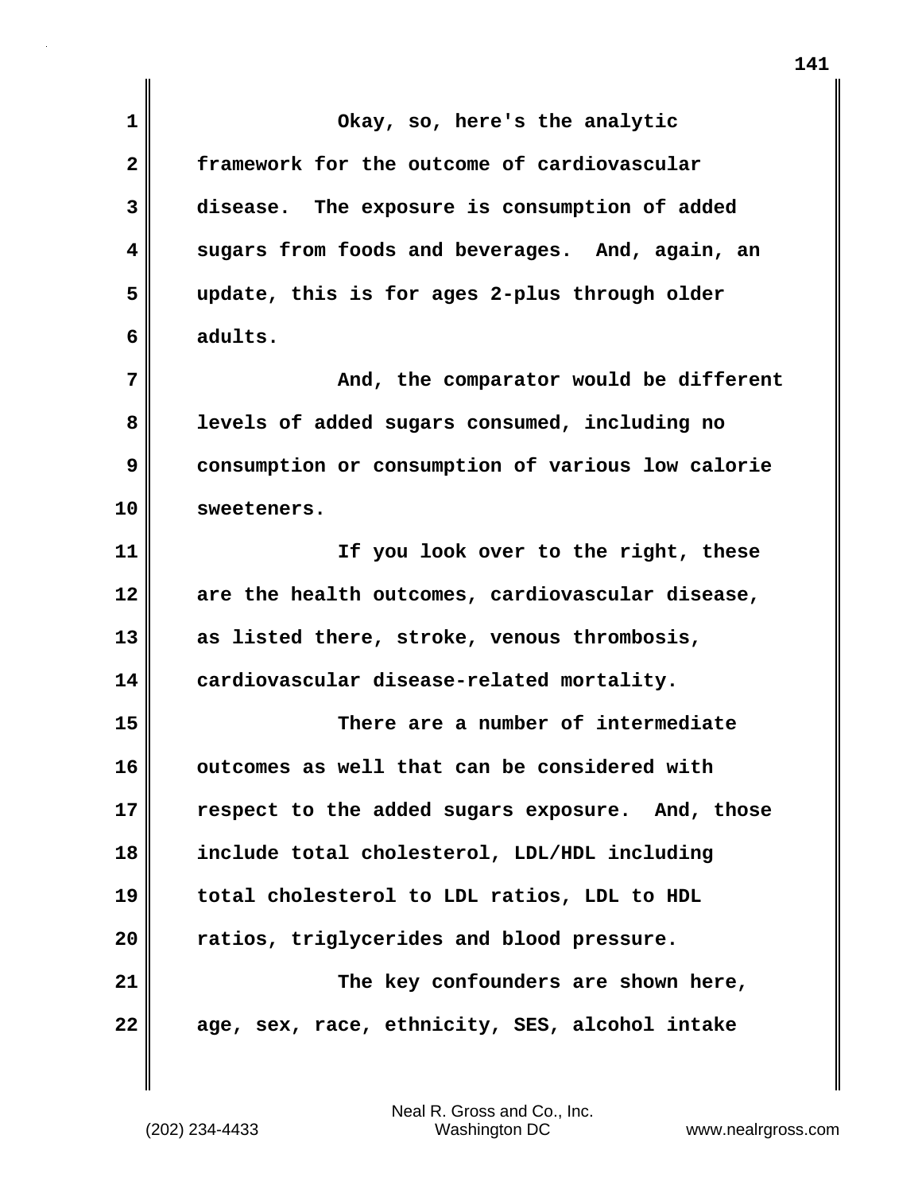Okay, so, here's the analytic framework for the outcome of cardiovascular disease. The exposure is consumption of added sugars from foods and beverages. And, again, an update, this is for ages 2-plus through older adults.

And, the comparator would be different levels of added sugars consumed, including no consumption or consumption of various low calorie sweeteners.

If you look over to the right, these are the health outcomes, cardiovascular disease, as listed there, stroke, venous thrombosis, cardiovascular disease-related mortality.

There are a number of intermediate outcomes as well that can be considered with respect to the added sugars exposure. And, those include total cholesterol, LDL/HDL including total cholesterol to LDL ratios, LDL to HDL ratios, triglycerides and blood pressure.

The key confounders are shown here, age, sex, race, ethnicity, SES, alcohol intake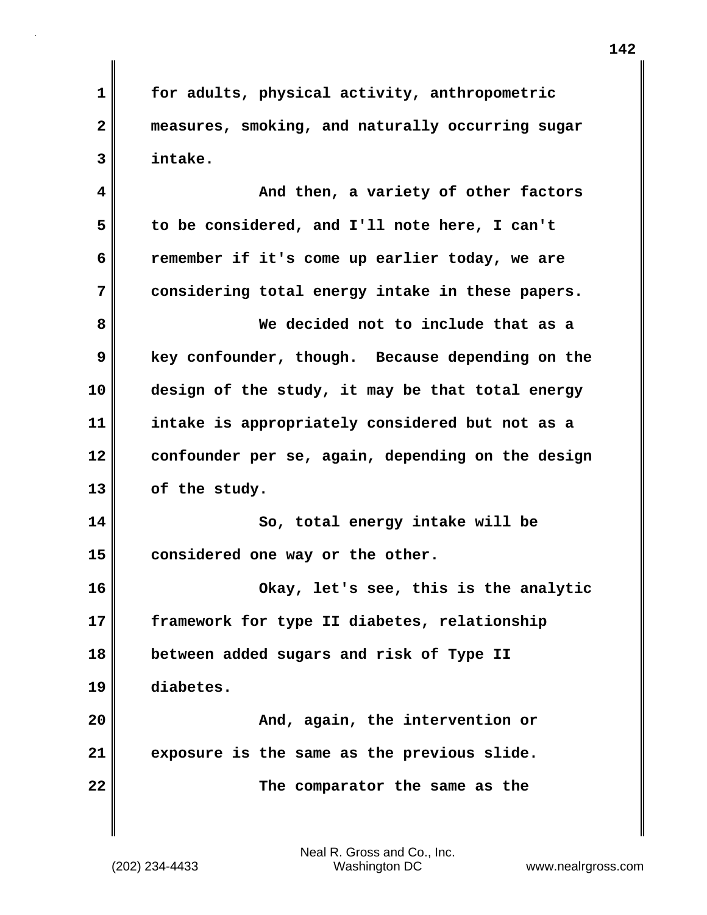for adults, physical activity, anthropometric measures, smoking, and naturally occurring sugar intake.

And then, a variety of other factors to be considered, and I'll note here, I can't remember if it's come up earlier today, we are considering total energy intake in these papers.

We decided not to include that as a key confounder, though. Because depending on the design of the study, it may be that total energy intake is appropriately considered but not as a confounder per se, again, depending on the design of the study.

So, total energy intake will be considered one way or the other.

Okay, let's see, this is the analytic framework for type II diabetes, relationship between added sugars and risk of Type II diabetes.

And, again, the intervention or exposure is the same as the previous slide.

The comparator the same as the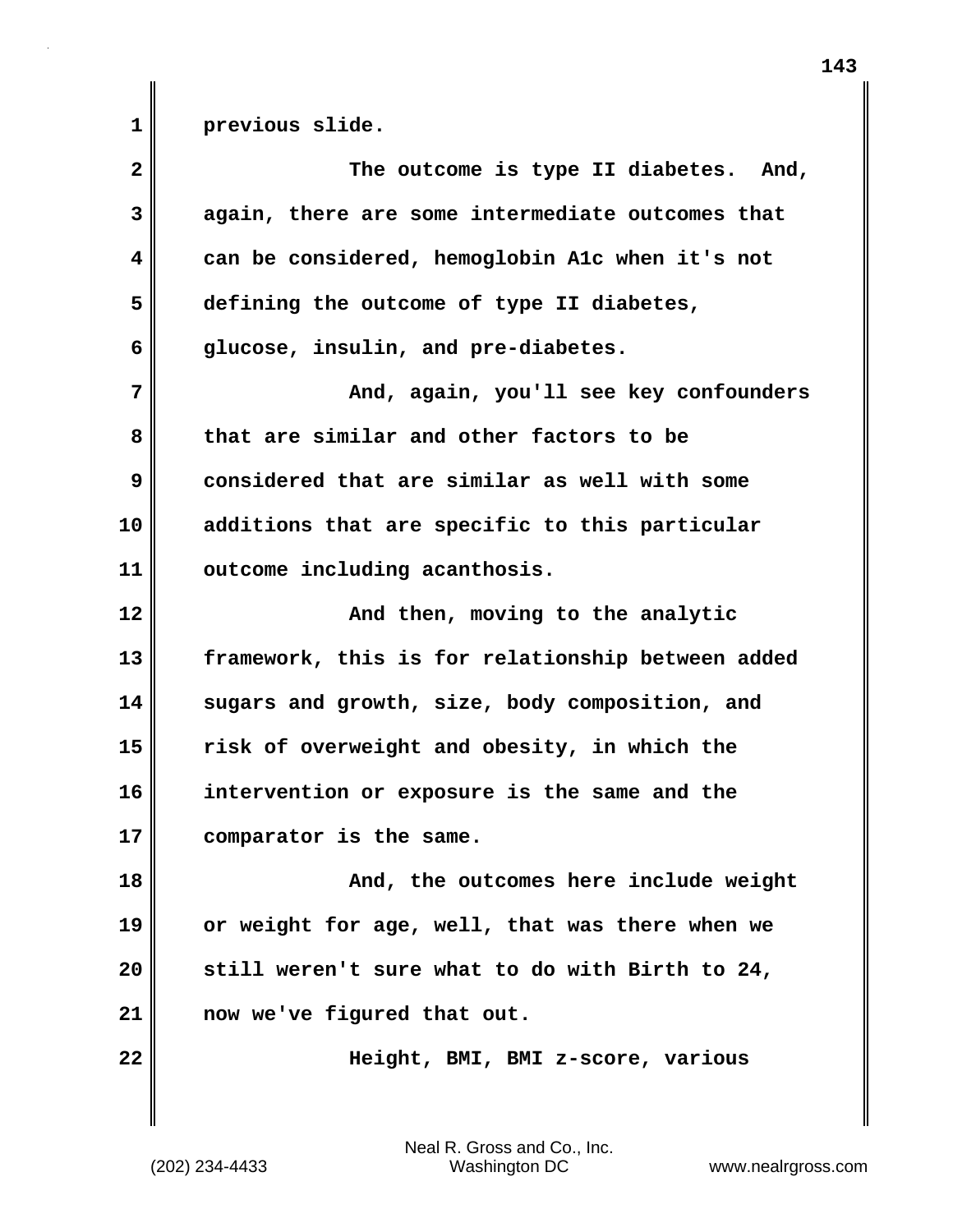previous slide.

The outcome is type II diabetes. And, again, there are some intermediate outcomes that can be considered, hemoglobin A1c when it's not defining the outcome of type II diabetes, glucose, insulin, and pre-diabetes.

And, again, you'll see key confounders that are similar and other factors to be considered that are similar as well with some additions that are specific to this particular outcome including acanthosis.

And then, moving to the analytic framework, this is for relationship between added sugars and growth, size, body composition, and risk of overweight and obesity, in which the intervention or exposure is the same and the comparator is the same.

And, the outcomes here include weight or weight for age, well, that was there when we still weren't sure what to do with Birth to 24, now we've figured that out.

Height, BMI, BMI z-score, various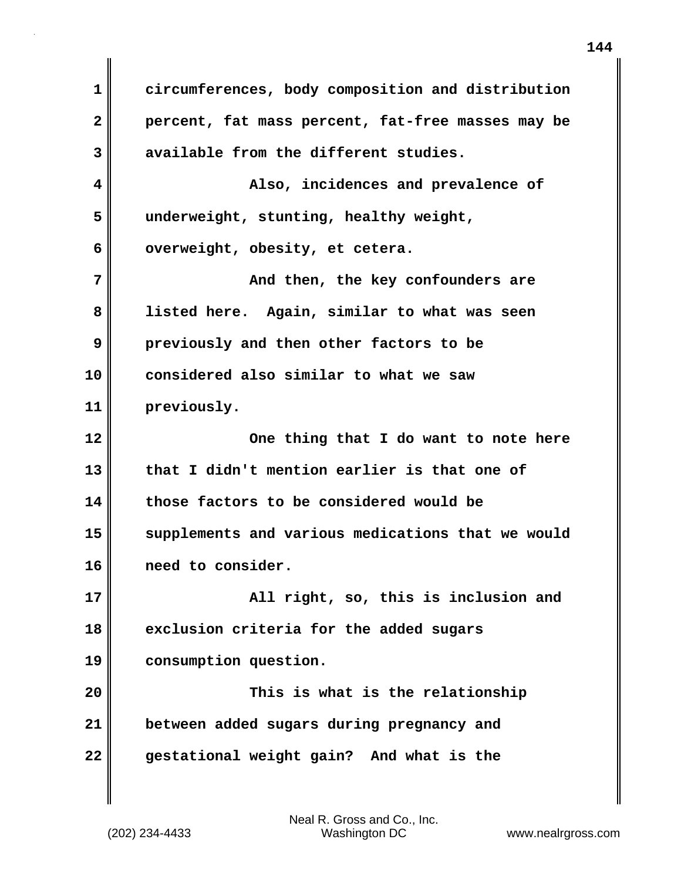circumferences, body composition and distribution percent, fat mass percent, fat-free masses may be available from the different studies.

Also, incidences and prevalence of underweight, stunting, healthy weight, overweight, obesity, et cetera.

And then, the key confounders are listed here. Again, similar to what was seen previously and then other factors to be considered also similar to what we saw previously.

One thing that I do want to note here that I didn't mention earlier is that one of those factors to be considered would be supplements and various medications that we would need to consider.

All right, so, this is inclusion and exclusion criteria for the added sugars consumption question.

This is what is the relationship between added sugars during pregnancy and gestational weight gain? And what is the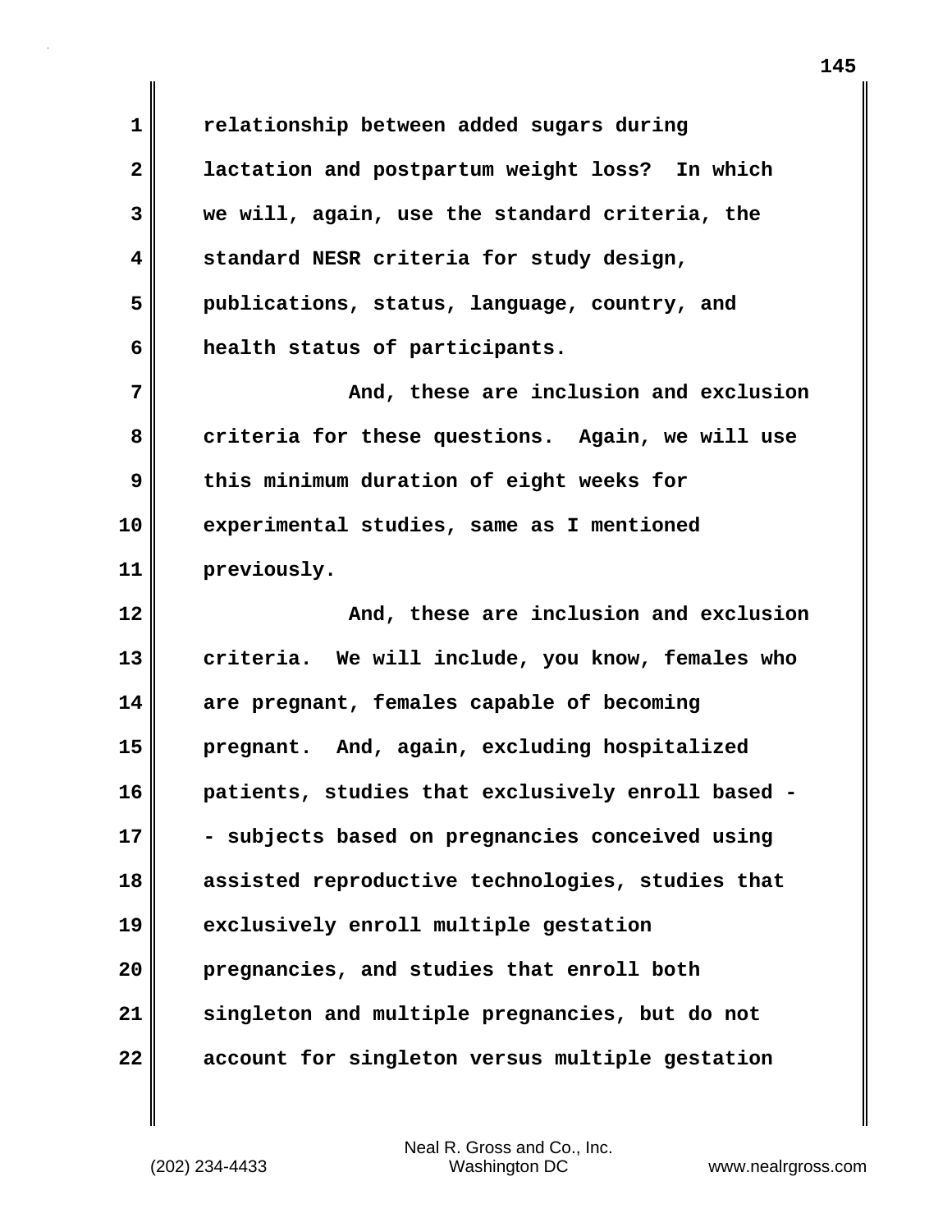relationship between added sugars during lactation and postpartum weight loss? In which we will, again, use the standard criteria, the standard NESR criteria for study design, publications, status, language, country, and health status of participants.

And, these are inclusion and exclusion criteria for these questions. Again, we will use this minimum duration of eight weeks for experimental studies, same as I mentioned previously.

And, these are inclusion and exclusion criteria. We will include, you know, females who are pregnant, females capable of becoming pregnant. And, again, excluding hospitalized patients, studies that exclusively enroll based -- subjects based on pregnancies conceived using assisted reproductive technologies, studies that exclusively enroll multiple gestation pregnancies, and studies that enroll both singleton and multiple pregnancies, but do not account for singleton versus multiple gestation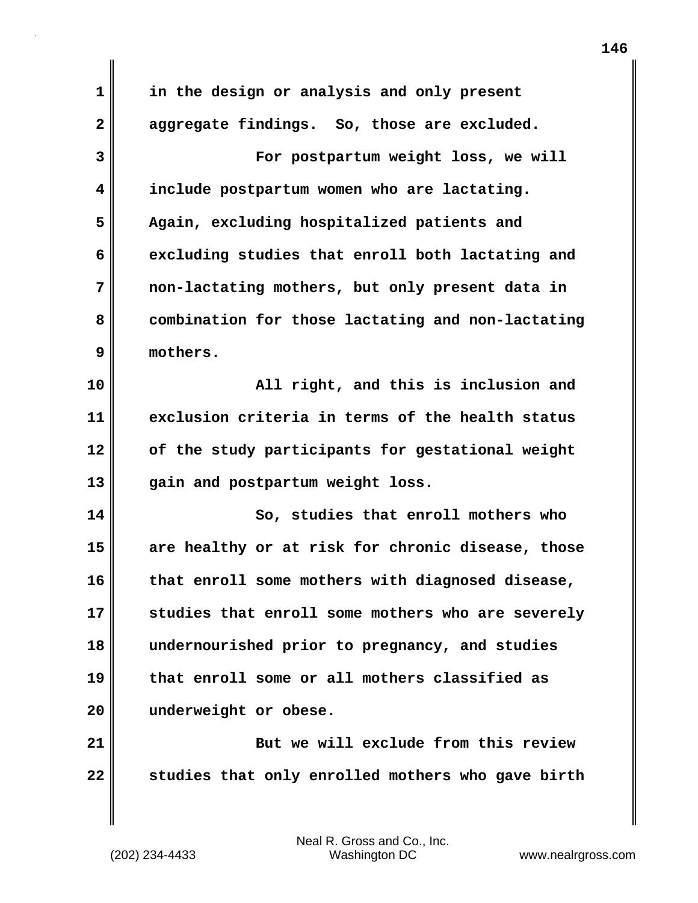in the design or analysis and only present aggregate findings. So, those are excluded.

For postpartum weight loss, we will include postpartum women who are lactating. Again, excluding hospitalized patients and excluding studies that enroll both lactating and non-lactating mothers, but only present data in combination for those lactating and non-lactating mothers.

All right, and this is inclusion and exclusion criteria in terms of the health status of the study participants for gestational weight gain and postpartum weight loss.

So, studies that enroll mothers who are healthy or at risk for chronic disease, those that enroll some mothers with diagnosed disease, studies that enroll some mothers who are severely undernourished prior to pregnancy, and studies that enroll some or all mothers classified as underweight or obese.

But we will exclude from this review studies that only enrolled mothers who gave birth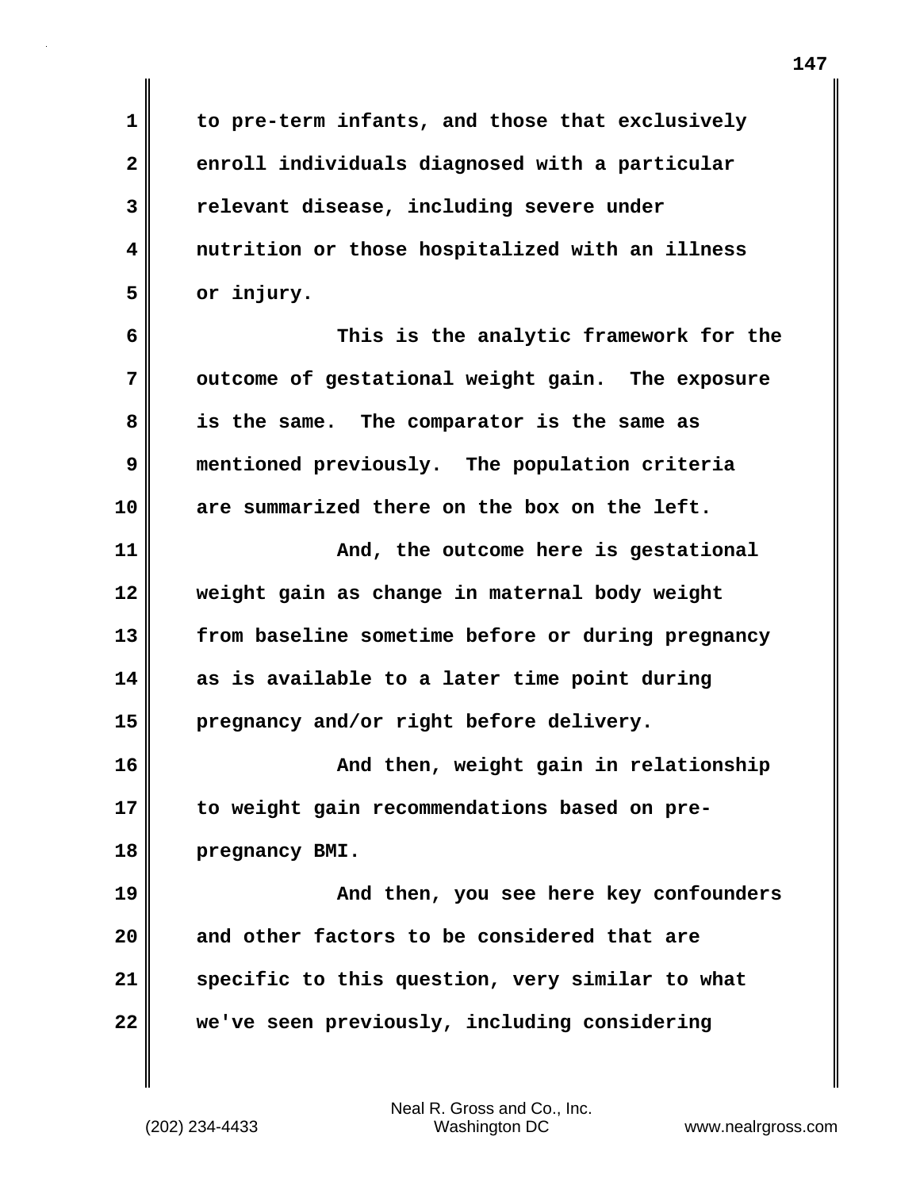to pre-term infants, and those that exclusively enroll individuals diagnosed with a particular relevant disease, including severe under nutrition or those hospitalized with an illness or injury.

This is the analytic framework for the outcome of gestational weight gain. The exposure is the same. The comparator is the same as mentioned previously. The population criteria are summarized there on the box on the left.

And, the outcome here is gestational weight gain as change in maternal body weight from baseline sometime before or during pregnancy as is available to a later time point during pregnancy and/or right before delivery.

And then, weight gain in relationship to weight gain recommendations based on pre-pregnancy BMI.

And then, you see here key confounders and other factors to be considered that are specific to this question, very similar to what we've seen previously, including considering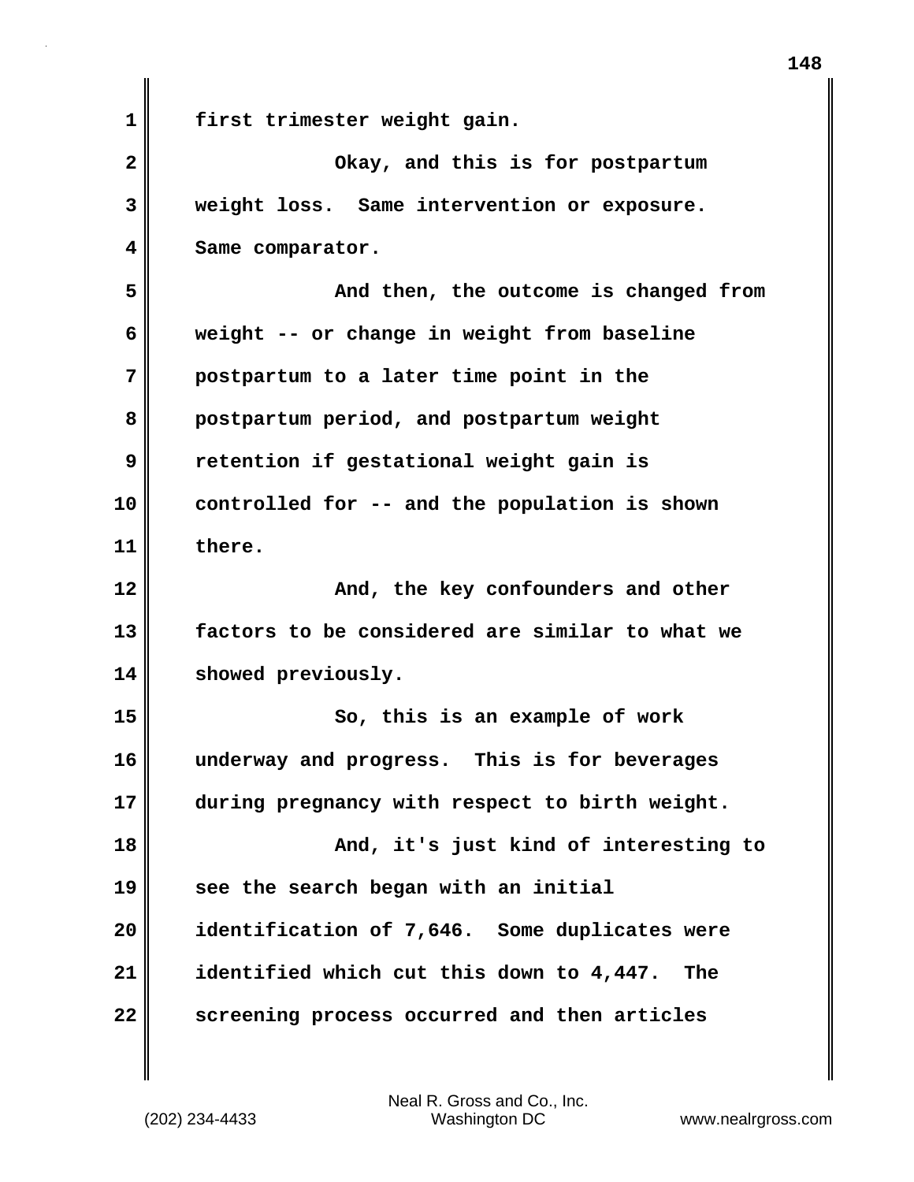first trimester weight gain.

Okay, and this is for postpartum weight loss. Same intervention or exposure. Same comparator.

And then, the outcome is changed from weight -- or change in weight from baseline postpartum to a later time point in the postpartum period, and postpartum weight retention if gestational weight gain is controlled for -- and the population is shown there.

And, the key confounders and other factors to be considered are similar to what we showed previously.

So, this is an example of work underway and progress. This is for beverages during pregnancy with respect to birth weight.

And, it's just kind of interesting to see the search began with an initial identification of 7,646. Some duplicates were identified which cut this down to 4,447. The screening process occurred and then articles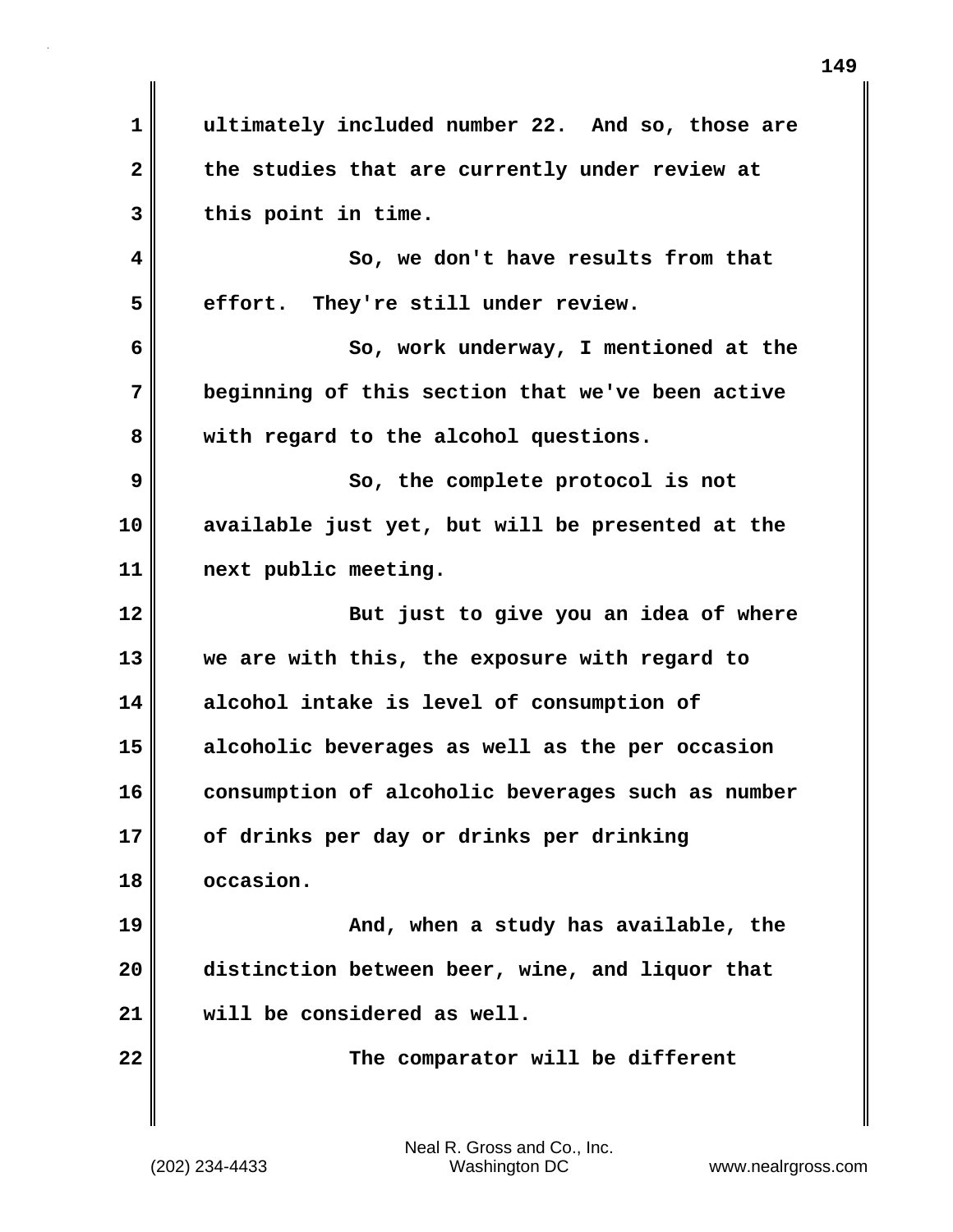ultimately included number 22. And so, those are the studies that are currently under review at this point in time.

So, we don't have results from that effort. They're still under review.

So, work underway, I mentioned at the beginning of this section that we've been active with regard to the alcohol questions.

So, the complete protocol is not available just yet, but will be presented at the next public meeting.

But just to give you an idea of where we are with this, the exposure with regard to alcohol intake is level of consumption of alcoholic beverages as well as the per occasion consumption of alcoholic beverages such as number of drinks per day or drinks per drinking occasion.

And, when a study has available, the distinction between beer, wine, and liquor that will be considered as well.

The comparator will be different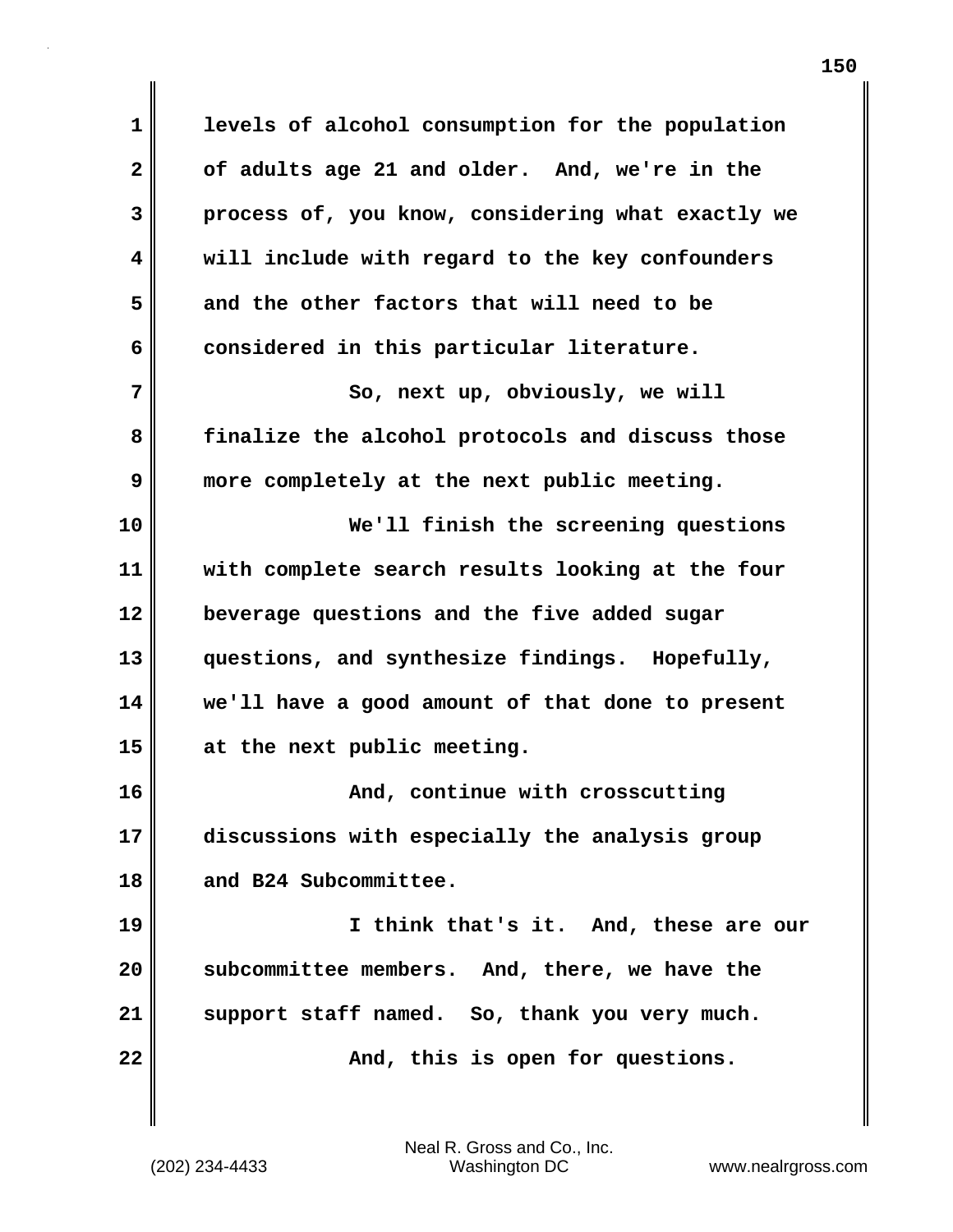levels of alcohol consumption for the population of adults age 21 and older. And, we're in the process of, you know, considering what exactly we will include with regard to the key confounders and the other factors that will need to be considered in this particular literature.

So, next up, obviously, we will finalize the alcohol protocols and discuss those more completely at the next public meeting.

We'll finish the screening questions with complete search results looking at the four beverage questions and the five added sugar questions, and synthesize findings. Hopefully, we'll have a good amount of that done to present at the next public meeting.

And, continue with crosscutting discussions with especially the analysis group and B24 Subcommittee.

I think that's it. And, these are our subcommittee members. And, there, we have the support staff named. So, thank you very much.

And, this is open for questions.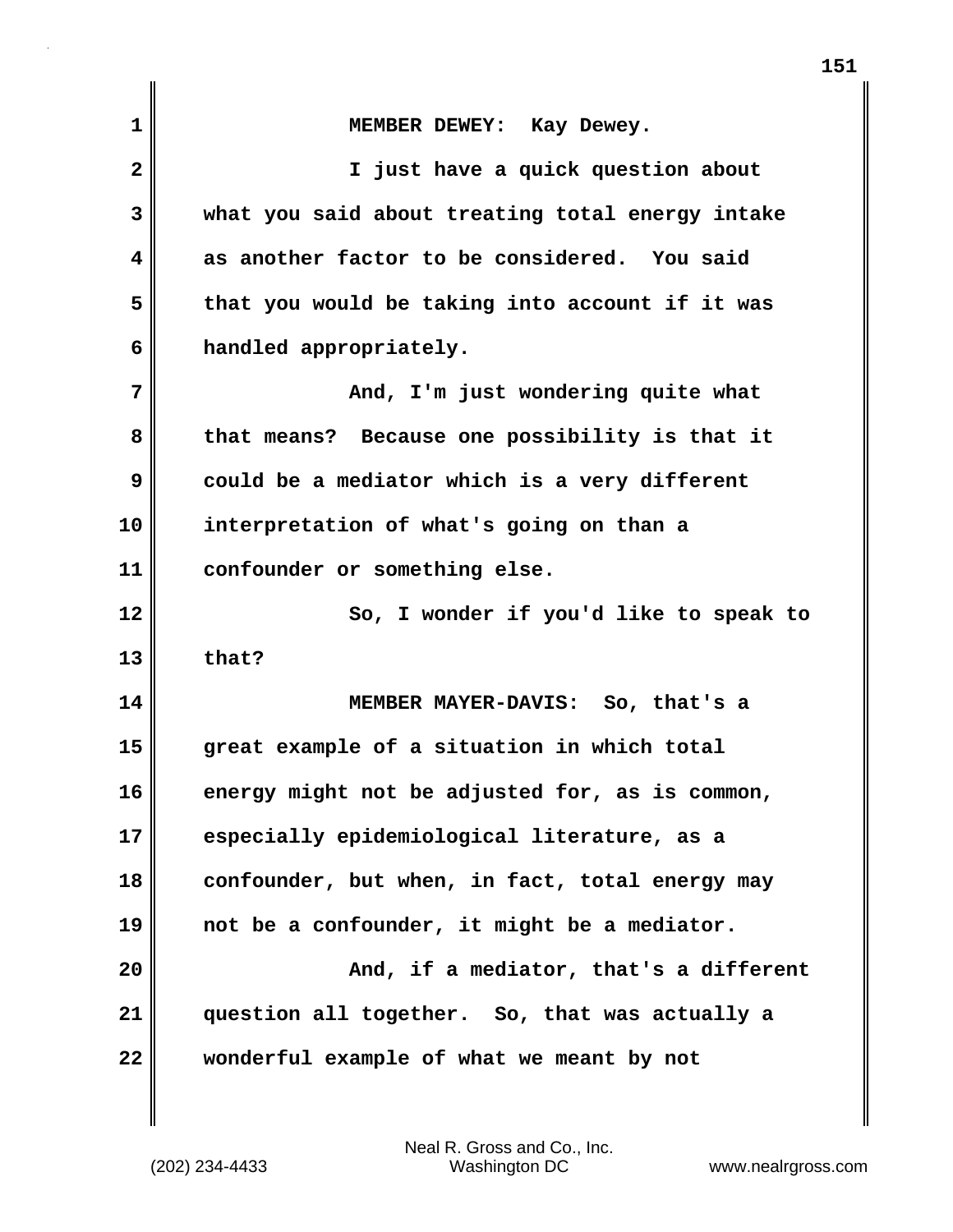MEMBER DEWEY: Kay Dewey.

I just have a quick question about what you said about treating total energy intake as another factor to be considered. You said that you would be taking into account if it was handled appropriately.

And, I'm just wondering quite what that means? Because one possibility is that it could be a mediator which is a very different interpretation of what's going on than a confounder or something else.

So, I wonder if you'd like to speak to that?

MEMBER MAYER-DAVIS: So, that's a great example of a situation in which total energy might not be adjusted for, as is common, especially epidemiological literature, as a confounder, but when, in fact, total energy may not be a confounder, it might be a mediator.

And, if a mediator, that's a different question all together. So, that was actually a wonderful example of what we meant by not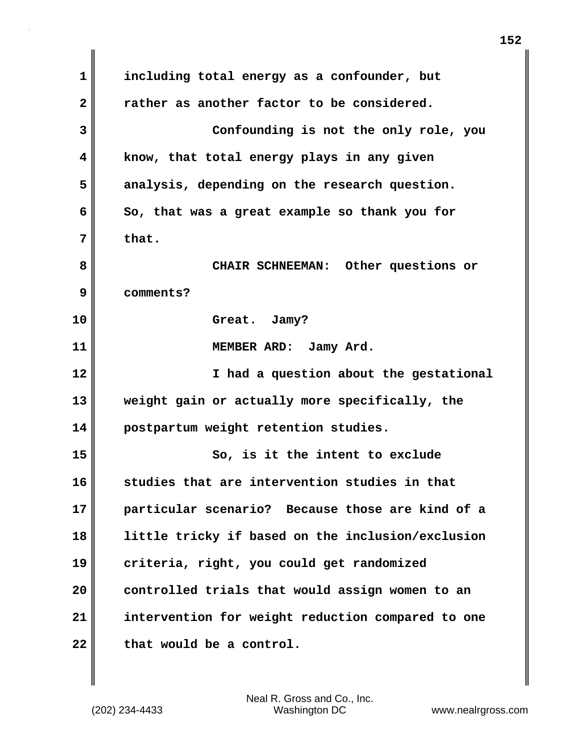including total energy as a confounder, but rather as another factor to be considered.

Confounding is not the only role, you know, that total energy plays in any given analysis, depending on the research question. So, that was a great example so thank you for that.

CHAIR SCHNEEMAN: Other questions or comments?

Great. Jamy?

MEMBER ARD: Jamy Ard.

I had a question about the gestational weight gain or actually more specifically, the postpartum weight retention studies.

So, is it the intent to exclude studies that are intervention studies in that particular scenario? Because those are kind of a little tricky if based on the inclusion/exclusion criteria, right, you could get randomized controlled trials that would assign women to an intervention for weight reduction compared to one that would be a control.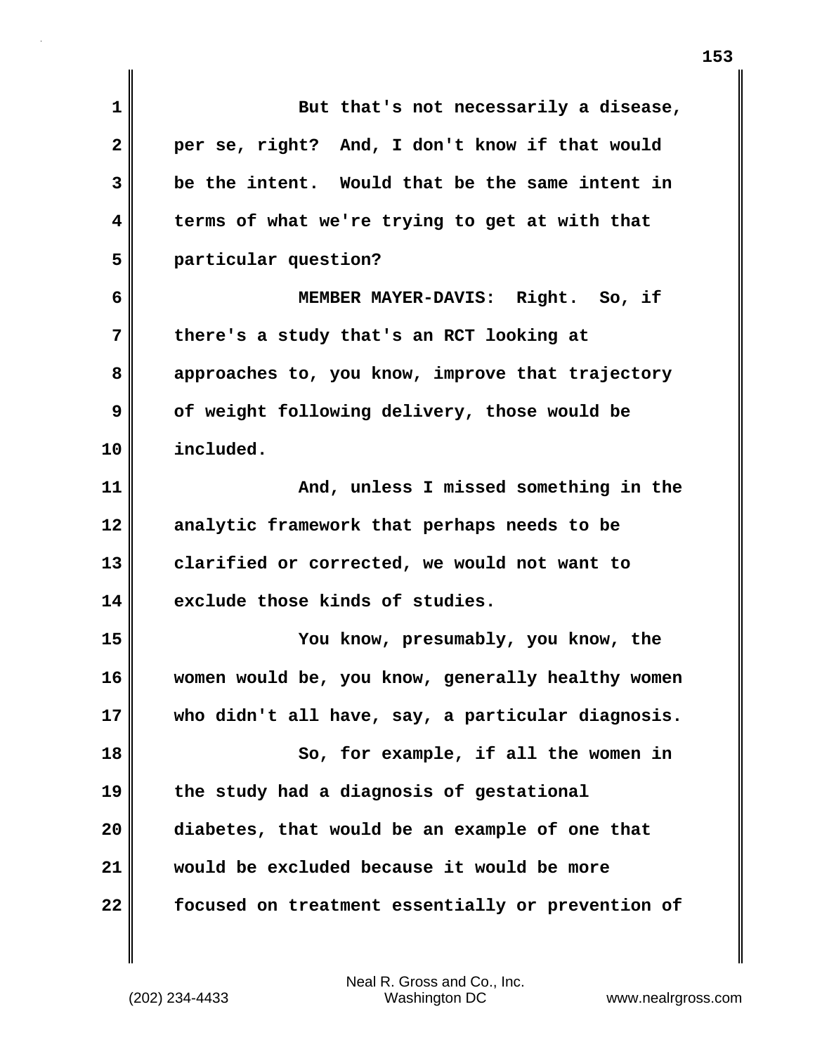But that's not necessarily a disease, per se, right? And, I don't know if that would be the intent. Would that be the same intent in terms of what we're trying to get at with that particular question?

MEMBER MAYER-DAVIS: Right. So, if there's a study that's an RCT looking at approaches to, you know, improve that trajectory of weight following delivery, those would be included.

And, unless I missed something in the analytic framework that perhaps needs to be clarified or corrected, we would not want to exclude those kinds of studies.

You know, presumably, you know, the women would be, you know, generally healthy women who didn't all have, say, a particular diagnosis.

So, for example, if all the women in the study had a diagnosis of gestational diabetes, that would be an example of one that would be excluded because it would be more focused on treatment essentially or prevention of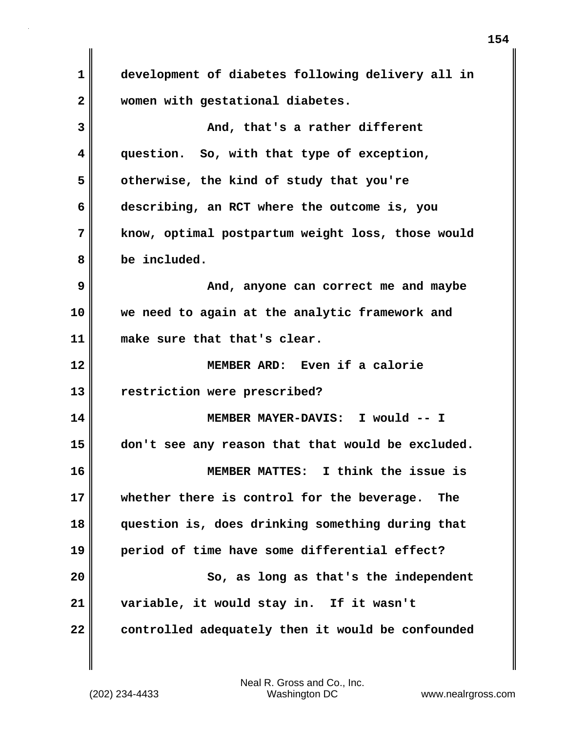development of diabetes following delivery all in women with gestational diabetes.

And, that's a rather different question. So, with that type of exception, otherwise, the kind of study that you're describing, an RCT where the outcome is, you know, optimal postpartum weight loss, those would be included.

And, anyone can correct me and maybe we need to again at the analytic framework and make sure that that's clear.

MEMBER ARD: Even if a calorie restriction were prescribed?

MEMBER MAYER-DAVIS: I would -- I don't see any reason that that would be excluded.

MEMBER MATTES: I think the issue is whether there is control for the beverage. The question is, does drinking something during that period of time have some differential effect?

So, as long as that's the independent variable, it would stay in. If it wasn't controlled adequately then it would be confounded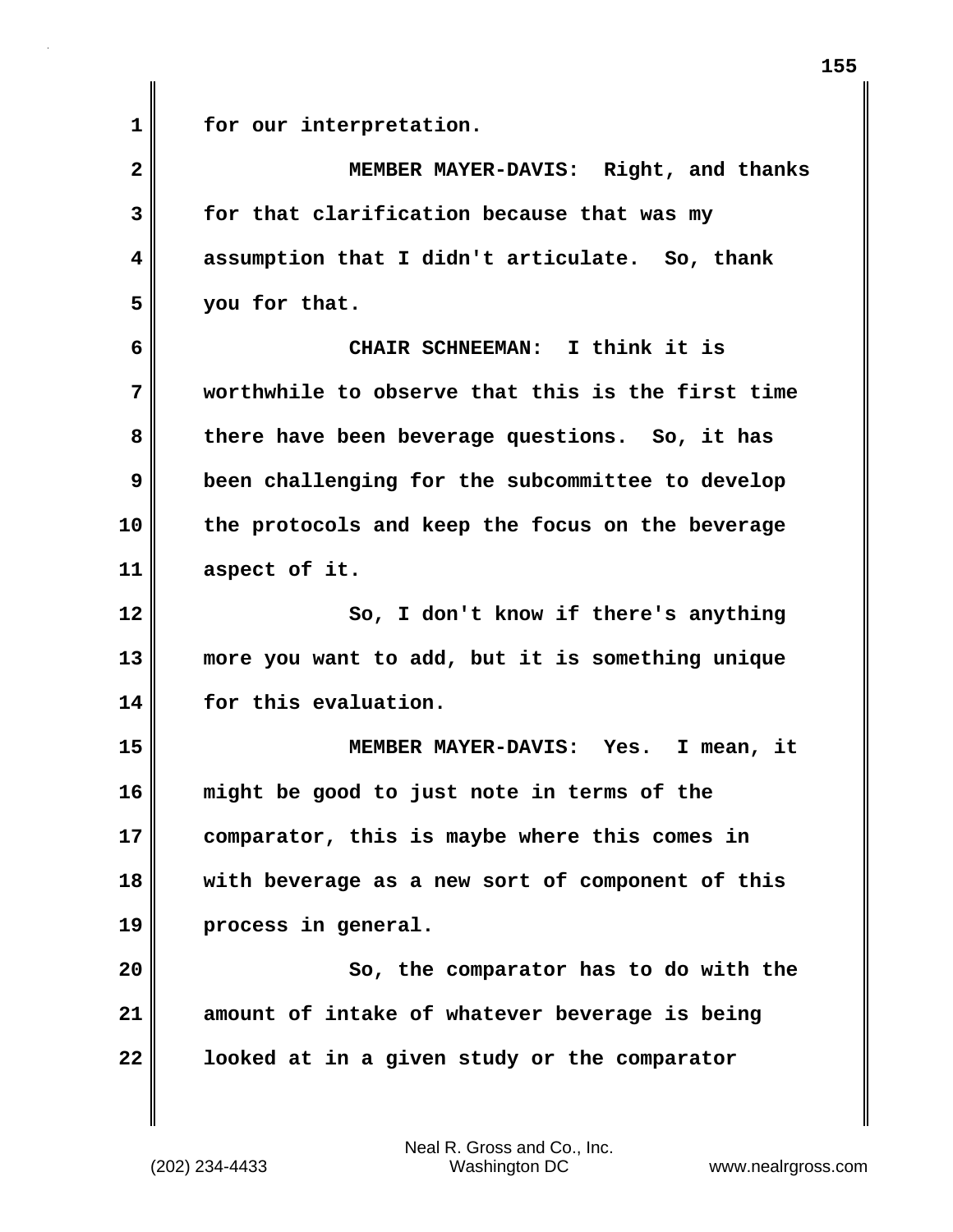for our interpretation.

MEMBER MAYER-DAVIS: Right, and thanks for that clarification because that was my assumption that I didn't articulate. So, thank you for that.

CHAIR SCHNEEMAN: I think it is worthwhile to observe that this is the first time there have been beverage questions. So, it has been challenging for the subcommittee to develop the protocols and keep the focus on the beverage aspect of it.

So, I don't know if there's anything more you want to add, but it is something unique for this evaluation.

MEMBER MAYER-DAVIS: Yes. I mean, it might be good to just note in terms of the comparator, this is maybe where this comes in with beverage as a new sort of component of this process in general.

So, the comparator has to do with the amount of intake of whatever beverage is being looked at in a given study or the comparator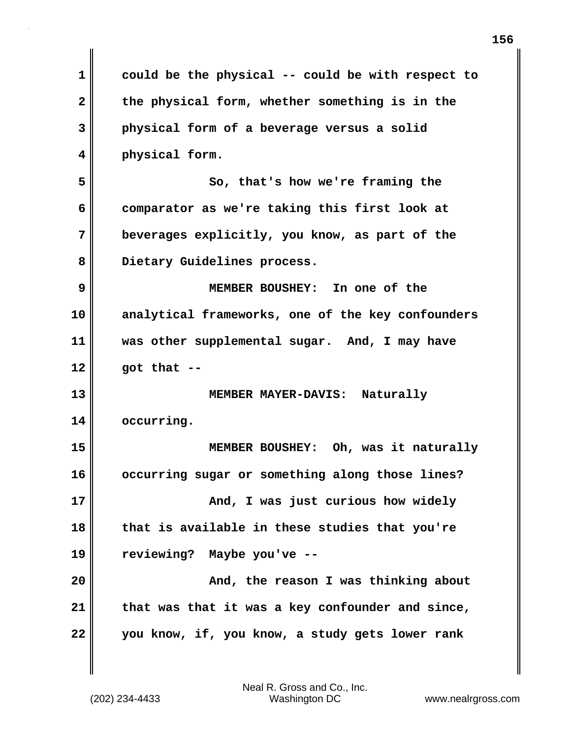could be the physical -- could be with respect to the physical form, whether something is in the physical form of a beverage versus a solid physical form.

So, that's how we're framing the comparator as we're taking this first look at beverages explicitly, you know, as part of the Dietary Guidelines process.

MEMBER BOUSHEY: In one of the analytical frameworks, one of the key confounders was other supplemental sugar. And, I may have got that --

MEMBER MAYER-DAVIS: Naturally occurring.

MEMBER BOUSHEY: Oh, was it naturally occurring sugar or something along those lines?

And, I was just curious how widely that is available in these studies that you're reviewing? Maybe you've --

And, the reason I was thinking about that was that it was a key confounder and since, you know, if, you know, a study gets lower rank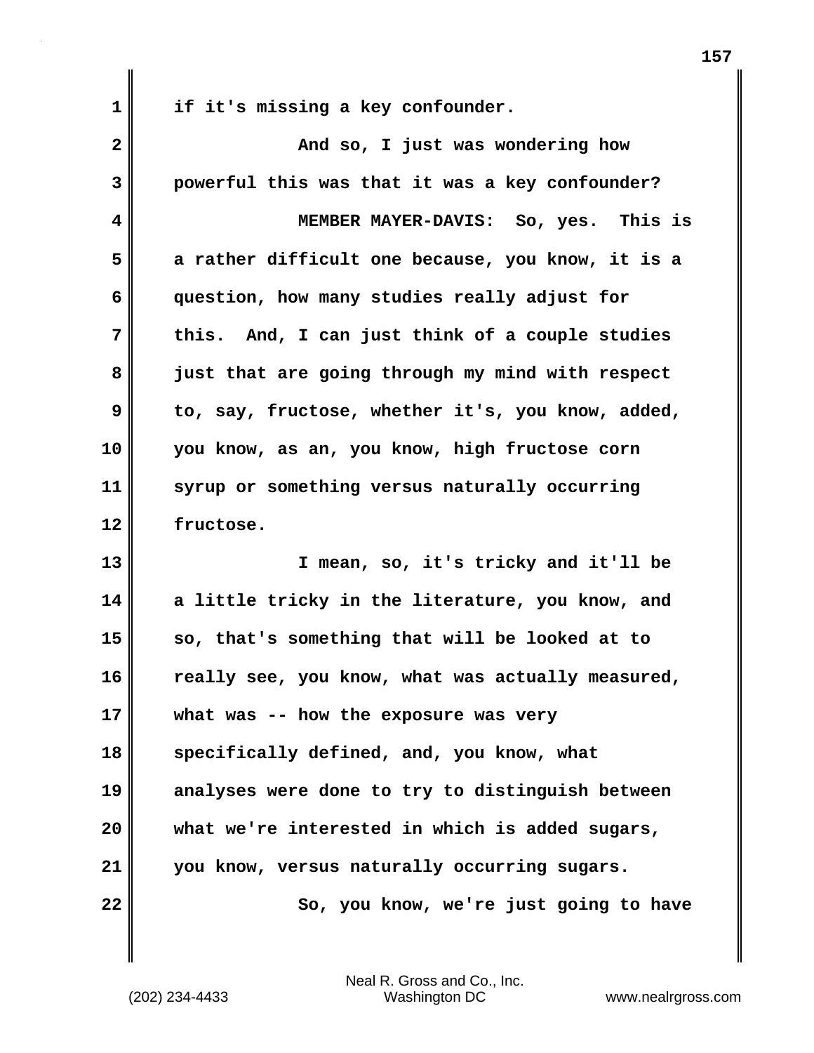if it's missing a key confounder.

And so, I just was wondering how powerful this was that it was a key confounder?

MEMBER MAYER-DAVIS: So, yes. This is a rather difficult one because, you know, it is a question, how many studies really adjust for this. And, I can just think of a couple studies just that are going through my mind with respect to, say, fructose, whether it's, you know, added, you know, as an, you know, high fructose corn syrup or something versus naturally occurring fructose.

I mean, so, it's tricky and it'll be a little tricky in the literature, you know, and so, that's something that will be looked at to really see, you know, what was actually measured, what was -- how the exposure was very specifically defined, and, you know, what analyses were done to try to distinguish between what we're interested in which is added sugars, you know, versus naturally occurring sugars.

So, you know, we're just going to have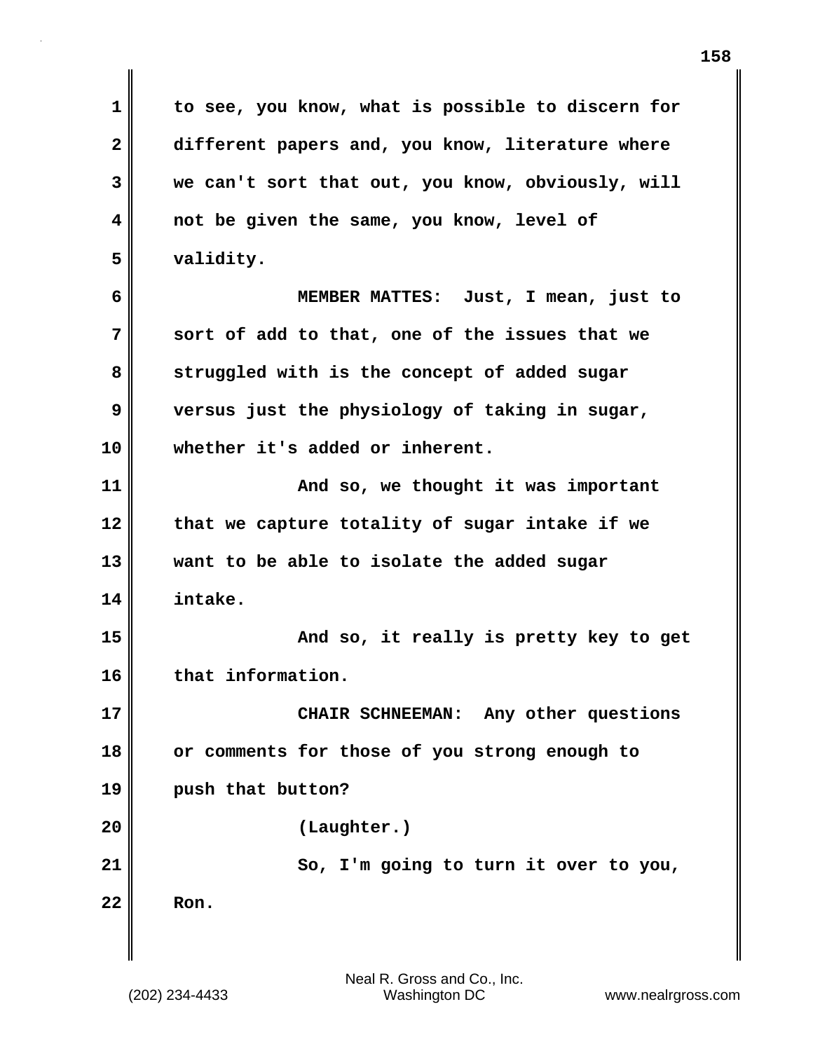to see, you know, what is possible to discern for different papers and, you know, literature where we can't sort that out, you know, obviously, will not be given the same, you know, level of validity.

MEMBER MATTES: Just, I mean, just to sort of add to that, one of the issues that we struggled with is the concept of added sugar versus just the physiology of taking in sugar, whether it's added or inherent.

And so, we thought it was important that we capture totality of sugar intake if we want to be able to isolate the added sugar intake.

And so, it really is pretty key to get that information.

CHAIR SCHNEEMAN: Any other questions or comments for those of you strong enough to push that button?

(Laughter.)

So, I'm going to turn it over to you, Ron.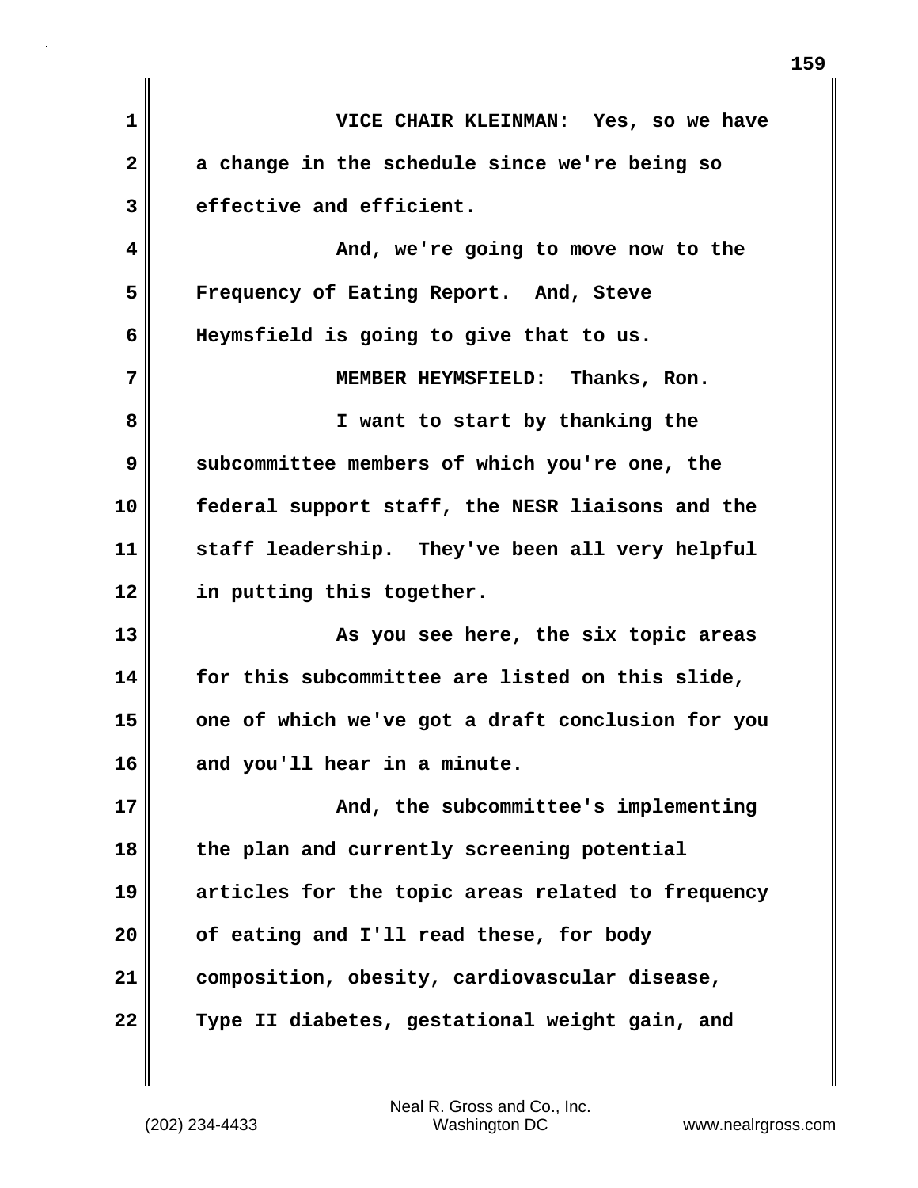VICE CHAIR KLEINMAN: Yes, so we have a change in the schedule since we're being so effective and efficient.

And, we're going to move now to the Frequency of Eating Report. And, Steve Heymsfield is going to give that to us.

MEMBER HEYMSFIELD: Thanks, Ron.

I want to start by thanking the subcommittee members of which you're one, the federal support staff, the NESR liaisons and the staff leadership. They've been all very helpful in putting this together.

As you see here, the six topic areas for this subcommittee are listed on this slide, one of which we've got a draft conclusion for you and you'll hear in a minute.

And, the subcommittee's implementing the plan and currently screening potential articles for the topic areas related to frequency of eating and I'll read these, for body composition, obesity, cardiovascular disease, Type II diabetes, gestational weight gain, and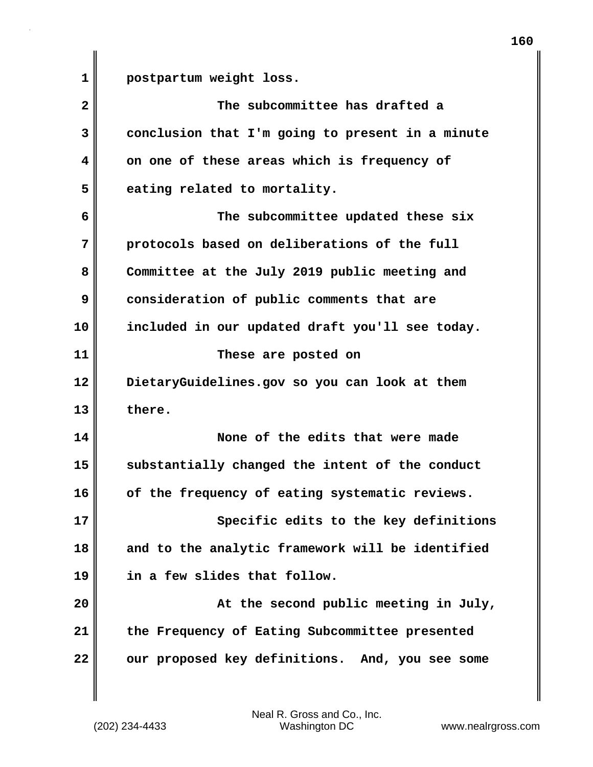postpartum weight loss.

The subcommittee has drafted a conclusion that I'm going to present in a minute on one of these areas which is frequency of eating related to mortality.

The subcommittee updated these six protocols based on deliberations of the full Committee at the July 2019 public meeting and consideration of public comments that are included in our updated draft you'll see today.

These are posted on DietaryGuidelines.gov so you can look at them there.

None of the edits that were made substantially changed the intent of the conduct of the frequency of eating systematic reviews.

Specific edits to the key definitions and to the analytic framework will be identified in a few slides that follow.

At the second public meeting in July, the Frequency of Eating Subcommittee presented our proposed key definitions. And, you see some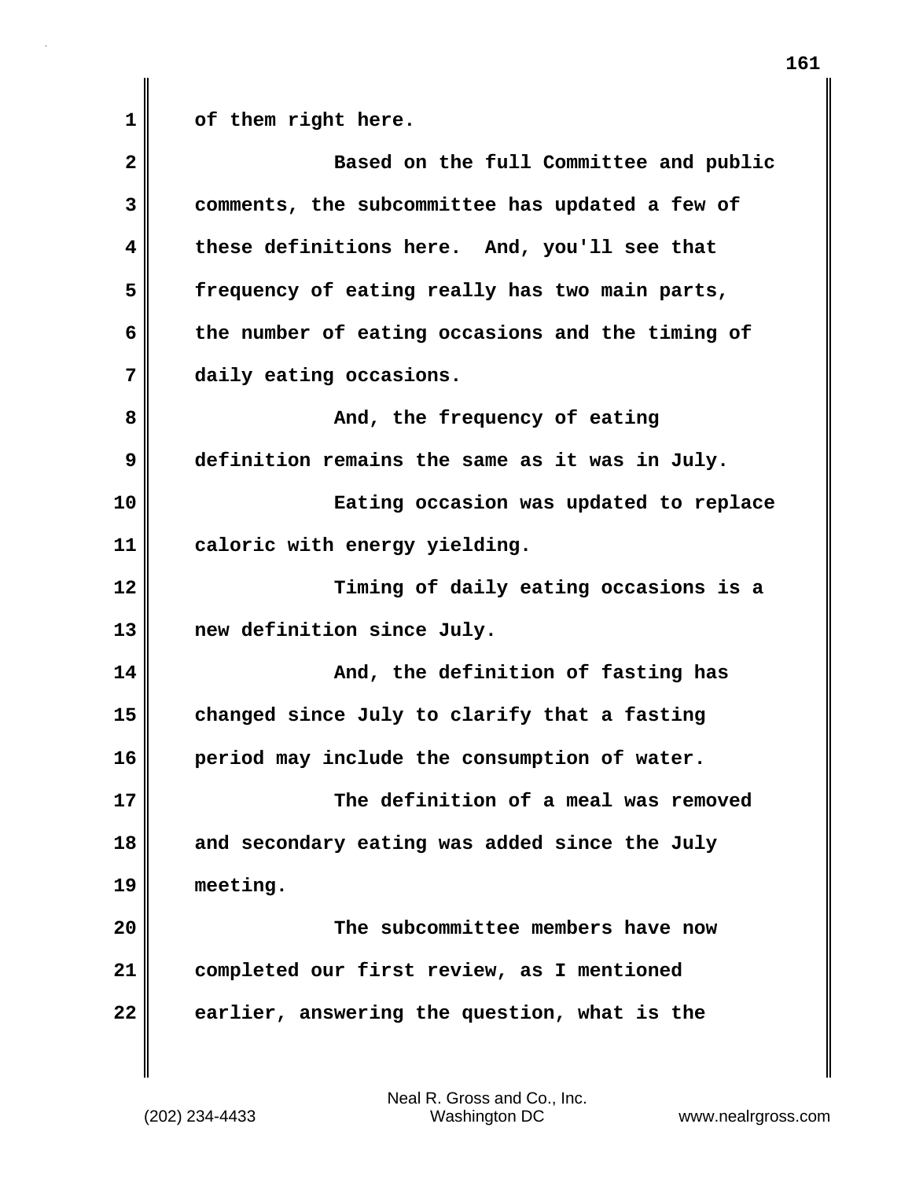of them right here.

Based on the full Committee and public comments, the subcommittee has updated a few of these definitions here. And, you'll see that frequency of eating really has two main parts, the number of eating occasions and the timing of daily eating occasions.

And, the frequency of eating definition remains the same as it was in July.

Eating occasion was updated to replace caloric with energy yielding.

Timing of daily eating occasions is a new definition since July.

And, the definition of fasting has changed since July to clarify that a fasting period may include the consumption of water.

The definition of a meal was removed and secondary eating was added since the July meeting.

The subcommittee members have now completed our first review, as I mentioned earlier, answering the question, what is the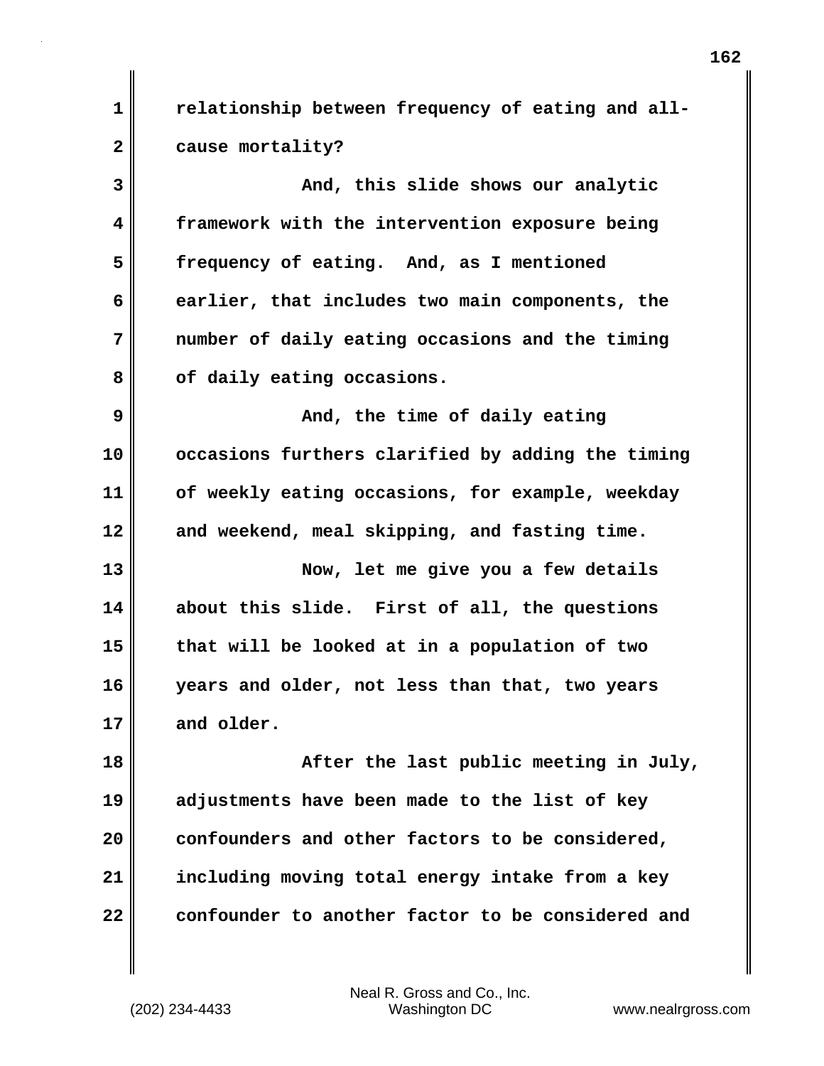relationship between frequency of eating and all-cause mortality?

And, this slide shows our analytic framework with the intervention exposure being frequency of eating. And, as I mentioned earlier, that includes two main components, the number of daily eating occasions and the timing of daily eating occasions.

And, the time of daily eating occasions furthers clarified by adding the timing of weekly eating occasions, for example, weekday and weekend, meal skipping, and fasting time.

Now, let me give you a few details about this slide. First of all, the questions that will be looked at in a population of two years and older, not less than that, two years and older.

After the last public meeting in July, adjustments have been made to the list of key confounders and other factors to be considered, including moving total energy intake from a key confounder to another factor to be considered and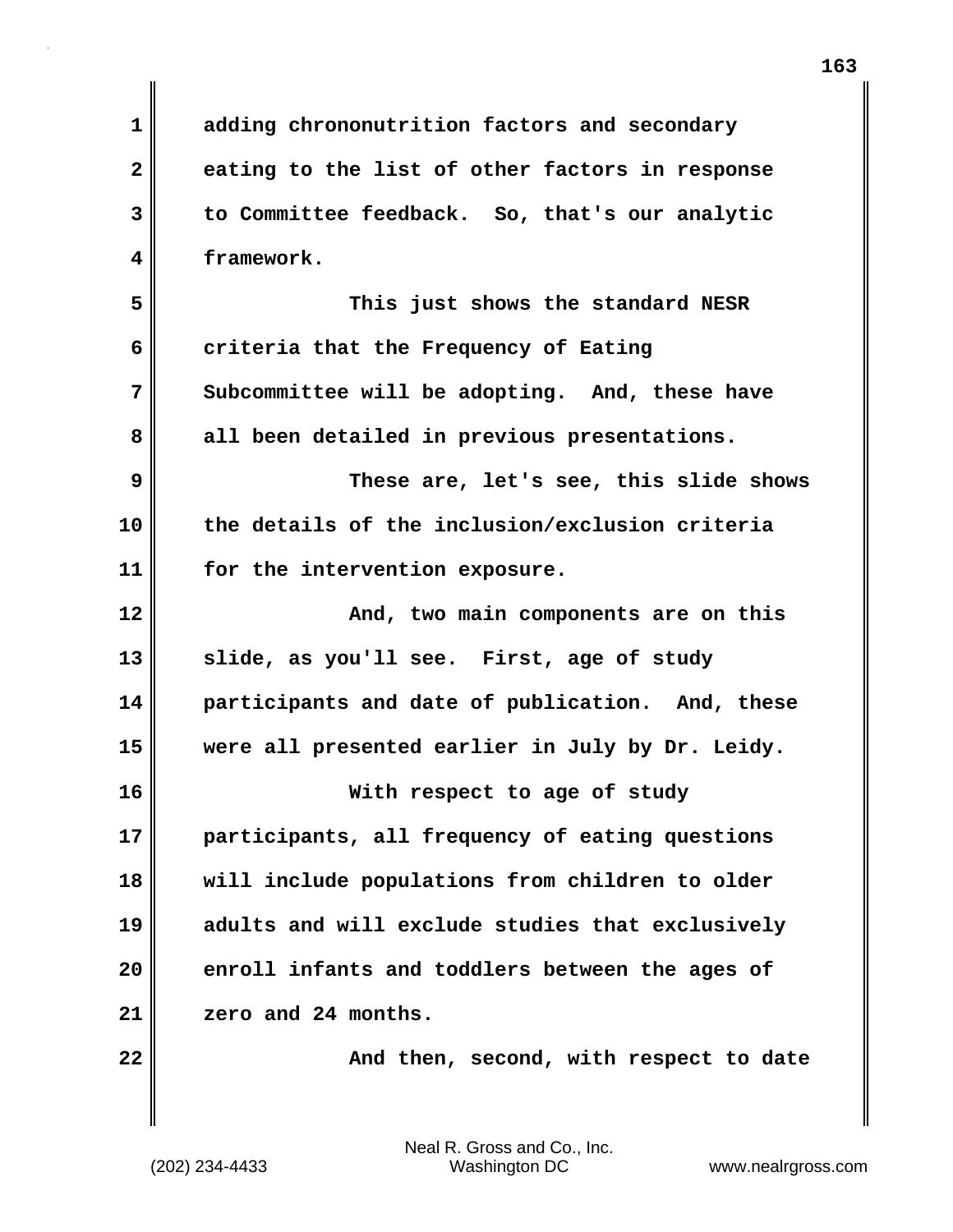adding chrononutrition factors and secondary eating to the list of other factors in response to Committee feedback. So, that's our analytic framework.

This just shows the standard NESR criteria that the Frequency of Eating Subcommittee will be adopting. And, these have all been detailed in previous presentations.

These are, let's see, this slide shows the details of the inclusion/exclusion criteria for the intervention exposure.

And, two main components are on this slide, as you'll see. First, age of study participants and date of publication. And, these were all presented earlier in July by Dr. Leidy.

With respect to age of study participants, all frequency of eating questions will include populations from children to older adults and will exclude studies that exclusively enroll infants and toddlers between the ages of zero and 24 months.

And then, second, with respect to date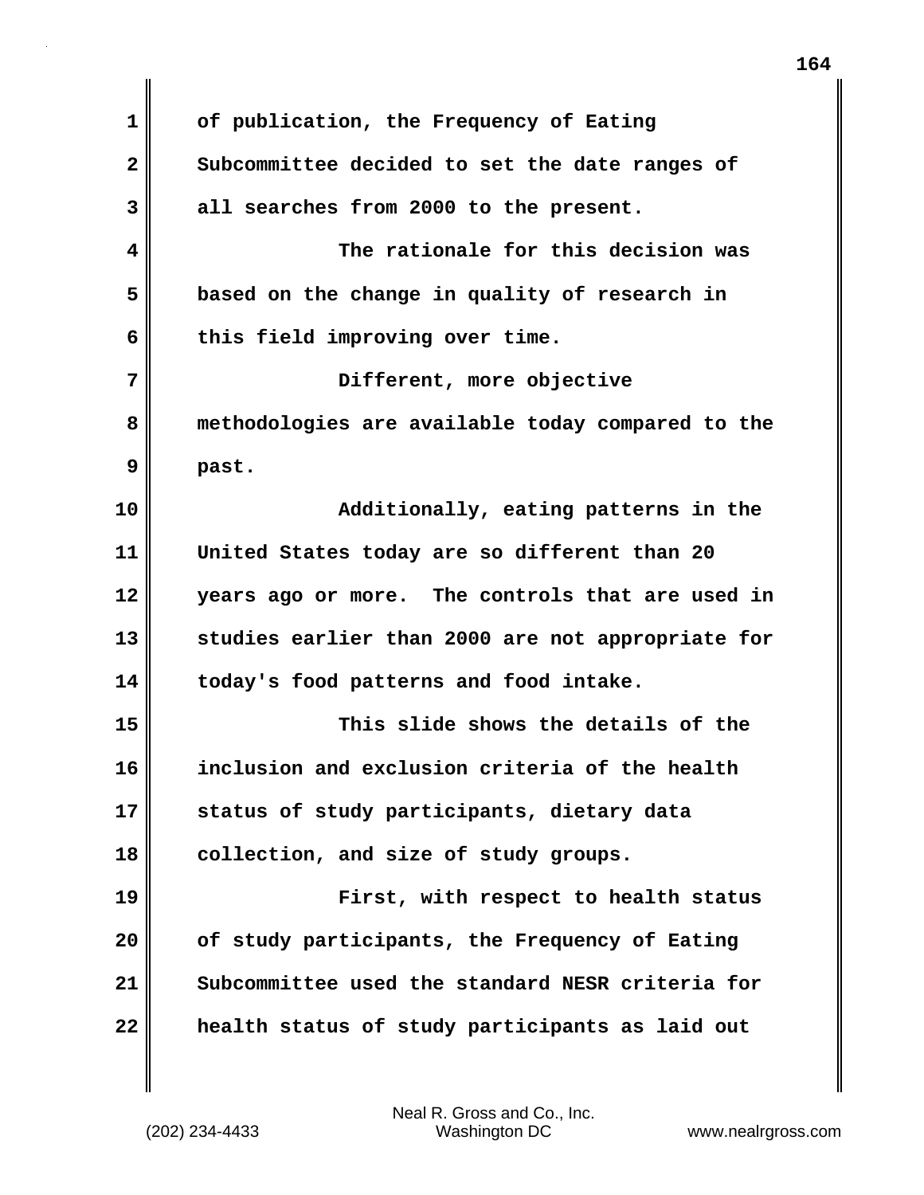of publication, the Frequency of Eating Subcommittee decided to set the date ranges of all searches from 2000 to the present.

The rationale for this decision was based on the change in quality of research in this field improving over time.

Different, more objective methodologies are available today compared to the past.

Additionally, eating patterns in the United States today are so different than 20 years ago or more. The controls that are used in studies earlier than 2000 are not appropriate for today's food patterns and food intake.

This slide shows the details of the inclusion and exclusion criteria of the health status of study participants, dietary data collection, and size of study groups.

First, with respect to health status of study participants, the Frequency of Eating Subcommittee used the standard NESR criteria for health status of study participants as laid out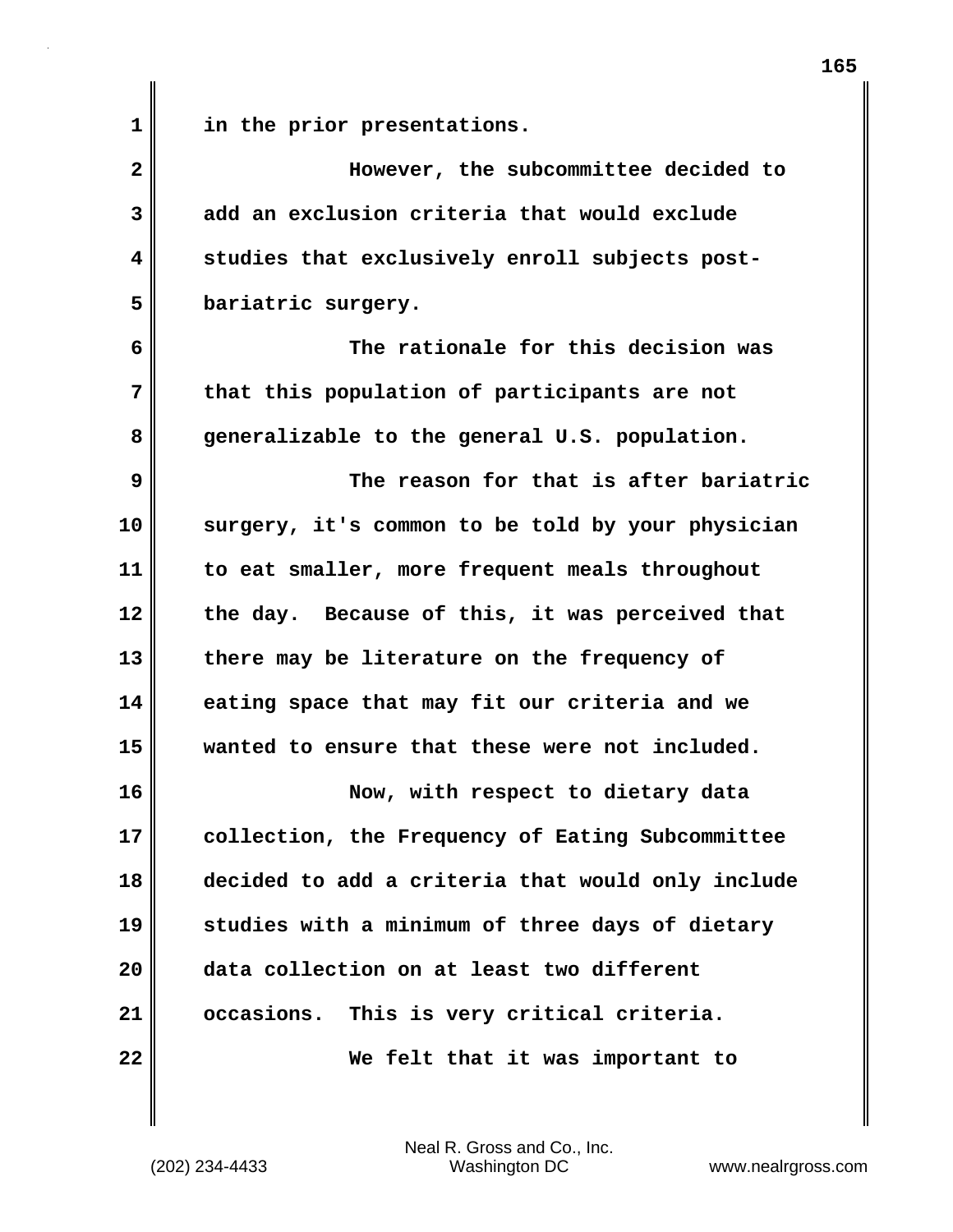in the prior presentations.

However, the subcommittee decided to add an exclusion criteria that would exclude studies that exclusively enroll subjects post-bariatric surgery.

The rationale for this decision was that this population of participants are not generalizable to the general U.S. population.

The reason for that is after bariatric surgery, it's common to be told by your physician to eat smaller, more frequent meals throughout the day. Because of this, it was perceived that there may be literature on the frequency of eating space that may fit our criteria and we wanted to ensure that these were not included.

Now, with respect to dietary data collection, the Frequency of Eating Subcommittee decided to add a criteria that would only include studies with a minimum of three days of dietary data collection on at least two different occasions. This is very critical criteria.

We felt that it was important to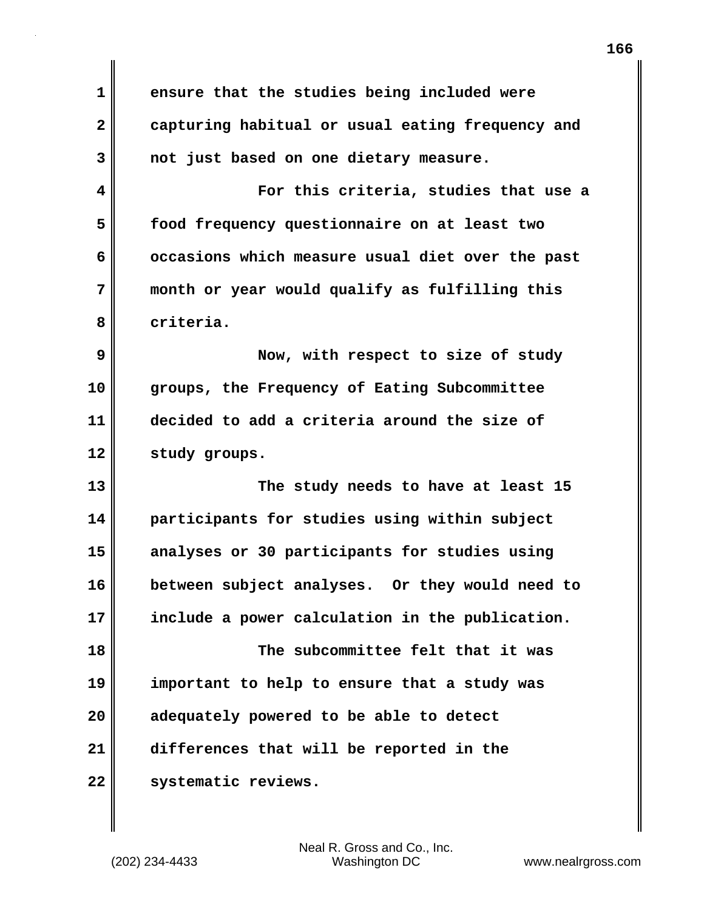ensure that the studies being included were capturing habitual or usual eating frequency and not just based on one dietary measure.

For this criteria, studies that use a food frequency questionnaire on at least two occasions which measure usual diet over the past month or year would qualify as fulfilling this criteria.

Now, with respect to size of study groups, the Frequency of Eating Subcommittee decided to add a criteria around the size of study groups.

The study needs to have at least 15 participants for studies using within subject analyses or 30 participants for studies using between subject analyses. Or they would need to include a power calculation in the publication.

The subcommittee felt that it was important to help to ensure that a study was adequately powered to be able to detect differences that will be reported in the systematic reviews.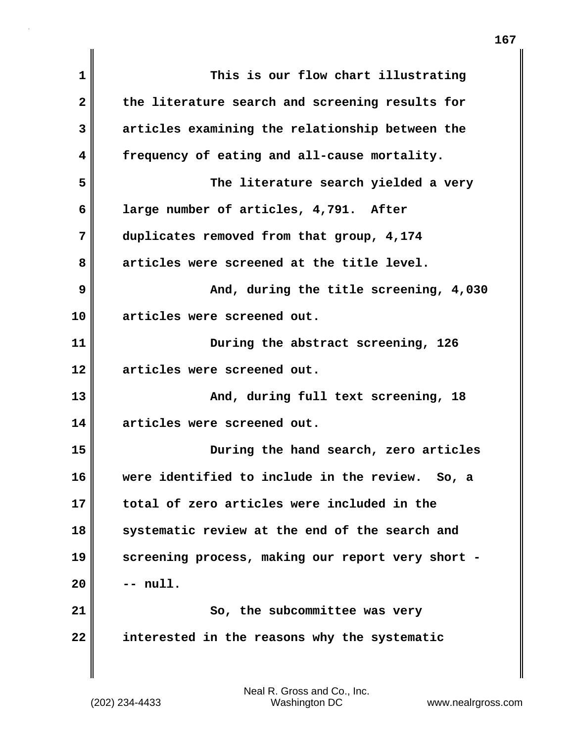This is our flow chart illustrating the literature search and screening results for articles examining the relationship between the frequency of eating and all-cause mortality.

The literature search yielded a very large number of articles, 4,791. After duplicates removed from that group, 4,174 articles were screened at the title level.

And, during the title screening, 4,030 articles were screened out.

During the abstract screening, 126 articles were screened out.

And, during full text screening, 18 articles were screened out.

During the hand search, zero articles were identified to include in the review. So, a total of zero articles were included in the systematic review at the end of the search and screening process, making our report very short --- null.

So, the subcommittee was very interested in the reasons why the systematic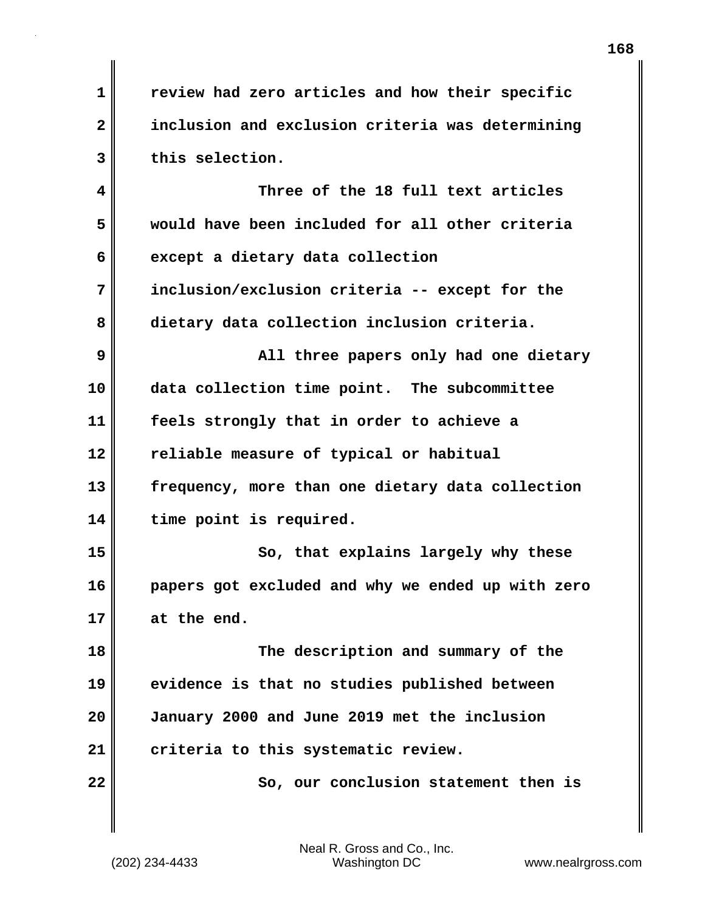review had zero articles and how their specific inclusion and exclusion criteria was determining this selection.

Three of the 18 full text articles would have been included for all other criteria except a dietary data collection inclusion/exclusion criteria -- except for the dietary data collection inclusion criteria.

All three papers only had one dietary data collection time point. The subcommittee feels strongly that in order to achieve a reliable measure of typical or habitual frequency, more than one dietary data collection time point is required.

So, that explains largely why these papers got excluded and why we ended up with zero at the end.

The description and summary of the evidence is that no studies published between January 2000 and June 2019 met the inclusion criteria to this systematic review.

So, our conclusion statement then is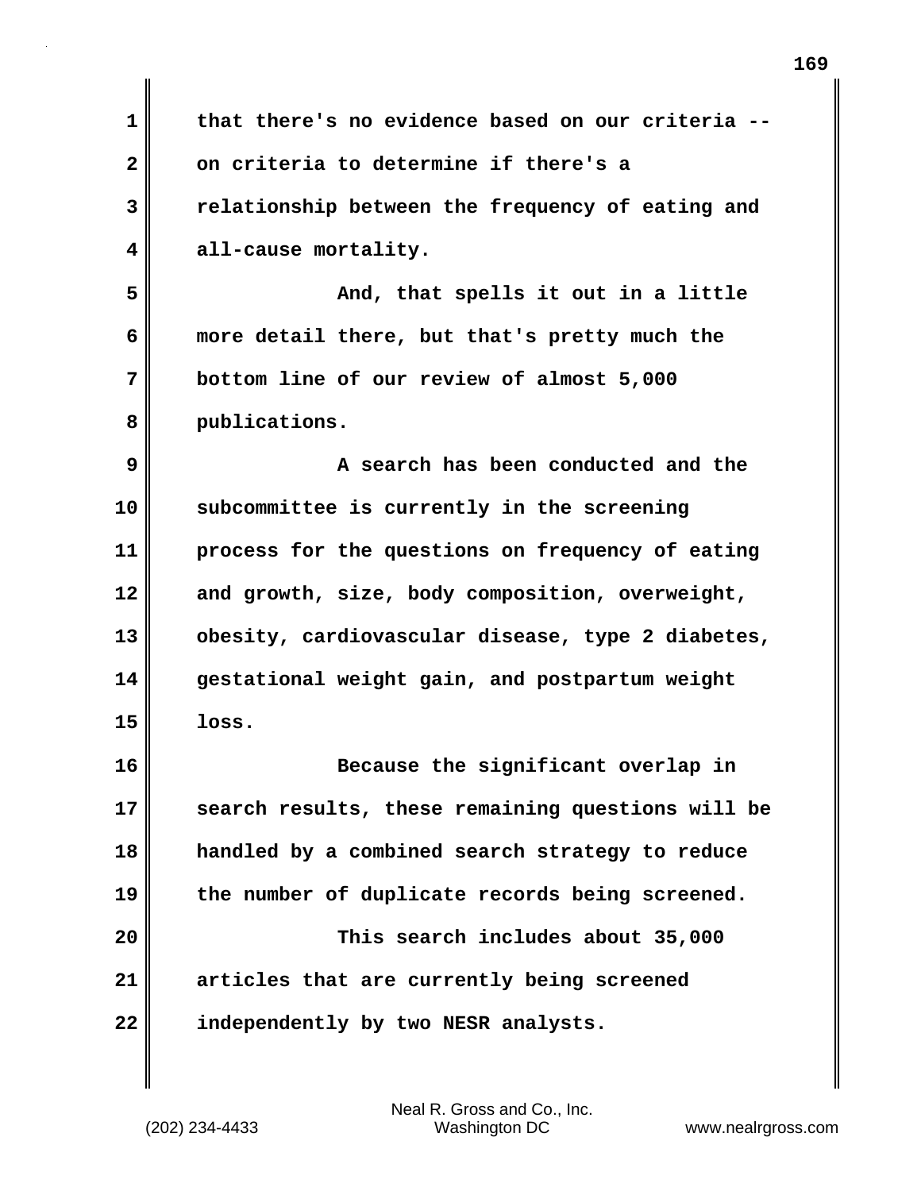that there's no evidence based on our criteria -- on criteria to determine if there's a relationship between the frequency of eating and all-cause mortality.

And, that spells it out in a little more detail there, but that's pretty much the bottom line of our review of almost 5,000 publications.

A search has been conducted and the subcommittee is currently in the screening process for the questions on frequency of eating and growth, size, body composition, overweight, obesity, cardiovascular disease, type 2 diabetes, gestational weight gain, and postpartum weight loss.

Because the significant overlap in search results, these remaining questions will be handled by a combined search strategy to reduce the number of duplicate records being screened.

This search includes about 35,000 articles that are currently being screened independently by two NESR analysts.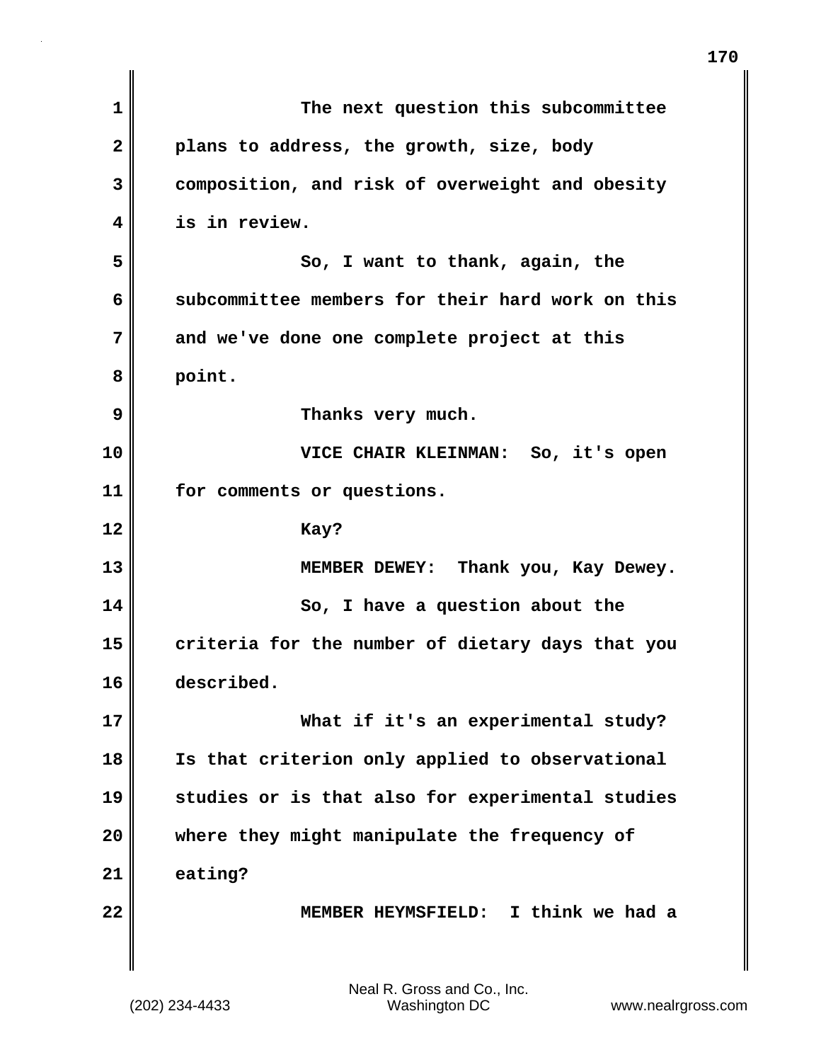The next question this subcommittee plans to address, the growth, size, body composition, and risk of overweight and obesity is in review.

So, I want to thank, again, the subcommittee members for their hard work on this and we've done one complete project at this point.

Thanks very much.

VICE CHAIR KLEINMAN: So, it's open for comments or questions.

Kay?

MEMBER DEWEY: Thank you, Kay Dewey.

So, I have a question about the criteria for the number of dietary days that you described.

What if it's an experimental study? Is that criterion only applied to observational studies or is that also for experimental studies where they might manipulate the frequency of eating?

MEMBER HEYMSFIELD: I think we had a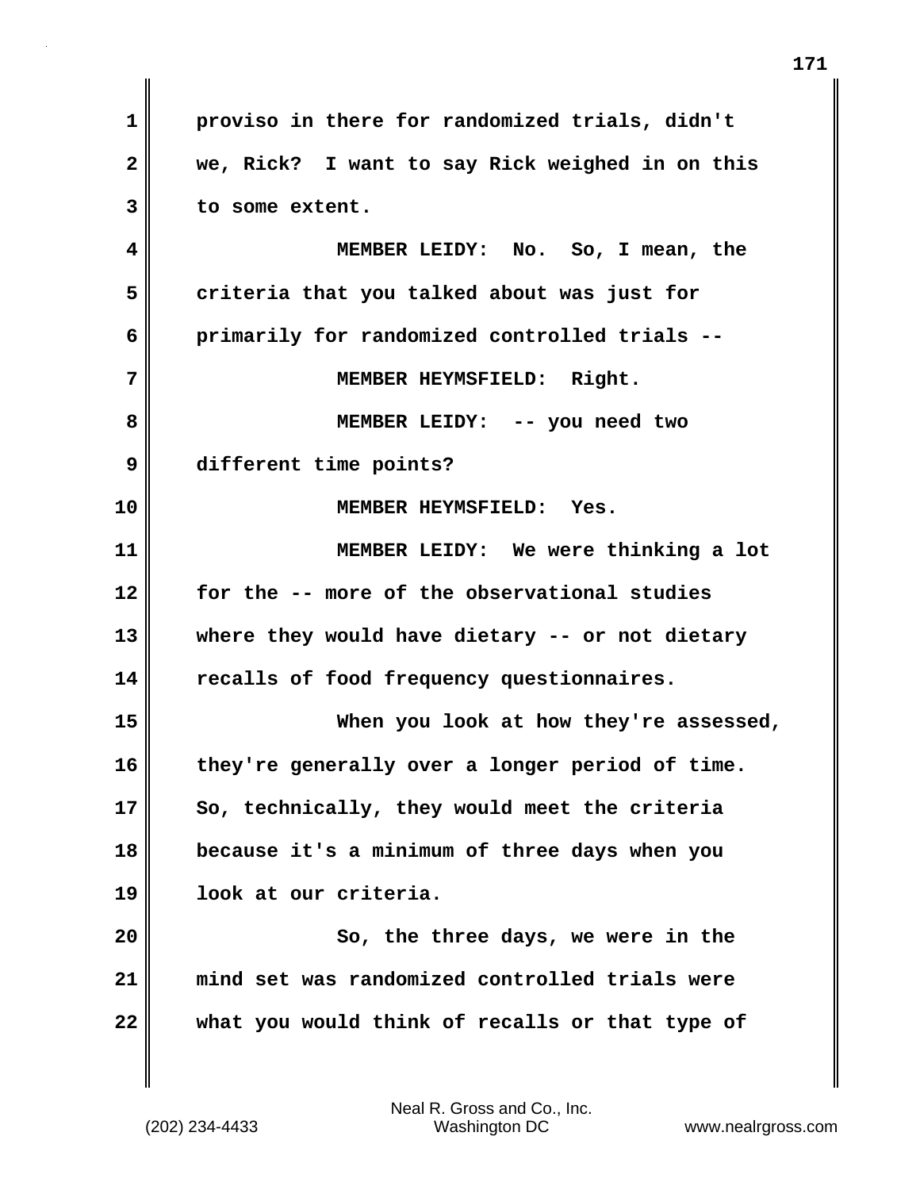proviso in there for randomized trials, didn't we, Rick? I want to say Rick weighed in on this to some extent.

MEMBER LEIDY: No. So, I mean, the criteria that you talked about was just for primarily for randomized controlled trials --

MEMBER HEYMSFIELD: Right.

MEMBER LEIDY: -- you need two different time points?

MEMBER HEYMSFIELD: Yes.

MEMBER LEIDY: We were thinking a lot for the -- more of the observational studies where they would have dietary -- or not dietary recalls of food frequency questionnaires.

When you look at how they're assessed, they're generally over a longer period of time. So, technically, they would meet the criteria because it's a minimum of three days when you look at our criteria.

So, the three days, we were in the mind set was randomized controlled trials were what you would think of recalls or that type of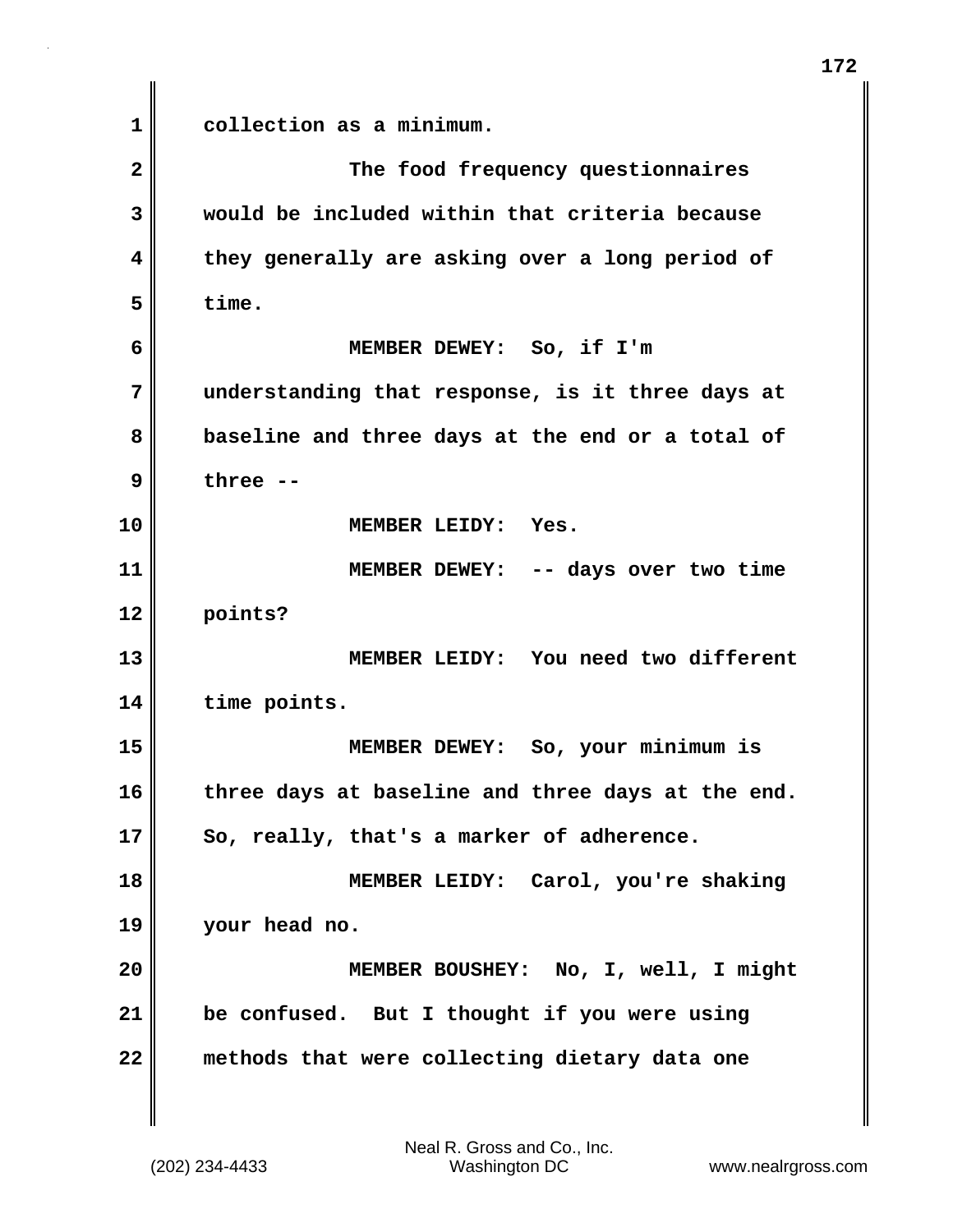collection as a minimum.

The food frequency questionnaires would be included within that criteria because they generally are asking over a long period of time.

MEMBER DEWEY: So, if I'm understanding that response, is it three days at baseline and three days at the end or a total of three --

MEMBER LEIDY: Yes.

MEMBER DEWEY: -- days over two time points?

MEMBER LEIDY: You need two different time points.

MEMBER DEWEY: So, your minimum is three days at baseline and three days at the end. So, really, that's a marker of adherence.

MEMBER LEIDY: Carol, you're shaking your head no.

MEMBER BOUSHEY: No, I, well, I might be confused. But I thought if you were using methods that were collecting dietary data one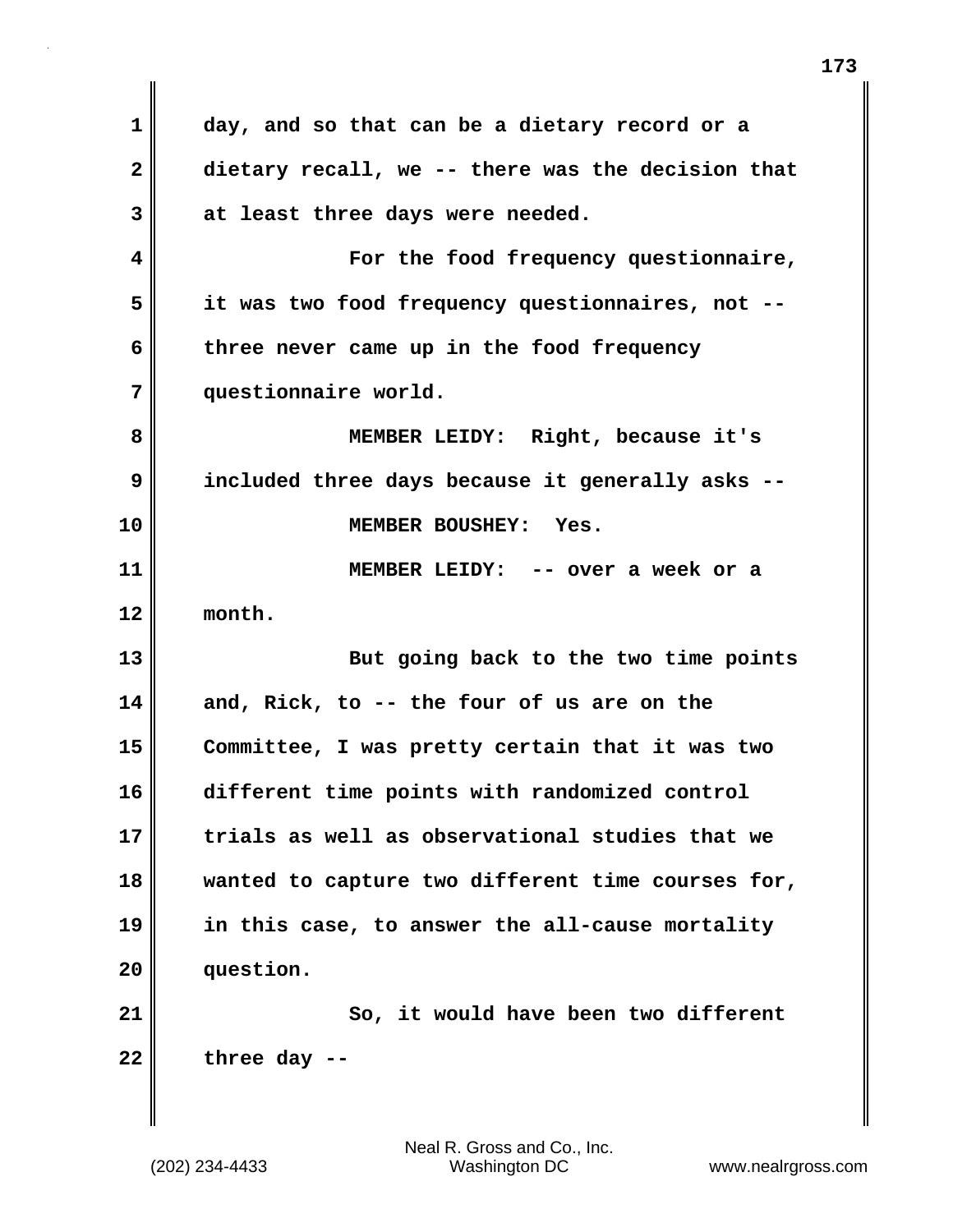day, and so that can be a dietary record or a dietary recall, we -- there was the decision that at least three days were needed.

For the food frequency questionnaire, it was two food frequency questionnaires, not -- three never came up in the food frequency questionnaire world.

MEMBER LEIDY: Right, because it's included three days because it generally asks --

MEMBER BOUSHEY: Yes.

MEMBER LEIDY: -- over a week or a month.

But going back to the two time points and, Rick, to -- the four of us are on the Committee, I was pretty certain that it was two different time points with randomized control trials as well as observational studies that we wanted to capture two different time courses for, in this case, to answer the all-cause mortality question.

So, it would have been two different three day --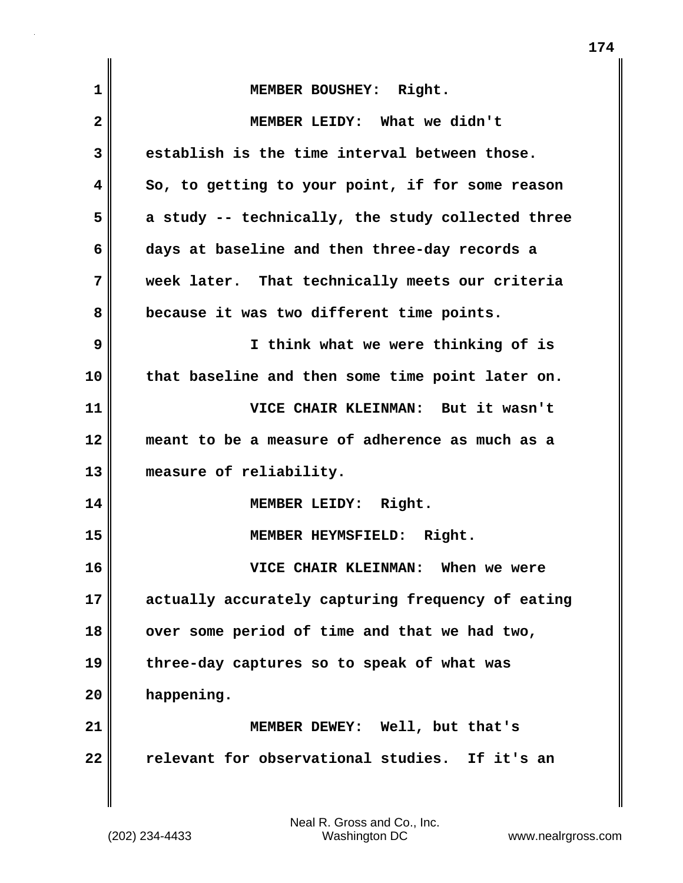MEMBER BOUSHEY: Right.

MEMBER LEIDY: What we didn't establish is the time interval between those. So, to getting to your point, if for some reason a study -- technically, the study collected three days at baseline and then three-day records a week later. That technically meets our criteria because it was two different time points.

I think what we were thinking of is that baseline and then some time point later on.

VICE CHAIR KLEINMAN: But it wasn't meant to be a measure of adherence as much as a measure of reliability.

MEMBER LEIDY: Right.

MEMBER HEYMSFIELD: Right.

VICE CHAIR KLEINMAN: When we were actually accurately capturing frequency of eating over some period of time and that we had two, three-day captures so to speak of what was happening.

MEMBER DEWEY: Well, but that's relevant for observational studies. If it's an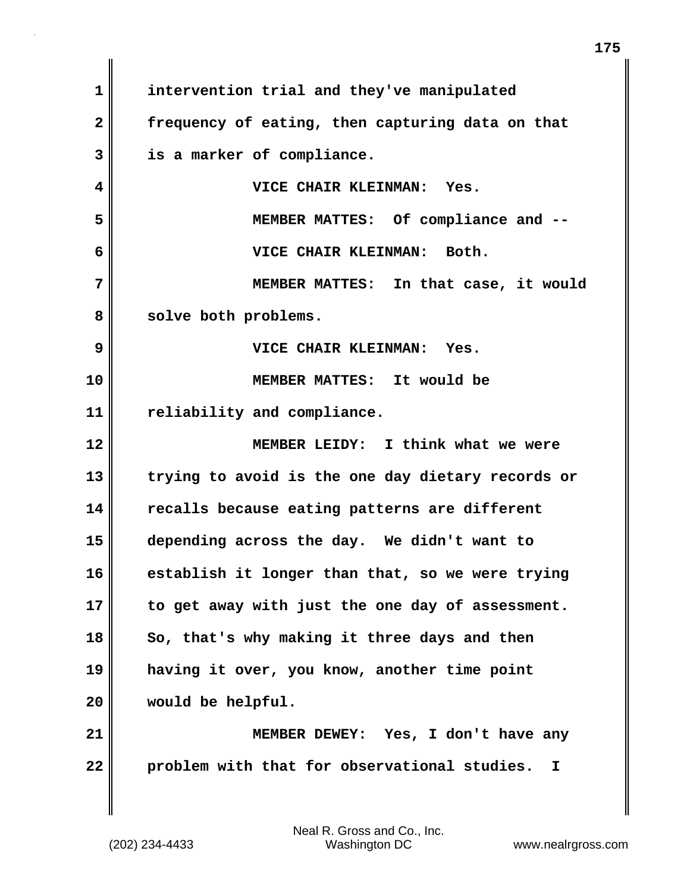intervention trial and they've manipulated frequency of eating, then capturing data on that is a marker of compliance.

VICE CHAIR KLEINMAN: Yes.

MEMBER MATTES: Of compliance and --

VICE CHAIR KLEINMAN: Both.

MEMBER MATTES: In that case, it would solve both problems.

VICE CHAIR KLEINMAN: Yes.

MEMBER MATTES: It would be reliability and compliance.

MEMBER LEIDY: I think what we were trying to avoid is the one day dietary records or recalls because eating patterns are different depending across the day. We didn't want to establish it longer than that, so we were trying to get away with just the one day of assessment. So, that's why making it three days and then having it over, you know, another time point would be helpful.

MEMBER DEWEY: Yes, I don't have any problem with that for observational studies. I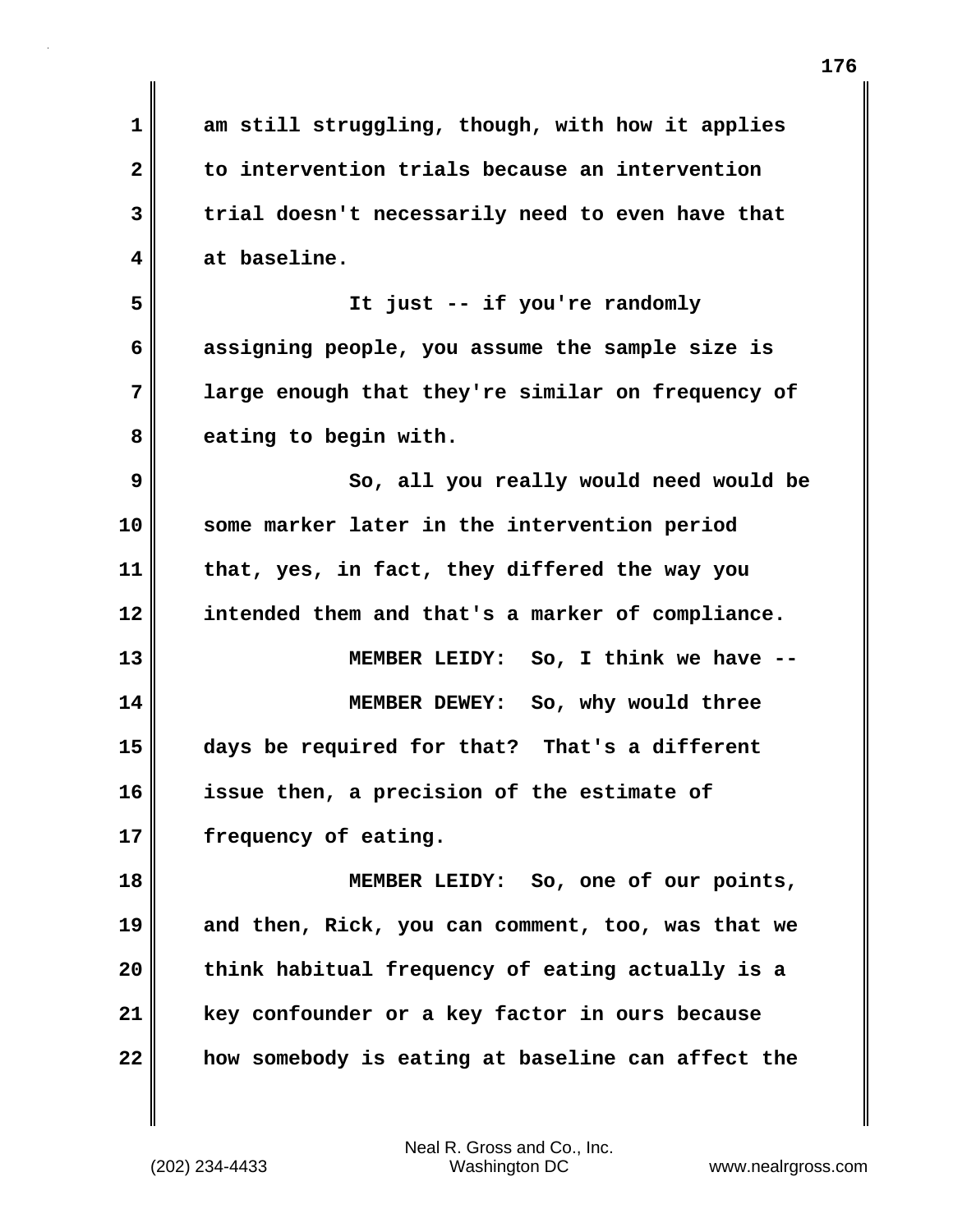am still struggling, though, with how it applies to intervention trials because an intervention trial doesn't necessarily need to even have that at baseline.

It just -- if you're randomly assigning people, you assume the sample size is large enough that they're similar on frequency of eating to begin with.

So, all you really would need would be some marker later in the intervention period that, yes, in fact, they differed the way you intended them and that's a marker of compliance.

MEMBER LEIDY: So, I think we have --

MEMBER DEWEY: So, why would three days be required for that? That's a different issue then, a precision of the estimate of frequency of eating.

MEMBER LEIDY: So, one of our points, and then, Rick, you can comment, too, was that we think habitual frequency of eating actually is a key confounder or a key factor in ours because how somebody is eating at baseline can affect the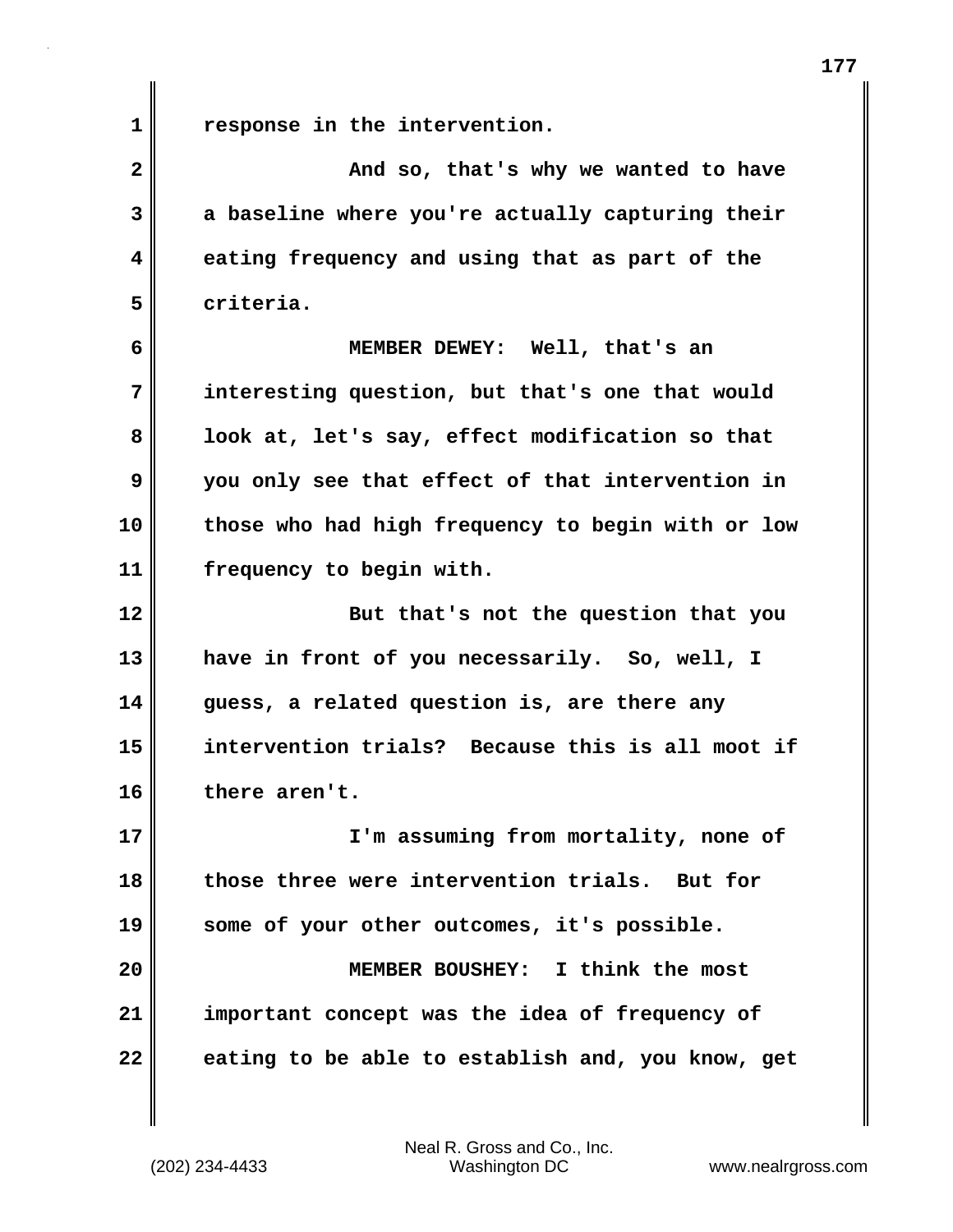response in the intervention.

And so, that's why we wanted to have a baseline where you're actually capturing their eating frequency and using that as part of the criteria.

MEMBER DEWEY: Well, that's an interesting question, but that's one that would look at, let's say, effect modification so that you only see that effect of that intervention in those who had high frequency to begin with or low frequency to begin with.

But that's not the question that you have in front of you necessarily. So, well, I guess, a related question is, are there any intervention trials? Because this is all moot if there aren't.

I'm assuming from mortality, none of those three were intervention trials. But for some of your other outcomes, it's possible.

MEMBER BOUSHEY: I think the most important concept was the idea of frequency of eating to be able to establish and, you know, get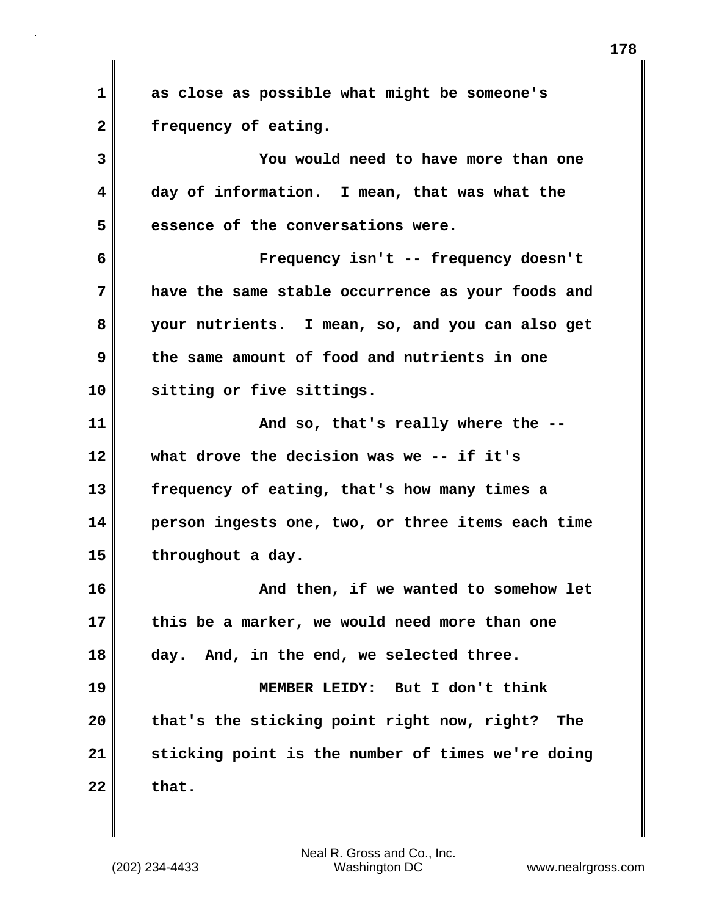as close as possible what might be someone's frequency of eating.

You would need to have more than one day of information. I mean, that was what the essence of the conversations were.

Frequency isn't -- frequency doesn't have the same stable occurrence as your foods and your nutrients. I mean, so, and you can also get the same amount of food and nutrients in one sitting or five sittings.

And so, that's really where the -- what drove the decision was we -- if it's frequency of eating, that's how many times a person ingests one, two, or three items each time throughout a day.

And then, if we wanted to somehow let this be a marker, we would need more than one day. And, in the end, we selected three.

MEMBER LEIDY: But I don't think that's the sticking point right now, right? The sticking point is the number of times we're doing that.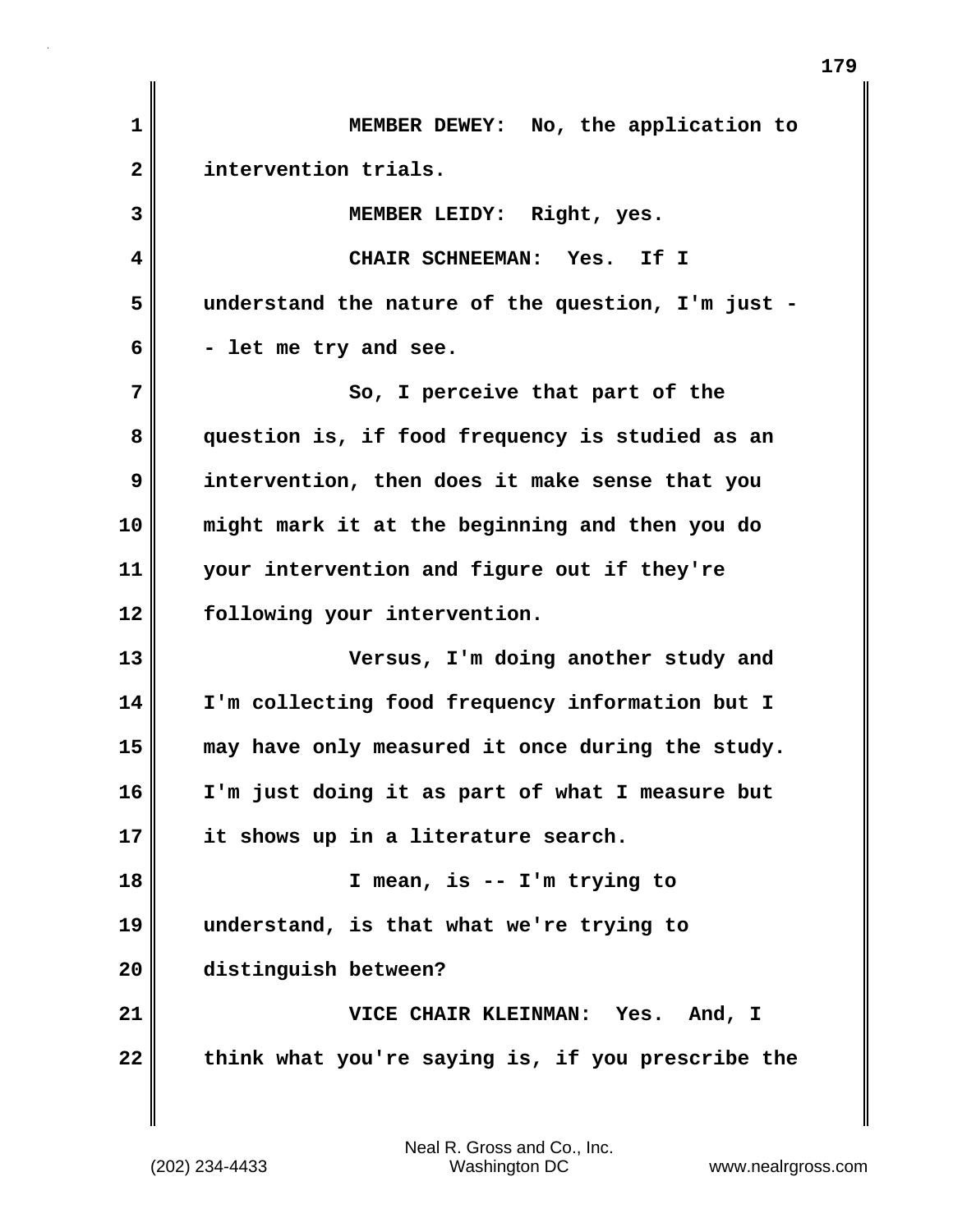MEMBER DEWEY: No, the application to intervention trials.

MEMBER LEIDY: Right, yes.

CHAIR SCHNEEMAN: Yes. If I understand the nature of the question, I'm just -- let me try and see.

So, I perceive that part of the question is, if food frequency is studied as an intervention, then does it make sense that you might mark it at the beginning and then you do your intervention and figure out if they're following your intervention.

Versus, I'm doing another study and I'm collecting food frequency information but I may have only measured it once during the study. I'm just doing it as part of what I measure but it shows up in a literature search.

I mean, is -- I'm trying to understand, is that what we're trying to distinguish between?

VICE CHAIR KLEINMAN: Yes. And, I think what you're saying is, if you prescribe the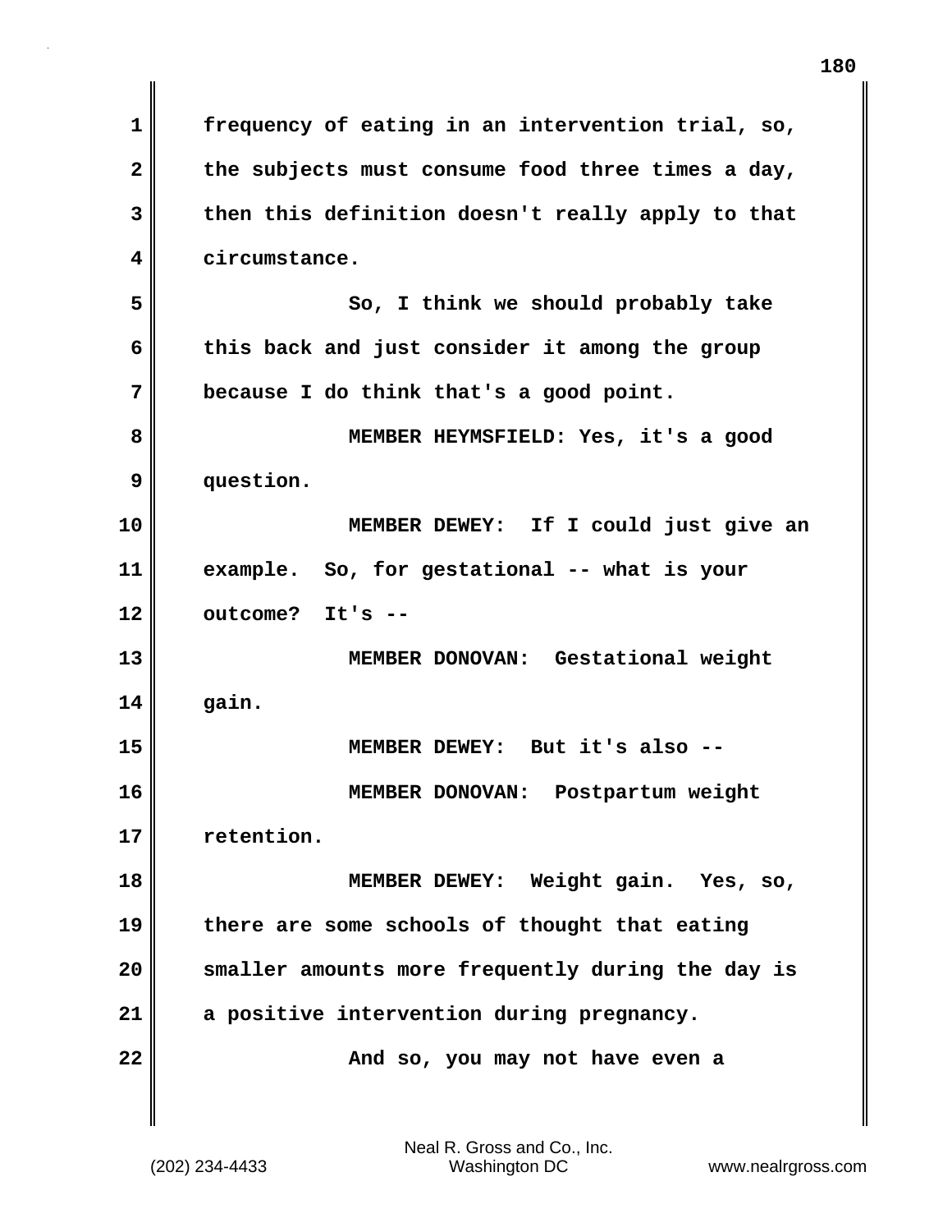frequency of eating in an intervention trial, so, the subjects must consume food three times a day, then this definition doesn't really apply to that circumstance.

So, I think we should probably take this back and just consider it among the group because I do think that's a good point.

MEMBER HEYMSFIELD: Yes, it's a good question.

MEMBER DEWEY: If I could just give an example. So, for gestational -- what is your outcome? It's --

MEMBER DONOVAN: Gestational weight gain.

MEMBER DEWEY: But it's also --

MEMBER DONOVAN: Postpartum weight retention.

MEMBER DEWEY: Weight gain. Yes, so, there are some schools of thought that eating smaller amounts more frequently during the day is a positive intervention during pregnancy.

And so, you may not have even a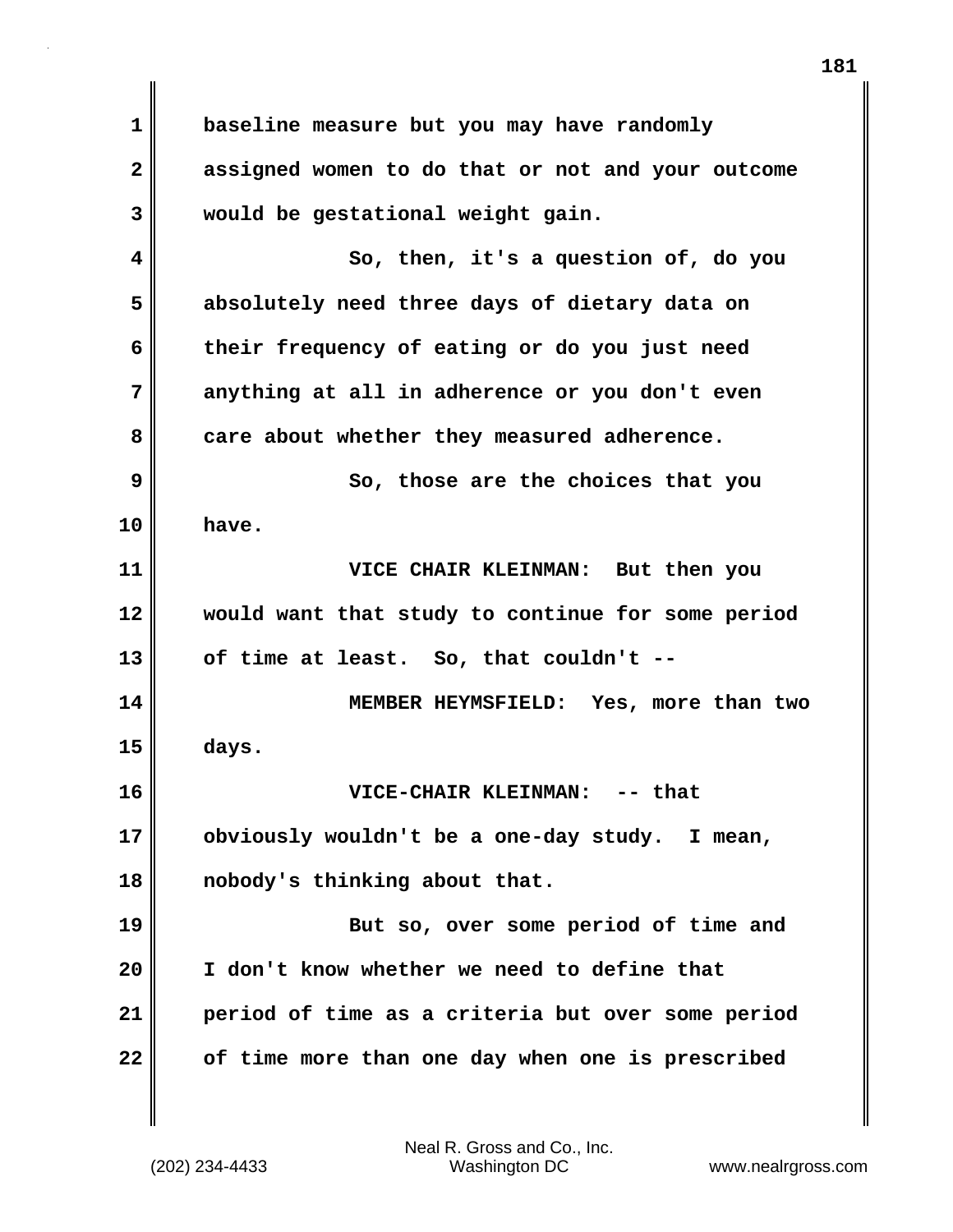baseline measure but you may have randomly assigned women to do that or not and your outcome would be gestational weight gain.

So, then, it's a question of, do you absolutely need three days of dietary data on their frequency of eating or do you just need anything at all in adherence or you don't even care about whether they measured adherence.

So, those are the choices that you have.

VICE CHAIR KLEINMAN: But then you would want that study to continue for some period of time at least. So, that couldn't --

MEMBER HEYMSFIELD: Yes, more than two days.

VICE-CHAIR KLEINMAN: -- that obviously wouldn't be a one-day study. I mean, nobody's thinking about that.

But so, over some period of time and I don't know whether we need to define that period of time as a criteria but over some period of time more than one day when one is prescribed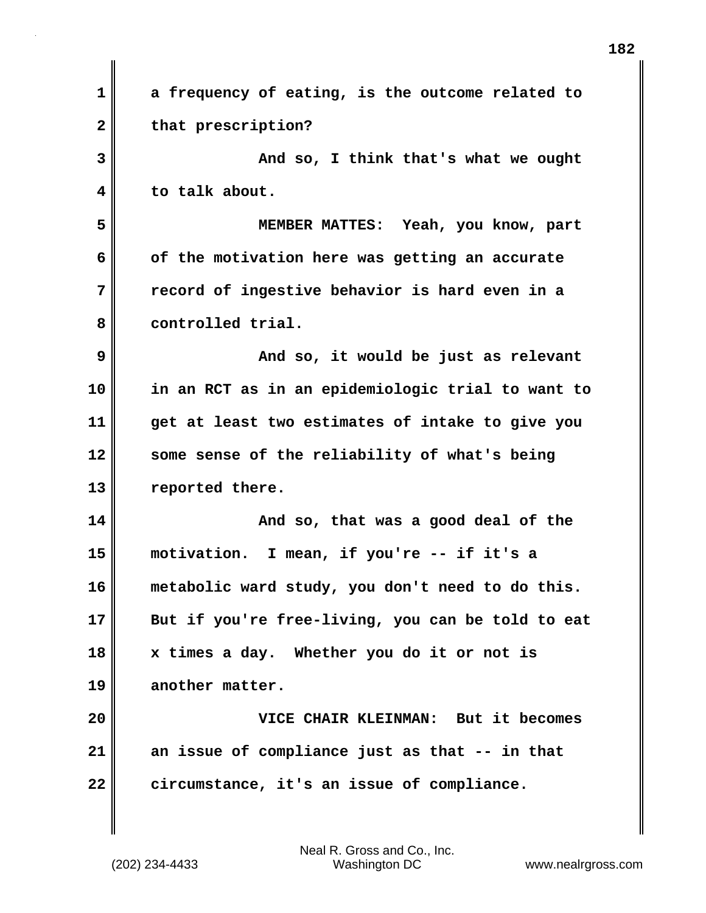a frequency of eating, is the outcome related to that prescription?

And so, I think that's what we ought to talk about.

MEMBER MATTES: Yeah, you know, part of the motivation here was getting an accurate record of ingestive behavior is hard even in a controlled trial.

And so, it would be just as relevant in an RCT as in an epidemiologic trial to want to get at least two estimates of intake to give you some sense of the reliability of what's being reported there.

And so, that was a good deal of the motivation. I mean, if you're -- if it's a metabolic ward study, you don't need to do this. But if you're free-living, you can be told to eat x times a day. Whether you do it or not is another matter.

VICE CHAIR KLEINMAN: But it becomes an issue of compliance just as that -- in that circumstance, it's an issue of compliance.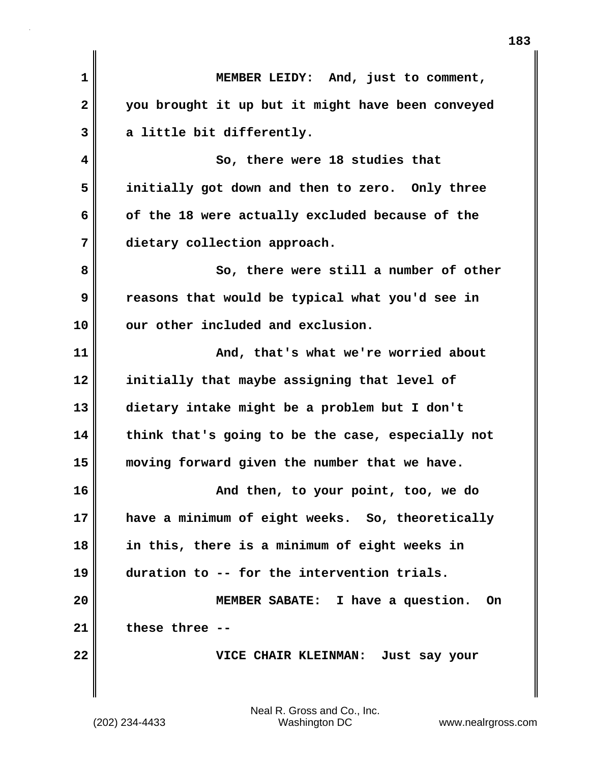MEMBER LEIDY: And, just to comment, you brought it up but it might have been conveyed a little bit differently.

So, there were 18 studies that initially got down and then to zero. Only three of the 18 were actually excluded because of the dietary collection approach.

So, there were still a number of other reasons that would be typical what you'd see in our other included and exclusion.

And, that's what we're worried about initially that maybe assigning that level of dietary intake might be a problem but I don't think that's going to be the case, especially not moving forward given the number that we have.

And then, to your point, too, we do have a minimum of eight weeks. So, theoretically in this, there is a minimum of eight weeks in duration to -- for the intervention trials.

MEMBER SABATE: I have a question. On these three --

VICE CHAIR KLEINMAN: Just say your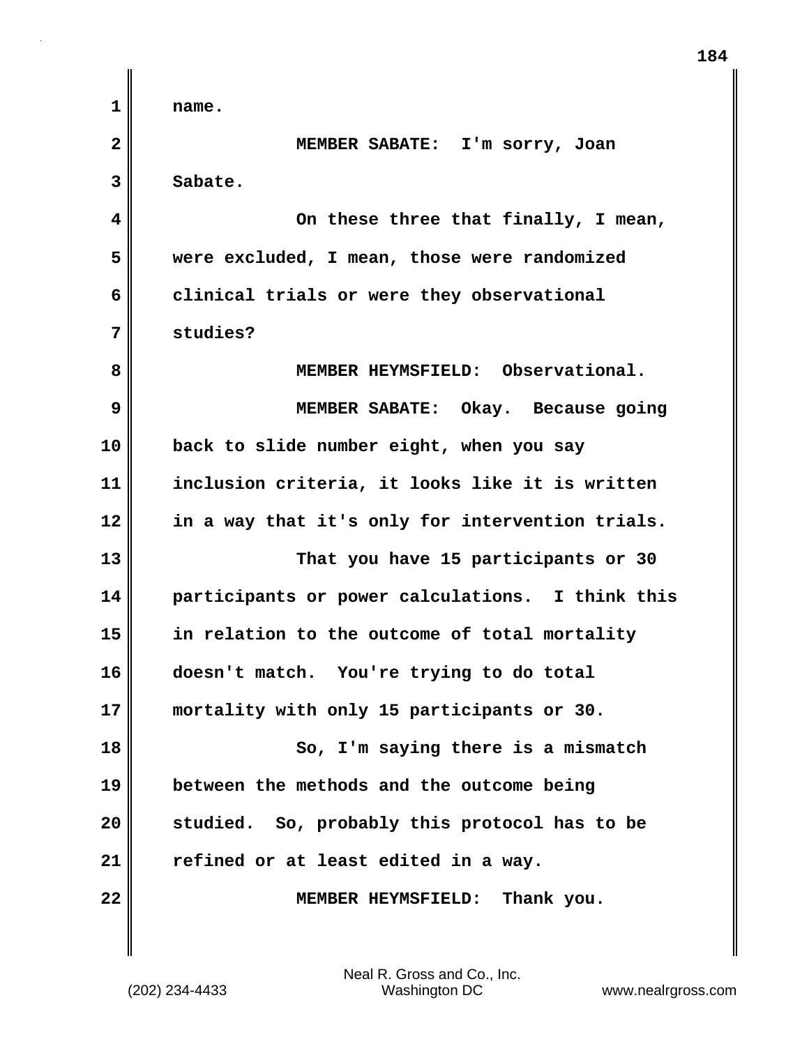name.

MEMBER SABATE: I'm sorry, Joan Sabate.

On these three that finally, I mean, were excluded, I mean, those were randomized clinical trials or were they observational studies?

MEMBER HEYMSFIELD: Observational.

MEMBER SABATE: Okay. Because going back to slide number eight, when you say inclusion criteria, it looks like it is written in a way that it's only for intervention trials.

That you have 15 participants or 30 participants or power calculations. I think this in relation to the outcome of total mortality doesn't match. You're trying to do total mortality with only 15 participants or 30.

So, I'm saying there is a mismatch between the methods and the outcome being studied. So, probably this protocol has to be refined or at least edited in a way.

MEMBER HEYMSFIELD: Thank you.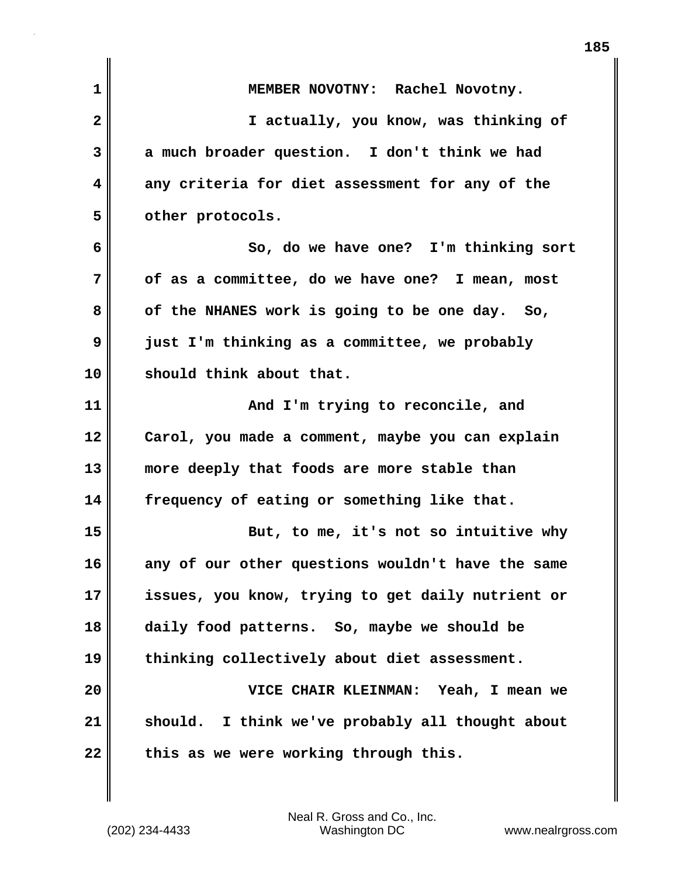MEMBER NOVOTNY: Rachel Novotny.

I actually, you know, was thinking of a much broader question. I don't think we had any criteria for diet assessment for any of the other protocols.

So, do we have one? I'm thinking sort of as a committee, do we have one? I mean, most of the NHANES work is going to be one day. So, just I'm thinking as a committee, we probably should think about that.

And I'm trying to reconcile, and Carol, you made a comment, maybe you can explain more deeply that foods are more stable than frequency of eating or something like that.

But, to me, it's not so intuitive why any of our other questions wouldn't have the same issues, you know, trying to get daily nutrient or daily food patterns. So, maybe we should be thinking collectively about diet assessment.

VICE CHAIR KLEINMAN: Yeah, I mean we should. I think we've probably all thought about this as we were working through this.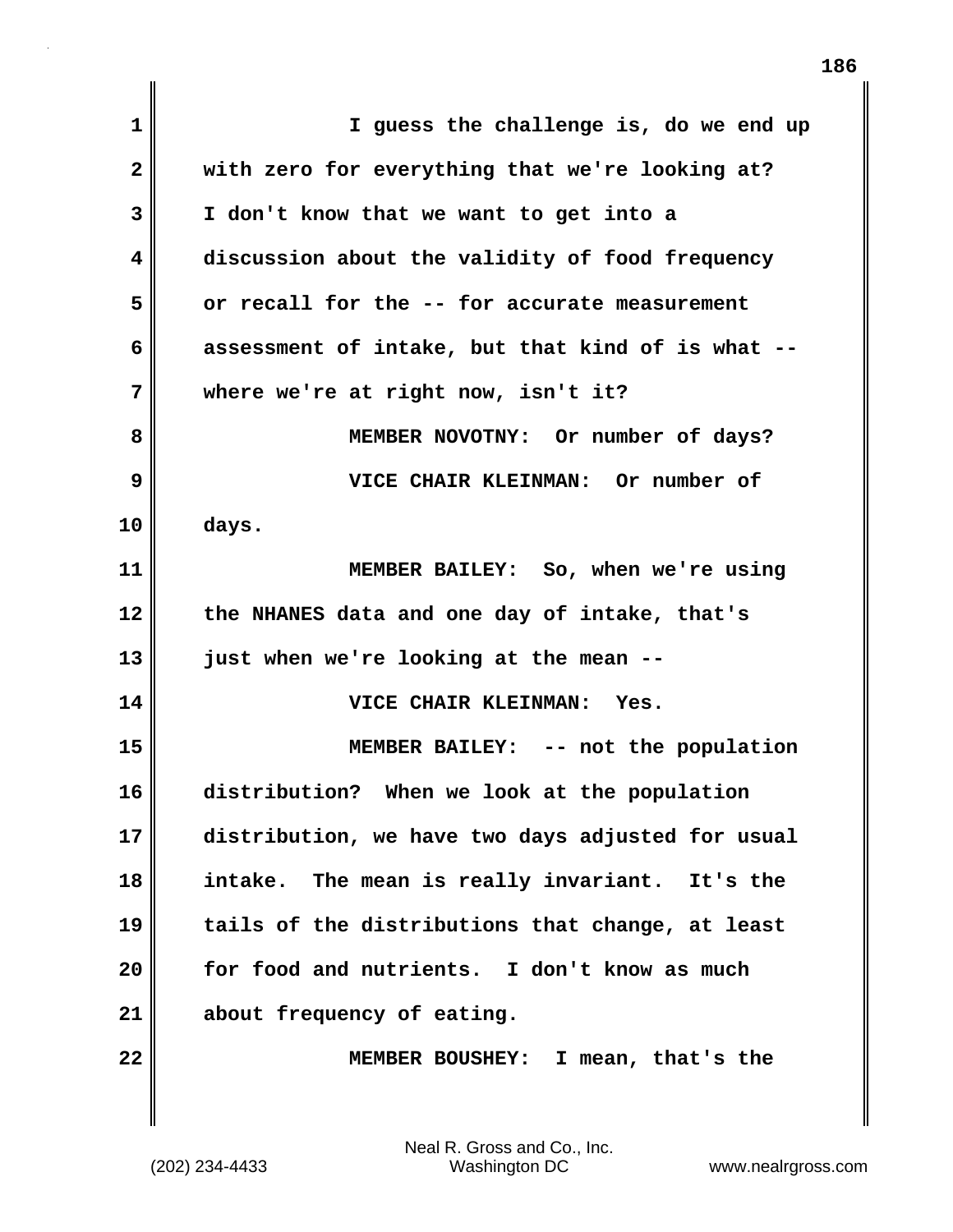I guess the challenge is, do we end up with zero for everything that we're looking at? I don't know that we want to get into a discussion about the validity of food frequency or recall for the -- for accurate measurement assessment of intake, but that kind of is what -- where we're at right now, isn't it?

MEMBER NOVOTNY: Or number of days?

VICE CHAIR KLEINMAN: Or number of days.

MEMBER BAILEY: So, when we're using the NHANES data and one day of intake, that's just when we're looking at the mean --

VICE CHAIR KLEINMAN: Yes.

MEMBER BAILEY: -- not the population distribution? When we look at the population distribution, we have two days adjusted for usual intake. The mean is really invariant. It's the tails of the distributions that change, at least for food and nutrients. I don't know as much about frequency of eating.

MEMBER BOUSHEY: I mean, that's the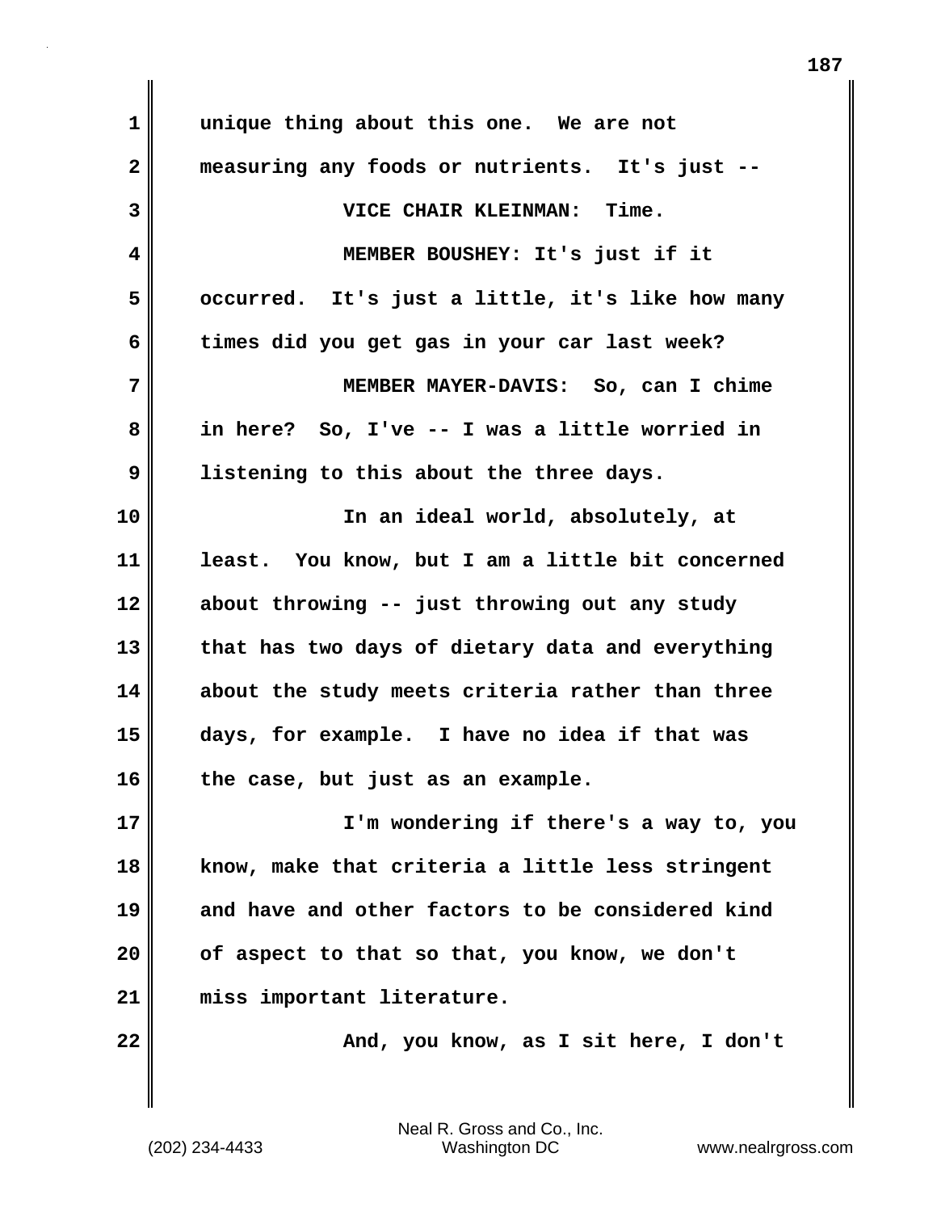unique thing about this one. We are not measuring any foods or nutrients. It's just --

VICE CHAIR KLEINMAN: Time.

MEMBER BOUSHEY: It's just if it occurred. It's just a little, it's like how many times did you get gas in your car last week?

MEMBER MAYER-DAVIS: So, can I chime in here? So, I've -- I was a little worried in listening to this about the three days.

In an ideal world, absolutely, at least. You know, but I am a little bit concerned about throwing -- just throwing out any study that has two days of dietary data and everything about the study meets criteria rather than three days, for example. I have no idea if that was the case, but just as an example.

I'm wondering if there's a way to, you know, make that criteria a little less stringent and have and other factors to be considered kind of aspect to that so that, you know, we don't miss important literature.

And, you know, as I sit here, I don't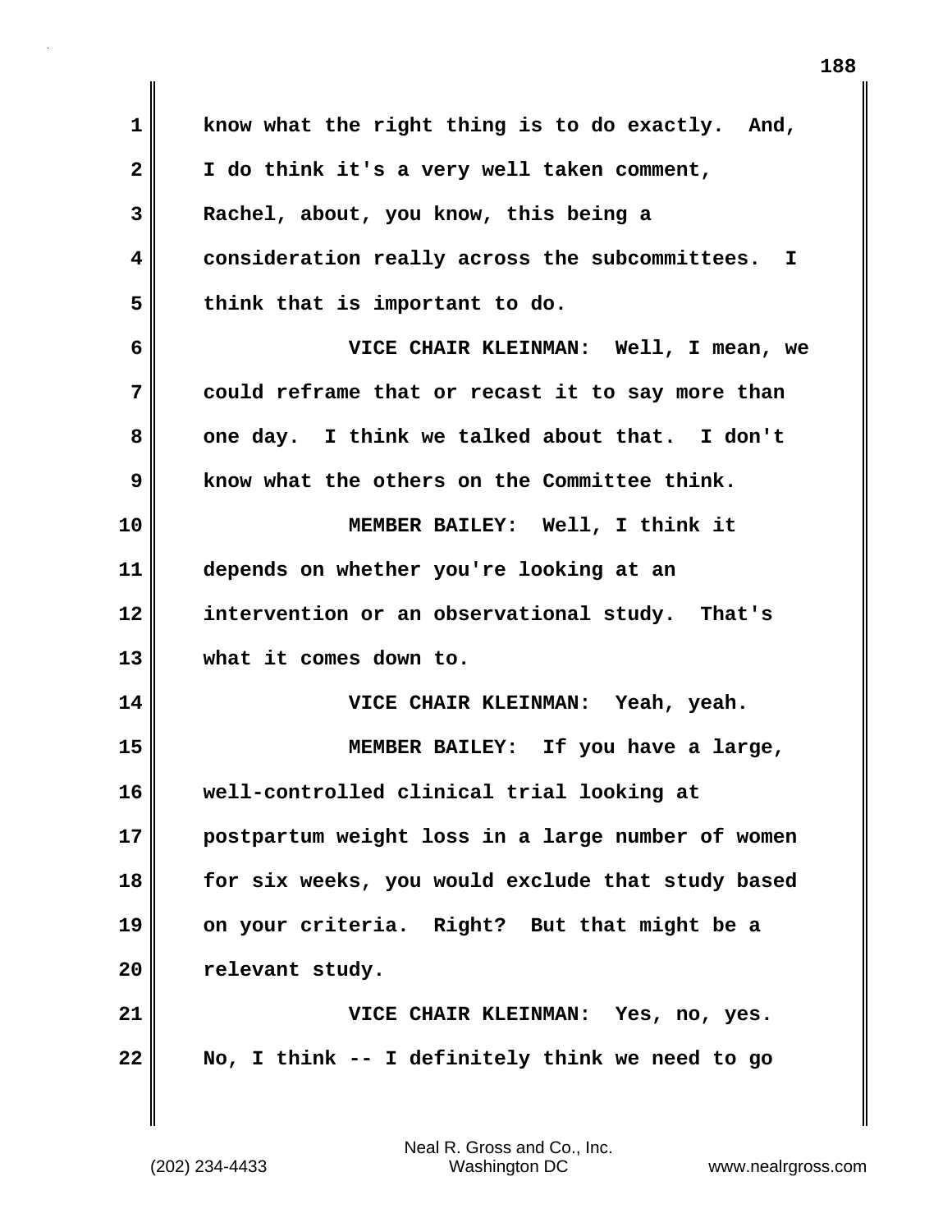know what the right thing is to do exactly. And, I do think it's a very well taken comment, Rachel, about, you know, this being a consideration really across the subcommittees. I think that is important to do.

VICE CHAIR KLEINMAN: Well, I mean, we could reframe that or recast it to say more than one day. I think we talked about that. I don't know what the others on the Committee think.

MEMBER BAILEY: Well, I think it depends on whether you're looking at an intervention or an observational study. That's what it comes down to.

VICE CHAIR KLEINMAN: Yeah, yeah.

MEMBER BAILEY: If you have a large, well-controlled clinical trial looking at postpartum weight loss in a large number of women for six weeks, you would exclude that study based on your criteria. Right? But that might be a relevant study.

VICE CHAIR KLEINMAN: Yes, no, yes. No, I think -- I definitely think we need to go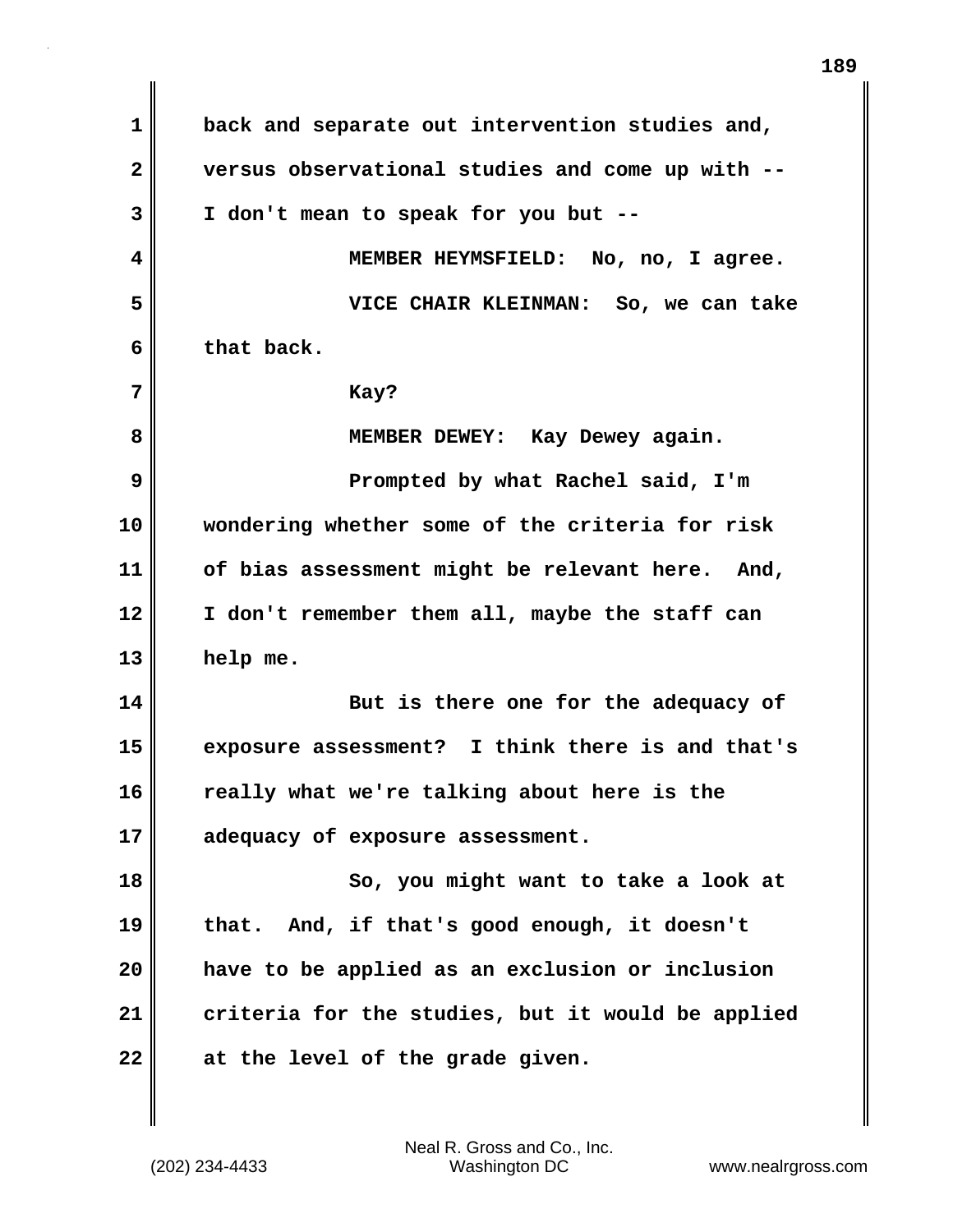back and separate out intervention studies and, versus observational studies and come up with -- I don't mean to speak for you but --

MEMBER HEYMSFIELD: No, no, I agree.

VICE CHAIR KLEINMAN: So, we can take that back.

Kay?

MEMBER DEWEY: Kay Dewey again.

Prompted by what Rachel said, I'm wondering whether some of the criteria for risk of bias assessment might be relevant here. And, I don't remember them all, maybe the staff can help me.

But is there one for the adequacy of exposure assessment? I think there is and that's really what we're talking about here is the adequacy of exposure assessment.

So, you might want to take a look at that. And, if that's good enough, it doesn't have to be applied as an exclusion or inclusion criteria for the studies, but it would be applied at the level of the grade given.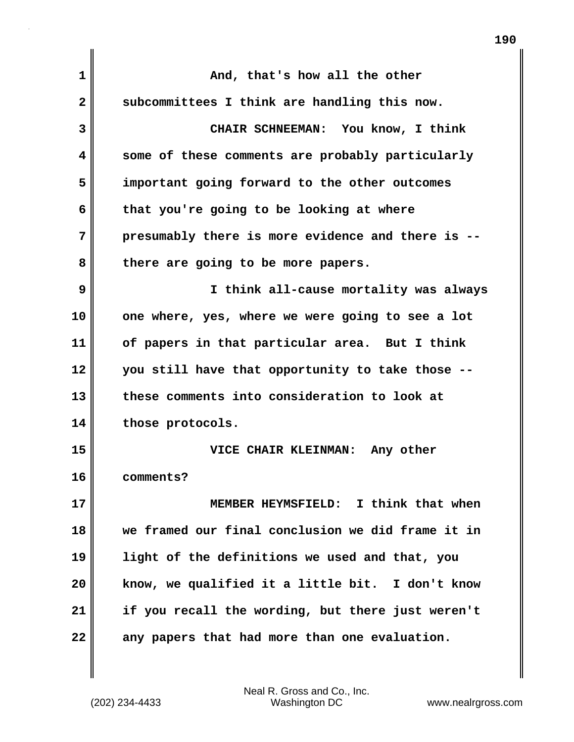And, that's how all the other subcommittees I think are handling this now.

CHAIR SCHNEEMAN: You know, I think some of these comments are probably particularly important going forward to the other outcomes that you're going to be looking at where presumably there is more evidence and there is -- there are going to be more papers.

I think all-cause mortality was always one where, yes, where we were going to see a lot of papers in that particular area. But I think you still have that opportunity to take those -- these comments into consideration to look at those protocols.

VICE CHAIR KLEINMAN: Any other comments?

MEMBER HEYMSFIELD: I think that when we framed our final conclusion we did frame it in light of the definitions we used and that, you know, we qualified it a little bit. I don't know if you recall the wording, but there just weren't any papers that had more than one evaluation.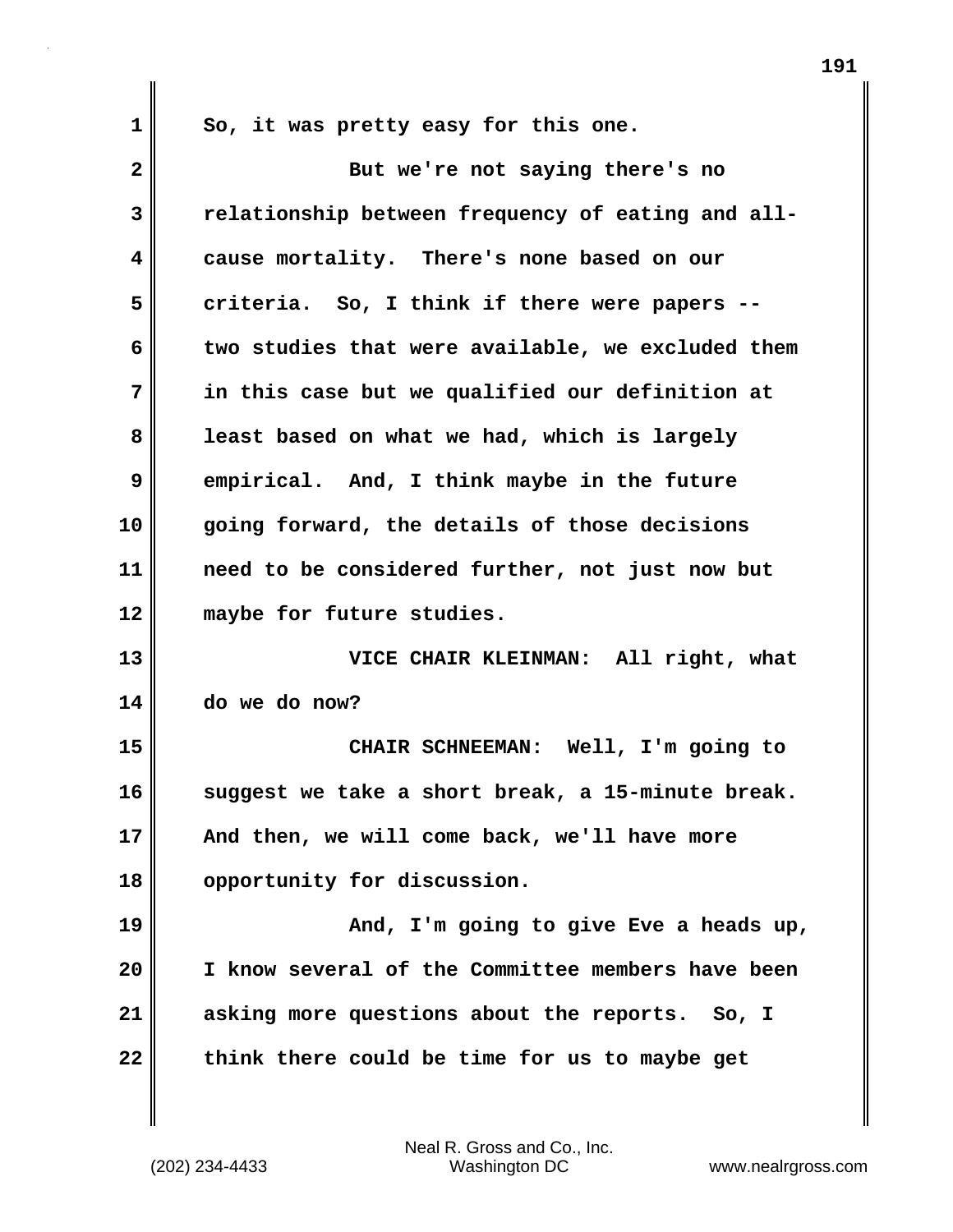So, it was pretty easy for this one.

But we're not saying there's no relationship between frequency of eating and all-cause mortality. There's none based on our criteria. So, I think if there were papers -- two studies that were available, we excluded them in this case but we qualified our definition at least based on what we had, which is largely empirical. And, I think maybe in the future going forward, the details of those decisions need to be considered further, not just now but maybe for future studies.

VICE CHAIR KLEINMAN: All right, what do we do now?

CHAIR SCHNEEMAN: Well, I'm going to suggest we take a short break, a 15-minute break. And then, we will come back, we'll have more opportunity for discussion.

And, I'm going to give Eve a heads up, I know several of the Committee members have been asking more questions about the reports. So, I think there could be time for us to maybe get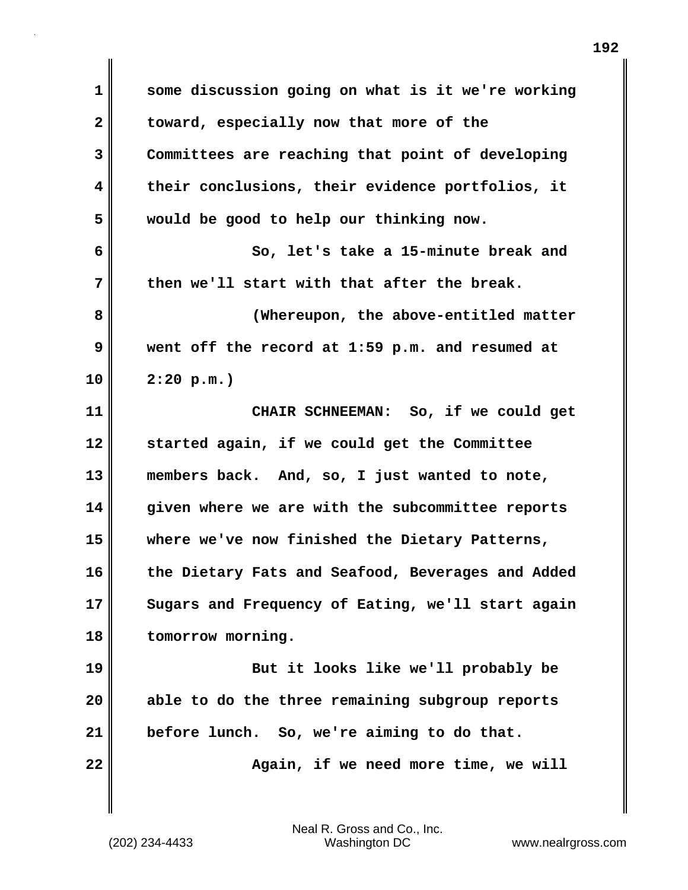some discussion going on what is it we're working toward, especially now that more of the Committees are reaching that point of developing their conclusions, their evidence portfolios, it would be good to help our thinking now.

So, let's take a 15-minute break and then we'll start with that after the break.

(Whereupon, the above-entitled matter went off the record at 1:59 p.m. and resumed at 2:20 p.m.)

CHAIR SCHNEEMAN: So, if we could get started again, if we could get the Committee members back. And, so, I just wanted to note, given where we are with the subcommittee reports where we've now finished the Dietary Patterns, the Dietary Fats and Seafood, Beverages and Added Sugars and Frequency of Eating, we'll start again tomorrow morning.

But it looks like we'll probably be able to do the three remaining subgroup reports before lunch. So, we're aiming to do that.

Again, if we need more time, we will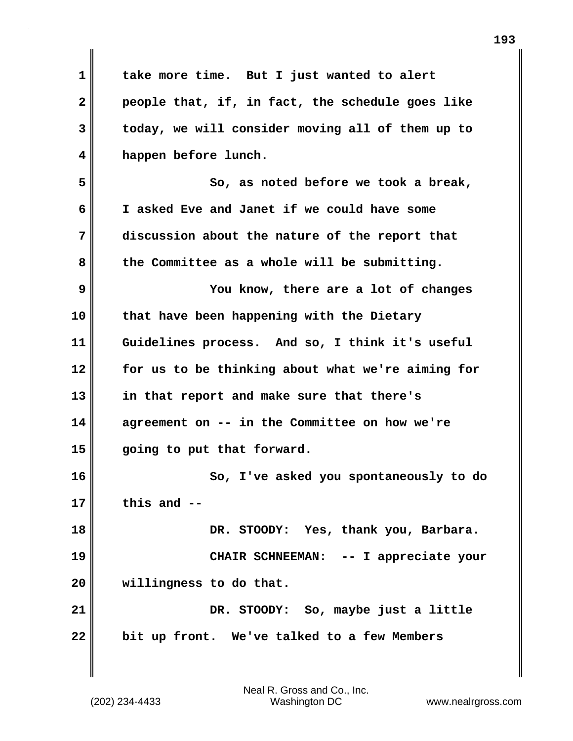take more time. But I just wanted to alert people that, if, in fact, the schedule goes like today, we will consider moving all of them up to happen before lunch.

So, as noted before we took a break, I asked Eve and Janet if we could have some discussion about the nature of the report that the Committee as a whole will be submitting.

You know, there are a lot of changes that have been happening with the Dietary Guidelines process. And so, I think it's useful for us to be thinking about what we're aiming for in that report and make sure that there's agreement on -- in the Committee on how we're going to put that forward.

So, I've asked you spontaneously to do this and --

DR. STOODY: Yes, thank you, Barbara.

CHAIR SCHNEEMAN: -- I appreciate your willingness to do that.

DR. STOODY: So, maybe just a little bit up front. We've talked to a few Members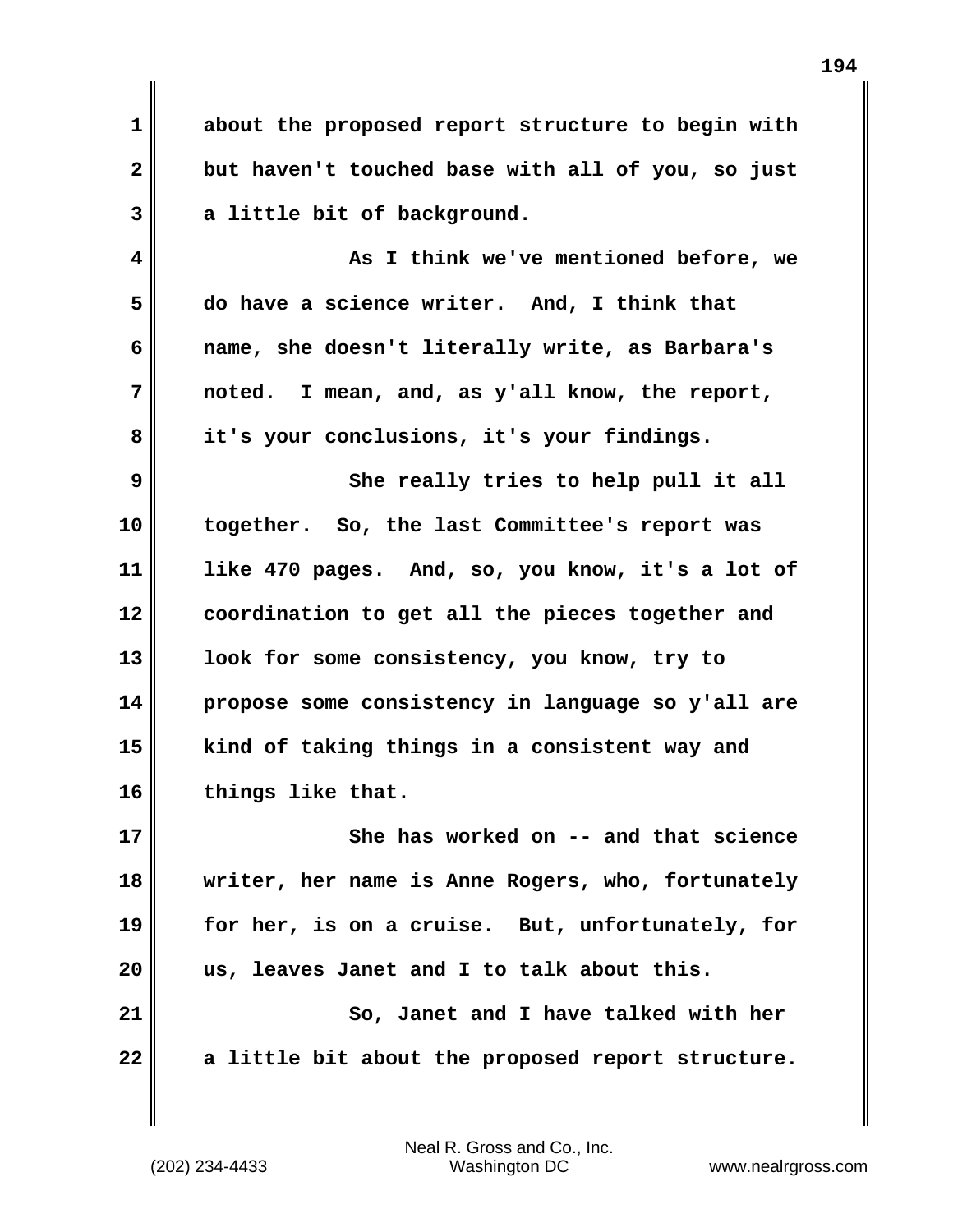about the proposed report structure to begin with but haven't touched base with all of you, so just a little bit of background.

As I think we've mentioned before, we do have a science writer. And, I think that name, she doesn't literally write, as Barbara's noted. I mean, and, as y'all know, the report, it's your conclusions, it's your findings.

She really tries to help pull it all together. So, the last Committee's report was like 470 pages. And, so, you know, it's a lot of coordination to get all the pieces together and look for some consistency, you know, try to propose some consistency in language so y'all are kind of taking things in a consistent way and things like that.

She has worked on -- and that science writer, her name is Anne Rogers, who, fortunately for her, is on a cruise. But, unfortunately, for us, leaves Janet and I to talk about this.

So, Janet and I have talked with her a little bit about the proposed report structure.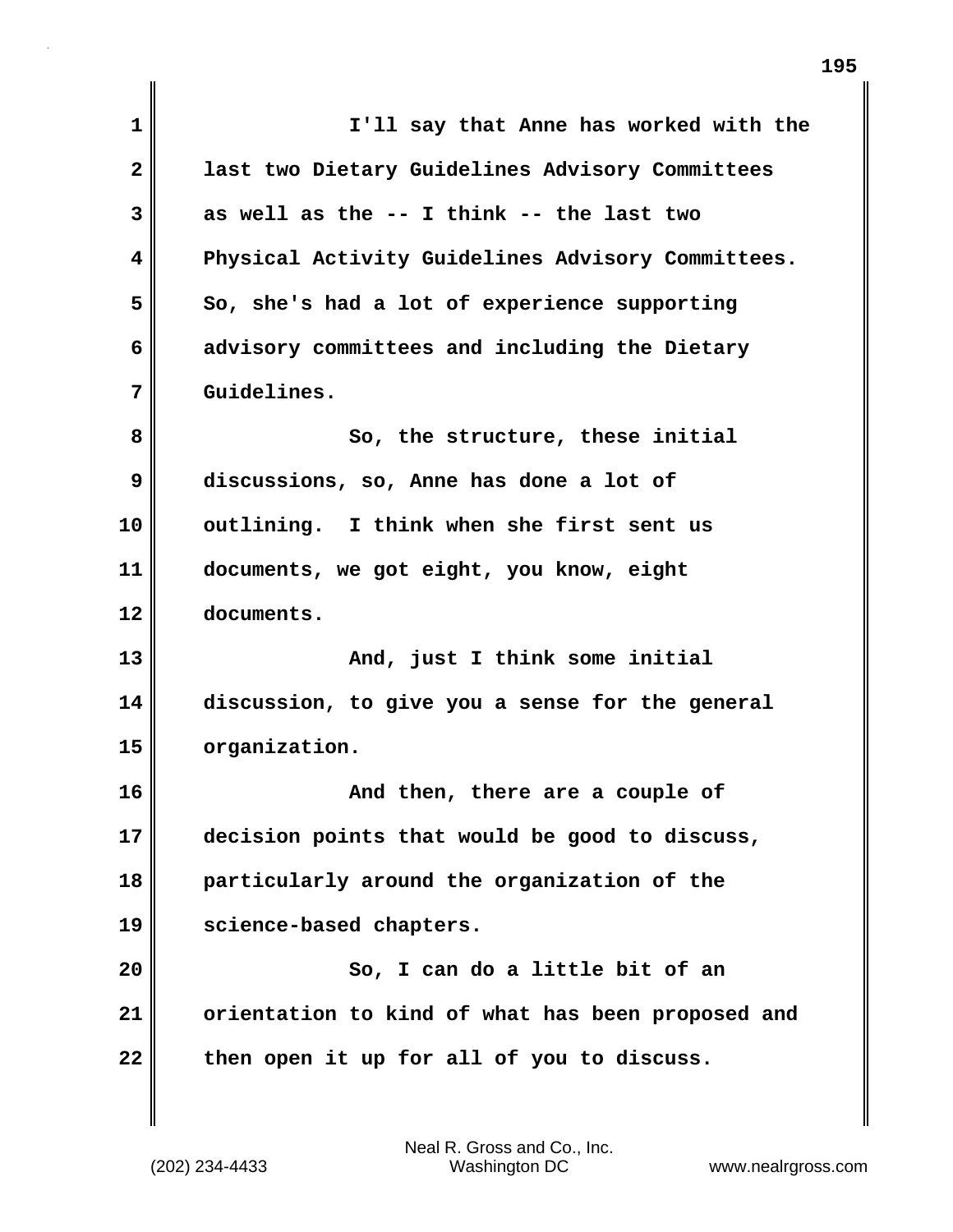I'll say that Anne has worked with the last two Dietary Guidelines Advisory Committees as well as the -- I think -- the last two Physical Activity Guidelines Advisory Committees. So, she's had a lot of experience supporting advisory committees and including the Dietary Guidelines.

So, the structure, these initial discussions, so, Anne has done a lot of outlining. I think when she first sent us documents, we got eight, you know, eight documents.

And, just I think some initial discussion, to give you a sense for the general organization.

And then, there are a couple of decision points that would be good to discuss, particularly around the organization of the science-based chapters.

So, I can do a little bit of an orientation to kind of what has been proposed and then open it up for all of you to discuss.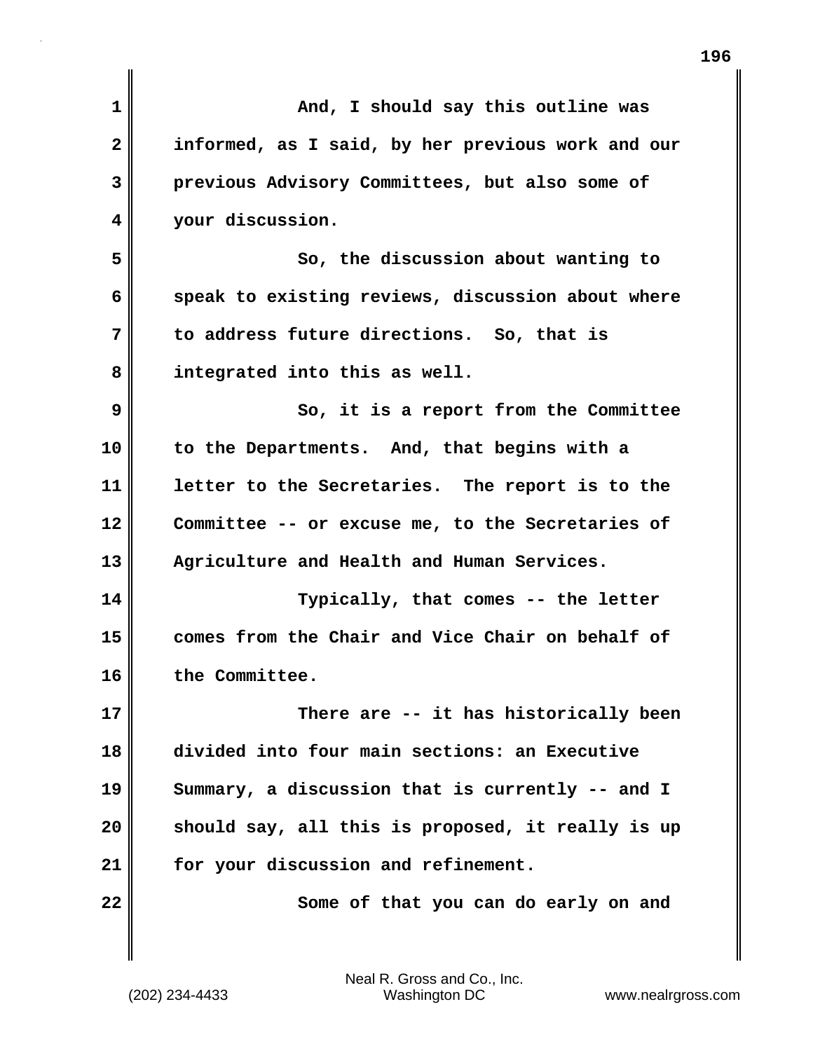And, I should say this outline was informed, as I said, by her previous work and our previous Advisory Committees, but also some of your discussion.

So, the discussion about wanting to speak to existing reviews, discussion about where to address future directions. So, that is integrated into this as well.

So, it is a report from the Committee to the Departments. And, that begins with a letter to the Secretaries. The report is to the Committee -- or excuse me, to the Secretaries of Agriculture and Health and Human Services.

Typically, that comes -- the letter comes from the Chair and Vice Chair on behalf of the Committee.

There are -- it has historically been divided into four main sections: an Executive Summary, a discussion that is currently -- and I should say, all this is proposed, it really is up for your discussion and refinement.

Some of that you can do early on and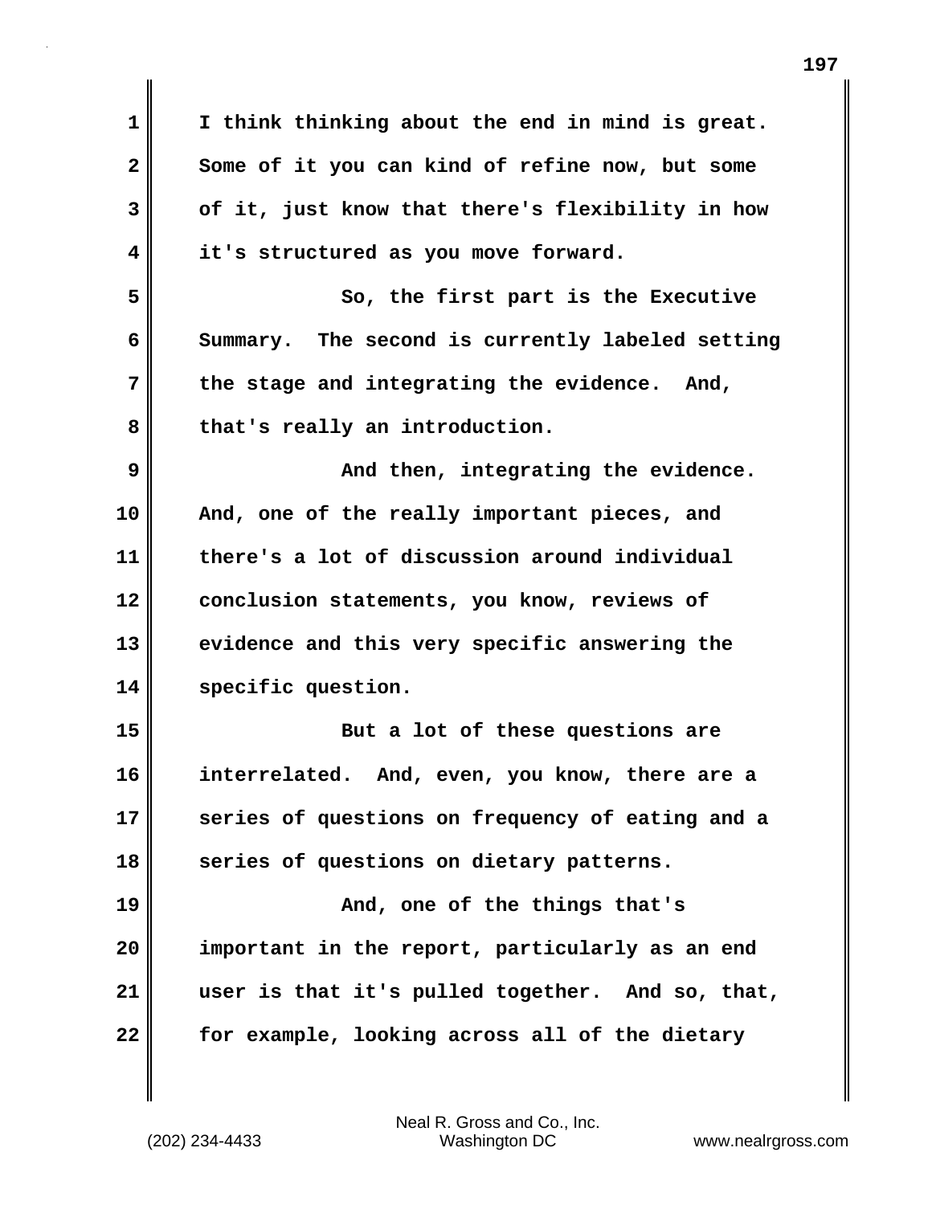I think thinking about the end in mind is great. Some of it you can kind of refine now, but some of it, just know that there's flexibility in how it's structured as you move forward.

So, the first part is the Executive Summary. The second is currently labeled setting the stage and integrating the evidence. And, that's really an introduction.

And then, integrating the evidence. And, one of the really important pieces, and there's a lot of discussion around individual conclusion statements, you know, reviews of evidence and this very specific answering the specific question.

But a lot of these questions are interrelated. And, even, you know, there are a series of questions on frequency of eating and a series of questions on dietary patterns.

And, one of the things that's important in the report, particularly as an end user is that it's pulled together. And so, that, for example, looking across all of the dietary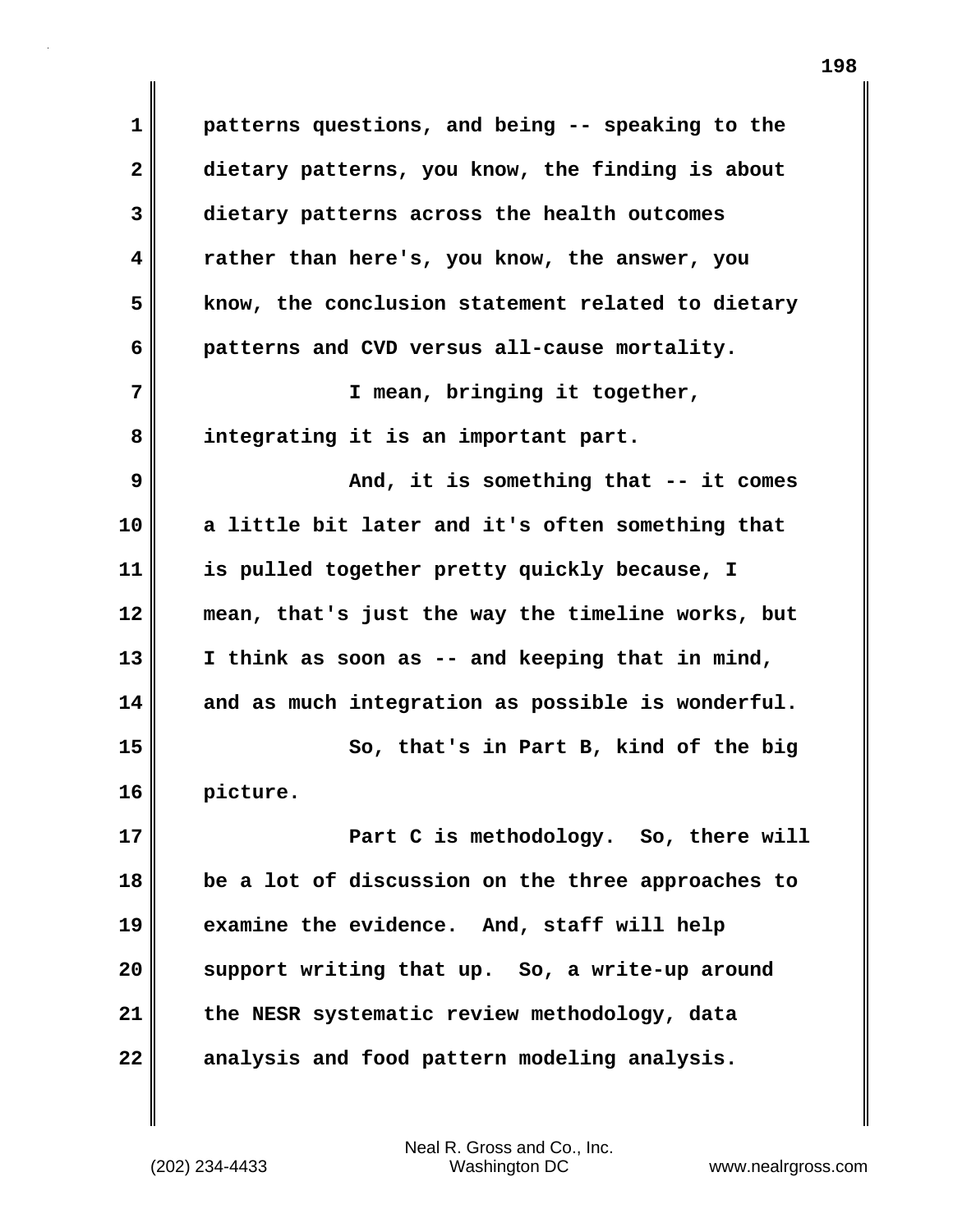patterns questions, and being -- speaking to the dietary patterns, you know, the finding is about dietary patterns across the health outcomes rather than here's, you know, the answer, you know, the conclusion statement related to dietary patterns and CVD versus all-cause mortality.

I mean, bringing it together, integrating it is an important part.

And, it is something that -- it comes a little bit later and it's often something that is pulled together pretty quickly because, I mean, that's just the way the timeline works, but I think as soon as -- and keeping that in mind, and as much integration as possible is wonderful.

So, that's in Part B, kind of the big picture.

Part C is methodology. So, there will be a lot of discussion on the three approaches to examine the evidence. And, staff will help support writing that up. So, a write-up around the NESR systematic review methodology, data analysis and food pattern modeling analysis.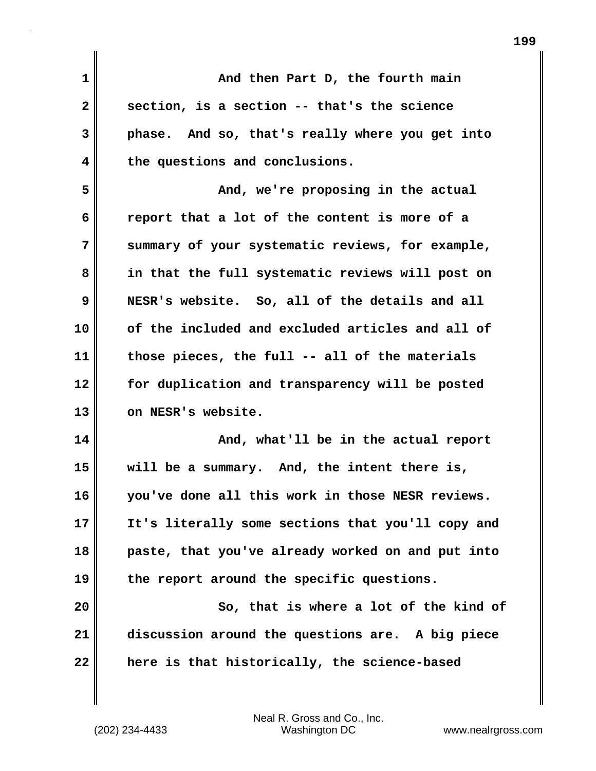And then Part D, the fourth main section, is a section -- that's the science phase. And so, that's really where you get into the questions and conclusions.

And, we're proposing in the actual report that a lot of the content is more of a summary of your systematic reviews, for example, in that the full systematic reviews will post on NESR's website. So, all of the details and all of the included and excluded articles and all of those pieces, the full -- all of the materials for duplication and transparency will be posted on NESR's website.

And, what'll be in the actual report will be a summary. And, the intent there is, you've done all this work in those NESR reviews. It's literally some sections that you'll copy and paste, that you've already worked on and put into the report around the specific questions.

So, that is where a lot of the kind of discussion around the questions are. A big piece here is that historically, the science-based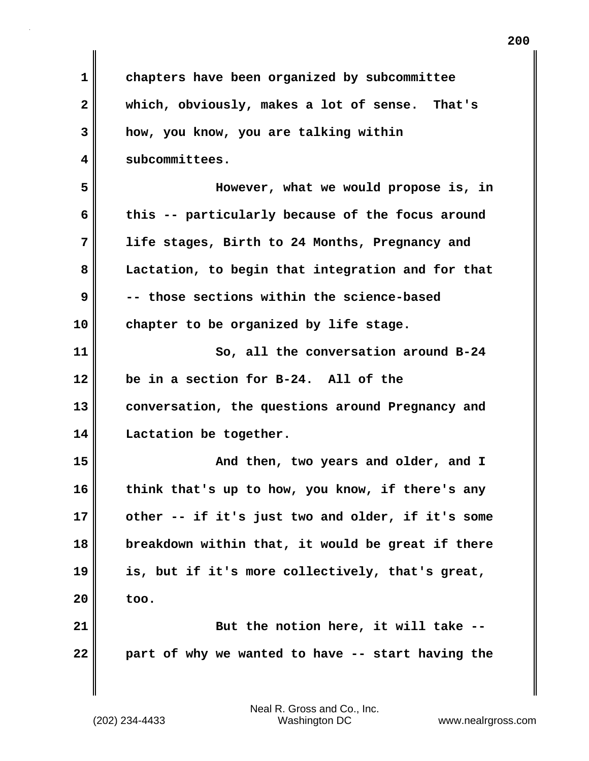chapters have been organized by subcommittee which, obviously, makes a lot of sense. That's how, you know, you are talking within subcommittees.

However, what we would propose is, in this -- particularly because of the focus around life stages, Birth to 24 Months, Pregnancy and Lactation, to begin that integration and for that -- those sections within the science-based chapter to be organized by life stage.

So, all the conversation around B-24 be in a section for B-24. All of the conversation, the questions around Pregnancy and Lactation be together.

And then, two years and older, and I think that's up to how, you know, if there's any other -- if it's just two and older, if it's some breakdown within that, it would be great if there is, but if it's more collectively, that's great, too.

But the notion here, it will take -- part of why we wanted to have -- start having the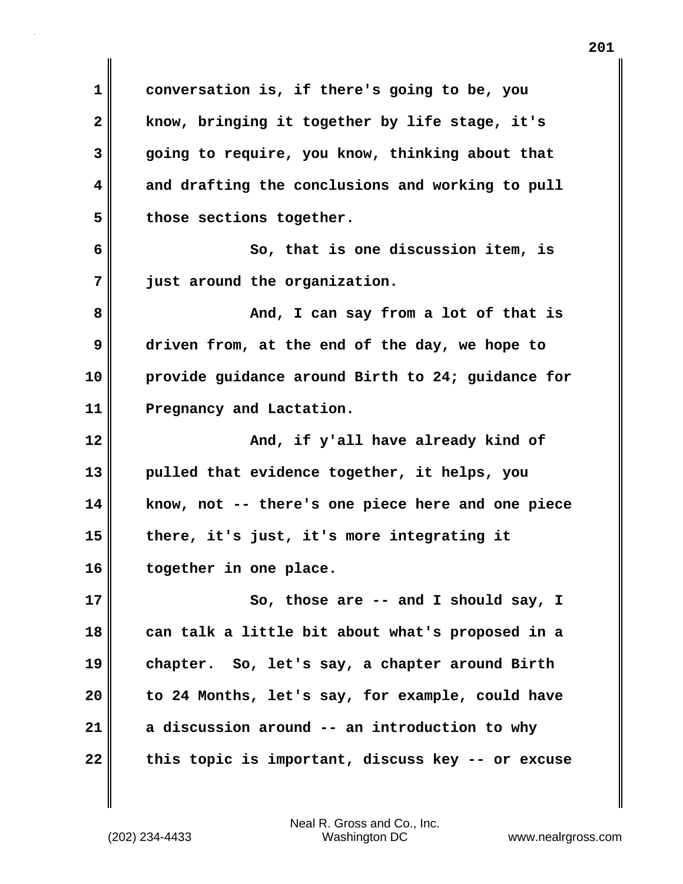conversation is, if there's going to be, you know, bringing it together by life stage, it's going to require, you know, thinking about that and drafting the conclusions and working to pull those sections together.

So, that is one discussion item, is just around the organization.

And, I can say from a lot of that is driven from, at the end of the day, we hope to provide guidance around Birth to 24; guidance for Pregnancy and Lactation.

And, if y'all have already kind of pulled that evidence together, it helps, you know, not -- there's one piece here and one piece there, it's just, it's more integrating it together in one place.

So, those are -- and I should say, I can talk a little bit about what's proposed in a chapter. So, let's say, a chapter around Birth to 24 Months, let's say, for example, could have a discussion around -- an introduction to why this topic is important, discuss key -- or excuse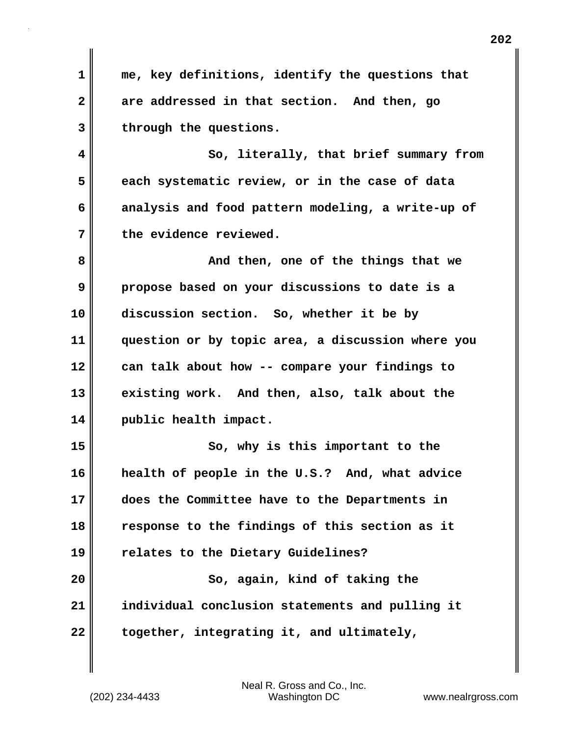me, key definitions, identify the questions that are addressed in that section. And then, go through the questions.

So, literally, that brief summary from each systematic review, or in the case of data analysis and food pattern modeling, a write-up of the evidence reviewed.

And then, one of the things that we propose based on your discussions to date is a discussion section. So, whether it be by question or by topic area, a discussion where you can talk about how -- compare your findings to existing work. And then, also, talk about the public health impact.

So, why is this important to the health of people in the U.S.? And, what advice does the Committee have to the Departments in response to the findings of this section as it relates to the Dietary Guidelines?

So, again, kind of taking the individual conclusion statements and pulling it together, integrating it, and ultimately,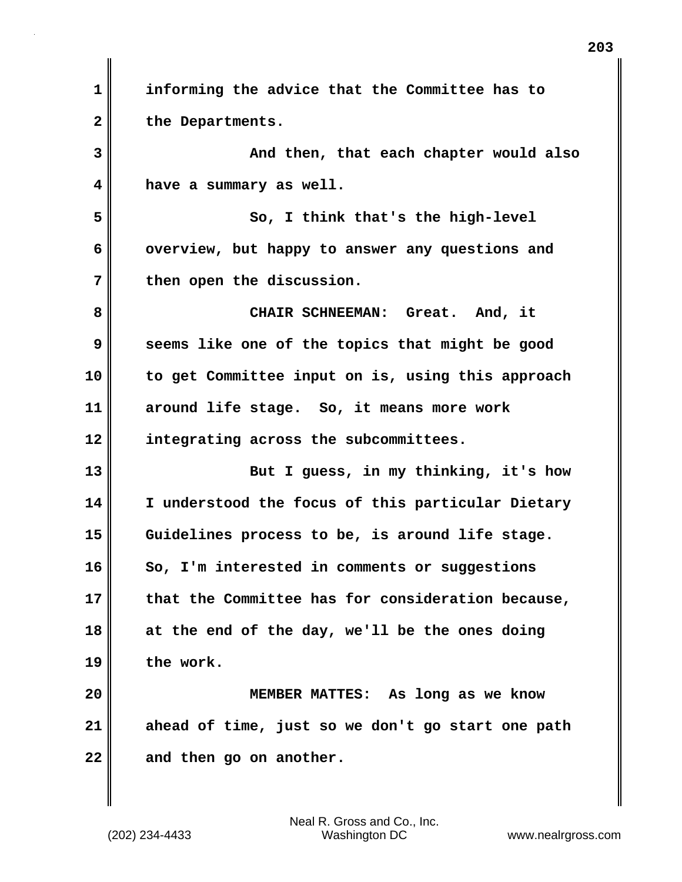informing the advice that the Committee has to the Departments.

And then, that each chapter would also have a summary as well.

So, I think that's the high-level overview, but happy to answer any questions and then open the discussion.

**CHAIR SCHNEEMAN:** Great. And, it seems like one of the topics that might be good to get Committee input on is, using this approach around life stage. So, it means more work integrating across the subcommittees.

But I guess, in my thinking, it's how I understood the focus of this particular Dietary Guidelines process to be, is around life stage. So, I'm interested in comments or suggestions that the Committee has for consideration because, at the end of the day, we'll be the ones doing the work.

**MEMBER MATTES:** As long as we know ahead of time, just so we don't go start one path and then go on another.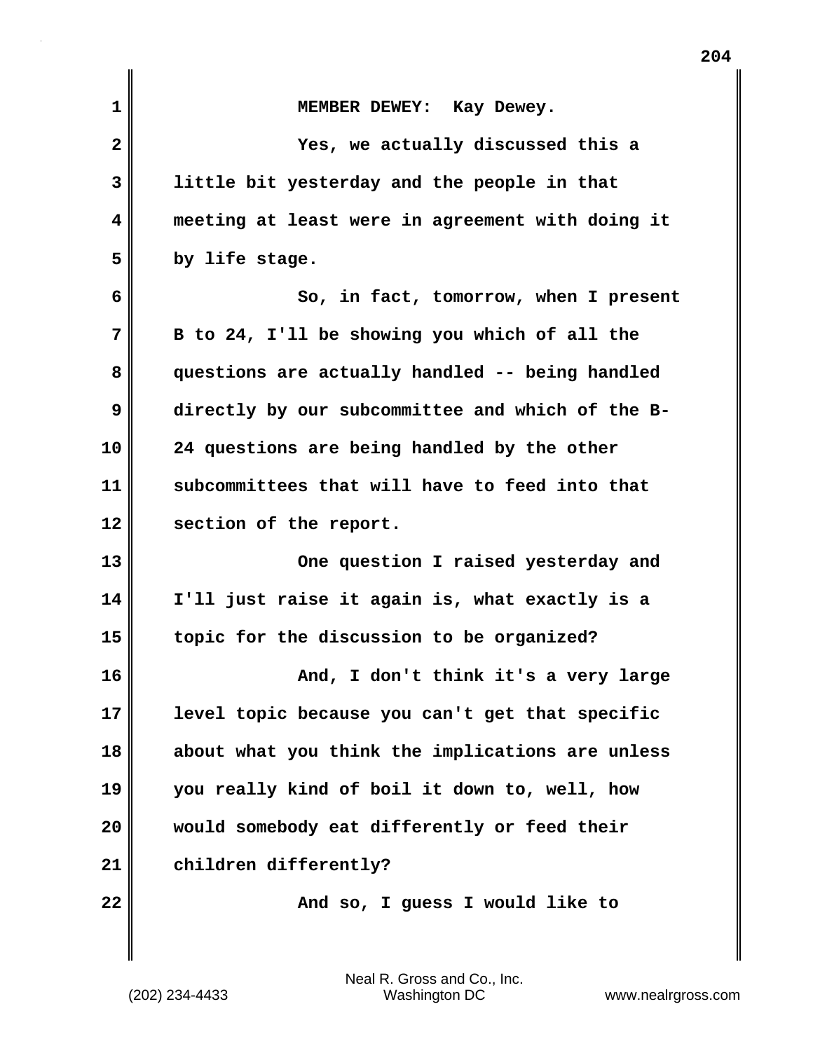MEMBER DEWEY: Kay Dewey.

Yes, we actually discussed this a little bit yesterday and the people in that meeting at least were in agreement with doing it by life stage.

So, in fact, tomorrow, when I present B to 24, I'll be showing you which of all the questions are actually handled -- being handled directly by our subcommittee and which of the B-24 questions are being handled by the other subcommittees that will have to feed into that section of the report.

One question I raised yesterday and I'll just raise it again is, what exactly is a topic for the discussion to be organized?

And, I don't think it's a very large level topic because you can't get that specific about what you think the implications are unless you really kind of boil it down to, well, how would somebody eat differently or feed their children differently?

And so, I guess I would like to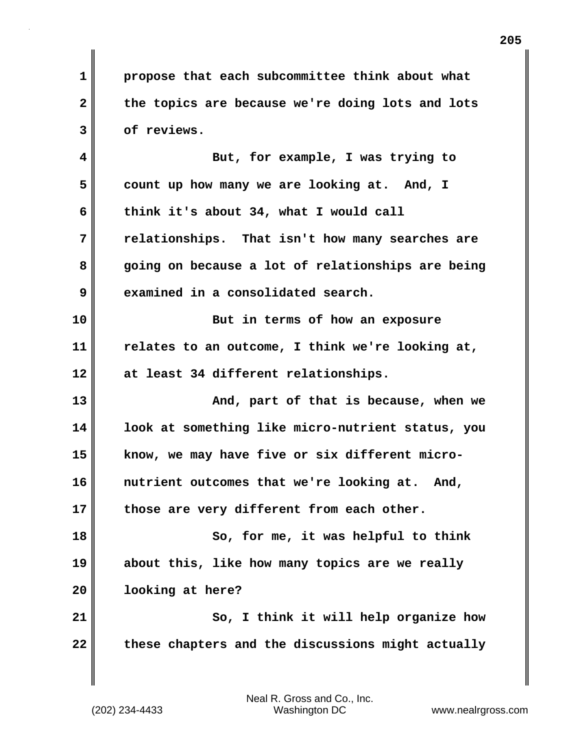propose that each subcommittee think about what the topics are because we're doing lots and lots of reviews.

But, for example, I was trying to count up how many we are looking at. And, I think it's about 34, what I would call relationships. That isn't how many searches are going on because a lot of relationships are being examined in a consolidated search.

But in terms of how an exposure relates to an outcome, I think we're looking at, at least 34 different relationships.

And, part of that is because, when we look at something like micro-nutrient status, you know, we may have five or six different micro-nutrient outcomes that we're looking at. And, those are very different from each other.

So, for me, it was helpful to think about this, like how many topics are we really looking at here?

So, I think it will help organize how these chapters and the discussions might actually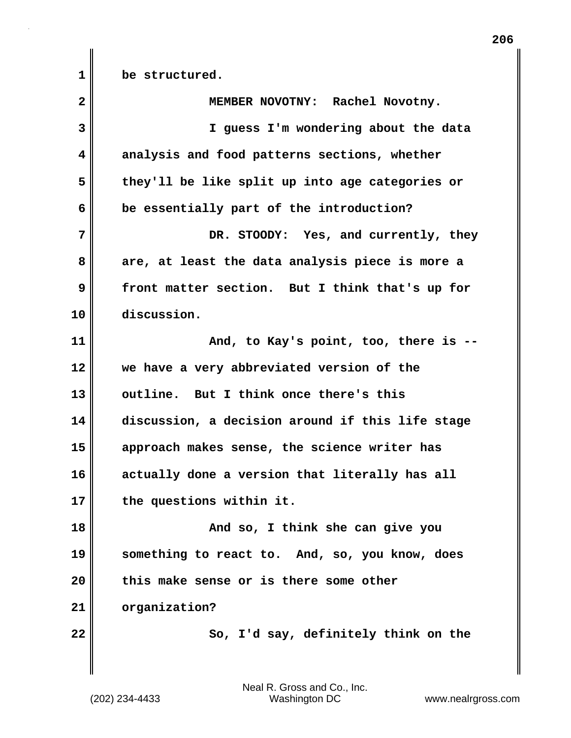be structured.

MEMBER NOVOTNY: Rachel Novotny.

I guess I'm wondering about the data analysis and food patterns sections, whether they'll be like split up into age categories or be essentially part of the introduction?

DR. STOODY: Yes, and currently, they are, at least the data analysis piece is more a front matter section. But I think that's up for discussion.

And, to Kay's point, too, there is -- we have a very abbreviated version of the outline. But I think once there's this discussion, a decision around if this life stage approach makes sense, the science writer has actually done a version that literally has all the questions within it.

And so, I think she can give you something to react to. And, so, you know, does this make sense or is there some other organization?

So, I'd say, definitely think on the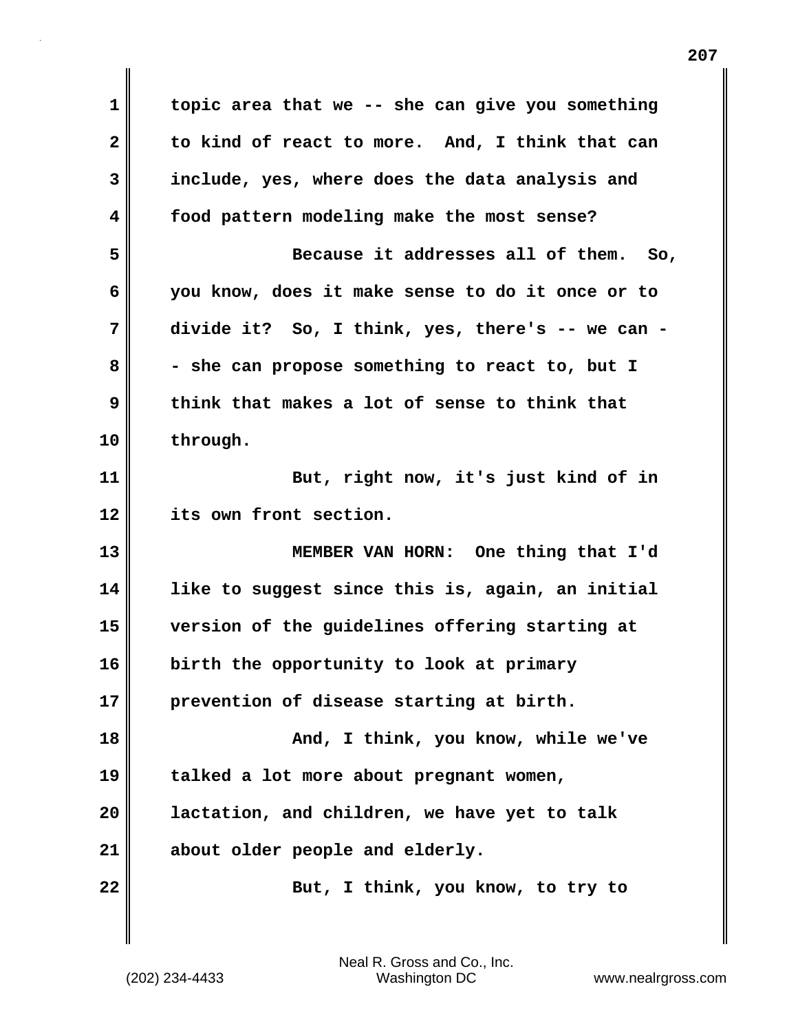topic area that we -- she can give you something to kind of react to more. And, I think that can include, yes, where does the data analysis and food pattern modeling make the most sense?

Because it addresses all of them. So, you know, does it make sense to do it once or to divide it? So, I think, yes, there's -- we can -- she can propose something to react to, but I think that makes a lot of sense to think that through.

But, right now, it's just kind of in its own front section.

**MEMBER VAN HORN:** One thing that I'd like to suggest since this is, again, an initial version of the guidelines offering starting at birth the opportunity to look at primary prevention of disease starting at birth.

And, I think, you know, while we've talked a lot more about pregnant women, lactation, and children, we have yet to talk about older people and elderly.

But, I think, you know, to try to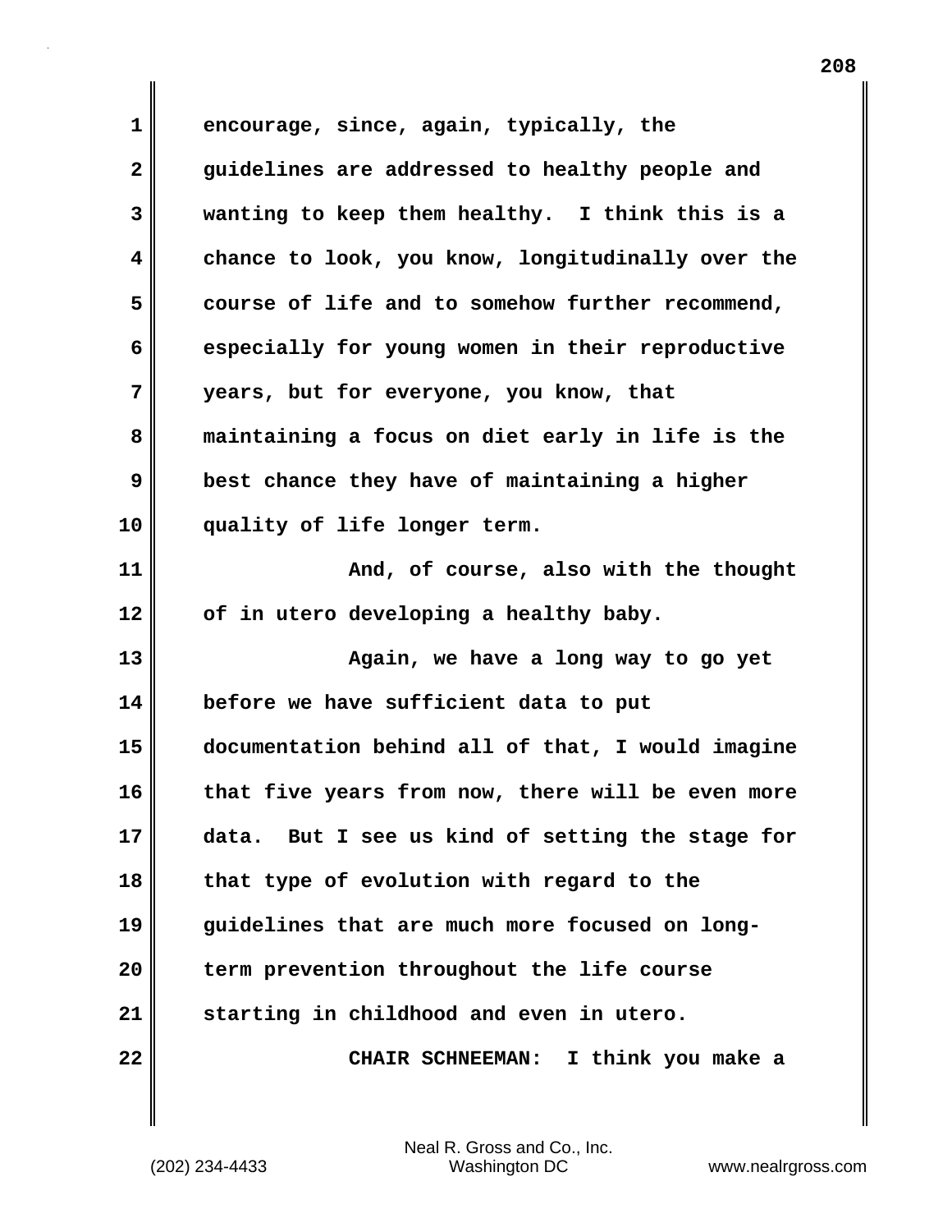encourage, since, again, typically, the guidelines are addressed to healthy people and wanting to keep them healthy. I think this is a chance to look, you know, longitudinally over the course of life and to somehow further recommend, especially for young women in their reproductive years, but for everyone, you know, that maintaining a focus on diet early in life is the best chance they have of maintaining a higher quality of life longer term.

And, of course, also with the thought of in utero developing a healthy baby.

Again, we have a long way to go yet before we have sufficient data to put documentation behind all of that, I would imagine that five years from now, there will be even more data. But I see us kind of setting the stage for that type of evolution with regard to the guidelines that are much more focused on long-term prevention throughout the life course starting in childhood and even in utero.

CHAIR SCHNEEMAN: I think you make a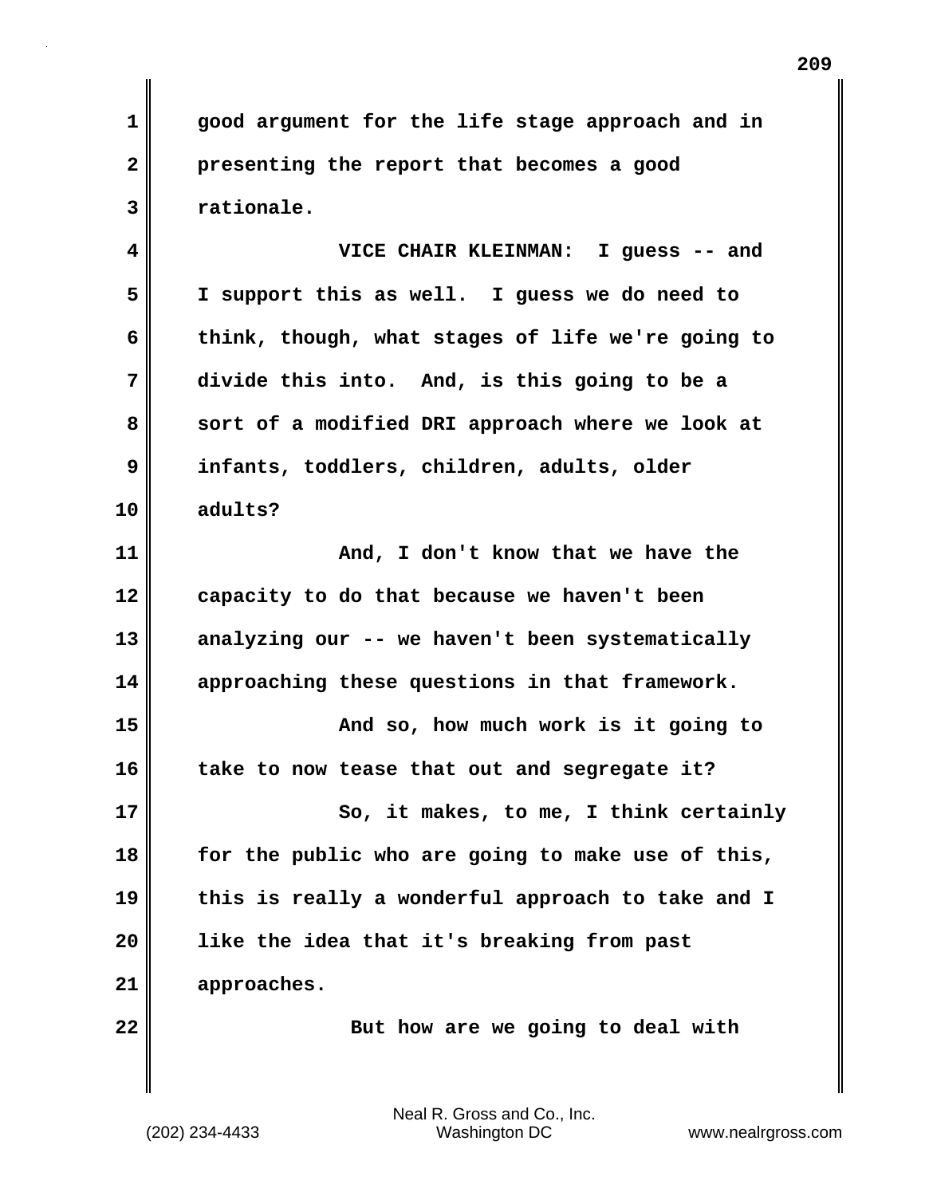good argument for the life stage approach and in presenting the report that becomes a good rationale.

VICE CHAIR KLEINMAN: I guess -- and I support this as well. I guess we do need to think, though, what stages of life we're going to divide this into. And, is this going to be a sort of a modified DRI approach where we look at infants, toddlers, children, adults, older adults?

And, I don't know that we have the capacity to do that because we haven't been analyzing our -- we haven't been systematically approaching these questions in that framework.

And so, how much work is it going to take to now tease that out and segregate it?

So, it makes, to me, I think certainly for the public who are going to make use of this, this is really a wonderful approach to take and I like the idea that it's breaking from past approaches.

But how are we going to deal with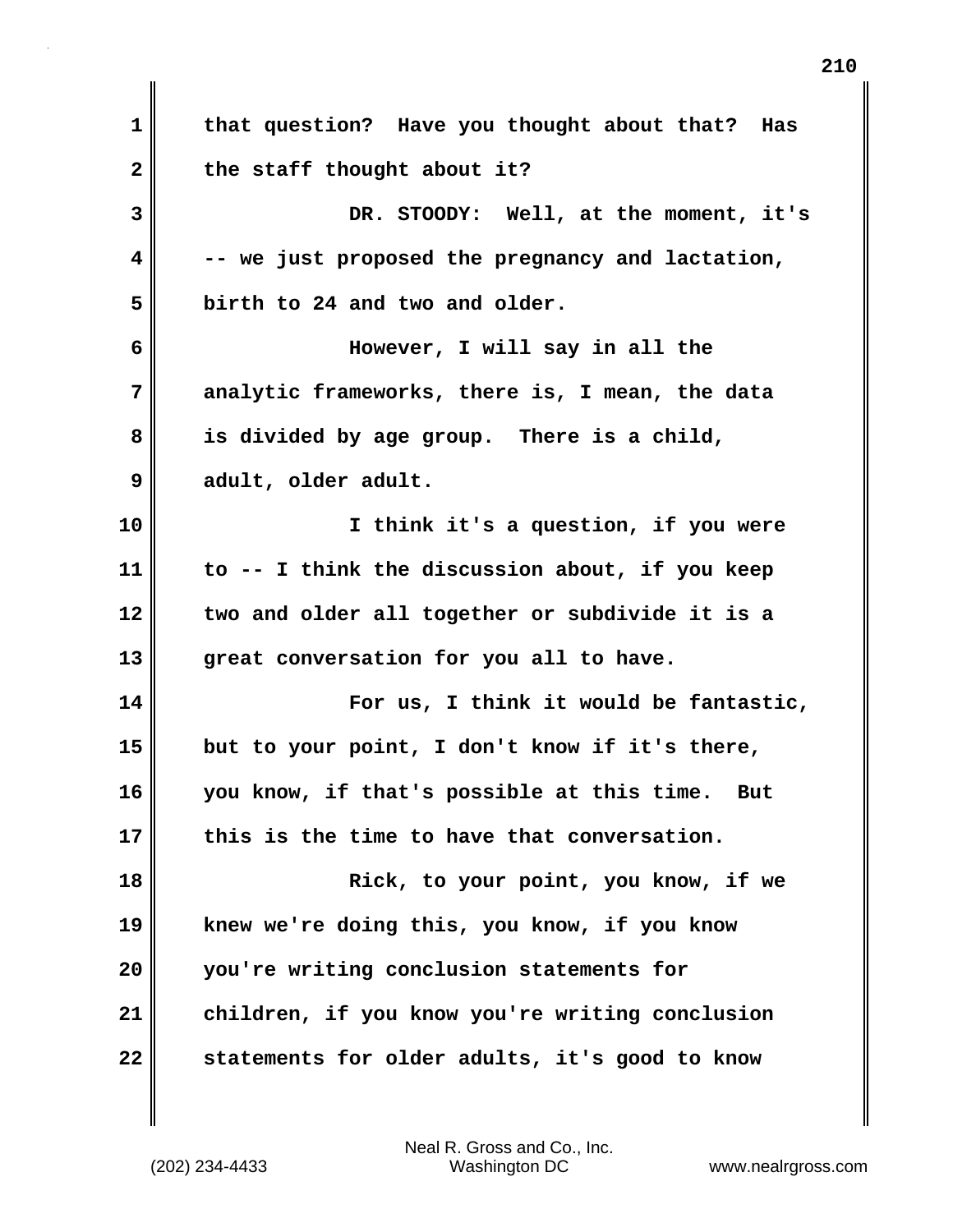that question? Have you thought about that? Has the staff thought about it?

DR. STOODY: Well, at the moment, it's -- we just proposed the pregnancy and lactation, birth to 24 and two and older.

However, I will say in all the analytic frameworks, there is, I mean, the data is divided by age group. There is a child, adult, older adult.

I think it's a question, if you were to -- I think the discussion about, if you keep two and older all together or subdivide it is a great conversation for you all to have.

For us, I think it would be fantastic, but to your point, I don't know if it's there, you know, if that's possible at this time. But this is the time to have that conversation.

Rick, to your point, you know, if we knew we're doing this, you know, if you know you're writing conclusion statements for children, if you know you're writing conclusion statements for older adults, it's good to know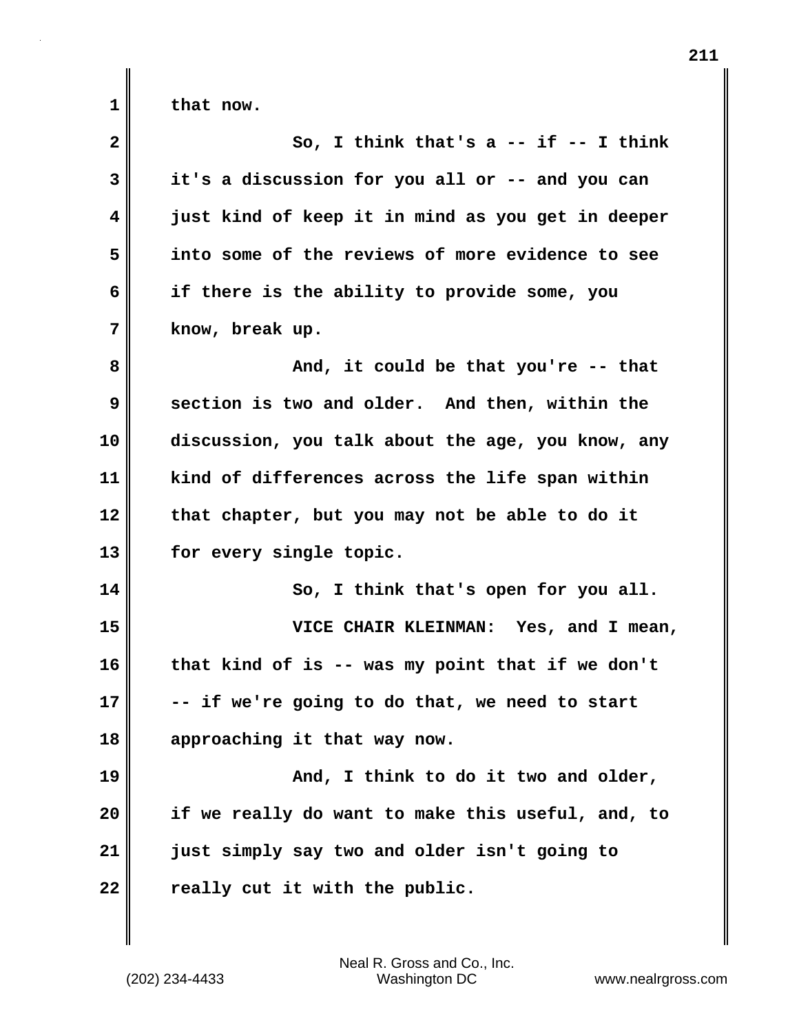that now.

So, I think that's a -- if -- I think it's a discussion for you all or -- and you can just kind of keep it in mind as you get in deeper into some of the reviews of more evidence to see if there is the ability to provide some, you know, break up.

And, it could be that you're -- that section is two and older. And then, within the discussion, you talk about the age, you know, any kind of differences across the life span within that chapter, but you may not be able to do it for every single topic.

So, I think that's open for you all.

VICE CHAIR KLEINMAN: Yes, and I mean, that kind of is -- was my point that if we don't -- if we're going to do that, we need to start approaching it that way now.

And, I think to do it two and older, if we really do want to make this useful, and, to just simply say two and older isn't going to really cut it with the public.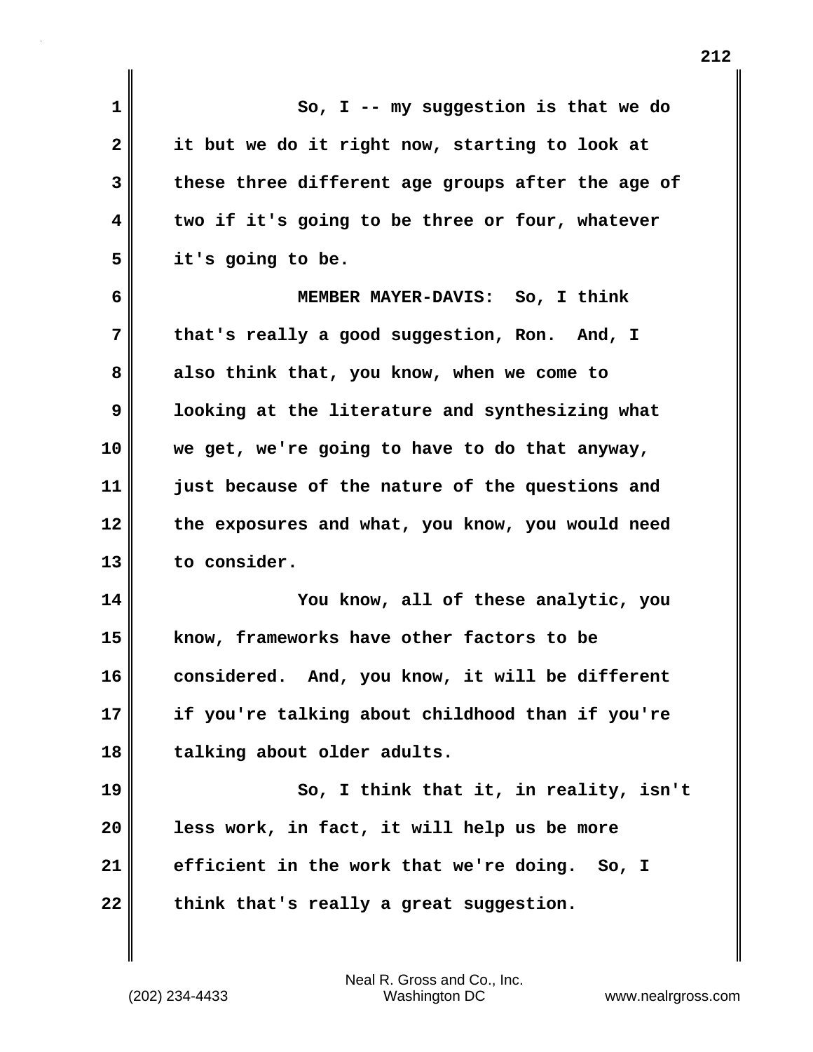So, I -- my suggestion is that we do it but we do it right now, starting to look at these three different age groups after the age of two if it's going to be three or four, whatever it's going to be.

MEMBER MAYER-DAVIS: So, I think that's really a good suggestion, Ron. And, I also think that, you know, when we come to looking at the literature and synthesizing what we get, we're going to have to do that anyway, just because of the nature of the questions and the exposures and what, you know, you would need to consider.

You know, all of these analytic, you know, frameworks have other factors to be considered. And, you know, it will be different if you're talking about childhood than if you're talking about older adults.

So, I think that it, in reality, isn't less work, in fact, it will help us be more efficient in the work that we're doing. So, I think that's really a great suggestion.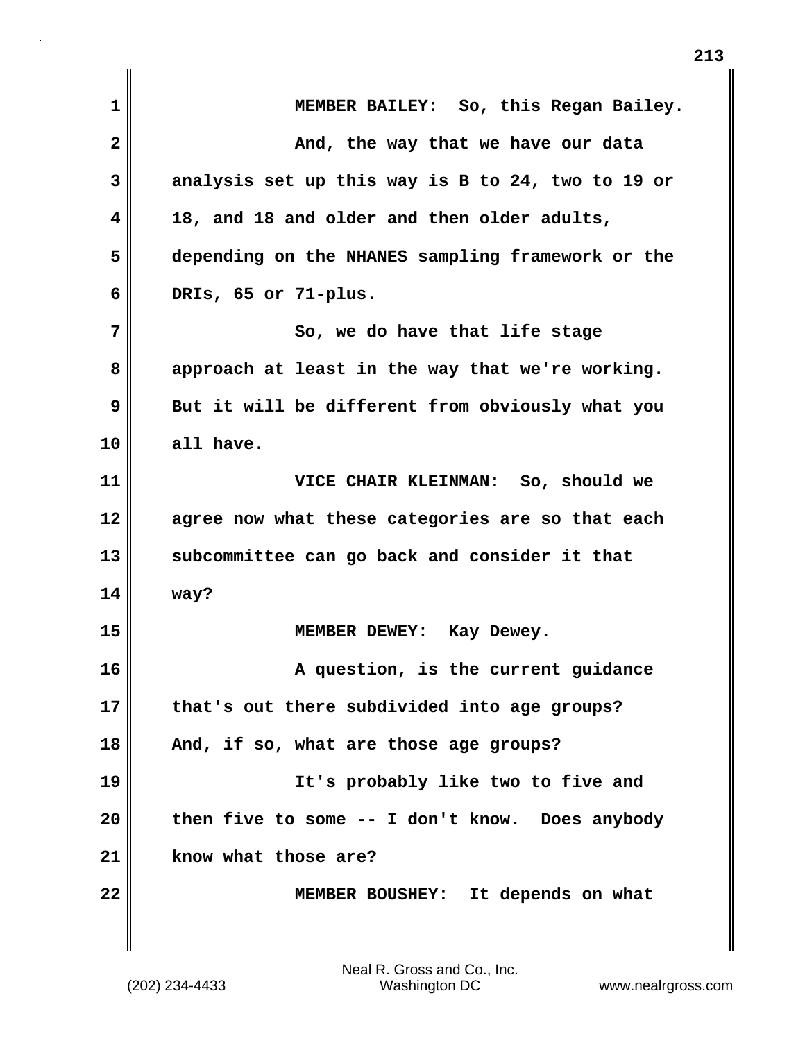MEMBER BAILEY: So, this Regan Bailey.

And, the way that we have our data analysis set up this way is B to 24, two to 19 or 18, and 18 and older and then older adults, depending on the NHANES sampling framework or the DRIs, 65 or 71-plus.

So, we do have that life stage approach at least in the way that we're working. But it will be different from obviously what you all have.

VICE CHAIR KLEINMAN: So, should we agree now what these categories are so that each subcommittee can go back and consider it that way?

MEMBER DEWEY: Kay Dewey.

A question, is the current guidance that's out there subdivided into age groups? And, if so, what are those age groups?

It's probably like two to five and then five to some -- I don't know. Does anybody know what those are?

MEMBER BOUSHEY: It depends on what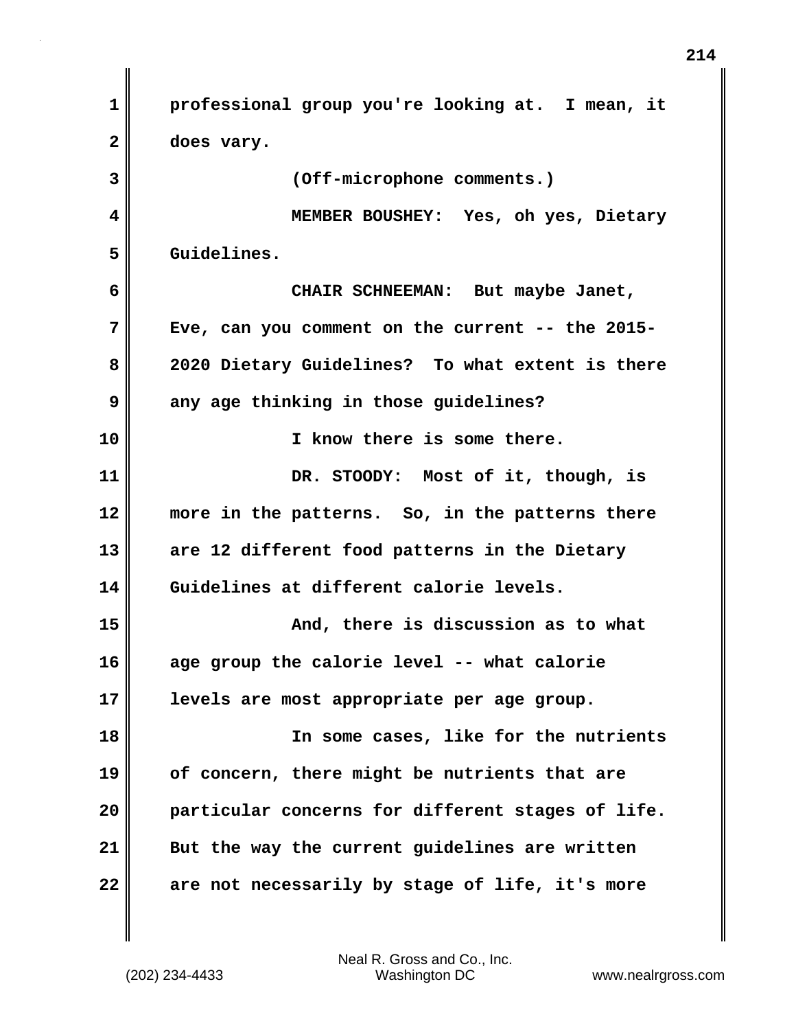professional group you're looking at. I mean, it does vary.

(Off-microphone comments.)

MEMBER BOUSHEY: Yes, oh yes, Dietary Guidelines.

CHAIR SCHNEEMAN: But maybe Janet, Eve, can you comment on the current -- the 2015-2020 Dietary Guidelines? To what extent is there any age thinking in those guidelines?

I know there is some there.

DR. STOODY: Most of it, though, is more in the patterns. So, in the patterns there are 12 different food patterns in the Dietary Guidelines at different calorie levels.

And, there is discussion as to what age group the calorie level -- what calorie levels are most appropriate per age group.

In some cases, like for the nutrients of concern, there might be nutrients that are particular concerns for different stages of life. But the way the current guidelines are written are not necessarily by stage of life, it's more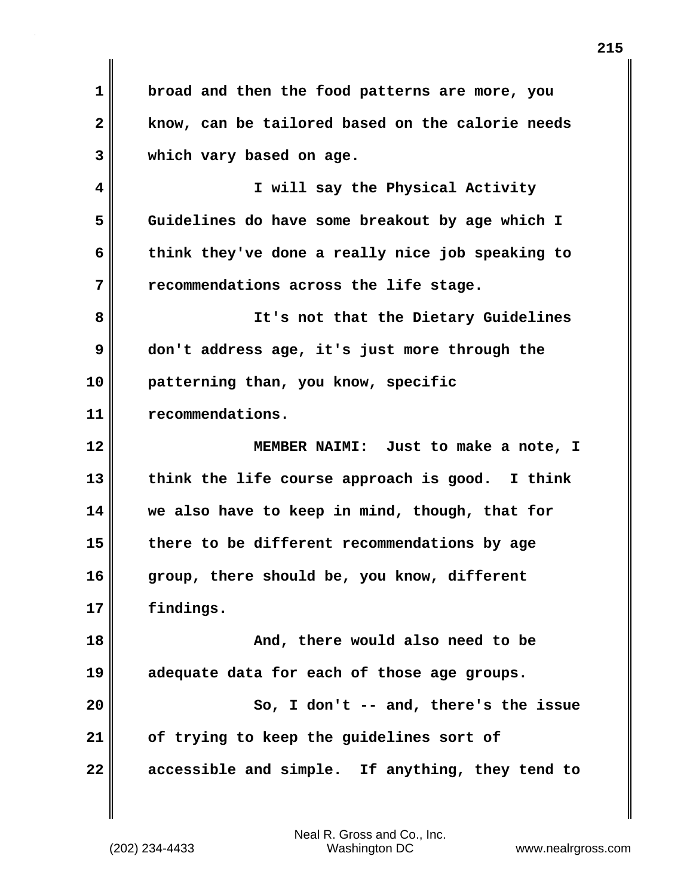broad and then the food patterns are more, you know, can be tailored based on the calorie needs which vary based on age.

I will say the Physical Activity Guidelines do have some breakout by age which I think they've done a really nice job speaking to recommendations across the life stage.

It's not that the Dietary Guidelines don't address age, it's just more through the patterning than, you know, specific recommendations.

MEMBER NAIMI: Just to make a note, I think the life course approach is good. I think we also have to keep in mind, though, that for there to be different recommendations by age group, there should be, you know, different findings.

And, there would also need to be adequate data for each of those age groups.

So, I don't -- and, there's the issue of trying to keep the guidelines sort of accessible and simple. If anything, they tend to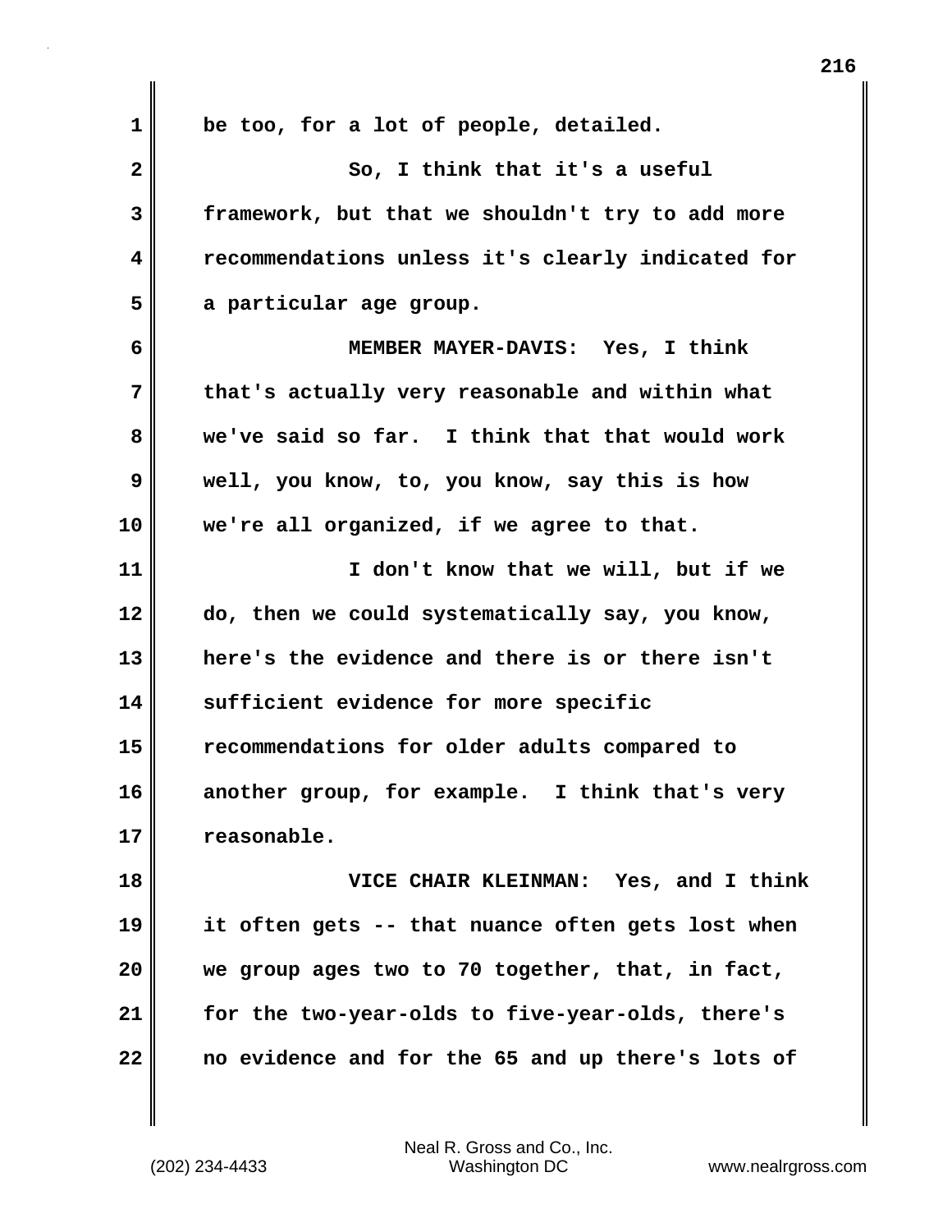be too, for a lot of people, detailed.

So, I think that it's a useful framework, but that we shouldn't try to add more recommendations unless it's clearly indicated for a particular age group.

MEMBER MAYER-DAVIS: Yes, I think that's actually very reasonable and within what we've said so far. I think that that would work well, you know, to, you know, say this is how we're all organized, if we agree to that.

I don't know that we will, but if we do, then we could systematically say, you know, here's the evidence and there is or there isn't sufficient evidence for more specific recommendations for older adults compared to another group, for example. I think that's very reasonable.

VICE CHAIR KLEINMAN: Yes, and I think it often gets -- that nuance often gets lost when we group ages two to 70 together, that, in fact, for the two-year-olds to five-year-olds, there's no evidence and for the 65 and up there's lots of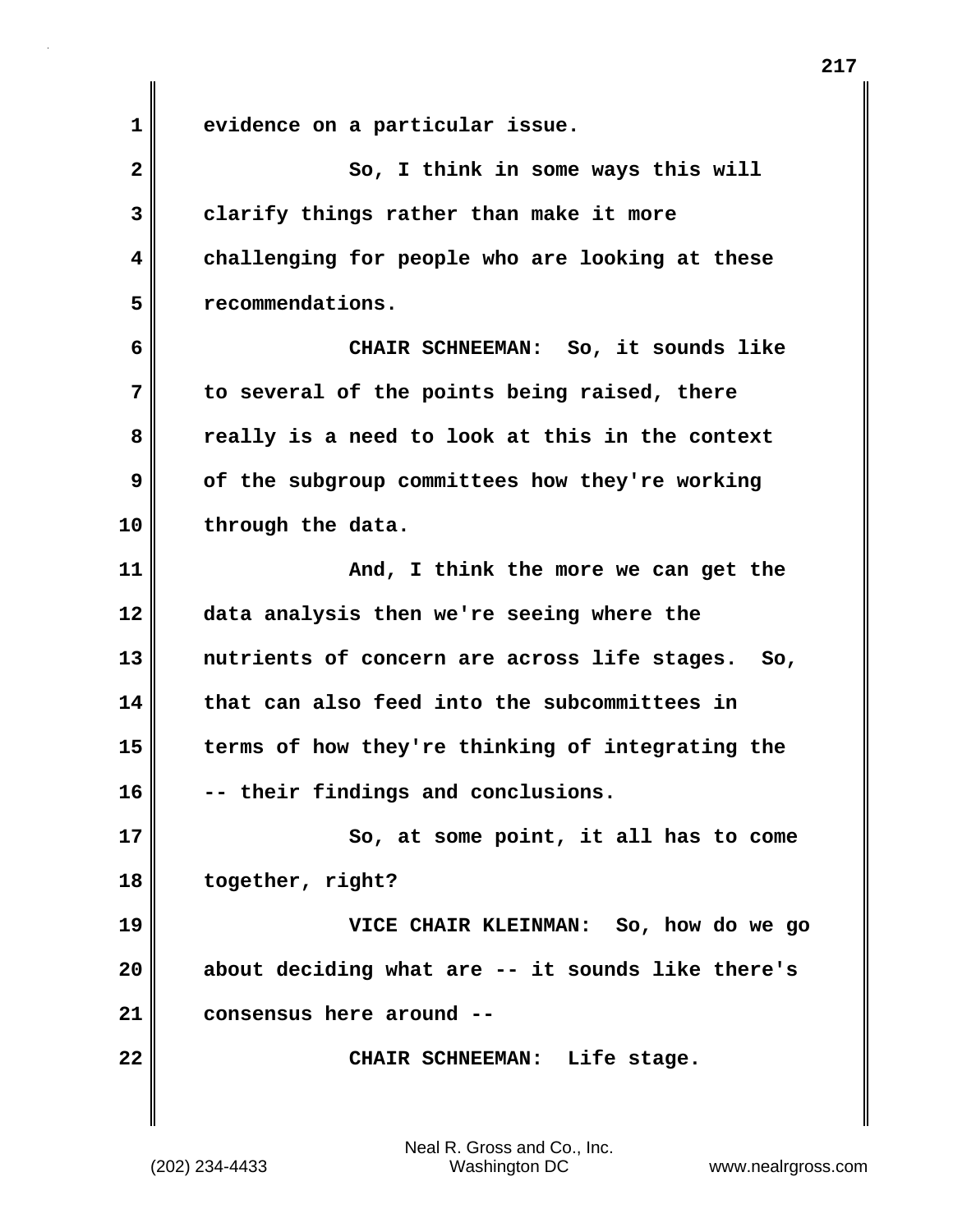evidence on a particular issue.

So, I think in some ways this will clarify things rather than make it more challenging for people who are looking at these recommendations.

CHAIR SCHNEEMAN: So, it sounds like to several of the points being raised, there really is a need to look at this in the context of the subgroup committees how they're working through the data.

And, I think the more we can get the data analysis then we're seeing where the nutrients of concern are across life stages. So, that can also feed into the subcommittees in terms of how they're thinking of integrating the -- their findings and conclusions.

So, at some point, it all has to come together, right?

VICE CHAIR KLEINMAN: So, how do we go about deciding what are -- it sounds like there's consensus here around --

CHAIR SCHNEEMAN: Life stage.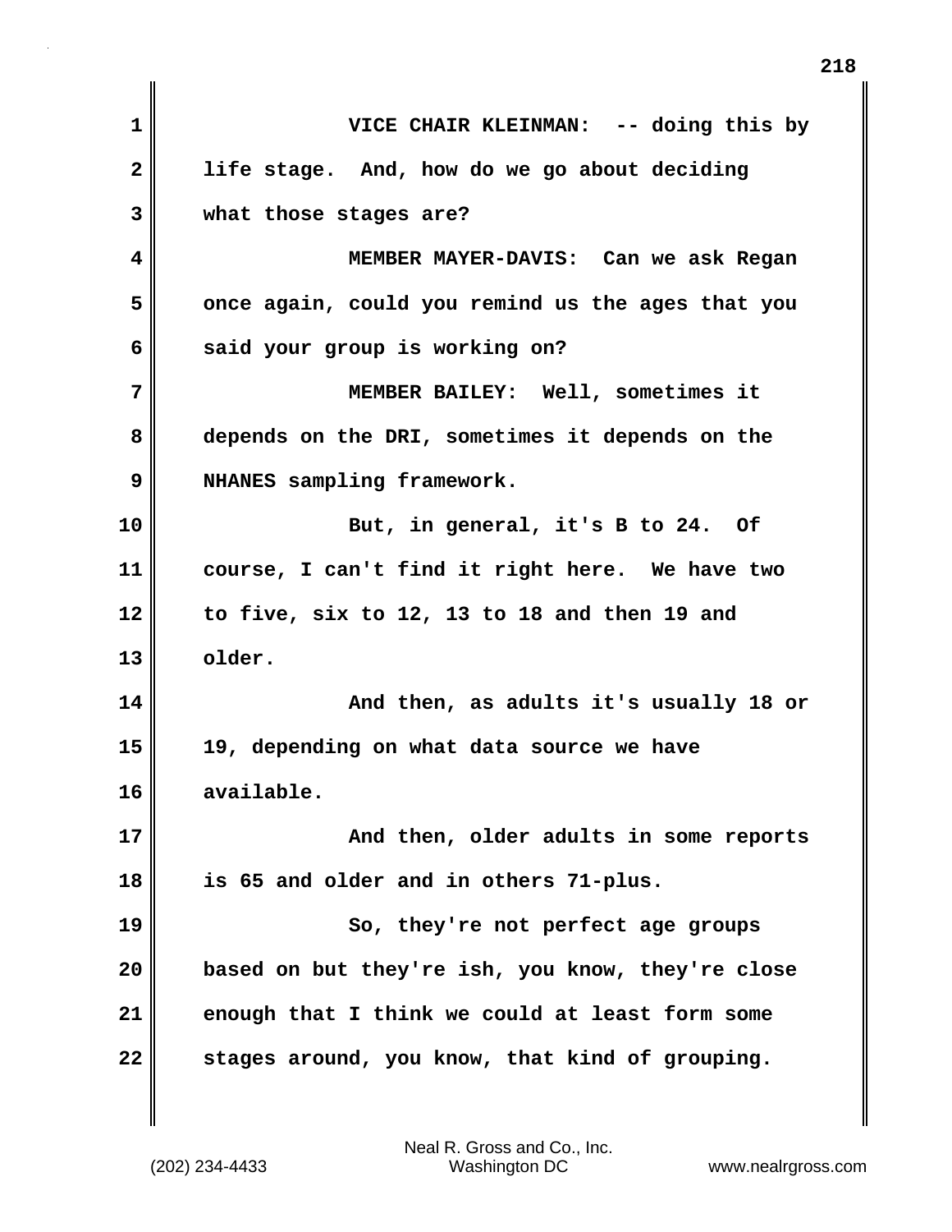VICE CHAIR KLEINMAN: -- doing this by life stage. And, how do we go about deciding what those stages are?

MEMBER MAYER-DAVIS: Can we ask Regan once again, could you remind us the ages that you said your group is working on?

MEMBER BAILEY: Well, sometimes it depends on the DRI, sometimes it depends on the NHANES sampling framework.

But, in general, it's B to 24. Of course, I can't find it right here. We have two to five, six to 12, 13 to 18 and then 19 and older.

And then, as adults it's usually 18 or 19, depending on what data source we have available.

And then, older adults in some reports is 65 and older and in others 71-plus.

So, they're not perfect age groups based on but they're ish, you know, they're close enough that I think we could at least form some stages around, you know, that kind of grouping.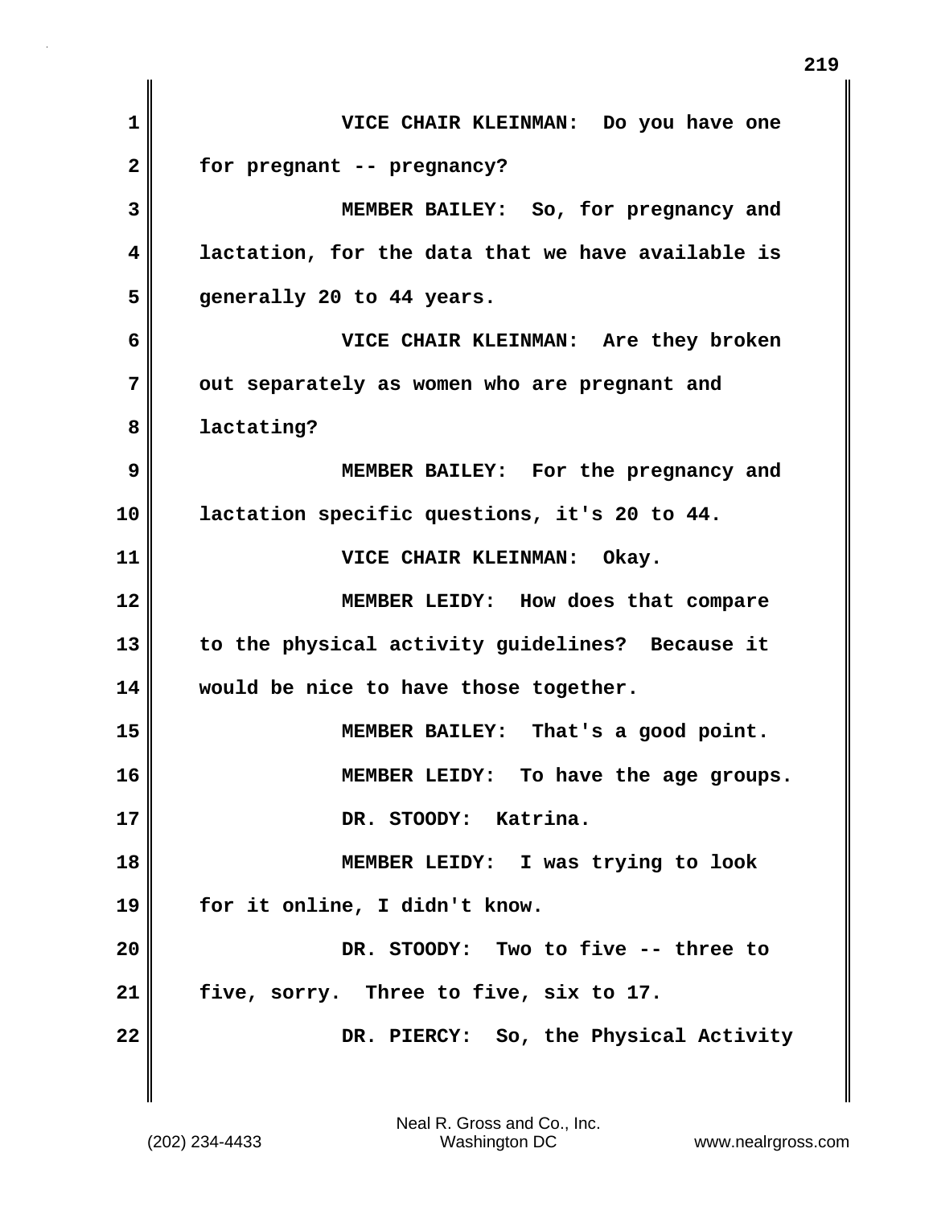VICE CHAIR KLEINMAN: Do you have one for pregnant -- pregnancy?

MEMBER BAILEY: So, for pregnancy and lactation, for the data that we have available is generally 20 to 44 years.

VICE CHAIR KLEINMAN: Are they broken out separately as women who are pregnant and lactating?

MEMBER BAILEY: For the pregnancy and lactation specific questions, it's 20 to 44.

VICE CHAIR KLEINMAN: Okay.

MEMBER LEIDY: How does that compare to the physical activity guidelines? Because it would be nice to have those together.

MEMBER BAILEY: That's a good point.

MEMBER LEIDY: To have the age groups.

DR. STOODY: Katrina.

MEMBER LEIDY: I was trying to look for it online, I didn't know.

DR. STOODY: Two to five -- three to five, sorry. Three to five, six to 17.

DR. PIERCY: So, the Physical Activity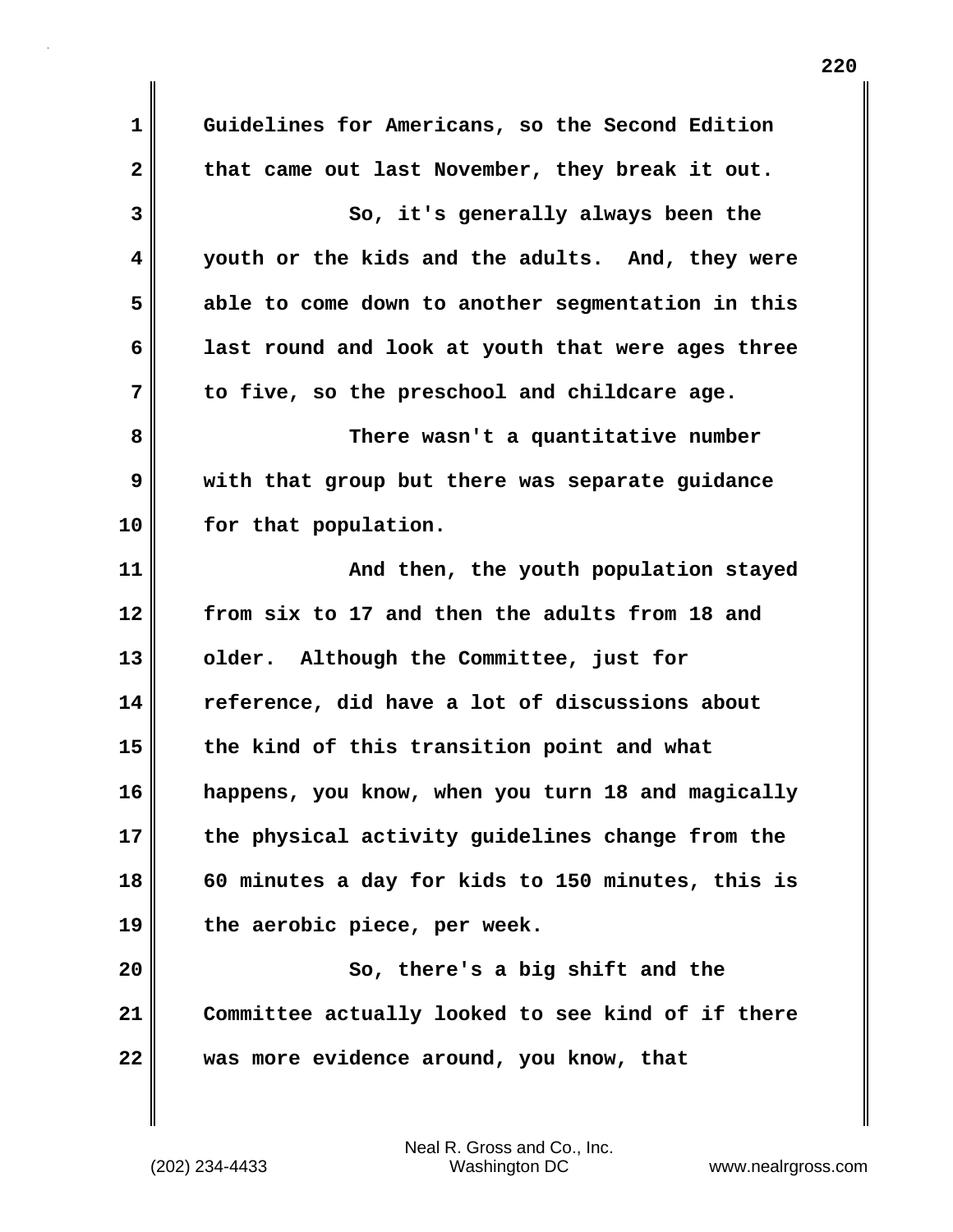Guidelines for Americans, so the Second Edition that came out last November, they break it out.

So, it's generally always been the youth or the kids and the adults. And, they were able to come down to another segmentation in this last round and look at youth that were ages three to five, so the preschool and childcare age.

There wasn't a quantitative number with that group but there was separate guidance for that population.

And then, the youth population stayed from six to 17 and then the adults from 18 and older. Although the Committee, just for reference, did have a lot of discussions about the kind of this transition point and what happens, you know, when you turn 18 and magically the physical activity guidelines change from the 60 minutes a day for kids to 150 minutes, this is the aerobic piece, per week.

So, there's a big shift and the Committee actually looked to see kind of if there was more evidence around, you know, that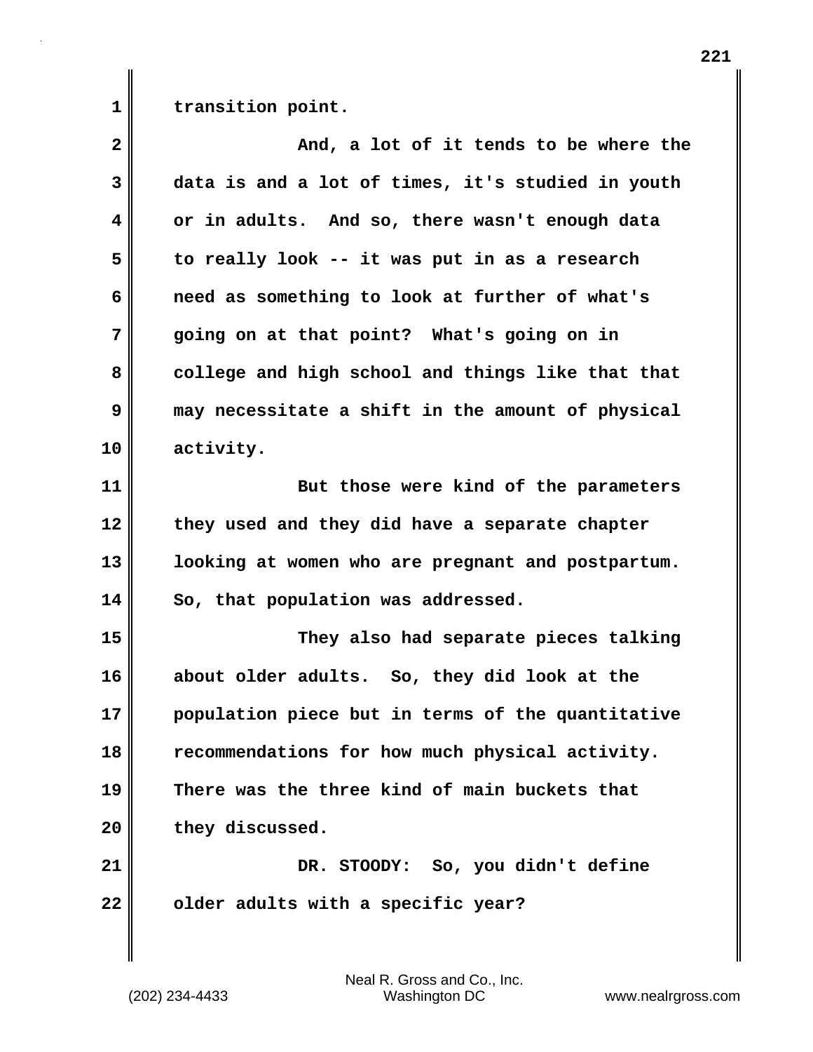transition point.

And, a lot of it tends to be where the data is and a lot of times, it's studied in youth or in adults. And so, there wasn't enough data to really look -- it was put in as a research need as something to look at further of what's going on at that point? What's going on in college and high school and things like that that may necessitate a shift in the amount of physical activity.

But those were kind of the parameters they used and they did have a separate chapter looking at women who are pregnant and postpartum. So, that population was addressed.

They also had separate pieces talking about older adults. So, they did look at the population piece but in terms of the quantitative recommendations for how much physical activity. There was the three kind of main buckets that they discussed.

DR. STOODY: So, you didn't define older adults with a specific year?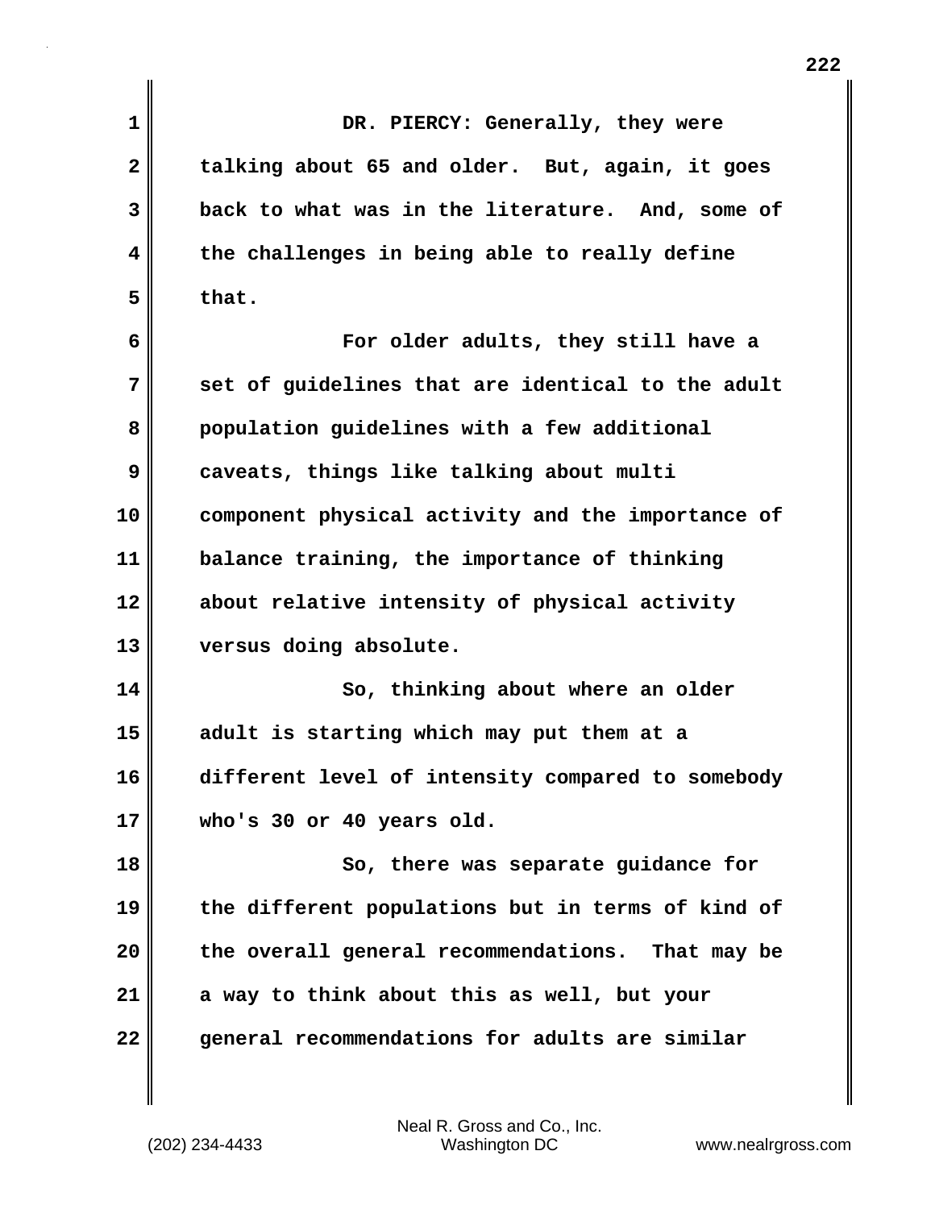DR. PIERCY: Generally, they were talking about 65 and older. But, again, it goes back to what was in the literature. And, some of the challenges in being able to really define that.

For older adults, they still have a set of guidelines that are identical to the adult population guidelines with a few additional caveats, things like talking about multi component physical activity and the importance of balance training, the importance of thinking about relative intensity of physical activity versus doing absolute.

So, thinking about where an older adult is starting which may put them at a different level of intensity compared to somebody who's 30 or 40 years old.

So, there was separate guidance for the different populations but in terms of kind of the overall general recommendations. That may be a way to think about this as well, but your general recommendations for adults are similar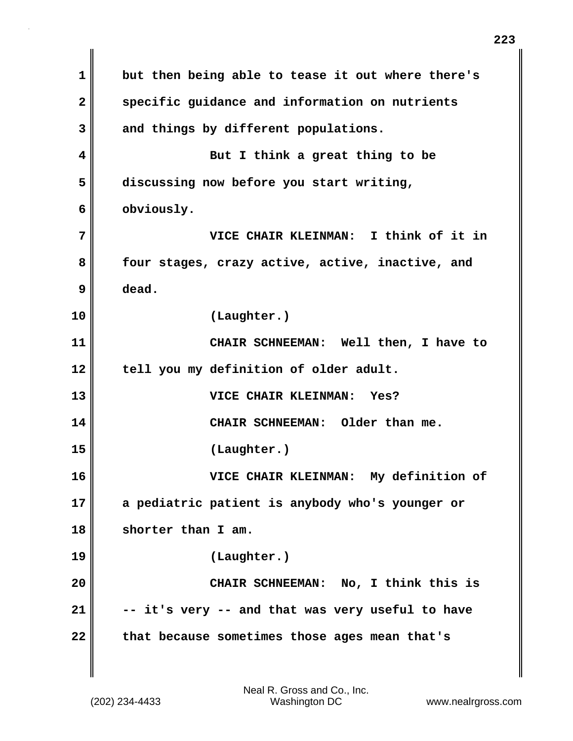but then being able to tease it out where there's specific guidance and information on nutrients and things by different populations.

But I think a great thing to be discussing now before you start writing, obviously.

VICE CHAIR KLEINMAN: I think of it in four stages, crazy active, active, inactive, and dead.

(Laughter.)

CHAIR SCHNEEMAN: Well then, I have to tell you my definition of older adult.

VICE CHAIR KLEINMAN: Yes?

CHAIR SCHNEEMAN: Older than me.

(Laughter.)

VICE CHAIR KLEINMAN: My definition of a pediatric patient is anybody who's younger or shorter than I am.

(Laughter.)

CHAIR SCHNEEMAN: No, I think this is -- it's very -- and that was very useful to have that because sometimes those ages mean that's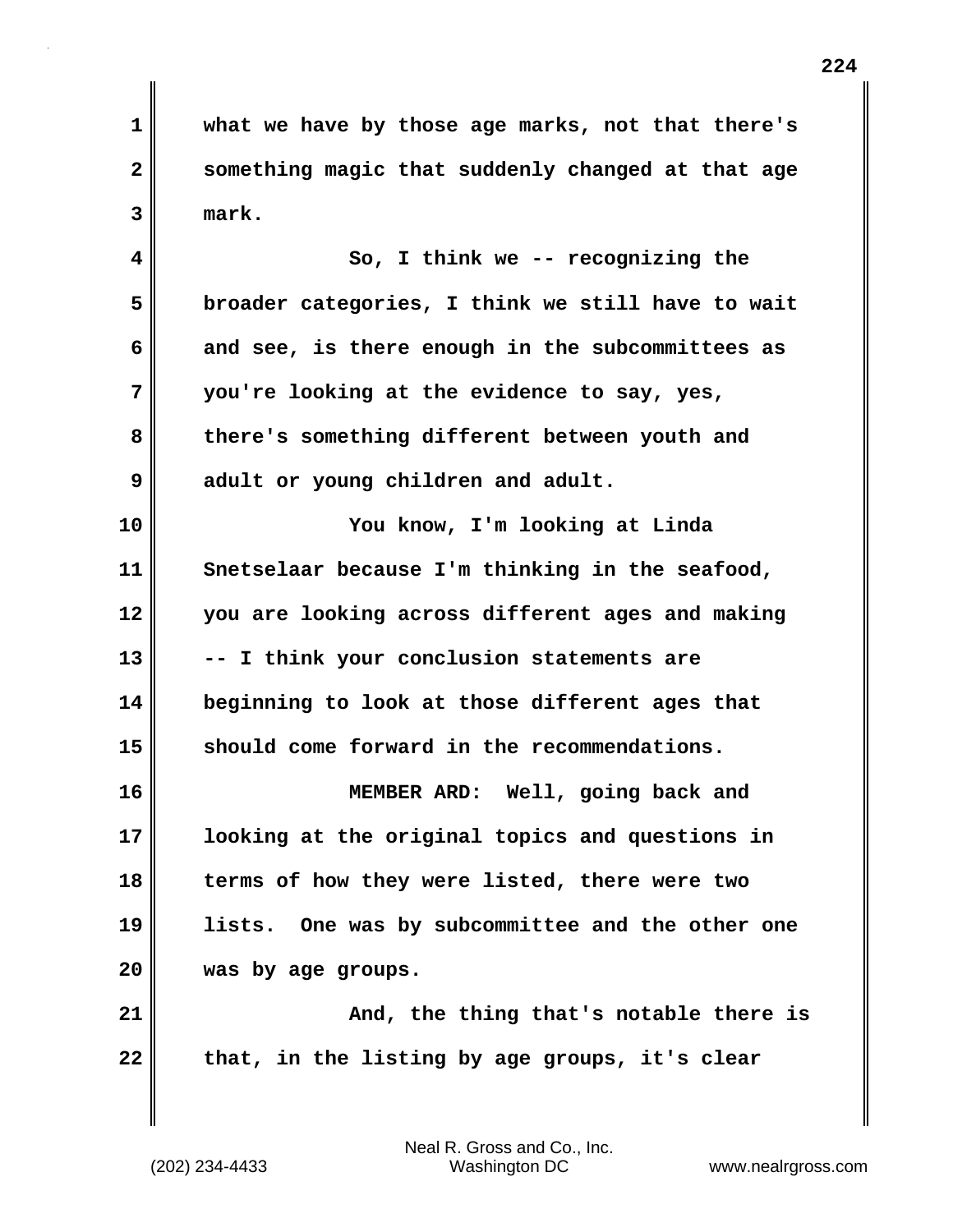what we have by those age marks, not that there's something magic that suddenly changed at that age mark.

So, I think we -- recognizing the broader categories, I think we still have to wait and see, is there enough in the subcommittees as you're looking at the evidence to say, yes, there's something different between youth and adult or young children and adult.

You know, I'm looking at Linda Snetselaar because I'm thinking in the seafood, you are looking across different ages and making -- I think your conclusion statements are beginning to look at those different ages that should come forward in the recommendations.

MEMBER ARD: Well, going back and looking at the original topics and questions in terms of how they were listed, there were two lists. One was by subcommittee and the other one was by age groups.

And, the thing that's notable there is that, in the listing by age groups, it's clear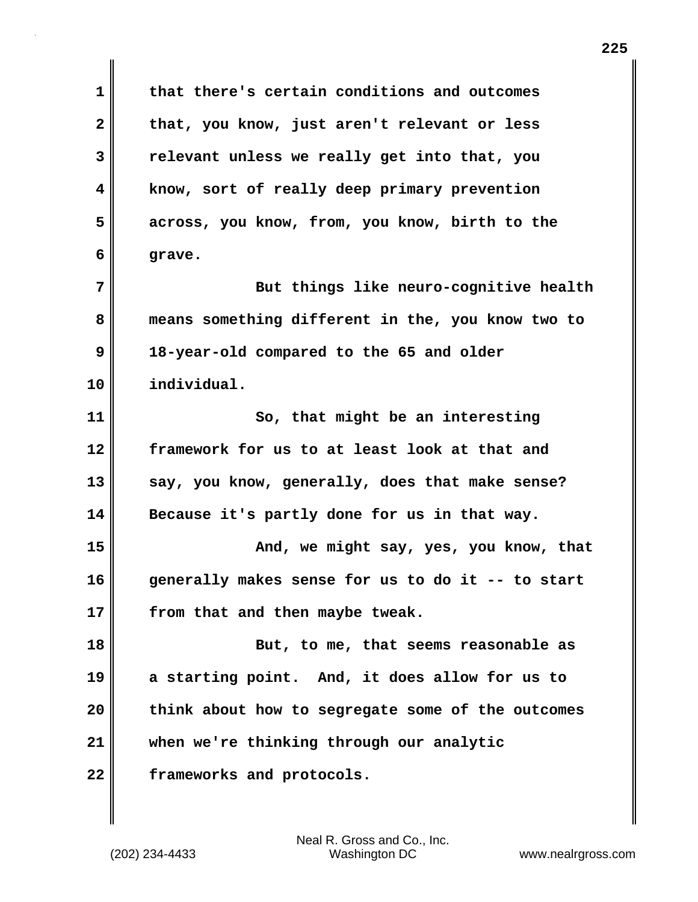that there's certain conditions and outcomes that, you know, just aren't relevant or less relevant unless we really get into that, you know, sort of really deep primary prevention across, you know, from, you know, birth to the grave.

But things like neuro-cognitive health means something different in the, you know two to 18-year-old compared to the 65 and older individual.

So, that might be an interesting framework for us to at least look at that and say, you know, generally, does that make sense? Because it's partly done for us in that way.

And, we might say, yes, you know, that generally makes sense for us to do it -- to start from that and then maybe tweak.

But, to me, that seems reasonable as a starting point. And, it does allow for us to think about how to segregate some of the outcomes when we're thinking through our analytic frameworks and protocols.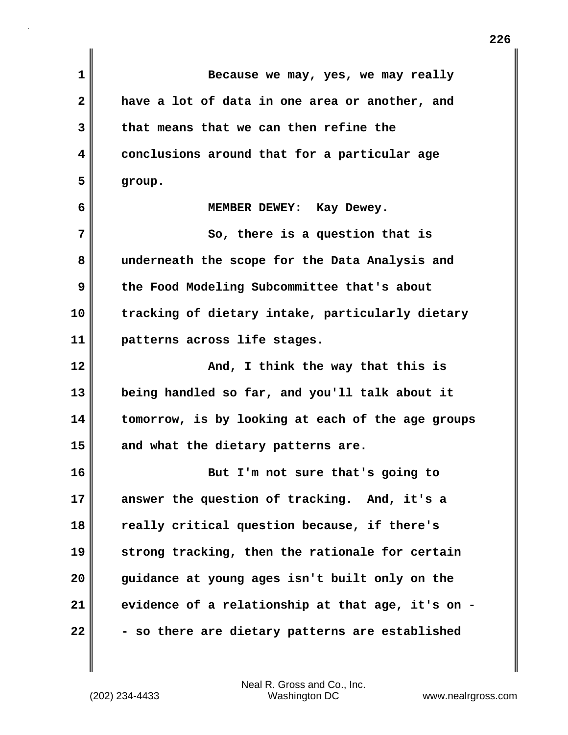Because we may, yes, we may really have a lot of data in one area or another, and that means that we can then refine the conclusions around that for a particular age group.

MEMBER DEWEY: Kay Dewey.

So, there is a question that is underneath the scope for the Data Analysis and the Food Modeling Subcommittee that's about tracking of dietary intake, particularly dietary patterns across life stages.

And, I think the way that this is being handled so far, and you'll talk about it tomorrow, is by looking at each of the age groups and what the dietary patterns are.

But I'm not sure that's going to answer the question of tracking. And, it's a really critical question because, if there's strong tracking, then the rationale for certain guidance at young ages isn't built only on the evidence of a relationship at that age, it's on -- so there are dietary patterns are established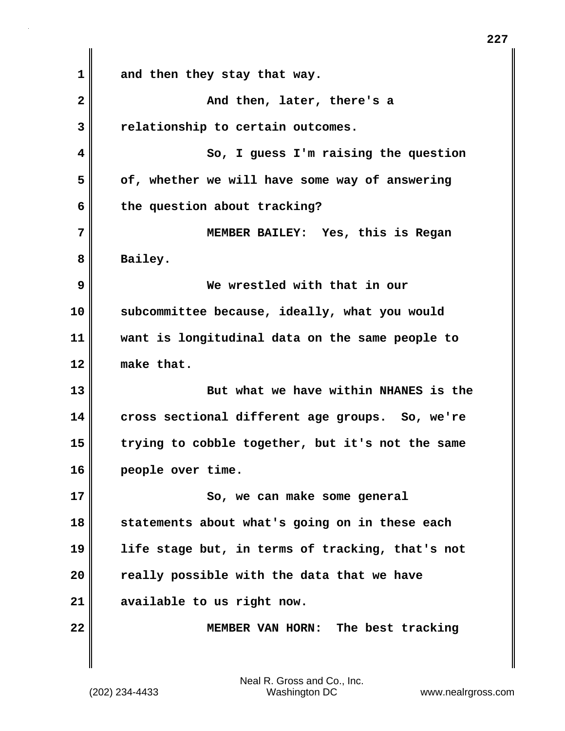and then they stay that way.

And then, later, there's a relationship to certain outcomes.

So, I guess I'm raising the question of, whether we will have some way of answering the question about tracking?

MEMBER BAILEY: Yes, this is Regan Bailey.

We wrestled with that in our subcommittee because, ideally, what you would want is longitudinal data on the same people to make that.

But what we have within NHANES is the cross sectional different age groups. So, we're trying to cobble together, but it's not the same people over time.

So, we can make some general statements about what's going on in these each life stage but, in terms of tracking, that's not really possible with the data that we have available to us right now.

MEMBER VAN HORN: The best tracking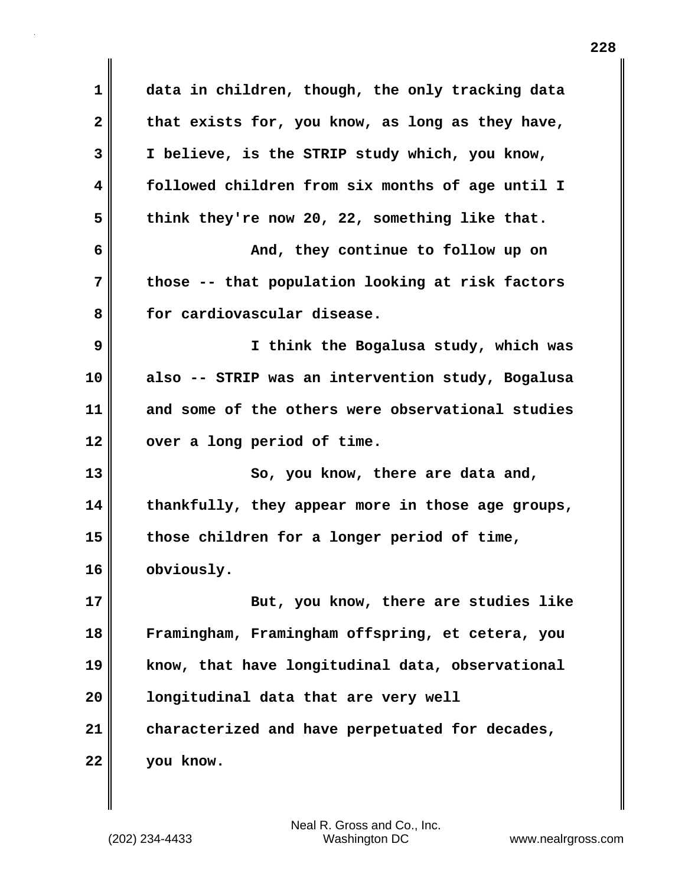data in children, though, the only tracking data that exists for, you know, as long as they have, I believe, is the STRIP study which, you know, followed children from six months of age until I think they're now 20, 22, something like that.

And, they continue to follow up on those -- that population looking at risk factors for cardiovascular disease.

I think the Bogalusa study, which was also -- STRIP was an intervention study, Bogalusa and some of the others were observational studies over a long period of time.

So, you know, there are data and, thankfully, they appear more in those age groups, those children for a longer period of time, obviously.

But, you know, there are studies like Framingham, Framingham offspring, et cetera, you know, that have longitudinal data, observational longitudinal data that are very well characterized and have perpetuated for decades, you know.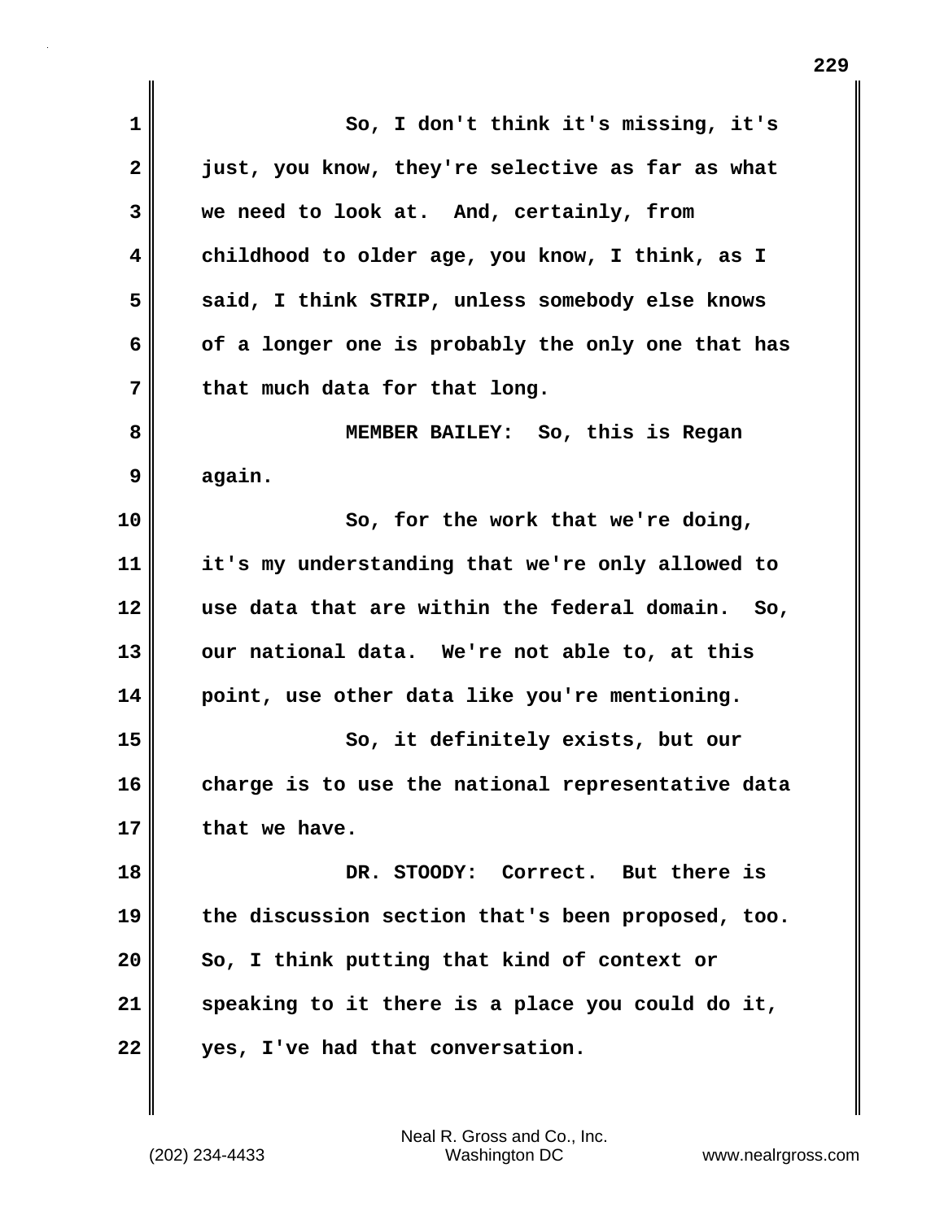So, I don't think it's missing, it's just, you know, they're selective as far as what we need to look at. And, certainly, from childhood to older age, you know, I think, as I said, I think STRIP, unless somebody else knows of a longer one is probably the only one that has that much data for that long.

MEMBER BAILEY: So, this is Regan again.

So, for the work that we're doing, it's my understanding that we're only allowed to use data that are within the federal domain. So, our national data. We're not able to, at this point, use other data like you're mentioning.

So, it definitely exists, but our charge is to use the national representative data that we have.

DR. STOODY: Correct. But there is the discussion section that's been proposed, too. So, I think putting that kind of context or speaking to it there is a place you could do it, yes, I've had that conversation.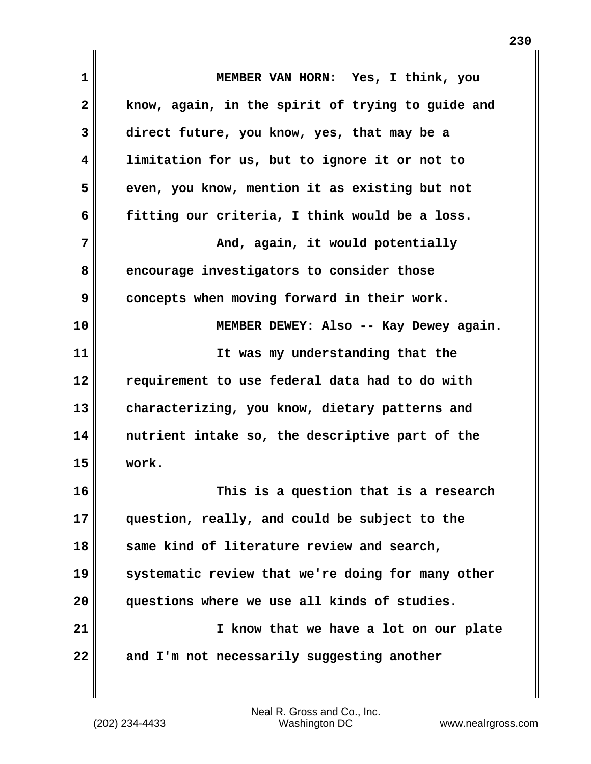MEMBER VAN HORN: Yes, I think, you know, again, in the spirit of trying to guide and direct future, you know, yes, that may be a limitation for us, but to ignore it or not to even, you know, mention it as existing but not fitting our criteria, I think would be a loss.

And, again, it would potentially encourage investigators to consider those concepts when moving forward in their work.

MEMBER DEWEY: Also -- Kay Dewey again.

It was my understanding that the requirement to use federal data had to do with characterizing, you know, dietary patterns and nutrient intake so, the descriptive part of the work.

This is a question that is a research question, really, and could be subject to the same kind of literature review and search, systematic review that we're doing for many other questions where we use all kinds of studies.

I know that we have a lot on our plate and I'm not necessarily suggesting another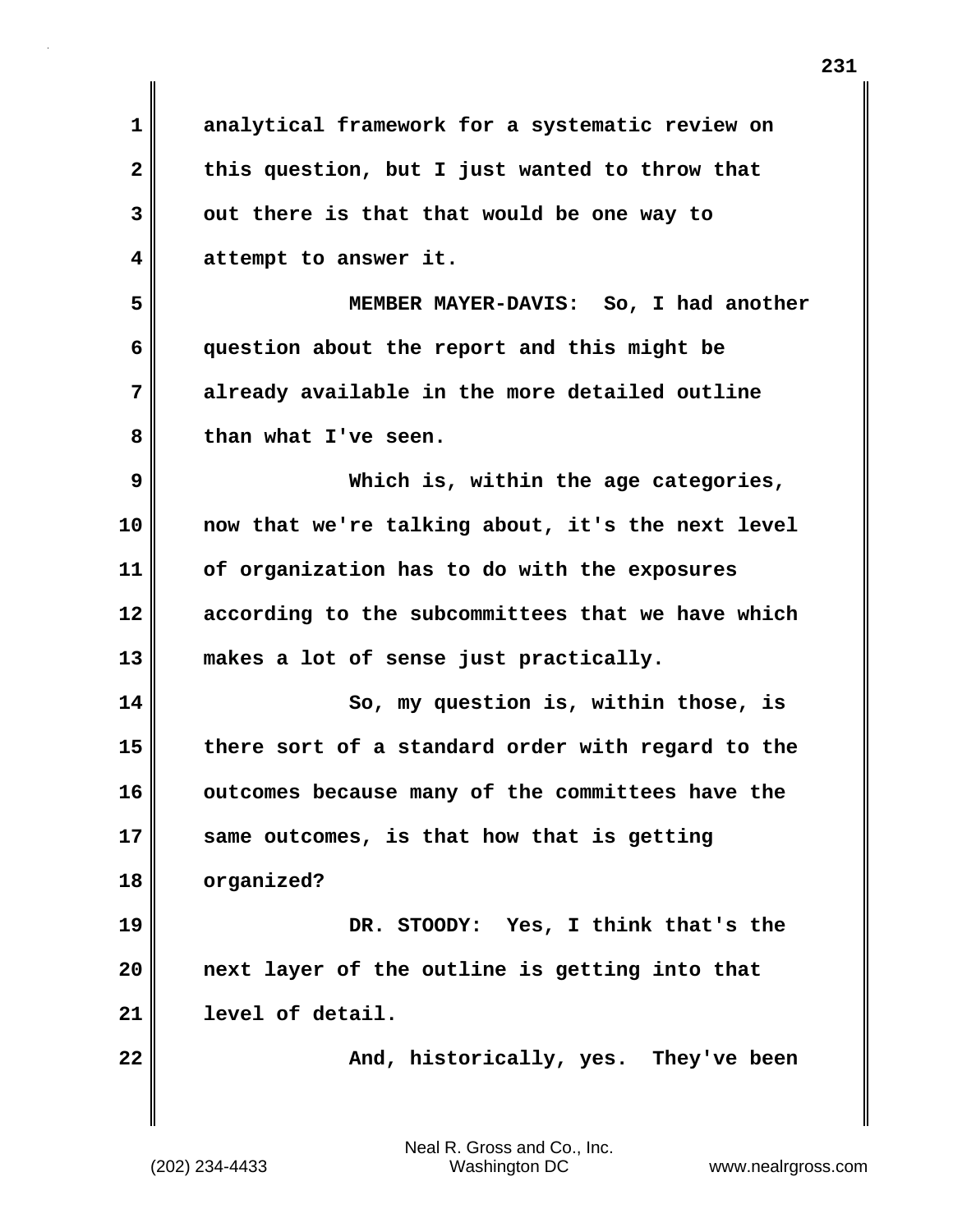analytical framework for a systematic review on this question, but I just wanted to throw that out there is that that would be one way to attempt to answer it.

MEMBER MAYER-DAVIS: So, I had another question about the report and this might be already available in the more detailed outline than what I've seen.

Which is, within the age categories, now that we're talking about, it's the next level of organization has to do with the exposures according to the subcommittees that we have which makes a lot of sense just practically.

So, my question is, within those, is there sort of a standard order with regard to the outcomes because many of the committees have the same outcomes, is that how that is getting organized?

DR. STOODY: Yes, I think that's the next layer of the outline is getting into that level of detail.

And, historically, yes. They've been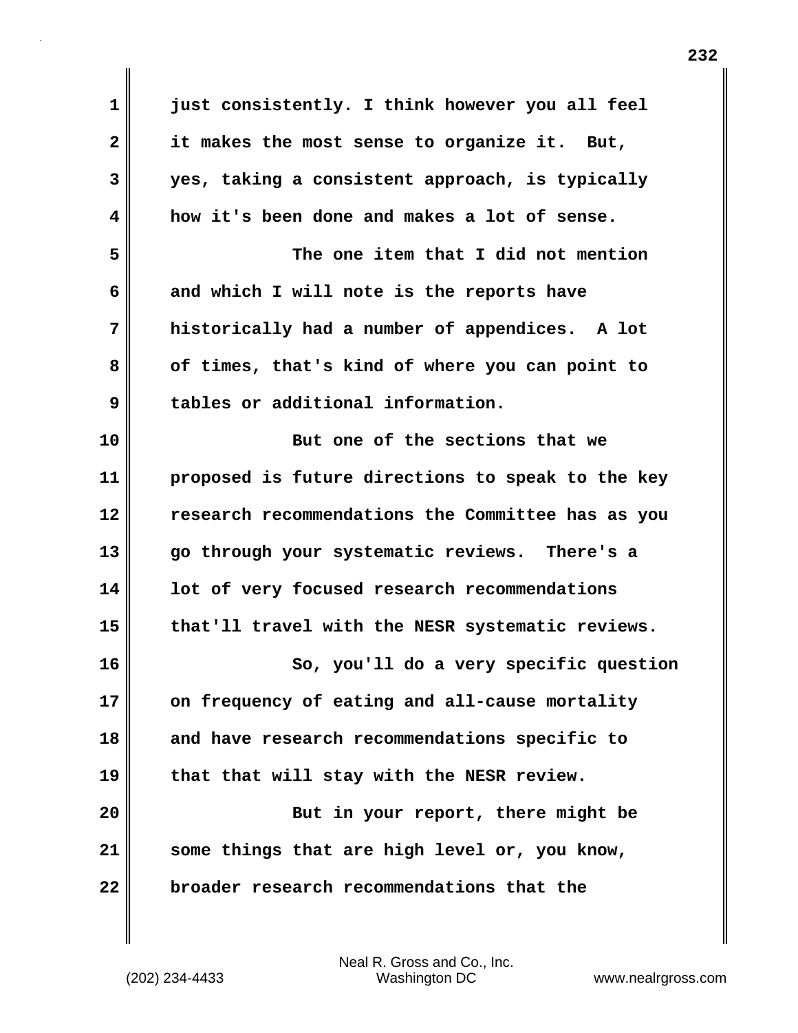just consistently. I think however you all feel it makes the most sense to organize it. But, yes, taking a consistent approach, is typically how it's been done and makes a lot of sense.

The one item that I did not mention and which I will note is the reports have historically had a number of appendices. A lot of times, that's kind of where you can point to tables or additional information.

But one of the sections that we proposed is future directions to speak to the key research recommendations the Committee has as you go through your systematic reviews. There's a lot of very focused research recommendations that'll travel with the NESR systematic reviews.

So, you'll do a very specific question on frequency of eating and all-cause mortality and have research recommendations specific to that that will stay with the NESR review.

But in your report, there might be some things that are high level or, you know, broader research recommendations that the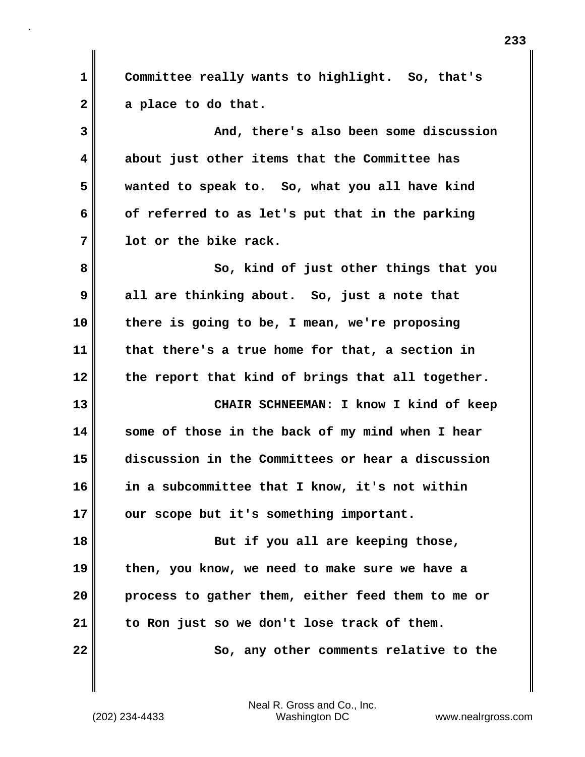Committee really wants to highlight. So, that's a place to do that.

And, there's also been some discussion about just other items that the Committee has wanted to speak to. So, what you all have kind of referred to as let's put that in the parking lot or the bike rack.

So, kind of just other things that you all are thinking about. So, just a note that there is going to be, I mean, we're proposing that there's a true home for that, a section in the report that kind of brings that all together.

CHAIR SCHNEEMAN: I know I kind of keep some of those in the back of my mind when I hear discussion in the Committees or hear a discussion in a subcommittee that I know, it's not within our scope but it's something important.

But if you all are keeping those, then, you know, we need to make sure we have a process to gather them, either feed them to me or to Ron just so we don't lose track of them.

So, any other comments relative to the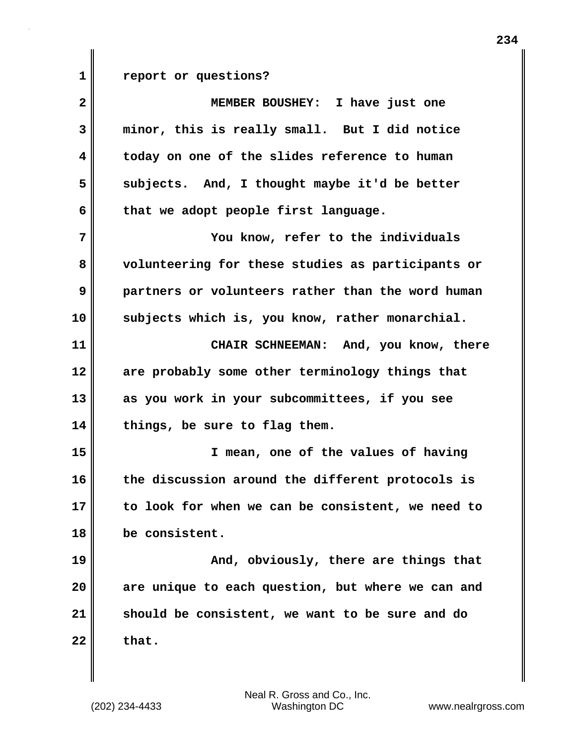report or questions?

MEMBER BOUSHEY: I have just one minor, this is really small. But I did notice today on one of the slides reference to human subjects. And, I thought maybe it'd be better that we adopt people first language.

You know, refer to the individuals volunteering for these studies as participants or partners or volunteers rather than the word human subjects which is, you know, rather monarchial.

CHAIR SCHNEEMAN: And, you know, there are probably some other terminology things that as you work in your subcommittees, if you see things, be sure to flag them.

I mean, one of the values of having the discussion around the different protocols is to look for when we can be consistent, we need to be consistent.

And, obviously, there are things that are unique to each question, but where we can and should be consistent, we want to be sure and do that.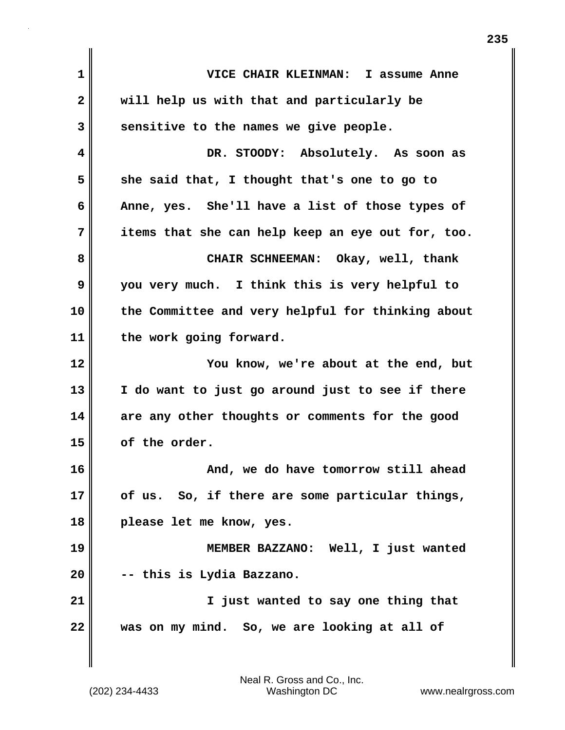VICE CHAIR KLEINMAN: I assume Anne will help us with that and particularly be sensitive to the names we give people.

DR. STOODY: Absolutely. As soon as she said that, I thought that's one to go to Anne, yes. She'll have a list of those types of items that she can help keep an eye out for, too.

CHAIR SCHNEEMAN: Okay, well, thank you very much. I think this is very helpful to the Committee and very helpful for thinking about the work going forward.

You know, we're about at the end, but I do want to just go around just to see if there are any other thoughts or comments for the good of the order.

And, we do have tomorrow still ahead of us. So, if there are some particular things, please let me know, yes.

MEMBER BAZZANO: Well, I just wanted -- this is Lydia Bazzano.

I just wanted to say one thing that was on my mind. So, we are looking at all of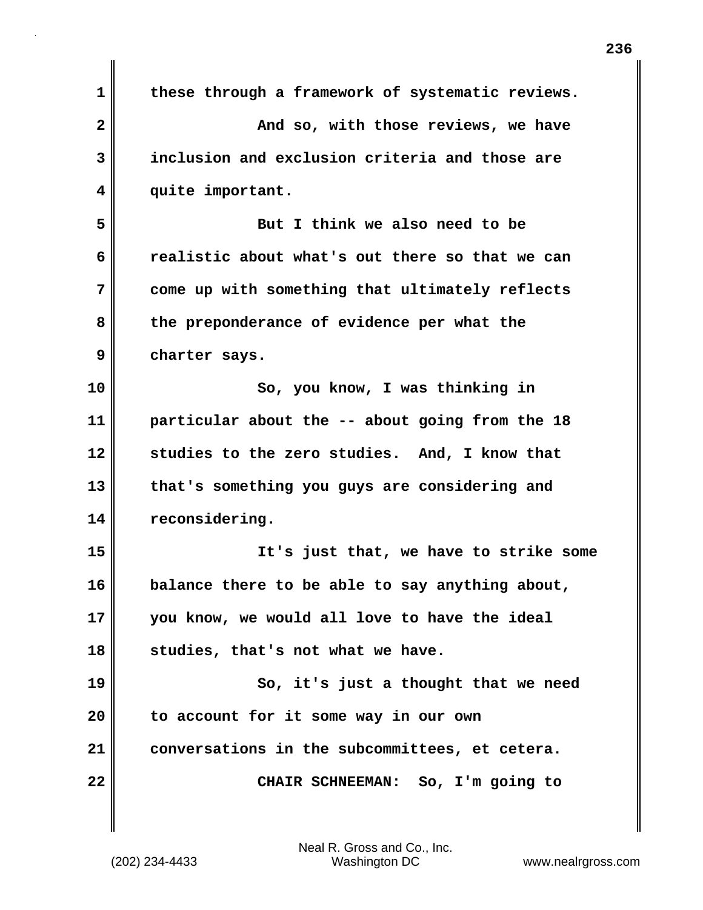these through a framework of systematic reviews.

And so, with those reviews, we have inclusion and exclusion criteria and those are quite important.

But I think we also need to be realistic about what's out there so that we can come up with something that ultimately reflects the preponderance of evidence per what the charter says.

So, you know, I was thinking in particular about the -- about going from the 18 studies to the zero studies. And, I know that that's something you guys are considering and reconsidering.

It's just that, we have to strike some balance there to be able to say anything about, you know, we would all love to have the ideal studies, that's not what we have.

So, it's just a thought that we need to account for it some way in our own conversations in the subcommittees, et cetera.

CHAIR SCHNEEMAN: So, I'm going to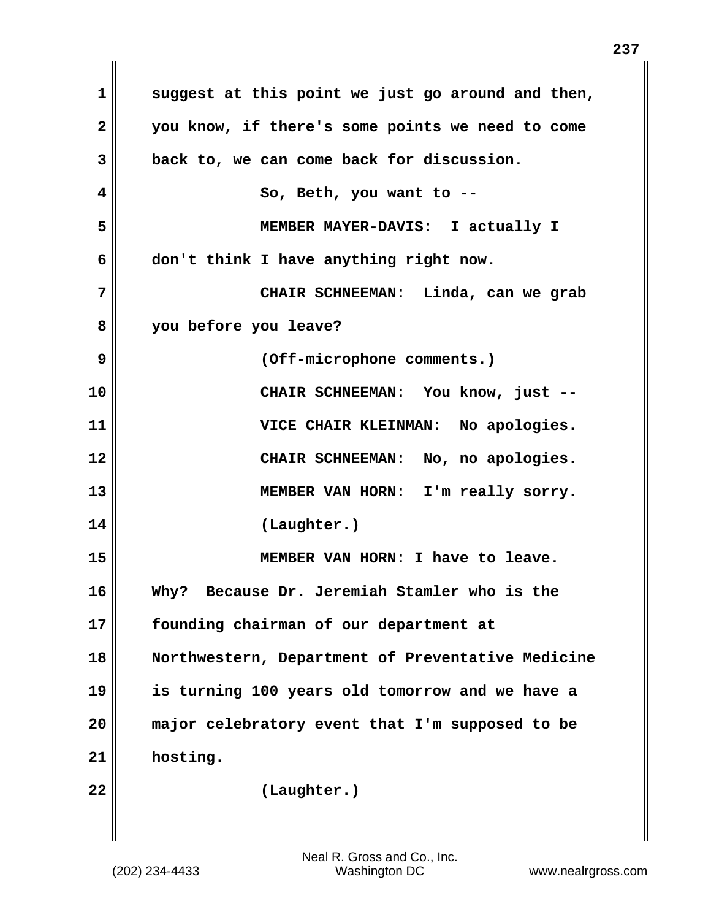suggest at this point we just go around and then, you know, if there's some points we need to come back to, we can come back for discussion.

So, Beth, you want to --

MEMBER MAYER-DAVIS: I actually I don't think I have anything right now.

CHAIR SCHNEEMAN: Linda, can we grab you before you leave?

(Off-microphone comments.)

CHAIR SCHNEEMAN: You know, just --

VICE CHAIR KLEINMAN: No apologies.

CHAIR SCHNEEMAN: No, no apologies.

MEMBER VAN HORN: I'm really sorry.

(Laughter.)

MEMBER VAN HORN: I have to leave. Why? Because Dr. Jeremiah Stamler who is the founding chairman of our department at Northwestern, Department of Preventative Medicine is turning 100 years old tomorrow and we have a major celebratory event that I'm supposed to be hosting.

(Laughter.)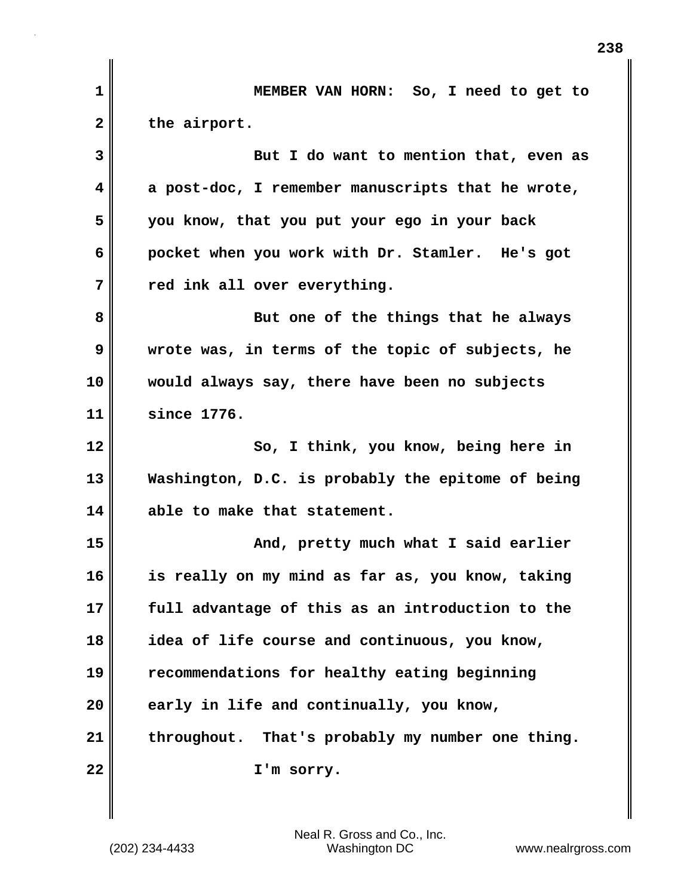MEMBER VAN HORN: So, I need to get to the airport.

But I do want to mention that, even as a post-doc, I remember manuscripts that he wrote, you know, that you put your ego in your back pocket when you work with Dr. Stamler. He's got red ink all over everything.

But one of the things that he always wrote was, in terms of the topic of subjects, he would always say, there have been no subjects since 1776.

So, I think, you know, being here in Washington, D.C. is probably the epitome of being able to make that statement.

And, pretty much what I said earlier is really on my mind as far as, you know, taking full advantage of this as an introduction to the idea of life course and continuous, you know, recommendations for healthy eating beginning early in life and continually, you know, throughout. That's probably my number one thing.

I'm sorry.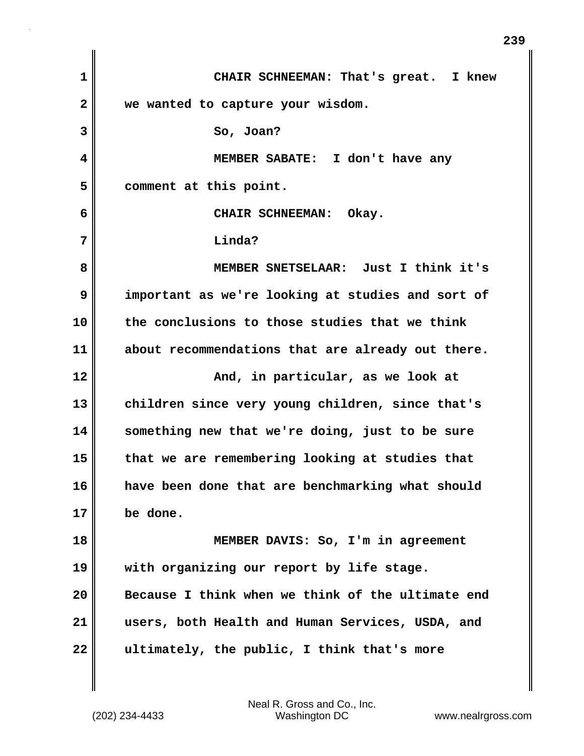CHAIR SCHNEEMAN: That's great. I knew we wanted to capture your wisdom.

So, Joan?

MEMBER SABATE: I don't have any comment at this point.

CHAIR SCHNEEMAN: Okay.

Linda?

MEMBER SNETSELAAR: Just I think it's important as we're looking at studies and sort of the conclusions to those studies that we think about recommendations that are already out there.

And, in particular, as we look at children since very young children, since that's something new that we're doing, just to be sure that we are remembering looking at studies that have been done that are benchmarking what should be done.

MEMBER DAVIS: So, I'm in agreement with organizing our report by life stage. Because I think when we think of the ultimate end users, both Health and Human Services, USDA, and ultimately, the public, I think that's more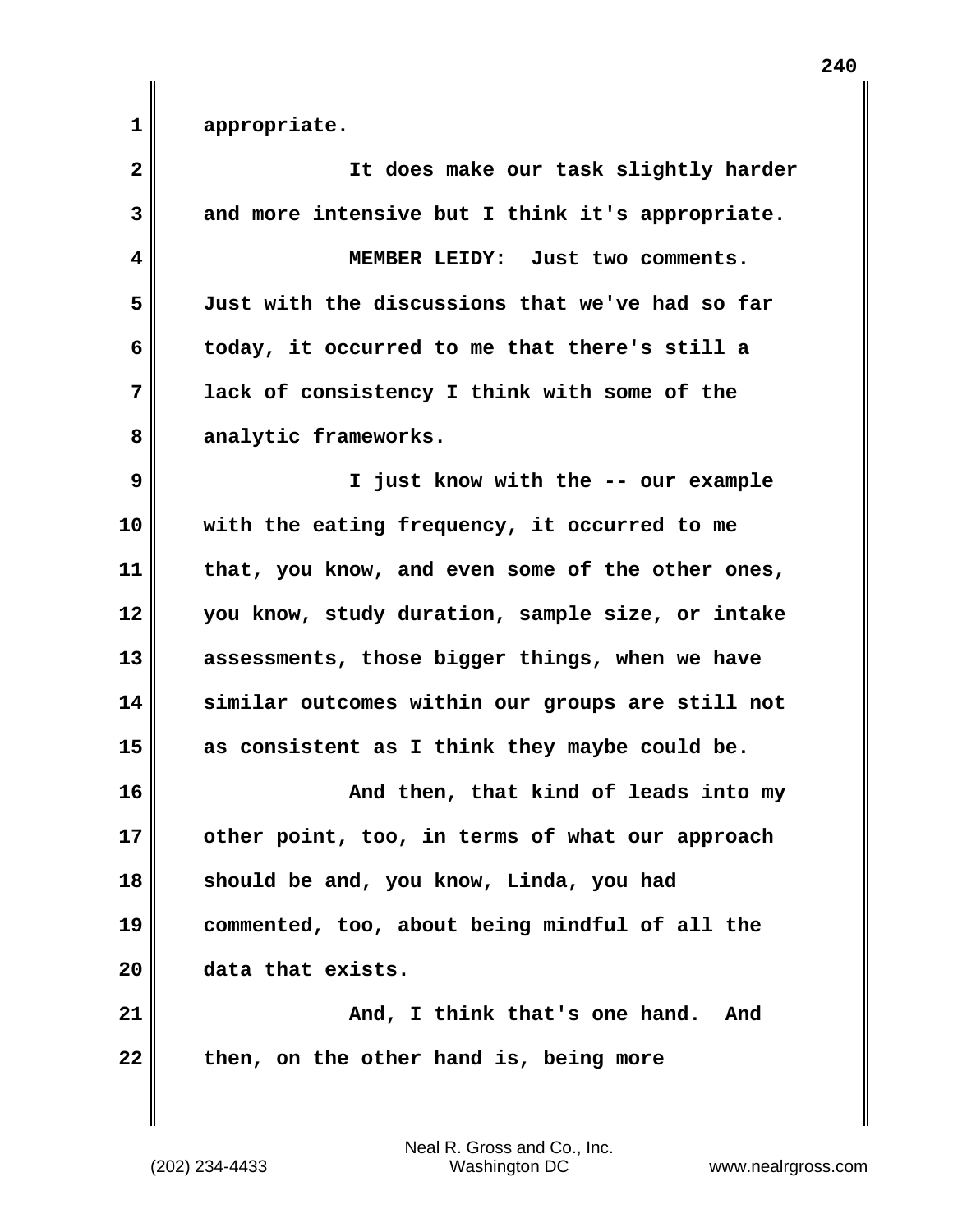appropriate.

It does make our task slightly harder and more intensive but I think it's appropriate.

MEMBER LEIDY: Just two comments. Just with the discussions that we've had so far today, it occurred to me that there's still a lack of consistency I think with some of the analytic frameworks.

I just know with the -- our example with the eating frequency, it occurred to me that, you know, and even some of the other ones, you know, study duration, sample size, or intake assessments, those bigger things, when we have similar outcomes within our groups are still not as consistent as I think they maybe could be.

And then, that kind of leads into my other point, too, in terms of what our approach should be and, you know, Linda, you had commented, too, about being mindful of all the data that exists.

And, I think that's one hand. And then, on the other hand is, being more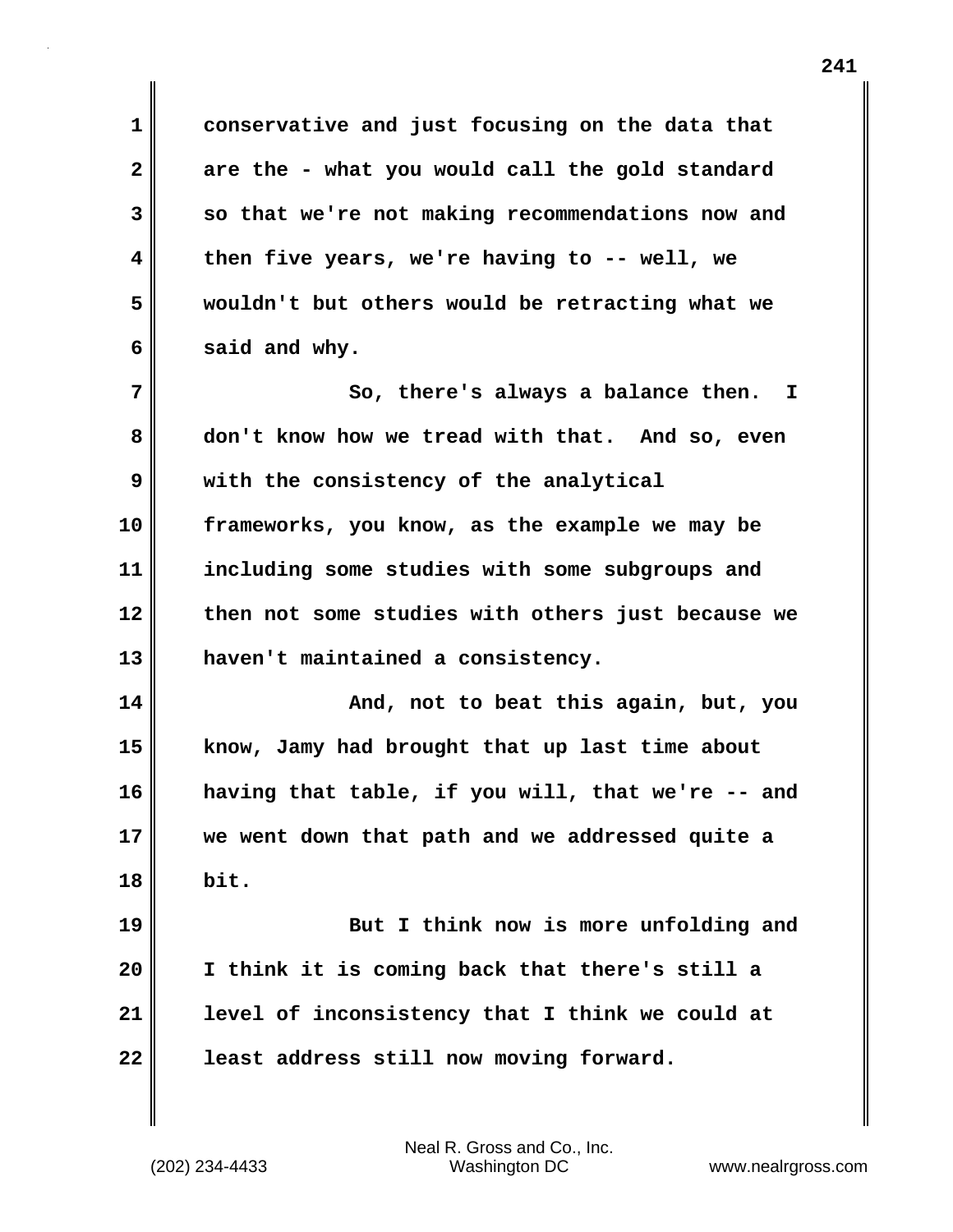conservative and just focusing on the data that are the - what you would call the gold standard so that we're not making recommendations now and then five years, we're having to -- well, we wouldn't but others would be retracting what we said and why.

So, there's always a balance then. I don't know how we tread with that. And so, even with the consistency of the analytical frameworks, you know, as the example we may be including some studies with some subgroups and then not some studies with others just because we haven't maintained a consistency.

And, not to beat this again, but, you know, Jamy had brought that up last time about having that table, if you will, that we're -- and we went down that path and we addressed quite a bit.

But I think now is more unfolding and I think it is coming back that there's still a level of inconsistency that I think we could at least address still now moving forward.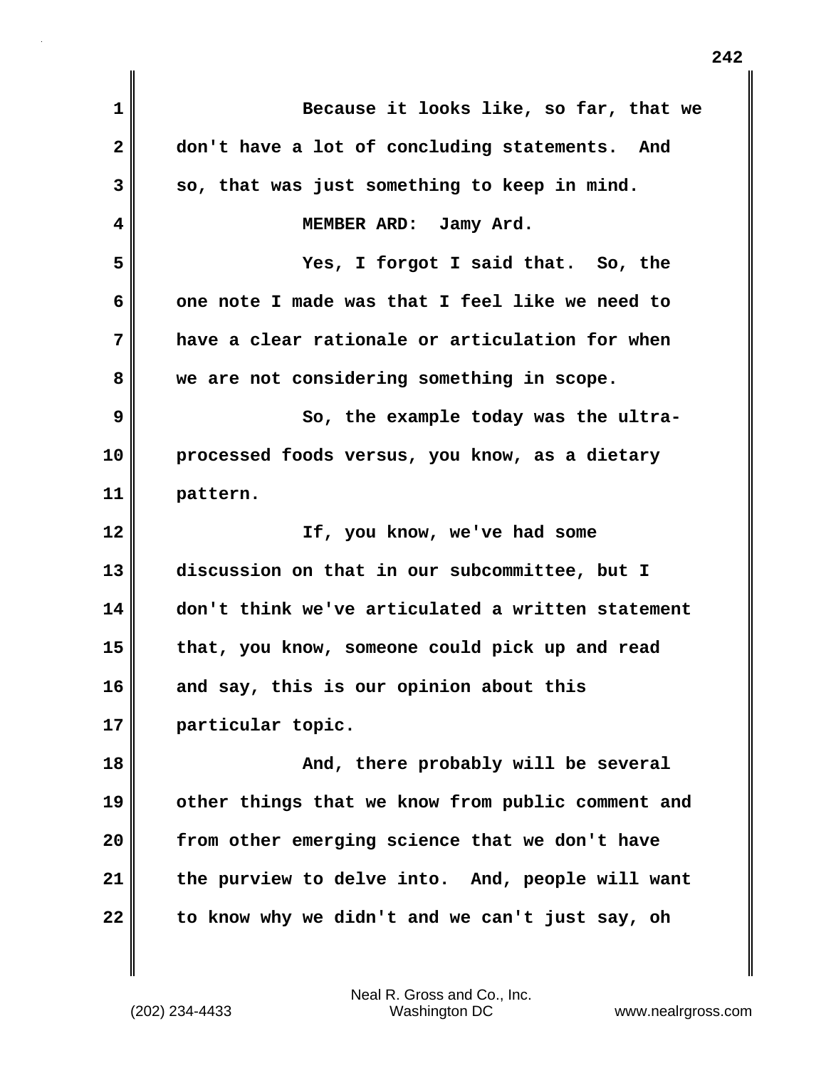Because it looks like, so far, that we don't have a lot of concluding statements. And so, that was just something to keep in mind.

MEMBER ARD: Jamy Ard.

Yes, I forgot I said that. So, the one note I made was that I feel like we need to have a clear rationale or articulation for when we are not considering something in scope.

So, the example today was the ultra-processed foods versus, you know, as a dietary pattern.

If, you know, we've had some discussion on that in our subcommittee, but I don't think we've articulated a written statement that, you know, someone could pick up and read and say, this is our opinion about this particular topic.

And, there probably will be several other things that we know from public comment and from other emerging science that we don't have the purview to delve into. And, people will want to know why we didn't and we can't just say, oh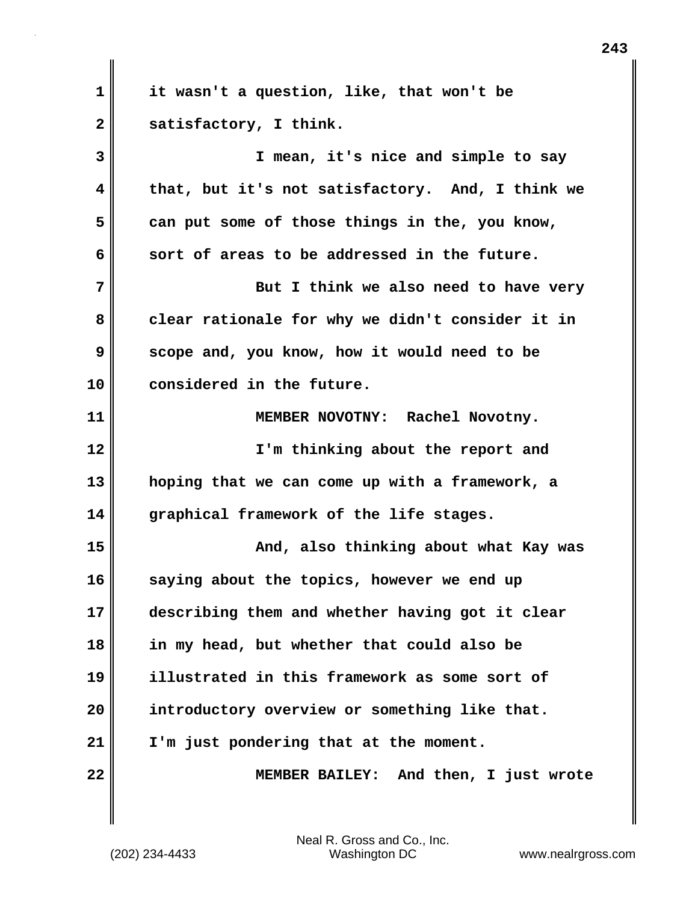it wasn't a question, like, that won't be satisfactory, I think.

I mean, it's nice and simple to say that, but it's not satisfactory. And, I think we can put some of those things in the, you know, sort of areas to be addressed in the future.

But I think we also need to have very clear rationale for why we didn't consider it in scope and, you know, how it would need to be considered in the future.

MEMBER NOVOTNY: Rachel Novotny.

I'm thinking about the report and hoping that we can come up with a framework, a graphical framework of the life stages.

And, also thinking about what Kay was saying about the topics, however we end up describing them and whether having got it clear in my head, but whether that could also be illustrated in this framework as some sort of introductory overview or something like that. I'm just pondering that at the moment.

MEMBER BAILEY: And then, I just wrote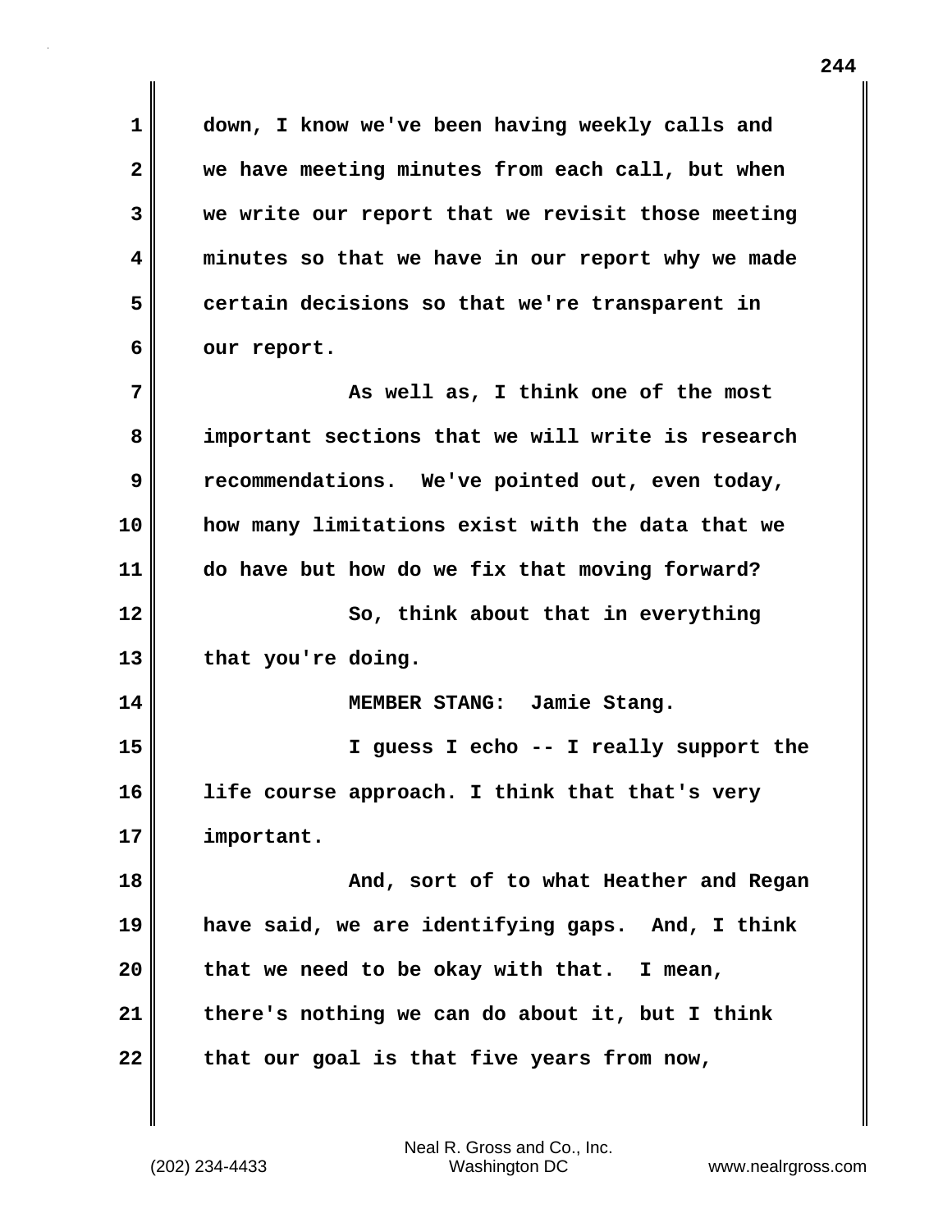down, I know we've been having weekly calls and we have meeting minutes from each call, but when we write our report that we revisit those meeting minutes so that we have in our report why we made certain decisions so that we're transparent in our report.

As well as, I think one of the most important sections that we will write is research recommendations. We've pointed out, even today, how many limitations exist with the data that we do have but how do we fix that moving forward?

So, think about that in everything that you're doing.

MEMBER STANG: Jamie Stang.

I guess I echo -- I really support the life course approach. I think that that's very important.

And, sort of to what Heather and Regan have said, we are identifying gaps. And, I think that we need to be okay with that. I mean, there's nothing we can do about it, but I think that our goal is that five years from now,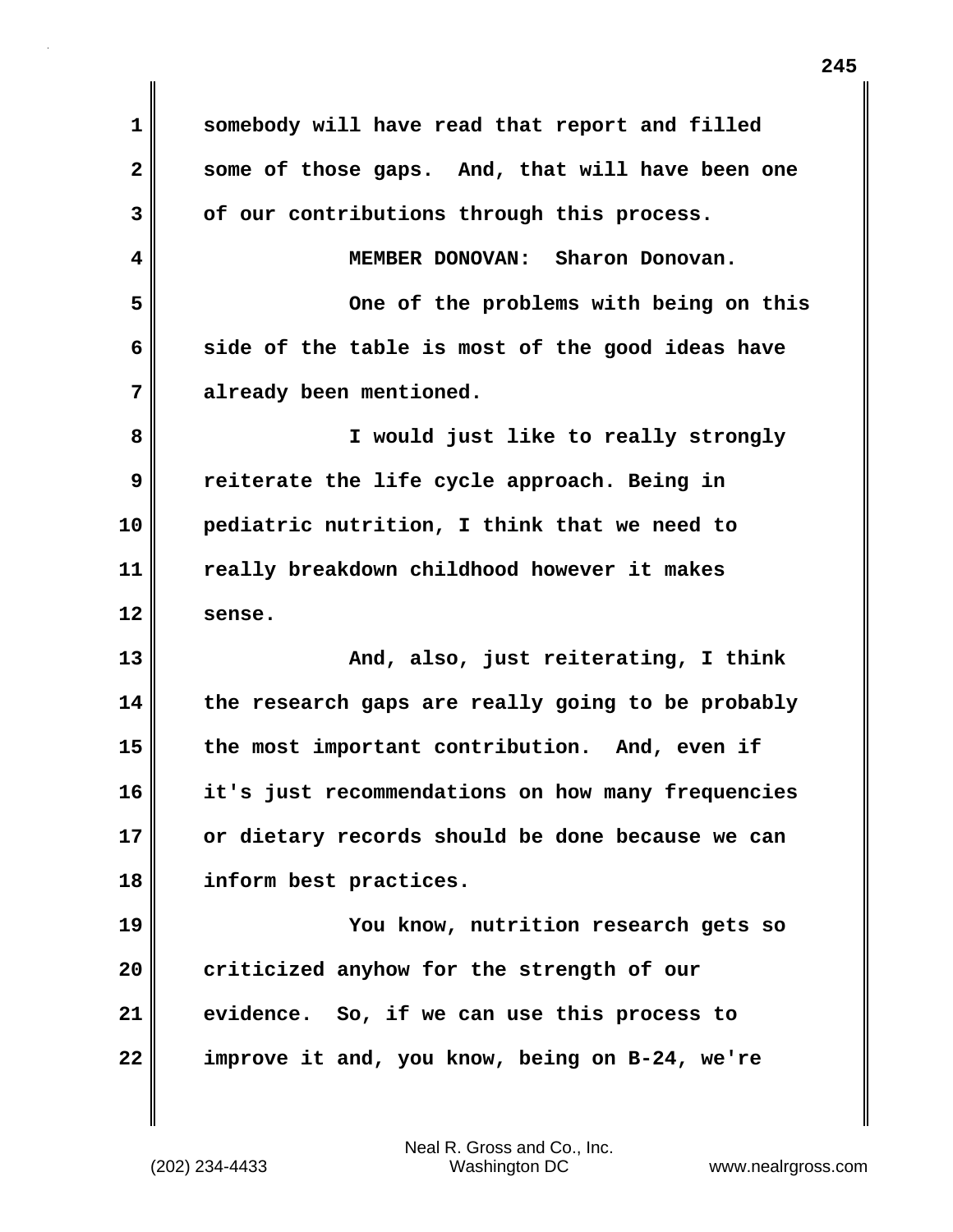somebody will have read that report and filled some of those gaps. And, that will have been one of our contributions through this process.

MEMBER DONOVAN: Sharon Donovan.

One of the problems with being on this side of the table is most of the good ideas have already been mentioned.

I would just like to really strongly reiterate the life cycle approach. Being in pediatric nutrition, I think that we need to really breakdown childhood however it makes sense.

And, also, just reiterating, I think the research gaps are really going to be probably the most important contribution. And, even if it's just recommendations on how many frequencies or dietary records should be done because we can inform best practices.

You know, nutrition research gets so criticized anyhow for the strength of our evidence. So, if we can use this process to improve it and, you know, being on B-24, we're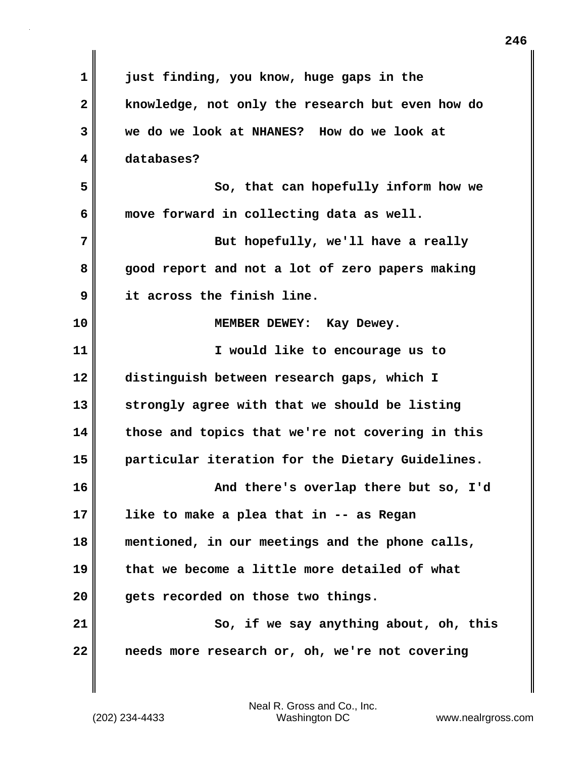just finding, you know, huge gaps in the knowledge, not only the research but even how do we do we look at NHANES? How do we look at databases?

So, that can hopefully inform how we move forward in collecting data as well.

But hopefully, we'll have a really good report and not a lot of zero papers making it across the finish line.

MEMBER DEWEY: Kay Dewey.

I would like to encourage us to distinguish between research gaps, which I strongly agree with that we should be listing those and topics that we're not covering in this particular iteration for the Dietary Guidelines.

And there's overlap there but so, I'd like to make a plea that in -- as Regan mentioned, in our meetings and the phone calls, that we become a little more detailed of what gets recorded on those two things.

So, if we say anything about, oh, this needs more research or, oh, we're not covering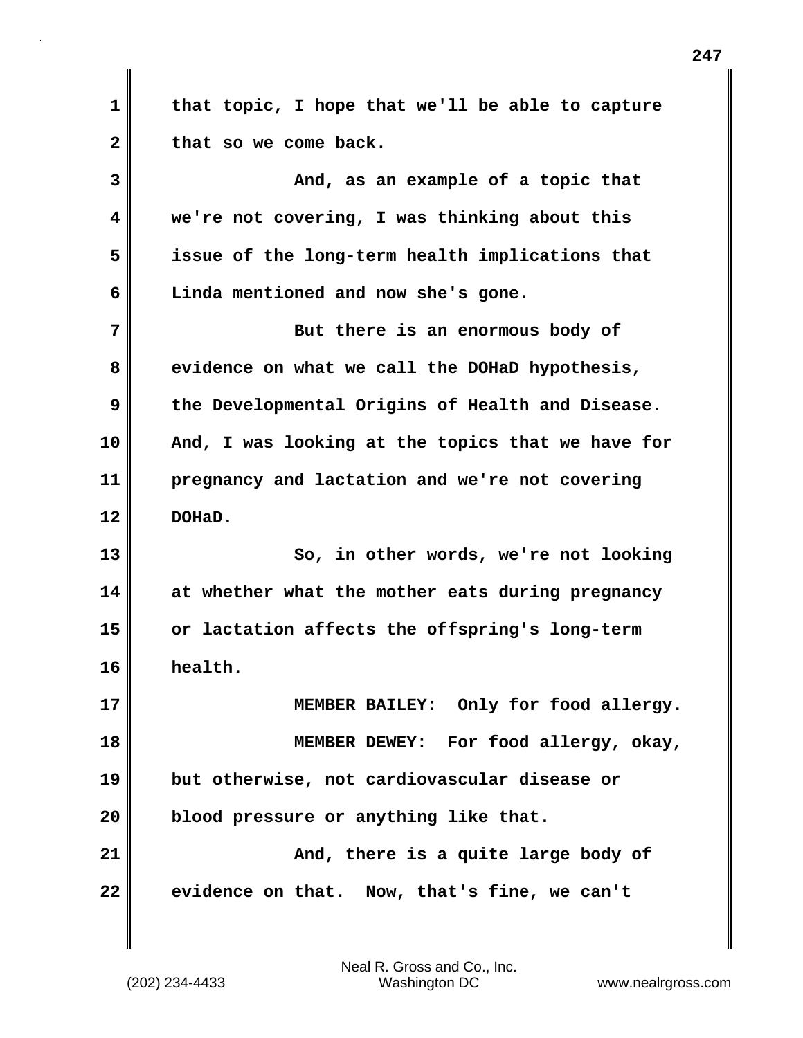that topic, I hope that we'll be able to capture that so we come back.

And, as an example of a topic that we're not covering, I was thinking about this issue of the long-term health implications that Linda mentioned and now she's gone.

But there is an enormous body of evidence on what we call the DOHaD hypothesis, the Developmental Origins of Health and Disease. And, I was looking at the topics that we have for pregnancy and lactation and we're not covering DOHaD.

So, in other words, we're not looking at whether what the mother eats during pregnancy or lactation affects the offspring's long-term health.

MEMBER BAILEY: Only for food allergy.

MEMBER DEWEY: For food allergy, okay, but otherwise, not cardiovascular disease or blood pressure or anything like that.

And, there is a quite large body of evidence on that. Now, that's fine, we can't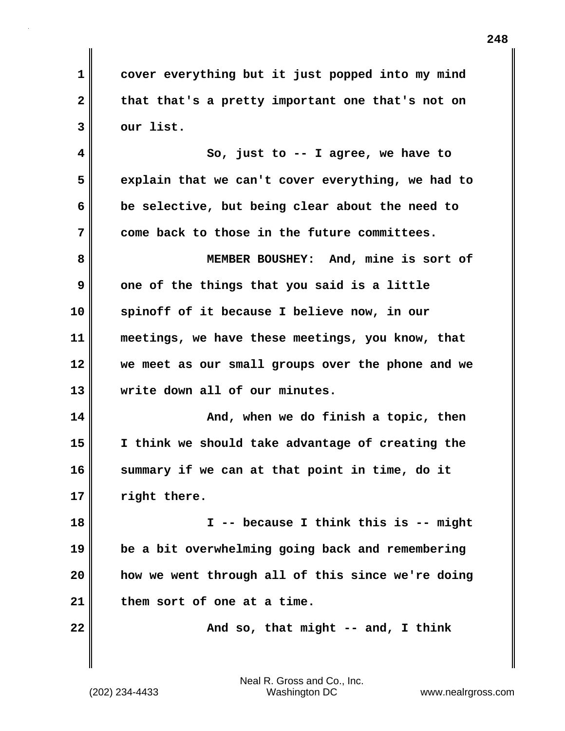cover everything but it just popped into my mind that that's a pretty important one that's not on our list.

So, just to -- I agree, we have to explain that we can't cover everything, we had to be selective, but being clear about the need to come back to those in the future committees.

MEMBER BOUSHEY: And, mine is sort of one of the things that you said is a little spinoff of it because I believe now, in our meetings, we have these meetings, you know, that we meet as our small groups over the phone and we write down all of our minutes.

And, when we do finish a topic, then I think we should take advantage of creating the summary if we can at that point in time, do it right there.

I -- because I think this is -- might be a bit overwhelming going back and remembering how we went through all of this since we're doing them sort of one at a time.

And so, that might -- and, I think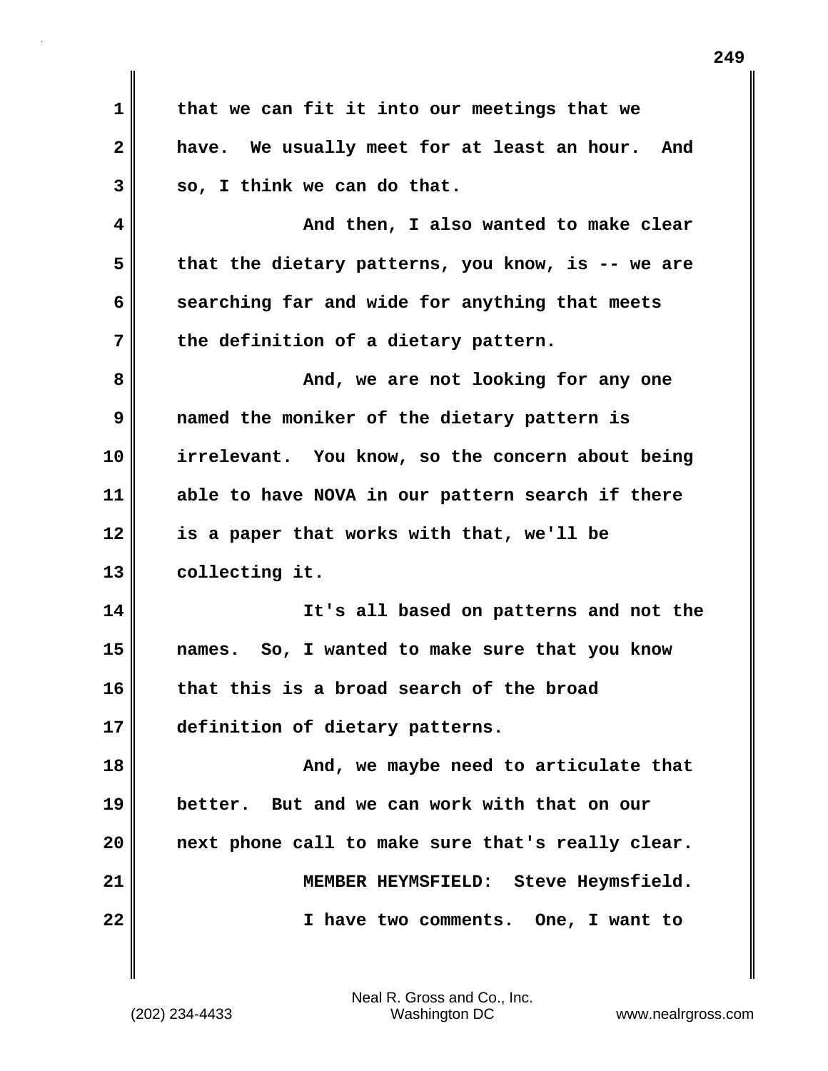that we can fit it into our meetings that we have. We usually meet for at least an hour. And so, I think we can do that.

And then, I also wanted to make clear that the dietary patterns, you know, is -- we are searching far and wide for anything that meets the definition of a dietary pattern.

And, we are not looking for any one named the moniker of the dietary pattern is irrelevant. You know, so the concern about being able to have NOVA in our pattern search if there is a paper that works with that, we'll be collecting it.

It's all based on patterns and not the names. So, I wanted to make sure that you know that this is a broad search of the broad definition of dietary patterns.

And, we maybe need to articulate that better. But and we can work with that on our next phone call to make sure that's really clear.

MEMBER HEYMSFIELD: Steve Heymsfield.

I have two comments. One, I want to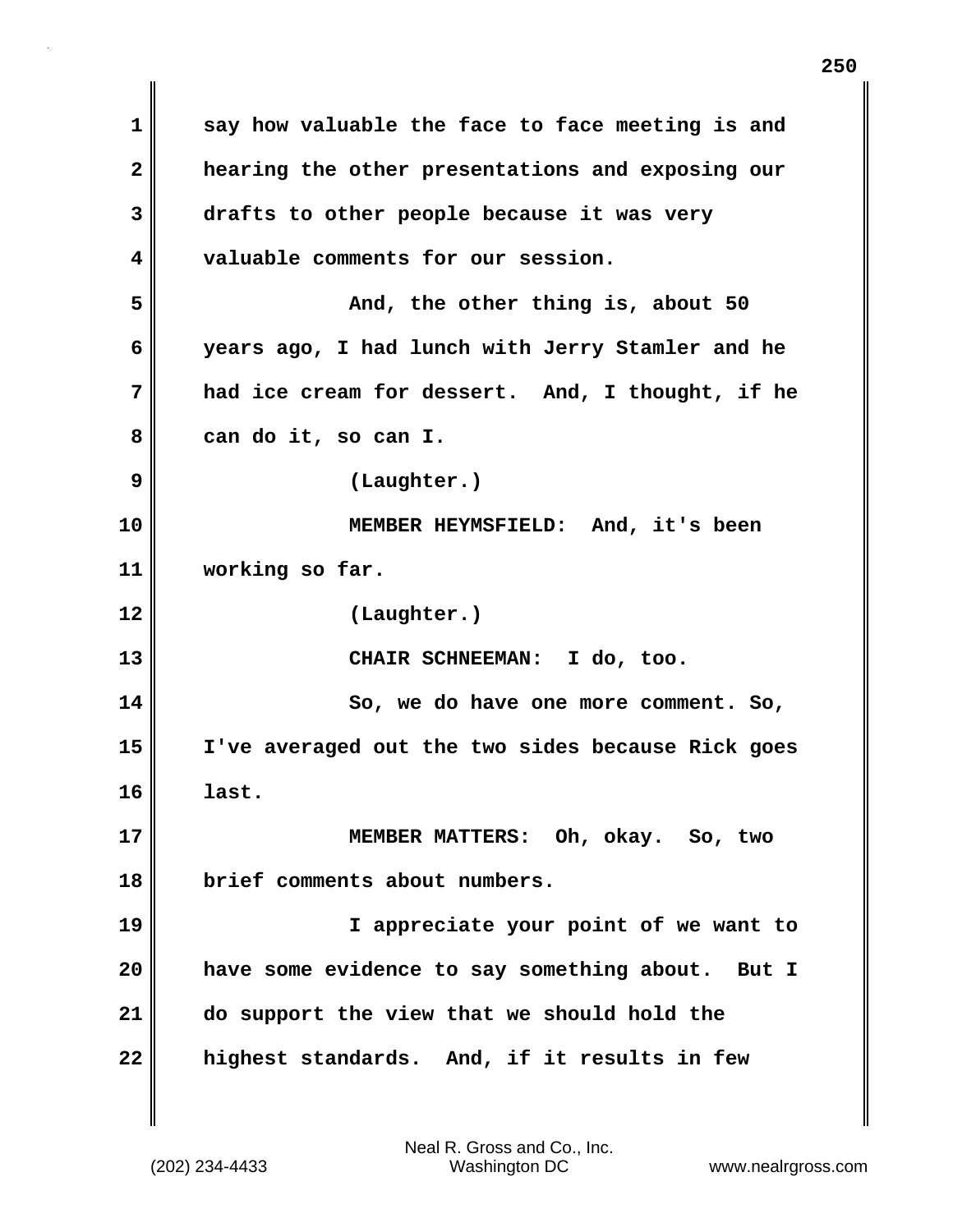say how valuable the face to face meeting is and hearing the other presentations and exposing our drafts to other people because it was very valuable comments for our session.

And, the other thing is, about 50 years ago, I had lunch with Jerry Stamler and he had ice cream for dessert. And, I thought, if he can do it, so can I.

(Laughter.)

MEMBER HEYMSFIELD: And, it's been working so far.

(Laughter.)

CHAIR SCHNEEMAN: I do, too.

So, we do have one more comment. So, I've averaged out the two sides because Rick goes last.

MEMBER MATTERS: Oh, okay. So, two brief comments about numbers.

I appreciate your point of we want to have some evidence to say something about. But I do support the view that we should hold the highest standards. And, if it results in few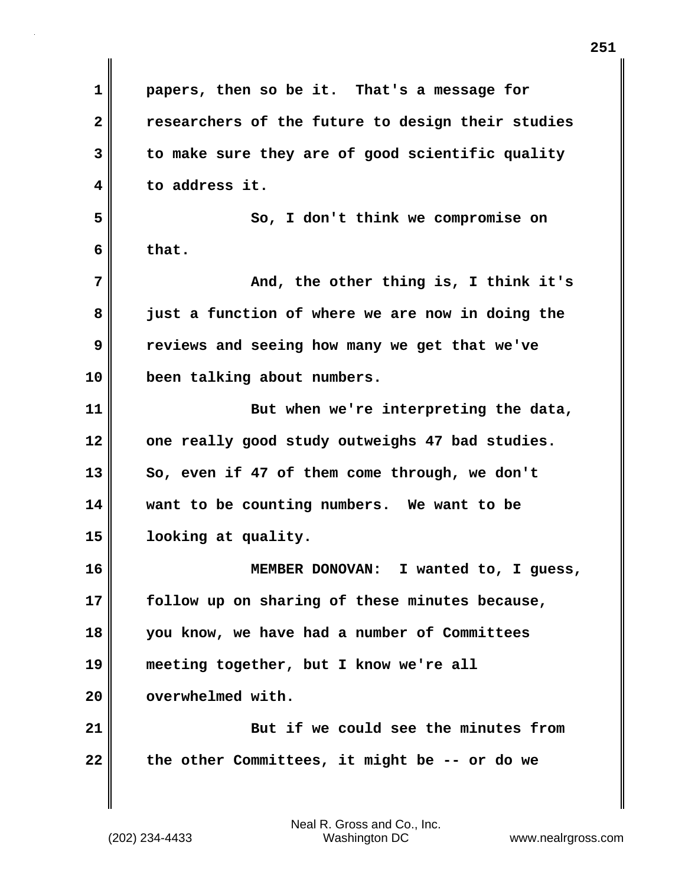papers, then so be it. That's a message for researchers of the future to design their studies to make sure they are of good scientific quality to address it.

So, I don't think we compromise on that.

And, the other thing is, I think it's just a function of where we are now in doing the reviews and seeing how many we get that we've been talking about numbers.

But when we're interpreting the data, one really good study outweighs 47 bad studies. So, even if 47 of them come through, we don't want to be counting numbers. We want to be looking at quality.

MEMBER DONOVAN: I wanted to, I guess, follow up on sharing of these minutes because, you know, we have had a number of Committees meeting together, but I know we're all overwhelmed with.

But if we could see the minutes from the other Committees, it might be -- or do we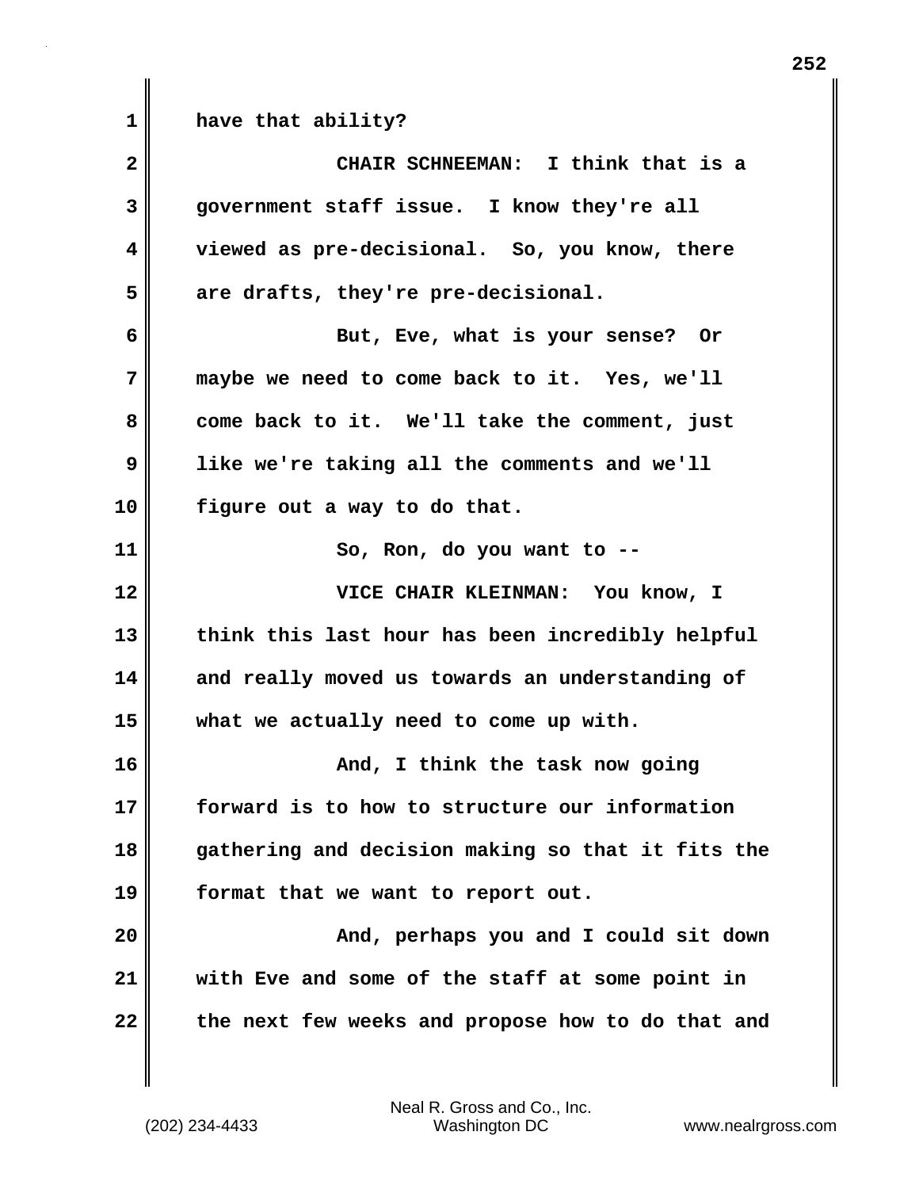have that ability?

CHAIR SCHNEEMAN: I think that is a government staff issue. I know they're all viewed as pre-decisional. So, you know, there are drafts, they're pre-decisional.

But, Eve, what is your sense? Or maybe we need to come back to it. Yes, we'll come back to it. We'll take the comment, just like we're taking all the comments and we'll figure out a way to do that.

So, Ron, do you want to --

VICE CHAIR KLEINMAN: You know, I think this last hour has been incredibly helpful and really moved us towards an understanding of what we actually need to come up with.

And, I think the task now going forward is to how to structure our information gathering and decision making so that it fits the format that we want to report out.

And, perhaps you and I could sit down with Eve and some of the staff at some point in the next few weeks and propose how to do that and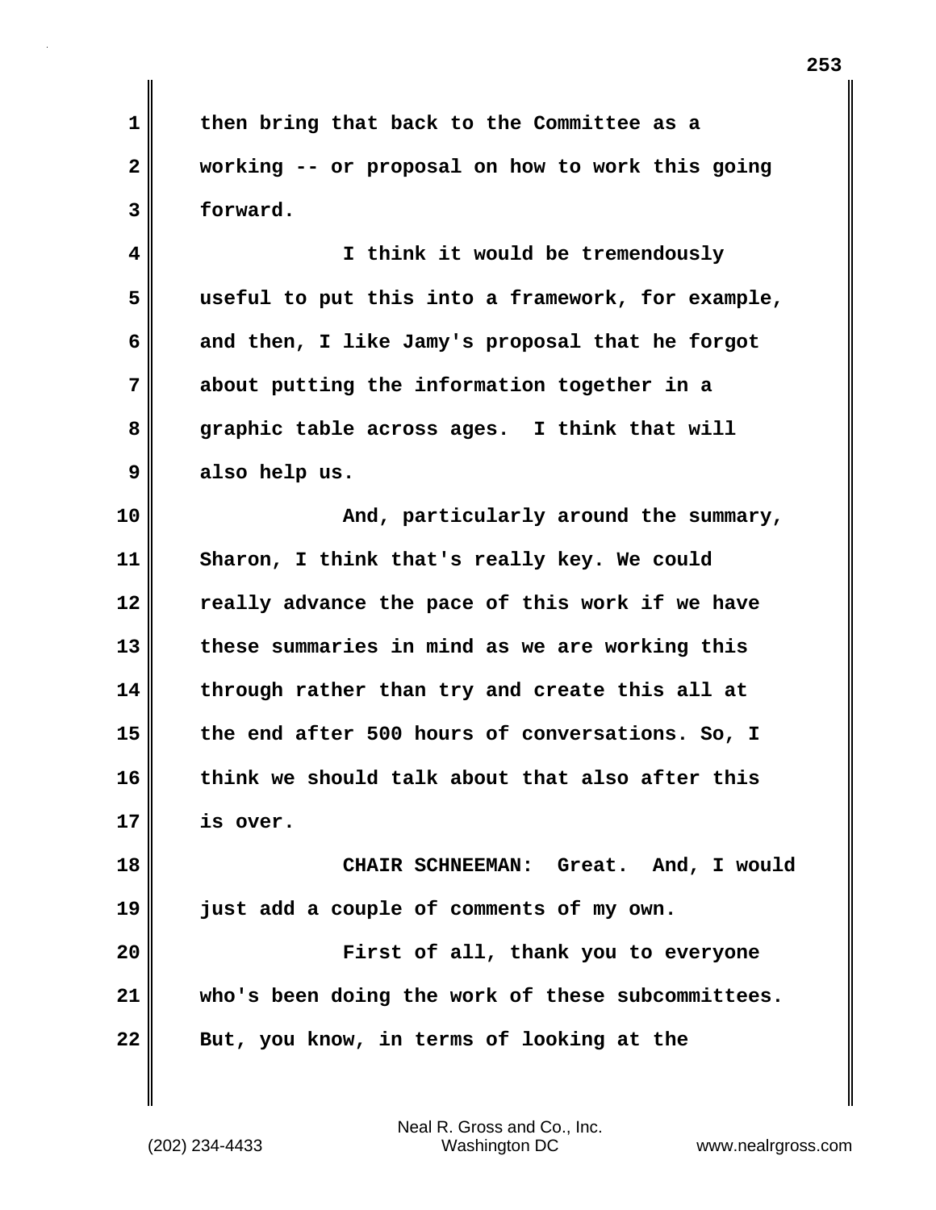then bring that back to the Committee as a working -- or proposal on how to work this going forward.

I think it would be tremendously useful to put this into a framework, for example, and then, I like Jamy's proposal that he forgot about putting the information together in a graphic table across ages. I think that will also help us.

And, particularly around the summary, Sharon, I think that's really key. We could really advance the pace of this work if we have these summaries in mind as we are working this through rather than try and create this all at the end after 500 hours of conversations. So, I think we should talk about that also after this is over.

CHAIR SCHNEEMAN: Great. And, I would just add a couple of comments of my own.

First of all, thank you to everyone who's been doing the work of these subcommittees. But, you know, in terms of looking at the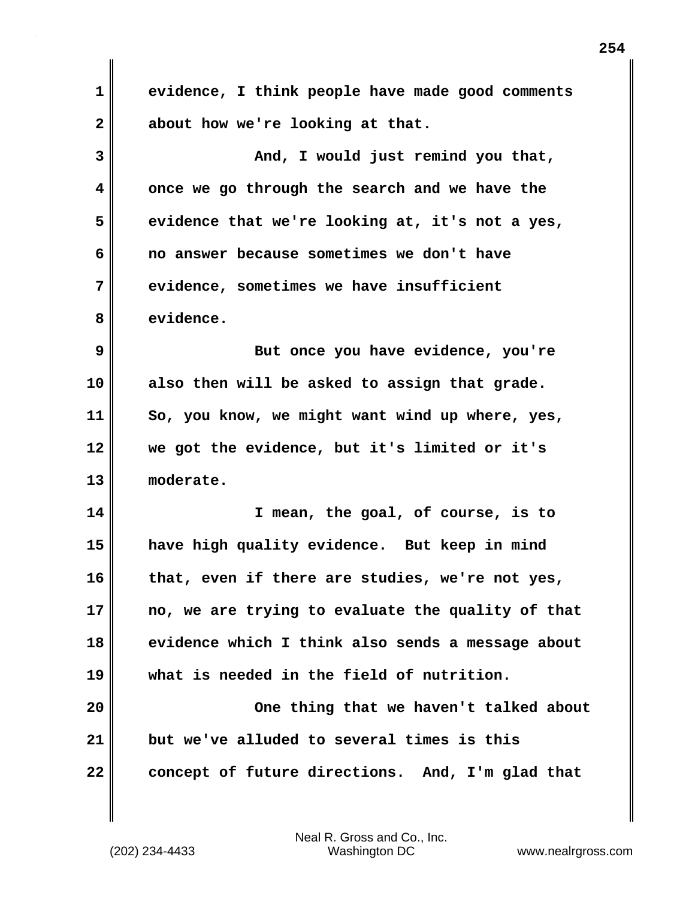evidence, I think people have made good comments about how we're looking at that.

And, I would just remind you that, once we go through the search and we have the evidence that we're looking at, it's not a yes, no answer because sometimes we don't have evidence, sometimes we have insufficient evidence.

But once you have evidence, you're also then will be asked to assign that grade. So, you know, we might want wind up where, yes, we got the evidence, but it's limited or it's moderate.

I mean, the goal, of course, is to have high quality evidence. But keep in mind that, even if there are studies, we're not yes, no, we are trying to evaluate the quality of that evidence which I think also sends a message about what is needed in the field of nutrition.

One thing that we haven't talked about but we've alluded to several times is this concept of future directions. And, I'm glad that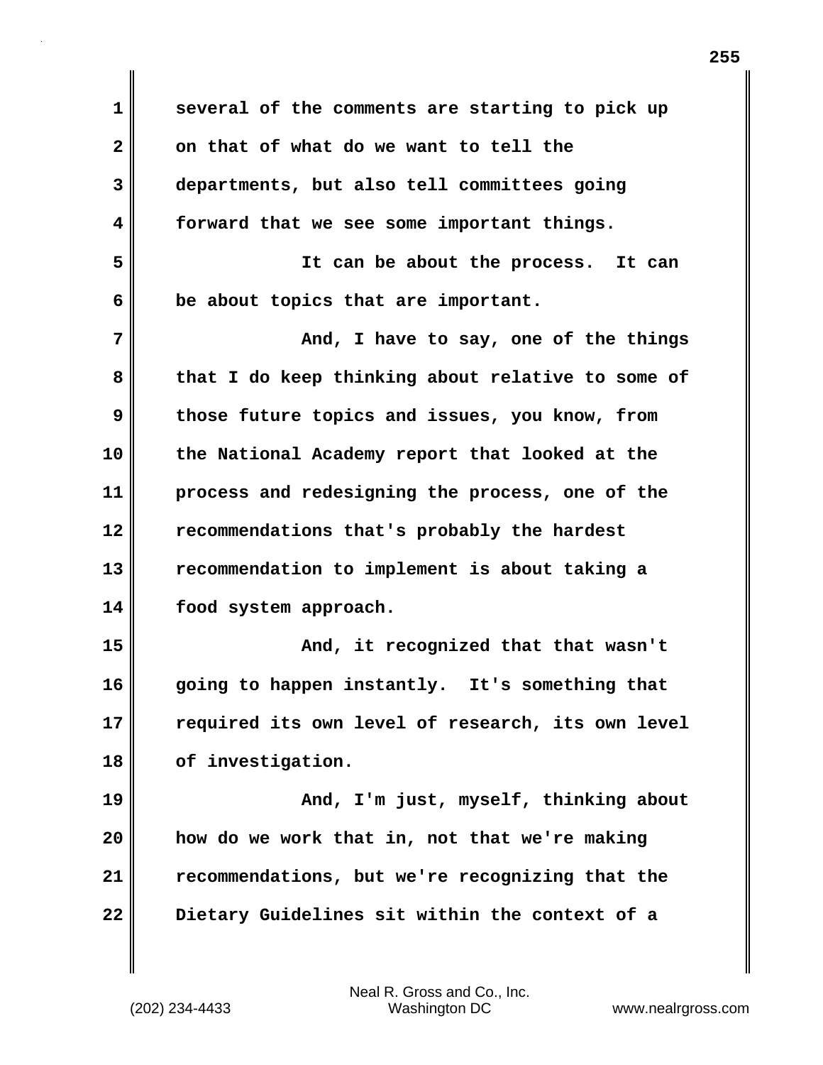several of the comments are starting to pick up on that of what do we want to tell the departments, but also tell committees going forward that we see some important things.

It can be about the process. It can be about topics that are important.

And, I have to say, one of the things that I do keep thinking about relative to some of those future topics and issues, you know, from the National Academy report that looked at the process and redesigning the process, one of the recommendations that's probably the hardest recommendation to implement is about taking a food system approach.

And, it recognized that that wasn't going to happen instantly. It's something that required its own level of research, its own level of investigation.

And, I'm just, myself, thinking about how do we work that in, not that we're making recommendations, but we're recognizing that the Dietary Guidelines sit within the context of a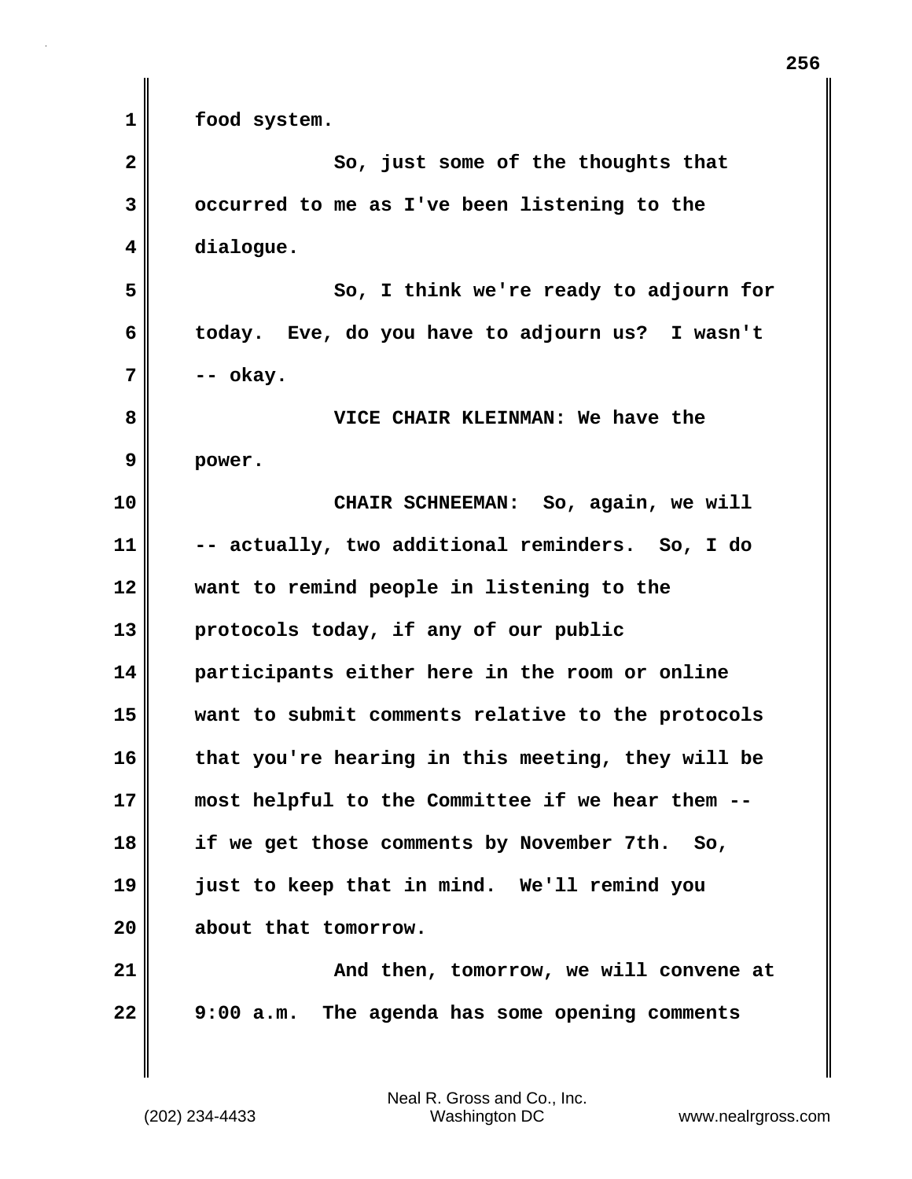food system.

So, just some of the thoughts that occurred to me as I've been listening to the dialogue.

So, I think we're ready to adjourn for today. Eve, do you have to adjourn us? I wasn't -- okay.

VICE CHAIR KLEINMAN: We have the power.

CHAIR SCHNEEMAN: So, again, we will -- actually, two additional reminders. So, I do want to remind people in listening to the protocols today, if any of our public participants either here in the room or online want to submit comments relative to the protocols that you're hearing in this meeting, they will be most helpful to the Committee if we hear them -- if we get those comments by November 7th. So, just to keep that in mind. We'll remind you about that tomorrow.

And then, tomorrow, we will convene at 9:00 a.m. The agenda has some opening comments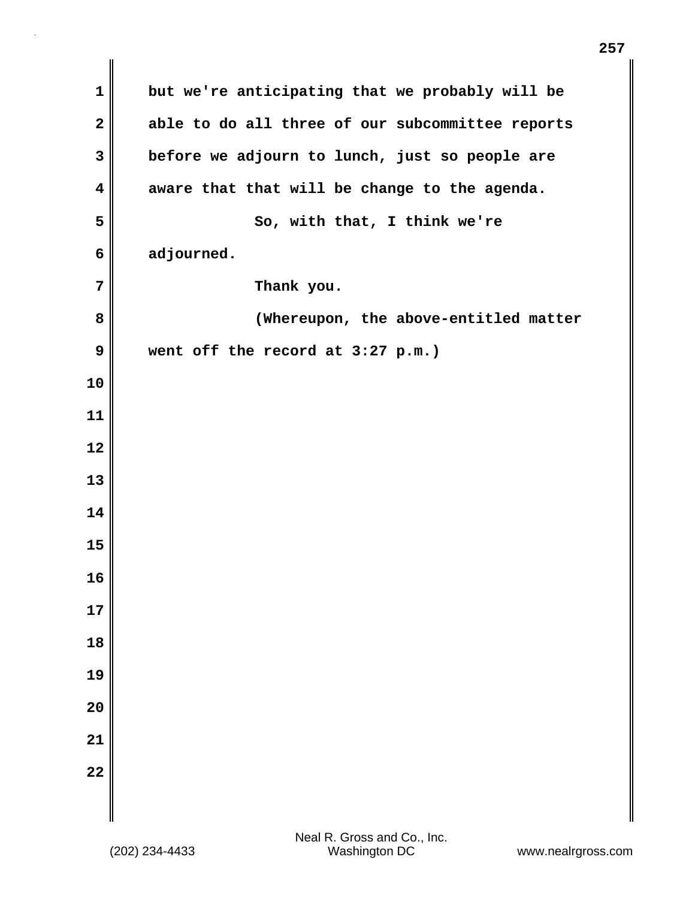but we're anticipating that we probably will be able to do all three of our subcommittee reports before we adjourn to lunch, just so people are aware that that will be change to the agenda.

So, with that, I think we're adjourned.

Thank you.

(Whereupon, the above-entitled matter went off the record at 3:27 p.m.)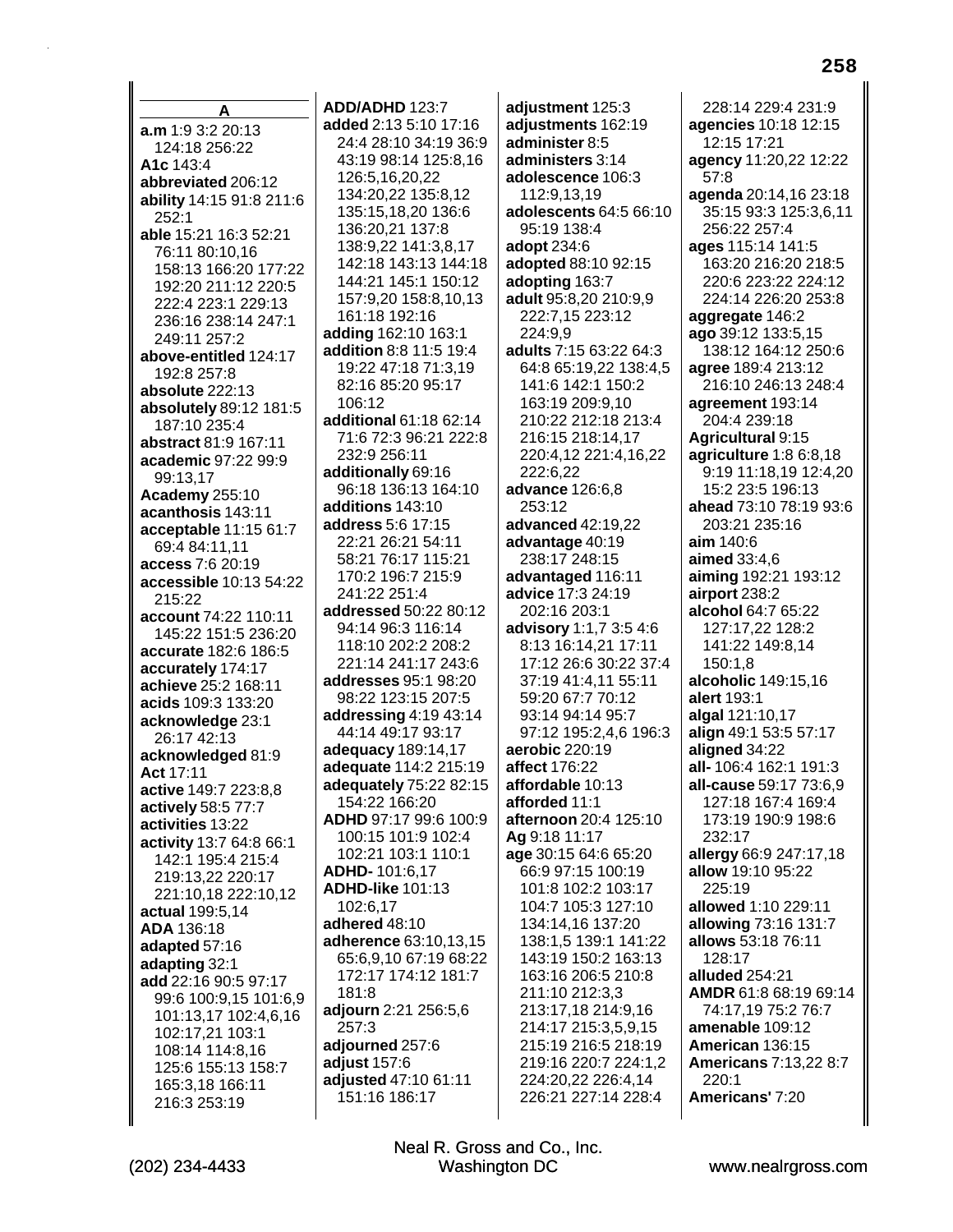## A

**a.m** 1:9 3:2 20:13 124:18 256:22
**A1c** 143:4
**abbreviated** 206:12
**ability** 14:15 91:8 211:6 252:1
**able** 15:21 16:3 52:21 76:11 80:10,16 158:13 166:20 177:22 192:20 211:12 220:5 222:4 223:1 229:13 236:16 238:14 247:1 249:11 257:2
**above-entitled** 124:17 192:8 257:8
**absolute** 222:13
**absolutely** 89:12 181:5 187:10 235:4
**abstract** 81:9 167:11
**academic** 97:22 99:9 99:13,17
**Academy** 255:10
**acanthosis** 143:11
**acceptable** 11:15 61:7 69:4 84:11,11
**access** 7:6 20:19
**accessible** 10:13 54:22 215:22
**account** 74:22 110:11 145:22 151:5 236:20
**accurate** 182:6 186:5
**accurately** 174:17
**achieve** 25:2 168:11
**acids** 109:3 133:20
**acknowledge** 23:1 26:17 42:13
**acknowledged** 81:9
**Act** 17:11
**active** 149:7 223:8,8
**actively** 58:5 77:7
**activities** 13:22
**activity** 13:7 64:8 66:1 142:1 195:4 215:4 219:13,22 220:17 221:10,18 222:10,12
**actual** 199:5,14
**ADA** 136:18
**adapted** 57:16
**adapting** 32:1
**add** 22:16 90:5 97:17 99:6 100:9,15 101:6,9 101:13,17 102:4,6,16 102:17,21 103:1 108:14 114:8,16 125:6 155:13 158:7 165:3,18 166:11 216:3 253:19
**ADD/ADHD** 123:7
**added** 2:13 5:10 17:16 24:4 28:10 34:19 36:9 43:19 98:14 125:8,16 126:5,16,20,22 134:20,22 135:8,12 135:15,18,20 136:6 136:20,21 137:8 138:9,22 141:3,8,17 142:18 143:13 144:18 144:21 145:1 150:12 157:9,20 158:8,10,13 161:18 192:16
**adding** 162:10 163:1
**addition** 8:8 11:5 19:4 19:22 47:18 71:3,19 82:16 85:20 95:17 106:12
**additional** 61:18 62:14 71:6 72:3 96:21 222:8 232:9 256:11
**additionally** 69:16 96:18 136:13 164:10
**additions** 143:10
**address** 5:6 17:15 22:21 26:21 54:11 58:21 76:17 115:21 170:2 196:7 215:9 241:22 251:4
**addressed** 50:22 80:12 94:14 96:3 116:14 118:10 202:2 208:2 221:14 241:17 243:6
**addresses** 95:1 98:20 98:22 123:15 207:5
**addressing** 4:19 43:14 44:14 49:17 93:17
**adequacy** 189:14,17
**adequate** 114:2 215:19
**adequately** 75:22 82:15 154:22 166:20
**ADHD** 97:17 99:6 100:9 100:15 101:9 102:4 102:21 103:1 110:1
**ADHD-** 101:6,17
**ADHD-like** 101:13 102:6,17
**adhered** 48:10
**adherence** 63:10,13,15 65:6,9,10 67:19 68:22 172:17 174:12 181:7 181:8
**adjourn** 2:21 256:5,6 257:3
**adjourned** 257:6
**adjust** 157:6
**adjusted** 47:10 61:11 151:16 186:17
**adjustment** 125:3
**adjustments** 162:19
**administer** 8:5
**administers** 3:14
**adolescence** 106:3 112:9,13,19
**adolescents** 64:5 66:10 95:19 138:4
**adopt** 234:6
**adopted** 88:10 92:15
**adopting** 163:7
**adult** 95:8,20 210:9,9 222:7,15 223:12 224:9,9
**adults** 7:15 63:22 64:3 64:8 65:19,22 138:4,5 141:6 142:1 150:2 163:19 209:9,10 210:22 212:18 213:4 216:15 218:14,17 220:4,12 221:4,16,22 222:6,22
**advance** 126:6,8 253:12
**advanced** 42:19,22
**advantage** 40:19 238:17 248:15
**advantaged** 116:11
**advice** 17:3 24:19 202:16 203:1
**advisory** 1:1,7 3:5 4:6 8:13 16:14,21 17:11 17:12 26:6 30:22 37:4 37:19 41:4,11 55:11 59:20 67:7 70:12 93:14 94:14 95:7 97:12 195:2,4,6 196:3
**aerobic** 220:19
**affect** 176:22
**affordable** 10:13
**afforded** 11:1
**afternoon** 20:4 125:10
**Ag** 9:18 11:17
**age** 30:15 64:6 65:20 66:9 97:15 100:19 101:8 102:2 103:17 104:7 105:3 127:10 134:14,16 137:20 138:1,5 139:1 141:22 143:19 150:2 163:13 163:16 206:5 210:8 211:10 212:3,3 213:17,18 214:9,16 214:17 215:3,5,9,15 215:19 216:5 218:19 219:16 220:7 224:1,2 224:20,22 226:4,14 226:21 227:14 228:4 228:14 229:4 231:9
**agencies** 10:18 12:15 12:15 17:21
**agency** 11:20,22 12:22 57:8
**agenda** 20:14,16 23:18 35:15 93:3 125:3,6,11 256:22 257:4
**ages** 115:14 141:5 163:20 216:20 218:5 220:6 223:22 224:12 224:14 226:20 253:8
**aggregate** 146:2
**ago** 39:12 133:5,15 138:12 164:12 250:6
**agree** 189:4 213:12 216:10 246:13 248:4
**agreement** 193:14 204:4 239:18
**Agricultural** 9:15
**agriculture** 1:8 6:8,18 9:19 11:18,19 12:4,20 15:2 23:5 196:13
**ahead** 73:10 78:19 93:6 203:21 235:16
**aim** 140:6
**aimed** 33:4,6
**aiming** 192:21 193:12
**airport** 238:2
**alcohol** 64:7 65:22 127:17,22 128:2 141:22 149:8,14 150:1,8
**alcoholic** 149:15,16
**alert** 193:1
**algal** 121:10,17
**align** 49:1 53:5 57:17
**aligned** 34:22
**all-** 106:4 162:1 191:3
**all-cause** 59:17 73:6,9 127:18 167:4 169:4 173:19 190:9 198:6 232:17
**allergy** 66:9 247:17,18
**allow** 19:10 95:22 225:19
**allowed** 1:10 229:11
**allowing** 73:16 131:7
**allows** 53:18 76:11 128:17
**alluded** 254:21
**AMDR** 61:8 68:19 69:14 74:17,19 75:2 76:7
**amenable** 109:12
**American** 136:15
**Americans** 7:13,22 8:7 220:1
**Americans'** 7:20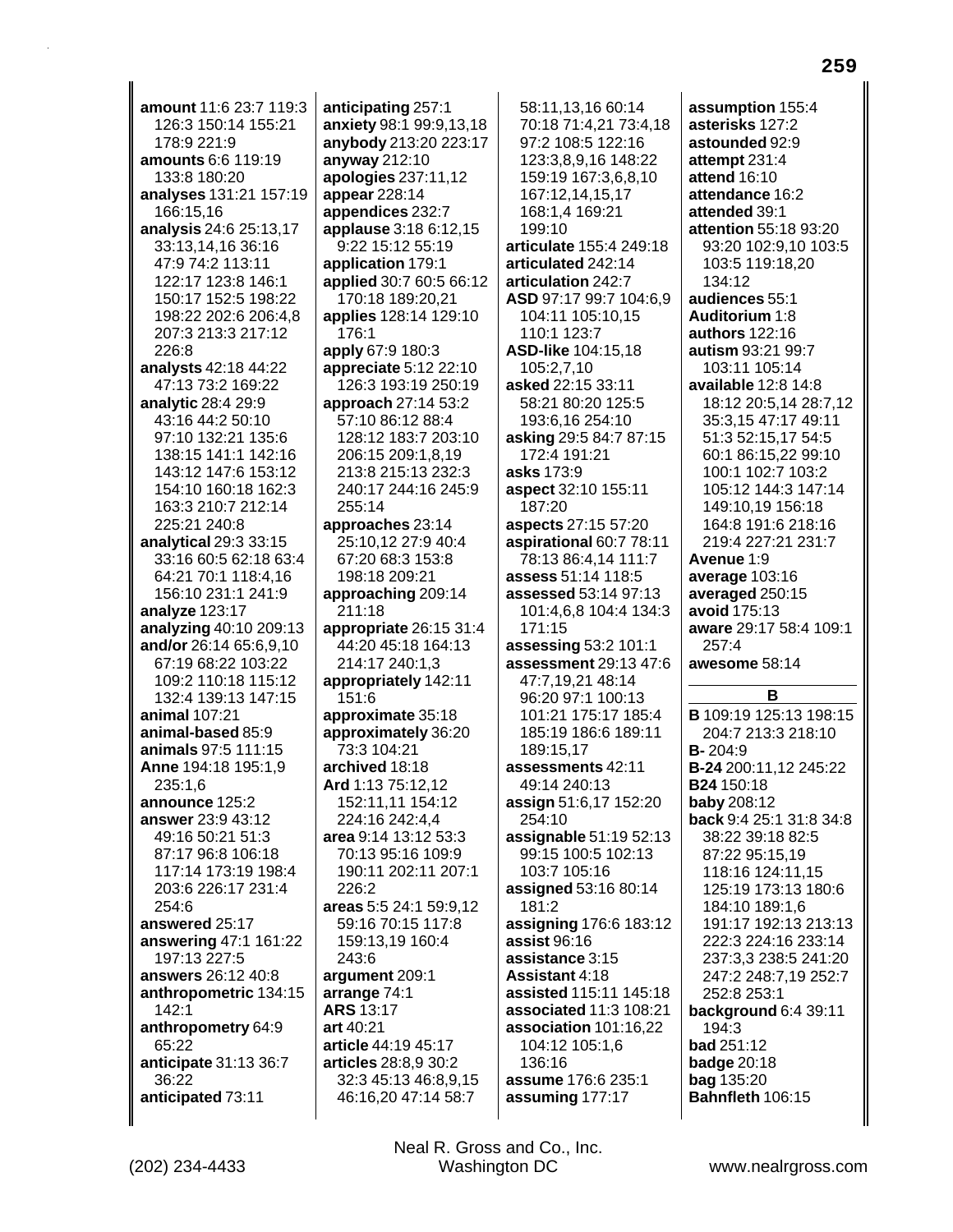**amount** 11:6 23:7 119:3 126:3 150:14 155:21 178:9 221:9
**amounts** 6:6 119:19 133:8 180:20
**analyses** 131:21 157:19 166:15,16
**analysis** 24:6 25:13,17 33:13,14,16 36:16 47:9 74:2 113:11 122:17 123:8 146:1 150:17 152:5 198:22 198:22 202:6 206:4,8 207:3 213:3 217:12 226:8
**analysts** 42:18 44:22 47:13 73:2 169:22
**analytic** 28:4 29:9 43:16 44:2 50:10 97:10 132:21 135:6 138:15 141:1 142:16 143:12 147:6 153:12 154:10 160:18 162:3 163:3 210:7 212:14 225:21 240:8
**analytical** 29:3 33:15 33:16 60:5 62:18 63:4 64:21 70:1 118:4,16 156:10 231:1 241:9
**analyze** 123:17
**analyzing** 40:10 209:13
**and/or** 26:14 65:6,9,10 67:19 68:22 103:22 109:2 110:18 115:12 132:4 139:13 147:15
**animal** 107:21
**animal-based** 85:9
**animals** 97:5 111:15
**Anne** 194:18 195:1,9 235:1,6
**announce** 125:2
**answer** 23:9 43:12 49:16 50:21 51:3 87:17 96:8 106:18 117:14 173:19 198:4 203:6 226:17 231:4 254:6
**answered** 25:17
**answering** 47:1 161:22 197:13 227:5
**answers** 26:12 40:8
**anthropometric** 134:15 142:1
**anthropometry** 64:9 65:22
**anticipate** 31:13 36:7 36:22
**anticipated** 73:11
**anticipating** 257:1
**anxiety** 98:1 99:9,13,18
**anybody** 213:20 223:17
**anyway** 212:10
**apologies** 237:11,12
**appear** 228:14
**appendices** 232:7
**applause** 3:18 6:12,15 9:22 15:12 55:19
**application** 179:1
**applied** 30:7 60:5 66:12 170:18 189:20,21
**applies** 128:14 129:10 176:1
**apply** 67:9 180:3
**appreciate** 5:12 22:10 126:3 193:19 250:19
**approach** 27:14 53:2 57:10 86:12 88:4 128:12 183:7 203:10 206:15 209:1,8,19 213:8 215:13 232:3 240:17 244:16 245:9 255:14
**approaches** 23:14 25:10,12 27:9 40:4 67:20 68:3 153:8 198:18 209:21
**approaching** 209:14 211:18
**appropriate** 26:15 31:4 44:20 45:18 164:13 214:17 240:1,3
**appropriately** 142:11 151:6
**approximate** 35:18
**approximately** 36:20 73:3 104:21
**archived** 18:18
**Ard** 1:13 75:12,12 152:11,11 154:12 224:16 242:4,4
**area** 9:14 13:12 53:3 70:13 95:16 109:9 190:11 202:11 207:1 226:2
**areas** 5:5 24:1 59:9,12 59:16 70:15 117:8 159:13,19 160:4 243:6
**argument** 209:1
**arrange** 74:1
**ARS** 13:17
**art** 40:21
**article** 44:19 45:17
**articles** 28:8,9 30:2 32:3 45:13 46:8,9,15 46:16,20 47:14 58:7 58:11,13,16 60:14 70:18 71:4,21 73:4,18 97:2 108:5 122:16 123:3,8,9,16 148:22 159:19 167:3,6,8,10 167:12,14,15,17 168:1,4 169:21 199:10
**articulate** 155:4 249:18
**articulated** 242:14
**articulation** 242:7
**ASD** 97:17 99:7 104:6,9 104:11 105:10,15 110:1 123:7
**ASD-like** 104:15,18 105:2,7,10
**asked** 22:15 33:11 58:21 80:20 125:5 193:6,16 254:10
**asking** 29:5 84:7 87:15 172:4 191:21
**asks** 173:9
**aspect** 32:10 155:11 187:20
**aspects** 27:15 57:20
**aspirational** 60:7 78:11 78:13 86:4,14 111:7
**assess** 51:14 118:5
**assessed** 53:14 97:13 101:4,6,8 104:4 134:3 171:15
**assessing** 53:2 101:1
**assessment** 29:13 47:6 47:7,19,21 48:14 96:20 97:1 100:13 101:21 175:17 185:4 185:19 186:6 189:11 189:15,17
**assessments** 42:11 49:14 240:13
**assign** 51:6,17 152:20 254:10
**assignable** 51:19 52:13 99:15 100:5 102:13 103:7 105:16
**assigned** 53:16 80:14 181:2
**assigning** 176:6 183:12
**assist** 96:16
**assistance** 3:15
**Assistant** 4:18
**assisted** 115:11 145:18
**associated** 11:3 108:21
**association** 101:16,22 104:12 105:1,6 136:16
**assume** 176:6 235:1
**assuming** 177:17
**assumption** 155:4
**asterisks** 127:2
**astounded** 92:9
**attempt** 231:4
**attend** 16:10
**attendance** 16:2
**attended** 39:1
**attention** 55:18 93:20 93:20 102:9,10 103:5 103:5 119:18,20 134:12
**audiences** 55:1
**Auditorium** 1:8
**authors** 122:16
**autism** 93:21 99:7 103:11 105:14
**available** 12:8 14:8 18:12 20:5,14 28:7,12 35:3,15 47:17 49:11 51:3 52:15,17 54:5 60:1 86:15,22 99:10 100:1 102:7 103:2 105:12 144:3 147:14 149:10,19 156:18 164:8 191:6 218:16 219:4 227:21 231:7
**Avenue** 1:9
**average** 103:16
**averaged** 250:15
**avoid** 175:13
**aware** 29:17 58:4 109:1 257:4
**awesome** 58:14

### B

**B** 109:19 125:13 198:15 204:7 213:3 218:10
**B-** 204:9
**B-24** 200:11,12 245:22
**B24** 150:18
**baby** 208:12
**back** 9:4 25:1 31:8 34:8 38:22 39:18 82:5 87:22 95:15,19 118:16 124:11,15 125:19 173:13 180:6 184:10 189:1,6 191:17 192:13 213:13 222:3 224:16 233:14 237:3,3 238:5 241:20 247:2 248:7,19 252:7 252:8 253:1
**background** 6:4 39:11 194:3
**bad** 251:12
**badge** 20:18
**bag** 135:20
**Bahnfleth** 106:15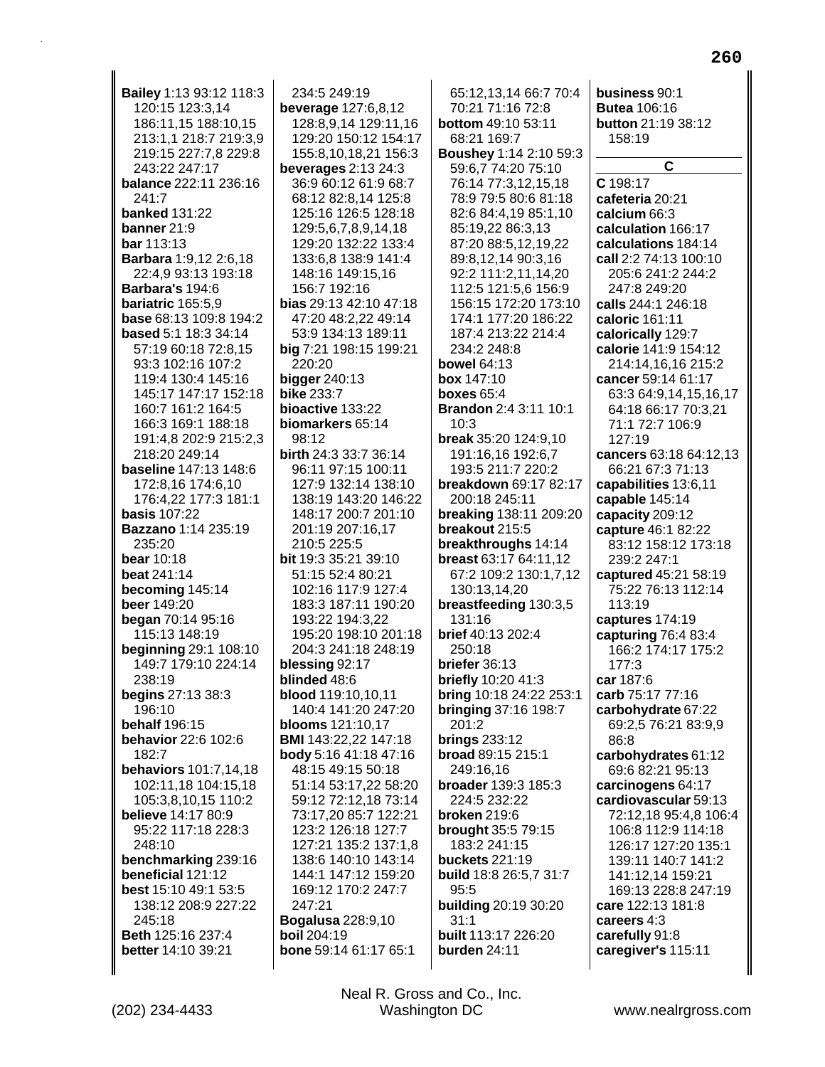**Bailey** 1:13 93:12 118:3 120:15 123:3,14 186:11,15 188:10,15 213:1,1 218:7 219:3,9 219:15 227:7,8 229:8 243:22 247:17
**balance** 222:11 236:16 241:7
**banked** 131:22
**banner** 21:9
**bar** 113:13
**Barbara** 1:9,12 2:6,18 22:4,9 93:13 193:18
**Barbara's** 194:6
**bariatric** 165:5,9
**base** 68:13 109:8 194:2
**based** 5:1 18:3 34:14 57:19 60:18 72:8,15 93:3 102:16 107:2 119:4 130:4 145:16 145:17 147:17 152:18 160:7 161:2 164:5 166:3 169:1 188:18 191:4,8 202:9 215:2,3 218:20 249:14
**baseline** 147:13 148:6 172:8,16 174:6,10 176:4,22 177:3 181:1
**basis** 107:22
**Bazzano** 1:14 235:19 235:20
**bear** 10:18
**beat** 241:14
**becoming** 145:14
**beer** 149:20
**began** 70:14 95:16 115:13 148:19
**beginning** 29:1 108:10 149:7 179:10 224:14 238:19
**begins** 27:13 38:3 196:10
**behalf** 196:15
**behavior** 22:6 102:6 182:7
**behaviors** 101:7,14,18 102:11,18 104:15,18 105:3,8,10,15 110:2
**believe** 14:17 80:9 95:22 117:18 228:3 248:10
**benchmarking** 239:16
**beneficial** 121:12
**best** 15:10 49:1 53:5 138:12 208:9 227:22 245:18
**Beth** 125:16 237:4
**better** 14:10 39:21 234:5 249:19
**beverage** 127:6,8,12 128:8,9,14 129:11,16 129:20 150:12 154:17 155:8,10,18,21 156:3
**beverages** 2:13 24:3 36:9 60:12 61:9 68:7 68:12 82:8,14 125:8 125:16 126:5 128:18 129:5,6,7,8,9,14,18 129:20 132:22 133:4 133:6,8 138:9 141:4 148:16 149:15,16 156:7 192:16
**bias** 29:13 42:10 47:18 47:20 48:2,22 49:14 53:9 134:13 189:11
**big** 7:21 198:15 199:21 220:20
**bigger** 240:13
**bike** 233:7
**bioactive** 133:22
**biomarkers** 65:14 98:12
**birth** 24:3 33:7 36:14 96:11 97:15 100:11 127:9 132:14 138:10 138:19 143:20 146:22 148:17 200:7 201:10 201:19 207:16,17 210:5 225:5
**bit** 19:3 35:21 39:10 51:15 52:4 80:21 102:16 117:9 127:4 183:3 187:11 190:20 193:22 194:3,22 195:20 198:10 201:18 204:3 241:18 248:19
**blessing** 92:17
**blinded** 48:6
**blood** 119:10,10,11 140:4 141:20 247:20
**blooms** 121:10,17
**BMI** 143:22,22 147:18
**body** 5:16 41:18 47:16 48:15 49:15 50:18 51:14 53:17,22 58:20 59:12 72:12,18 73:14 73:17,20 85:7 122:21 123:2 126:18 127:7 127:21 135:2 137:1,8 138:6 140:10 143:14 144:1 147:12 159:20 169:12 170:2 247:7 247:21
**Bogalusa** 228:9,10
**boil** 204:19
**bone** 59:14 61:17 65:1 65:12,13,14 66:7 70:4 70:21 71:16 72:8
**bottom** 49:10 53:11 68:21 169:7
**Boushey** 1:14 2:10 59:3 59:6,7 74:20 75:10 76:14 77:3,12,15,18 78:9 79:5 80:6 81:18 82:6 84:4,19 85:1,10 85:19,22 86:3,13 87:20 88:5,12,19,22 89:8,12,14 90:3,16 92:2 111:2,11,14,20 112:5 121:5,6 156:9 156:15 172:20 173:10 174:1 177:20 186:22 187:4 213:22 214:4 234:2 248:8
**bowel** 64:13
**box** 147:10
**boxes** 65:4
**Brandon** 2:4 3:11 10:1 10:3
**break** 35:20 124:9,10 191:16,16 192:6,7 193:5 211:7 220:2
**breakdown** 69:17 82:17 200:18 245:11
**breaking** 138:11 209:20
**breakout** 215:5
**breakthroughs** 14:14
**breast** 63:17 64:11,12 67:2 109:2 130:1,7,12 130:13,14,20
**breastfeeding** 130:3,5 131:16
**brief** 40:13 202:4 250:18
**briefer** 36:13
**briefly** 10:20 41:3
**bring** 10:18 24:22 253:1
**bringing** 37:16 198:7 201:2
**brings** 233:12
**broad** 89:15 215:1 249:16,16
**broader** 139:3 185:3 224:5 232:22
**broken** 219:6
**brought** 35:5 79:15 183:2 241:15
**buckets** 221:19
**build** 18:8 26:5,7 31:7 95:5
**building** 20:19 30:20 31:1
**built** 113:17 226:20
**burden** 24:11
**business** 90:1
**Butea** 106:16
**button** 21:19 38:12 158:19

## C

**C** 198:17
**cafeteria** 20:21
**calcium** 66:3
**calculation** 166:17
**calculations** 184:14
**call** 2:2 74:13 100:10 205:6 241:2 244:2 247:8 249:20
**calls** 244:1 246:18
**caloric** 161:11
**calorically** 129:7
**calorie** 141:9 154:12 214:14,16,16 215:2
**cancer** 59:14 61:17 63:3 64:9,14,15,16,17 64:18 66:17 70:3,21 71:1 72:7 106:9 127:19
**cancers** 63:18 64:12,13 66:21 67:3 71:13
**capabilities** 13:6,11
**capable** 145:14
**capacity** 209:12
**capture** 46:1 82:22 83:12 158:12 173:18 239:2 247:1
**captured** 45:21 58:19 75:22 76:13 112:14 113:19
**captures** 174:19
**capturing** 76:4 83:4 166:2 174:17 175:2 177:3
**car** 187:6
**carb** 75:17 77:16
**carbohydrate** 67:22 69:2,5 76:21 83:9,9 86:8
**carbohydrates** 61:12 69:6 82:21 95:13
**carcinogens** 64:17
**cardiovascular** 59:13 72:12,18 95:4,8 106:4 106:8 112:9 114:18 126:17 127:20 135:1 139:11 140:7 141:2 141:12,14 159:21 169:13 228:8 247:19
**care** 122:13 181:8
**careers** 4:3
**carefully** 91:8
**caregiver's** 115:11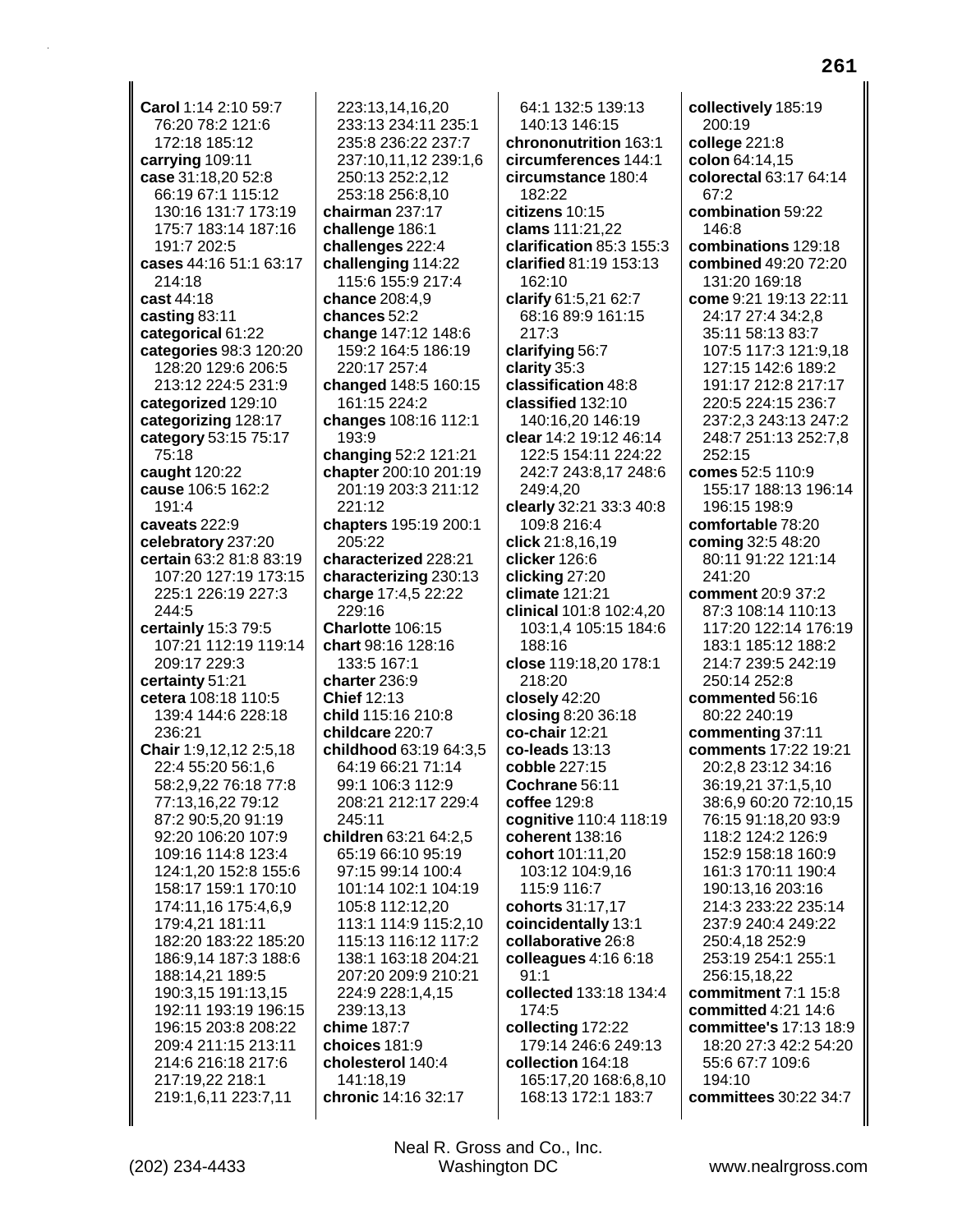**Carol** 1:14 2:10 59:7 76:20 78:2 121:6 172:18 185:12
**carrying** 109:11
**case** 31:18,20 52:8 66:19 67:1 115:12 130:16 131:7 173:19 175:7 183:14 187:16 191:7 202:5
**cases** 44:16 51:1 63:17 214:18
**cast** 44:18
**casting** 83:11
**categorical** 61:22
**categories** 98:3 120:20 128:20 129:6 206:5 213:12 224:5 231:9
**categorized** 129:10
**categorizing** 128:17
**category** 53:15 75:17 75:18
**caught** 120:22
**cause** 106:5 162:2 191:4
**caveats** 222:9
**celebratory** 237:20
**certain** 63:2 81:8 83:19 107:20 127:19 173:15 225:1 226:19 227:3 244:5
**certainly** 15:3 79:5 107:21 112:19 119:14 209:17 229:3
**certainty** 51:21
**cetera** 108:18 110:5 139:4 144:6 228:18 236:21
**Chair** 1:9,12,12 2:5,18 22:4 55:20 56:1,6 58:2,9,22 76:18 77:8 77:13,16,22 79:12 87:2 90:5,20 91:19 92:20 106:20 107:9 109:16 114:8 123:4 124:1,20 152:8 155:6 158:17 159:1 170:10 174:11,16 175:4,6,9 179:4,21 181:11 182:20 183:22 185:20 186:9,14 187:3 188:6 188:14,21 189:5 190:3,15 191:13,15 192:11 193:19 196:15 196:15 203:8 208:22 209:4 211:15 213:11 214:6 216:18 217:6 217:19,22 218:1 219:1,6,11 223:7,11 223:13,14,16,20 233:13 234:11 235:1 235:8 236:22 237:7 237:10,11,12 239:1,6 250:13 252:2,12 253:18 256:8,10
**chairman** 237:17
**challenge** 186:1
**challenges** 222:4
**challenging** 114:22 115:6 155:9 217:4
**chance** 208:4,9
**chances** 52:2
**change** 147:12 148:6 159:2 164:5 186:19 220:17 257:4
**changed** 148:5 160:15 161:15 224:2
**changes** 108:16 112:1 193:9
**changing** 52:2 121:21
**chapter** 200:10 201:19 201:19 203:3 211:12 221:12
**chapters** 195:19 200:1 205:22
**characterized** 228:21
**characterizing** 230:13
**charge** 17:4,5 22:22 229:16
**Charlotte** 106:15
**chart** 98:16 128:16 133:5 167:1
**charter** 236:9
**Chief** 12:13
**child** 115:16 210:8
**childcare** 220:7
**childhood** 63:19 64:3,5 64:19 66:21 71:14 99:1 106:3 112:9 208:21 212:17 229:4 245:11
**children** 63:21 64:2,5 65:19 66:10 95:19 97:15 99:14 100:4 101:14 102:1 104:19 105:8 112:12,20 113:1 114:9 115:2,10 115:13 116:12 117:2 138:1 163:18 204:21 207:20 209:9 210:21 224:9 228:1,4,15 239:13,13
**chime** 187:7
**choices** 181:9
**cholesterol** 140:4 141:18,19
**chronic** 14:16 32:17 64:1 132:5 139:13 140:13 146:15
**chrononutrition** 163:1
**circumferences** 144:1
**circumstance** 180:4 182:22
**citizens** 10:15
**clams** 111:21,22
**clarification** 85:3 155:3
**clarified** 81:19 153:13 162:10
**clarify** 61:5,21 62:7 68:16 89:9 161:15 217:3
**clarifying** 56:7
**clarity** 35:3
**classification** 48:8
**classified** 132:10 140:16,20 146:19
**clear** 14:2 19:12 46:14 122:5 154:11 224:22 242:7 243:8,17 248:6 249:4,20
**clearly** 32:21 33:3 40:8 109:8 216:4
**click** 21:8,16,19
**clicker** 126:6
**clicking** 27:20
**climate** 121:21
**clinical** 101:8 102:4,20 103:1,4 105:15 184:6 188:16
**close** 119:18,20 178:1 218:20
**closely** 42:20
**closing** 8:20 36:18
**co-chair** 12:21
**co-leads** 13:13
**cobble** 227:15
**Cochrane** 56:11
**coffee** 129:8
**cognitive** 110:4 118:19
**coherent** 138:16
**cohort** 101:11,20 103:12 104:9,16 115:9 116:7
**cohorts** 31:17,17
**coincidentally** 13:1
**collaborative** 26:8
**colleagues** 4:16 6:18 91:1
**collected** 133:18 134:4 174:5
**collecting** 172:22 179:14 246:6 249:13
**collection** 164:18 165:17,20 168:6,8,10 168:13 172:1 183:7
**collectively** 185:19 200:19
**college** 221:8
**colon** 64:14,15
**colorectal** 63:17 64:14 67:2
**combination** 59:22 146:8
**combinations** 129:18
**combined** 49:20 72:20 131:20 169:18
**come** 9:21 19:13 22:11 24:17 27:4 34:2,8 35:11 58:13 83:7 107:5 117:3 121:9,18 127:15 142:6 189:2 191:17 212:8 217:17 220:5 224:15 236:7 237:2,3 243:13 247:2 248:7 251:13 252:7,8 252:15
**comes** 52:5 110:9 155:17 188:13 196:14 196:15 198:9
**comfortable** 78:20
**coming** 32:5 48:20 80:11 91:22 121:14 241:20
**comment** 20:9 37:2 87:3 108:14 110:13 117:20 122:14 176:19 183:1 185:12 188:2 214:7 239:5 242:19 250:14 252:8
**commented** 56:16 80:22 240:19
**commenting** 37:11
**comments** 17:22 19:21 20:2,8 23:12 34:16 36:19,21 37:1,5,10 38:6,9 60:20 72:10,15 76:15 91:18,20 93:9 118:2 124:2 126:9 152:9 158:18 160:9 161:3 170:11 190:4 190:13,16 203:16 214:3 233:22 235:14 237:9 240:4 249:22 250:4,18 252:9 253:19 254:1 255:1 256:15,18,22
**commitment** 7:1 15:8
**committed** 4:21 14:6
**committee's** 17:13 18:9 18:20 27:3 42:2 54:20 55:6 67:7 109:6 194:10
**committees** 30:22 34:7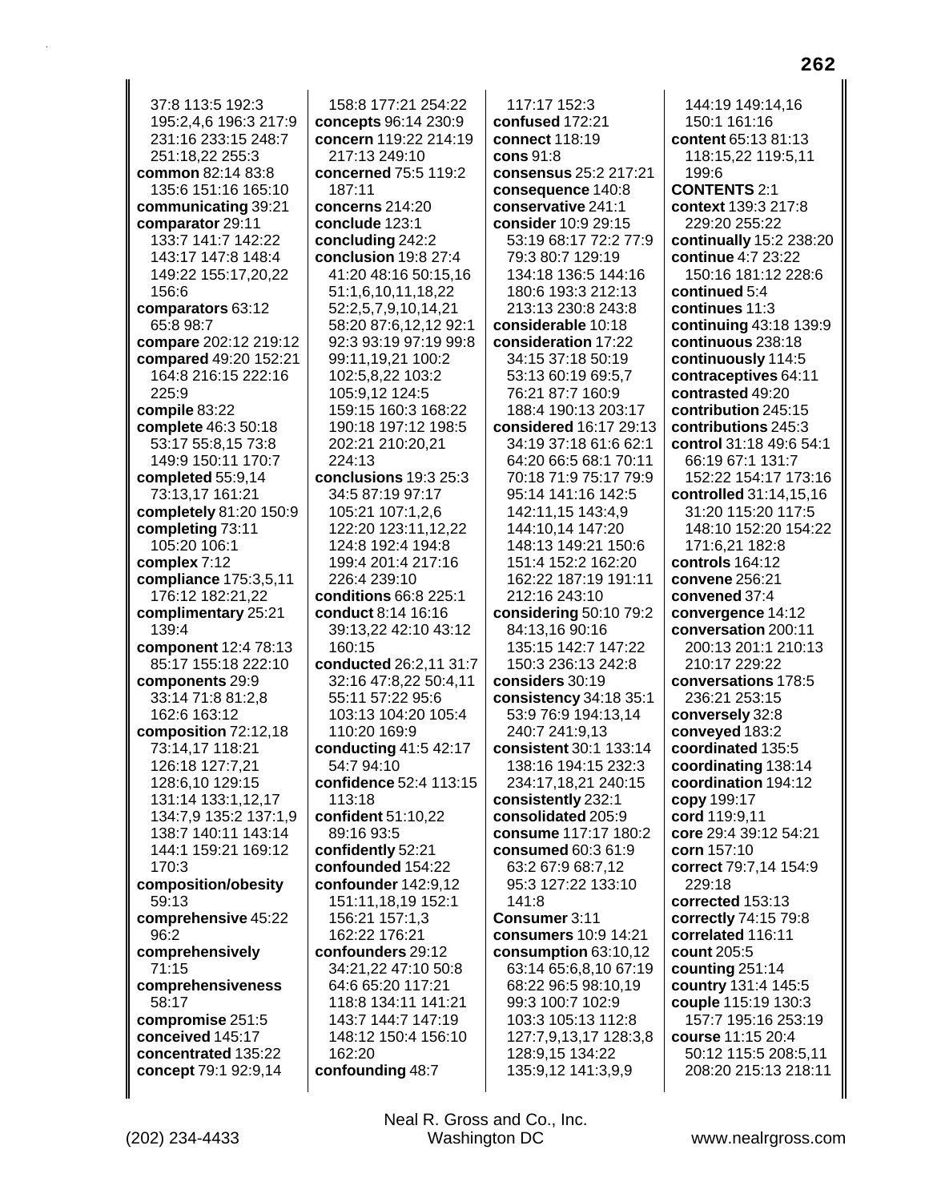37:8 113:5 192:3 195:2,4,6 196:3 217:9 231:16 233:15 248:7 251:18,22 255:3
**common** 82:14 83:8 135:6 151:16 165:10
**communicating** 39:21
**comparator** 29:11 133:7 141:7 142:22 143:17 147:8 148:4 149:22 155:17,20,22 156:6
**comparators** 63:12 65:8 98:7
**compare** 202:12 219:12
**compared** 49:20 152:21 164:8 216:15 222:16 225:9
**compile** 83:22
**complete** 46:3 50:18 53:17 55:8,15 73:8 149:9 150:11 170:7
**completed** 55:9,14 73:13,17 161:21
**completely** 81:20 150:9
**completing** 73:11 105:20 106:1
**complex** 7:12
**compliance** 175:3,5,11 176:12 182:21,22
**complimentary** 25:21 139:4
**component** 12:4 78:13 85:17 155:18 222:10
**components** 29:9 33:14 71:8 81:2,8 162:6 163:12
**composition** 72:12,18 73:14,17 118:21 126:18 127:7,21 128:6,10 129:15 131:14 133:1,12,17 134:7,9 135:2 137:1,9 138:7 140:11 143:14 144:1 159:21 169:12 170:3
**composition/obesity** 59:13
**comprehensive** 45:22 96:2
**comprehensively** 71:15
**comprehensiveness** 58:17
**compromise** 251:5
**conceived** 145:17
**concentrated** 135:22
**concept** 79:1 92:9,14 158:8 177:21 254:22
**concepts** 96:14 230:9
**concern** 119:22 214:19 217:13 249:10
**concerned** 75:5 119:2 187:11
**concerns** 214:20
**conclude** 123:1
**concluding** 242:2
**conclusion** 19:8 27:4 41:20 48:16 50:15,16 51:1,6,10,11,18,22 52:2,5,7,9,10,14,21 58:20 87:6,12,12 92:1 92:3 93:19 97:19 99:8 99:11,19,21 100:2 102:5,8,22 103:2 105:9,12 124:5 159:15 160:3 168:22 190:18 197:12 198:5 202:21 210:20,21 224:13
**conclusions** 19:3 25:3 34:5 87:19 97:17 105:21 107:1,2,6 122:20 123:11,12,22 124:8 192:4 194:8 199:4 201:4 217:16 226:4 239:10
**conditions** 66:8 225:1
**conduct** 8:14 16:16 39:13,22 42:10 43:12 160:15
**conducted** 26:2,11 31:7 32:16 47:8,22 50:4,11 55:11 57:22 95:6 103:13 104:20 105:4 110:20 169:9
**conducting** 41:5 42:17 54:7 94:10
**confidence** 52:4 113:15 113:18
**confident** 51:10,22 89:16 93:5
**confidently** 52:21
**confounded** 154:22
**confounder** 142:9,12 151:11,18,19 152:1 156:21 157:1,3 162:22 176:21
**confounders** 29:12 34:21,22 47:10 50:8 64:6 65:20 117:21 118:8 134:11 141:21 143:7 144:7 147:19 148:12 150:4 156:10 162:20
**confounding** 48:7 117:17 152:3
**confused** 172:21
**connect** 118:19
**cons** 91:8
**consensus** 25:2 217:21
**consequence** 140:8
**conservative** 241:1
**consider** 10:9 29:15 53:19 68:17 72:2 77:9 79:3 80:7 129:19 134:18 136:5 144:16 180:6 193:3 212:13 213:13 230:8 243:8
**considerable** 10:18
**consideration** 17:22 34:15 37:18 50:19 53:13 60:19 69:5,7 76:21 87:7 160:9 188:4 190:13 203:17
**considered** 16:17 29:13 34:19 37:18 61:6 62:1 64:20 66:5 68:1 70:11 70:18 71:9 75:17 79:9 95:14 141:16 142:5 142:11,15 143:4,9 144:10,14 147:20 148:13 149:21 150:6 151:4 152:2 162:20 162:22 187:19 191:11 212:16 243:10
**considering** 50:10 79:2 84:13,16 90:16 135:15 142:7 147:22 150:3 236:13 242:8
**considers** 30:19
**consistency** 34:18 35:1 53:9 76:9 194:13,14 240:7 241:9,13
**consistent** 30:1 133:14 138:16 194:15 232:3 234:17,18,21 240:15
**consistently** 232:1
**consolidated** 205:9
**consume** 117:17 180:2
**consumed** 60:3 61:9 63:2 67:9 68:7,12 95:3 127:22 133:10 141:8
**Consumer** 3:11
**consumers** 10:9 14:21
**consumption** 63:10,12 63:14 65:6,8,10 67:19 68:22 96:5 98:10,19 99:3 100:7 102:9 103:3 105:13 112:8 127:7,9,13,17 128:3,8 128:9,15 134:22 135:9,12 141:3,9,9 144:19 149:14,16 150:1 161:16
**content** 65:13 81:13 118:15,22 119:5,11 199:6
**CONTENTS** 2:1
**context** 139:3 217:8 229:20 255:22
**continually** 15:2 238:20
**continue** 4:7 23:22 150:16 181:12 228:6
**continued** 5:4
**continues** 11:3
**continuing** 43:18 139:9
**continuous** 238:18
**continuously** 114:5
**contraceptives** 64:11
**contrasted** 49:20
**contribution** 245:15
**contributions** 245:3
**control** 31:18 49:6 54:1 66:19 67:1 131:7 152:22 154:17 173:16
**controlled** 31:14,15,16 31:20 115:20 117:5 148:10 152:20 154:22 171:6,21 182:8
**controls** 164:12
**convene** 256:21
**convened** 37:4
**convergence** 14:12
**conversation** 200:11 200:13 201:1 210:13 210:17 229:22
**conversations** 178:5 236:21 253:15
**conversely** 32:8
**conveyed** 183:2
**coordinated** 135:5
**coordinating** 138:14
**coordination** 194:12
**copy** 199:17
**cord** 119:9,11
**core** 29:4 39:12 54:21
**corn** 157:10
**correct** 79:7,14 154:9 229:18
**corrected** 153:13
**correctly** 74:15 79:8
**correlated** 116:11
**count** 205:5
**counting** 251:14
**country** 131:4 145:5
**couple** 115:19 130:3 157:7 195:16 253:19
**course** 11:15 20:4 50:12 115:5 208:5,11 208:20 215:13 218:11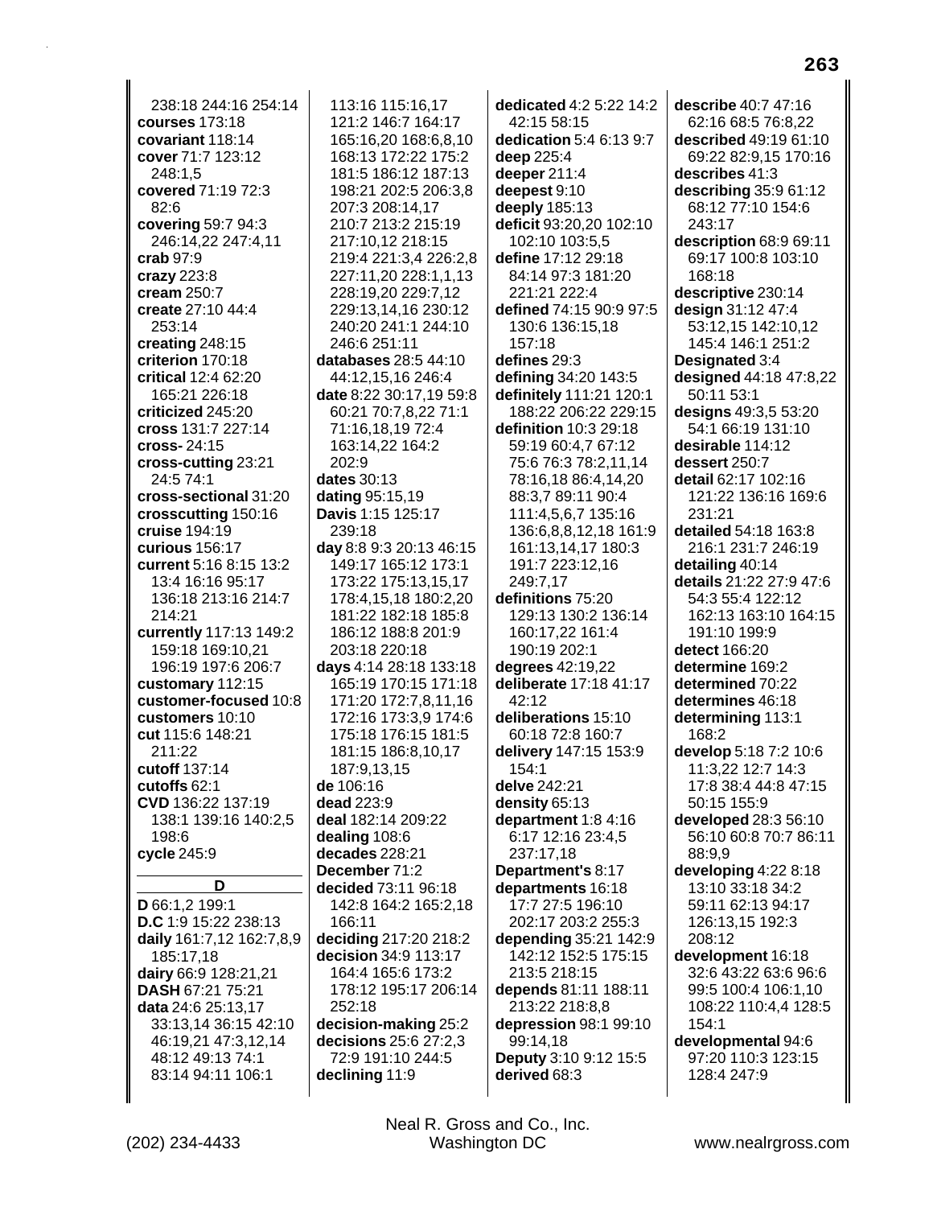238:18 244:16 254:14
**courses** 173:18
**covariant** 118:14
**cover** 71:7 123:12 248:1,5
**covered** 71:19 72:3 82:6
**covering** 59:7 94:3 246:14,22 247:4,11
**crab** 97:9
**crazy** 223:8
**cream** 250:7
**create** 27:10 44:4 253:14
**creating** 248:15
**criterion** 170:18
**critical** 12:4 62:20 165:21 226:18
**criticized** 245:20
**cross** 131:7 227:14
**cross-** 24:15
**cross-cutting** 23:21 24:5 74:1
**cross-sectional** 31:20
**crosscutting** 150:16
**cruise** 194:19
**curious** 156:17
**current** 5:16 8:15 13:2 13:4 16:16 95:17 136:18 213:16 214:7 214:21
**currently** 117:13 149:2 159:18 169:10,21 196:19 197:6 206:7
**customary** 112:15
**customer-focused** 10:8
**customers** 10:10
**cut** 115:6 148:21 211:22
**cutoff** 137:14
**cutoffs** 62:1
**CVD** 136:22 137:19 138:1 139:16 140:2,5 198:6
**cycle** 245:9

**D**

**D** 66:1,2 199:1
**D.C** 1:9 15:22 238:13
**daily** 161:7,12 162:7,8,9 185:17,18
**dairy** 66:9 128:21,21
**DASH** 67:21 75:21
**data** 24:6 25:13,17 33:13,14 36:15 42:10 46:19,21 47:3,12,14 48:12 49:13 74:1 83:14 94:11 106:1 113:16 115:16,17 121:2 146:7 164:17 165:16,20 168:6,8,10 168:13 172:22 175:2 181:5 186:12 187:13 198:21 202:5 206:3,8 207:3 208:14,17 210:7 213:2 215:19 217:10,12 218:15 219:4 221:3,4 226:2,8 227:11,20 228:1,1,13 228:19,20 229:7,12 229:13,14,16 230:12 240:20 241:1 244:10 246:6 251:11
**databases** 28:5 44:10 44:12,15,16 246:4
**date** 8:22 30:17,19 59:8 60:21 70:7,8,22 71:1 71:16,18,19 72:4 163:14,22 164:2 202:9
**dates** 30:13
**dating** 95:15,19
**Davis** 1:15 125:17 239:18
**day** 8:8 9:3 20:13 46:15 149:17 165:12 173:1 173:22 175:13,15,17 178:4,15,18 180:2,20 181:22 182:18 185:8 186:12 188:8 201:9 203:18 220:18
**days** 4:14 28:18 133:18 165:19 170:15 171:18 171:20 172:7,8,11,16 172:16 173:3,9 174:6 175:18 176:15 181:5 181:15 186:8,10,17 187:9,13,15
**de** 106:16
**dead** 223:9
**deal** 182:14 209:22
**dealing** 108:6
**decades** 228:21
**December** 71:2
**decided** 73:11 96:18 142:8 164:2 165:2,18 166:11
**deciding** 217:20 218:2
**decision** 34:9 113:17 164:4 165:6 173:2 178:12 195:17 206:14 252:18
**decision-making** 25:2
**decisions** 25:6 27:2,3 72:9 191:10 244:5
**declining** 11:9
**dedicated** 4:2 5:22 14:2 42:15 58:15
**dedication** 5:4 6:13 9:7
**deep** 225:4
**deeper** 211:4
**deepest** 9:10
**deeply** 185:13
**deficit** 93:20,20 102:10 102:10 103:5,5
**define** 17:12 29:18 84:14 97:3 181:20 221:21 222:4
**defined** 74:15 90:9 97:5 130:6 136:15,18 157:18
**defines** 29:3
**defining** 34:20 143:5
**definitely** 111:21 120:1 188:22 206:22 229:15
**definition** 10:3 29:18 59:19 60:4,7 67:12 75:6 76:3 78:2,11,14 78:16,18 86:4,14,20 88:3,7 89:11 90:4 111:4,5,6,7 135:16 136:6,8,8,12,18 161:9 161:13,14,17 180:3 191:7 223:12,16 249:7,17
**definitions** 75:20 129:13 130:2 136:14 160:17,22 161:4 190:19 202:1
**degrees** 42:19,22
**deliberate** 17:18 41:17 42:12
**deliberations** 15:10 60:18 72:8 160:7
**delivery** 147:15 153:9 154:1
**delve** 242:21
**density** 65:13
**department** 1:8 4:16 6:17 12:16 23:4,5 237:17,18
**Department's** 8:17
**departments** 16:18 17:7 27:5 196:10 202:17 203:2 255:3
**depending** 35:21 142:9 142:12 152:5 175:15 213:5 218:15
**depends** 81:11 188:11 213:22 218:8,8
**depression** 98:1 99:10 99:14,18
**Deputy** 3:10 9:12 15:5
**derived** 68:3
**describe** 40:7 47:16 62:16 68:5 76:8,22
**described** 49:19 61:10 69:22 82:9,15 170:16
**describes** 41:3
**describing** 35:9 61:12 68:12 77:10 154:6 243:17
**description** 68:9 69:11 69:17 100:8 103:10 168:18
**descriptive** 230:14
**design** 31:12 47:4 53:12,15 142:10,12 145:4 146:1 251:2
**Designated** 3:4
**designed** 44:18 47:8,22 50:11 53:1
**designs** 49:3,5 53:20 54:1 66:19 131:10
**desirable** 114:12
**dessert** 250:7
**detail** 62:17 102:16 121:22 136:16 169:6 231:21
**detailed** 54:18 163:8 216:1 231:7 246:19
**detailing** 40:14
**details** 21:22 27:9 47:6 54:3 55:4 122:12 162:13 163:10 164:15 191:10 199:9
**detect** 166:20
**determine** 169:2
**determined** 70:22
**determines** 46:18
**determining** 113:1 168:2
**develop** 5:18 7:2 10:6 11:3,22 12:7 14:3 17:8 38:4 44:8 47:15 50:15 155:9
**developed** 28:3 56:10 56:10 60:8 70:7 86:11 88:9,9
**developing** 4:22 8:18 13:10 33:18 34:2 59:11 62:13 94:17 126:13,15 192:3 208:12
**development** 16:18 32:6 43:22 63:6 96:6 99:5 100:4 106:1,10 108:22 110:4,4 128:5 154:1
**developmental** 94:6 97:20 110:3 123:15 128:4 247:9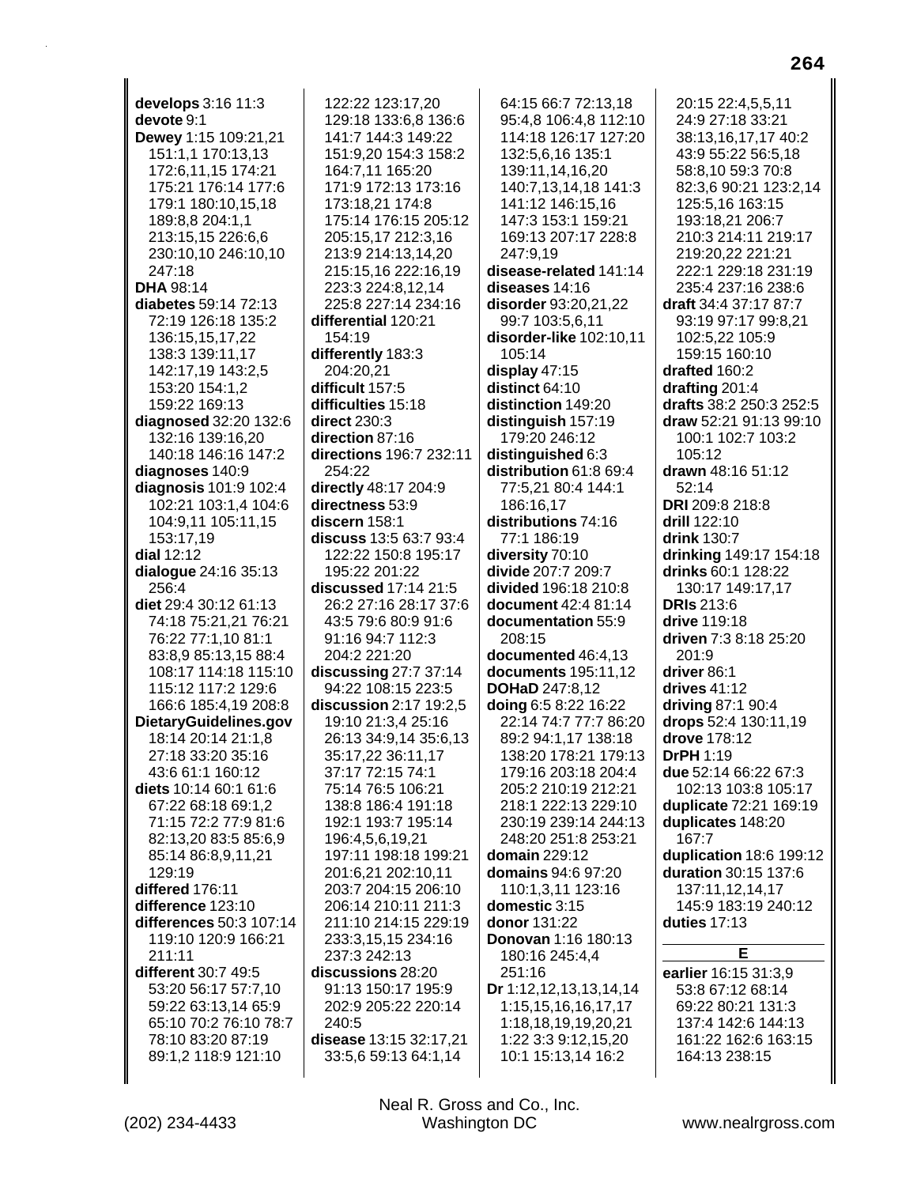**develops** 3:16 11:3
**devote** 9:1
**Dewey** 1:15 109:21,21 151:1,1 170:13,13 172:6,11,15 174:21 175:21 176:14 177:6 179:1 180:10,15,18 189:8,8 204:1,1 213:15,15 226:6,6 230:10,10 246:10,10 247:18
**DHA** 98:14
**diabetes** 59:14 72:13 72:19 126:18 135:2 136:15,15,17,22 138:3 139:11,17 142:17,19 143:2,5 153:20 154:1,2 159:22 169:13
**diagnosed** 32:20 132:6 132:16 139:16,20 140:18 146:16 147:2
**diagnoses** 140:9
**diagnosis** 101:9 102:4 102:21 103:1,4 104:6 104:9,11 105:11,15 153:17,19
**dial** 12:12
**dialogue** 24:16 35:13 256:4
**diet** 29:4 30:12 61:13 74:18 75:21,21 76:21 76:22 77:1,10 81:1 83:8,9 85:13,15 88:4 108:17 114:18 115:10 115:12 117:2 129:6 166:6 185:4,19 208:8
**DietaryGuidelines.gov** 18:14 20:14 21:1,8 27:18 33:20 35:16 43:6 61:1 160:12
**diets** 10:14 60:1 61:6 67:22 68:18 69:1,2 71:15 72:2 77:9 81:6 82:13,20 83:5 85:6,9 85:14 86:8,9,11,21 129:19
**differed** 176:11
**difference** 123:10
**differences** 50:3 107:14 119:10 120:9 166:21 211:11
**different** 30:7 49:5 53:20 56:17 57:7,10 59:22 63:13,14 65:9 65:10 70:2 76:10 78:7 78:10 83:20 87:19 89:1,2 118:9 121:10 122:22 123:17,20 129:18 133:6,8 136:6 141:7 144:3 149:22 151:9,20 154:3 158:2 164:7,11 165:20 171:9 172:13 173:16 173:18,21 174:8 175:14 176:15 205:12 205:15,17 212:3,16 213:9 214:13,14,20 215:15,16 222:16,19 223:3 224:8,12,14 225:8 227:14 234:16
**differential** 120:21 154:19
**differently** 183:3 204:20,21
**difficult** 157:5
**difficulties** 15:18
**direct** 230:3
**direction** 87:16
**directions** 196:7 232:11 254:22
**directly** 48:17 204:9
**directness** 53:9
**discern** 158:1
**discuss** 13:5 63:7 93:4 122:22 150:8 195:17 195:22 201:22
**discussed** 17:14 21:5 26:2 27:16 28:17 37:6 43:5 79:6 80:9 91:6 91:16 94:7 112:3 204:2 221:20
**discussing** 27:7 37:14 94:22 108:15 223:5
**discussion** 2:17 19:2,5 19:10 21:3,4 25:16 26:13 34:9,14 35:6,13 35:17,22 36:11,17 37:17 72:15 74:1 75:14 76:5 106:21 138:8 186:4 191:18 192:1 193:7 195:14 196:4,5,6,19,21 197:11 198:18 199:21 201:6,21 202:10,11 203:7 204:15 206:10 206:14 210:11 211:3 211:10 214:15 229:19 233:3,15,15 234:16 237:3 242:13
**discussions** 28:20 91:13 150:17 195:9 202:9 205:22 220:14 240:5
**disease** 13:15 32:17,21 33:5,6 59:13 64:1,14 64:15 66:7 72:13,18 95:4,8 106:4,8 112:10 114:18 126:17 127:20 132:5,6,16 135:1 139:11,14,16,20 140:7,13,14,18 141:3 141:12 146:15,16 147:3 153:1 159:21 169:13 207:17 228:8 247:9,19
**disease-related** 141:14
**diseases** 14:16
**disorder** 93:20,21,22 99:7 103:5,6,11
**disorder-like** 102:10,11 105:14
**display** 47:15
**distinct** 64:10
**distinction** 149:20
**distinguish** 157:19 179:20 246:12
**distinguished** 6:3
**distribution** 61:8 69:4 77:5,21 80:4 144:1 186:16,17
**distributions** 74:16 77:1 186:19
**diversity** 70:10
**divide** 207:7 209:7
**divided** 196:18 210:8
**document** 42:4 81:14
**documentation** 55:9 208:15
**documented** 46:4,13
**documents** 195:11,12
**DOHaD** 247:8,12
**doing** 6:5 8:22 16:22 22:14 74:7 77:7 86:20 89:2 94:1,17 138:18 138:20 178:21 179:13 179:16 203:18 204:4 205:2 210:19 212:21 218:1 222:13 229:10 230:19 239:14 244:13 248:20 251:8 253:21
**domain** 229:12
**domains** 94:6 97:20 110:1,3,11 123:16
**domestic** 3:15
**donor** 131:22
**Donovan** 1:16 180:13 180:16 245:4,4 251:16
**Dr** 1:12,12,13,13,14,14 1:15,15,16,16,17,17 1:18,18,19,19,20,21 1:22 3:3 9:12,15,20 10:1 15:13,14 16:2 20:15 22:4,5,5,11 24:9 27:18 33:21 38:13,16,17,17 40:2 43:9 55:22 56:5,18 58:8,10 59:3 70:8 82:3,6 90:21 123:2,14 125:5,16 163:15 193:18,21 206:7 210:3 214:11 219:17 219:20,22 221:21 222:1 229:18 231:19 235:4 237:16 238:6
**draft** 34:4 37:17 87:7 93:19 97:17 99:8,21 102:5,22 105:9 159:15 160:10
**drafted** 160:2
**drafting** 201:4
**drafts** 38:2 250:3 252:5
**draw** 52:21 91:13 99:10 100:1 102:7 103:2 105:12
**drawn** 48:16 51:12 52:14
**DRI** 209:8 218:8
**drill** 122:10
**drink** 130:7
**drinking** 149:17 154:18
**drinks** 60:1 128:22 130:17 149:17,17
**DRIs** 213:6
**drive** 119:18
**driven** 7:3 8:18 25:20 201:9
**driver** 86:1
**drives** 41:12
**driving** 87:1 90:4
**drops** 52:4 130:11,19
**drove** 178:12
**DrPH** 1:19
**due** 52:14 66:22 67:3 102:13 103:8 105:17
**duplicate** 72:21 169:19
**duplicates** 148:20 167:7
**duplication** 18:6 199:12
**duration** 30:15 137:6 137:11,12,14,17 145:9 183:19 240:12
**duties** 17:13

## E

**earlier** 16:15 31:3,9 53:8 67:12 68:14 69:22 80:21 131:3 137:4 142:6 144:13 161:22 162:6 163:15 164:13 238:15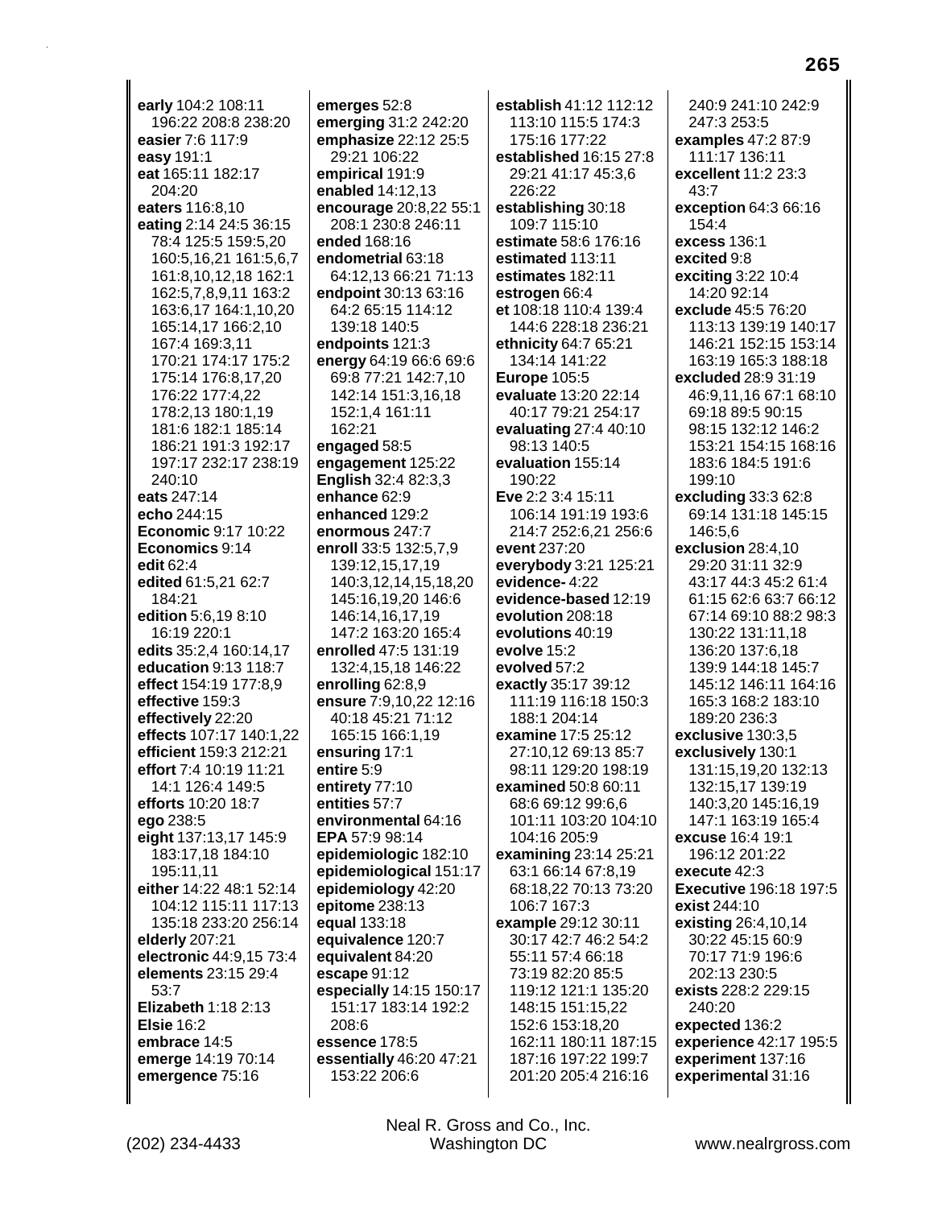**early** 104:2 108:11 196:22 208:8 238:20
**easier** 7:6 117:9
**easy** 191:1
**eat** 165:11 182:17 204:20
**eaters** 116:8,10
**eating** 2:14 24:5 36:15 78:4 125:5 159:5,20 160:5,16,21 161:5,6,7 161:8,10,12,18 162:1 162:5,7,8,9,11 163:2 163:6,17 164:1,10,20 165:14,17 166:2,10 167:4 169:3,11 170:21 174:17 175:2 175:14 176:8,17,20 176:22 177:4,22 178:2,13 180:1,19 181:6 182:1 185:14 186:21 191:3 192:17 197:17 232:17 238:19 240:10
**eats** 247:14
**echo** 244:15
**Economic** 9:17 10:22
**Economics** 9:14
**edit** 62:4
**edited** 61:5,21 62:7 184:21
**edition** 5:6,19 8:10 16:19 220:1
**edits** 35:2,4 160:14,17
**education** 9:13 118:7
**effect** 154:19 177:8,9
**effective** 159:3
**effectively** 22:20
**effects** 107:17 140:1,22
**efficient** 159:3 212:21
**effort** 7:4 10:19 11:21 14:1 126:4 149:5
**efforts** 10:20 18:7
**ego** 238:5
**eight** 137:13,17 145:9 183:17,18 184:10 195:11,11
**either** 14:22 48:1 52:14 104:12 115:11 117:13 135:18 233:20 256:14
**elderly** 207:21
**electronic** 44:9,15 73:4
**elements** 23:15 29:4 53:7
**Elizabeth** 1:18 2:13
**Elsie** 16:2
**embrace** 14:5
**emerge** 14:19 70:14
**emergence** 75:16
**emerges** 52:8
**emerging** 31:2 242:20
**emphasize** 22:12 25:5 29:21 106:22
**empirical** 191:9
**enabled** 14:12,13
**encourage** 20:8,22 55:1 208:1 230:8 246:11
**ended** 168:16
**endometrial** 63:18 64:12,13 66:21 71:13
**endpoint** 30:13 63:16 64:2 65:15 114:12 139:18 140:5
**endpoints** 121:3
**energy** 64:19 66:6 69:6 69:8 77:21 142:7,10 142:14 151:3,16,18 152:1,4 161:11 162:21
**engaged** 58:5
**engagement** 125:22
**English** 32:4 82:3,3
**enhance** 62:9
**enhanced** 129:2
**enormous** 247:7
**enroll** 33:5 132:5,7,9 139:12,15,17,19 140:3,12,14,15,18,20 145:16,19,20 146:6 146:14,16,17,19 147:2 163:20 165:4
**enrolled** 47:5 131:19 132:4,15,18 146:22
**enrolling** 62:8,9
**ensure** 7:9,10,22 12:16 40:18 45:21 71:12 165:15 166:1,19
**ensuring** 17:1
**entire** 5:9
**entirety** 77:10
**entities** 57:7
**environmental** 64:16
**EPA** 57:9 98:14
**epidemiologic** 182:10
**epidemiological** 151:17
**epidemiology** 42:20
**epitome** 238:13
**equal** 133:18
**equivalence** 120:7
**equivalent** 84:20
**escape** 91:12
**especially** 14:15 150:17 151:17 183:14 192:2 208:6
**essence** 178:5
**essentially** 46:20 47:21 153:22 206:6
**establish** 41:12 112:12 113:10 115:5 174:3 175:16 177:22
**established** 16:15 27:8 29:21 41:17 45:3,6 226:22
**establishing** 30:18 109:7 115:10
**estimate** 58:6 176:16
**estimated** 113:11
**estimates** 182:11
**estrogen** 66:4
**et** 108:18 110:4 139:4 144:6 228:18 236:21
**ethnicity** 64:7 65:21 134:14 141:22
**Europe** 105:5
**evaluate** 13:20 22:14 40:17 79:21 254:17
**evaluating** 27:4 40:10 98:13 140:5
**evaluation** 155:14 190:22
**Eve** 2:2 3:4 15:11 106:14 191:19 193:6 214:7 252:6,21 256:6
**event** 237:20
**everybody** 3:21 125:21
**evidence-** 4:22
**evidence-based** 12:19
**evolution** 208:18
**evolutions** 40:19
**evolve** 15:2
**evolved** 57:2
**exactly** 35:17 39:12 111:19 116:18 150:3 188:1 204:14
**examine** 17:5 25:12 27:10,12 69:13 85:7 98:11 129:20 198:19
**examined** 50:8 60:11 68:6 69:12 99:6,6 101:11 103:20 104:10 104:16 205:9
**examining** 23:14 25:21 63:1 66:14 67:8,19 68:18,22 70:13 73:20 106:7 167:3
**example** 29:12 30:11 30:17 42:7 46:2 54:2 55:11 57:4 66:18 73:19 82:20 85:5 119:12 121:1 135:20 148:15 151:15,22 152:6 153:18,20 162:11 180:11 187:15 187:16 197:22 199:7 201:20 205:4 216:16 240:9 241:10 242:9 247:3 253:5
**examples** 47:2 87:9 111:17 136:11
**excellent** 11:2 23:3 43:7
**exception** 64:3 66:16 154:4
**excess** 136:1
**excited** 9:8
**exciting** 3:22 10:4 14:20 92:14
**exclude** 45:5 76:20 113:13 139:19 140:17 146:21 152:15 153:14 163:19 165:3 188:18
**excluded** 28:9 31:19 46:9,11,16 67:1 68:10 69:18 89:5 90:15 98:15 132:12 146:2 153:21 154:15 168:16 183:6 184:5 191:6 199:10
**excluding** 33:3 62:8 69:14 131:18 145:15 146:5,6
**exclusion** 28:4,10 29:20 31:11 32:9 43:17 44:3 45:2 61:4 61:15 62:6 63:7 66:12 67:14 69:10 88:2 98:3 130:22 131:11,18 136:20 137:6,18 139:9 144:18 145:7 145:12 146:11 164:16 165:3 168:2 183:10 189:20 236:3
**exclusive** 130:3,5
**exclusively** 130:1 131:15,19,20 132:13 132:15,17 139:19 140:3,20 145:16,19 147:1 163:19 165:4
**excuse** 16:4 19:1 196:12 201:22
**execute** 42:3
**Executive** 196:18 197:5
**exist** 244:10
**existing** 26:4,10,14 30:22 45:15 60:9 70:17 71:9 196:6 202:13 230:5
**exists** 228:2 229:15 240:20
**expected** 136:2
**experience** 42:17 195:5
**experiment** 137:16
**experimental** 31:16

Neal R. Gross and Co., Inc.
(202) 234-4433 Washington DC www.nealrgross.com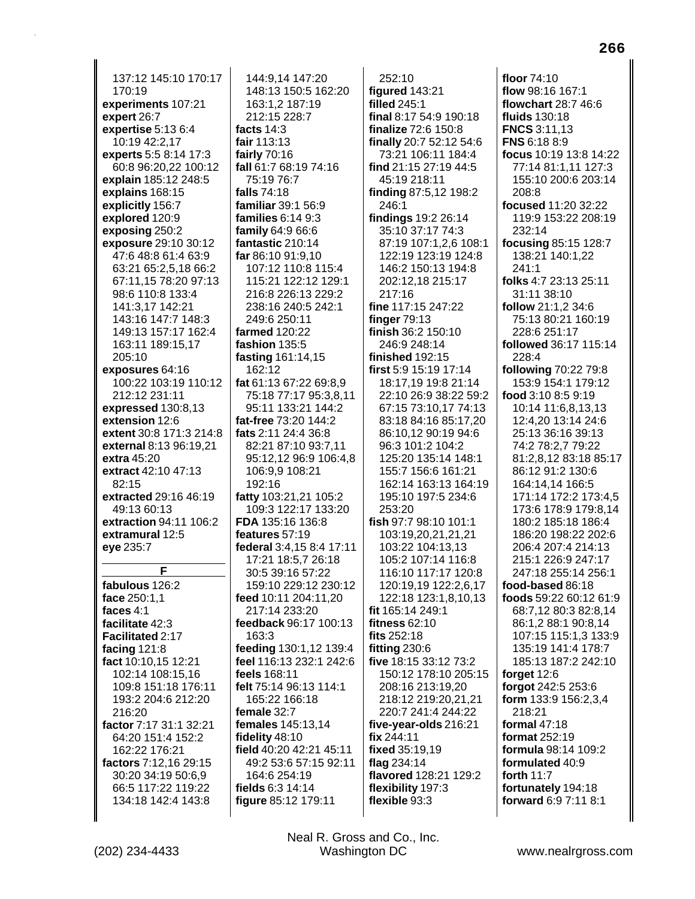137:12 145:10 170:17 170:19
**experiments** 107:21
**expert** 26:7
**expertise** 5:13 6:4 10:19 42:2,17
**experts** 5:5 8:14 17:3 60:8 96:20,22 100:12
**explain** 185:12 248:5
**explains** 168:15
**explicitly** 156:7
**explored** 120:9
**exposing** 250:2
**exposure** 29:10 30:12 47:6 48:8 61:4 63:9 63:21 65:2,5,18 66:2 67:11,15 78:20 97:13 98:6 110:8 133:4 141:3,17 142:21 143:16 147:7 148:3 149:13 157:17 162:4 163:11 189:15,17 205:10
**exposures** 64:16 100:22 103:19 110:12 212:12 231:11
**expressed** 130:8,13
**extension** 12:6
**extent** 30:8 171:3 214:8
**external** 8:13 96:19,21
**extra** 45:20
**extract** 42:10 47:13 82:15
**extracted** 29:16 46:19 49:13 60:13
**extraction** 94:11 106:2
**extramural** 12:5
**eye** 235:7

## F

**fabulous** 126:2
**face** 250:1,1
**faces** 4:1
**facilitate** 42:3
**Facilitated** 2:17
**facing** 121:8
**fact** 10:10,15 12:21 102:14 108:15,16 109:8 151:18 176:11 193:2 204:6 212:20 216:20
**factor** 7:17 31:1 32:21 64:20 151:4 152:2 162:22 176:21
**factors** 7:12,16 29:15 30:20 34:19 50:6,9 66:5 117:22 119:22 134:18 142:4 143:8 144:9,14 147:20 148:13 150:5 162:20 163:1,2 187:19 212:15 228:7
**facts** 14:3
**fair** 113:13
**fairly** 70:16
**fall** 61:7 68:19 74:16 75:19 76:7
**falls** 74:18
**familiar** 39:1 56:9
**families** 6:14 9:3
**family** 64:9 66:6
**fantastic** 210:14
**far** 86:10 91:9,10 107:12 110:8 115:4 115:21 122:12 129:1 216:8 226:13 229:2 238:16 240:5 242:1 249:6 250:11
**farmed** 120:22
**fashion** 135:5
**fasting** 161:14,15 162:12
**fat** 61:13 67:22 69:8,9 75:18 77:17 95:3,8,11 95:11 133:21 144:2
**fat-free** 73:20 144:2
**fats** 2:11 24:4 36:8 82:21 87:10 93:7,11 95:12,12 96:9 106:4,8 106:9,9 108:21 192:16
**fatty** 103:21,21 105:2 109:3 122:17 133:20
**FDA** 135:16 136:8
**features** 57:19
**federal** 3:4,15 8:4 17:11 17:21 18:5,7 26:18 30:5 39:16 57:22 159:10 229:12 230:12
**feed** 10:11 204:11,20 217:14 233:20
**feedback** 96:17 100:13 163:3
**feeding** 130:1,12 139:4
**feel** 116:13 232:1 242:6
**feels** 168:11
**felt** 75:14 96:13 114:1 165:22 166:18
**female** 32:7
**females** 145:13,14
**fidelity** 48:10
**field** 40:20 42:21 45:11 49:2 53:6 57:15 92:11 164:6 254:19
**fields** 6:3 14:14
**figure** 85:12 179:11 252:10
**figured** 143:21
**filled** 245:1
**final** 8:17 54:9 190:18
**finalize** 72:6 150:8
**finally** 20:7 52:12 54:6 73:21 106:11 184:4
**find** 21:15 27:19 44:5 45:19 218:11
**finding** 87:5,12 198:2 246:1
**findings** 19:2 26:14 35:10 37:17 74:3 87:19 107:1,2,6 108:1 122:19 123:19 124:8 146:2 150:13 194:8 202:12,18 215:17 217:16
**fine** 117:15 247:22
**finger** 79:13
**finish** 36:2 150:10 246:9 248:14
**finished** 192:15
**first** 5:9 15:19 17:14 18:17,19 19:8 21:14 22:10 26:9 38:22 59:2 67:15 73:10,17 74:13 83:18 84:16 85:17,20 86:10,12 90:19 94:6 96:3 101:2 104:2 125:20 135:14 148:1 155:7 156:6 161:21 162:14 163:13 164:19 195:10 197:5 234:6 253:20
**fish** 97:7 98:10 101:1 103:19,20,21,21,21 103:22 104:13,13 105:2 107:14 116:8 116:10 117:17 120:8 120:19,19 122:2,6,17 122:18 123:1,8,10,13
**fit** 165:14 249:1
**fitness** 62:10
**fits** 252:18
**fitting** 230:6
**five** 18:15 33:12 73:2 150:12 178:10 205:15 208:16 213:19,20 218:12 219:20,21,21 220:7 241:4 244:22
**five-year-olds** 216:21
**fix** 244:11
**fixed** 35:19,19
**flag** 234:14
**flavored** 128:21 129:2
**flexibility** 197:3
**flexible** 93:3
**floor** 74:10
**flow** 98:16 167:1
**flowchart** 28:7 46:6
**fluids** 130:18
**FNCS** 3:11,13
**FNS** 6:18 8:9
**focus** 10:19 13:8 14:22 77:14 81:1,11 127:3 155:10 200:6 203:14 208:8
**focused** 11:20 32:22 119:9 153:22 208:19 232:14
**focusing** 85:15 128:7 138:21 140:1,22 241:1
**folks** 4:7 23:13 25:11 31:11 38:10
**follow** 21:1,2 34:6 75:13 80:21 160:19 228:6 251:17
**followed** 36:17 115:14 228:4
**following** 70:22 79:8 153:9 154:1 179:12
**food** 3:10 8:5 9:19 10:14 11:6,8,13,13 12:4,20 13:14 24:6 25:13 36:16 39:13 74:2 78:2,7 79:22 81:2,8,12 83:18 85:17 86:12 91:2 130:6 164:14,14 166:5 171:14 172:2 173:4,5 173:6 178:9 179:8,14 180:2 185:18 186:4 186:20 198:22 202:6 206:4 207:4 214:13 215:1 226:9 247:17 247:18 255:14 256:1
**food-based** 86:18
**foods** 59:22 60:12 61:9 68:7,12 80:3 82:8,14 86:1,2 88:1 90:8,14 107:15 115:1,3 133:9 135:19 141:4 178:7 185:13 187:2 242:10
**forget** 12:6
**forgot** 242:5 253:6
**form** 133:9 156:2,3,4 218:21
**formal** 47:18
**format** 252:19
**formula** 98:14 109:2
**formulated** 40:9
**forth** 11:7
**fortunately** 194:18
**forward** 6:9 7:11 8:1

Neal R. Gross and Co., Inc.
(202) 234-4433 Washington DC www.nealrgross.com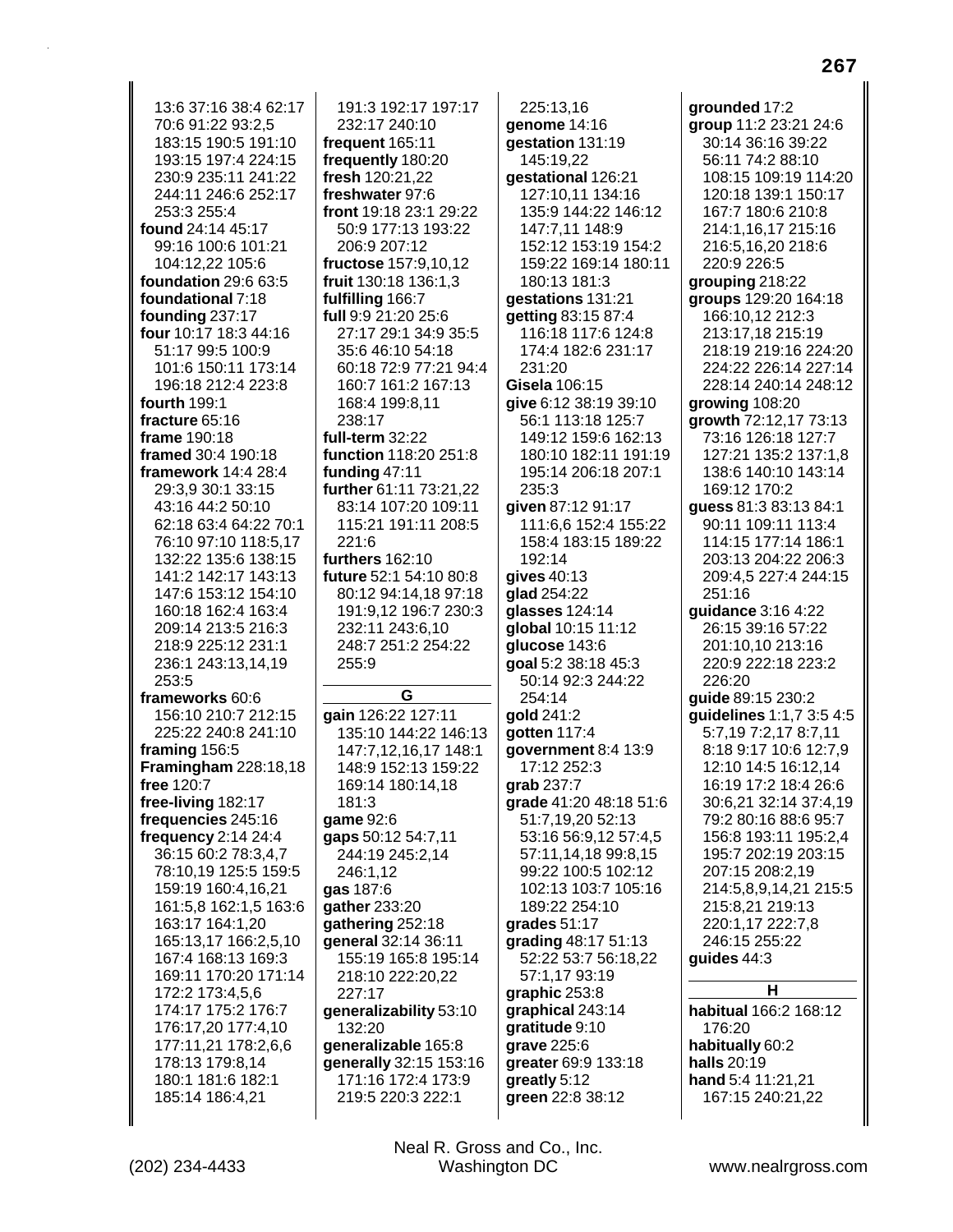13:6 37:16 38:4 62:17 70:6 91:22 93:2,5 183:15 190:5 191:10 193:15 197:4 224:15 230:9 235:11 241:22 244:11 246:6 252:17 253:3 255:4
**found** 24:14 45:17 99:16 100:6 101:21 104:12,22 105:6
**foundation** 29:6 63:5
**foundational** 7:18
**founding** 237:17
**four** 10:17 18:3 44:16 51:17 99:5 100:9 101:6 150:11 173:14 196:18 212:4 223:8
**fourth** 199:1
**fracture** 65:16
**frame** 190:18
**framed** 30:4 190:18
**framework** 14:4 28:4 29:3,9 30:1 33:15 43:16 44:2 50:10 62:18 63:4 64:22 70:1 76:10 97:10 118:5,17 132:22 135:6 138:15 141:2 142:17 143:13 147:6 153:12 154:10 160:18 162:4 163:4 209:14 213:5 216:3 218:9 225:12 231:1 236:1 243:13,14,19 253:5
**frameworks** 60:6 156:10 210:7 212:15 225:22 240:8 241:10
**framing** 156:5
**Framingham** 228:18,18
**free** 120:7
**free-living** 182:17
**frequencies** 245:16
**frequency** 2:14 24:4 36:15 60:2 78:3,4,7 78:10,19 125:5 159:5 159:19 160:4,16,21 161:5,8 162:1,5 163:6 163:17 164:1,20 165:13,17 166:2,5,10 167:4 168:13 169:3 169:11 170:20 171:14 172:2 173:4,5,6 174:17 175:2 176:7 176:17,20 177:4,10 177:11,21 178:2,6,6 178:13 179:8,14 180:1 181:6 182:1 185:14 186:4,21
191:3 192:17 197:17 232:17 240:10
**frequent** 165:11
**frequently** 180:20
**fresh** 120:21,22
**freshwater** 97:6
**front** 19:18 23:1 29:22 50:9 177:13 193:22 206:9 207:12
**fructose** 157:9,10,12
**fruit** 130:18 136:1,3
**fulfilling** 166:7
**full** 9:9 21:20 25:6 27:17 29:1 34:9 35:5 35:6 46:10 54:18 60:18 72:9 77:21 94:4 160:7 161:2 167:13 168:4 199:8,11 238:17
**full-term** 32:22
**function** 118:20 251:8
**funding** 47:11
**further** 61:11 73:21,22 83:14 107:20 109:11 115:21 191:11 208:5 221:6
**furthers** 162:10
**future** 52:1 54:10 80:8 80:12 94:14,18 97:18 191:9,12 196:7 230:3 232:11 243:6,10 248:7 251:2 254:22 255:9

**G**

**gain** 126:22 127:11 135:10 144:22 146:13 147:7,12,16,17 148:1 148:9 152:13 159:22 169:14 180:14,18 181:3
**game** 92:6
**gaps** 50:12 54:7,11 244:19 245:2,14 246:1,12
**gas** 187:6
**gather** 233:20
**gathering** 252:18
**general** 32:14 36:11 155:19 165:8 195:14 218:10 222:20,22 227:17
**generalizability** 53:10 132:20
**generalizable** 165:8
**generally** 32:15 153:16 171:16 172:4 173:9 219:5 220:3 222:1
225:13,16
**genome** 14:16
**gestation** 131:19 145:19,22
**gestational** 126:21 127:10,11 134:16 135:9 144:22 146:12 147:7,11 148:9 152:12 153:19 154:2 159:22 169:14 180:11 180:13 181:3
**gestations** 131:21
**getting** 83:15 87:4 116:18 117:6 124:8 174:4 182:6 231:17 231:20
**Gisela** 106:15
**give** 6:12 38:19 39:10 56:1 113:18 125:7 149:12 159:6 162:13 180:10 182:11 191:19 195:14 206:18 207:1 235:3
**given** 87:12 91:17 111:6,6 152:4 155:22 158:4 183:15 189:22 192:14
**gives** 40:13
**glad** 254:22
**glasses** 124:14
**global** 10:15 11:12
**glucose** 143:6
**goal** 5:2 38:18 45:3 50:14 92:3 244:22 254:14
**gold** 241:2
**gotten** 117:4
**government** 8:4 13:9 17:12 252:3
**grab** 237:7
**grade** 41:20 48:18 51:6 51:7,19,20 52:13 53:16 56:9,12 57:4,5 57:11,14,18 99:8,15 99:22 100:5 102:12 102:13 103:7 105:16 189:22 254:10
**grades** 51:17
**grading** 48:17 51:13 52:22 53:7 56:18,22 57:1,17 93:19
**graphic** 253:8
**graphical** 243:14
**gratitude** 9:10
**grave** 225:6
**greater** 69:9 133:18
**greatly** 5:12
**green** 22:8 38:12
**grounded** 17:2
**group** 11:2 23:21 24:6 30:14 36:16 39:22 56:11 74:2 88:10 108:15 109:19 114:20 120:18 139:1 150:17 167:7 180:6 210:8 214:1,16,17 215:16 216:5,16,20 218:6 220:9 226:5
**grouping** 218:22
**groups** 129:20 164:18 166:10,12 212:3 213:17,18 215:19 218:19 219:16 224:20 224:22 226:14 227:14 228:14 240:14 248:12
**growing** 108:20
**growth** 72:12,17 73:13 73:16 126:18 127:7 127:21 135:2 137:1,8 138:6 140:10 143:14 169:12 170:2
**guess** 81:3 83:13 84:1 90:11 109:11 113:4 114:15 177:14 186:1 203:13 204:22 206:3 209:4,5 227:4 244:15 251:16
**guidance** 3:16 4:22 26:15 39:16 57:22 201:10,10 213:16 220:9 222:18 223:2 226:20
**guide** 89:15 230:2
**guidelines** 1:1,7 3:5 4:5 5:7,19 7:2,17 8:7,11 8:18 9:17 10:6 12:7,9 12:10 14:5 16:12,14 16:19 17:2 18:4 26:6 30:6,21 32:14 37:4,19 79:2 80:16 88:6 95:7 156:8 193:11 195:2,4 195:7 202:19 203:15 207:15 208:2,19 214:5,8,9,14,21 215:5 215:8,21 219:13 220:1,17 222:7,8 246:15 255:22
**guides** 44:3

**H**

**habitual** 166:2 168:12 176:20
**habitually** 60:2
**halls** 20:19
**hand** 5:4 11:21,21 167:15 240:21,22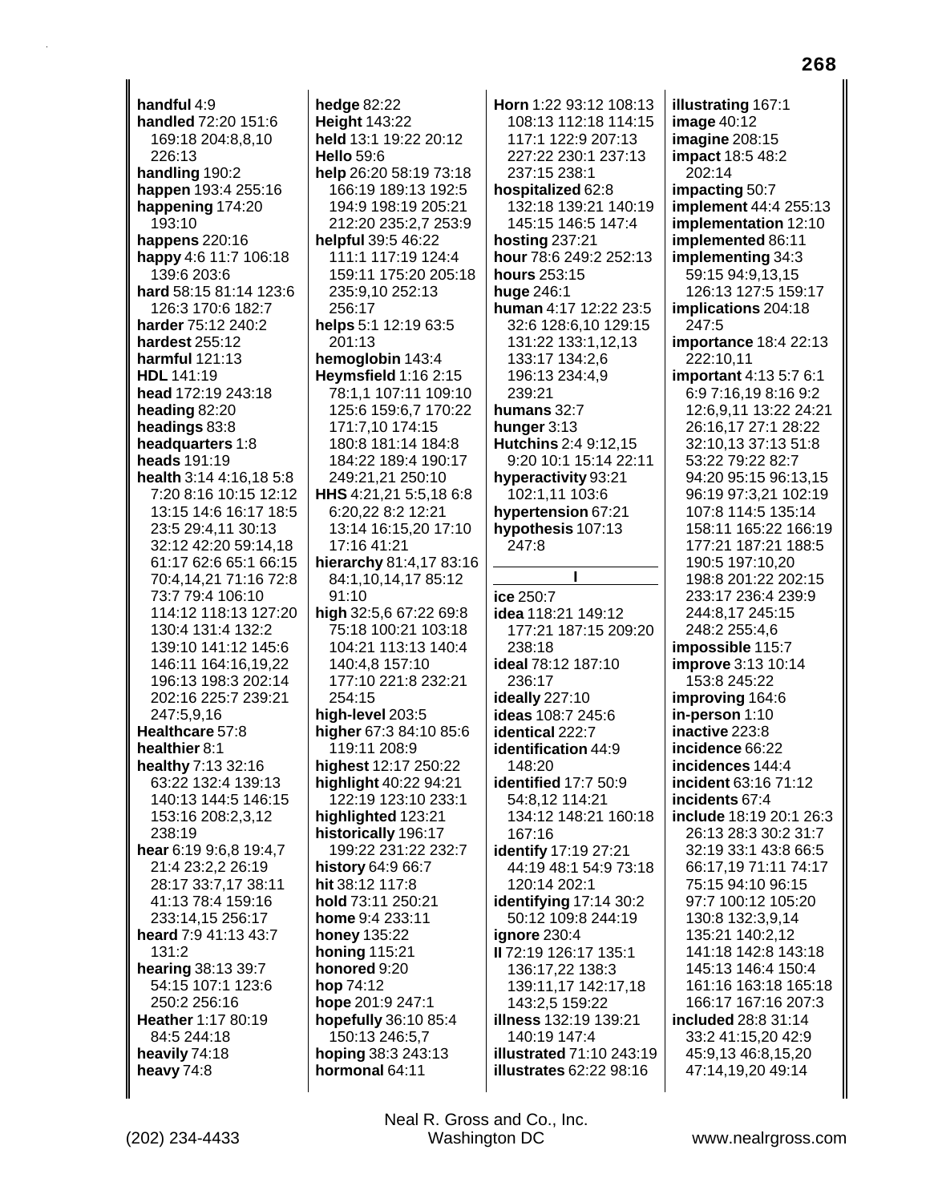**handful** 4:9
**handled** 72:20 151:6 169:18 204:8,8,10 226:13
**handling** 190:2
**happen** 193:4 255:16
**happening** 174:20 193:10
**happens** 220:16
**happy** 4:6 11:7 106:18 139:6 203:6
**hard** 58:15 81:14 123:6 126:3 170:6 182:7
**harder** 75:12 240:2
**hardest** 255:12
**harmful** 121:13
**HDL** 141:19
**head** 172:19 243:18
**heading** 82:20
**headings** 83:8
**headquarters** 1:8
**heads** 191:19
**health** 3:14 4:16,18 5:8 7:20 8:16 10:15 12:12 13:15 14:6 16:17 18:5 23:5 29:4,11 30:13 32:12 42:20 59:14,18 61:17 62:6 65:1 66:15 70:4,14,21 71:16 72:8 73:7 79:4 106:10 114:12 118:13 127:20 130:4 131:4 132:2 139:10 141:12 145:6 146:11 164:16,19,22 196:13 198:3 202:14 202:16 225:7 239:21 247:5,9,16
**Healthcare** 57:8
**healthier** 8:1
**healthy** 7:13 32:16 63:22 132:4 139:13 140:13 144:5 146:15 153:16 208:2,3,12 238:19
**hear** 6:19 9:6,8 19:4,7 21:4 23:2,2 26:19 28:17 33:7,17 38:11 41:13 78:4 159:16 233:14,15 256:17
**heard** 7:9 41:13 43:7 131:2
**hearing** 38:13 39:7 54:15 107:1 123:6 250:2 256:16
**Heather** 1:17 80:19 84:5 244:18
**heavily** 74:18
**heavy** 74:8
**hedge** 82:22
**Height** 143:22
**held** 13:1 19:22 20:12
**Hello** 59:6
**help** 26:20 58:19 73:18 166:19 189:13 192:5 194:9 198:19 205:21 212:20 235:2,7 253:9
**helpful** 39:5 46:22 111:1 117:19 124:4 159:11 175:20 205:18 235:9,10 252:13 256:17
**helps** 5:1 12:19 63:5 201:13
**hemoglobin** 143:4
**Heymsfield** 1:16 2:15 78:1,1 107:11 109:10 125:6 159:6,7 170:22 171:7,10 174:15 180:8 181:14 184:8 184:22 189:4 190:17 249:21,21 250:10
**HHS** 4:21,21 5:5,18 6:8 6:20,22 8:2 12:21 13:14 16:15,20 17:10 17:16 41:21
**hierarchy** 81:4,17 83:16 84:1,10,14,17 85:12 91:10
**high** 32:5,6 67:22 69:8 75:18 100:21 103:18 104:21 113:13 140:4 140:4,8 157:10 177:10 221:8 232:21 254:15
**high-level** 203:5
**higher** 67:3 84:10 85:6 119:11 208:9
**highest** 12:17 250:22
**highlight** 40:22 94:21 122:19 123:10 233:1
**highlighted** 123:21
**historically** 196:17 199:22 231:22 232:7
**history** 64:9 66:7
**hit** 38:12 117:8
**hold** 73:11 250:21
**home** 9:4 233:11
**honey** 135:22
**honing** 115:21
**honored** 9:20
**hop** 74:12
**hope** 201:9 247:1
**hopefully** 36:10 85:4 150:13 246:5,7
**hoping** 38:3 243:13
**hormonal** 64:11
**Horn** 1:22 93:12 108:13 108:13 112:18 114:15 117:1 122:9 207:13 227:22 230:1 237:13 237:15 238:1
**hospitalized** 62:8 132:18 139:21 140:19 145:15 146:5 147:4
**hosting** 237:21
**hour** 78:6 249:2 252:13
**hours** 253:15
**huge** 246:1
**human** 4:17 12:22 23:5 32:6 128:6,10 129:15 131:22 133:1,12,13 133:17 134:2,6 196:13 234:4,9 239:21
**humans** 32:7
**hunger** 3:13
**Hutchins** 2:4 9:12,15 9:20 10:1 15:14 22:11
**hyperactivity** 93:21 102:1,11 103:6
**hypertension** 67:21
**hypothesis** 107:13 247:8

## I

**ice** 250:7
**idea** 118:21 149:12 177:21 187:15 209:20 238:18
**ideal** 78:12 187:10 236:17
**ideally** 227:10
**ideas** 108:7 245:6
**identical** 222:7
**identification** 44:9 148:20
**identified** 17:7 50:9 54:8,12 114:21 134:12 148:21 160:18 167:16
**identify** 17:19 27:21 44:19 48:1 54:9 73:18 120:14 202:1
**identifying** 17:14 30:2 50:12 109:8 244:19
**ignore** 230:4
**II** 72:19 126:17 135:1 136:17,22 138:3 139:11,17 142:17,18 143:2,5 159:22
**illness** 132:19 139:21 140:19 147:4
**illustrated** 71:10 243:19
**illustrates** 62:22 98:16
**illustrating** 167:1
**image** 40:12
**imagine** 208:15
**impact** 18:5 48:2 202:14
**impacting** 50:7
**implement** 44:4 255:13
**implementation** 12:10
**implemented** 86:11
**implementing** 34:3 59:15 94:9,13,15 126:13 127:5 159:17
**implications** 204:18 247:5
**importance** 18:4 22:13 222:10,11
**important** 4:13 5:7 6:1 6:9 7:16,19 8:16 9:2 12:6,9,11 13:22 24:21 26:16,17 27:1 28:22 32:10,13 37:13 51:8 53:22 79:22 82:7 94:20 95:15 96:13,15 96:19 97:3,21 102:19 107:8 114:5 135:14 158:11 165:22 166:19 177:21 187:21 188:5 190:5 197:10,20 198:8 201:22 202:15 233:17 236:4 239:9 244:8,17 245:15 248:2 255:4,6
**impossible** 115:7
**improve** 3:13 10:14 153:8 245:22
**improving** 164:6
**in-person** 1:10
**inactive** 223:8
**incidence** 66:22
**incidences** 144:4
**incident** 63:16 71:12
**incidents** 67:4
**include** 18:19 20:1 26:3 26:13 28:3 30:2 31:7 32:19 33:1 43:8 66:5 66:17,19 71:11 74:17 75:15 94:10 96:15 97:7 100:12 105:20 130:8 132:3,9,14 135:21 140:2,12 141:18 142:8 143:18 145:13 146:4 150:4 161:16 163:18 165:18 166:17 167:16 207:3
**included** 28:8 31:14 33:2 41:15,20 42:9 45:9,13 46:8,15,20 47:14,19,20 49:14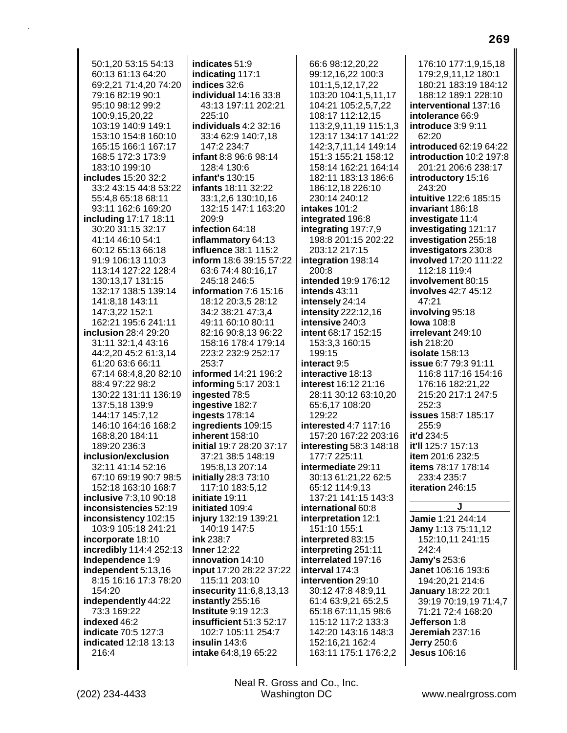50:1,20 53:15 54:13 60:13 61:13 64:20 69:2,21 71:4,20 74:20 79:16 82:19 90:1 95:10 98:12 99:2 100:9,15,20,22 103:19 140:9 149:1 153:10 154:8 160:10 165:15 166:1 167:17 168:5 172:3 173:9 183:10 199:10
**includes** 15:20 32:2 33:2 43:15 44:8 53:22 55:4,8 65:18 68:11 93:11 162:6 169:20
**including** 17:17 18:11 30:20 31:15 32:17 41:14 46:10 54:1 60:12 65:13 66:18 91:9 106:13 110:3 113:14 127:22 128:4 130:13,17 131:15 132:17 138:5 139:14 141:8,18 143:11 147:3,22 152:1 162:21 195:6 241:11
**inclusion** 28:4 29:20 31:11 32:1,4 43:16 44:2,20 45:2 61:3,14 61:20 63:6 66:11 67:14 68:4,8,20 82:10 88:4 97:22 98:2 130:22 131:11 136:19 137:5,18 139:9 144:17 145:7,12 146:10 164:16 168:2 168:8,20 184:11 189:20 236:3
**inclusion/exclusion** 32:11 41:14 52:16 67:10 69:19 90:7 98:5 152:18 163:10 168:7
**inclusive** 7:3,10 90:18
**inconsistencies** 52:19
**inconsistency** 102:15 103:9 105:18 241:21
**incorporate** 18:10
**incredibly** 114:4 252:13
**Independence** 1:9
**independent** 5:13,16 8:15 16:16 17:3 78:20 154:20
**independently** 44:22 73:3 169:22
**indexed** 46:2
**indicate** 70:5 127:3
**indicated** 12:18 13:13 216:4
**indicates** 51:9
**indicating** 117:1
**indices** 32:6
**individual** 14:16 33:8 43:13 197:11 202:21 225:10
**individuals** 4:2 32:16 33:4 62:9 140:7,18 147:2 234:7
**infant** 8:8 96:6 98:14 128:4 130:6
**infant's** 130:15
**infants** 18:11 32:22 33:1,2,6 130:10,16 132:15 147:1 163:20 209:9
**infection** 64:18
**inflammatory** 64:13
**influence** 38:1 115:2
**inform** 18:6 39:15 57:22 63:6 74:4 80:16,17 245:18 246:5
**information** 7:6 15:16 18:12 20:3,5 28:12 34:2 38:21 47:3,4 49:11 60:10 80:11 82:16 90:8,13 96:22 158:16 178:4 179:14 223:2 232:9 252:17 253:7
**informed** 14:21 196:2
**informing** 5:17 203:1
**ingested** 78:5
**ingestive** 182:7
**ingests** 178:14
**ingredients** 109:15
**inherent** 158:10
**initial** 19:7 28:20 37:17 37:21 38:5 148:19 195:8,13 207:14
**initially** 28:3 73:10 117:10 183:5,12
**initiate** 19:11
**initiated** 109:4
**injury** 132:19 139:21 140:19 147:5
**ink** 238:7
**Inner** 12:22
**innovation** 14:10
**input** 17:20 28:22 37:22 115:11 203:10
**insecurity** 11:6,8,13,13
**instantly** 255:16
**Institute** 9:19 12:3
**insufficient** 51:3 52:17 102:7 105:11 254:7
**insulin** 143:6
**intake** 64:8,19 65:22 66:6 98:12,20,22 99:12,16,22 100:3 101:1,5,12,17,22 103:20 104:1,5,11,17 104:21 105:2,5,7,22 108:17 112:12,15 113:2,9,11,19 115:1,3 123:17 134:17 141:22 142:3,7,11,14 149:14 151:3 155:21 158:12 158:14 162:21 164:14 182:11 183:13 186:6 186:12,18 226:10 230:14 240:12
**intakes** 101:2
**integrated** 196:8
**integrating** 197:7,9 198:8 201:15 202:22 203:12 217:15
**integration** 198:14 200:8
**intended** 19:9 176:12
**intends** 43:11
**intensely** 24:14
**intensity** 222:12,16
**intensive** 240:3
**intent** 68:17 152:15 153:3,3 160:15 199:15
**interact** 9:5
**interactive** 18:13
**interest** 16:12 21:16 28:11 30:12 63:10,20 65:6,17 108:20 129:22
**interested** 4:7 117:16 157:20 167:22 203:16
**interesting** 58:3 148:18 177:7 225:11
**intermediate** 29:11 30:13 61:21,22 62:5 65:12 114:9,13 137:21 141:15 143:3
**international** 60:8
**interpretation** 12:1 151:10 155:1
**interpreted** 83:15
**interpreting** 251:11
**interrelated** 197:16
**interval** 174:3
**intervention** 29:10 30:12 47:8 48:9,11 61:4 63:9,21 65:2,5 65:18 67:11,15 98:6 115:12 117:2 133:3 142:20 143:16 148:3 152:16,21 162:4 163:11 175:1 176:2,2 176:10 177:1,9,15,18 179:2,9,11,12 180:1 180:21 183:19 184:12 188:12 189:1 228:10
**interventional** 137:16
**intolerance** 66:9
**introduce** 3:9 9:11 62:20
**introduced** 62:19 64:22
**introduction** 10:2 197:8 201:21 206:6 238:17
**introductory** 15:16 243:20
**intuitive** 122:6 185:15
**invariant** 186:18
**investigate** 11:4
**investigating** 121:17
**investigation** 255:18
**investigators** 230:8
**involved** 17:20 111:22 112:18 119:4
**involvement** 80:15
**involves** 42:7 45:12 47:21
**involving** 95:18
**Iowa** 108:8
**irrelevant** 249:10
**ish** 218:20
**isolate** 158:13
**issue** 6:7 79:3 91:11 116:8 117:16 154:16 176:16 182:21,22 215:20 217:1 247:5 252:3
**issues** 158:7 185:17 255:9
**it'd** 234:5
**it'll** 125:7 157:13
**item** 201:6 232:5
**items** 78:17 178:14 233:4 235:7
**iteration** 246:15

### J

**Jamie** 1:21 244:14
**Jamy** 1:13 75:11,12 152:10,11 241:15 242:4
**Jamy's** 253:6
**Janet** 106:16 193:6 194:20,21 214:6
**January** 18:22 20:1 39:19 70:19,19 71:4,7 71:21 72:4 168:20
**Jefferson** 1:8
**Jeremiah** 237:16
**Jerry** 250:6
**Jesus** 106:16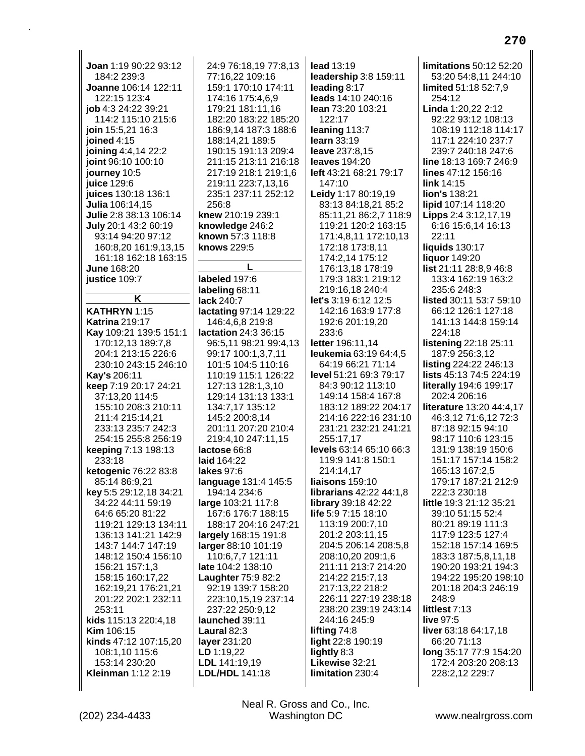**Joan** 1:19 90:22 93:12 184:2 239:3
**Joanne** 106:14 122:11 122:15 123:4
**job** 4:3 24:22 39:21 114:2 115:10 215:6
**join** 15:5,21 16:3
**joined** 4:15
**joining** 4:4,14 22:2
**joint** 96:10 100:10
**journey** 10:5
**juice** 129:6
**juices** 130:18 136:1
**Julia** 106:14,15
**Julie** 2:8 38:13 106:14
**July** 20:1 43:2 60:19 93:14 94:20 97:12 160:8,20 161:9,13,15 161:18 162:18 163:15
**June** 168:20
**justice** 109:7

## K

**KATHRYN** 1:15
**Katrina** 219:17
**Kay** 109:21 139:5 151:1 170:12,13 189:7,8 204:1 213:15 226:6 230:10 243:15 246:10
**Kay's** 206:11
**keep** 7:19 20:17 24:21 37:13,20 114:5 155:10 208:3 210:11 211:4 215:14,21 233:13 235:7 242:3 254:15 255:8 256:19
**keeping** 7:13 198:13 233:18
**ketogenic** 76:22 83:8 85:14 86:9,21
**key** 5:5 29:12,18 34:21 34:22 44:11 59:19 64:6 65:20 81:22 119:21 129:13 134:11 136:13 141:21 142:9 143:7 144:7 147:19 148:12 150:4 156:10 156:21 157:1,3 158:15 160:17,22 162:19,21 176:21,21 201:22 202:1 232:11 253:11
**kids** 115:13 220:4,18
**Kim** 106:15
**kinds** 47:12 107:15,20 108:1,10 115:6 153:14 230:20
**Kleinman** 1:12 2:19
24:9 76:18,19 77:8,13 77:16,22 109:16 159:1 170:10 174:11 174:16 175:4,6,9 179:21 181:11,16 182:20 183:22 185:20 186:9,14 187:3 188:6 188:14,21 189:5 190:15 191:13 209:4 211:15 213:11 216:18 217:19 218:1 219:1,6 219:11 223:7,13,16 235:1 237:11 252:12 256:8
**knew** 210:19 239:1
**knowledge** 246:2
**known** 57:3 118:8
**knows** 229:5

## L

**labeled** 197:6
**labeling** 68:11
**lack** 240:7
**lactating** 97:14 129:22 146:4,6,8 219:8
**lactation** 24:3 36:15 96:5,11 98:21 99:4,13 99:17 100:1,3,7,11 101:5 104:5 110:16 110:19 115:1 126:22 127:13 128:1,3,10 129:14 131:13 133:1 134:7,17 135:12 145:2 200:8,14 201:11 207:20 210:4 219:4,10 247:11,15
**lactose** 66:8
**laid** 164:22
**lakes** 97:6
**language** 131:4 145:5 194:14 234:6
**large** 103:21 117:8 167:6 176:7 188:15 188:17 204:16 247:21
**largely** 168:15 191:8
**larger** 88:10 101:19 110:6,7,7 121:11
**late** 104:2 138:10
**Laughter** 75:9 82:2 92:19 139:7 158:20 223:10,15,19 237:14 237:22 250:9,12
**launched** 39:11
**Laural** 82:3
**layer** 231:20
**LD** 1:19,22
**LDL** 141:19,19
**LDL/HDL** 141:18
**lead** 13:19
**leadership** 3:8 159:11
**leading** 8:17
**leads** 14:10 240:16
**lean** 73:20 103:21 122:17
**leaning** 113:7
**learn** 33:19
**leave** 237:8,15
**leaves** 194:20
**left** 43:21 68:21 79:17 147:10
**Leidy** 1:17 80:19,19 83:13 84:18,21 85:2 85:11,21 86:2,7 118:9 119:21 120:2 163:15 171:4,8,11 172:10,13 172:18 173:8,11 174:2,14 175:12 176:13,18 178:19 179:3 183:1 219:12 219:16,18 240:4
**let's** 3:19 6:12 12:5 142:16 163:9 177:8 192:6 201:19,20 233:6
**letter** 196:11,14
**leukemia** 63:19 64:4,5 64:19 66:21 71:14
**level** 51:21 69:3 79:17 84:3 90:12 113:10 149:14 158:4 167:8 183:12 189:22 204:17 214:16 222:16 231:10 231:21 232:21 241:21 255:17,17
**levels** 63:14 65:10 66:3 119:9 141:8 150:1 214:14,17
**liaisons** 159:10
**librarians** 42:22 44:1,8
**library** 39:18 42:22
**life** 5:9 7:15 18:10 113:19 200:7,10 201:2 203:11,15 204:5 206:14 208:5,8 208:10,20 209:1,6 211:11 213:7 214:20 214:22 215:7,13 217:13,22 218:2 226:11 227:19 238:18 238:20 239:19 243:14 244:16 245:9
**lifting** 74:8
**light** 22:8 190:19
**lightly** 8:3
**Likewise** 32:21
**limitation** 230:4
**limitations** 50:12 52:20 53:20 54:8,11 244:10
**limited** 51:18 52:7,9 254:12
**Linda** 1:20,22 2:12 92:22 93:12 108:13 108:19 112:18 114:17 117:1 224:10 237:7 239:7 240:18 247:6
**line** 18:13 169:7 246:9
**lines** 47:12 156:16
**link** 14:15
**lion's** 138:21
**lipid** 107:14 118:20
**Lipps** 2:4 3:12,17,19 6:16 15:6,14 16:13 22:11
**liquids** 130:17
**liquor** 149:20
**list** 21:11 28:8,9 46:8 133:4 162:19 163:2 235:6 248:3
**listed** 30:11 53:7 59:10 66:12 126:1 127:18 141:13 144:8 159:14 224:18
**listening** 22:18 25:11 187:9 256:3,12
**listing** 224:22 246:13
**lists** 45:13 74:5 224:19
**literally** 194:6 199:17 202:4 206:16
**literature** 13:20 44:4,17 46:3,12 71:6,12 72:3 87:18 92:15 94:10 98:17 110:6 123:15 131:9 138:19 150:6 151:17 157:14 158:2 165:13 167:2,5 179:17 187:21 212:9 222:3 230:18
**little** 19:3 21:12 35:21 39:10 51:15 52:4 80:21 89:19 111:3 117:9 123:5 127:4 152:18 157:14 169:5 183:3 187:5,8,11,18 190:20 193:21 194:3 194:22 195:20 198:10 201:18 204:3 246:19 248:9
**littlest** 7:13
**live** 97:5
**liver** 63:18 64:17,18 66:20 71:13
**long** 35:17 77:9 154:20 172:4 203:20 208:13 228:2,12 229:7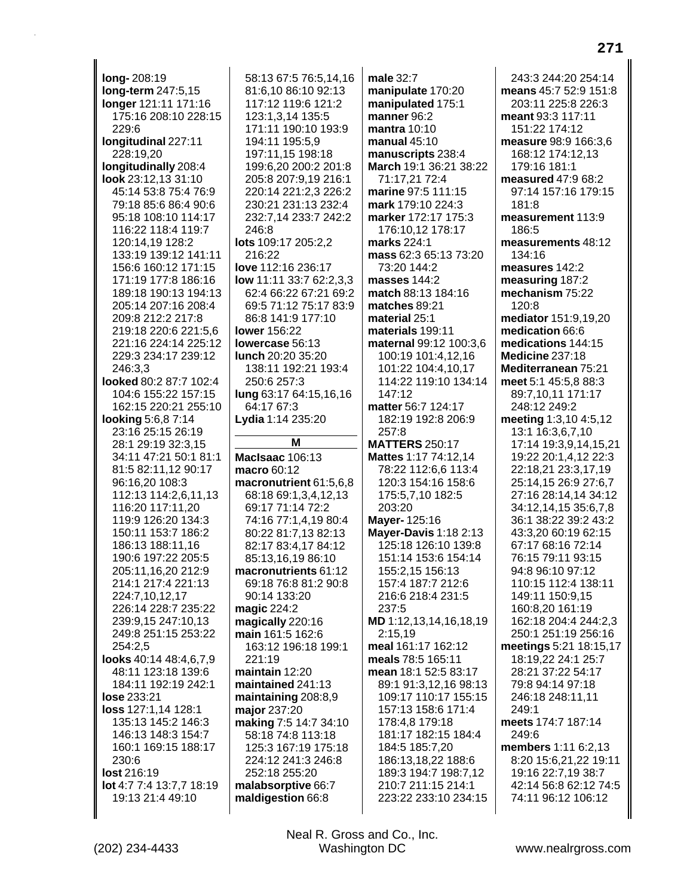**long-** 208:19
**long-term** 247:5,15
**longer** 121:11 171:16 175:16 208:10 228:15 229:6
**longitudinal** 227:11 228:19,20
**longitudinally** 208:4
**look** 23:12,13 31:10 45:14 53:8 75:4 76:9 79:18 85:6 86:4 90:6 95:18 108:10 114:17 116:22 118:4 119:7 120:14,19 128:2 133:19 139:12 141:11 156:6 160:12 171:15 171:19 177:8 186:16 189:18 190:13 194:13 205:14 207:16 208:4 209:8 212:2 217:8 219:18 220:6 221:5,6 221:16 224:14 225:12 229:3 234:17 239:12 246:3,3
**looked** 80:2 87:7 102:4 104:6 155:22 157:15 162:15 220:21 255:10
**looking** 5:6,8 7:14 23:16 25:15 26:19 28:1 29:19 32:3,15 34:11 47:21 50:1 81:1 81:5 82:11,12 90:17 96:16,20 108:3 112:13 114:2,6,11,13 116:20 117:11,20 119:9 126:20 134:3 150:11 153:7 186:2 186:13 188:11,16 190:6 197:22 205:5 205:11,16,20 212:9 214:1 217:4 221:13 224:7,10,12,17 226:14 228:7 235:22 239:9,15 247:10,13 249:8 251:15 253:22 254:2,5
**looks** 40:14 48:4,6,7,9 48:11 123:18 139:6 184:11 192:19 242:1
**lose** 233:21
**loss** 127:1,14 128:1 135:13 145:2 146:3 146:13 148:3 154:7 160:1 169:15 188:17 230:6
**lost** 216:19
**lot** 4:7 7:4 13:7,7 18:19 19:13 21:4 49:10 58:13 67:5 76:5,14,16 81:6,10 86:10 92:13 117:12 119:6 121:2 123:1,3,14 135:5 171:11 190:10 193:9 194:11 195:5,9 197:11,15 198:18 199:6,20 200:2 201:8 205:8 207:9,19 216:1 220:14 221:2,3 226:2 230:21 231:13 232:4 232:7,14 233:7 242:2 246:8
**lots** 109:17 205:2,2 216:22
**love** 112:16 236:17
**low** 11:11 33:7 62:2,3,3 62:4 66:22 67:21 69:2 69:5 71:12 75:17 83:9 86:8 141:9 177:10
**lower** 156:22
**lowercase** 56:13
**lunch** 20:20 35:20 138:11 192:21 193:4 250:6 257:3
**lung** 63:17 64:15,16,16 64:17 67:3
**Lydia** 1:14 235:20

## M

**MacIsaac** 106:13
**macro** 60:12
**macronutrient** 61:5,6,8 68:18 69:1,3,4,12,13 69:17 71:14 72:2 74:16 77:1,4,19 80:4 80:22 81:7,13 82:13 82:17 83:4,17 84:12 85:13,16,19 86:10
**macronutrients** 61:12 69:18 76:8 81:2 90:8 90:14 133:20
**magic** 224:2
**magically** 220:16
**main** 161:5 162:6 163:12 196:18 199:1 221:19
**maintain** 12:20
**maintained** 241:13
**maintaining** 208:8,9
**major** 237:20
**making** 7:5 14:7 34:10 58:18 74:8 113:18 125:3 167:19 175:18 224:12 241:3 246:8 252:18 255:20
**malabsorptive** 66:7
**maldigestion** 66:8
**male** 32:7
**manipulate** 170:20
**manipulated** 175:1
**manner** 96:2
**mantra** 10:10
**manual** 45:10
**manuscripts** 238:4
**March** 19:1 36:21 38:22 71:17,21 72:4
**marine** 97:5 111:15
**mark** 179:10 224:3
**marker** 172:17 175:3 176:10,12 178:17
**marks** 224:1
**mass** 62:3 65:13 73:20 73:20 144:2
**masses** 144:2
**match** 88:13 184:16
**matches** 89:21
**material** 25:1
**materials** 199:11
**maternal** 99:12 100:3,6 100:19 101:4,12,16 101:22 104:4,10,17 114:22 119:10 134:14 147:12
**matter** 56:7 124:17 182:19 192:8 206:9 257:8
**MATTERS** 250:17
**Mattes** 1:17 74:12,14 78:22 112:6,6 113:4 120:3 154:16 158:6 175:5,7,10 182:5 203:20
**Mayer-** 125:16
**Mayer-Davis** 1:18 2:13 125:18 126:10 139:8 151:14 153:6 154:14 155:2,15 156:13 157:4 187:7 212:6 216:6 218:4 231:5 237:5
**MD** 1:12,13,14,16,18,19 2:15,19
**meal** 161:17 162:12
**meals** 78:5 165:11
**mean** 18:1 52:5 83:17 89:1 91:3,12,16 98:13 109:17 110:17 155:15 157:13 158:6 171:4 178:4,8 179:18 181:17 182:15 184:4 184:5 185:7,20 186:13,18,22 188:6 189:3 194:7 198:7,12 210:7 211:15 214:1 223:22 233:10 234:15 243:3 244:20 254:14
**means** 45:7 52:9 151:8 203:11 225:8 226:3
**meant** 93:3 117:11 151:22 174:12
**measure** 98:9 166:3,6 168:12 174:12,13 179:16 181:1
**measured** 47:9 68:2 97:14 157:16 179:15 181:8
**measurement** 113:9 186:5
**measurements** 48:12 134:16
**measures** 142:2
**measuring** 187:2
**mechanism** 75:22 120:8
**mediator** 151:9,19,20
**medication** 66:6
**medications** 144:15
**Medicine** 237:18
**Mediterranean** 75:21
**meet** 5:1 45:5,8 88:3 89:7,10,11 171:17 248:12 249:2
**meeting** 1:3,10 4:5,12 13:1 16:3,6,7,10 17:14 19:3,9,14,15,21 19:22 20:1,4,12 22:3 22:18,21 23:3,17,19 25:14,15 26:9 27:6,7 27:16 28:14,14 34:12 34:12,14,15 35:6,7,8 36:1 38:22 39:2 43:2 43:3,20 60:19 62:15 67:17 68:16 72:14 76:15 79:11 93:15 94:8 96:10 97:12 110:15 112:4 138:11 149:11 150:9,15 160:8,20 161:19 162:18 204:4 244:2,3 250:1 251:19 256:16
**meetings** 5:21 18:15,17 18:19,22 24:1 25:7 28:21 37:22 54:17 79:8 94:14 97:18 246:18 248:11,11 249:1
**meets** 174:7 187:14 249:6
**members** 1:11 6:2,13 8:20 15:6,21,22 19:11 19:16 22:7,19 38:7 42:14 56:8 62:12 74:5 74:11 96:12 106:12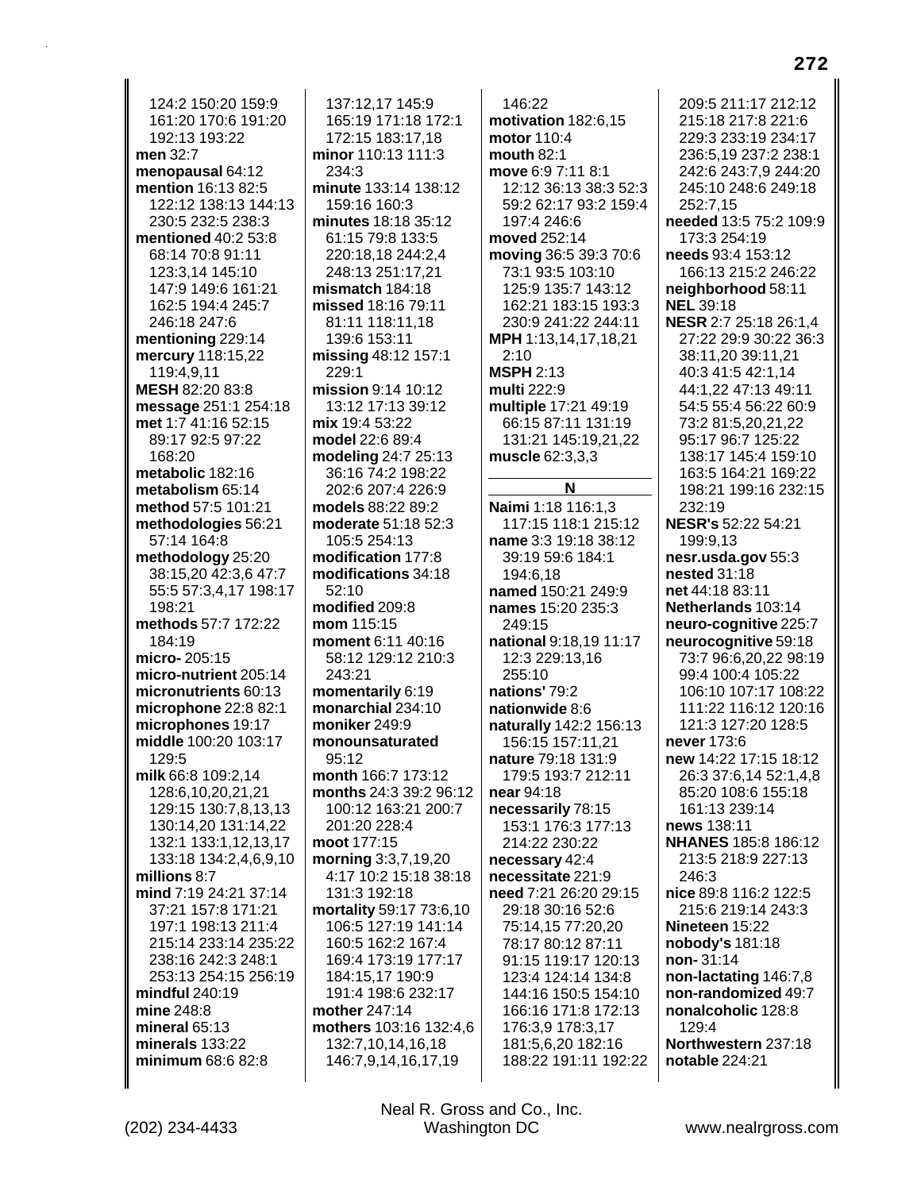124:2 150:20 159:9 161:20 170:6 191:20 192:13 193:22
**men** 32:7
**menopausal** 64:12
**mention** 16:13 82:5 122:12 138:13 144:13 230:5 232:5 238:3
**mentioned** 40:2 53:8 68:14 70:8 91:11 123:3,14 145:10 147:9 149:6 161:21 162:5 194:4 245:7 246:18 247:6
**mentioning** 229:14
**mercury** 118:15,22 119:4,9,11
**MESH** 82:20 83:8
**message** 251:1 254:18
**met** 1:7 41:16 52:15 89:17 92:5 97:22 168:20
**metabolic** 182:16
**metabolism** 65:14
**method** 57:5 101:21
**methodologies** 56:21 57:14 164:8
**methodology** 25:20 38:15,20 42:3,6 47:7 55:5 57:3,4,17 198:17 198:21
**methods** 57:7 172:22 184:19
**micro-** 205:15
**micro-nutrient** 205:14
**micronutrients** 60:13
**microphone** 22:8 82:1
**microphones** 19:17
**middle** 100:20 103:17 129:5
**milk** 66:8 109:2,14 128:6,10,20,21,21 129:15 130:7,8,13,13 130:14,20 131:14,22 132:1 133:1,12,13,17 133:18 134:2,4,6,9,10
**millions** 8:7
**mind** 7:19 24:21 37:14 37:21 157:8 171:21 197:1 198:13 211:4 215:14 233:14 235:22 238:16 242:3 248:1 253:13 254:15 256:19
**mindful** 240:19
**mine** 248:8
**mineral** 65:13
**minerals** 133:22
**minimum** 68:6 82:8
137:12,17 145:9 165:19 171:18 172:1 172:15 183:17,18
**minor** 110:13 111:3 234:3
**minute** 133:14 138:12 159:16 160:3
**minutes** 18:18 35:12 61:15 79:8 133:5 220:18,18 244:2,4 248:13 251:17,21
**mismatch** 184:18
**missed** 18:16 79:11 81:11 118:11,18 139:6 153:11
**missing** 48:12 157:1 229:1
**mission** 9:14 10:12 13:12 17:13 39:12
**mix** 19:4 53:22
**model** 22:6 89:4
**modeling** 24:7 25:13 36:16 74:2 198:22 202:6 207:4 226:9
**models** 88:22 89:2
**moderate** 51:18 52:3 105:5 254:13
**modification** 177:8
**modifications** 34:18 52:10
**modified** 209:8
**mom** 115:15
**moment** 6:11 40:16 58:12 129:12 210:3 243:21
**momentarily** 6:19
**monarchial** 234:10
**moniker** 249:9
**monounsaturated** 95:12
**month** 166:7 173:12
**months** 24:3 39:2 96:12 100:12 163:21 200:7 201:20 228:4
**moot** 177:15
**morning** 3:3,7,19,20 4:17 10:2 15:18 38:18 131:3 192:18
**mortality** 59:17 73:6,10 106:5 127:19 141:14 160:5 162:2 167:4 169:4 173:19 177:17 184:15,17 190:9 191:4 198:6 232:17
**mother** 247:14
**mothers** 103:16 132:4,6 132:7,10,14,16,18 146:7,9,14,16,17,19
146:22
**motivation** 182:6,15
**motor** 110:4
**mouth** 82:1
**move** 6:9 7:11 8:1 12:12 36:13 38:3 52:3 59:2 62:17 93:2 159:4 197:4 246:6
**moved** 252:14
**moving** 36:5 39:3 70:6 73:1 93:5 103:10 125:9 135:7 143:12 162:21 183:15 193:3 230:9 241:22 244:11
**MPH** 1:13,14,17,18,21 2:10
**MSPH** 2:13
**multi** 222:9
**multiple** 17:21 49:19 66:15 87:11 131:19 131:21 145:19,21,22
**muscle** 62:3,3,3

## N

**Naimi** 1:18 116:1,3 117:15 118:1 215:12
**name** 3:3 19:18 38:12 39:19 59:6 184:1 194:6,18
**named** 150:21 249:9
**names** 15:20 235:3 249:15
**national** 9:18,19 11:17 12:3 229:13,16 255:10
**nations'** 79:2
**nationwide** 8:6
**naturally** 142:2 156:13 156:15 157:11,21
**nature** 79:18 131:9 179:5 193:7 212:11
**near** 94:18
**necessarily** 78:15 153:1 176:3 177:13 214:22 230:22
**necessary** 42:4
**necessitate** 221:9
**need** 7:21 26:20 29:15 29:18 30:16 52:6 75:14,15 77:20,20 78:17 80:12 87:11 91:15 119:17 120:13 123:4 124:14 134:8 144:16 150:5 154:10 166:16 171:8 172:13 176:3,9 178:3,17 181:5,6,20 182:16 188:22 191:11 192:22
209:5 211:17 212:12 215:18 217:8 221:6 229:3 233:19 234:17 236:5,19 237:2 238:1 242:6 243:7,9 244:20 245:10 248:6 249:18 252:7,15
**needed** 13:5 75:2 109:9 173:3 254:19
**needs** 93:4 153:12 166:13 215:2 246:22
**neighborhood** 58:11
**NEL** 39:18
**NESR** 2:7 25:18 26:1,4 27:22 29:9 30:22 36:3 38:11,20 39:11,21 40:3 41:5 42:1,14 44:1,22 47:13 49:11 54:5 55:4 56:22 60:9 73:2 81:5,20,21,22 95:17 96:7 125:22 138:17 145:4 159:10 163:5 164:21 169:22 198:21 199:16 232:15 232:19
**NESR's** 52:22 54:21 199:9,13
**nesr.usda.gov** 55:3
**nested** 31:18
**net** 44:18 83:11
**Netherlands** 103:14
**neuro-cognitive** 225:7
**neurocognitive** 59:18 73:7 96:6,20,22 98:19 99:4 100:4 105:22 106:10 107:17 108:22 111:22 116:12 120:16 121:3 127:20 128:5
**never** 173:6
**new** 14:22 17:15 18:12 26:3 37:6,14 52:1,4,8 85:20 108:6 155:18 161:13 239:14
**news** 138:11
**NHANES** 185:8 186:12 213:5 218:9 227:13 246:3
**nice** 89:8 116:2 122:5 215:6 219:14 243:3
**Nineteen** 15:22
**nobody's** 181:18
**non-** 31:14
**non-lactating** 146:7,8
**non-randomized** 49:7
**nonalcoholic** 128:8 129:4
**Northwestern** 237:18
**notable** 224:21

Neal R. Gross and Co., Inc.
Washington DC
(202) 234-4433 www.nealrgross.com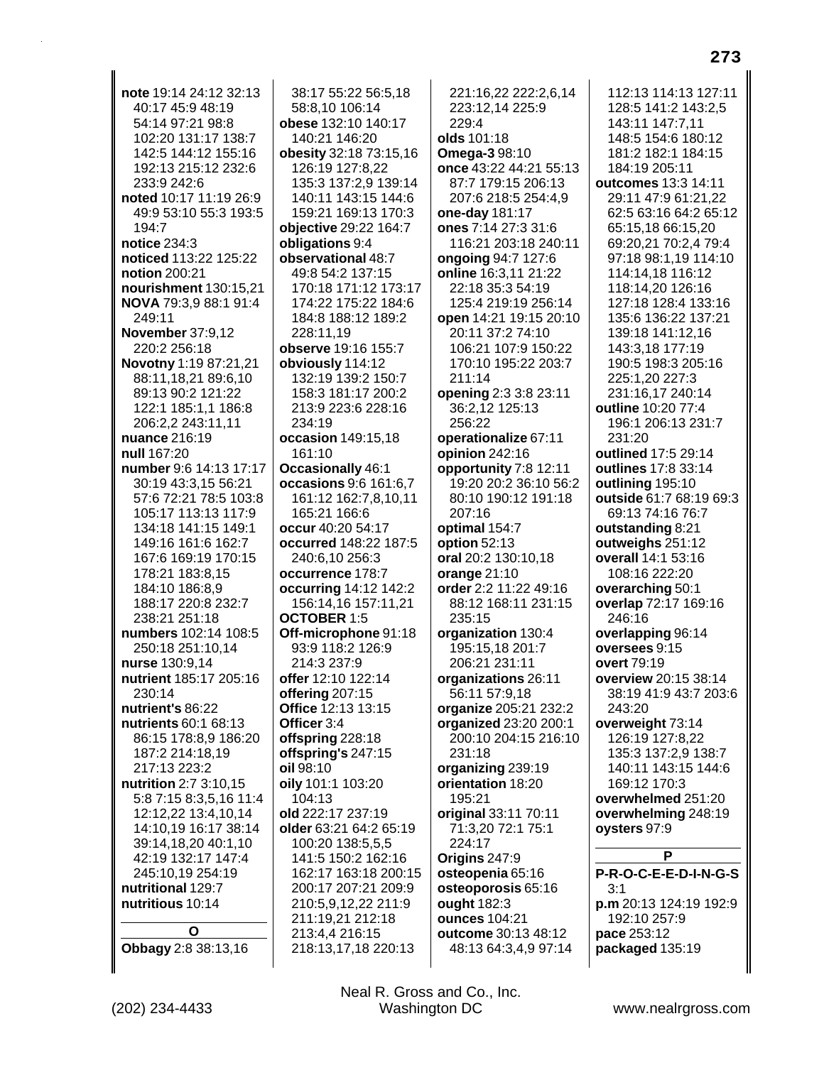**note** 19:14 24:12 32:13 40:17 45:9 48:19 54:14 97:21 98:8 102:20 131:17 138:7 142:5 144:12 155:16 192:13 215:12 232:6 233:9 242:6
**noted** 10:17 11:19 26:9 49:9 53:10 55:3 193:5 194:7
**notice** 234:3
**noticed** 113:22 125:22
**notion** 200:21
**nourishment** 130:15,21
**NOVA** 79:3,9 88:1 91:4 249:11
**November** 37:9,12 220:2 256:18
**Novotny** 1:19 87:21,21 88:11,18,21 89:6,10 89:13 90:2 121:22 122:1 185:1,1 186:8 206:2,2 243:11,11
**nuance** 216:19
**null** 167:20
**number** 9:6 14:13 17:17 30:19 43:3,15 56:21 57:6 72:21 78:5 103:8 105:17 113:13 117:9 134:18 141:15 149:1 149:16 161:6 162:7 167:6 169:19 170:15 178:21 183:8,15 184:10 186:8,9 188:17 220:8 232:7 238:21 251:18
**numbers** 102:14 108:5 250:18 251:10,14
**nurse** 130:9,14
**nutrient** 185:17 205:16 230:14
**nutrient's** 86:22
**nutrients** 60:1 68:13 86:15 178:8,9 186:20 187:2 214:18,19 217:13 223:2
**nutrition** 2:7 3:10,15 5:8 7:15 8:3,5,16 11:4 12:12,22 13:4,10,14 14:10,19 16:17 38:14 39:14,18,20 40:1,10 42:19 132:17 147:4 245:10,19 254:19
**nutritional** 129:7
**nutritious** 10:14

**O**

**Obbagy** 2:8 38:13,16 38:17 55:22 56:5,18 58:8,10 106:14
**obese** 132:10 140:17 140:21 146:20
**obesity** 32:18 73:15,16 126:19 127:8,22 135:3 137:2,9 139:14 140:11 143:15 144:6 159:21 169:13 170:3
**objective** 29:22 164:7
**obligations** 9:4
**observational** 48:7 49:8 54:2 137:15 170:18 171:12 173:17 174:22 175:22 184:6 184:8 188:12 189:2 228:11,19
**observe** 19:16 155:7
**obviously** 114:12 132:19 139:2 150:7 158:3 181:17 200:2 213:9 223:6 228:16 234:19
**occasion** 149:15,18 161:10
**Occasionally** 46:1
**occasions** 9:6 161:6,7 161:12 162:7,8,10,11 165:21 166:6
**occur** 40:20 54:17
**occurred** 148:22 187:5 240:6,10 256:3
**occurrence** 178:7
**occurring** 14:12 142:2 156:14,16 157:11,21
**OCTOBER** 1:5
**Off-microphone** 91:18 93:9 118:2 126:9 214:3 237:9
**offer** 12:10 122:14
**offering** 207:15
**Office** 12:13 13:15
**Officer** 3:4
**offspring** 228:18
**offspring's** 247:15
**oil** 98:10
**oily** 101:1 103:20 104:13
**old** 222:17 237:19
**older** 63:21 64:2 65:19 100:20 138:5,5,5 141:5 150:2 162:16 162:17 163:18 200:15 200:17 207:21 209:9 210:5,9,12,22 211:9 211:19,21 212:18 213:4,4 216:15 218:13,17,18 220:13 221:16,22 222:2,6,14 223:12,14 225:9 229:4
**olds** 101:18
**Omega-3** 98:10
**once** 43:22 44:21 55:13 87:7 179:15 206:13 207:6 218:5 254:4,9
**one-day** 181:17
**ones** 7:14 27:3 31:6 116:21 203:18 240:11
**ongoing** 94:7 127:6
**online** 16:3,11 21:22 22:18 35:3 54:19 125:4 219:19 256:14
**open** 14:21 19:15 20:10 20:11 37:2 74:10 106:21 107:9 150:22 170:10 195:22 203:7 211:14
**opening** 2:3 3:8 23:11 36:2,12 125:13 256:22
**operationalize** 67:11
**opinion** 242:16
**opportunity** 7:8 12:11 19:20 20:2 36:10 56:2 80:10 190:12 191:18 207:16
**optimal** 154:7
**option** 52:13
**oral** 20:2 130:10,18
**orange** 21:10
**order** 2:2 11:22 49:16 88:12 168:11 231:15 235:15
**organization** 130:4 195:15,18 201:7 206:21 231:11
**organizations** 26:11 56:11 57:9,18
**organize** 205:21 232:2
**organized** 23:20 200:1 200:10 204:15 216:10 231:18
**organizing** 239:19
**orientation** 18:20 195:21
**original** 33:11 70:11 71:3,20 72:1 75:1 224:17
**Origins** 247:9
**osteopenia** 65:16
**osteoporosis** 65:16
**ought** 182:3
**ounces** 104:21
**outcome** 30:13 48:12 48:13 64:3,4,9 97:14 112:13 114:13 127:11 128:5 141:2 143:2,5 143:11 147:7,11 148:5 154:6 180:12 181:2 182:1 184:15 184:19 205:11
**outcomes** 13:3 14:11 29:11 47:9 61:21,22 62:5 63:16 64:2 65:12 65:15,18 66:15,20 69:20,21 70:2,4 79:4 97:18 98:1,19 114:10 114:14,18 116:12 118:14,20 126:16 127:18 128:4 133:16 135:6 136:22 137:21 139:18 141:12,16 143:3,18 177:19 190:5 198:3 205:16 225:1,20 227:3 231:16,17 240:14
**outline** 10:20 77:4 196:1 206:13 231:7 231:20
**outlined** 17:5 29:14
**outlines** 17:8 33:14
**outlining** 195:10
**outside** 61:7 68:19 69:3 69:13 74:16 76:7
**outstanding** 8:21
**outweighs** 251:12
**overall** 14:1 53:16 108:16 222:20
**overarching** 50:1
**overlap** 72:17 169:16 246:16
**overlapping** 96:14
**oversees** 9:15
**overt** 79:19
**overview** 20:15 38:14 38:19 41:9 43:7 203:6 243:20
**overweight** 73:14 126:19 127:8,22 135:3 137:2,9 138:7 140:11 143:15 144:6 169:12 170:3
**overwhelmed** 251:20
**overwhelming** 248:19
**oysters** 97:9

**P**

**P-R-O-C-E-E-D-I-N-G-S** 3:1
**p.m** 20:13 124:19 192:9 192:10 257:9
**pace** 253:12
**packaged** 135:19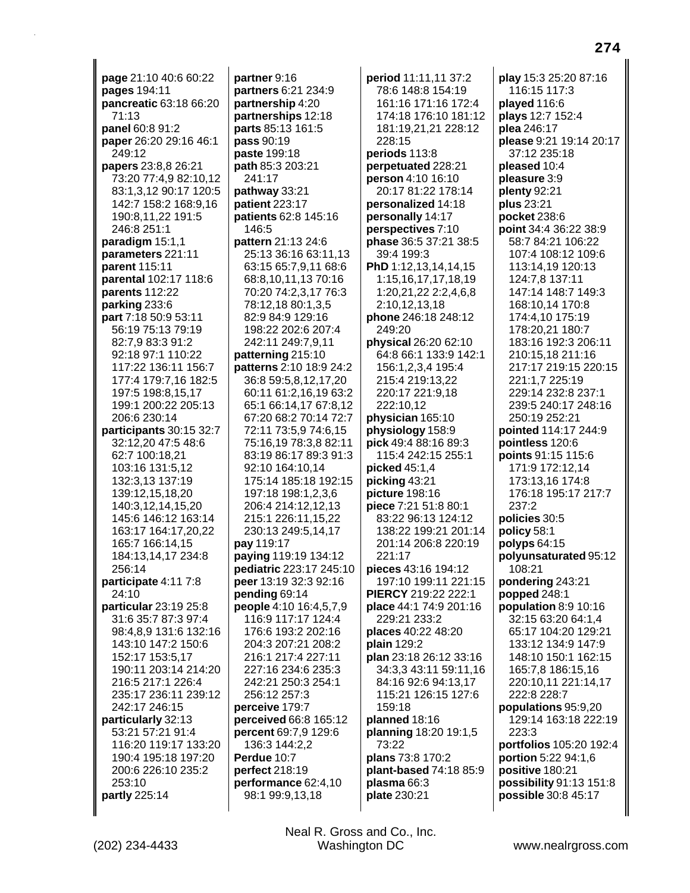**page** 21:10 40:6 60:22
**pages** 194:11
**pancreatic** 63:18 66:20 71:13
**panel** 60:8 91:2
**paper** 26:20 29:16 46:1 249:12
**papers** 23:8,8 26:21 73:20 77:4,9 82:10,12 83:1,3,12 90:17 120:5 142:7 158:2 168:9,16 190:8,11,22 191:5 246:8 251:1
**paradigm** 15:1,1
**parameters** 221:11
**parent** 115:11
**parental** 102:17 118:6
**parents** 112:22
**parking** 233:6
**part** 7:18 50:9 53:11 56:19 75:13 79:19 82:7,9 83:3 91:2 92:18 97:1 110:22 117:22 136:11 156:7 177:4 179:7,16 182:5 197:5 198:8,15,17 199:1 200:22 205:13 206:6 230:14
**participants** 30:15 32:7 32:12,20 47:5 48:6 62:7 100:18,21 103:16 131:5,12 132:3,13 137:19 139:12,15,18,20 140:3,12,14,15,20 145:6 146:12 163:14 163:17 164:17,20,22 165:7 166:14,15 184:13,14,17 234:8 256:14
**participate** 4:11 7:8 24:10
**particular** 23:19 25:8 31:6 35:7 87:3 97:4 98:4,8,9 131:6 132:16 143:10 147:2 150:6 152:17 153:5,17 190:11 203:14 214:20 216:5 217:1 226:4 235:17 236:11 239:12 242:17 246:15
**particularly** 32:13 53:21 57:21 91:4 116:20 119:17 133:20 190:4 195:18 197:20 200:6 226:10 235:2 253:10
**partly** 225:14
**partner** 9:16
**partners** 6:21 234:9
**partnership** 4:20
**partnerships** 12:18
**parts** 85:13 161:5
**pass** 90:19
**paste** 199:18
**path** 85:3 203:21 241:17
**pathway** 33:21
**patient** 223:17
**patients** 62:8 145:16 146:5
**pattern** 21:13 24:6 25:13 36:16 63:11,13 63:15 65:7,9,11 68:6 68:8,10,11,13 70:16 70:20 74:2,3,17 76:3 78:12,18 80:1,3,5 82:9 84:9 129:16 198:22 202:6 207:4 242:11 249:7,9,11
**patterning** 215:10
**patterns** 2:10 18:9 24:2 36:8 59:5,8,12,17,20 60:11 61:2,16,19 63:2 65:1 66:14,17 67:8,12 67:20 68:2 70:14 72:7 72:11 73:5,9 74:6,15 75:16,19 78:3,8 82:11 83:19 86:17 89:3 91:3 92:10 164:10,14 175:14 185:18 192:15 197:18 198:1,2,3,6 206:4 214:12,12,13 215:1 226:11,15,22 230:13 249:5,14,17
**pay** 119:17
**paying** 119:19 134:12
**pediatric** 223:17 245:10
**peer** 13:19 32:3 92:16
**pending** 69:14
**people** 4:10 16:4,5,7,9 116:9 117:17 124:4 176:6 193:2 202:16 204:3 207:21 208:2 216:1 217:4 227:11 227:16 234:6 235:3 242:21 250:3 254:1 256:12 257:3
**perceive** 179:7
**perceived** 66:8 165:12
**percent** 69:7,9 129:6 136:3 144:2,2
**Perdue** 10:7
**perfect** 218:19
**performance** 62:4,10 98:1 99:9,13,18
**period** 11:11,11 37:2 78:6 148:8 154:19 161:16 171:16 172:4 174:18 176:10 181:12 181:19,21,21 228:12 228:15
**periods** 113:8
**perpetuated** 228:21
**person** 4:10 16:10 20:17 81:22 178:14
**personalized** 14:18
**personally** 14:17
**perspectives** 7:10
**phase** 36:5 37:21 38:5 39:4 199:3
**PhD** 1:12,13,14,14,15 1:15,16,17,17,18,19 1:20,21,22 2:2,4,6,8 2:10,12,13,18
**phone** 246:18 248:12 249:20
**physical** 26:20 62:10 64:8 66:1 133:9 142:1 156:1,2,3,4 195:4 215:4 219:13,22 220:17 221:9,18 222:10,12
**physician** 165:10
**physiology** 158:9
**pick** 49:4 88:16 89:3 115:4 242:15 255:1
**picked** 45:1,4
**picking** 43:21
**picture** 198:16
**piece** 7:21 51:8 80:1 83:22 96:13 124:12 138:22 199:21 201:14 201:14 206:8 220:19 221:17
**pieces** 43:16 194:12 197:10 199:11 221:15
**PIERCY** 219:22 222:1
**place** 44:1 74:9 201:16 229:21 233:2
**places** 40:22 48:20
**plain** 129:2
**plan** 23:18 26:12 33:16 34:3,3 43:11 59:11,16 84:16 92:6 94:13,17 115:21 126:15 127:6 159:18
**planned** 18:16
**planning** 18:20 19:1,5 73:22
**plans** 73:8 170:2
**plant-based** 74:18 85:9
**plasma** 66:3
**plate** 230:21
**play** 15:3 25:20 87:16 116:15 117:3
**played** 116:6
**plays** 12:7 152:4
**plea** 246:17
**please** 9:21 19:14 20:17 37:12 235:18
**pleased** 10:4
**pleasure** 3:9
**plenty** 92:21
**plus** 23:21
**pocket** 238:6
**point** 34:4 36:22 38:9 58:7 84:21 106:22 107:4 108:12 109:6 113:14,19 120:13 124:7,8 137:11 147:14 148:7 149:3 168:10,14 170:8 174:4,10 175:19 178:20,21 180:7 183:16 192:3 206:11 210:15,18 211:16 217:17 219:15 220:15 221:1,7 225:19 229:14 232:8 237:1 239:5 240:17 248:16 250:19 252:21
**pointed** 114:17 244:9
**pointless** 120:6
**points** 91:15 115:6 171:9 172:12,14 173:13,16 174:8 176:18 195:17 217:7 237:2
**policies** 30:5
**policy** 58:1
**polyps** 64:15
**polyunsaturated** 95:12 108:21
**pondering** 243:21
**popped** 248:1
**population** 8:9 10:16 32:15 63:20 64:1,4 65:17 104:20 129:21 133:12 134:9 147:9 148:10 150:1 162:15 165:7,8 186:15,16 220:10,11 221:14,17 222:8 228:7
**populations** 95:9,20 129:14 163:18 222:19 223:3
**portfolios** 105:20 192:4
**portion** 5:22 94:1,6
**positive** 180:21
**possibility** 91:13 151:8
**possible** 30:8 45:17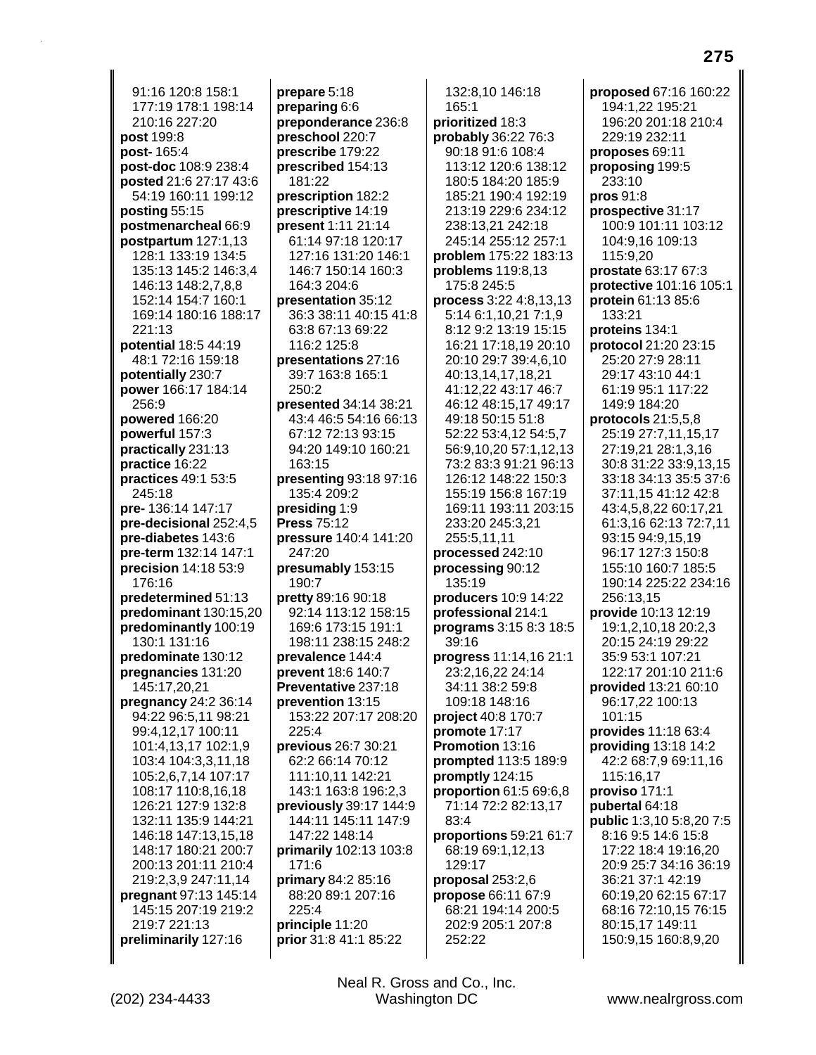91:16 120:8 158:1 177:19 178:1 198:14 210:16 227:20
**post** 199:8
**post-** 165:4
**post-doc** 108:9 238:4
**posted** 21:6 27:17 43:6 54:19 160:11 199:12
**posting** 55:15
**postmenarcheal** 66:9
**postpartum** 127:1,13 128:1 133:19 134:5 135:13 145:2 146:3,4 146:13 148:2,7,8,8 152:14 154:7 160:1 169:14 180:16 188:17 221:13
**potential** 18:5 44:19 48:1 72:16 159:18
**potentially** 230:7
**power** 166:17 184:14 256:9
**powered** 166:20
**powerful** 157:3
**practically** 231:13
**practice** 16:22
**practices** 49:1 53:5 245:18
**pre-** 136:14 147:17
**pre-decisional** 252:4,5
**pre-diabetes** 143:6
**pre-term** 132:14 147:1
**precision** 14:18 53:9 176:16
**predetermined** 51:13
**predominant** 130:15,20
**predominantly** 100:19 130:1 131:16
**predominate** 130:12
**pregnancies** 131:20 145:17,20,21
**pregnancy** 24:2 36:14 94:22 96:5,11 98:21 99:4,12,17 100:11 101:4,13,17 102:1,9 103:4 104:3,3,11,18 105:2,6,7,14 107:17 108:17 110:8,16,18 126:21 127:9 132:8 132:11 135:9 144:21 146:18 147:13,15,18 148:17 180:21 200:7 200:13 201:11 210:4 219:2,3,9 247:11,14
**pregnant** 97:13 145:14 145:15 207:19 219:2 219:7 221:13
**preliminarily** 127:16
**prepare** 5:18
**preparing** 6:6
**preponderance** 236:8
**preschool** 220:7
**prescribe** 179:22
**prescribed** 154:13 181:22
**prescription** 182:2
**prescriptive** 14:19
**present** 1:11 21:14 61:14 97:18 120:17 127:16 131:20 146:1 146:7 150:14 160:3 164:3 204:6
**presentation** 35:12 36:3 38:11 40:15 41:8 63:8 67:13 69:22 116:2 125:8
**presentations** 27:16 39:7 163:8 165:1 250:2
**presented** 34:14 38:21 43:4 46:5 54:16 66:13 67:12 72:13 93:15 94:20 149:10 160:21 163:15
**presenting** 93:18 97:16 135:4 209:2
**presiding** 1:9
**Press** 75:12
**pressure** 140:4 141:20 247:20
**presumably** 153:15 190:7
**pretty** 89:16 90:18 92:14 113:12 158:15 169:6 173:15 191:1 198:11 238:15 248:2
**prevalence** 144:4
**prevent** 18:6 140:7
**Preventative** 237:18
**prevention** 13:15 153:22 207:17 208:20 225:4
**previous** 26:7 30:21 62:2 66:14 70:12 111:10,11 142:21 143:1 163:8 196:2,3
**previously** 39:17 144:9 144:11 145:11 147:9 147:22 148:14
**primarily** 102:13 103:8 171:6
**primary** 84:2 85:16 88:20 89:1 207:16 225:4
**principle** 11:20
**prior** 31:8 41:1 85:22
132:8,10 146:18 165:1
**prioritized** 18:3
**probably** 36:22 76:3 90:18 91:6 108:4 113:12 120:6 138:12 180:5 184:20 185:9 185:21 190:4 192:19 213:19 229:6 234:12 238:13,21 242:18 245:14 255:12 257:1
**problem** 175:22 183:13
**problems** 119:8,13 175:8 245:5
**process** 3:22 4:8,13,13 5:14 6:1,10,21 7:1,9 8:12 9:2 13:19 15:15 16:21 17:18,19 20:10 20:10 29:7 39:4,6,10 40:13,14,17,18,21 41:12,22 43:17 46:7 46:12 48:15,17 49:17 49:18 50:15 51:8 52:22 53:4,12 54:5,7 56:9,10,20 57:1,12,13 73:2 83:3 91:21 96:13 126:12 148:22 150:3 155:19 156:8 167:19 169:11 193:11 203:15 233:20 245:3,21 255:5,11,11
**processed** 242:10
**processing** 90:12 135:19
**producers** 10:9 14:22
**professional** 214:1
**programs** 3:15 8:3 18:5 39:16
**progress** 11:14,16 21:1 23:2,16,22 24:14 34:11 38:2 59:8 109:18 148:16
**project** 40:8 170:7
**promote** 17:17
**Promotion** 13:16
**prompted** 113:5 189:9
**promptly** 124:15
**proportion** 61:5 69:6,8 71:14 72:2 82:13,17 83:4
**proportions** 59:21 61:7 68:19 69:1,12,13 129:17
**proposal** 253:2,6
**propose** 66:11 67:9 68:21 194:14 200:5 202:9 205:1 207:8 252:22
**proposed** 67:16 160:22 194:1,22 195:21 196:20 201:18 210:4 229:19 232:11
**proposes** 69:11
**proposing** 199:5 233:10
**pros** 91:8
**prospective** 31:17 100:9 101:11 103:12 104:9,16 109:13 115:9,20
**prostate** 63:17 67:3
**protective** 101:16 105:1
**protein** 61:13 85:6 133:21
**proteins** 134:1
**protocol** 21:20 23:15 25:20 27:9 28:11 29:17 43:10 44:1 61:19 95:1 117:22 149:9 184:20
**protocols** 21:5,5,8 25:19 27:7,11,15,17 27:19,21 28:1,3,16 30:8 31:22 33:9,13,15 33:18 34:13 35:5 37:6 37:11,15 41:12 42:8 43:4,5,8,22 60:17,21 61:3,16 62:13 72:7,11 93:15 94:9,15,19 96:17 127:3 150:8 155:10 160:7 185:5 190:14 225:22 234:16 256:13,15
**provide** 10:13 12:19 19:1,2,10,18 20:2,3 20:15 24:19 29:22 35:9 53:1 107:21 122:17 201:10 211:6
**provided** 13:21 60:10 96:17,22 100:13 101:15
**provides** 11:18 63:4
**providing** 13:18 14:2 42:2 68:7,9 69:11,16 115:16,17
**proviso** 171:1
**pubertal** 64:18
**public** 1:3,10 5:8,20 7:5 8:16 9:5 14:6 15:8 17:22 18:4 19:16,20 20:9 25:7 34:16 36:19 36:21 37:1 42:19 60:19,20 62:15 67:17 68:16 72:10,15 76:15 80:15,17 149:11 150:9,15 160:8,9,20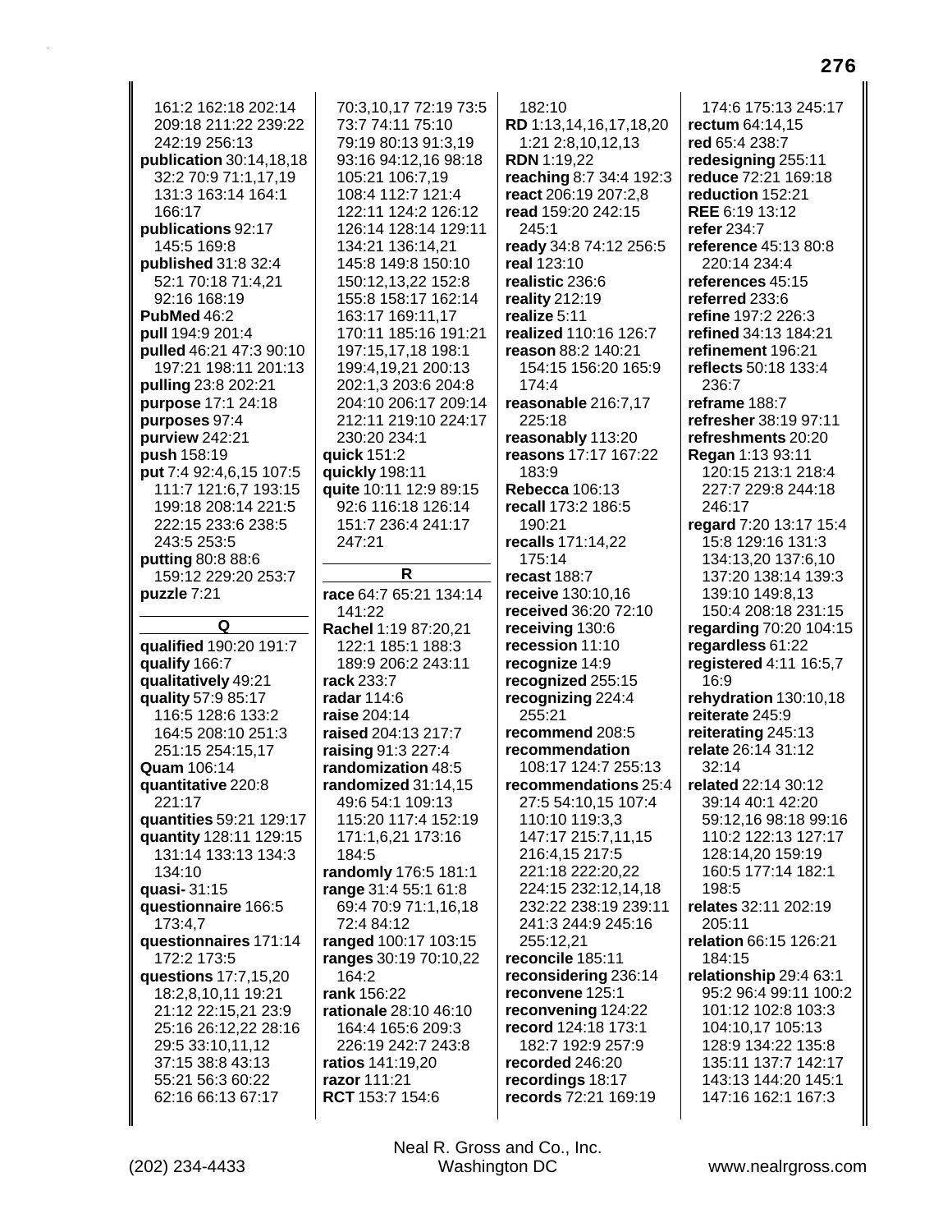161:2 162:18 202:14 209:18 211:22 239:22 242:19 256:13
**publication** 30:14,18,18 32:2 70:9 71:1,17,19 131:3 163:14 164:1 166:17
**publications** 92:17 145:5 169:8
**published** 31:8 32:4 52:1 70:18 71:4,21 92:16 168:19
**PubMed** 46:2
**pull** 194:9 201:4
**pulled** 46:21 47:3 90:10 197:21 198:11 201:13
**pulling** 23:8 202:21
**purpose** 17:1 24:18
**purposes** 97:4
**purview** 242:21
**push** 158:19
**put** 7:4 92:4,6,15 107:5 111:7 121:6,7 193:15 199:18 208:14 221:5 222:15 233:6 238:5 243:5 253:5
**putting** 80:8 88:6 159:12 229:20 253:7
**puzzle** 7:21

**Q**

**qualified** 190:20 191:7
**qualify** 166:7
**qualitatively** 49:21
**quality** 57:9 85:17 116:5 128:6 133:2 164:5 208:10 251:3 251:15 254:15,17
**Quam** 106:14
**quantitative** 220:8 221:17
**quantities** 59:21 129:17
**quantity** 128:11 129:15 131:14 133:13 134:3 134:10
**quasi-** 31:15
**questionnaire** 166:5 173:4,7
**questionnaires** 171:14 172:2 173:5
**questions** 17:7,15,20 18:2,8,10,11 19:21 21:12 22:15,21 23:9 25:16 26:12,22 28:16 29:5 33:10,11,12 37:15 38:8 43:13 55:21 56:3 60:22 62:16 66:13 67:17 70:3,10,17 72:19 73:5 73:7 74:11 75:10 79:19 80:13 91:3,19 93:16 94:12,16 98:18 105:21 106:7,19 108:4 112:7 121:4 122:11 124:2 126:12 126:14 128:14 129:11 134:21 136:14,21 145:8 149:8 150:10 150:12,13,22 152:8 155:8 158:17 162:14 163:17 169:11,17 170:11 185:16 191:21 197:15,17,18 198:1 199:4,19,21 200:13 202:1,3 203:6 204:8 204:10 206:17 209:14 212:11 219:10 224:17 230:20 234:1
**quick** 151:2
**quickly** 198:11
**quite** 10:11 12:9 89:15 92:6 116:18 126:14 151:7 236:4 241:17 247:21

**R**

**race** 64:7 65:21 134:14 141:22
**Rachel** 1:19 87:20,21 122:1 185:1 188:3 189:9 206:2 243:11
**rack** 233:7
**radar** 114:6
**raise** 204:14
**raised** 204:13 217:7
**raising** 91:3 227:4
**randomization** 48:5
**randomized** 31:14,15 49:6 54:1 109:13 115:20 117:4 152:19 171:1,6,21 173:16 184:5
**randomly** 176:5 181:1
**range** 31:4 55:1 61:8 69:4 70:9 71:1,16,18 72:4 84:12
**ranged** 100:17 103:15
**ranges** 30:19 70:10,22 164:2
**rank** 156:22
**rationale** 28:10 46:10 164:4 165:6 209:3 226:19 242:7 243:8
**ratios** 141:19,20
**razor** 111:21
**RCT** 153:7 154:6
182:10
**RD** 1:13,14,16,17,18,20 1:21 2:8,10,12,13
**RDN** 1:19,22
**reaching** 8:7 34:4 192:3
**react** 206:19 207:2,8
**read** 159:20 242:15 245:1
**ready** 34:8 74:12 256:5
**real** 123:10
**realistic** 236:6
**reality** 212:19
**realize** 5:11
**realized** 110:16 126:7
**reason** 88:2 140:21 154:15 156:20 165:9 174:4
**reasonable** 216:7,17 225:18
**reasonably** 113:20
**reasons** 17:17 167:22 183:9
**Rebecca** 106:13
**recall** 173:2 186:5 190:21
**recalls** 171:14,22 175:14
**recast** 188:7
**receive** 130:10,16
**received** 36:20 72:10
**receiving** 130:6
**recession** 11:10
**recognize** 14:9
**recognized** 255:15
**recognizing** 224:4 255:21
**recommend** 208:5
**recommendation** 108:17 124:7 255:13
**recommendations** 25:4 27:5 54:10,15 107:4 110:10 119:3,3 147:17 215:7,11,15 216:4,15 217:5 221:18 222:20,22 224:15 232:12,14,18 232:22 238:19 239:11 241:3 244:9 245:16 255:12,21
**reconcile** 185:11
**reconsidering** 236:14
**reconvene** 125:1
**reconvening** 124:22
**record** 124:18 173:1 182:7 192:9 257:9
**recorded** 246:20
**recordings** 18:17
**records** 72:21 169:19
174:6 175:13 245:17
**rectum** 64:14,15
**red** 65:4 238:7
**redesigning** 255:11
**reduce** 72:21 169:18
**reduction** 152:21
**REE** 6:19 13:12
**refer** 234:7
**reference** 45:13 80:8 220:14 234:4
**references** 45:15
**referred** 233:6
**refine** 197:2 226:3
**refined** 34:13 184:21
**refinement** 196:21
**reflects** 50:18 133:4 236:7
**reframe** 188:7
**refresher** 38:19 97:11
**refreshments** 20:20
**Regan** 1:13 93:11 120:15 213:1 218:4 227:7 229:8 244:18 246:17
**regard** 7:20 13:17 15:4 15:8 129:16 131:3 134:13,20 137:6,10 137:20 138:14 139:3 139:10 149:8,13 150:4 208:18 231:15
**regarding** 70:20 104:15
**regardless** 61:22
**registered** 4:11 16:5,7 16:9
**rehydration** 130:10,18
**reiterate** 245:9
**reiterating** 245:13
**relate** 26:14 31:12 32:14
**related** 22:14 30:12 39:14 40:1 42:20 59:12,16 98:18 99:16 110:2 122:13 127:17 128:14,20 159:19 160:5 177:14 182:1 198:5
**relates** 32:11 202:19 205:11
**relation** 66:15 126:21 184:15
**relationship** 29:4 63:1 95:2 96:4 99:11 100:2 101:12 102:8 103:3 104:10,17 105:13 128:9 134:22 135:8 135:11 137:7 142:17 143:13 144:20 145:1 147:16 162:1 167:3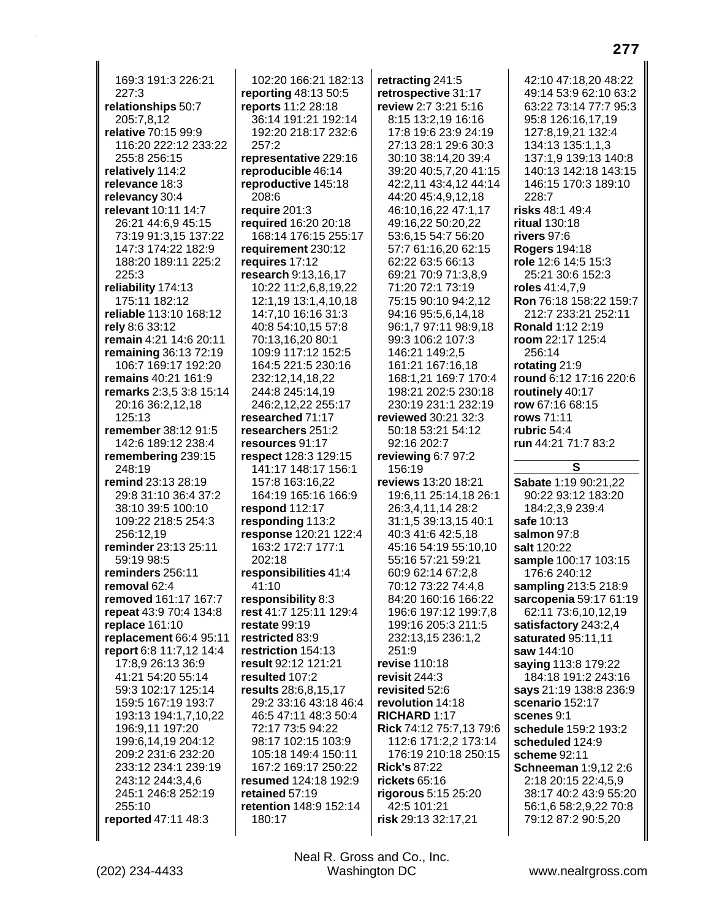169:3 191:3 226:21 227:3
**relationships** 50:7 205:7,8,12
**relative** 70:15 99:9 116:20 222:12 233:22 255:8 256:15
**relatively** 114:2
**relevance** 18:3
**relevancy** 30:4
**relevant** 10:11 14:7 26:21 44:6,9 45:15 73:19 91:3,15 137:22 147:3 174:22 182:9 188:20 189:11 225:2 225:3
**reliability** 174:13 175:11 182:12
**reliable** 113:10 168:12
**rely** 8:6 33:12
**remain** 4:21 14:6 20:11
**remaining** 36:13 72:19 106:7 169:17 192:20
**remains** 40:21 161:9
**remarks** 2:3,5 3:8 15:14 20:16 36:2,12,18 125:13
**remember** 38:12 91:5 142:6 189:12 238:4
**remembering** 239:15 248:19
**remind** 23:13 28:19 29:8 31:10 36:4 37:2 38:10 39:5 100:10 109:22 218:5 254:3 256:12,19
**reminder** 23:13 25:11 59:19 98:5
**reminders** 256:11
**removal** 62:4
**removed** 161:17 167:7
**repeat** 43:9 70:4 134:8
**replace** 161:10
**replacement** 66:4 95:11
**report** 6:8 11:7,12 14:4 17:8,9 26:13 36:9 41:21 54:20 55:14 59:3 102:17 125:14 159:5 167:19 193:7 193:13 194:1,7,10,22 196:9,11 197:20 199:6,14,19 204:12 209:2 231:6 232:20 233:12 234:1 239:19 243:12 244:3,4,6 245:1 246:8 252:19 255:10
**reported** 47:11 48:3
102:20 166:21 182:13
**reporting** 48:13 50:5
**reports** 11:2 28:18 36:14 191:21 192:14 192:20 218:17 232:6 257:2
**representative** 229:16
**reproducible** 46:14
**reproductive** 145:18 208:6
**require** 201:3
**required** 16:20 20:18 168:14 176:15 255:17
**requirement** 230:12
**requires** 17:12
**research** 9:13,16,17 10:22 11:2,6,8,19,22 12:1,19 13:1,4,10,18 14:7,10 16:16 31:3 40:8 54:10,15 57:8 70:13,16,20 80:1 109:9 117:12 152:5 164:5 221:5 230:16 232:12,14,18,22 244:8 245:14,19 246:2,12,22 255:17
**researched** 71:17
**researchers** 251:2
**resources** 91:17
**respect** 128:3 129:15 141:17 148:17 156:1 157:8 163:16,22 164:19 165:16 166:9
**respond** 112:17
**responding** 113:2
**response** 120:21 122:4 163:2 172:7 177:1 202:18
**responsibilities** 41:4 41:10
**responsibility** 8:3
**rest** 41:7 125:11 129:4
**restate** 99:19
**restricted** 83:9
**restriction** 154:13
**result** 92:12 121:21
**resulted** 107:2
**results** 28:6,8,15,17 29:2 33:16 43:18 46:4 46:5 47:11 48:3 50:4 72:17 73:5 94:22 98:17 102:15 103:9 105:18 149:4 150:11 167:2 169:17 250:22
**resumed** 124:18 192:9
**retained** 57:19
**retention** 148:9 152:14 180:17
**retracting** 241:5
**retrospective** 31:17
**review** 2:7 3:21 5:16 8:15 13:2,19 16:16 17:8 19:6 23:9 24:19 27:13 28:1 29:6 30:3 30:10 38:14,20 39:4 39:20 40:5,7,20 41:15 42:2,11 43:4,12 44:14 44:20 45:4,9,12,18 46:10,16,22 47:1,17 49:16,22 50:20,22 53:6,15 54:7 56:20 57:7 61:16,20 62:15 62:22 63:5 66:13 69:21 70:9 71:3,8,9 71:20 72:1 73:19 75:15 90:10 94:2,12 94:16 95:5,6,14,18 96:1,7 97:11 98:9,18 99:3 106:2 107:3 146:21 149:2,5 161:21 167:16,18 168:1,21 169:7 170:4 198:21 202:5 230:18 230:19 231:1 232:19
**reviewed** 30:21 32:3 50:18 53:21 54:12 92:16 202:7
**reviewing** 6:7 97:2 156:19
**reviews** 13:20 18:21 19:6,11 25:14,18 26:1 26:3,4,11,14 28:2 31:1,5 39:13,15 40:1 40:3 41:6 42:5,18 45:16 54:19 55:10,10 55:16 57:21 59:21 60:9 62:14 67:2,8 70:12 73:22 74:4,8 84:20 160:16 166:22 196:6 197:12 199:7,8 199:16 205:3 211:5 232:13,15 236:1,2 251:9
**revise** 110:18
**revisit** 244:3
**revisited** 52:6
**revolution** 14:18
**RICHARD** 1:17
**Rick** 74:12 75:7,13 79:6 112:6 171:2,2 173:14 176:19 210:18 250:15
**Rick's** 87:22
**rickets** 65:16
**rigorous** 5:15 25:20 42:5 101:21
**risk** 29:13 32:17,21
42:10 47:18,20 48:22 49:14 53:9 62:10 63:2 63:22 73:14 77:7 95:3 95:8 126:16,17,19 127:8,19,21 132:4 134:13 135:1,1,3 137:1,9 139:13 140:8 140:13 142:18 143:15 146:15 170:3 189:10 228:7
**risks** 48:1 49:4
**ritual** 130:18
**rivers** 97:6
**Rogers** 194:18
**role** 12:6 14:5 15:3 25:21 30:6 152:3
**roles** 41:4,7,9
**Ron** 76:18 158:22 159:7 212:7 233:21 252:11
**Ronald** 1:12 2:19
**room** 22:17 125:4 256:14
**rotating** 21:9
**round** 6:12 17:16 220:6
**routinely** 40:17
**row** 67:16 68:15
**rows** 71:11
**rubric** 54:4
**run** 44:21 71:7 83:2

## S

**Sabate** 1:19 90:21,22 90:22 93:12 183:20 184:2,3,9 239:4
**safe** 10:13
**salmon** 97:8
**salt** 120:22
**sample** 100:17 103:15 176:6 240:12
**sampling** 213:5 218:9
**sarcopenia** 59:17 61:19 62:11 73:6,10,12,19
**satisfactory** 243:2,4
**saturated** 95:11,11
**saw** 144:10
**saying** 113:8 179:22 184:18 191:2 243:16
**says** 21:19 138:8 236:9
**scenario** 152:17
**scenes** 9:1
**schedule** 159:2 193:2
**scheduled** 124:9
**scheme** 92:11
**Schneeman** 1:9,12 2:6 2:18 20:15 22:4,5,9 38:17 40:2 43:9 55:20 56:1,6 58:2,9,22 70:8 79:12 87:2 90:5,20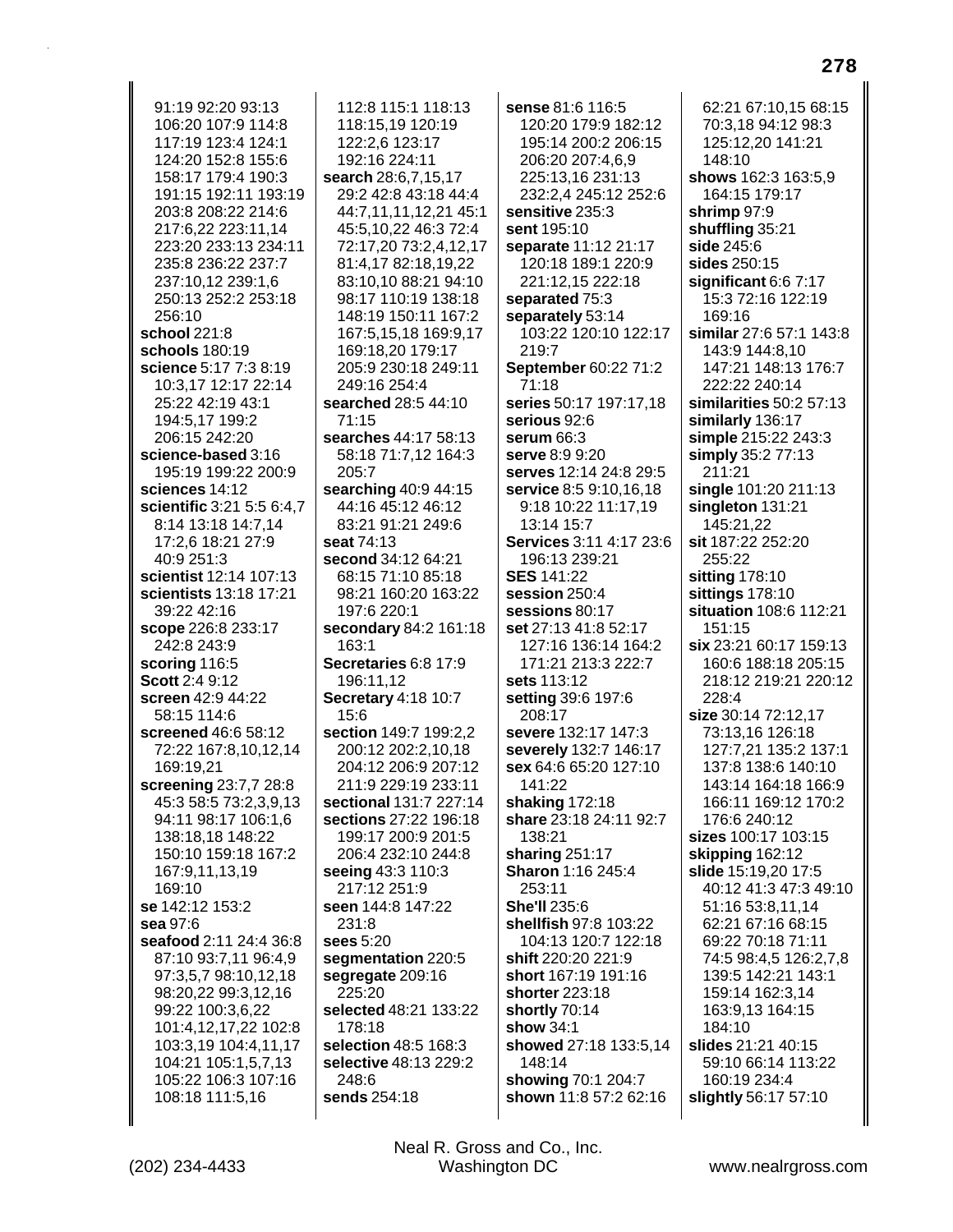91:19 92:20 93:13 106:20 107:9 114:8 117:19 123:4 124:1 124:20 152:8 155:6 158:17 179:4 190:3 191:15 192:11 193:19 203:8 208:22 214:6 217:6,22 223:11,14 223:20 233:13 234:11 235:8 236:22 237:7 237:10,12 239:1,6 250:13 252:2 253:18 256:10
**school** 221:8
**schools** 180:19
**science** 5:17 7:3 8:19 10:3,17 12:17 22:14 25:22 42:19 43:1 194:5,17 199:2 206:15 242:20
**science-based** 3:16 195:19 199:22 200:9
**sciences** 14:12
**scientific** 3:21 5:5 6:4,7 8:14 13:18 14:7,14 17:2,6 18:21 27:9 40:9 251:3
**scientist** 12:14 107:13
**scientists** 13:18 17:21 39:22 42:16
**scope** 226:8 233:17 242:8 243:9
**scoring** 116:5
**Scott** 2:4 9:12
**screen** 42:9 44:22 58:15 114:6
**screened** 46:6 58:12 72:22 167:8,10,12,14 169:19,21
**screening** 23:7,7 28:8 45:3 58:5 73:2,3,9,13 94:11 98:17 106:1,6 138:18,18 148:22 150:10 159:18 167:2 167:9,11,13,19 169:10
**se** 142:12 153:2
**sea** 97:6
**seafood** 2:11 24:4 36:8 87:10 93:7,11 96:4,9 97:3,5,7 98:10,12,18 98:20,22 99:3,12,16 99:22 100:3,6,22 101:4,12,17,22 102:8 103:3,19 104:4,11,17 104:21 105:1,5,7,13 105:22 106:3 107:16 108:18 111:5,16 112:8 115:1 118:13 118:15,19 120:19 122:2,6 123:17 192:16 224:11
**search** 28:6,7,15,17 29:2 42:8 43:18 44:4 44:7,11,11,12,21 45:1 45:5,10,22 46:3 72:4 72:17,20 73:2,4,12,17 81:4,17 82:18,19,22 83:10,10 88:21 94:10 98:17 110:19 138:18 148:19 150:11 167:2 167:5,15,18 169:9,17 169:18,20 179:17 205:9 230:18 249:11 249:16 254:4
**searched** 28:5 44:10 71:15
**searches** 44:17 58:13 58:18 71:7,12 164:3 205:7
**searching** 40:9 44:15 44:16 45:12 46:12 83:21 91:21 249:6
**seat** 74:13
**second** 34:12 64:21 68:15 71:10 85:18 98:21 160:20 163:22 197:6 220:1
**secondary** 84:2 161:18 163:1
**Secretaries** 6:8 17:9 196:11,12
**Secretary** 4:18 10:7 15:6
**section** 149:7 199:2,2 200:12 202:2,10,18 204:12 206:9 207:12 211:9 229:19 233:11
**sectional** 131:7 227:14
**sections** 27:22 196:18 199:17 200:9 201:5 206:4 232:10 244:8
**seeing** 43:3 110:3 217:12 251:9
**seen** 144:8 147:22 231:8
**sees** 5:20
**segmentation** 220:5
**segregate** 209:16 225:20
**selected** 48:21 133:22 178:18
**selection** 48:5 168:3
**selective** 48:13 229:2 248:6
**sends** 254:18
**sense** 81:6 116:5 120:20 179:9 182:12 195:14 200:2 206:15 206:20 207:4,6,9 225:13,16 231:13 232:2,4 245:12 252:6
**sensitive** 235:3
**sent** 195:10
**separate** 11:12 21:17 120:18 189:1 220:9 221:12,15 222:18
**separated** 75:3
**separately** 53:14 103:22 120:10 122:17 219:7
**September** 60:22 71:2 71:18
**series** 50:17 197:17,18
**serious** 92:6
**serum** 66:3
**serve** 8:9 9:20
**serves** 12:14 24:8 29:5
**service** 8:5 9:10,16,18 9:18 10:22 11:17,19 13:14 15:7
**Services** 3:11 4:17 23:6 196:13 239:21
**SES** 141:22
**session** 250:4
**sessions** 80:17
**set** 27:13 41:8 52:17 127:16 136:14 164:2 171:21 213:3 222:7
**sets** 113:12
**setting** 39:6 197:6 208:17
**severe** 132:17 147:3
**severely** 132:7 146:17
**sex** 64:6 65:20 127:10 141:22
**shaking** 172:18
**share** 23:18 24:11 92:7 138:21
**sharing** 251:17
**Sharon** 1:16 245:4 253:11
**She'll** 235:6
**shellfish** 97:8 103:22 104:13 120:7 122:18
**shift** 220:20 221:9
**short** 167:19 191:16
**shorter** 223:18
**shortly** 70:14
**show** 34:1
**showed** 27:18 133:5,14 148:14
**showing** 70:1 204:7
**shown** 11:8 57:2 62:16 62:21 67:10,15 68:15 70:3,18 94:12 98:3 125:12,20 141:21 148:10
**shows** 162:3 163:5,9 164:15 179:17
**shrimp** 97:9
**shuffling** 35:21
**side** 245:6
**sides** 250:15
**significant** 6:6 7:17 15:3 72:16 122:19 169:16
**similar** 27:6 57:1 143:8 143:9 144:8,10 147:21 148:13 176:7 222:22 240:14
**similarities** 50:2 57:13
**similarly** 136:17
**simple** 215:22 243:3
**simply** 35:2 77:13 211:21
**single** 101:20 211:13
**singleton** 131:21 145:21,22
**sit** 187:22 252:20 255:22
**sitting** 178:10
**sittings** 178:10
**situation** 108:6 112:21 151:15
**six** 23:21 60:17 159:13 160:6 188:18 205:15 218:12 219:21 220:12 228:4
**size** 30:14 72:12,17 73:13,16 126:18 127:7,21 135:2 137:1 137:8 138:6 140:10 143:14 164:18 166:9 166:11 169:12 170:2 176:6 240:12
**sizes** 100:17 103:15
**skipping** 162:12
**slide** 15:19,20 17:5 40:12 41:3 47:3 49:10 51:16 53:8,11,14 62:21 67:16 68:15 69:22 70:18 71:11 74:5 98:4,5 126:2,7,8 139:5 142:21 143:1 159:14 162:3,14 163:9,13 164:15 184:10
**slides** 21:21 40:15 59:10 66:14 113:22 160:19 234:4
**slightly** 56:17 57:10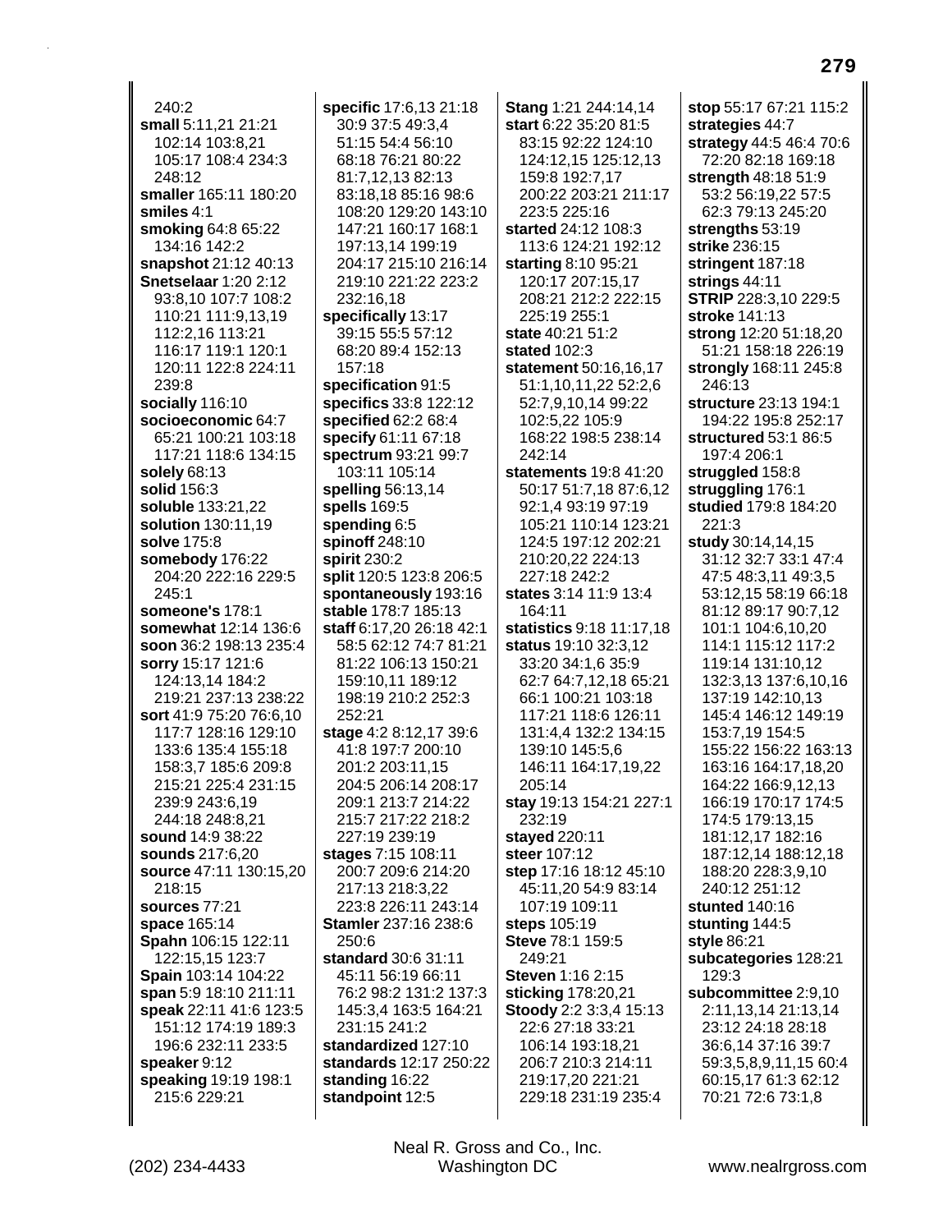240:2
**small** 5:11,21 21:21 102:14 103:8,21 105:17 108:4 234:3 248:12
**smaller** 165:11 180:20
**smiles** 4:1
**smoking** 64:8 65:22 134:16 142:2
**snapshot** 21:12 40:13
**Snetselaar** 1:20 2:12 93:8,10 107:7 108:2 110:21 111:9,13,19 112:2,16 113:21 116:17 119:1 120:1 120:11 122:8 224:11 239:8
**socially** 116:10
**socioeconomic** 64:7 65:21 100:21 103:18 117:21 118:6 134:15
**solely** 68:13
**solid** 156:3
**soluble** 133:21,22
**solution** 130:11,19
**solve** 175:8
**somebody** 176:22 204:20 222:16 229:5 245:1
**someone's** 178:1
**somewhat** 12:14 136:6
**soon** 36:2 198:13 235:4
**sorry** 15:17 121:6 124:13,14 184:2 219:21 237:13 238:22
**sort** 41:9 75:20 76:6,10 117:7 128:16 129:10 133:6 135:4 155:18 158:3,7 185:6 209:8 215:21 225:4 231:15 239:9 243:6,19 244:18 248:8,21
**sound** 14:9 38:22
**sounds** 217:6,20
**source** 47:11 130:15,20 218:15
**sources** 77:21
**space** 165:14
**Spahn** 106:15 122:11 122:15,15 123:7
**Spain** 103:14 104:22
**span** 5:9 18:10 211:11
**speak** 22:11 41:6 123:5 151:12 174:19 189:3 196:6 232:11 233:5
**speaker** 9:12
**speaking** 19:19 198:1 215:6 229:21
**specific** 17:6,13 21:18 30:9 37:5 49:3,4 51:15 54:4 56:10 68:18 76:21 80:22 81:7,12,13 82:13 83:18,18 85:16 98:6 108:20 129:20 143:10 147:21 160:17 168:1 197:13,14 199:19 204:17 215:10 216:14 219:10 221:22 223:2 232:16,18
**specifically** 13:17 39:15 55:5 57:12 68:20 89:4 152:13 157:18
**specification** 91:5
**specifics** 33:8 122:12
**specified** 62:2 68:4
**specify** 61:11 67:18
**spectrum** 93:21 99:7 103:11 105:14
**spelling** 56:13,14
**spells** 169:5
**spending** 6:5
**spinoff** 248:10
**spirit** 230:2
**split** 120:5 123:8 206:5
**spontaneously** 193:16
**stable** 178:7 185:13
**staff** 6:17,20 26:18 42:1 58:5 62:12 74:7 81:21 81:22 106:13 150:21 159:10,11 189:12 198:19 210:2 252:3 252:21
**stage** 4:2 8:12,17 39:6 41:8 197:7 200:10 201:2 203:11,15 204:5 206:14 208:17 209:1 213:7 214:22 215:7 217:22 218:2 227:19 239:19
**stages** 7:15 108:11 200:7 209:6 214:20 217:13 218:3,22 223:8 226:11 243:14
**Stamler** 237:16 238:6 250:6
**standard** 30:6 31:11 45:11 56:19 66:11 76:2 98:2 131:2 137:3 145:3,4 163:5 164:21 231:15 241:2
**standardized** 127:10
**standards** 12:17 250:22
**standing** 16:22
**standpoint** 12:5
**Stang** 1:21 244:14,14
**start** 6:22 35:20 81:5 83:15 92:22 124:10 124:12,15 125:12,13 159:8 192:7,17 200:22 203:21 211:17 223:5 225:16
**started** 24:12 108:3 113:6 124:21 192:12
**starting** 8:10 95:21 120:17 207:15,17 208:21 212:2 222:15 225:19 255:1
**state** 40:21 51:2
**stated** 102:3
**statement** 50:16,16,17 51:1,10,11,22 52:2,6 52:7,9,10,14 99:22 102:5,22 105:9 168:22 198:5 238:14 242:14
**statements** 19:8 41:20 50:17 51:7,18 87:6,12 92:1,4 93:19 97:19 105:21 110:14 123:21 124:5 197:12 202:21 210:20,22 224:13 227:18 242:2
**states** 3:14 11:9 13:4 164:11
**statistics** 9:18 11:17,18
**status** 19:10 32:3,12 33:20 34:1,6 35:9 62:7 64:7,12,18 65:21 66:1 100:21 103:18 117:21 118:6 126:11 131:4,4 132:2 134:15 139:10 145:5,6 146:11 164:17,19,22 205:14
**stay** 19:13 154:21 227:1 232:19
**stayed** 220:11
**steer** 107:12
**step** 17:16 18:12 45:10 45:11,20 54:9 83:14 107:19 109:11
**steps** 105:19
**Steve** 78:1 159:5 249:21
**Steven** 1:16 2:15
**sticking** 178:20,21
**Stoody** 2:2 3:3,4 15:13 22:6 27:18 33:21 106:14 193:18,21 206:7 210:3 214:11 219:17,20 221:21 229:18 231:19 235:4
**stop** 55:17 67:21 115:2
**strategies** 44:7
**strategy** 44:5 46:4 70:6 72:20 82:18 169:18
**strength** 48:18 51:9 53:2 56:19,22 57:5 62:3 79:13 245:20
**strengths** 53:19
**strike** 236:15
**stringent** 187:18
**strings** 44:11
**STRIP** 228:3,10 229:5
**stroke** 141:13
**strong** 12:20 51:18,20 51:21 158:18 226:19
**strongly** 168:11 245:8 246:13
**structure** 23:13 194:1 194:22 195:8 252:17
**structured** 53:1 86:5 197:4 206:1
**struggled** 158:8
**struggling** 176:1
**studied** 179:8 184:20 221:3
**study** 30:14,14,15 31:12 32:7 33:1 47:4 47:5 48:3,11 49:3,5 53:12,15 58:19 66:18 81:12 89:17 90:7,12 101:1 104:6,10,20 114:1 115:12 117:2 119:14 131:10,12 132:3,13 137:6,10,16 137:19 142:10,13 145:4 146:12 149:19 153:7,19 154:5 155:22 156:22 163:13 163:16 164:17,18,20 164:22 166:9,12,13 166:19 170:17 174:5 174:5 179:13,15 181:12,17 182:16 187:12,14 188:12,18 188:20 228:3,9,10 240:12 251:12
**stunted** 140:16
**stunting** 144:5
**style** 86:21
**subcategories** 128:21 129:3
**subcommittee** 2:9,10 2:11,13,14 21:13,14 23:12 24:18 28:18 36:6,14 37:16 39:7 59:3,5,8,9,11,15 60:4 60:15,17 61:3 62:12 70:21 72:6 73:1,8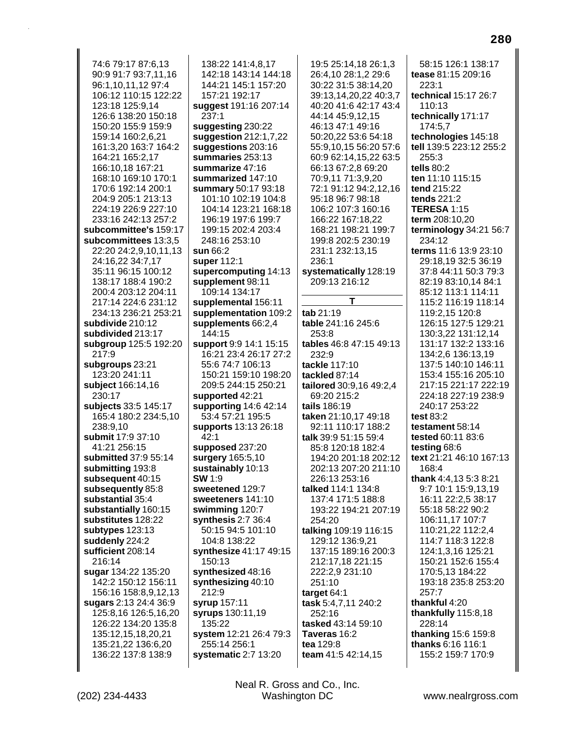74:6 79:17 87:6,13 90:9 91:7 93:7,11,16 96:1,10,11,12 97:4 106:12 110:15 122:22 123:18 125:9,14 126:6 138:20 150:18 150:20 155:9 159:9 159:14 160:2,6,21 161:3,20 163:7 164:2 164:21 165:2,17 166:10,18 167:21 168:10 169:10 170:1 170:6 192:14 200:1 204:9 205:1 213:13 224:19 226:9 227:10 233:16 242:13 257:2
**subcommittee's** 159:17
**subcommittees** 13:3,5 22:20 24:2,9,10,11,13 24:16,22 34:7,17 35:11 96:15 100:12 138:17 188:4 190:2 200:4 203:12 204:11 217:14 224:6 231:12 234:13 236:21 253:21
**subdivide** 210:12
**subdivided** 213:17
**subgroup** 125:5 192:20 217:9
**subgroups** 23:21 123:20 241:11
**subject** 166:14,16 230:17
**subjects** 33:5 145:17 165:4 180:2 234:5,10 238:9,10
**submit** 17:9 37:10 41:21 256:15
**submitted** 37:9 55:14
**submitting** 193:8
**subsequent** 40:15
**subsequently** 85:8
**substantial** 35:4
**substantially** 160:15
**substitutes** 128:22
**subtypes** 123:13
**suddenly** 224:2
**sufficient** 208:14 216:14
**sugar** 134:22 135:20 142:2 150:12 156:11 156:16 158:8,9,12,13
**sugars** 2:13 24:4 36:9 125:8,16 126:5,16,20 126:22 134:20 135:8 135:12,15,18,20,21 135:21,22 136:6,20 136:22 137:8 138:9
138:22 141:4,8,17 142:18 143:14 144:18 144:21 145:1 157:20 157:21 192:17
**suggest** 191:16 207:14 237:1
**suggesting** 230:22
**suggestion** 212:1,7,22
**suggestions** 203:16
**summaries** 253:13
**summarize** 47:16
**summarized** 147:10
**summary** 50:17 93:18 101:10 102:19 104:8 104:14 123:21 168:18 196:19 197:6 199:7 199:15 202:4 203:4 248:16 253:10
**sun** 66:2
**super** 112:1
**supercomputing** 14:13
**supplement** 98:11 109:14 134:17
**supplemental** 156:11
**supplementation** 109:2
**supplements** 66:2,4 144:15
**support** 9:9 14:1 15:15 16:21 23:4 26:17 27:2 55:6 74:7 106:13 150:21 159:10 198:20 209:5 244:15 250:21
**supported** 42:21
**supporting** 14:6 42:14 53:4 57:21 195:5
**supports** 13:13 26:18 42:1
**supposed** 237:20
**surgery** 165:5,10
**sustainably** 10:13
**SW** 1:9
**sweetened** 129:7
**sweeteners** 141:10
**swimming** 120:7
**synthesis** 2:7 36:4 50:15 94:5 101:10 104:8 138:22
**synthesize** 41:17 49:15 150:13
**synthesized** 48:16
**synthesizing** 40:10 212:9
**syrup** 157:11
**syrups** 130:11,19 135:22
**system** 12:21 26:4 79:3 255:14 256:1
**systematic** 2:7 13:20
19:5 25:14,18 26:1,3 26:4,10 28:1,2 29:6 30:22 31:5 38:14,20 39:13,14,20,22 40:3,7 40:20 41:6 42:17 43:4 44:14 45:9,12,15 46:13 47:1 49:16 50:20,22 53:6 54:18 55:9,10,15 56:20 57:6 60:9 62:14,15,22 63:5 66:13 67:2,8 69:20 70:9,11 71:3,9,20 72:1 91:12 94:2,12,16 95:18 96:7 98:18 106:2 107:3 160:16 166:22 167:18,22 168:21 198:21 199:7 199:8 202:5 230:19 231:1 232:13,15 236:1
**systematically** 128:19 209:13 216:12

**T**

**tab** 21:19
**table** 241:16 245:6 253:8
**tables** 46:8 47:15 49:13 232:9
**tackle** 117:10
**tackled** 87:14
**tailored** 30:9,16 49:2,4 69:20 215:2
**tails** 186:19
**taken** 21:10,17 49:18 92:11 110:17 188:2
**talk** 39:9 51:15 59:4 85:8 120:18 182:4 194:20 201:18 202:12 202:13 207:20 211:10 226:13 253:16
**talked** 114:1 134:8 137:4 171:5 188:8 193:22 194:21 207:19 254:20
**talking** 109:19 116:15 129:12 136:9,21 137:15 189:16 200:3 212:17,18 221:15 222:2,9 231:10 251:10
**target** 64:1
**task** 5:4,7,11 240:2 252:16
**tasked** 43:14 59:10
**Taveras** 16:2
**tea** 129:8
**team** 41:5 42:14,15
58:15 126:1 138:17
**tease** 81:15 209:16 223:1
**technical** 15:17 26:7 110:13
**technically** 171:17 174:5,7
**technologies** 145:18
**tell** 139:5 223:12 255:2 255:3
**tells** 80:2
**ten** 11:10 115:15
**tend** 215:22
**tends** 221:2
**TERESA** 1:15
**term** 208:10,20
**terminology** 34:21 56:7 234:12
**terms** 11:6 13:9 23:10 29:18,19 32:5 36:19 37:8 44:11 50:3 79:3 82:19 83:10,14 84:1 85:12 113:1 114:11 115:2 116:19 118:14 119:2,15 120:8 126:15 127:5 129:21 130:3,22 131:12,14 131:17 132:2 133:16 134:2,6 136:13,19 137:5 140:10 146:11 153:4 155:16 205:10 217:15 221:17 222:19 224:18 227:19 238:9 240:17 253:22
**test** 83:2
**testament** 58:14
**tested** 60:11 83:6
**testing** 68:6
**text** 21:21 46:10 167:13 168:4
**thank** 4:4,13 5:3 8:21 9:7 10:1 15:9,13,19 16:11 22:2,5 38:17 55:18 58:22 90:2 106:11,17 107:7 110:21,22 112:2,4 114:7 118:3 122:8 124:1,3,16 125:21 150:21 152:6 155:4 170:5,13 184:22 193:18 235:8 253:20 257:7
**thankful** 4:20
**thankfully** 115:8,18 228:14
**thanking** 15:6 159:8
**thanks** 6:16 116:1 155:2 159:7 170:9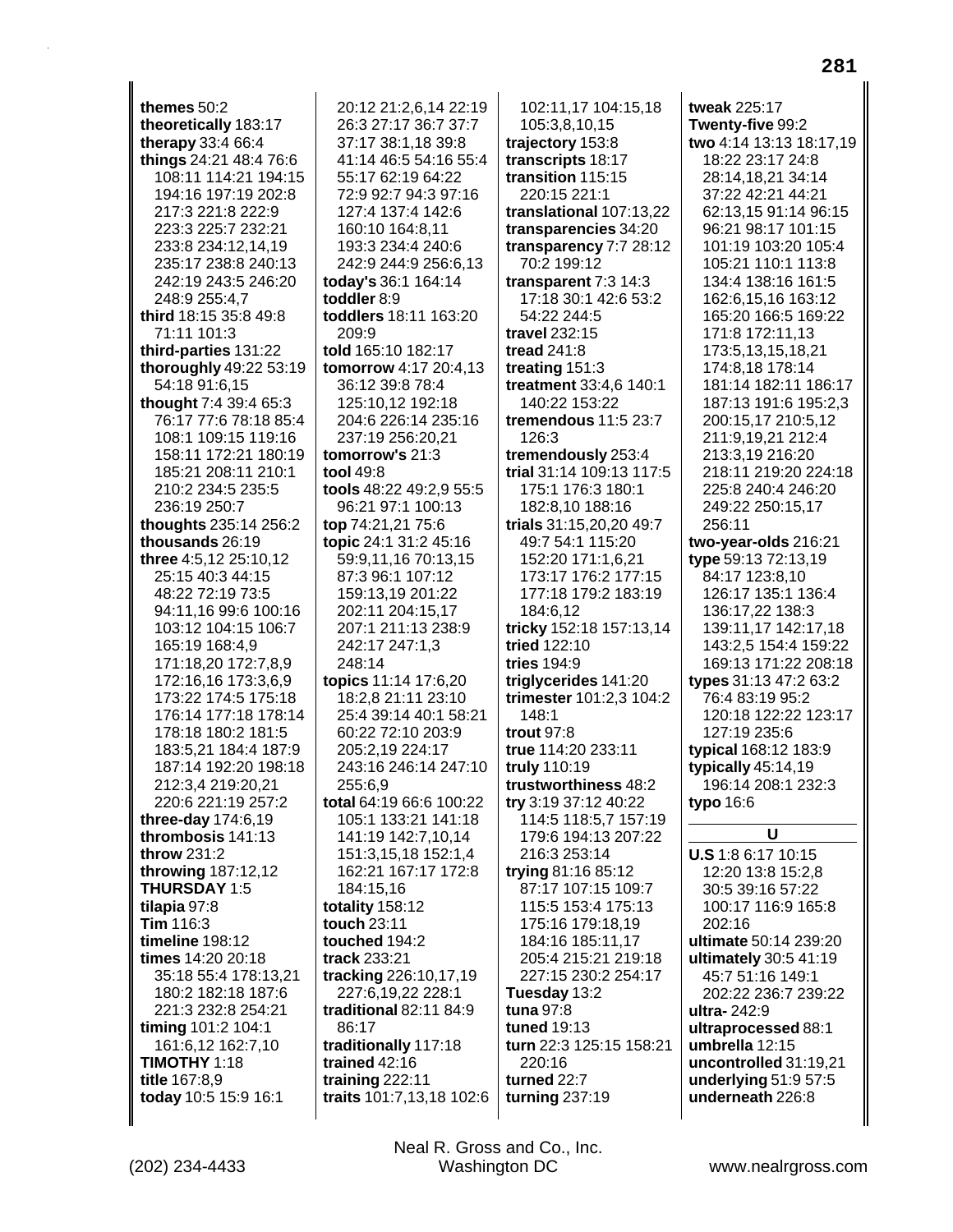**themes** 50:2
**theoretically** 183:17
**therapy** 33:4 66:4
**things** 24:21 48:4 76:6 108:11 114:21 194:15 194:16 197:19 202:8 217:3 221:8 222:9 223:3 225:7 232:21 233:8 234:12,14,19 235:17 238:8 240:13 242:19 243:5 246:20 248:9 255:4,7
**third** 18:15 35:8 49:8 71:11 101:3
**third-parties** 131:22
**thoroughly** 49:22 53:19 54:18 91:6,15
**thought** 7:4 39:4 65:3 76:17 77:6 78:18 85:4 108:1 109:15 119:16 158:11 172:21 180:19 185:21 208:11 210:1 210:2 234:5 235:5 236:19 250:7
**thoughts** 235:14 256:2
**thousands** 26:19
**three** 4:5,12 25:10,12 25:15 40:3 44:15 48:22 72:19 73:5 94:11,16 99:6 100:16 103:12 104:15 106:7 165:19 168:4,9 171:18,20 172:7,8,9 172:16,16 173:3,6,9 173:22 174:5 175:18 176:14 177:18 178:14 178:18 180:2 181:5 183:5,21 184:4 187:9 187:14 192:20 198:18 212:3,4 219:20,21 220:6 221:19 257:2
**three-day** 174:6,19
**thrombosis** 141:13
**throw** 231:2
**throwing** 187:12,12
**THURSDAY** 1:5
**tilapia** 97:8
**Tim** 116:3
**timeline** 198:12
**times** 14:20 20:18 35:18 55:4 178:13,21 180:2 182:18 187:6 221:3 232:8 254:21
**timing** 101:2 104:1 161:6,12 162:7,10
**TIMOTHY** 1:18
**title** 167:8,9
**today** 10:5 15:9 16:1 20:12 21:2,6,14 22:19 26:3 27:17 36:7 37:7 37:17 38:1,18 39:8 41:14 46:5 54:16 55:4 55:17 62:19 64:22 72:9 92:7 94:3 97:16 127:4 137:4 142:6 160:10 164:8,11 193:3 234:4 240:6 242:9 244:9 256:6,13
**today's** 36:1 164:14
**toddler** 8:9
**toddlers** 18:11 163:20 209:9
**told** 165:10 182:17
**tomorrow** 4:17 20:4,13 36:12 39:8 78:4 125:10,12 192:18 204:6 226:14 235:16 237:19 256:20,21
**tomorrow's** 21:3
**tool** 49:8
**tools** 48:22 49:2,9 55:5 96:21 97:1 100:13
**top** 74:21,21 75:6
**topic** 24:1 31:2 45:16 59:9,11,16 70:13,15 87:3 96:1 107:12 159:13,19 201:22 202:11 204:15,17 207:1 211:13 238:9 242:17 247:1,3 248:14
**topics** 11:14 17:6,20 18:2,8 21:11 23:10 25:4 39:14 40:1 58:21 60:22 72:10 203:9 205:2,19 224:17 243:16 246:14 247:10 255:6,9
**total** 64:19 66:6 100:22 105:1 133:21 141:18 141:19 142:7,10,14 151:3,15,18 152:1,4 162:21 167:17 172:8 184:15,16
**totality** 158:12
**touch** 23:11
**touched** 194:2
**track** 233:21
**tracking** 226:10,17,19 227:6,19,22 228:1
**traditional** 82:11 84:9 86:17
**traditionally** 117:18
**trained** 42:16
**training** 222:11
**traits** 101:7,13,18 102:6 102:11,17 104:15,18 105:3,8,10,15
**trajectory** 153:8
**transcripts** 18:17
**transition** 115:15 220:15 221:1
**translational** 107:13,22
**transparencies** 34:20
**transparency** 7:7 28:12 70:2 199:12
**transparent** 7:3 14:3 17:18 30:1 42:6 53:2 54:22 244:5
**travel** 232:15
**tread** 241:8
**treating** 151:3
**treatment** 33:4,6 140:1 140:22 153:22
**tremendous** 11:5 23:7 126:3
**tremendously** 253:4
**trial** 31:14 109:13 117:5 175:1 176:3 180:1 182:8,10 188:16
**trials** 31:15,20,20 49:7 49:7 54:1 115:20 152:20 171:1,6,21 173:17 176:2 177:15 177:18 179:2 183:19 184:6,12
**tricky** 152:18 157:13,14
**tried** 122:10
**tries** 194:9
**triglycerides** 141:20
**trimester** 101:2,3 104:2 148:1
**trout** 97:8
**true** 114:20 233:11
**truly** 110:19
**trustworthiness** 48:2
**try** 3:19 37:12 40:22 114:5 118:5,7 157:19 179:6 194:13 207:22 216:3 253:14
**trying** 81:16 85:12 87:17 107:15 109:7 115:5 153:4 175:13 175:16 179:18,19 184:16 185:11,17 205:4 215:21 219:18 227:15 230:2 254:17
**Tuesday** 13:2
**tuna** 97:8
**tuned** 19:13
**turn** 22:3 125:15 158:21 220:16
**turned** 22:7
**turning** 237:19
**tweak** 225:17
**Twenty-five** 99:2
**two** 4:14 13:13 18:17,19 18:22 23:17 24:8 28:14,18,21 34:14 37:22 42:21 44:21 62:13,15 91:14 96:15 96:21 98:17 101:15 101:19 103:20 105:4 105:21 110:1 113:8 134:4 138:16 161:5 162:6,15,16 163:12 165:20 166:5 169:22 171:8 172:11,13 173:5,13,15,18,21 174:8,18 178:14 181:14 182:11 186:17 187:13 191:6 195:2,3 200:15,17 210:5,12 211:9,19,21 212:4 213:3,19 216:20 218:11 219:20 224:18 225:8 240:4 246:20 249:22 250:15,17 256:11
**two-year-olds** 216:21
**type** 59:13 72:13,19 84:17 123:8,10 126:17 135:1 136:4 136:17,22 138:3 139:11,17 142:17,18 143:2,5 154:4 159:22 169:13 171:22 208:18
**types** 31:13 47:2 63:2 76:4 83:19 95:2 120:18 122:22 123:17 127:19 235:6
**typical** 168:12 183:9
**typically** 45:14,19 196:14 208:1 232:3
**typo** 16:6

## U

**U.S** 1:8 6:17 10:15 12:20 13:8 15:2,8 30:5 39:16 57:22 100:17 116:9 165:8 202:16
**ultimate** 50:14 239:20
**ultimately** 30:5 41:19 45:7 51:16 149:1 202:22 236:7 239:22
**ultra-** 242:9
**ultraprocessed** 88:1
**umbrella** 12:15
**uncontrolled** 31:19,21
**underlying** 51:9 57:5
**underneath** 226:8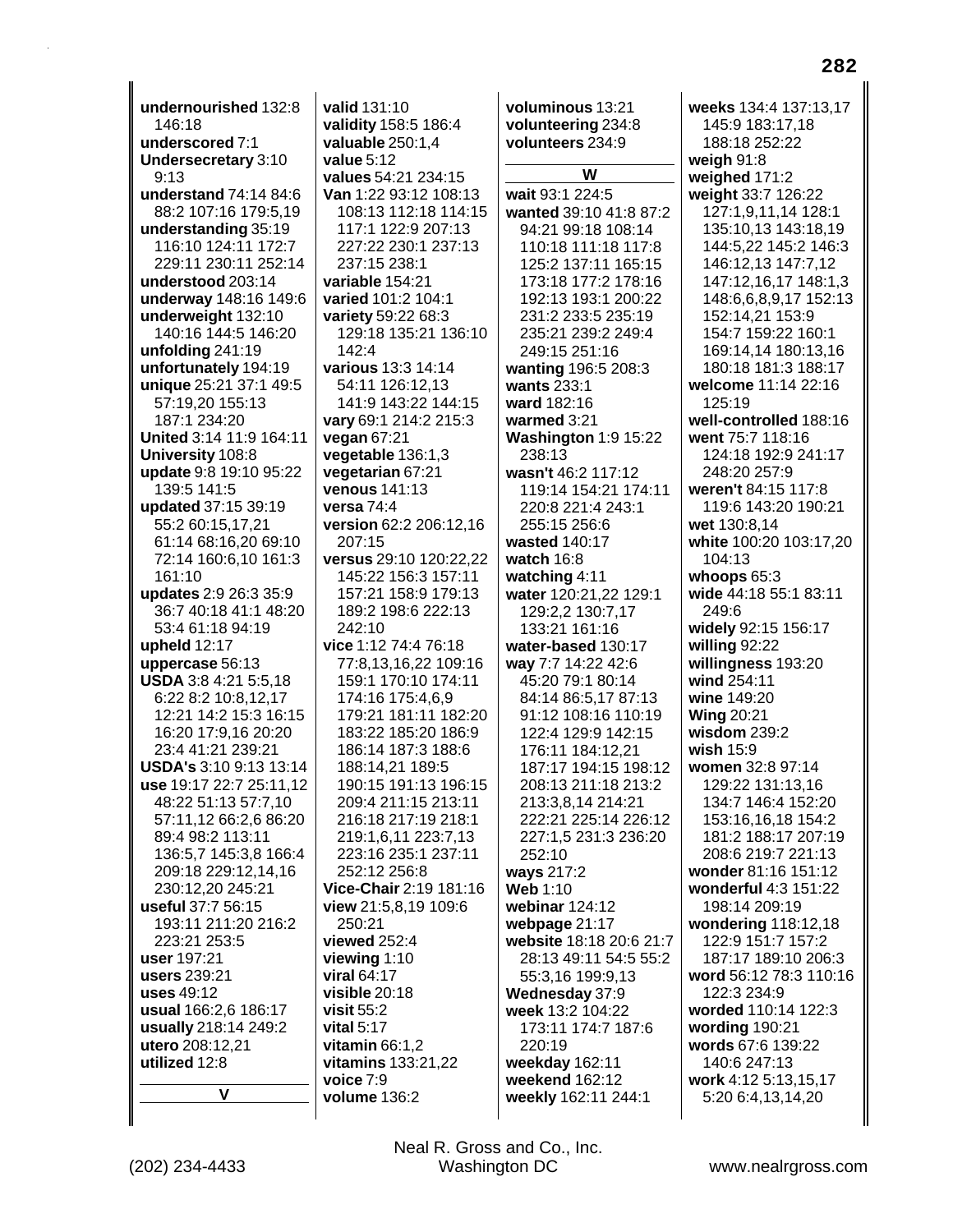**undernourished** 132:8 146:18
**underscored** 7:1
**Undersecretary** 3:10 9:13
**understand** 74:14 84:6 88:2 107:16 179:5,19
**understanding** 35:19 116:10 124:11 172:7 229:11 230:11 252:14
**understood** 203:14
**underway** 148:16 149:6
**underweight** 132:10 140:16 144:5 146:20
**unfolding** 241:19
**unfortunately** 194:19
**unique** 25:21 37:1 49:5 57:19,20 155:13 187:1 234:20
**United** 3:14 11:9 164:11
**University** 108:8
**update** 9:8 19:10 95:22 139:5 141:5
**updated** 37:15 39:19 55:2 60:15,17,21 61:14 68:16,20 69:10 72:14 160:6,10 161:3 161:10
**updates** 2:9 26:3 35:9 36:7 40:18 41:1 48:20 53:4 61:18 94:19
**upheld** 12:17
**uppercase** 56:13
**USDA** 3:8 4:21 5:5,18 6:22 8:2 10:8,12,17 12:21 14:2 15:3 16:15 16:20 17:9,16 20:20 23:4 41:21 239:21
**USDA's** 3:10 9:13 13:14
**use** 19:17 22:7 25:11,12 48:22 51:13 57:7,10 57:11,12 66:2,6 86:20 89:4 98:2 113:11 136:5,7 145:3,8 166:4 209:18 229:12,14,16 230:12,20 245:21
**useful** 37:7 56:15 193:11 211:20 216:2 223:21 253:5
**user** 197:21
**users** 239:21
**uses** 49:12
**usual** 166:2,6 186:17
**usually** 218:14 249:2
**utero** 208:12,21
**utilized** 12:8

**V**

**valid** 131:10
**validity** 158:5 186:4
**valuable** 250:1,4
**value** 5:12
**values** 54:21 234:15
**Van** 1:22 93:12 108:13 108:13 112:18 114:15 117:1 122:9 207:13 227:22 230:1 237:13 237:15 238:1
**variable** 154:21
**varied** 101:2 104:1
**variety** 59:22 68:3 129:18 135:21 136:10 142:4
**various** 13:3 14:14 54:11 126:12,13 141:9 143:22 144:15
**vary** 69:1 214:2 215:3
**vegan** 67:21
**vegetable** 136:1,3
**vegetarian** 67:21
**venous** 141:13
**versa** 74:4
**version** 62:2 206:12,16 207:15
**versus** 29:10 120:22,22 145:22 156:3 157:11 157:21 158:9 179:13 189:2 198:6 222:13 242:10
**vice** 1:12 74:4 76:18 77:8,13,16,22 109:16 159:1 170:10 174:11 174:16 175:4,6,9 179:21 181:11 182:20 183:22 185:20 186:9 186:14 187:3 188:6 188:14,21 189:5 190:15 191:13 196:15 209:4 211:15 213:11 216:18 217:19 218:1 219:1,6,11 223:7,13 223:16 235:1 237:11 252:12 256:8
**Vice-Chair** 2:19 181:16
**view** 21:5,8,19 109:6 250:21
**viewed** 252:4
**viewing** 1:10
**viral** 64:17
**visible** 20:18
**visit** 55:2
**vital** 5:17
**vitamin** 66:1,2
**vitamins** 133:21,22
**voice** 7:9
**volume** 136:2
**voluminous** 13:21
**volunteering** 234:8
**volunteers** 234:9

**W**

**wait** 93:1 224:5
**wanted** 39:10 41:8 87:2 94:21 99:18 108:14 110:18 111:18 117:8 125:2 137:11 165:15 173:18 177:2 178:16 192:13 193:1 200:22 231:2 233:5 235:19 235:21 239:2 249:4 249:15 251:16
**wanting** 196:5 208:3
**wants** 233:1
**ward** 182:16
**warmed** 3:21
**Washington** 1:9 15:22 238:13
**wasn't** 46:2 117:12 119:14 154:21 174:11 220:8 221:4 243:1 255:15 256:6
**wasted** 140:17
**watch** 16:8
**watching** 4:11
**water** 120:21,22 129:1 129:2,2 130:7,17 133:21 161:16
**water-based** 130:17
**way** 7:7 14:22 42:6 45:20 79:1 80:14 84:14 86:5,17 87:13 91:12 108:16 110:19 122:4 129:9 142:15 176:11 184:12,21 187:17 194:15 198:12 208:13 211:18 213:2 213:3,8,14 214:21 222:21 225:14 226:12 227:1,5 231:3 236:20 252:10
**ways** 217:2
**Web** 1:10
**webinar** 124:12
**webpage** 21:17
**website** 18:18 20:6 21:7 28:13 49:11 54:5 55:2 55:3,16 199:9,13
**Wednesday** 37:9
**week** 13:2 104:22 173:11 174:7 187:6 220:19
**weekday** 162:11
**weekend** 162:12
**weekly** 162:11 244:1
**weeks** 134:4 137:13,17 145:9 183:17,18 188:18 252:22
**weigh** 91:8
**weighed** 171:2
**weight** 33:7 126:22 127:1,9,11,14 128:1 135:10,13 143:18,19 144:5,22 145:2 146:3 146:12,13 147:7,12 147:12,16,17 148:1,3 148:6,6,8,9,17 152:13 152:14,21 153:9 154:7 159:22 160:1 169:14,14 180:13,16 180:18 181:3 188:17
**welcome** 11:14 22:16 125:19
**well-controlled** 188:16
**went** 75:7 118:16 124:18 192:9 241:17 248:20 257:9
**weren't** 84:15 117:8 119:6 143:20 190:21
**wet** 130:8,14
**white** 100:20 103:17,20 104:13
**whoops** 65:3
**wide** 44:18 55:1 83:11 249:6
**widely** 92:15 156:17
**willing** 92:22
**willingness** 193:20
**wind** 254:11
**wine** 149:20
**Wing** 20:21
**wisdom** 239:2
**wish** 15:9
**women** 32:8 97:14 129:22 131:13,16 134:7 146:4 152:20 153:16,16,18 154:2 181:2 188:17 207:19 208:6 219:7 221:13
**wonder** 81:16 151:12
**wonderful** 4:3 151:22 198:14 209:19
**wondering** 118:12,18 122:9 151:7 157:2 187:17 189:10 206:3
**word** 56:12 78:3 110:16 122:3 234:9
**worded** 110:14 122:3
**wording** 190:21
**words** 67:6 139:22 140:6 247:13
**work** 4:12 5:13,15,17 5:20 6:4,13,14,20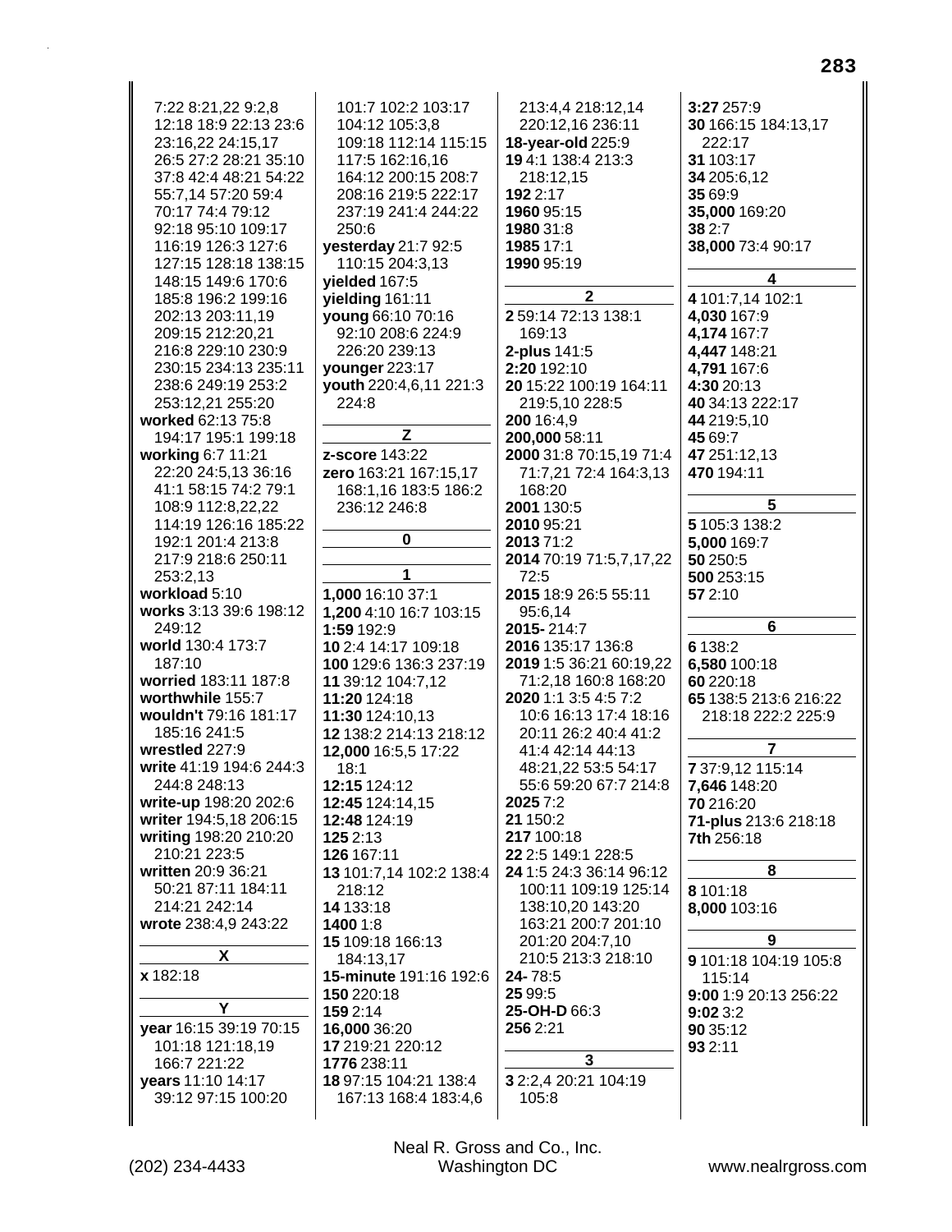7:22 8:21,22 9:2,8 12:18 18:9 22:13 23:6 23:16,22 24:15,17 26:5 27:2 28:21 35:10 37:8 42:4 48:21 54:22 55:7,14 57:20 59:4 70:17 74:4 79:12 92:18 95:10 109:17 116:19 126:3 127:6 127:15 128:18 138:15 148:15 149:6 170:6 185:8 196:2 199:16 202:13 203:11,19 209:15 212:20,21 216:8 229:10 230:9 230:15 234:13 235:11 238:6 249:19 253:2 253:12,21 255:20

**worked** 62:13 75:8 194:17 195:1 199:18

**working** 6:7 11:21 22:20 24:5,13 36:16 41:1 58:15 74:2 79:1 108:9 112:8,22,22 114:19 126:16 185:22 192:1 201:4 213:8 217:9 218:6 250:11 253:2,13

**workload** 5:10

**works** 3:13 39:6 198:12 249:12

**world** 130:4 173:7 187:10

**worried** 183:11 187:8

**worthwhile** 155:7

**wouldn't** 79:16 181:17 185:16 241:5

**wrestled** 227:9

**write** 41:19 194:6 244:3 244:8 248:13

**write-up** 198:20 202:6

**writer** 194:5,18 206:15

**writing** 198:20 210:20 210:21 223:5

**written** 20:9 36:21 50:21 87:11 184:11 214:21 242:14

**wrote** 238:4,9 243:22

## X

**x** 182:18

## Y

**year** 16:15 39:19 70:15 101:18 121:18,19 166:7 221:22

**years** 11:10 14:17 39:12 97:15 100:20 101:7 102:2 103:17 104:12 105:3,8 109:18 112:14 115:15 117:5 162:16,16 164:12 200:15 208:7 208:16 219:5 222:17 237:19 241:4 244:22 250:6

**yesterday** 21:7 92:5 110:15 204:3,13

**yielded** 167:5

**yielding** 161:11

**young** 66:10 70:16 92:10 208:6 224:9 226:20 239:13

**younger** 223:17

**youth** 220:4,6,11 221:3 224:8

## Z

**z-score** 143:22

**zero** 163:21 167:15,17 168:1,16 183:5 186:2 236:12 246:8

## 0

## 1

**1,000** 16:10 37:1

**1,200** 4:10 16:7 103:15

**1:59** 192:9

**10** 2:4 14:17 109:18

**100** 129:6 136:3 237:19

**11** 39:12 104:7,12

**11:20** 124:18

**11:30** 124:10,13

**12** 138:2 214:13 218:12

**12,000** 16:5,5 17:22 18:1

**12:15** 124:12

**12:45** 124:14,15

**12:48** 124:19

**125** 2:13

**126** 167:11

**13** 101:7,14 102:2 138:4 218:12

**14** 133:18

**1400** 1:8

**15** 109:18 166:13 184:13,17

**15-minute** 191:16 192:6

**150** 220:18

**159** 2:14

**16,000** 36:20

**17** 219:21 220:12

**1776** 238:11

**18** 97:15 104:21 138:4 167:13 168:4 183:4,6 213:4,4 218:12,14 220:12,16 236:11

**18-year-old** 225:9

**19** 4:1 138:4 213:3 218:12,15

**192** 2:17

**1960** 95:15

**1980** 31:8

**1985** 17:1

**1990** 95:19

## 2

**2** 59:14 72:13 138:1 169:13

**2-plus** 141:5

**2:20** 192:10

**20** 15:22 100:19 164:11 219:5,10 228:5

**200** 16:4,9

**200,000** 58:11

**2000** 31:8 70:15,19 71:4 71:7,21 72:4 164:3,13 168:20

**2001** 130:5

**2010** 95:21

**2013** 71:2

**2014** 70:19 71:5,7,17,22 72:5

**2015** 18:9 26:5 55:11 95:6,14

**2015-** 214:7

**2016** 135:17 136:8

**2019** 1:5 36:21 60:19,22 71:2,18 160:8 168:20

**2020** 1:1 3:5 4:5 7:2 10:6 16:13 17:4 18:16 20:11 26:2 40:4 41:2 41:4 42:14 44:13 48:21,22 53:5 54:17 55:6 59:20 67:7 214:8

**2025** 7:2

**21** 150:2

**217** 100:18

**22** 2:5 149:1 228:5

**24** 1:5 24:3 36:14 96:12 100:11 109:19 125:14 138:10,20 143:20 163:21 200:7 201:10 201:20 204:7,10 210:5 213:3 218:10

**24-** 78:5

**25** 99:5

**25-OH-D** 66:3

**256** 2:21

## 3

**3** 2:2,4 20:21 104:19 105:8

**3:27** 257:9

**30** 166:15 184:13,17 222:17

**31** 103:17

**34** 205:6,12

**35** 69:9

**35,000** 169:20

**38** 2:7

**38,000** 73:4 90:17

## 4

**4** 101:7,14 102:1

**4,030** 167:9

**4,174** 167:7

**4,447** 148:21

**4,791** 167:6

**4:30** 20:13

**40** 34:13 222:17

**44** 219:5,10

**45** 69:7

**47** 251:12,13

**470** 194:11

## 5

**5** 105:3 138:2

**5,000** 169:7

**50** 250:5

**500** 253:15

**57** 2:10

## 6

**6** 138:2

**6,580** 100:18

**60** 220:18

**65** 138:5 213:6 216:22 218:18 222:2 225:9

## 7

**7** 37:9,12 115:14

**7,646** 148:20

**70** 216:20

**71-plus** 213:6 218:18

**7th** 256:18

## 8

**8** 101:18

**8,000** 103:16

## 9

**9** 101:18 104:19 105:8 115:14

**9:00** 1:9 20:13 256:22

**9:02** 3:2

**90** 35:12

**93** 2:11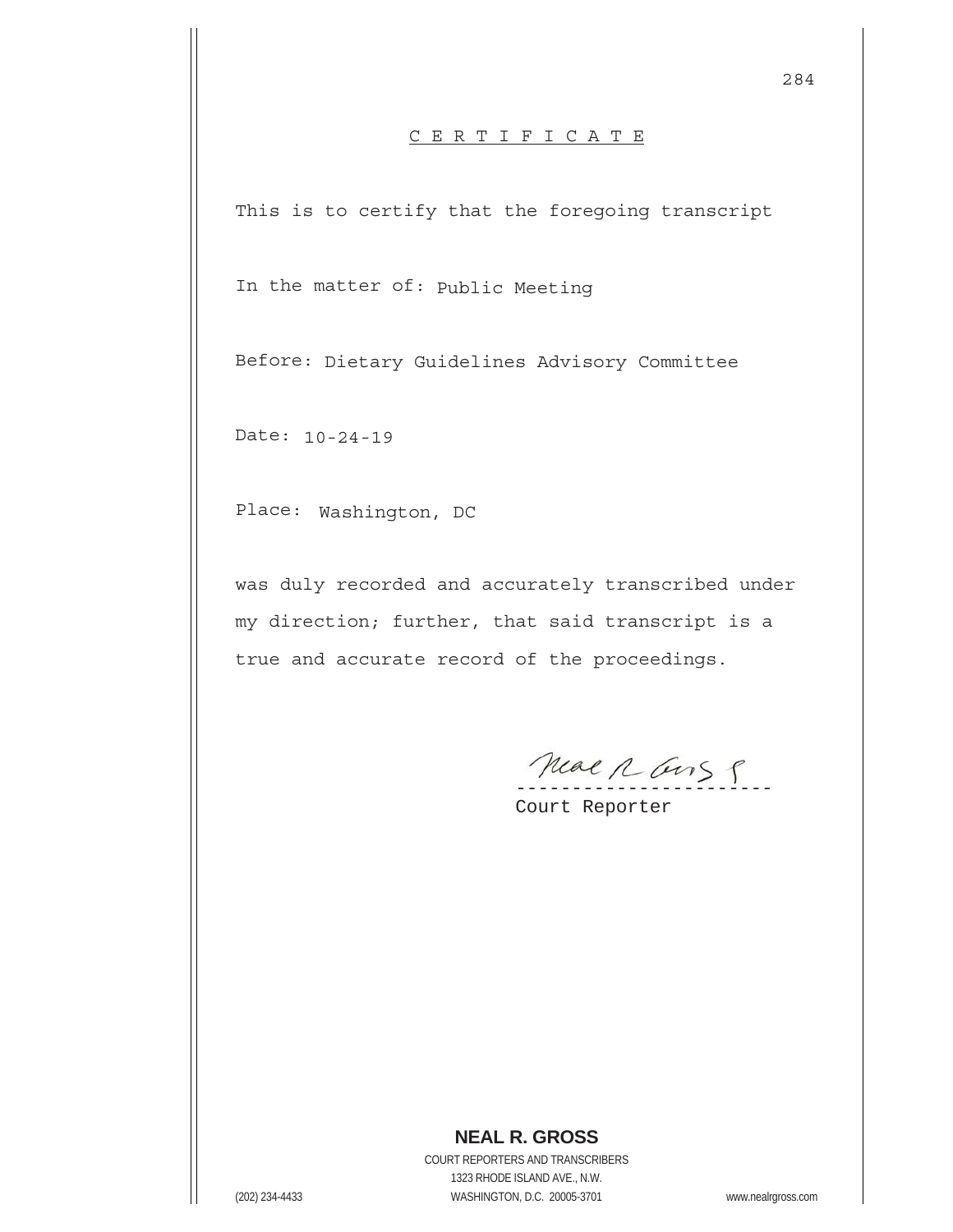# C E R T I F I C A T E

This is to certify that the foregoing transcript

In the matter of: Public Meeting

Before: Dietary Guidelines Advisory Committee

Date: 10-24-19

Place: Washington, DC

was duly recorded and accurately transcribed under my direction; further, that said transcript is a true and accurate record of the proceedings.

-----------------------
Court Reporter

**NEAL R. GROSS**
COURT REPORTERS AND TRANSCRIBERS
1323 RHODE ISLAND AVE., N.W.
(202) 234-4433 WASHINGTON, D.C. 20005-3701 www.nealrgross.com